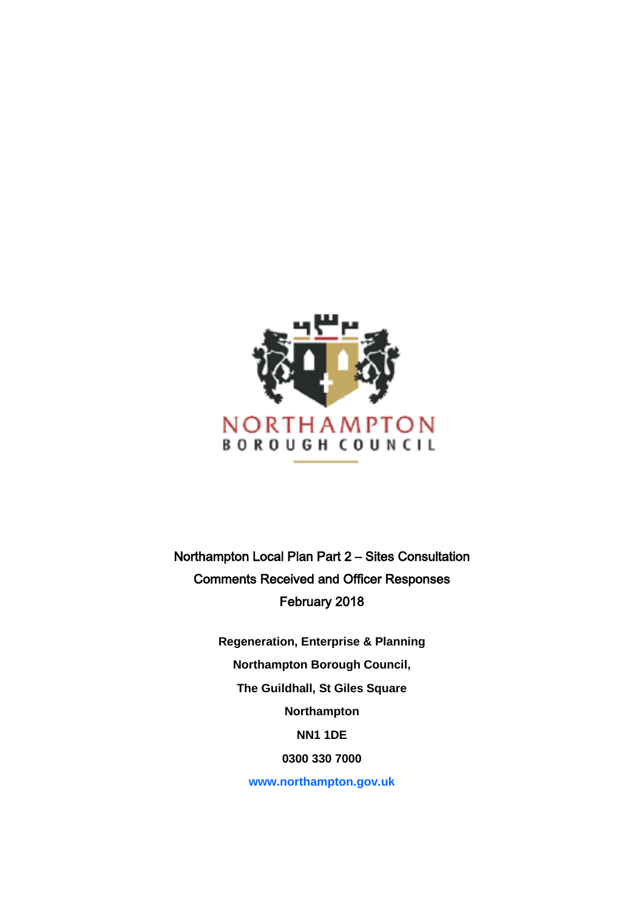NORTHAMPTON
BOROUGH COUNCIL

# Northampton Local Plan Part 2 – Sites Consultation

## Comments Received and Officer Responses

February 2018

**Regeneration, Enterprise & Planning**

**Northampton Borough Council,**

**The Guildhall, St Giles Square**

**Northampton**

**NN1 1DE**

**0300 330 7000**

**www.northampton.gov.uk**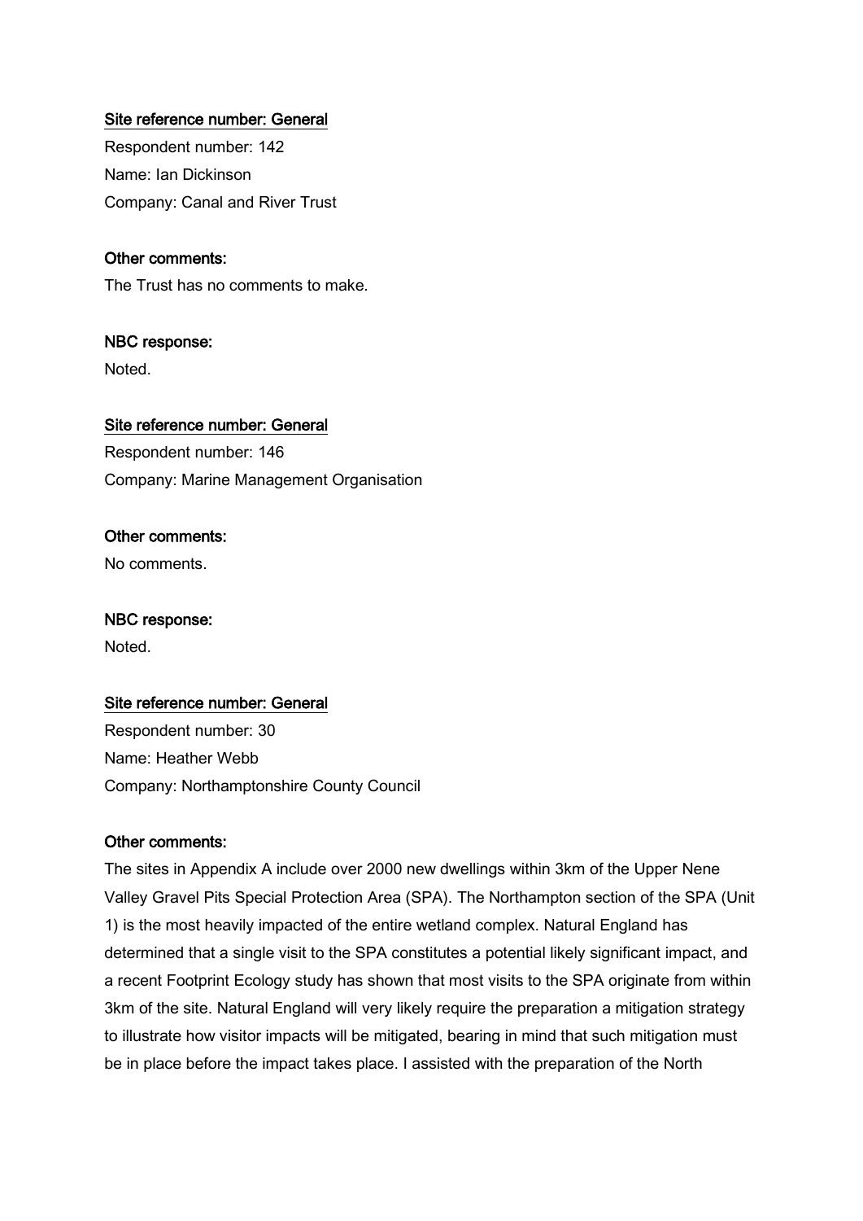<u>Site reference number: General</u>

Respondent number: 142

Name: Ian Dickinson

Company: Canal and River Trust

**Other comments:**

The Trust has no comments to make.

**NBC response:**

Noted.

<u>Site reference number: General</u>

Respondent number: 146

Company: Marine Management Organisation

**Other comments:**

No comments.

**NBC response:**

Noted.

<u>Site reference number: General</u>

Respondent number: 30

Name: Heather Webb

Company: Northamptonshire County Council

**Other comments:**

The sites in Appendix A include over 2000 new dwellings within 3km of the Upper Nene Valley Gravel Pits Special Protection Area (SPA). The Northampton section of the SPA (Unit 1) is the most heavily impacted of the entire wetland complex. Natural England has determined that a single visit to the SPA constitutes a potential likely significant impact, and a recent Footprint Ecology study has shown that most visits to the SPA originate from within 3km of the site. Natural England will very likely require the preparation a mitigation strategy to illustrate how visitor impacts will be mitigated, bearing in mind that such mitigation must be in place before the impact takes place. I assisted with the preparation of the North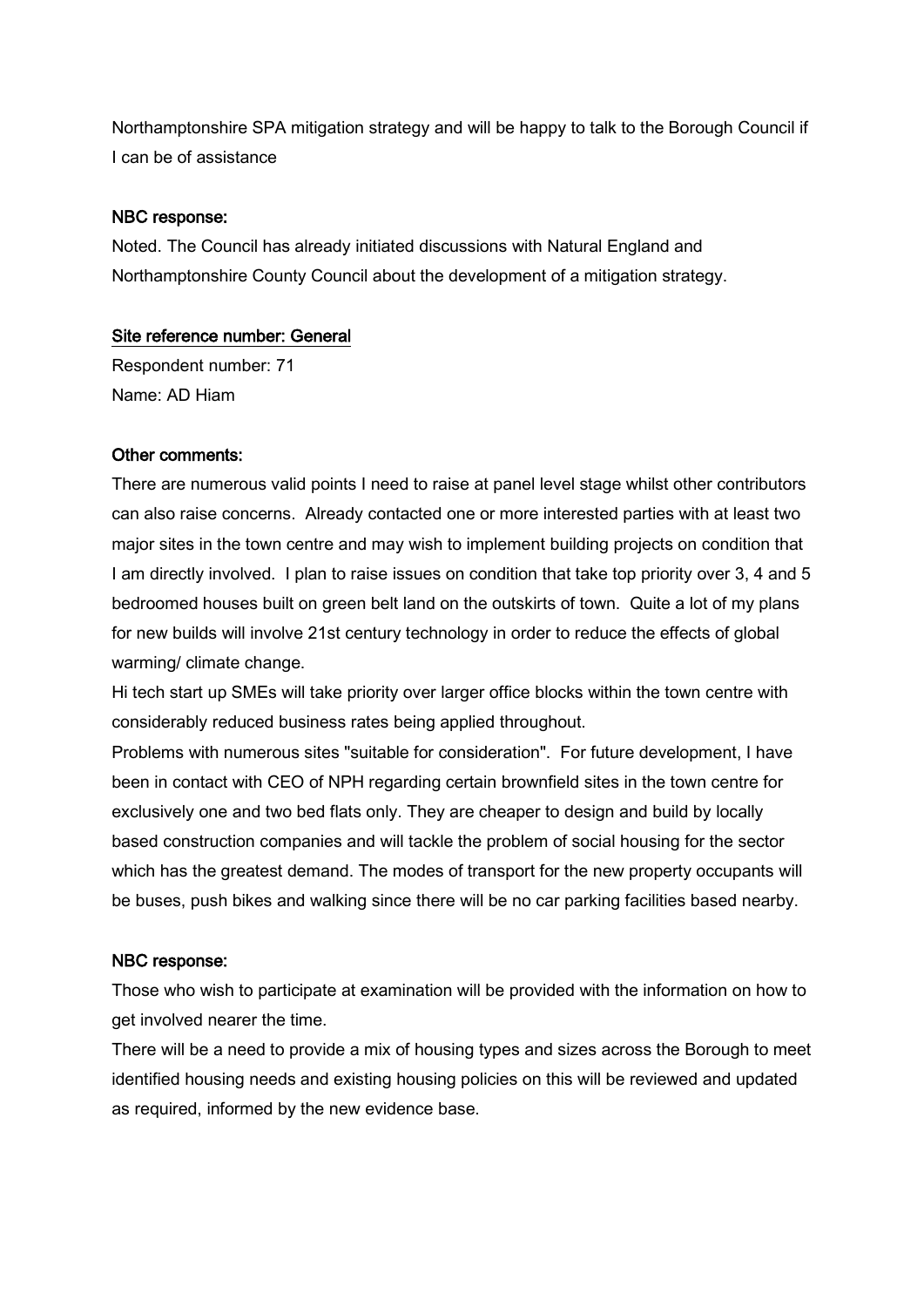Northamptonshire SPA mitigation strategy and will be happy to talk to the Borough Council if I can be of assistance

**NBC response:**

Noted. The Council has already initiated discussions with Natural England and Northamptonshire County Council about the development of a mitigation strategy.

**Site reference number: General**

Respondent number: 71

Name: AD Hiam

**Other comments:**

There are numerous valid points I need to raise at panel level stage whilst other contributors can also raise concerns. Already contacted one or more interested parties with at least two major sites in the town centre and may wish to implement building projects on condition that I am directly involved. I plan to raise issues on condition that take top priority over 3, 4 and 5 bedroomed houses built on green belt land on the outskirts of town. Quite a lot of my plans for new builds will involve 21st century technology in order to reduce the effects of global warming/ climate change.

Hi tech start up SMEs will take priority over larger office blocks within the town centre with considerably reduced business rates being applied throughout.

Problems with numerous sites "suitable for consideration". For future development, I have been in contact with CEO of NPH regarding certain brownfield sites in the town centre for exclusively one and two bed flats only. They are cheaper to design and build by locally based construction companies and will tackle the problem of social housing for the sector which has the greatest demand. The modes of transport for the new property occupants will be buses, push bikes and walking since there will be no car parking facilities based nearby.

**NBC response:**

Those who wish to participate at examination will be provided with the information on how to get involved nearer the time.

There will be a need to provide a mix of housing types and sizes across the Borough to meet identified housing needs and existing housing policies on this will be reviewed and updated as required, informed by the new evidence base.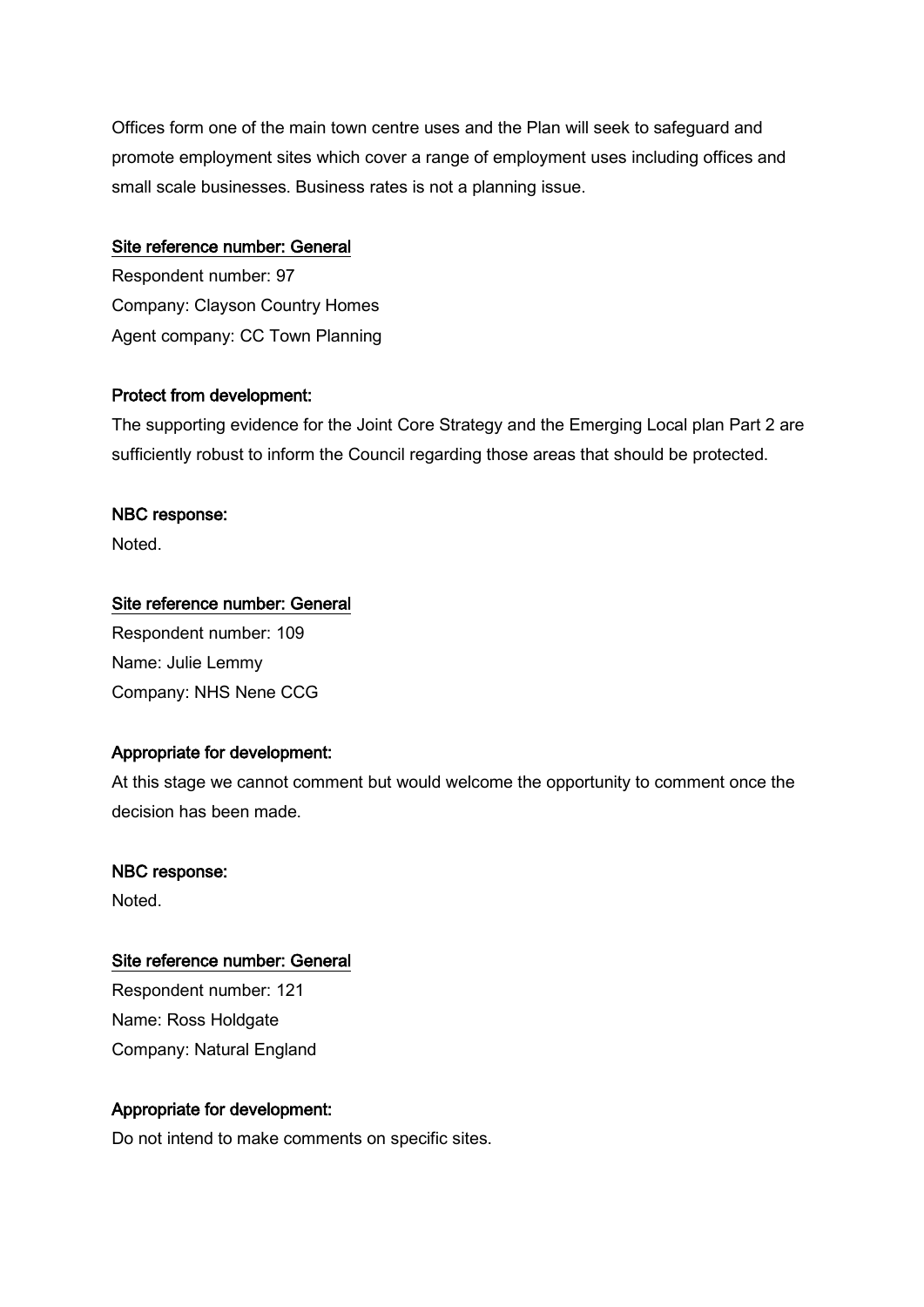Offices form one of the main town centre uses and the Plan will seek to safeguard and promote employment sites which cover a range of employment uses including offices and small scale businesses. Business rates is not a planning issue.

<u>Site reference number: General</u>

Respondent number: 97

Company: Clayson Country Homes

Agent company: CC Town Planning

**Protect from development:**

The supporting evidence for the Joint Core Strategy and the Emerging Local plan Part 2 are sufficiently robust to inform the Council regarding those areas that should be protected.

**NBC response:**

Noted.

<u>Site reference number: General</u>

Respondent number: 109

Name: Julie Lemmy

Company: NHS Nene CCG

**Appropriate for development:**

At this stage we cannot comment but would welcome the opportunity to comment once the decision has been made.

**NBC response:**

Noted.

<u>Site reference number: General</u>

Respondent number: 121

Name: Ross Holdgate

Company: Natural England

**Appropriate for development:**

Do not intend to make comments on specific sites.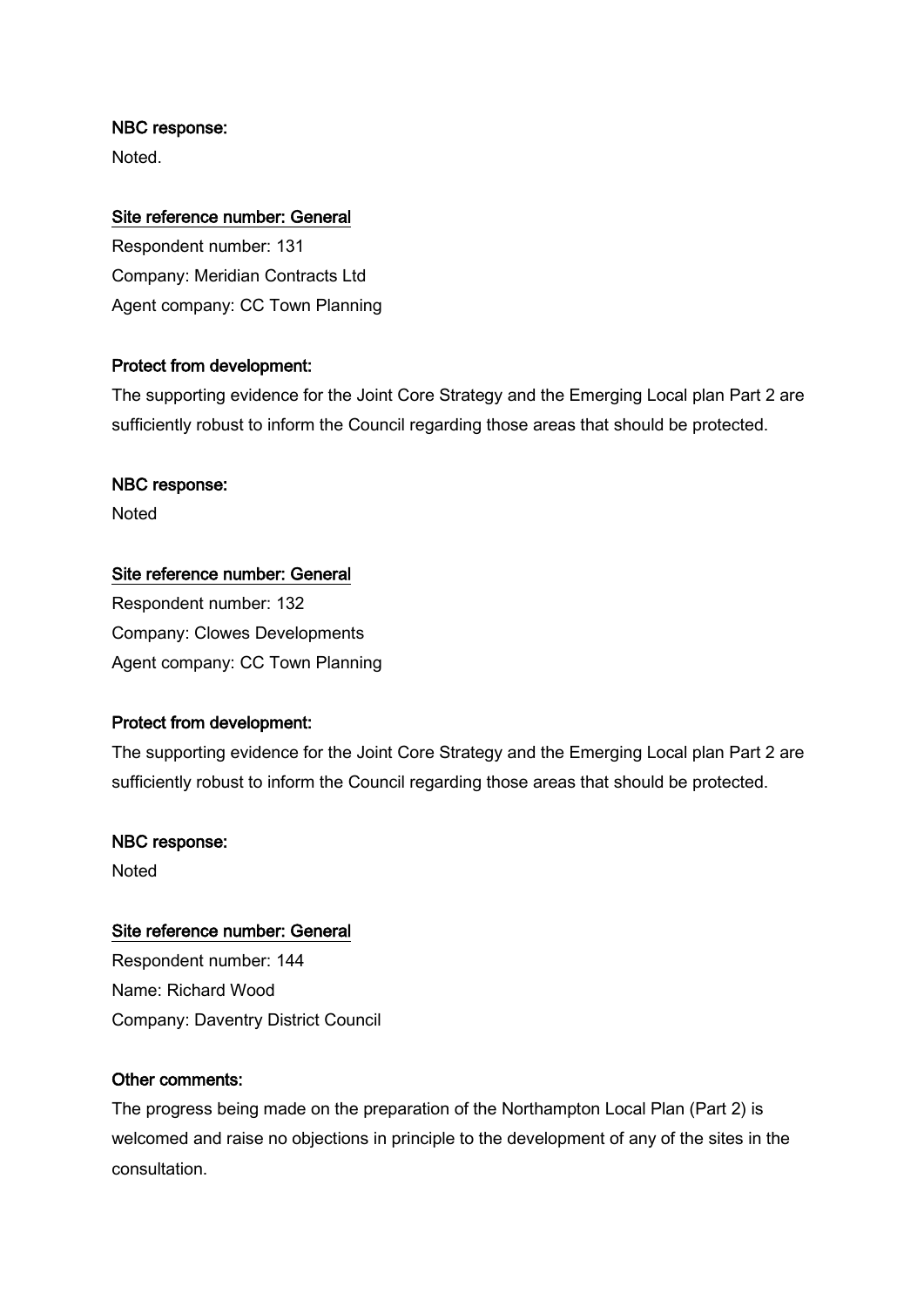**NBC response:**

Noted.

<u>**Site reference number: General**</u>

Respondent number: 131

Company: Meridian Contracts Ltd

Agent company: CC Town Planning

**Protect from development:**

The supporting evidence for the Joint Core Strategy and the Emerging Local plan Part 2 are sufficiently robust to inform the Council regarding those areas that should be protected.

**NBC response:**

Noted

<u>**Site reference number: General**</u>

Respondent number: 132

Company: Clowes Developments

Agent company: CC Town Planning

**Protect from development:**

The supporting evidence for the Joint Core Strategy and the Emerging Local plan Part 2 are sufficiently robust to inform the Council regarding those areas that should be protected.

**NBC response:**

Noted

<u>**Site reference number: General**</u>

Respondent number: 144

Name: Richard Wood

Company: Daventry District Council

**Other comments:**

The progress being made on the preparation of the Northampton Local Plan (Part 2) is welcomed and raise no objections in principle to the development of any of the sites in the consultation.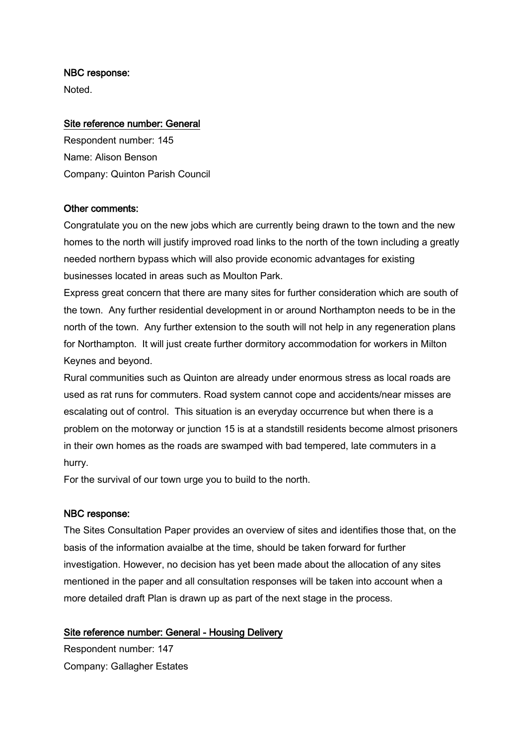**NBC response:**

Noted.

<u>Site reference number: General</u>

Respondent number: 145

Name: Alison Benson

Company: Quinton Parish Council

**Other comments:**

Congratulate you on the new jobs which are currently being drawn to the town and the new homes to the north will justify improved road links to the north of the town including a greatly needed northern bypass which will also provide economic advantages for existing businesses located in areas such as Moulton Park.

Express great concern that there are many sites for further consideration which are south of the town. Any further residential development in or around Northampton needs to be in the north of the town. Any further extension to the south will not help in any regeneration plans for Northampton. It will just create further dormitory accommodation for workers in Milton Keynes and beyond.

Rural communities such as Quinton are already under enormous stress as local roads are used as rat runs for commuters. Road system cannot cope and accidents/near misses are escalating out of control. This situation is an everyday occurrence but when there is a problem on the motorway or junction 15 is at a standstill residents become almost prisoners in their own homes as the roads are swamped with bad tempered, late commuters in a hurry.

For the survival of our town urge you to build to the north.

**NBC response:**

The Sites Consultation Paper provides an overview of sites and identifies those that, on the basis of the information avaialbe at the time, should be taken forward for further investigation. However, no decision has yet been made about the allocation of any sites mentioned in the paper and all consultation responses will be taken into account when a more detailed draft Plan is drawn up as part of the next stage in the process.

<u>Site reference number: General - Housing Delivery</u>

Respondent number: 147

Company: Gallagher Estates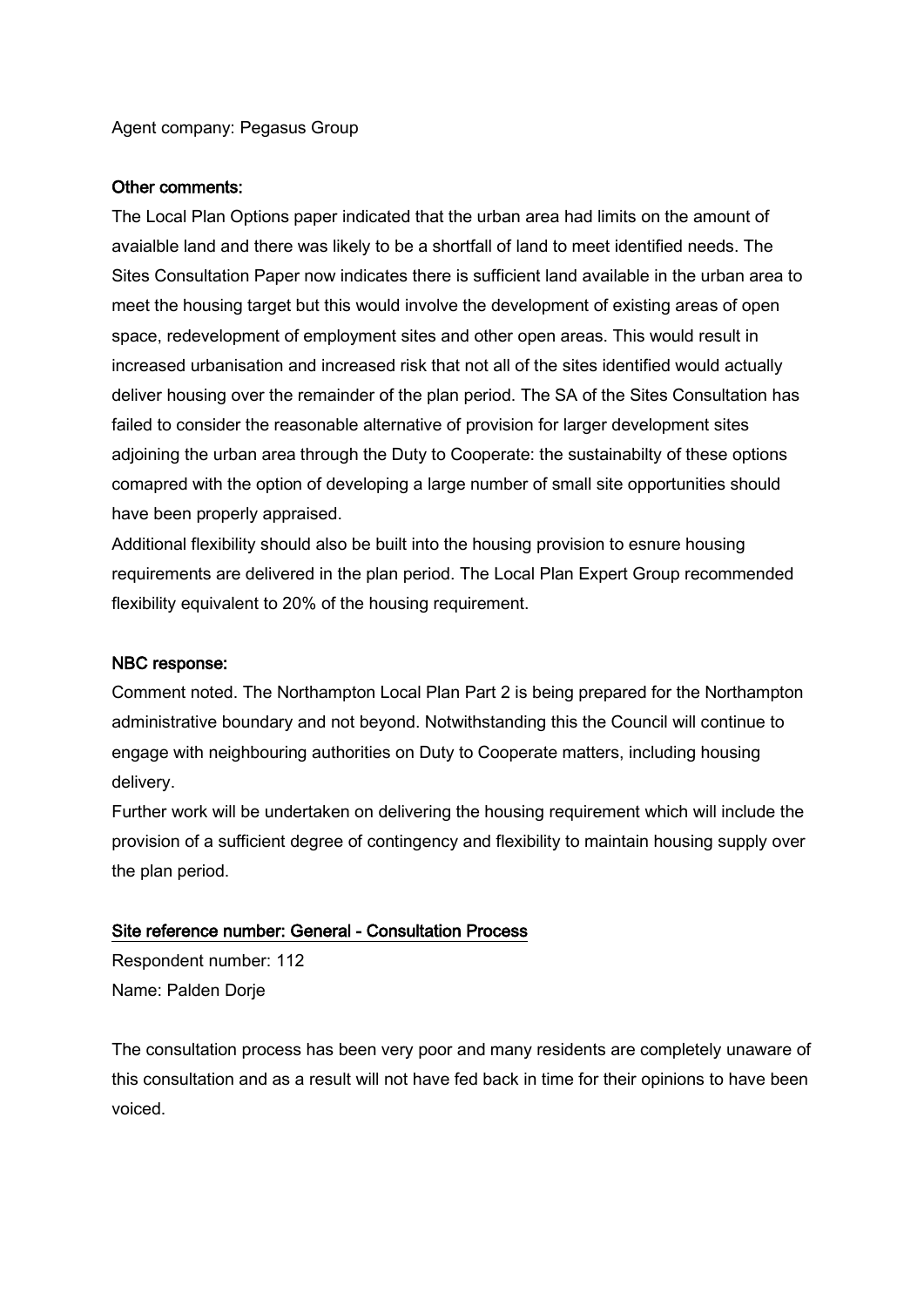Agent company: Pegasus Group

Other comments:

The Local Plan Options paper indicated that the urban area had limits on the amount of avaialble land and there was likely to be a shortfall of land to meet identified needs. The Sites Consultation Paper now indicates there is sufficient land available in the urban area to meet the housing target but this would involve the development of existing areas of open space, redevelopment of employment sites and other open areas. This would result in increased urbanisation and increased risk that not all of the sites identified would actually deliver housing over the remainder of the plan period. The SA of the Sites Consultation has failed to consider the reasonable alternative of provision for larger development sites adjoining the urban area through the Duty to Cooperate: the sustainabilty of these options comapred with the option of developing a large number of small site opportunities should have been properly appraised.

Additional flexibility should also be built into the housing provision to esnure housing requirements are delivered in the plan period. The Local Plan Expert Group recommended flexibility equivalent to 20% of the housing requirement.

NBC response:

Comment noted. The Northampton Local Plan Part 2 is being prepared for the Northampton administrative boundary and not beyond. Notwithstanding this the Council will continue to engage with neighbouring authorities on Duty to Cooperate matters, including housing delivery.

Further work will be undertaken on delivering the housing requirement which will include the provision of a sufficient degree of contingency and flexibility to maintain housing supply over the plan period.

Site reference number: General - Consultation Process

Respondent number: 112

Name: Palden Dorje

The consultation process has been very poor and many residents are completely unaware of this consultation and as a result will not have fed back in time for their opinions to have been voiced.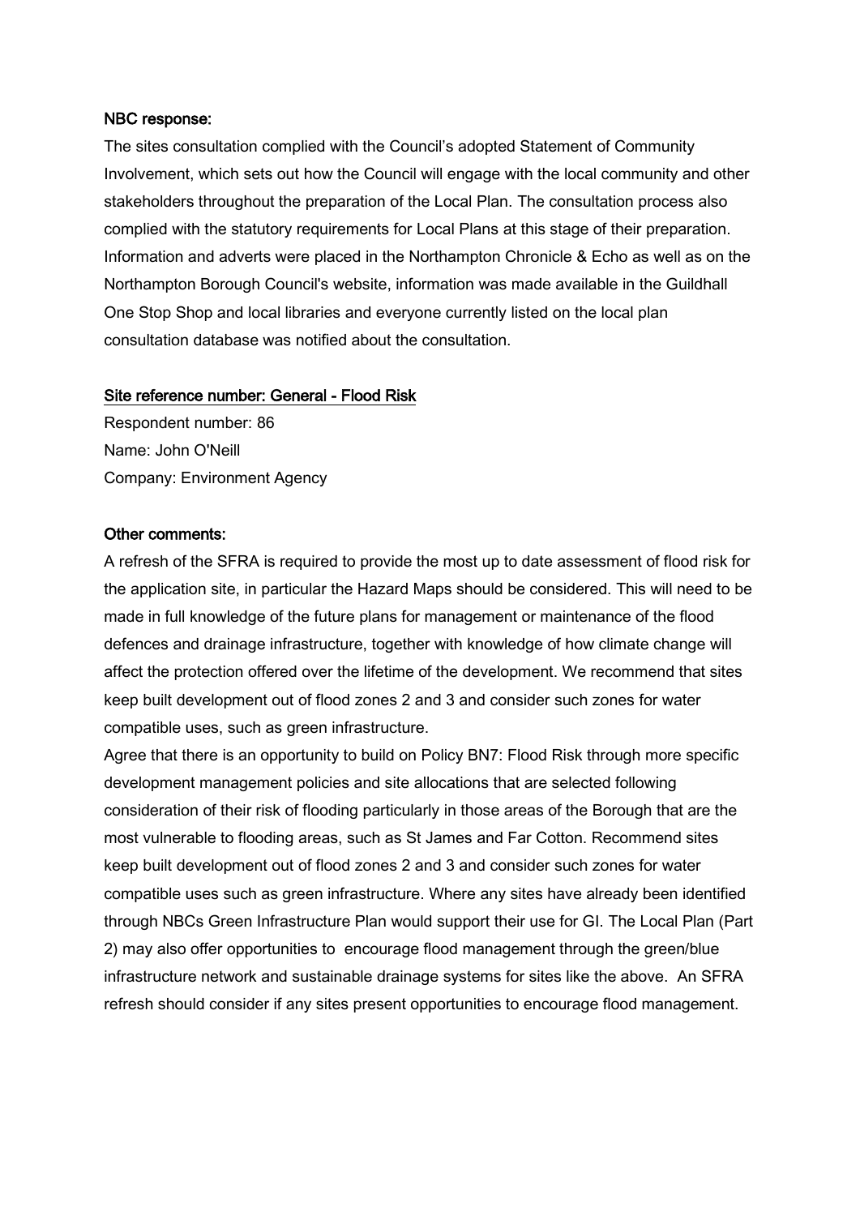**NBC response:**

The sites consultation complied with the Council's adopted Statement of Community Involvement, which sets out how the Council will engage with the local community and other stakeholders throughout the preparation of the Local Plan. The consultation process also complied with the statutory requirements for Local Plans at this stage of their preparation. Information and adverts were placed in the Northampton Chronicle & Echo as well as on the Northampton Borough Council's website, information was made available in the Guildhall One Stop Shop and local libraries and everyone currently listed on the local plan consultation database was notified about the consultation.

**Site reference number: General - Flood Risk**

Respondent number: 86
Name: John O'Neill
Company: Environment Agency

**Other comments:**

A refresh of the SFRA is required to provide the most up to date assessment of flood risk for the application site, in particular the Hazard Maps should be considered. This will need to be made in full knowledge of the future plans for management or maintenance of the flood defences and drainage infrastructure, together with knowledge of how climate change will affect the protection offered over the lifetime of the development. We recommend that sites keep built development out of flood zones 2 and 3 and consider such zones for water compatible uses, such as green infrastructure.
Agree that there is an opportunity to build on Policy BN7: Flood Risk through more specific development management policies and site allocations that are selected following consideration of their risk of flooding particularly in those areas of the Borough that are the most vulnerable to flooding areas, such as St James and Far Cotton. Recommend sites keep built development out of flood zones 2 and 3 and consider such zones for water compatible uses such as green infrastructure. Where any sites have already been identified through NBCs Green Infrastructure Plan would support their use for GI. The Local Plan (Part 2) may also offer opportunities to encourage flood management through the green/blue infrastructure network and sustainable drainage systems for sites like the above. An SFRA refresh should consider if any sites present opportunities to encourage flood management.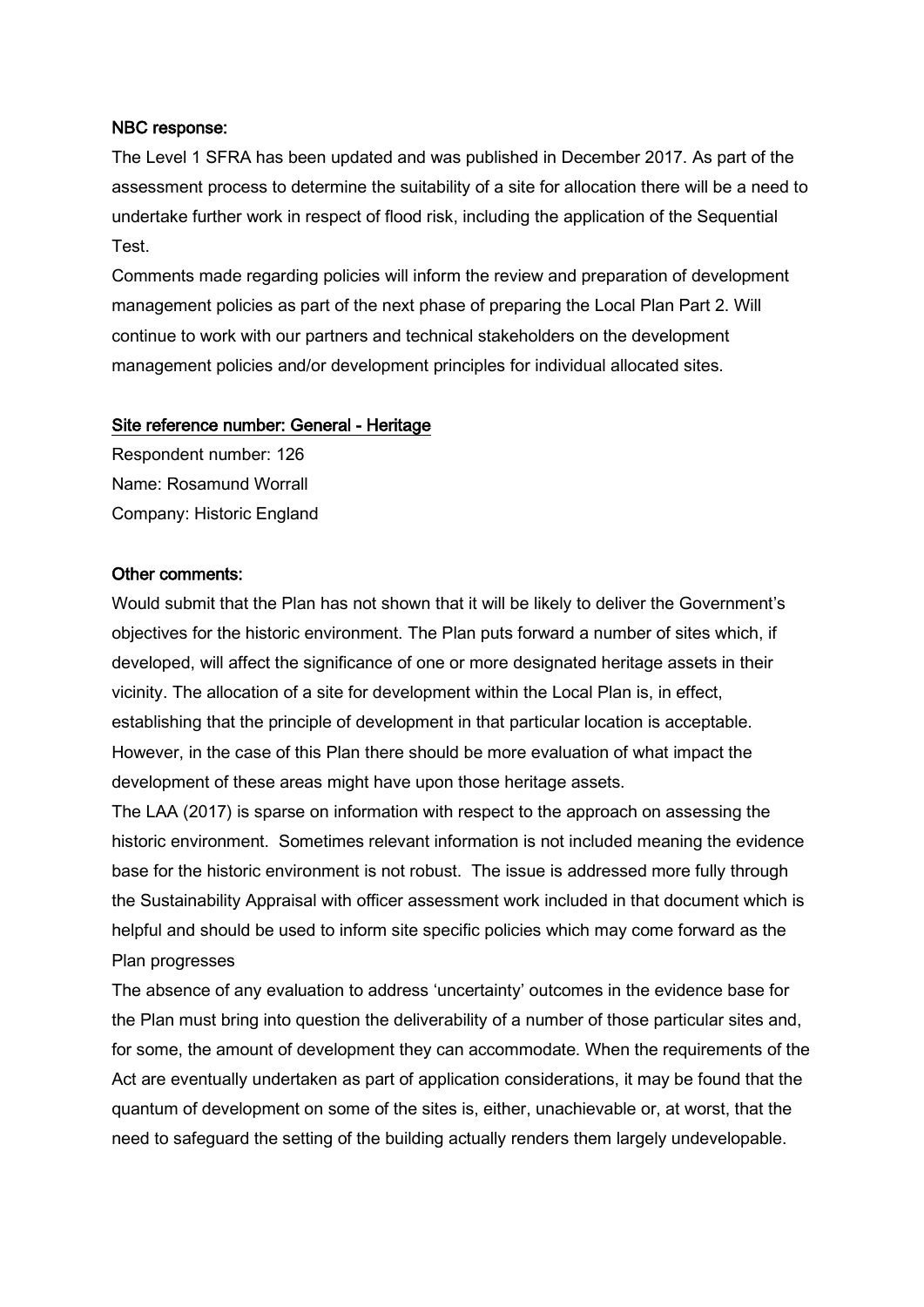**NBC response:**

The Level 1 SFRA has been updated and was published in December 2017. As part of the assessment process to determine the suitability of a site for allocation there will be a need to undertake further work in respect of flood risk, including the application of the Sequential Test.

Comments made regarding policies will inform the review and preparation of development management policies as part of the next phase of preparing the Local Plan Part 2. Will continue to work with our partners and technical stakeholders on the development management policies and/or development principles for individual allocated sites.

**Site reference number: General - Heritage**

Respondent number: 126

Name: Rosamund Worrall

Company: Historic England

**Other comments:**

Would submit that the Plan has not shown that it will be likely to deliver the Government's objectives for the historic environment. The Plan puts forward a number of sites which, if developed, will affect the significance of one or more designated heritage assets in their vicinity. The allocation of a site for development within the Local Plan is, in effect, establishing that the principle of development in that particular location is acceptable. However, in the case of this Plan there should be more evaluation of what impact the development of these areas might have upon those heritage assets.

The LAA (2017) is sparse on information with respect to the approach on assessing the historic environment. Sometimes relevant information is not included meaning the evidence base for the historic environment is not robust. The issue is addressed more fully through the Sustainability Appraisal with officer assessment work included in that document which is helpful and should be used to inform site specific policies which may come forward as the Plan progresses

The absence of any evaluation to address 'uncertainty' outcomes in the evidence base for the Plan must bring into question the deliverability of a number of those particular sites and, for some, the amount of development they can accommodate. When the requirements of the Act are eventually undertaken as part of application considerations, it may be found that the quantum of development on some of the sites is, either, unachievable or, at worst, that the need to safeguard the setting of the building actually renders them largely undevelopable.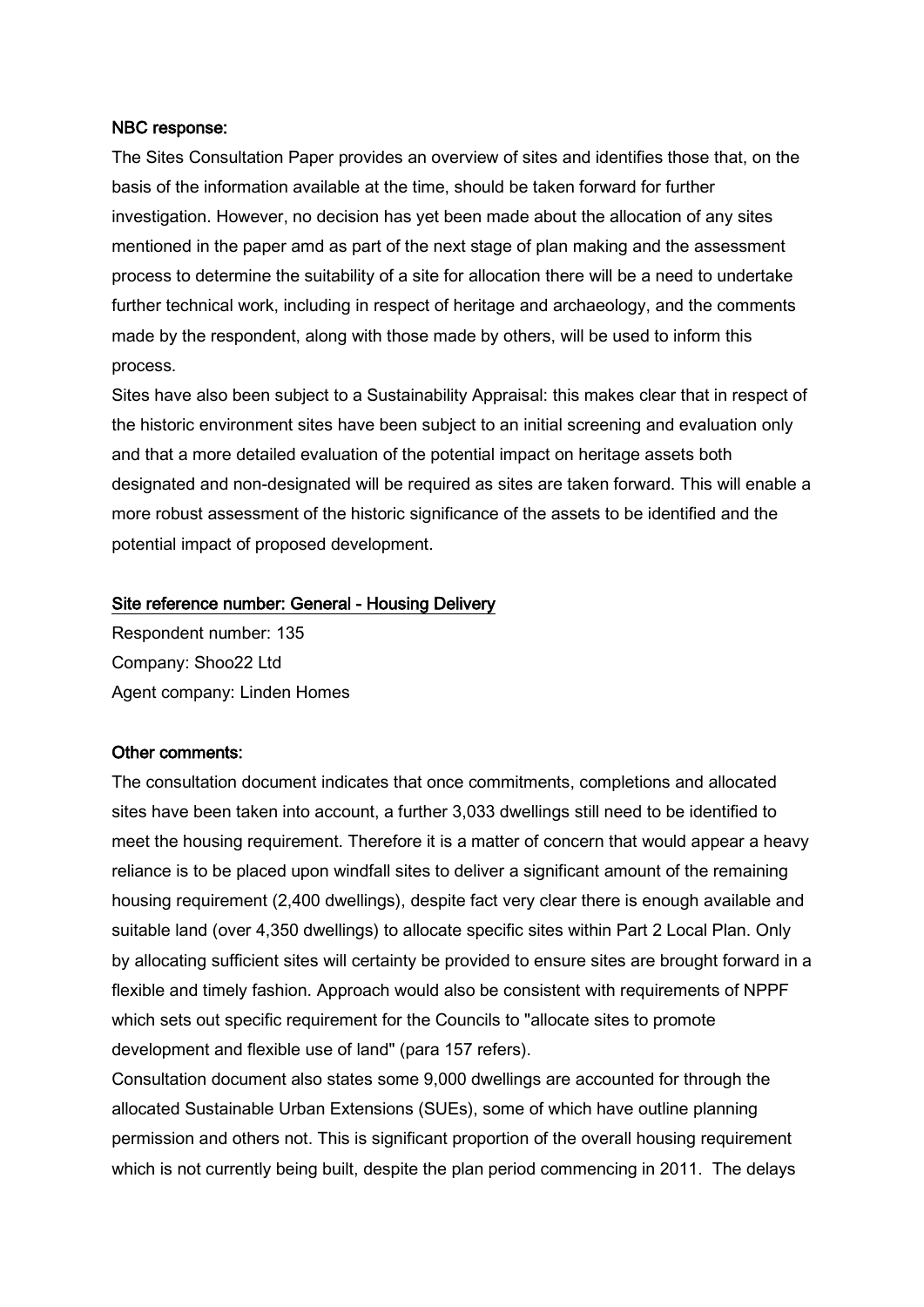#### NBC response:

The Sites Consultation Paper provides an overview of sites and identifies those that, on the basis of the information available at the time, should be taken forward for further investigation. However, no decision has yet been made about the allocation of any sites mentioned in the paper amd as part of the next stage of plan making and the assessment process to determine the suitability of a site for allocation there will be a need to undertake further technical work, including in respect of heritage and archaeology, and the comments made by the respondent, along with those made by others, will be used to inform this process.

Sites have also been subject to a Sustainability Appraisal: this makes clear that in respect of the historic environment sites have been subject to an initial screening and evaluation only and that a more detailed evaluation of the potential impact on heritage assets both designated and non-designated will be required as sites are taken forward. This will enable a more robust assessment of the historic significance of the assets to be identified and the potential impact of proposed development.

#### Site reference number: General - Housing Delivery

Respondent number: 135
Company: Shoo22 Ltd
Agent company: Linden Homes

#### Other comments:

The consultation document indicates that once commitments, completions and allocated sites have been taken into account, a further 3,033 dwellings still need to be identified to meet the housing requirement. Therefore it is a matter of concern that would appear a heavy reliance is to be placed upon windfall sites to deliver a significant amount of the remaining housing requirement (2,400 dwellings), despite fact very clear there is enough available and suitable land (over 4,350 dwellings) to allocate specific sites within Part 2 Local Plan. Only by allocating sufficient sites will certainty be provided to ensure sites are brought forward in a flexible and timely fashion. Approach would also be consistent with requirements of NPPF which sets out specific requirement for the Councils to "allocate sites to promote development and flexible use of land" (para 157 refers).

Consultation document also states some 9,000 dwellings are accounted for through the allocated Sustainable Urban Extensions (SUEs), some of which have outline planning permission and others not. This is significant proportion of the overall housing requirement which is not currently being built, despite the plan period commencing in 2011. The delays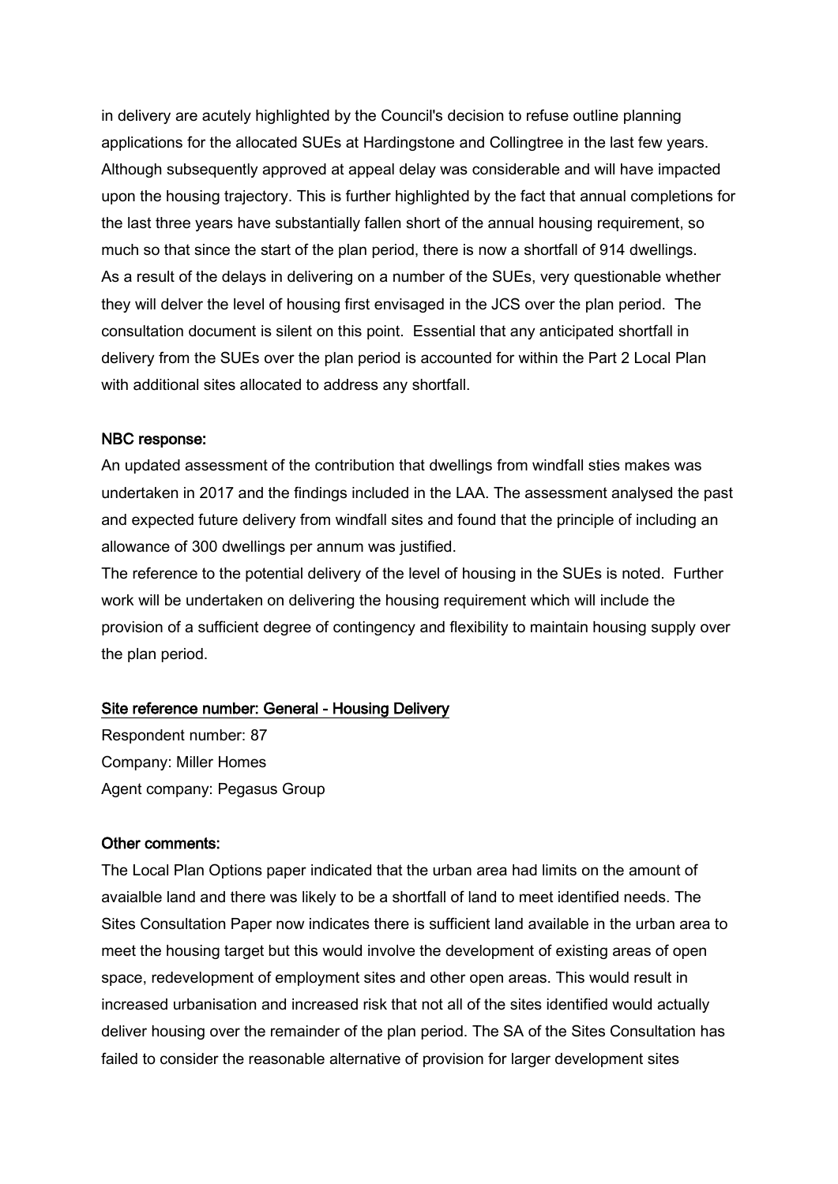in delivery are acutely highlighted by the Council's decision to refuse outline planning applications for the allocated SUEs at Hardingstone and Collingtree in the last few years. Although subsequently approved at appeal delay was considerable and will have impacted upon the housing trajectory. This is further highlighted by the fact that annual completions for the last three years have substantially fallen short of the annual housing requirement, so much so that since the start of the plan period, there is now a shortfall of 914 dwellings. As a result of the delays in delivering on a number of the SUEs, very questionable whether they will delver the level of housing first envisaged in the JCS over the plan period. The consultation document is silent on this point. Essential that any anticipated shortfall in delivery from the SUEs over the plan period is accounted for within the Part 2 Local Plan with additional sites allocated to address any shortfall.

NBC response:

An updated assessment of the contribution that dwellings from windfall sties makes was undertaken in 2017 and the findings included in the LAA. The assessment analysed the past and expected future delivery from windfall sites and found that the principle of including an allowance of 300 dwellings per annum was justified.

The reference to the potential delivery of the level of housing in the SUEs is noted. Further work will be undertaken on delivering the housing requirement which will include the provision of a sufficient degree of contingency and flexibility to maintain housing supply over the plan period.

Site reference number: General - Housing Delivery

Respondent number: 87

Company: Miller Homes

Agent company: Pegasus Group

Other comments:

The Local Plan Options paper indicated that the urban area had limits on the amount of avaialble land and there was likely to be a shortfall of land to meet identified needs. The Sites Consultation Paper now indicates there is sufficient land available in the urban area to meet the housing target but this would involve the development of existing areas of open space, redevelopment of employment sites and other open areas. This would result in increased urbanisation and increased risk that not all of the sites identified would actually deliver housing over the remainder of the plan period. The SA of the Sites Consultation has failed to consider the reasonable alternative of provision for larger development sites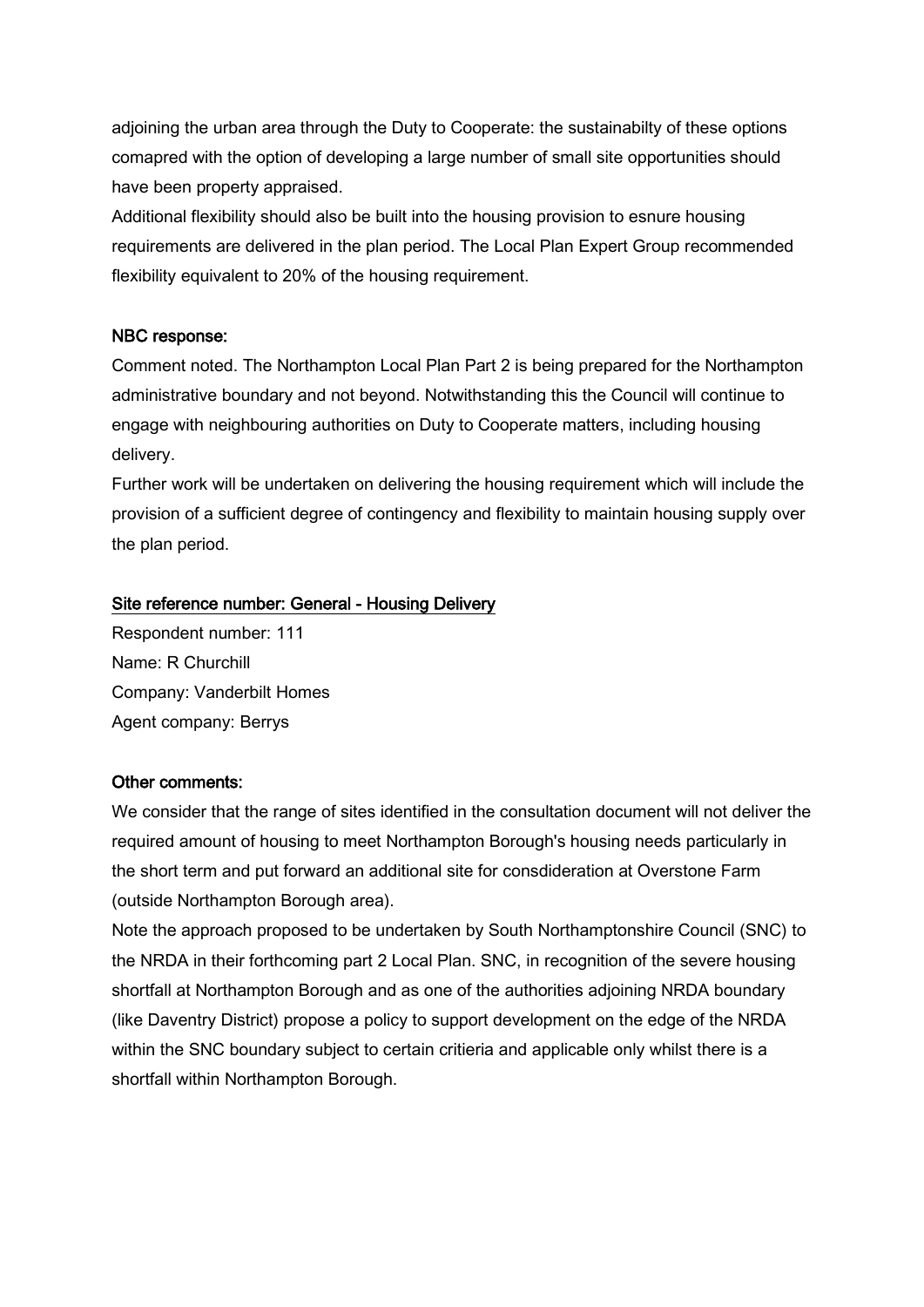adjoining the urban area through the Duty to Cooperate: the sustainabilty of these options comapred with the option of developing a large number of small site opportunities should have been property appraised.
Additional flexibility should also be built into the housing provision to esnure housing requirements are delivered in the plan period. The Local Plan Expert Group recommended flexibility equivalent to 20% of the housing requirement.

NBC response:
Comment noted. The Northampton Local Plan Part 2 is being prepared for the Northampton administrative boundary and not beyond. Notwithstanding this the Council will continue to engage with neighbouring authorities on Duty to Cooperate matters, including housing delivery.
Further work will be undertaken on delivering the housing requirement which will include the provision of a sufficient degree of contingency and flexibility to maintain housing supply over the plan period.

Site reference number: General - Housing Delivery

Respondent number: 111
Name: R Churchill
Company: Vanderbilt Homes
Agent company: Berrys

Other comments:
We consider that the range of sites identified in the consultation document will not deliver the required amount of housing to meet Northampton Borough's housing needs particularly in the short term and put forward an additional site for consdideration at Overstone Farm (outside Northampton Borough area).
Note the approach proposed to be undertaken by South Northamptonshire Council (SNC) to the NRDA in their forthcoming part 2 Local Plan. SNC, in recognition of the severe housing shortfall at Northampton Borough and as one of the authorities adjoining NRDA boundary (like Daventry District) propose a policy to support development on the edge of the NRDA within the SNC boundary subject to certain critieria and applicable only whilst there is a shortfall within Northampton Borough.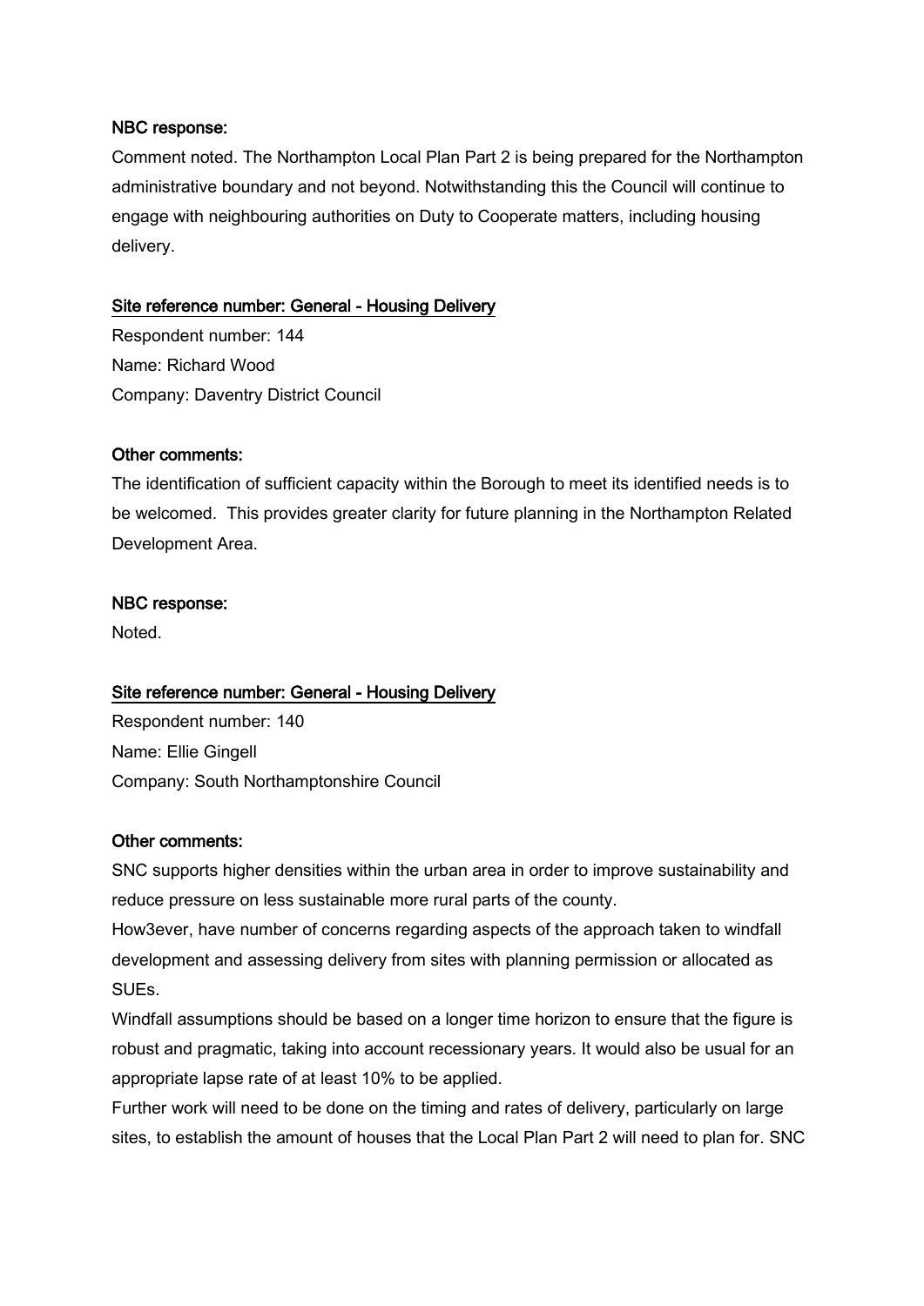**NBC response:**

Comment noted. The Northampton Local Plan Part 2 is being prepared for the Northampton administrative boundary and not beyond. Notwithstanding this the Council will continue to engage with neighbouring authorities on Duty to Cooperate matters, including housing delivery.

**Site reference number: General - Housing Delivery**

Respondent number: 144
Name: Richard Wood
Company: Daventry District Council

**Other comments:**

The identification of sufficient capacity within the Borough to meet its identified needs is to be welcomed. This provides greater clarity for future planning in the Northampton Related Development Area.

**NBC response:**

Noted.

**Site reference number: General - Housing Delivery**

Respondent number: 140
Name: Ellie Gingell
Company: South Northamptonshire Council

**Other comments:**

SNC supports higher densities within the urban area in order to improve sustainability and reduce pressure on less sustainable more rural parts of the county.
How3ever, have number of concerns regarding aspects of the approach taken to windfall development and assessing delivery from sites with planning permission or allocated as SUEs.
Windfall assumptions should be based on a longer time horizon to ensure that the figure is robust and pragmatic, taking into account recessionary years. It would also be usual for an appropriate lapse rate of at least 10% to be applied.
Further work will need to be done on the timing and rates of delivery, particularly on large sites, to establish the amount of houses that the Local Plan Part 2 will need to plan for. SNC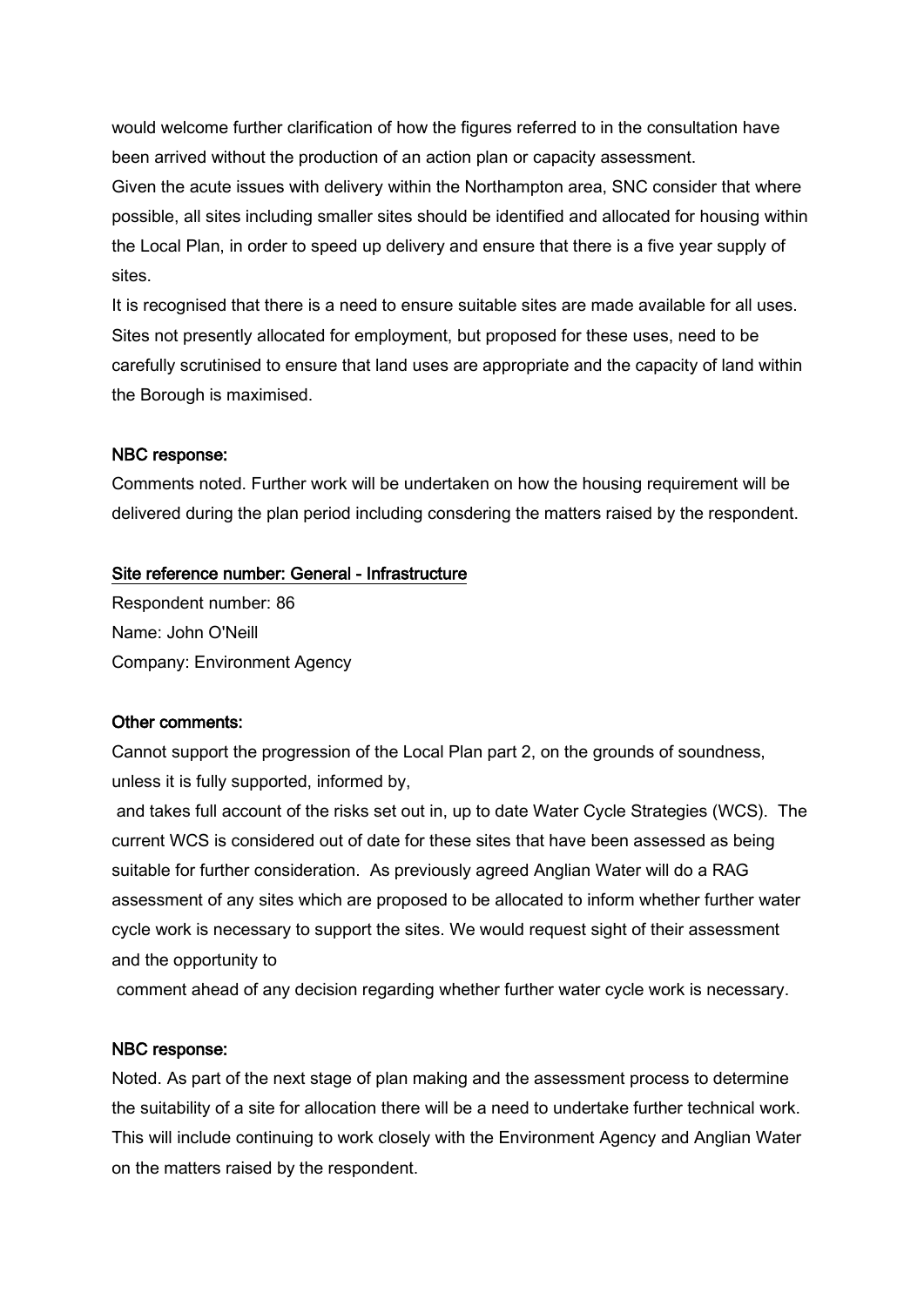would welcome further clarification of how the figures referred to in the consultation have been arrived without the production of an action plan or capacity assessment.
Given the acute issues with delivery within the Northampton area, SNC consider that where possible, all sites including smaller sites should be identified and allocated for housing within the Local Plan, in order to speed up delivery and ensure that there is a five year supply of sites.
It is recognised that there is a need to ensure suitable sites are made available for all uses. Sites not presently allocated for employment, but proposed for these uses, need to be carefully scrutinised to ensure that land uses are appropriate and the capacity of land within the Borough is maximised.

NBC response:
Comments noted. Further work will be undertaken on how the housing requirement will be delivered during the plan period including consdering the matters raised by the respondent.

Site reference number: General - Infrastructure
Respondent number: 86
Name: John O'Neill
Company: Environment Agency

Other comments:
Cannot support the progression of the Local Plan part 2, on the grounds of soundness, unless it is fully supported, informed by,
and takes full account of the risks set out in, up to date Water Cycle Strategies (WCS). The current WCS is considered out of date for these sites that have been assessed as being suitable for further consideration. As previously agreed Anglian Water will do a RAG assessment of any sites which are proposed to be allocated to inform whether further water cycle work is necessary to support the sites. We would request sight of their assessment and the opportunity to
comment ahead of any decision regarding whether further water cycle work is necessary.

NBC response:
Noted. As part of the next stage of plan making and the assessment process to determine the suitability of a site for allocation there will be a need to undertake further technical work. This will include continuing to work closely with the Environment Agency and Anglian Water on the matters raised by the respondent.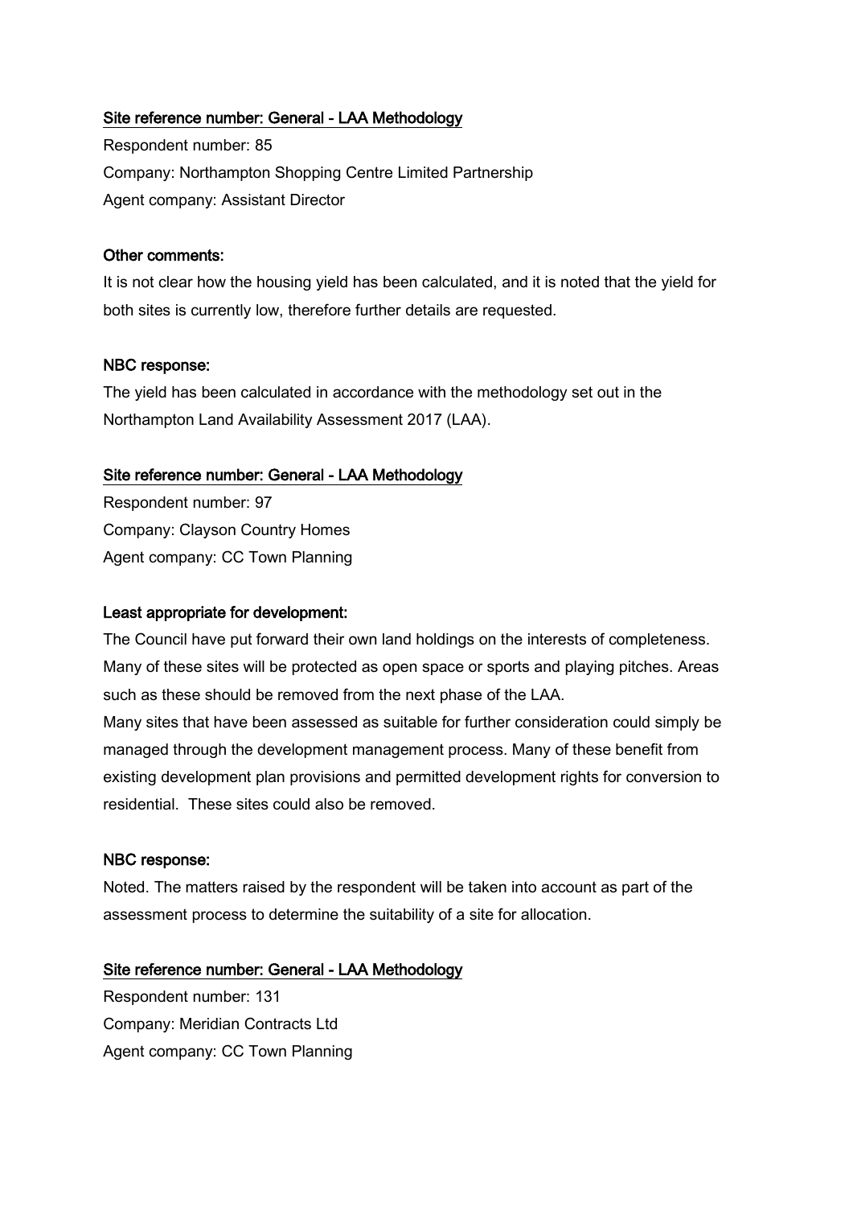<u>Site reference number: General - LAA Methodology</u>

Respondent number: 85

Company: Northampton Shopping Centre Limited Partnership

Agent company: Assistant Director

**Other comments:**

It is not clear how the housing yield has been calculated, and it is noted that the yield for both sites is currently low, therefore further details are requested.

**NBC response:**

The yield has been calculated in accordance with the methodology set out in the Northampton Land Availability Assessment 2017 (LAA).

<u>Site reference number: General - LAA Methodology</u>

Respondent number: 97

Company: Clayson Country Homes

Agent company: CC Town Planning

**Least appropriate for development:**

The Council have put forward their own land holdings on the interests of completeness. Many of these sites will be protected as open space or sports and playing pitches. Areas such as these should be removed from the next phase of the LAA.

Many sites that have been assessed as suitable for further consideration could simply be managed through the development management process. Many of these benefit from existing development plan provisions and permitted development rights for conversion to residential. These sites could also be removed.

**NBC response:**

Noted. The matters raised by the respondent will be taken into account as part of the assessment process to determine the suitability of a site for allocation.

<u>Site reference number: General - LAA Methodology</u>

Respondent number: 131

Company: Meridian Contracts Ltd

Agent company: CC Town Planning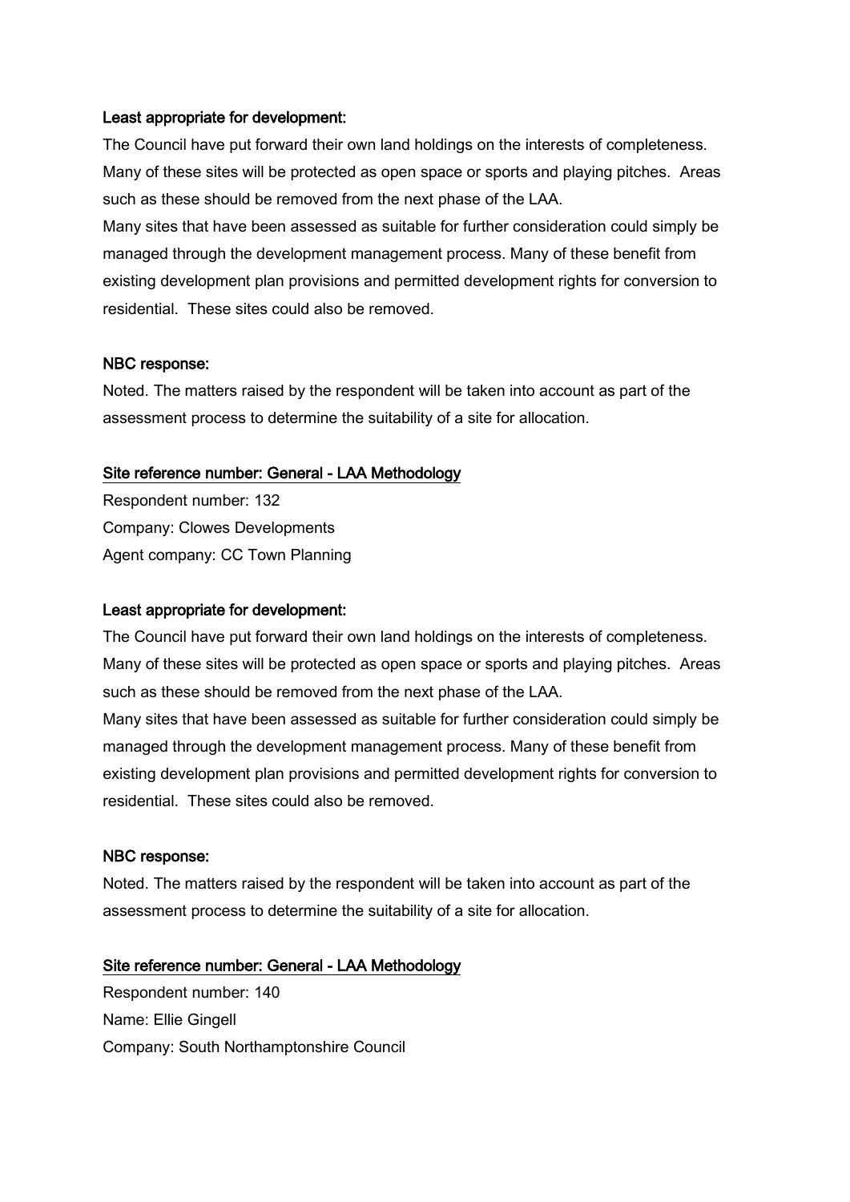**Least appropriate for development:**

The Council have put forward their own land holdings on the interests of completeness. Many of these sites will be protected as open space or sports and playing pitches. Areas such as these should be removed from the next phase of the LAA.

Many sites that have been assessed as suitable for further consideration could simply be managed through the development management process. Many of these benefit from existing development plan provisions and permitted development rights for conversion to residential. These sites could also be removed.

**NBC response:**

Noted. The matters raised by the respondent will be taken into account as part of the assessment process to determine the suitability of a site for allocation.

**Site reference number: General - LAA Methodology**

Respondent number: 132
Company: Clowes Developments
Agent company: CC Town Planning

**Least appropriate for development:**

The Council have put forward their own land holdings on the interests of completeness. Many of these sites will be protected as open space or sports and playing pitches. Areas such as these should be removed from the next phase of the LAA.

Many sites that have been assessed as suitable for further consideration could simply be managed through the development management process. Many of these benefit from existing development plan provisions and permitted development rights for conversion to residential. These sites could also be removed.

**NBC response:**

Noted. The matters raised by the respondent will be taken into account as part of the assessment process to determine the suitability of a site for allocation.

**Site reference number: General - LAA Methodology**

Respondent number: 140
Name: Ellie Gingell
Company: South Northamptonshire Council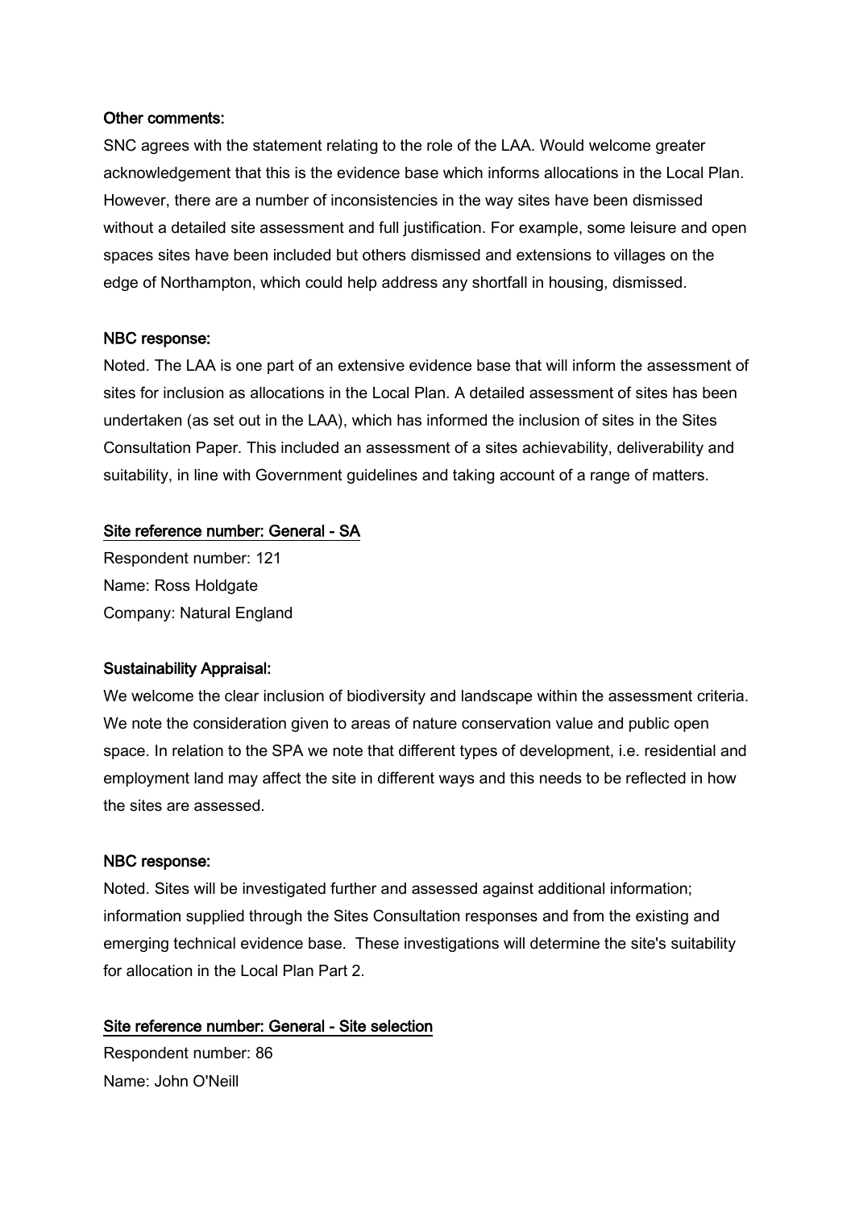**Other comments:**

SNC agrees with the statement relating to the role of the LAA. Would welcome greater acknowledgement that this is the evidence base which informs allocations in the Local Plan. However, there are a number of inconsistencies in the way sites have been dismissed without a detailed site assessment and full justification. For example, some leisure and open spaces sites have been included but others dismissed and extensions to villages on the edge of Northampton, which could help address any shortfall in housing, dismissed.

**NBC response:**

Noted. The LAA is one part of an extensive evidence base that will inform the assessment of sites for inclusion as allocations in the Local Plan. A detailed assessment of sites has been undertaken (as set out in the LAA), which has informed the inclusion of sites in the Sites Consultation Paper. This included an assessment of a sites achievability, deliverability and suitability, in line with Government guidelines and taking account of a range of matters.

**Site reference number: General - SA**

Respondent number: 121
Name: Ross Holdgate
Company: Natural England

**Sustainability Appraisal:**

We welcome the clear inclusion of biodiversity and landscape within the assessment criteria. We note the consideration given to areas of nature conservation value and public open space. In relation to the SPA we note that different types of development, i.e. residential and employment land may affect the site in different ways and this needs to be reflected in how the sites are assessed.

**NBC response:**

Noted. Sites will be investigated further and assessed against additional information; information supplied through the Sites Consultation responses and from the existing and emerging technical evidence base. These investigations will determine the site's suitability for allocation in the Local Plan Part 2.

**Site reference number: General - Site selection**

Respondent number: 86
Name: John O'Neill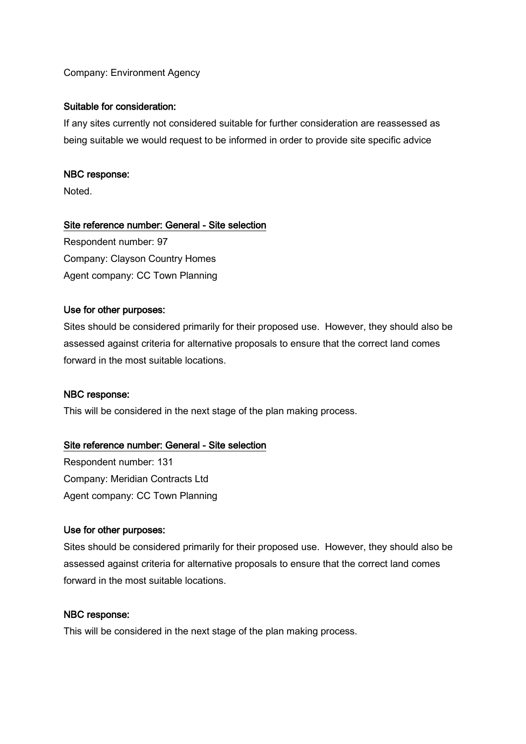Company: Environment Agency

**Suitable for consideration:**

If any sites currently not considered suitable for further consideration are reassessed as being suitable we would request to be informed in order to provide site specific advice

**NBC response:**

Noted.

**Site reference number: General - Site selection**

Respondent number: 97

Company: Clayson Country Homes

Agent company: CC Town Planning

**Use for other purposes:**

Sites should be considered primarily for their proposed use. However, they should also be assessed against criteria for alternative proposals to ensure that the correct land comes forward in the most suitable locations.

**NBC response:**

This will be considered in the next stage of the plan making process.

**Site reference number: General - Site selection**

Respondent number: 131

Company: Meridian Contracts Ltd

Agent company: CC Town Planning

**Use for other purposes:**

Sites should be considered primarily for their proposed use. However, they should also be assessed against criteria for alternative proposals to ensure that the correct land comes forward in the most suitable locations.

**NBC response:**

This will be considered in the next stage of the plan making process.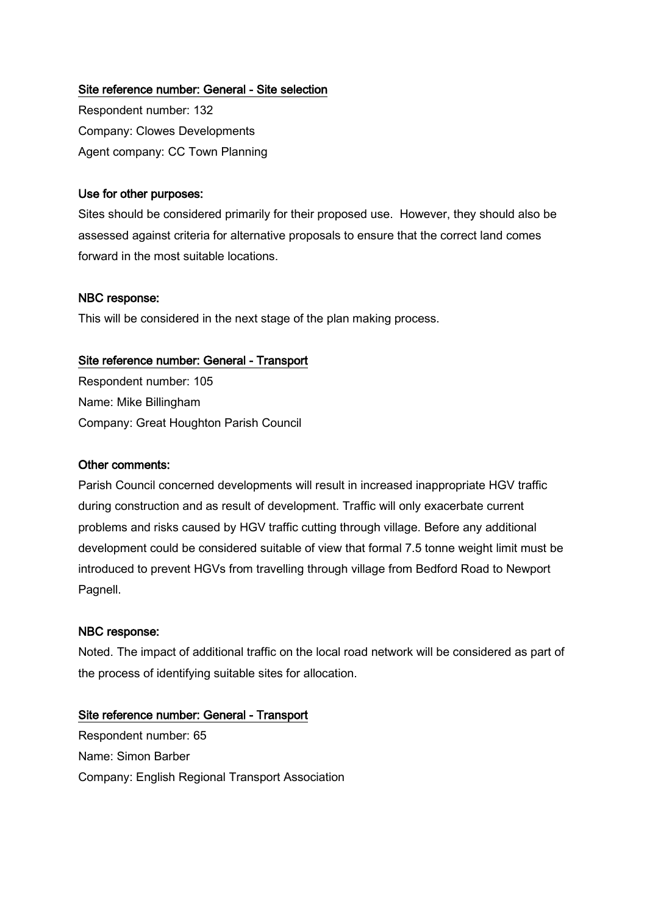Site reference number: General - Site selection

Respondent number: 132

Company: Clowes Developments

Agent company: CC Town Planning

**Use for other purposes:**

Sites should be considered primarily for their proposed use. However, they should also be assessed against criteria for alternative proposals to ensure that the correct land comes forward in the most suitable locations.

**NBC response:**

This will be considered in the next stage of the plan making process.

Site reference number: General - Transport

Respondent number: 105

Name: Mike Billingham

Company: Great Houghton Parish Council

**Other comments:**

Parish Council concerned developments will result in increased inappropriate HGV traffic during construction and as result of development. Traffic will only exacerbate current problems and risks caused by HGV traffic cutting through village. Before any additional development could be considered suitable of view that formal 7.5 tonne weight limit must be introduced to prevent HGVs from travelling through village from Bedford Road to Newport Pagnell.

**NBC response:**

Noted. The impact of additional traffic on the local road network will be considered as part of the process of identifying suitable sites for allocation.

Site reference number: General - Transport

Respondent number: 65

Name: Simon Barber

Company: English Regional Transport Association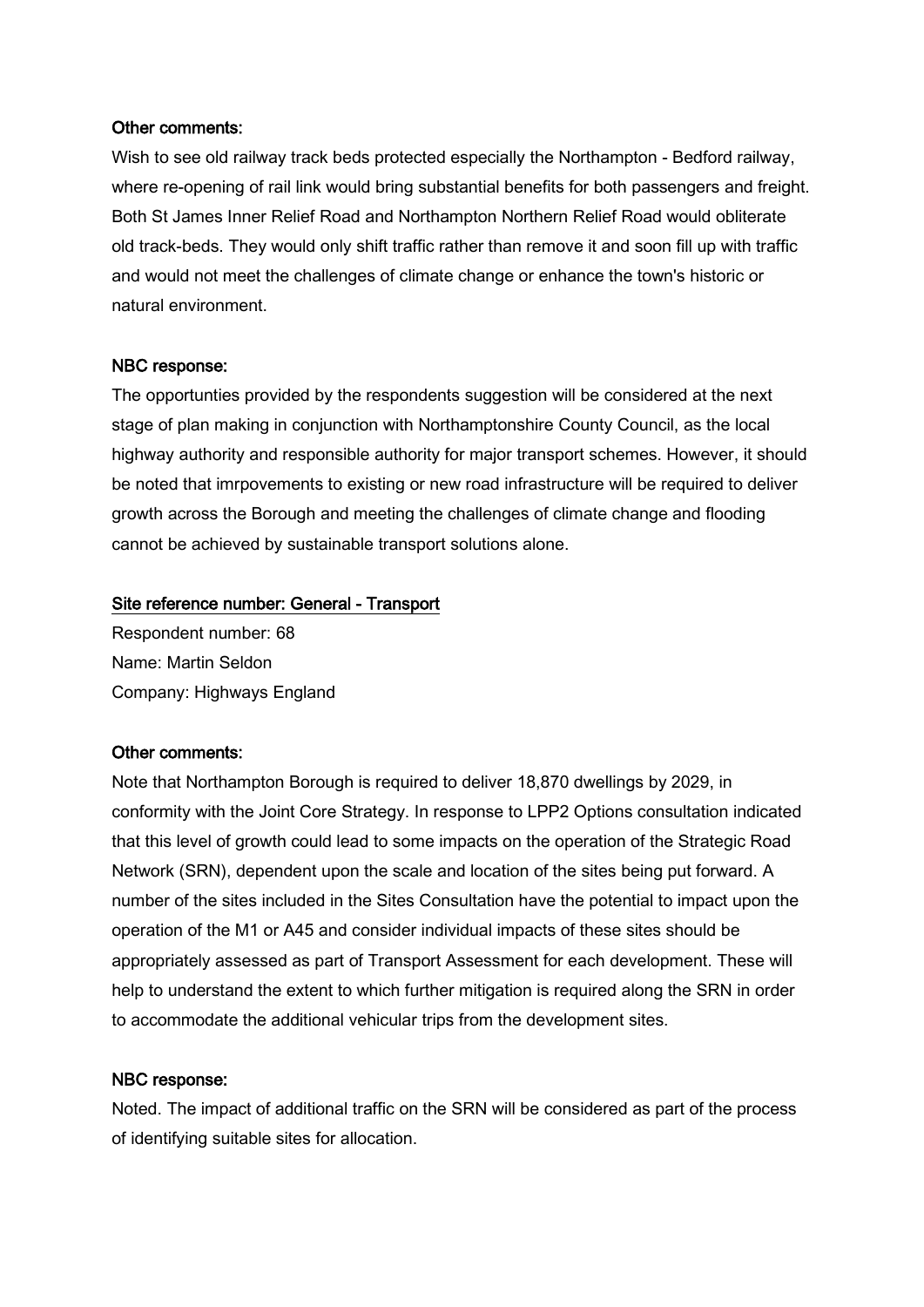**Other comments:**

Wish to see old railway track beds protected especially the Northampton - Bedford railway, where re-opening of rail link would bring substantial benefits for both passengers and freight. Both St James Inner Relief Road and Northampton Northern Relief Road would obliterate old track-beds. They would only shift traffic rather than remove it and soon fill up with traffic and would not meet the challenges of climate change or enhance the town's historic or natural environment.

**NBC response:**

The opportunties provided by the respondents suggestion will be considered at the next stage of plan making in conjunction with Northamptonshire County Council, as the local highway authority and responsible authority for major transport schemes. However, it should be noted that imrpovements to existing or new road infrastructure will be required to deliver growth across the Borough and meeting the challenges of climate change and flooding cannot be achieved by sustainable transport solutions alone.

**Site reference number: General - Transport**

Respondent number: 68
Name: Martin Seldon
Company: Highways England

**Other comments:**

Note that Northampton Borough is required to deliver 18,870 dwellings by 2029, in conformity with the Joint Core Strategy. In response to LPP2 Options consultation indicated that this level of growth could lead to some impacts on the operation of the Strategic Road Network (SRN), dependent upon the scale and location of the sites being put forward. A number of the sites included in the Sites Consultation have the potential to impact upon the operation of the M1 or A45 and consider individual impacts of these sites should be appropriately assessed as part of Transport Assessment for each development. These will help to understand the extent to which further mitigation is required along the SRN in order to accommodate the additional vehicular trips from the development sites.

**NBC response:**

Noted. The impact of additional traffic on the SRN will be considered as part of the process of identifying suitable sites for allocation.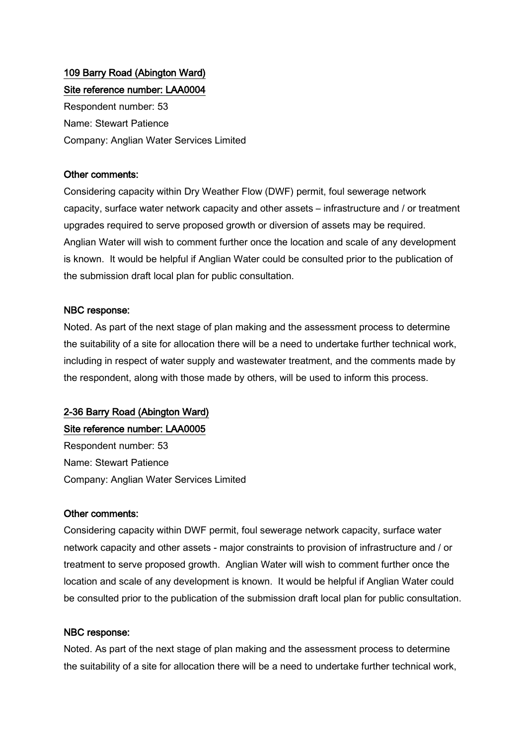**109 Barry Road (Abington Ward)**

**Site reference number: LAA0004**

Respondent number: 53

Name: Stewart Patience

Company: Anglian Water Services Limited

**Other comments:**

Considering capacity within Dry Weather Flow (DWF) permit, foul sewerage network capacity, surface water network capacity and other assets – infrastructure and / or treatment upgrades required to serve proposed growth or diversion of assets may be required. Anglian Water will wish to comment further once the location and scale of any development is known. It would be helpful if Anglian Water could be consulted prior to the publication of the submission draft local plan for public consultation.

**NBC response:**

Noted. As part of the next stage of plan making and the assessment process to determine the suitability of a site for allocation there will be a need to undertake further technical work, including in respect of water supply and wastewater treatment, and the comments made by the respondent, along with those made by others, will be used to inform this process.

**2-36 Barry Road (Abington Ward)**

**Site reference number: LAA0005**

Respondent number: 53

Name: Stewart Patience

Company: Anglian Water Services Limited

**Other comments:**

Considering capacity within DWF permit, foul sewerage network capacity, surface water network capacity and other assets - major constraints to provision of infrastructure and / or treatment to serve proposed growth. Anglian Water will wish to comment further once the location and scale of any development is known. It would be helpful if Anglian Water could be consulted prior to the publication of the submission draft local plan for public consultation.

**NBC response:**

Noted. As part of the next stage of plan making and the assessment process to determine the suitability of a site for allocation there will be a need to undertake further technical work,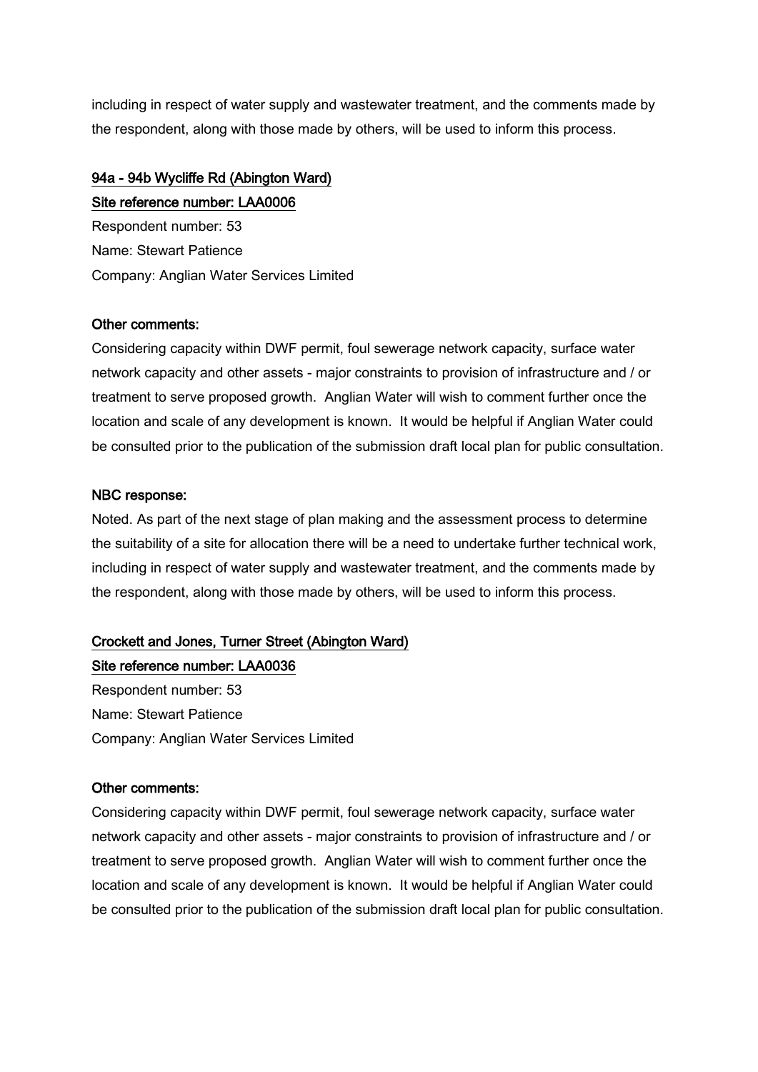including in respect of water supply and wastewater treatment, and the comments made by the respondent, along with those made by others, will be used to inform this process.

<u>94a - 94b Wycliffe Rd (Abington Ward)</u>

<u>Site reference number: LAA0006</u>

Respondent number: 53

Name: Stewart Patience

Company: Anglian Water Services Limited

**Other comments:**

Considering capacity within DWF permit, foul sewerage network capacity, surface water network capacity and other assets - major constraints to provision of infrastructure and / or treatment to serve proposed growth. Anglian Water will wish to comment further once the location and scale of any development is known. It would be helpful if Anglian Water could be consulted prior to the publication of the submission draft local plan for public consultation.

**NBC response:**

Noted. As part of the next stage of plan making and the assessment process to determine the suitability of a site for allocation there will be a need to undertake further technical work, including in respect of water supply and wastewater treatment, and the comments made by the respondent, along with those made by others, will be used to inform this process.

<u>Crockett and Jones, Turner Street (Abington Ward)</u>

<u>Site reference number: LAA0036</u>

Respondent number: 53

Name: Stewart Patience

Company: Anglian Water Services Limited

**Other comments:**

Considering capacity within DWF permit, foul sewerage network capacity, surface water network capacity and other assets - major constraints to provision of infrastructure and / or treatment to serve proposed growth. Anglian Water will wish to comment further once the location and scale of any development is known. It would be helpful if Anglian Water could be consulted prior to the publication of the submission draft local plan for public consultation.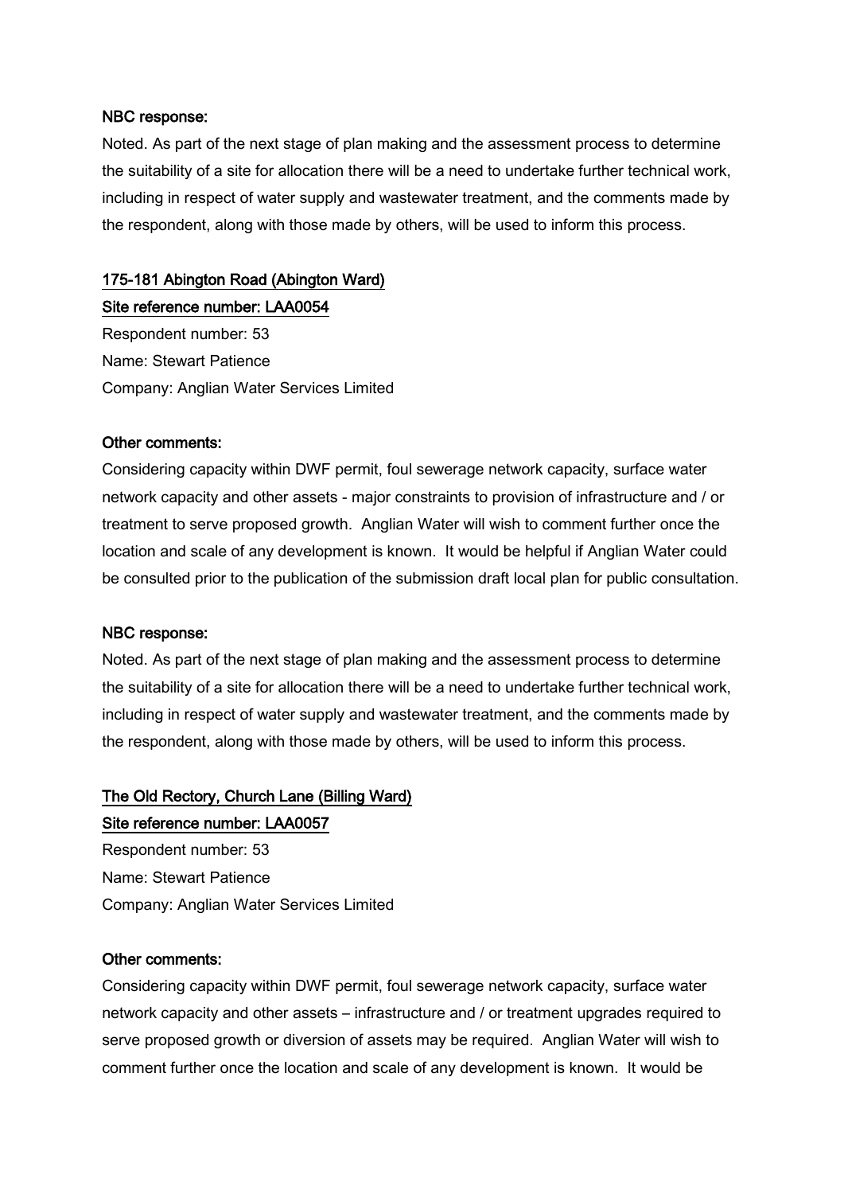**NBC response:**

Noted. As part of the next stage of plan making and the assessment process to determine the suitability of a site for allocation there will be a need to undertake further technical work, including in respect of water supply and wastewater treatment, and the comments made by the respondent, along with those made by others, will be used to inform this process.

**175-181 Abington Road (Abington Ward)**

**Site reference number: LAA0054**

Respondent number: 53

Name: Stewart Patience

Company: Anglian Water Services Limited

**Other comments:**

Considering capacity within DWF permit, foul sewerage network capacity, surface water network capacity and other assets - major constraints to provision of infrastructure and / or treatment to serve proposed growth. Anglian Water will wish to comment further once the location and scale of any development is known. It would be helpful if Anglian Water could be consulted prior to the publication of the submission draft local plan for public consultation.

**NBC response:**

Noted. As part of the next stage of plan making and the assessment process to determine the suitability of a site for allocation there will be a need to undertake further technical work, including in respect of water supply and wastewater treatment, and the comments made by the respondent, along with those made by others, will be used to inform this process.

**The Old Rectory, Church Lane (Billing Ward)**

**Site reference number: LAA0057**

Respondent number: 53

Name: Stewart Patience

Company: Anglian Water Services Limited

**Other comments:**

Considering capacity within DWF permit, foul sewerage network capacity, surface water network capacity and other assets – infrastructure and / or treatment upgrades required to serve proposed growth or diversion of assets may be required. Anglian Water will wish to comment further once the location and scale of any development is known. It would be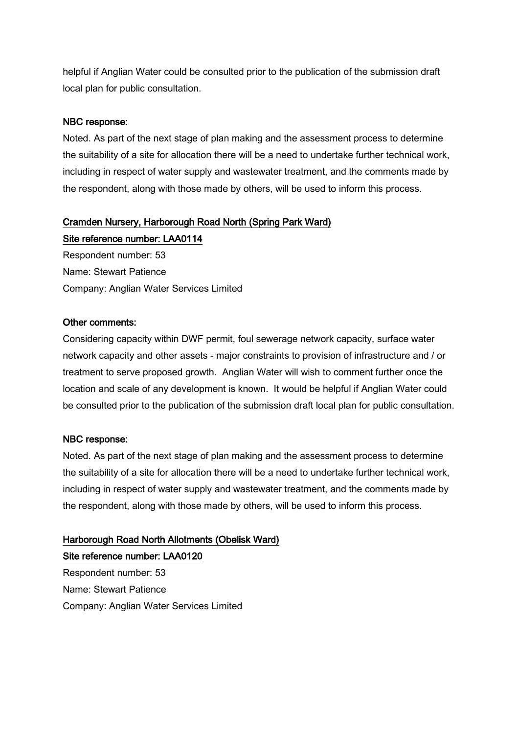helpful if Anglian Water could be consulted prior to the publication of the submission draft local plan for public consultation.

NBC response:

Noted. As part of the next stage of plan making and the assessment process to determine the suitability of a site for allocation there will be a need to undertake further technical work, including in respect of water supply and wastewater treatment, and the comments made by the respondent, along with those made by others, will be used to inform this process.

Cramden Nursery, Harborough Road North (Spring Park Ward)

Site reference number: LAA0114

Respondent number: 53

Name: Stewart Patience

Company: Anglian Water Services Limited

Other comments:

Considering capacity within DWF permit, foul sewerage network capacity, surface water network capacity and other assets - major constraints to provision of infrastructure and / or treatment to serve proposed growth. Anglian Water will wish to comment further once the location and scale of any development is known. It would be helpful if Anglian Water could be consulted prior to the publication of the submission draft local plan for public consultation.

NBC response:

Noted. As part of the next stage of plan making and the assessment process to determine the suitability of a site for allocation there will be a need to undertake further technical work, including in respect of water supply and wastewater treatment, and the comments made by the respondent, along with those made by others, will be used to inform this process.

Harborough Road North Allotments (Obelisk Ward)

Site reference number: LAA0120

Respondent number: 53

Name: Stewart Patience

Company: Anglian Water Services Limited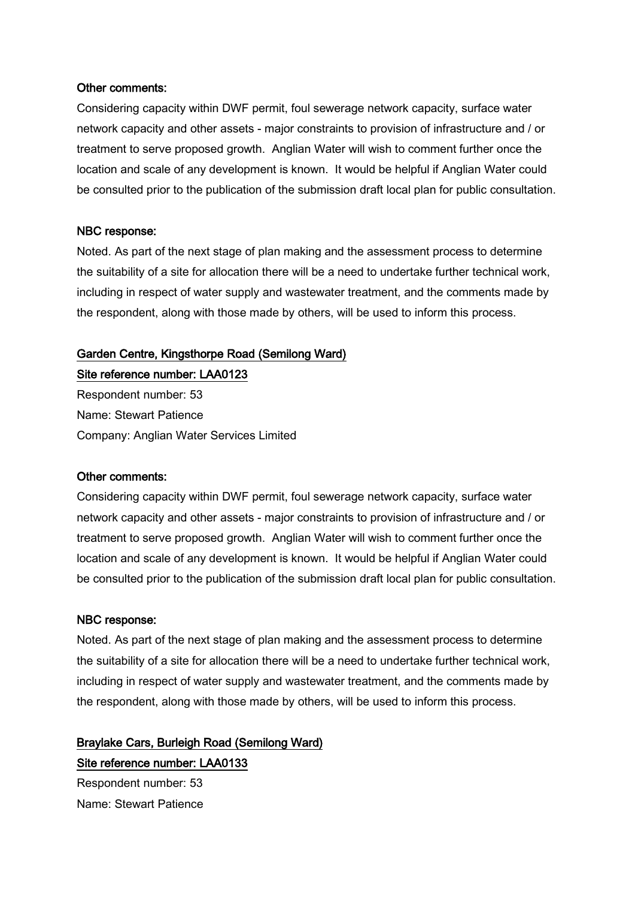**Other comments:**

Considering capacity within DWF permit, foul sewerage network capacity, surface water network capacity and other assets - major constraints to provision of infrastructure and / or treatment to serve proposed growth. Anglian Water will wish to comment further once the location and scale of any development is known. It would be helpful if Anglian Water could be consulted prior to the publication of the submission draft local plan for public consultation.

**NBC response:**

Noted. As part of the next stage of plan making and the assessment process to determine the suitability of a site for allocation there will be a need to undertake further technical work, including in respect of water supply and wastewater treatment, and the comments made by the respondent, along with those made by others, will be used to inform this process.

**Garden Centre, Kingsthorpe Road (Semilong Ward)**

**Site reference number: LAA0123**

Respondent number: 53

Name: Stewart Patience

Company: Anglian Water Services Limited

**Other comments:**

Considering capacity within DWF permit, foul sewerage network capacity, surface water network capacity and other assets - major constraints to provision of infrastructure and / or treatment to serve proposed growth. Anglian Water will wish to comment further once the location and scale of any development is known. It would be helpful if Anglian Water could be consulted prior to the publication of the submission draft local plan for public consultation.

**NBC response:**

Noted. As part of the next stage of plan making and the assessment process to determine the suitability of a site for allocation there will be a need to undertake further technical work, including in respect of water supply and wastewater treatment, and the comments made by the respondent, along with those made by others, will be used to inform this process.

**Braylake Cars, Burleigh Road (Semilong Ward)**

**Site reference number: LAA0133**

Respondent number: 53

Name: Stewart Patience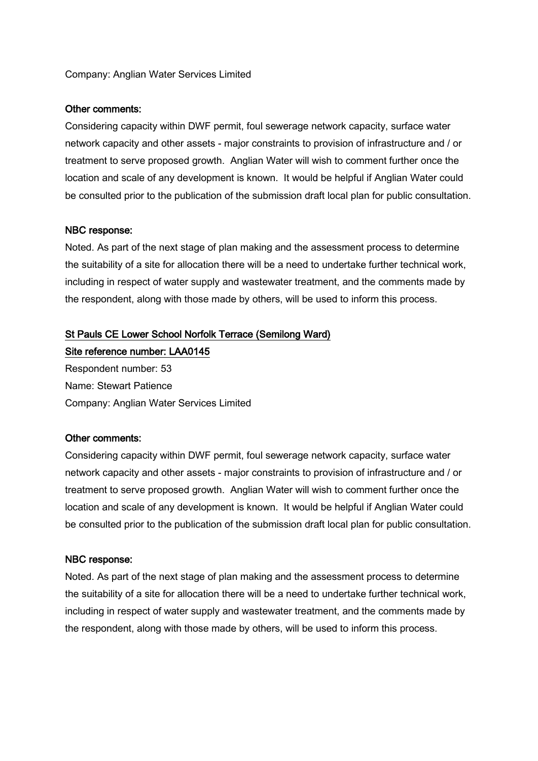Company: Anglian Water Services Limited

**Other comments:**

Considering capacity within DWF permit, foul sewerage network capacity, surface water network capacity and other assets - major constraints to provision of infrastructure and / or treatment to serve proposed growth. Anglian Water will wish to comment further once the location and scale of any development is known. It would be helpful if Anglian Water could be consulted prior to the publication of the submission draft local plan for public consultation.

**NBC response:**

Noted. As part of the next stage of plan making and the assessment process to determine the suitability of a site for allocation there will be a need to undertake further technical work, including in respect of water supply and wastewater treatment, and the comments made by the respondent, along with those made by others, will be used to inform this process.

**St Pauls CE Lower School Norfolk Terrace (Semilong Ward)**

**Site reference number: LAA0145**

Respondent number: 53

Name: Stewart Patience

Company: Anglian Water Services Limited

**Other comments:**

Considering capacity within DWF permit, foul sewerage network capacity, surface water network capacity and other assets - major constraints to provision of infrastructure and / or treatment to serve proposed growth. Anglian Water will wish to comment further once the location and scale of any development is known. It would be helpful if Anglian Water could be consulted prior to the publication of the submission draft local plan for public consultation.

**NBC response:**

Noted. As part of the next stage of plan making and the assessment process to determine the suitability of a site for allocation there will be a need to undertake further technical work, including in respect of water supply and wastewater treatment, and the comments made by the respondent, along with those made by others, will be used to inform this process.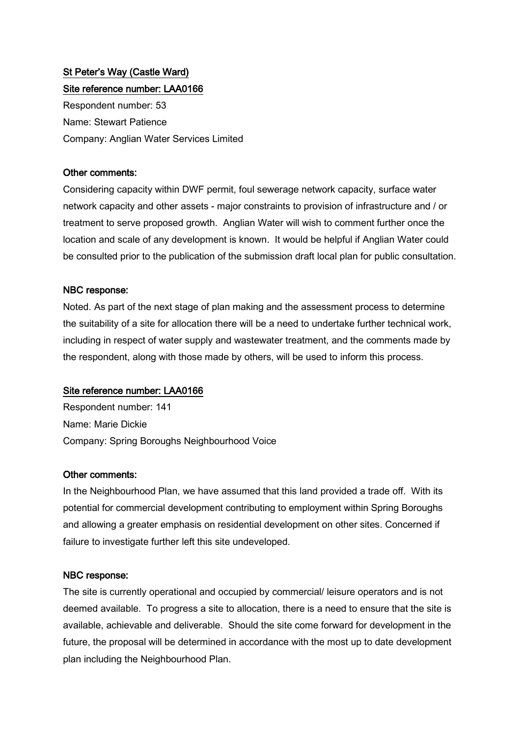**St Peter's Way (Castle Ward)**

**Site reference number: LAA0166**

Respondent number: 53

Name: Stewart Patience

Company: Anglian Water Services Limited

**Other comments:**

Considering capacity within DWF permit, foul sewerage network capacity, surface water network capacity and other assets - major constraints to provision of infrastructure and / or treatment to serve proposed growth. Anglian Water will wish to comment further once the location and scale of any development is known. It would be helpful if Anglian Water could be consulted prior to the publication of the submission draft local plan for public consultation.

**NBC response:**

Noted. As part of the next stage of plan making and the assessment process to determine the suitability of a site for allocation there will be a need to undertake further technical work, including in respect of water supply and wastewater treatment, and the comments made by the respondent, along with those made by others, will be used to inform this process.

**Site reference number: LAA0166**

Respondent number: 141

Name: Marie Dickie

Company: Spring Boroughs Neighbourhood Voice

**Other comments:**

In the Neighbourhood Plan, we have assumed that this land provided a trade off. With its potential for commercial development contributing to employment within Spring Boroughs and allowing a greater emphasis on residential development on other sites. Concerned if failure to investigate further left this site undeveloped.

**NBC response:**

The site is currently operational and occupied by commercial/ leisure operators and is not deemed available. To progress a site to allocation, there is a need to ensure that the site is available, achievable and deliverable. Should the site come forward for development in the future, the proposal will be determined in accordance with the most up to date development plan including the Neighbourhood Plan.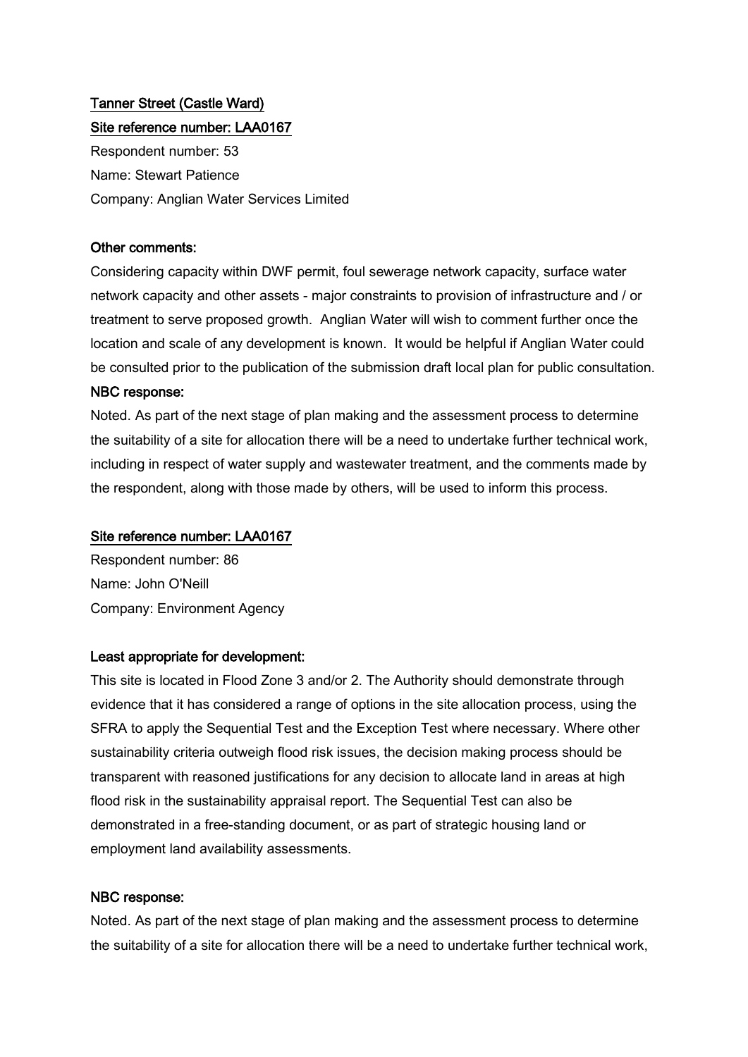<u>Tanner Street (Castle Ward)</u>

<u>Site reference number: LAA0167</u>

Respondent number: 53

Name: Stewart Patience

Company: Anglian Water Services Limited

**Other comments:**

Considering capacity within DWF permit, foul sewerage network capacity, surface water network capacity and other assets - major constraints to provision of infrastructure and / or treatment to serve proposed growth. Anglian Water will wish to comment further once the location and scale of any development is known. It would be helpful if Anglian Water could be consulted prior to the publication of the submission draft local plan for public consultation.

**NBC response:**

Noted. As part of the next stage of plan making and the assessment process to determine the suitability of a site for allocation there will be a need to undertake further technical work, including in respect of water supply and wastewater treatment, and the comments made by the respondent, along with those made by others, will be used to inform this process.

<u>Site reference number: LAA0167</u>

Respondent number: 86

Name: John O'Neill

Company: Environment Agency

**Least appropriate for development:**

This site is located in Flood Zone 3 and/or 2. The Authority should demonstrate through evidence that it has considered a range of options in the site allocation process, using the SFRA to apply the Sequential Test and the Exception Test where necessary. Where other sustainability criteria outweigh flood risk issues, the decision making process should be transparent with reasoned justifications for any decision to allocate land in areas at high flood risk in the sustainability appraisal report. The Sequential Test can also be demonstrated in a free-standing document, or as part of strategic housing land or employment land availability assessments.

**NBC response:**

Noted. As part of the next stage of plan making and the assessment process to determine the suitability of a site for allocation there will be a need to undertake further technical work,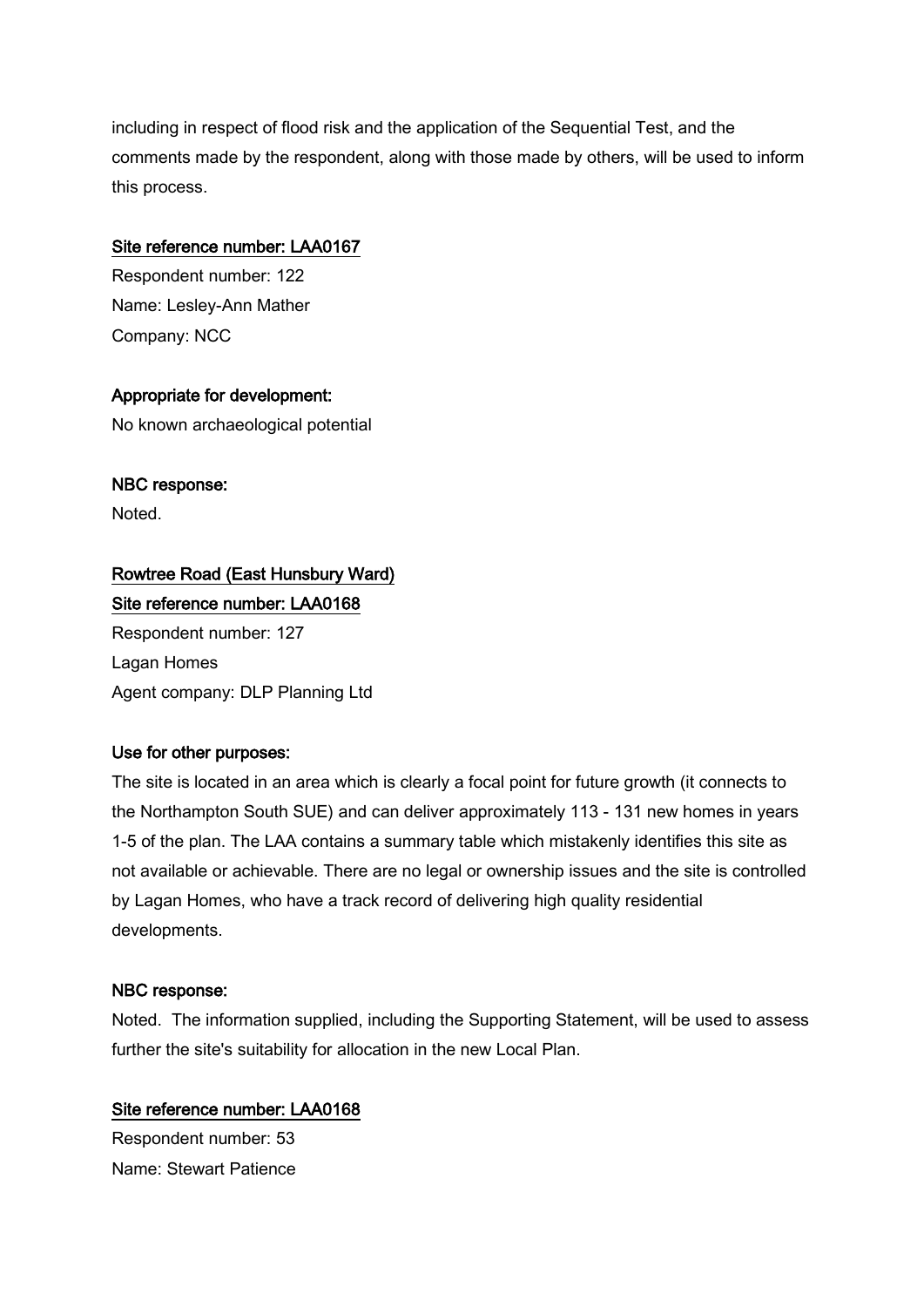including in respect of flood risk and the application of the Sequential Test, and the comments made by the respondent, along with those made by others, will be used to inform this process.

**Site reference number: LAA0167**

Respondent number: 122

Name: Lesley-Ann Mather

Company: NCC

**Appropriate for development:**

No known archaeological potential

**NBC response:**

Noted.

**Rowtree Road (East Hunsbury Ward)**

**Site reference number: LAA0168**

Respondent number: 127

Lagan Homes

Agent company: DLP Planning Ltd

**Use for other purposes:**

The site is located in an area which is clearly a focal point for future growth (it connects to the Northampton South SUE) and can deliver approximately 113 - 131 new homes in years 1-5 of the plan. The LAA contains a summary table which mistakenly identifies this site as not available or achievable. There are no legal or ownership issues and the site is controlled by Lagan Homes, who have a track record of delivering high quality residential developments.

**NBC response:**

Noted. The information supplied, including the Supporting Statement, will be used to assess further the site's suitability for allocation in the new Local Plan.

**Site reference number: LAA0168**

Respondent number: 53

Name: Stewart Patience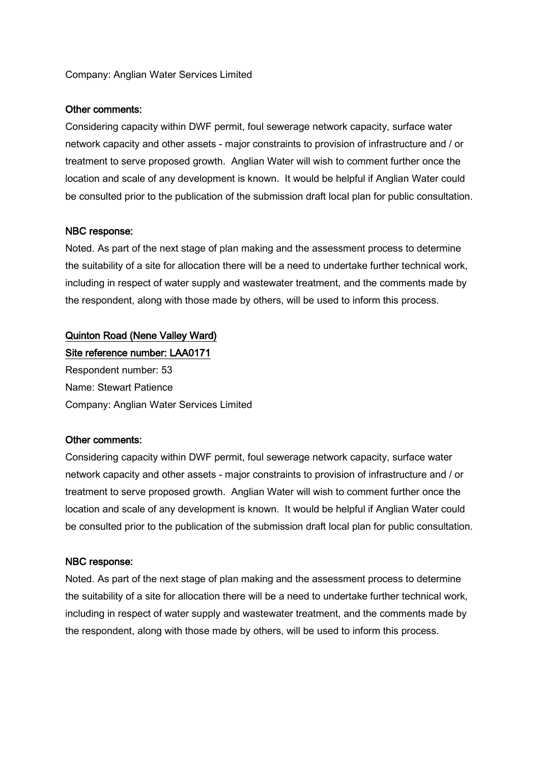Company: Anglian Water Services Limited

**Other comments:**

Considering capacity within DWF permit, foul sewerage network capacity, surface water network capacity and other assets - major constraints to provision of infrastructure and / or treatment to serve proposed growth. Anglian Water will wish to comment further once the location and scale of any development is known. It would be helpful if Anglian Water could be consulted prior to the publication of the submission draft local plan for public consultation.

**NBC response:**

Noted. As part of the next stage of plan making and the assessment process to determine the suitability of a site for allocation there will be a need to undertake further technical work, including in respect of water supply and wastewater treatment, and the comments made by the respondent, along with those made by others, will be used to inform this process.

**Quinton Road (Nene Valley Ward)**

**Site reference number: LAA0171**

Respondent number: 53

Name: Stewart Patience

Company: Anglian Water Services Limited

**Other comments:**

Considering capacity within DWF permit, foul sewerage network capacity, surface water network capacity and other assets - major constraints to provision of infrastructure and / or treatment to serve proposed growth. Anglian Water will wish to comment further once the location and scale of any development is known. It would be helpful if Anglian Water could be consulted prior to the publication of the submission draft local plan for public consultation.

**NBC response:**

Noted. As part of the next stage of plan making and the assessment process to determine the suitability of a site for allocation there will be a need to undertake further technical work, including in respect of water supply and wastewater treatment, and the comments made by the respondent, along with those made by others, will be used to inform this process.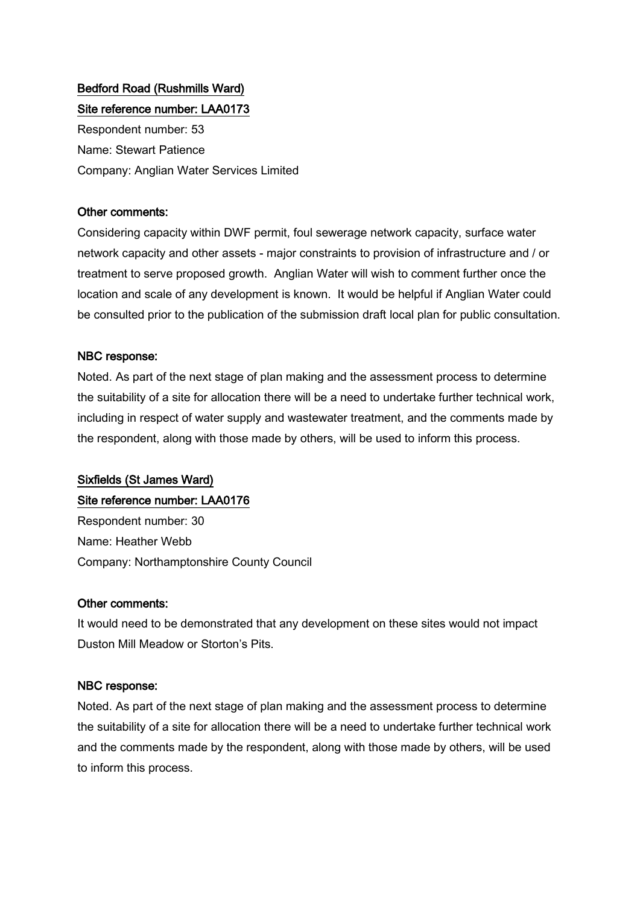<u>Bedford Road (Rushmills Ward)</u>

<u>Site reference number: LAA0173</u>

Respondent number: 53

Name: Stewart Patience

Company: Anglian Water Services Limited

**Other comments:**

Considering capacity within DWF permit, foul sewerage network capacity, surface water network capacity and other assets - major constraints to provision of infrastructure and / or treatment to serve proposed growth. Anglian Water will wish to comment further once the location and scale of any development is known. It would be helpful if Anglian Water could be consulted prior to the publication of the submission draft local plan for public consultation.

**NBC response:**

Noted. As part of the next stage of plan making and the assessment process to determine the suitability of a site for allocation there will be a need to undertake further technical work, including in respect of water supply and wastewater treatment, and the comments made by the respondent, along with those made by others, will be used to inform this process.

<u>Sixfields (St James Ward)</u>

<u>Site reference number: LAA0176</u>

Respondent number: 30

Name: Heather Webb

Company: Northamptonshire County Council

**Other comments:**

It would need to be demonstrated that any development on these sites would not impact Duston Mill Meadow or Storton's Pits.

**NBC response:**

Noted. As part of the next stage of plan making and the assessment process to determine the suitability of a site for allocation there will be a need to undertake further technical work and the comments made by the respondent, along with those made by others, will be used to inform this process.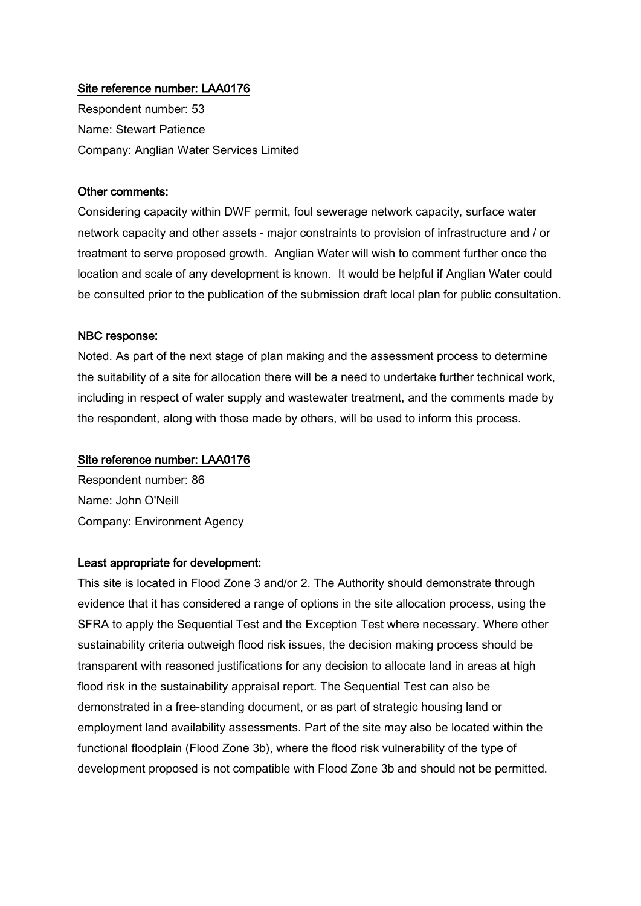Site reference number: LAA0176

Respondent number: 53

Name: Stewart Patience

Company: Anglian Water Services Limited

**Other comments:**

Considering capacity within DWF permit, foul sewerage network capacity, surface water network capacity and other assets - major constraints to provision of infrastructure and / or treatment to serve proposed growth. Anglian Water will wish to comment further once the location and scale of any development is known. It would be helpful if Anglian Water could be consulted prior to the publication of the submission draft local plan for public consultation.

**NBC response:**

Noted. As part of the next stage of plan making and the assessment process to determine the suitability of a site for allocation there will be a need to undertake further technical work, including in respect of water supply and wastewater treatment, and the comments made by the respondent, along with those made by others, will be used to inform this process.

Site reference number: LAA0176

Respondent number: 86

Name: John O'Neill

Company: Environment Agency

**Least appropriate for development:**

This site is located in Flood Zone 3 and/or 2. The Authority should demonstrate through evidence that it has considered a range of options in the site allocation process, using the SFRA to apply the Sequential Test and the Exception Test where necessary. Where other sustainability criteria outweigh flood risk issues, the decision making process should be transparent with reasoned justifications for any decision to allocate land in areas at high flood risk in the sustainability appraisal report. The Sequential Test can also be demonstrated in a free-standing document, or as part of strategic housing land or employment land availability assessments. Part of the site may also be located within the functional floodplain (Flood Zone 3b), where the flood risk vulnerability of the type of development proposed is not compatible with Flood Zone 3b and should not be permitted.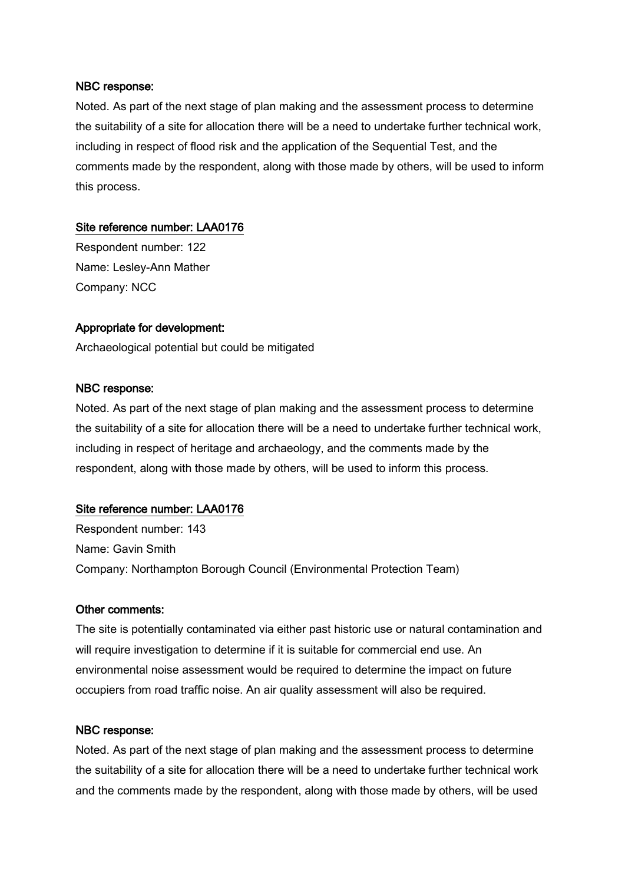**NBC response:**

Noted. As part of the next stage of plan making and the assessment process to determine the suitability of a site for allocation there will be a need to undertake further technical work, including in respect of flood risk and the application of the Sequential Test, and the comments made by the respondent, along with those made by others, will be used to inform this process.

**Site reference number: LAA0176**

Respondent number: 122
Name: Lesley-Ann Mather
Company: NCC

**Appropriate for development:**

Archaeological potential but could be mitigated

**NBC response:**

Noted. As part of the next stage of plan making and the assessment process to determine the suitability of a site for allocation there will be a need to undertake further technical work, including in respect of heritage and archaeology, and the comments made by the respondent, along with those made by others, will be used to inform this process.

**Site reference number: LAA0176**

Respondent number: 143
Name: Gavin Smith
Company: Northampton Borough Council (Environmental Protection Team)

**Other comments:**

The site is potentially contaminated via either past historic use or natural contamination and will require investigation to determine if it is suitable for commercial end use. An environmental noise assessment would be required to determine the impact on future occupiers from road traffic noise. An air quality assessment will also be required.

**NBC response:**

Noted. As part of the next stage of plan making and the assessment process to determine the suitability of a site for allocation there will be a need to undertake further technical work and the comments made by the respondent, along with those made by others, will be used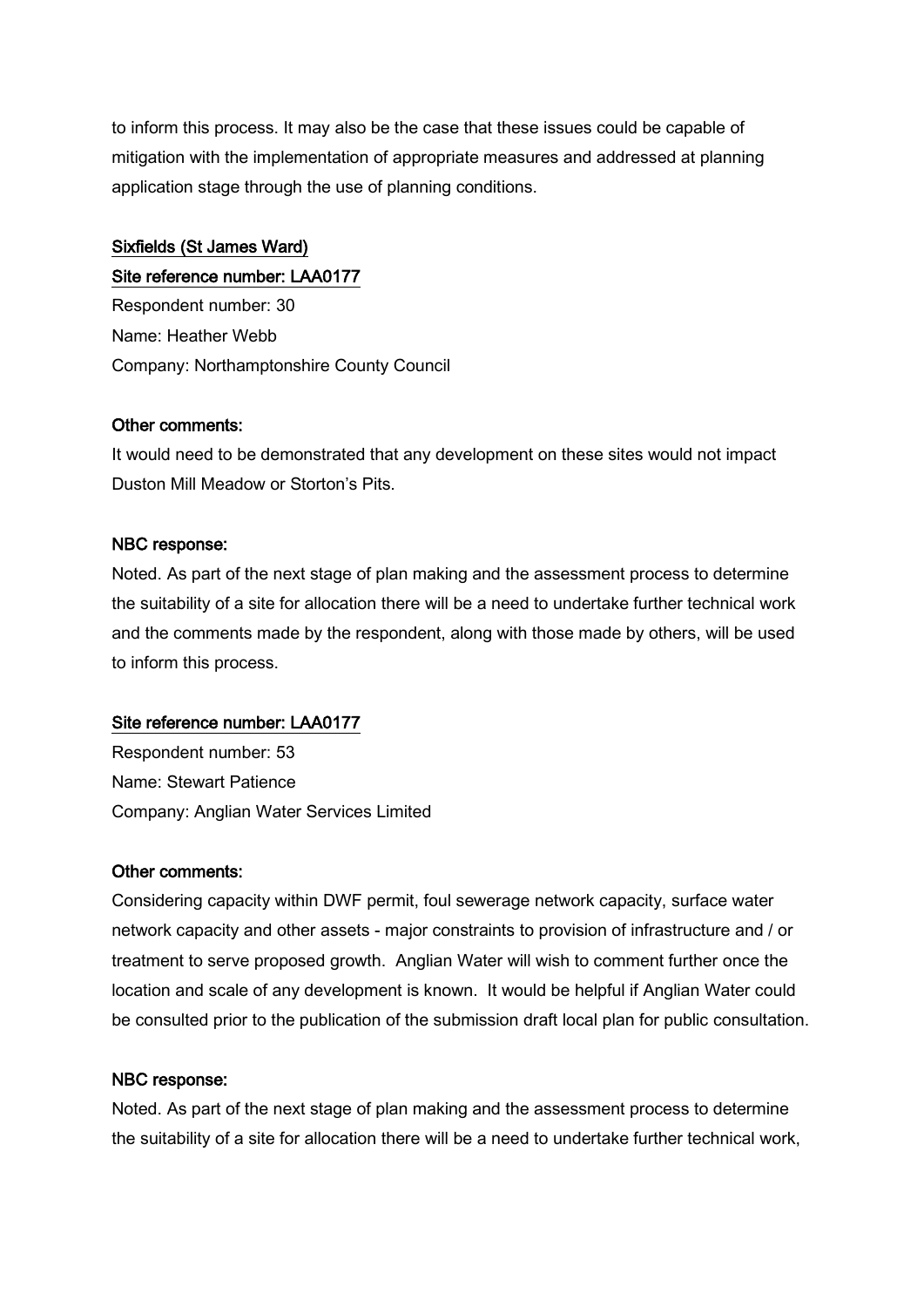to inform this process. It may also be the case that these issues could be capable of mitigation with the implementation of appropriate measures and addressed at planning application stage through the use of planning conditions.

## Sixfields (St James Ward)

### Site reference number: LAA0177

Respondent number: 30
Name: Heather Webb
Company: Northamptonshire County Council

**Other comments:**

It would need to be demonstrated that any development on these sites would not impact Duston Mill Meadow or Storton's Pits.

**NBC response:**

Noted. As part of the next stage of plan making and the assessment process to determine the suitability of a site for allocation there will be a need to undertake further technical work and the comments made by the respondent, along with those made by others, will be used to inform this process.

### Site reference number: LAA0177

Respondent number: 53
Name: Stewart Patience
Company: Anglian Water Services Limited

**Other comments:**

Considering capacity within DWF permit, foul sewerage network capacity, surface water network capacity and other assets - major constraints to provision of infrastructure and / or treatment to serve proposed growth. Anglian Water will wish to comment further once the location and scale of any development is known. It would be helpful if Anglian Water could be consulted prior to the publication of the submission draft local plan for public consultation.

**NBC response:**

Noted. As part of the next stage of plan making and the assessment process to determine the suitability of a site for allocation there will be a need to undertake further technical work,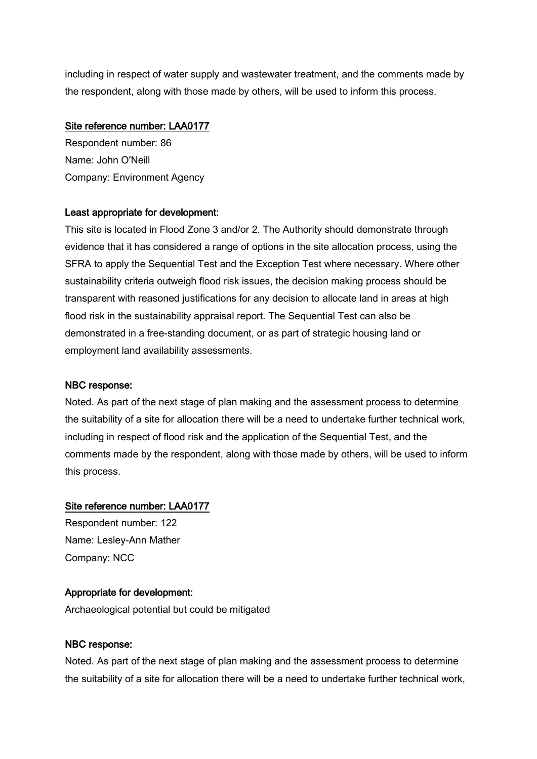including in respect of water supply and wastewater treatment, and the comments made by the respondent, along with those made by others, will be used to inform this process.

Site reference number: LAA0177

Respondent number: 86

Name: John O'Neill

Company: Environment Agency

**Least appropriate for development:**

This site is located in Flood Zone 3 and/or 2. The Authority should demonstrate through evidence that it has considered a range of options in the site allocation process, using the SFRA to apply the Sequential Test and the Exception Test where necessary. Where other sustainability criteria outweigh flood risk issues, the decision making process should be transparent with reasoned justifications for any decision to allocate land in areas at high flood risk in the sustainability appraisal report. The Sequential Test can also be demonstrated in a free-standing document, or as part of strategic housing land or employment land availability assessments.

**NBC response:**

Noted. As part of the next stage of plan making and the assessment process to determine the suitability of a site for allocation there will be a need to undertake further technical work, including in respect of flood risk and the application of the Sequential Test, and the comments made by the respondent, along with those made by others, will be used to inform this process.

Site reference number: LAA0177

Respondent number: 122

Name: Lesley-Ann Mather

Company: NCC

**Appropriate for development:**

Archaeological potential but could be mitigated

**NBC response:**

Noted. As part of the next stage of plan making and the assessment process to determine the suitability of a site for allocation there will be a need to undertake further technical work,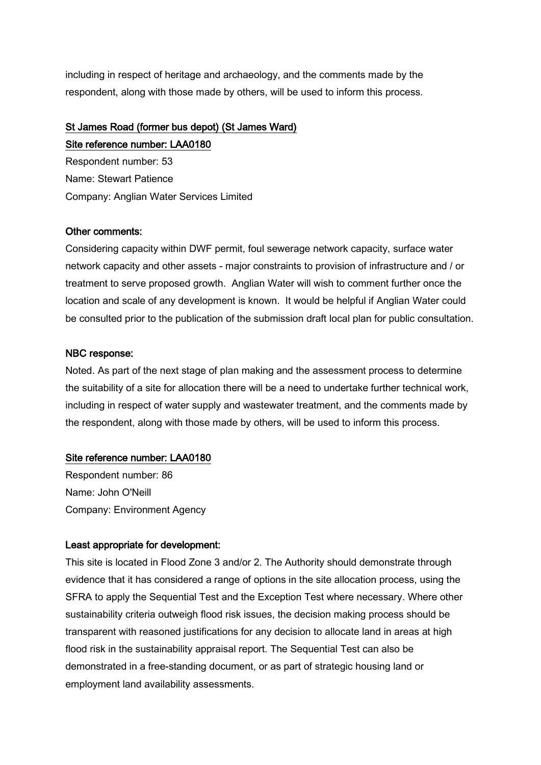including in respect of heritage and archaeology, and the comments made by the respondent, along with those made by others, will be used to inform this process.

<u>St James Road (former bus depot) (St James Ward)</u>

<u>Site reference number: LAA0180</u>

Respondent number: 53

Name: Stewart Patience

Company: Anglian Water Services Limited

**Other comments:**

Considering capacity within DWF permit, foul sewerage network capacity, surface water network capacity and other assets - major constraints to provision of infrastructure and / or treatment to serve proposed growth. Anglian Water will wish to comment further once the location and scale of any development is known. It would be helpful if Anglian Water could be consulted prior to the publication of the submission draft local plan for public consultation.

**NBC response:**

Noted. As part of the next stage of plan making and the assessment process to determine the suitability of a site for allocation there will be a need to undertake further technical work, including in respect of water supply and wastewater treatment, and the comments made by the respondent, along with those made by others, will be used to inform this process.

<u>Site reference number: LAA0180</u>

Respondent number: 86

Name: John O'Neill

Company: Environment Agency

**Least appropriate for development:**

This site is located in Flood Zone 3 and/or 2. The Authority should demonstrate through evidence that it has considered a range of options in the site allocation process, using the SFRA to apply the Sequential Test and the Exception Test where necessary. Where other sustainability criteria outweigh flood risk issues, the decision making process should be transparent with reasoned justifications for any decision to allocate land in areas at high flood risk in the sustainability appraisal report. The Sequential Test can also be demonstrated in a free-standing document, or as part of strategic housing land or employment land availability assessments.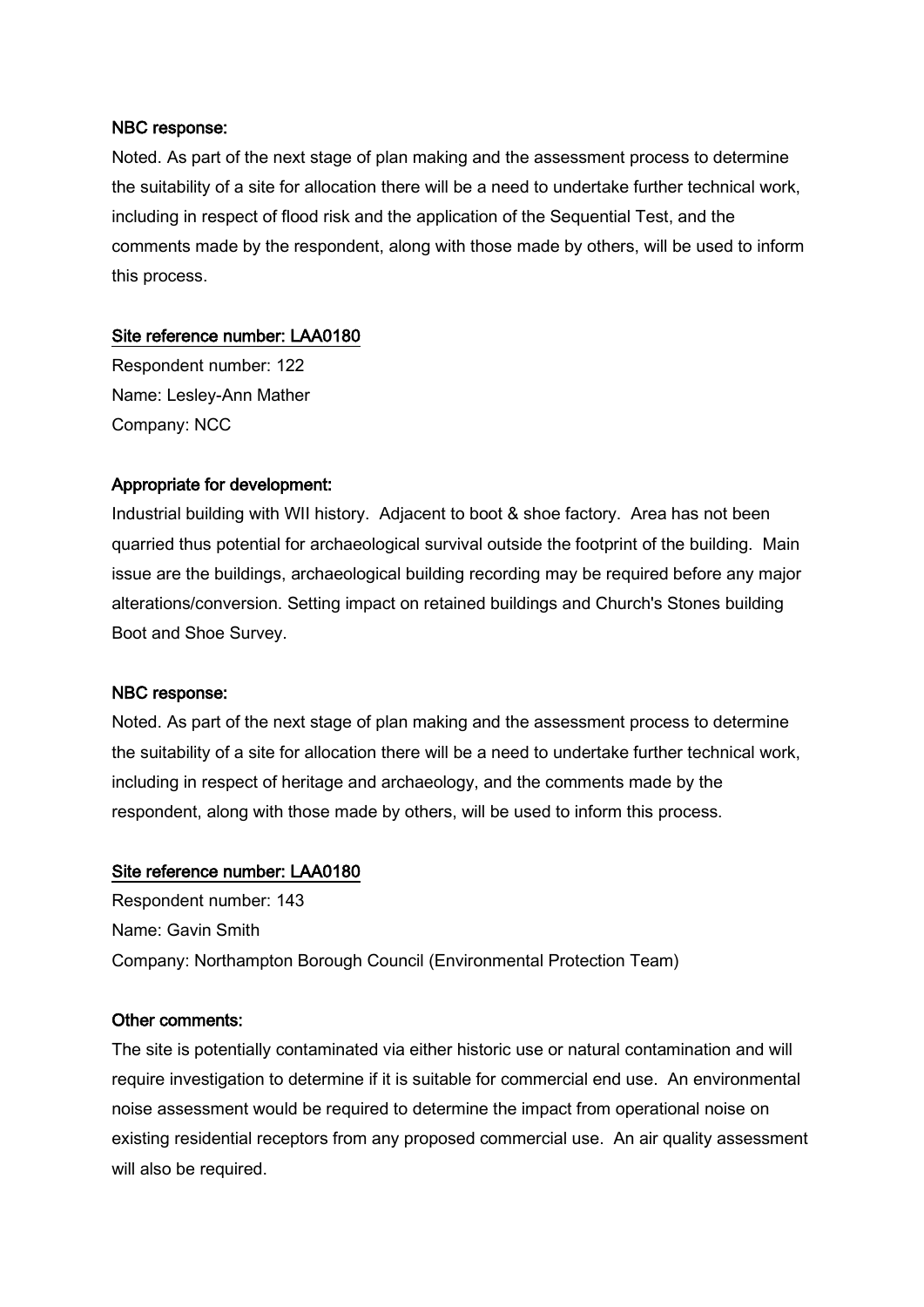**NBC response:**

Noted. As part of the next stage of plan making and the assessment process to determine the suitability of a site for allocation there will be a need to undertake further technical work, including in respect of flood risk and the application of the Sequential Test, and the comments made by the respondent, along with those made by others, will be used to inform this process.

**Site reference number: LAA0180**

Respondent number: 122

Name: Lesley-Ann Mather

Company: NCC

**Appropriate for development:**

Industrial building with WII history. Adjacent to boot & shoe factory. Area has not been quarried thus potential for archaeological survival outside the footprint of the building. Main issue are the buildings, archaeological building recording may be required before any major alterations/conversion. Setting impact on retained buildings and Church's Stones building Boot and Shoe Survey.

**NBC response:**

Noted. As part of the next stage of plan making and the assessment process to determine the suitability of a site for allocation there will be a need to undertake further technical work, including in respect of heritage and archaeology, and the comments made by the respondent, along with those made by others, will be used to inform this process.

**Site reference number: LAA0180**

Respondent number: 143

Name: Gavin Smith

Company: Northampton Borough Council (Environmental Protection Team)

**Other comments:**

The site is potentially contaminated via either historic use or natural contamination and will require investigation to determine if it is suitable for commercial end use. An environmental noise assessment would be required to determine the impact from operational noise on existing residential receptors from any proposed commercial use. An air quality assessment will also be required.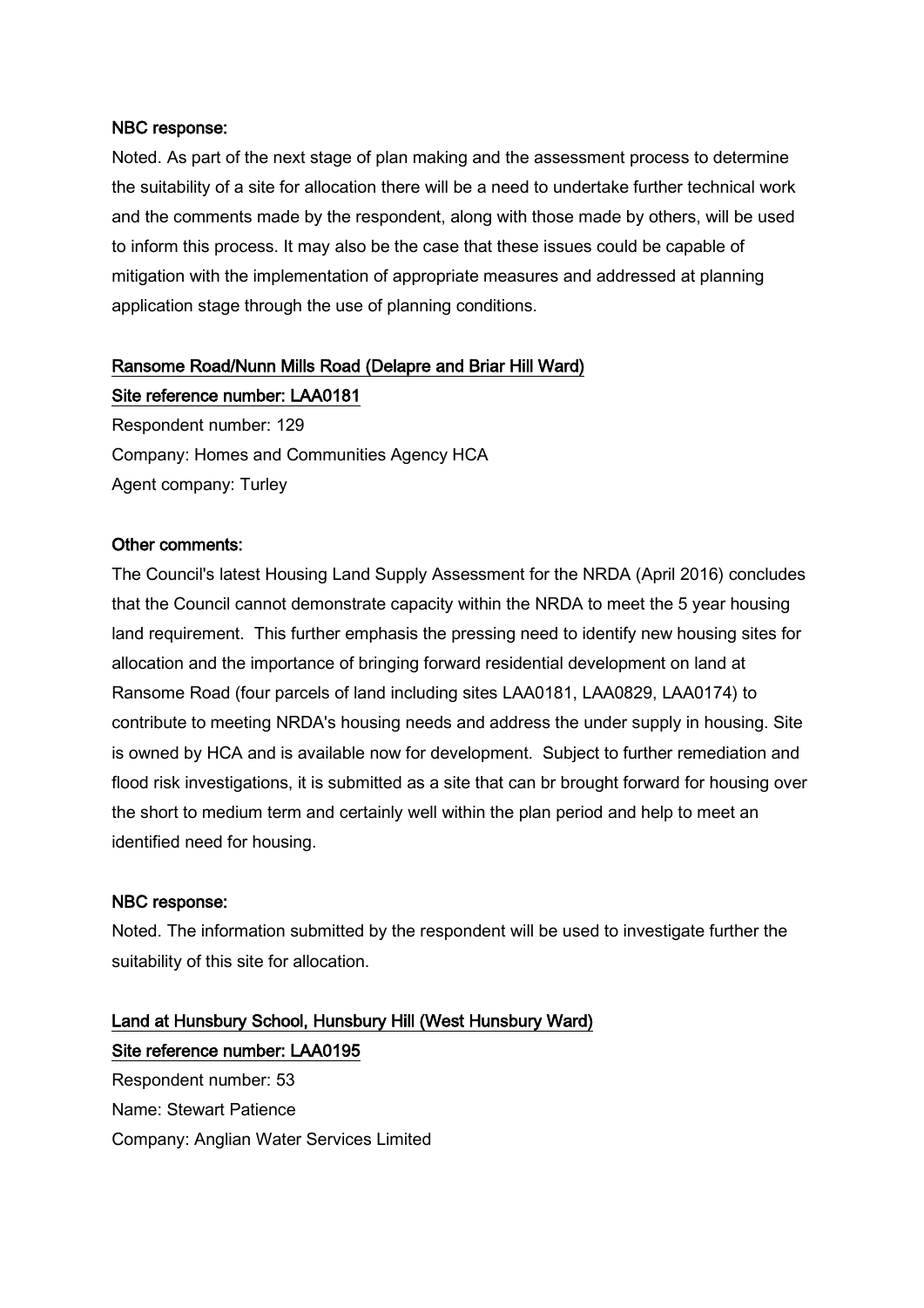**NBC response:**

Noted. As part of the next stage of plan making and the assessment process to determine the suitability of a site for allocation there will be a need to undertake further technical work and the comments made by the respondent, along with those made by others, will be used to inform this process. It may also be the case that these issues could be capable of mitigation with the implementation of appropriate measures and addressed at planning application stage through the use of planning conditions.

**Ransome Road/Nunn Mills Road (Delapre and Briar Hill Ward)**

**Site reference number: LAA0181**

Respondent number: 129

Company: Homes and Communities Agency HCA

Agent company: Turley

**Other comments:**

The Council's latest Housing Land Supply Assessment for the NRDA (April 2016) concludes that the Council cannot demonstrate capacity within the NRDA to meet the 5 year housing land requirement. This further emphasis the pressing need to identify new housing sites for allocation and the importance of bringing forward residential development on land at Ransome Road (four parcels of land including sites LAA0181, LAA0829, LAA0174) to contribute to meeting NRDA's housing needs and address the under supply in housing. Site is owned by HCA and is available now for development. Subject to further remediation and flood risk investigations, it is submitted as a site that can br brought forward for housing over the short to medium term and certainly well within the plan period and help to meet an identified need for housing.

**NBC response:**

Noted. The information submitted by the respondent will be used to investigate further the suitability of this site for allocation.

**Land at Hunsbury School, Hunsbury Hill (West Hunsbury Ward)**

**Site reference number: LAA0195**

Respondent number: 53

Name: Stewart Patience

Company: Anglian Water Services Limited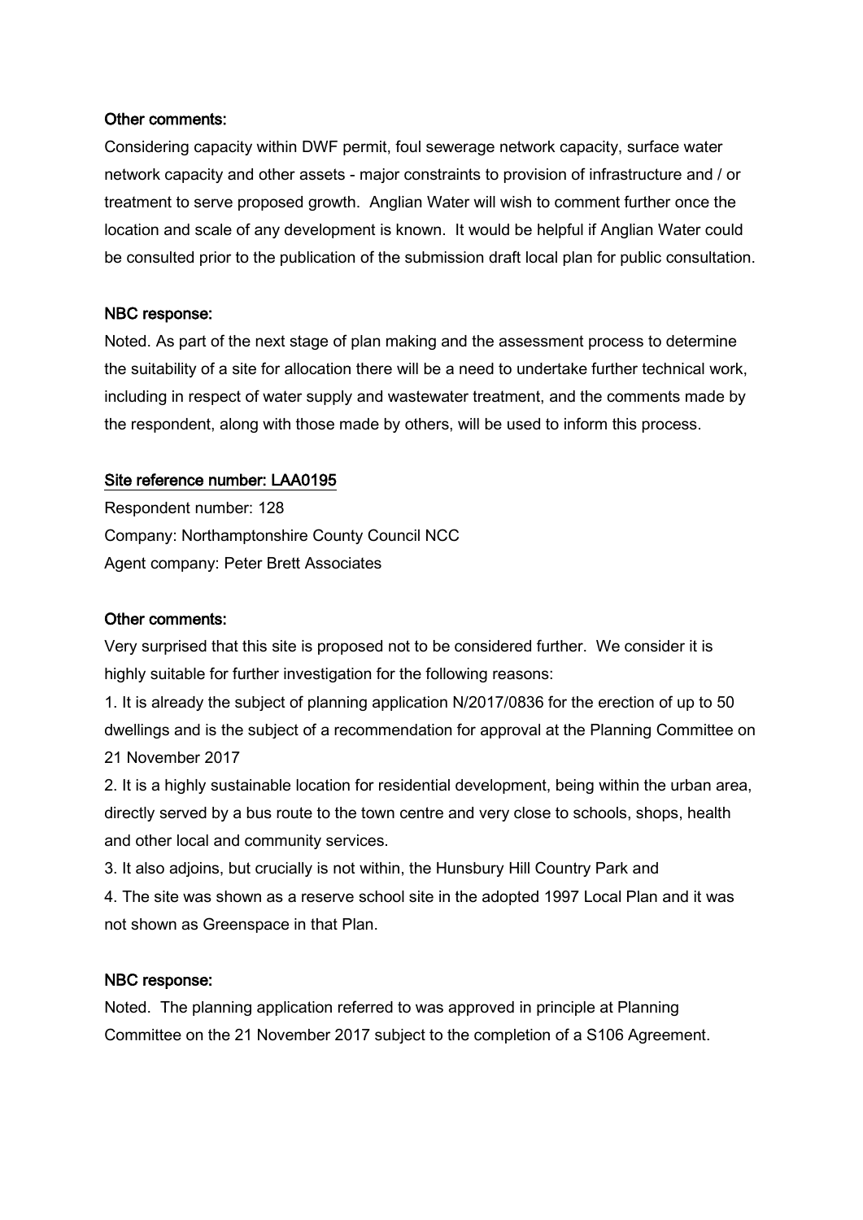**Other comments:**

Considering capacity within DWF permit, foul sewerage network capacity, surface water network capacity and other assets - major constraints to provision of infrastructure and / or treatment to serve proposed growth. Anglian Water will wish to comment further once the location and scale of any development is known. It would be helpful if Anglian Water could be consulted prior to the publication of the submission draft local plan for public consultation.

**NBC response:**

Noted. As part of the next stage of plan making and the assessment process to determine the suitability of a site for allocation there will be a need to undertake further technical work, including in respect of water supply and wastewater treatment, and the comments made by the respondent, along with those made by others, will be used to inform this process.

**Site reference number: LAA0195**

Respondent number: 128

Company: Northamptonshire County Council NCC

Agent company: Peter Brett Associates

**Other comments:**

Very surprised that this site is proposed not to be considered further. We consider it is highly suitable for further investigation for the following reasons:

1. It is already the subject of planning application N/2017/0836 for the erection of up to 50 dwellings and is the subject of a recommendation for approval at the Planning Committee on 21 November 2017
2. It is a highly sustainable location for residential development, being within the urban area, directly served by a bus route to the town centre and very close to schools, shops, health and other local and community services.
3. It also adjoins, but crucially is not within, the Hunsbury Hill Country Park and
4. The site was shown as a reserve school site in the adopted 1997 Local Plan and it was not shown as Greenspace in that Plan.

**NBC response:**

Noted. The planning application referred to was approved in principle at Planning Committee on the 21 November 2017 subject to the completion of a S106 Agreement.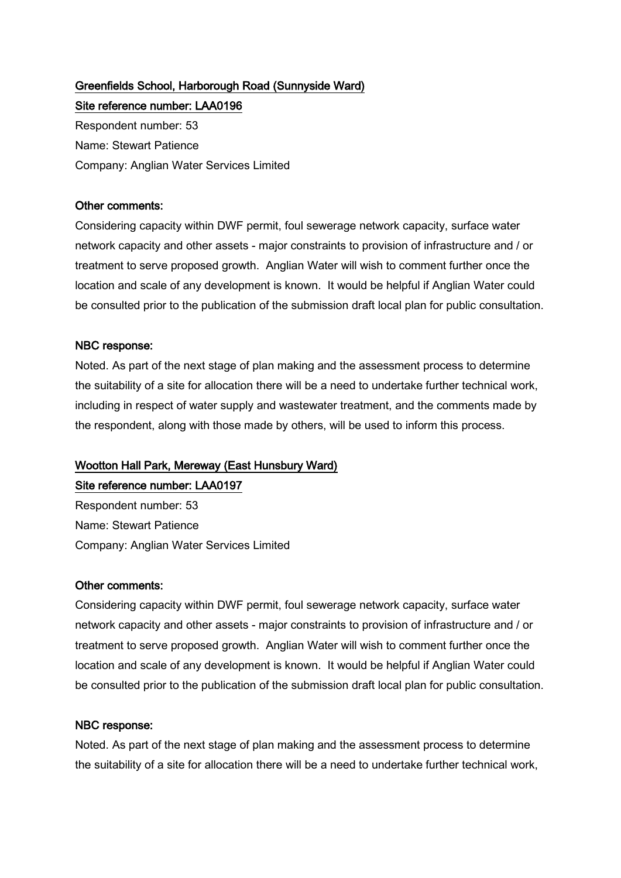<u>**Greenfields School, Harborough Road (Sunnyside Ward)**</u>

<u>**Site reference number: LAA0196**</u>

Respondent number: 53

Name: Stewart Patience

Company: Anglian Water Services Limited

**Other comments:**

Considering capacity within DWF permit, foul sewerage network capacity, surface water network capacity and other assets - major constraints to provision of infrastructure and / or treatment to serve proposed growth. Anglian Water will wish to comment further once the location and scale of any development is known. It would be helpful if Anglian Water could be consulted prior to the publication of the submission draft local plan for public consultation.

**NBC response:**

Noted. As part of the next stage of plan making and the assessment process to determine the suitability of a site for allocation there will be a need to undertake further technical work, including in respect of water supply and wastewater treatment, and the comments made by the respondent, along with those made by others, will be used to inform this process.

<u>**Wootton Hall Park, Mereway (East Hunsbury Ward)**</u>

<u>**Site reference number: LAA0197**</u>

Respondent number: 53

Name: Stewart Patience

Company: Anglian Water Services Limited

**Other comments:**

Considering capacity within DWF permit, foul sewerage network capacity, surface water network capacity and other assets - major constraints to provision of infrastructure and / or treatment to serve proposed growth. Anglian Water will wish to comment further once the location and scale of any development is known. It would be helpful if Anglian Water could be consulted prior to the publication of the submission draft local plan for public consultation.

**NBC response:**

Noted. As part of the next stage of plan making and the assessment process to determine the suitability of a site for allocation there will be a need to undertake further technical work,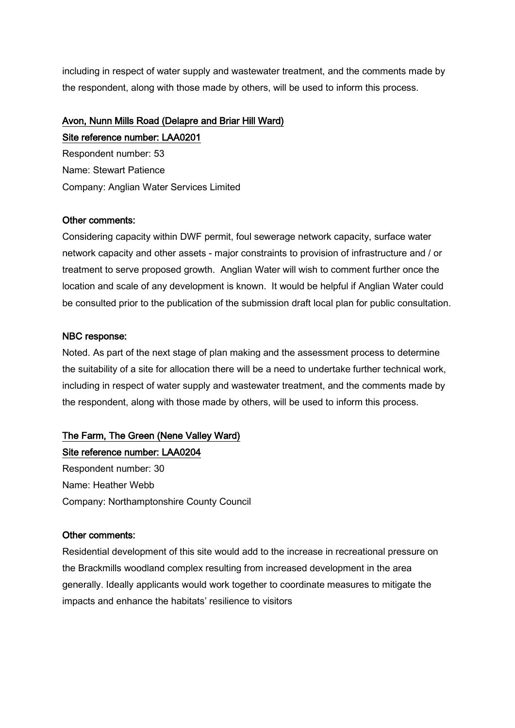including in respect of water supply and wastewater treatment, and the comments made by the respondent, along with those made by others, will be used to inform this process.

**Avon, Nunn Mills Road (Delapre and Briar Hill Ward)**

**Site reference number: LAA0201**

Respondent number: 53

Name: Stewart Patience

Company: Anglian Water Services Limited

**Other comments:**

Considering capacity within DWF permit, foul sewerage network capacity, surface water network capacity and other assets - major constraints to provision of infrastructure and / or treatment to serve proposed growth. Anglian Water will wish to comment further once the location and scale of any development is known. It would be helpful if Anglian Water could be consulted prior to the publication of the submission draft local plan for public consultation.

**NBC response:**

Noted. As part of the next stage of plan making and the assessment process to determine the suitability of a site for allocation there will be a need to undertake further technical work, including in respect of water supply and wastewater treatment, and the comments made by the respondent, along with those made by others, will be used to inform this process.

**The Farm, The Green (Nene Valley Ward)**

**Site reference number: LAA0204**

Respondent number: 30

Name: Heather Webb

Company: Northamptonshire County Council

**Other comments:**

Residential development of this site would add to the increase in recreational pressure on the Brackmills woodland complex resulting from increased development in the area generally. Ideally applicants would work together to coordinate measures to mitigate the impacts and enhance the habitats' resilience to visitors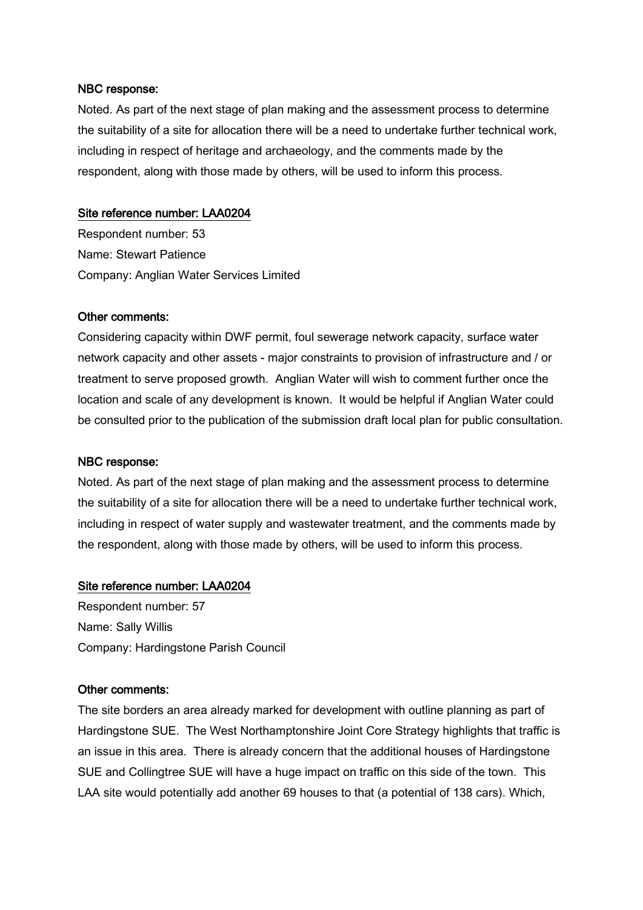**NBC response:**

Noted. As part of the next stage of plan making and the assessment process to determine the suitability of a site for allocation there will be a need to undertake further technical work, including in respect of heritage and archaeology, and the comments made by the respondent, along with those made by others, will be used to inform this process.

**Site reference number: LAA0204**

Respondent number: 53

Name: Stewart Patience

Company: Anglian Water Services Limited

**Other comments:**

Considering capacity within DWF permit, foul sewerage network capacity, surface water network capacity and other assets - major constraints to provision of infrastructure and / or treatment to serve proposed growth. Anglian Water will wish to comment further once the location and scale of any development is known. It would be helpful if Anglian Water could be consulted prior to the publication of the submission draft local plan for public consultation.

**NBC response:**

Noted. As part of the next stage of plan making and the assessment process to determine the suitability of a site for allocation there will be a need to undertake further technical work, including in respect of water supply and wastewater treatment, and the comments made by the respondent, along with those made by others, will be used to inform this process.

**Site reference number: LAA0204**

Respondent number: 57

Name: Sally Willis

Company: Hardingstone Parish Council

**Other comments:**

The site borders an area already marked for development with outline planning as part of Hardingstone SUE. The West Northamptonshire Joint Core Strategy highlights that traffic is an issue in this area. There is already concern that the additional houses of Hardingstone SUE and Collingtree SUE will have a huge impact on traffic on this side of the town. This LAA site would potentially add another 69 houses to that (a potential of 138 cars). Which,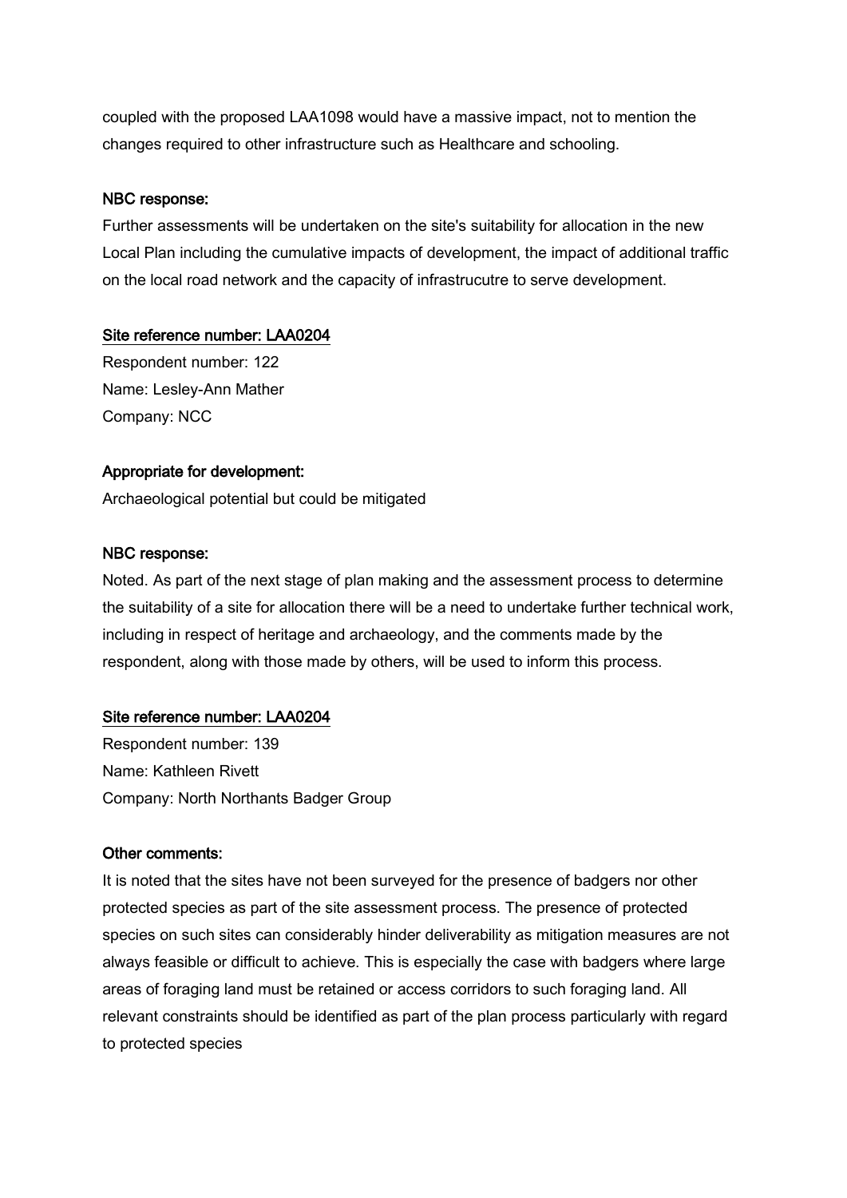coupled with the proposed LAA1098 would have a massive impact, not to mention the changes required to other infrastructure such as Healthcare and schooling.

NBC response:

Further assessments will be undertaken on the site's suitability for allocation in the new Local Plan including the cumulative impacts of development, the impact of additional traffic on the local road network and the capacity of infrastrucutre to serve development.

Site reference number: LAA0204

Respondent number: 122

Name: Lesley-Ann Mather

Company: NCC

Appropriate for development:

Archaeological potential but could be mitigated

NBC response:

Noted. As part of the next stage of plan making and the assessment process to determine the suitability of a site for allocation there will be a need to undertake further technical work, including in respect of heritage and archaeology, and the comments made by the respondent, along with those made by others, will be used to inform this process.

Site reference number: LAA0204

Respondent number: 139

Name: Kathleen Rivett

Company: North Northants Badger Group

Other comments:

It is noted that the sites have not been surveyed for the presence of badgers nor other protected species as part of the site assessment process. The presence of protected species on such sites can considerably hinder deliverability as mitigation measures are not always feasible or difficult to achieve. This is especially the case with badgers where large areas of foraging land must be retained or access corridors to such foraging land. All relevant constraints should be identified as part of the plan process particularly with regard to protected species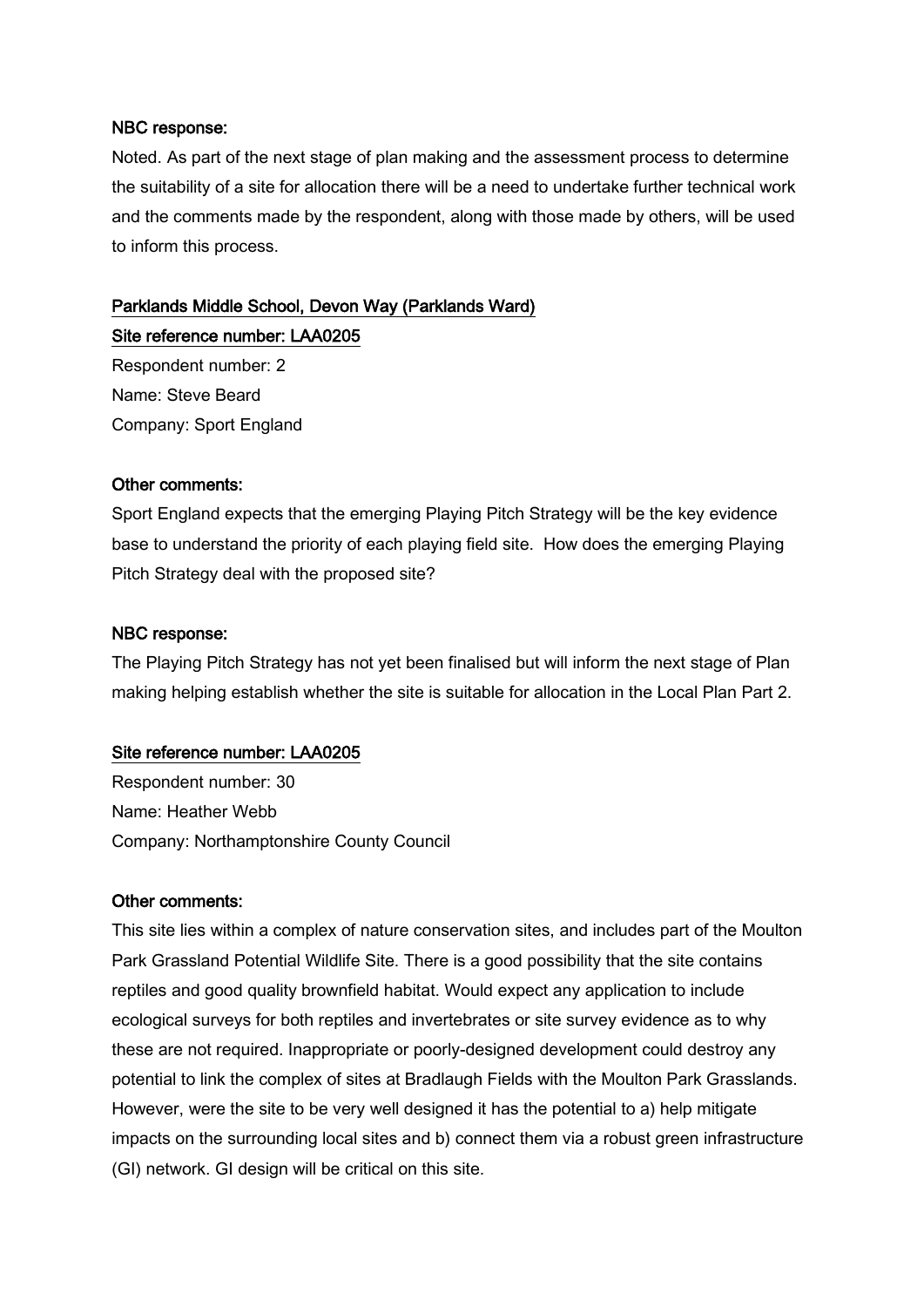**NBC response:**

Noted. As part of the next stage of plan making and the assessment process to determine the suitability of a site for allocation there will be a need to undertake further technical work and the comments made by the respondent, along with those made by others, will be used to inform this process.

**Parklands Middle School, Devon Way (Parklands Ward)**

**Site reference number: LAA0205**

Respondent number: 2

Name: Steve Beard

Company: Sport England

**Other comments:**

Sport England expects that the emerging Playing Pitch Strategy will be the key evidence base to understand the priority of each playing field site. How does the emerging Playing Pitch Strategy deal with the proposed site?

**NBC response:**

The Playing Pitch Strategy has not yet been finalised but will inform the next stage of Plan making helping establish whether the site is suitable for allocation in the Local Plan Part 2.

**Site reference number: LAA0205**

Respondent number: 30

Name: Heather Webb

Company: Northamptonshire County Council

**Other comments:**

This site lies within a complex of nature conservation sites, and includes part of the Moulton Park Grassland Potential Wildlife Site. There is a good possibility that the site contains reptiles and good quality brownfield habitat. Would expect any application to include ecological surveys for both reptiles and invertebrates or site survey evidence as to why these are not required. Inappropriate or poorly-designed development could destroy any potential to link the complex of sites at Bradlaugh Fields with the Moulton Park Grasslands. However, were the site to be very well designed it has the potential to a) help mitigate impacts on the surrounding local sites and b) connect them via a robust green infrastructure (GI) network. GI design will be critical on this site.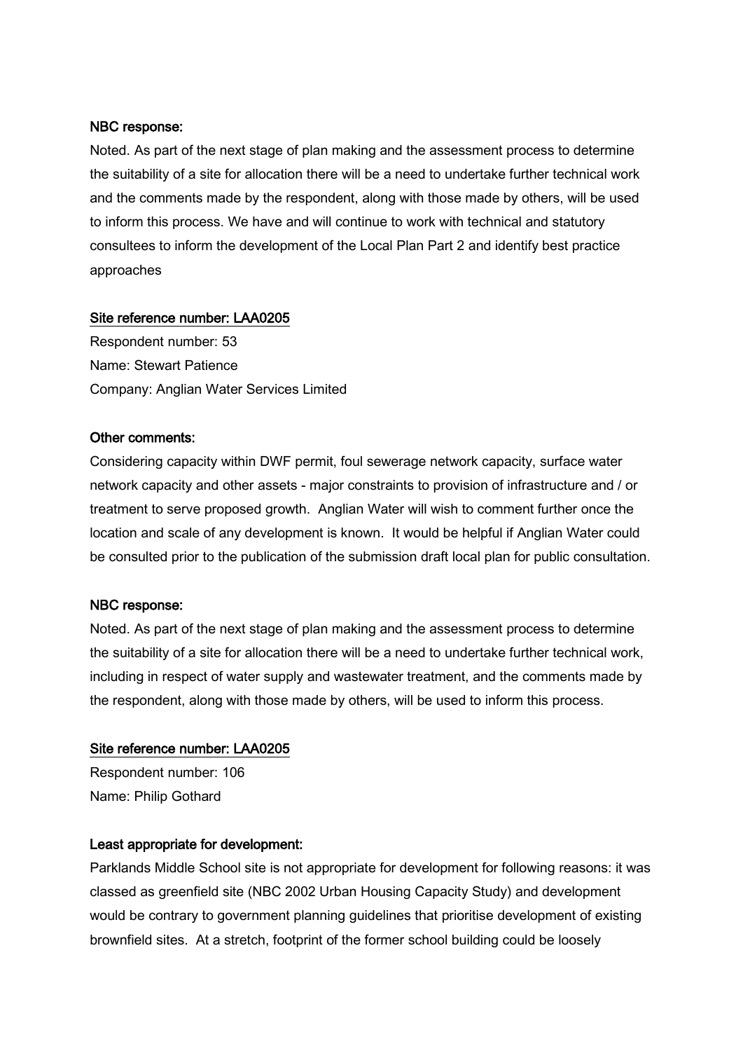**NBC response:**

Noted. As part of the next stage of plan making and the assessment process to determine the suitability of a site for allocation there will be a need to undertake further technical work and the comments made by the respondent, along with those made by others, will be used to inform this process. We have and will continue to work with technical and statutory consultees to inform the development of the Local Plan Part 2 and identify best practice approaches

**Site reference number: LAA0205**

Respondent number: 53
Name: Stewart Patience
Company: Anglian Water Services Limited

**Other comments:**

Considering capacity within DWF permit, foul sewerage network capacity, surface water network capacity and other assets - major constraints to provision of infrastructure and / or treatment to serve proposed growth. Anglian Water will wish to comment further once the location and scale of any development is known. It would be helpful if Anglian Water could be consulted prior to the publication of the submission draft local plan for public consultation.

**NBC response:**

Noted. As part of the next stage of plan making and the assessment process to determine the suitability of a site for allocation there will be a need to undertake further technical work, including in respect of water supply and wastewater treatment, and the comments made by the respondent, along with those made by others, will be used to inform this process.

**Site reference number: LAA0205**

Respondent number: 106
Name: Philip Gothard

**Least appropriate for development:**

Parklands Middle School site is not appropriate for development for following reasons: it was classed as greenfield site (NBC 2002 Urban Housing Capacity Study) and development would be contrary to government planning guidelines that prioritise development of existing brownfield sites. At a stretch, footprint of the former school building could be loosely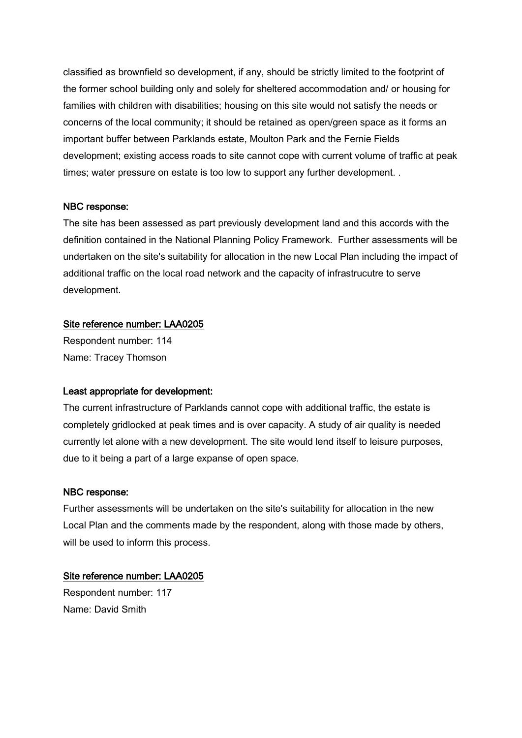classified as brownfield so development, if any, should be strictly limited to the footprint of the former school building only and solely for sheltered accommodation and/ or housing for families with children with disabilities; housing on this site would not satisfy the needs or concerns of the local community; it should be retained as open/green space as it forms an important buffer between Parklands estate, Moulton Park and the Fernie Fields development; existing access roads to site cannot cope with current volume of traffic at peak times; water pressure on estate is too low to support any further development. .

**NBC response:**

The site has been assessed as part previously development land and this accords with the definition contained in the National Planning Policy Framework. Further assessments will be undertaken on the site's suitability for allocation in the new Local Plan including the impact of additional traffic on the local road network and the capacity of infrastrucutre to serve development.

**Site reference number: LAA0205**

Respondent number: 114

Name: Tracey Thomson

**Least appropriate for development:**

The current infrastructure of Parklands cannot cope with additional traffic, the estate is completely gridlocked at peak times and is over capacity. A study of air quality is needed currently let alone with a new development. The site would lend itself to leisure purposes, due to it being a part of a large expanse of open space.

**NBC response:**

Further assessments will be undertaken on the site's suitability for allocation in the new Local Plan and the comments made by the respondent, along with those made by others, will be used to inform this process.

**Site reference number: LAA0205**

Respondent number: 117

Name: David Smith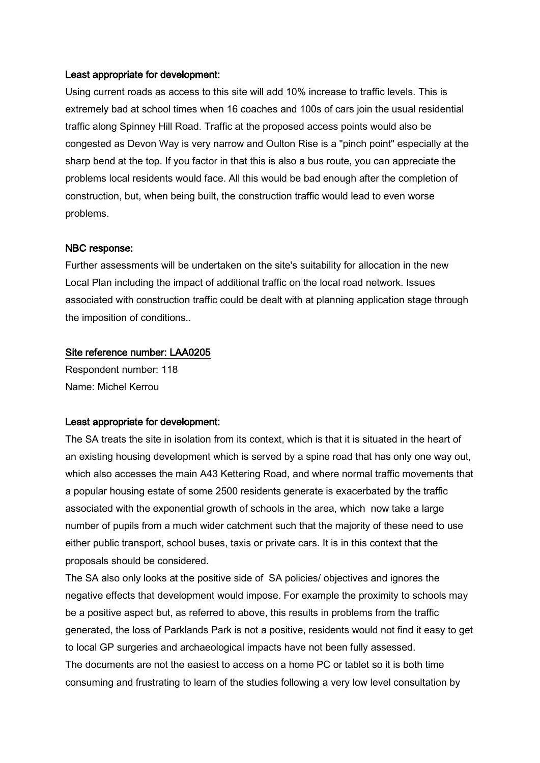**Least appropriate for development:**

Using current roads as access to this site will add 10% increase to traffic levels. This is extremely bad at school times when 16 coaches and 100s of cars join the usual residential traffic along Spinney Hill Road. Traffic at the proposed access points would also be congested as Devon Way is very narrow and Oulton Rise is a "pinch point" especially at the sharp bend at the top. If you factor in that this is also a bus route, you can appreciate the problems local residents would face. All this would be bad enough after the completion of construction, but, when being built, the construction traffic would lead to even worse problems.

**NBC response:**

Further assessments will be undertaken on the site's suitability for allocation in the new Local Plan including the impact of additional traffic on the local road network. Issues associated with construction traffic could be dealt with at planning application stage through the imposition of conditions..

**Site reference number: LAA0205**

Respondent number: 118

Name: Michel Kerrou

**Least appropriate for development:**

The SA treats the site in isolation from its context, which is that it is situated in the heart of an existing housing development which is served by a spine road that has only one way out, which also accesses the main A43 Kettering Road, and where normal traffic movements that a popular housing estate of some 2500 residents generate is exacerbated by the traffic associated with the exponential growth of schools in the area, which now take a large number of pupils from a much wider catchment such that the majority of these need to use either public transport, school buses, taxis or private cars. It is in this context that the proposals should be considered.

The SA also only looks at the positive side of SA policies/ objectives and ignores the negative effects that development would impose. For example the proximity to schools may be a positive aspect but, as referred to above, this results in problems from the traffic generated, the loss of Parklands Park is not a positive, residents would not find it easy to get to local GP surgeries and archaeological impacts have not been fully assessed.

The documents are not the easiest to access on a home PC or tablet so it is both time consuming and frustrating to learn of the studies following a very low level consultation by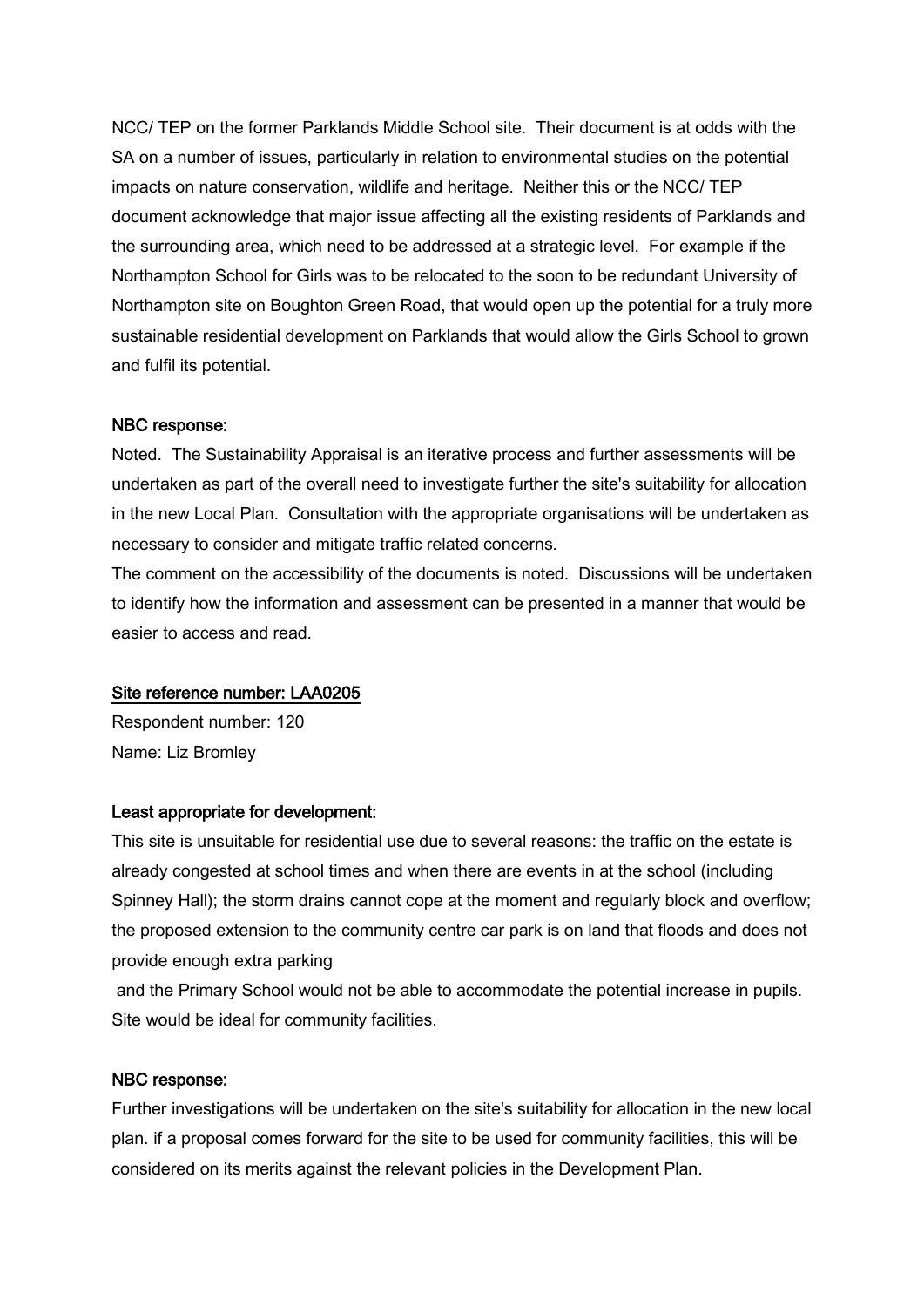NCC/ TEP on the former Parklands Middle School site. Their document is at odds with the SA on a number of issues, particularly in relation to environmental studies on the potential impacts on nature conservation, wildlife and heritage. Neither this or the NCC/ TEP document acknowledge that major issue affecting all the existing residents of Parklands and the surrounding area, which need to be addressed at a strategic level. For example if the Northampton School for Girls was to be relocated to the soon to be redundant University of Northampton site on Boughton Green Road, that would open up the potential for a truly more sustainable residential development on Parklands that would allow the Girls School to grown and fulfil its potential.

**NBC response:**

Noted. The Sustainability Appraisal is an iterative process and further assessments will be undertaken as part of the overall need to investigate further the site's suitability for allocation in the new Local Plan. Consultation with the appropriate organisations will be undertaken as necessary to consider and mitigate traffic related concerns.

The comment on the accessibility of the documents is noted. Discussions will be undertaken to identify how the information and assessment can be presented in a manner that would be easier to access and read.

<u>Site reference number: LAA0205</u>

Respondent number: 120

Name: Liz Bromley

**Least appropriate for development:**

This site is unsuitable for residential use due to several reasons: the traffic on the estate is already congested at school times and when there are events in at the school (including Spinney Hall); the storm drains cannot cope at the moment and regularly block and overflow; the proposed extension to the community centre car park is on land that floods and does not provide enough extra parking

and the Primary School would not be able to accommodate the potential increase in pupils. Site would be ideal for community facilities.

**NBC response:**

Further investigations will be undertaken on the site's suitability for allocation in the new local plan. if a proposal comes forward for the site to be used for community facilities, this will be considered on its merits against the relevant policies in the Development Plan.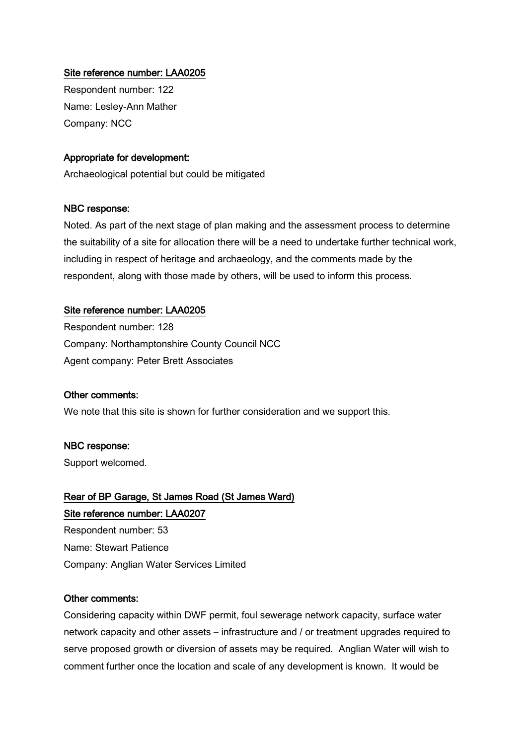Site reference number: LAA0205

Respondent number: 122
Name: Lesley-Ann Mather
Company: NCC

**Appropriate for development:**

Archaeological potential but could be mitigated

**NBC response:**

Noted. As part of the next stage of plan making and the assessment process to determine the suitability of a site for allocation there will be a need to undertake further technical work, including in respect of heritage and archaeology, and the comments made by the respondent, along with those made by others, will be used to inform this process.

Site reference number: LAA0205

Respondent number: 128
Company: Northamptonshire County Council NCC
Agent company: Peter Brett Associates

**Other comments:**

We note that this site is shown for further consideration and we support this.

**NBC response:**

Support welcomed.

## Rear of BP Garage, St James Road (St James Ward)

Site reference number: LAA0207

Respondent number: 53
Name: Stewart Patience
Company: Anglian Water Services Limited

**Other comments:**

Considering capacity within DWF permit, foul sewerage network capacity, surface water network capacity and other assets – infrastructure and / or treatment upgrades required to serve proposed growth or diversion of assets may be required. Anglian Water will wish to comment further once the location and scale of any development is known. It would be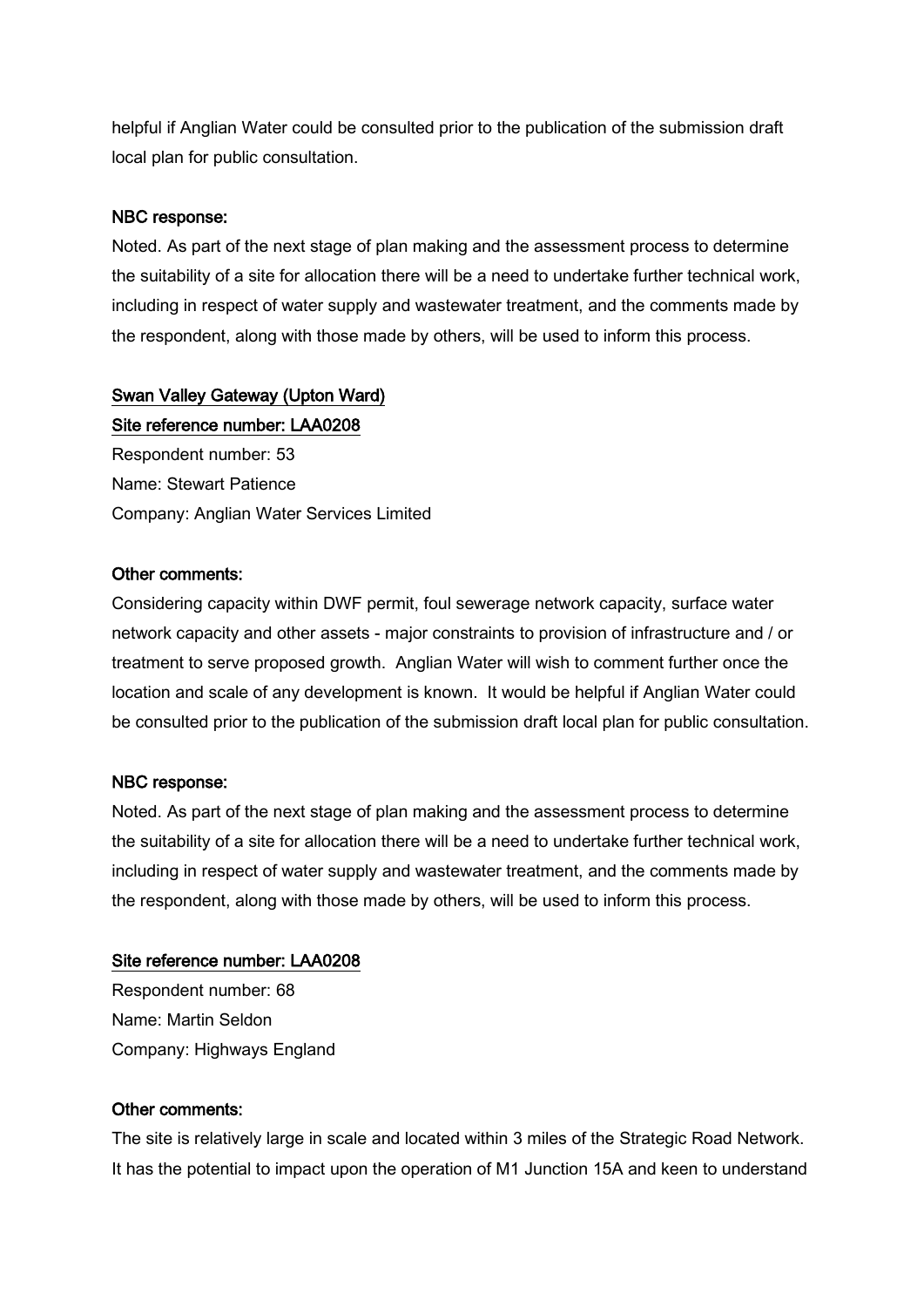helpful if Anglian Water could be consulted prior to the publication of the submission draft local plan for public consultation.

**NBC response:**

Noted. As part of the next stage of plan making and the assessment process to determine the suitability of a site for allocation there will be a need to undertake further technical work, including in respect of water supply and wastewater treatment, and the comments made by the respondent, along with those made by others, will be used to inform this process.

**Swan Valley Gateway (Upton Ward)**

**Site reference number: LAA0208**

Respondent number: 53
Name: Stewart Patience
Company: Anglian Water Services Limited

**Other comments:**

Considering capacity within DWF permit, foul sewerage network capacity, surface water network capacity and other assets - major constraints to provision of infrastructure and / or treatment to serve proposed growth. Anglian Water will wish to comment further once the location and scale of any development is known. It would be helpful if Anglian Water could be consulted prior to the publication of the submission draft local plan for public consultation.

**NBC response:**

Noted. As part of the next stage of plan making and the assessment process to determine the suitability of a site for allocation there will be a need to undertake further technical work, including in respect of water supply and wastewater treatment, and the comments made by the respondent, along with those made by others, will be used to inform this process.

**Site reference number: LAA0208**

Respondent number: 68
Name: Martin Seldon
Company: Highways England

**Other comments:**

The site is relatively large in scale and located within 3 miles of the Strategic Road Network. It has the potential to impact upon the operation of M1 Junction 15A and keen to understand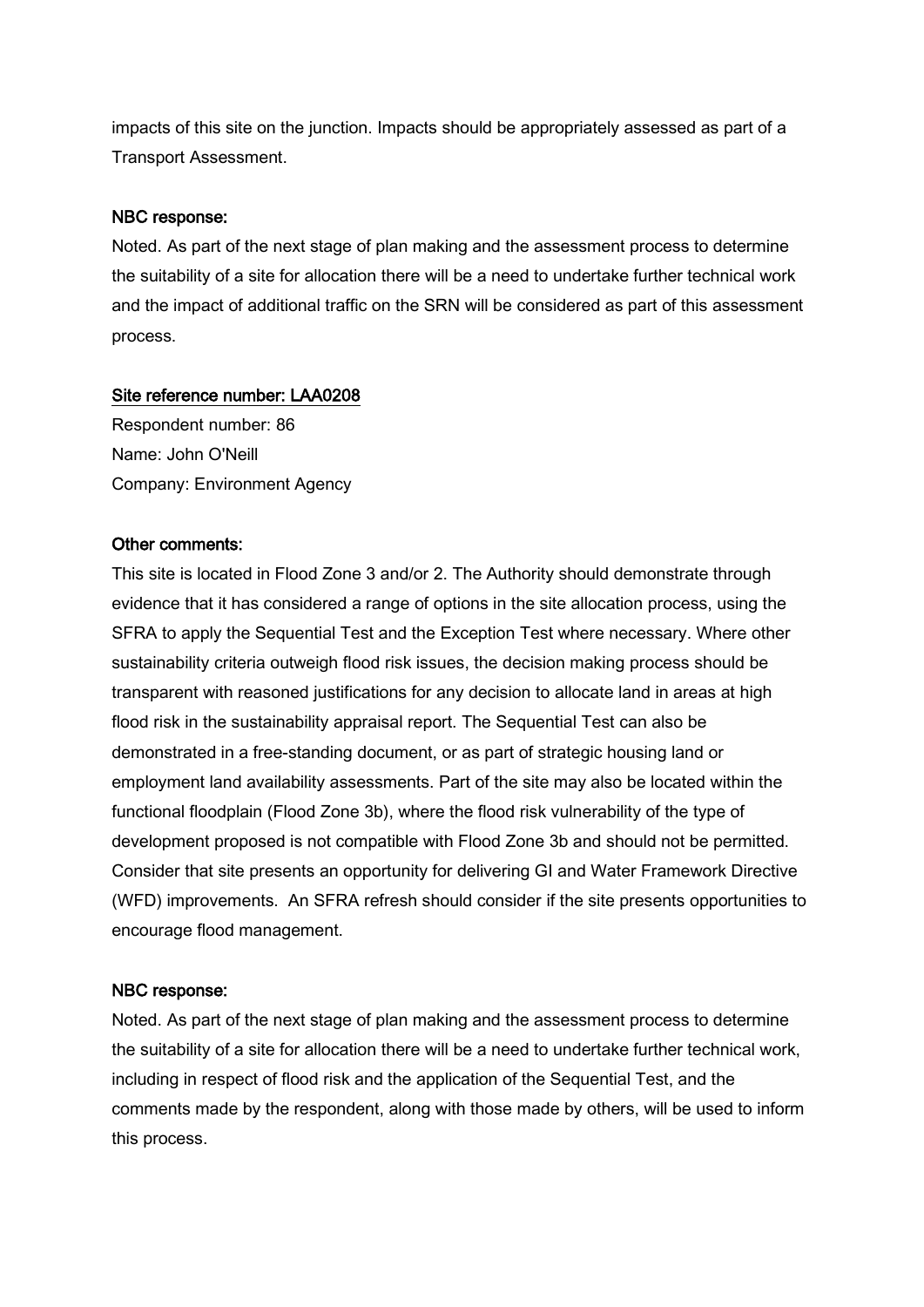impacts of this site on the junction. Impacts should be appropriately assessed as part of a Transport Assessment.

NBC response:

Noted. As part of the next stage of plan making and the assessment process to determine the suitability of a site for allocation there will be a need to undertake further technical work and the impact of additional traffic on the SRN will be considered as part of this assessment process.

Site reference number: LAA0208

Respondent number: 86
Name: John O'Neill
Company: Environment Agency

Other comments:

This site is located in Flood Zone 3 and/or 2. The Authority should demonstrate through evidence that it has considered a range of options in the site allocation process, using the SFRA to apply the Sequential Test and the Exception Test where necessary. Where other sustainability criteria outweigh flood risk issues, the decision making process should be transparent with reasoned justifications for any decision to allocate land in areas at high flood risk in the sustainability appraisal report. The Sequential Test can also be demonstrated in a free-standing document, or as part of strategic housing land or employment land availability assessments. Part of the site may also be located within the functional floodplain (Flood Zone 3b), where the flood risk vulnerability of the type of development proposed is not compatible with Flood Zone 3b and should not be permitted. Consider that site presents an opportunity for delivering GI and Water Framework Directive (WFD) improvements. An SFRA refresh should consider if the site presents opportunities to encourage flood management.

NBC response:

Noted. As part of the next stage of plan making and the assessment process to determine the suitability of a site for allocation there will be a need to undertake further technical work, including in respect of flood risk and the application of the Sequential Test, and the comments made by the respondent, along with those made by others, will be used to inform this process.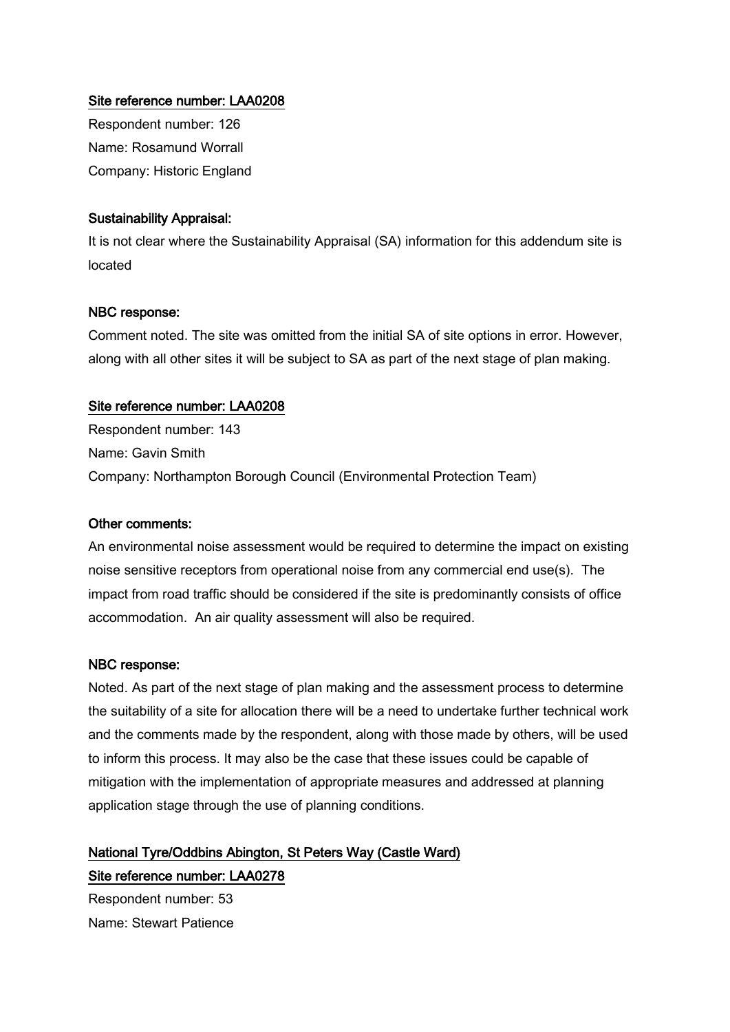<u>Site reference number: LAA0208</u>

Respondent number: 126
Name: Rosamund Worrall
Company: Historic England

**Sustainability Appraisal:**

It is not clear where the Sustainability Appraisal (SA) information for this addendum site is located

**NBC response:**

Comment noted. The site was omitted from the initial SA of site options in error. However, along with all other sites it will be subject to SA as part of the next stage of plan making.

<u>Site reference number: LAA0208</u>

Respondent number: 143
Name: Gavin Smith
Company: Northampton Borough Council (Environmental Protection Team)

**Other comments:**

An environmental noise assessment would be required to determine the impact on existing noise sensitive receptors from operational noise from any commercial end use(s). The impact from road traffic should be considered if the site is predominantly consists of office accommodation. An air quality assessment will also be required.

**NBC response:**

Noted. As part of the next stage of plan making and the assessment process to determine the suitability of a site for allocation there will be a need to undertake further technical work and the comments made by the respondent, along with those made by others, will be used to inform this process. It may also be the case that these issues could be capable of mitigation with the implementation of appropriate measures and addressed at planning application stage through the use of planning conditions.

<u>National Tyre/Oddbins Abington, St Peters Way (Castle Ward)</u>
<u>Site reference number: LAA0278</u>

Respondent number: 53
Name: Stewart Patience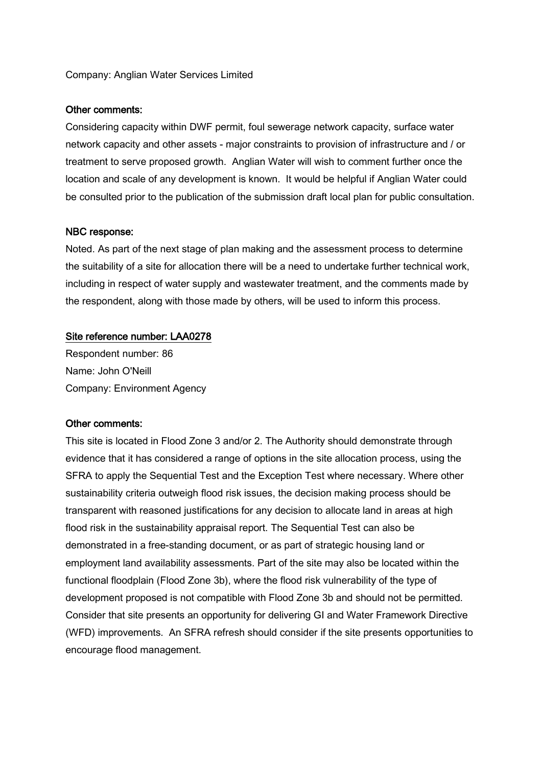Company: Anglian Water Services Limited

**Other comments:**

Considering capacity within DWF permit, foul sewerage network capacity, surface water network capacity and other assets - major constraints to provision of infrastructure and / or treatment to serve proposed growth. Anglian Water will wish to comment further once the location and scale of any development is known. It would be helpful if Anglian Water could be consulted prior to the publication of the submission draft local plan for public consultation.

**NBC response:**

Noted. As part of the next stage of plan making and the assessment process to determine the suitability of a site for allocation there will be a need to undertake further technical work, including in respect of water supply and wastewater treatment, and the comments made by the respondent, along with those made by others, will be used to inform this process.

**Site reference number: LAA0278**

Respondent number: 86
Name: John O'Neill
Company: Environment Agency

**Other comments:**

This site is located in Flood Zone 3 and/or 2. The Authority should demonstrate through evidence that it has considered a range of options in the site allocation process, using the SFRA to apply the Sequential Test and the Exception Test where necessary. Where other sustainability criteria outweigh flood risk issues, the decision making process should be transparent with reasoned justifications for any decision to allocate land in areas at high flood risk in the sustainability appraisal report. The Sequential Test can also be demonstrated in a free-standing document, or as part of strategic housing land or employment land availability assessments. Part of the site may also be located within the functional floodplain (Flood Zone 3b), where the flood risk vulnerability of the type of development proposed is not compatible with Flood Zone 3b and should not be permitted. Consider that site presents an opportunity for delivering GI and Water Framework Directive (WFD) improvements. An SFRA refresh should consider if the site presents opportunities to encourage flood management.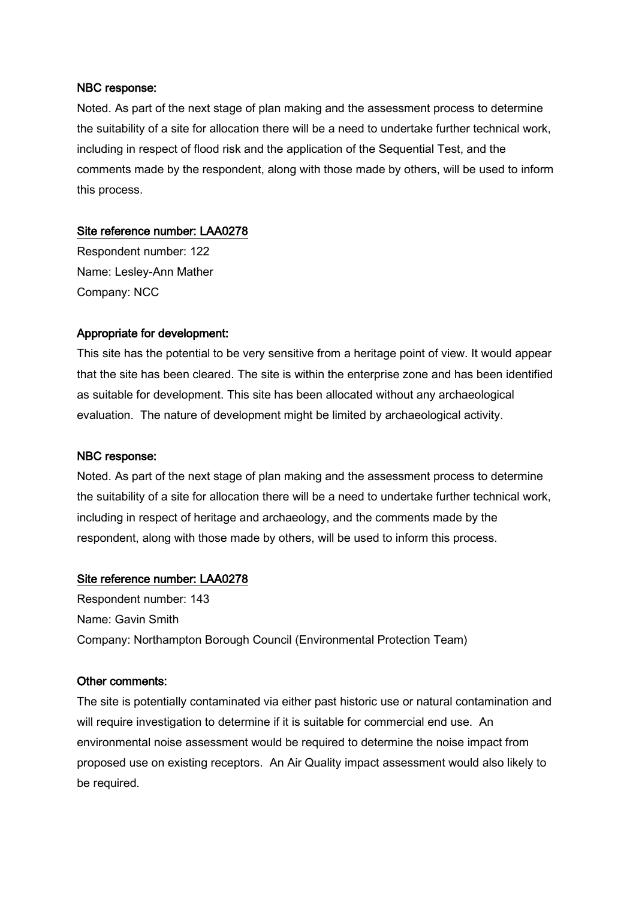**NBC response:**

Noted. As part of the next stage of plan making and the assessment process to determine the suitability of a site for allocation there will be a need to undertake further technical work, including in respect of flood risk and the application of the Sequential Test, and the comments made by the respondent, along with those made by others, will be used to inform this process.

**Site reference number: LAA0278**

Respondent number: 122

Name: Lesley-Ann Mather

Company: NCC

**Appropriate for development:**

This site has the potential to be very sensitive from a heritage point of view. It would appear that the site has been cleared. The site is within the enterprise zone and has been identified as suitable for development. This site has been allocated without any archaeological evaluation. The nature of development might be limited by archaeological activity.

**NBC response:**

Noted. As part of the next stage of plan making and the assessment process to determine the suitability of a site for allocation there will be a need to undertake further technical work, including in respect of heritage and archaeology, and the comments made by the respondent, along with those made by others, will be used to inform this process.

**Site reference number: LAA0278**

Respondent number: 143

Name: Gavin Smith

Company: Northampton Borough Council (Environmental Protection Team)

**Other comments:**

The site is potentially contaminated via either past historic use or natural contamination and will require investigation to determine if it is suitable for commercial end use. An environmental noise assessment would be required to determine the noise impact from proposed use on existing receptors. An Air Quality impact assessment would also likely to be required.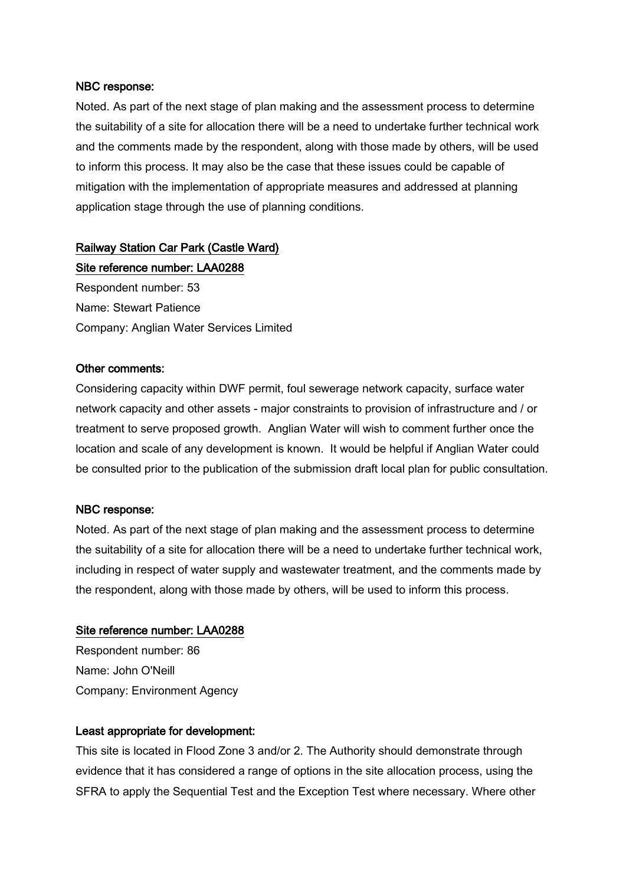**NBC response:**

Noted. As part of the next stage of plan making and the assessment process to determine the suitability of a site for allocation there will be a need to undertake further technical work and the comments made by the respondent, along with those made by others, will be used to inform this process. It may also be the case that these issues could be capable of mitigation with the implementation of appropriate measures and addressed at planning application stage through the use of planning conditions.

<u>Railway Station Car Park (Castle Ward)</u>

<u>Site reference number: LAA0288</u>

Respondent number: 53

Name: Stewart Patience

Company: Anglian Water Services Limited

**Other comments:**

Considering capacity within DWF permit, foul sewerage network capacity, surface water network capacity and other assets - major constraints to provision of infrastructure and / or treatment to serve proposed growth. Anglian Water will wish to comment further once the location and scale of any development is known. It would be helpful if Anglian Water could be consulted prior to the publication of the submission draft local plan for public consultation.

**NBC response:**

Noted. As part of the next stage of plan making and the assessment process to determine the suitability of a site for allocation there will be a need to undertake further technical work, including in respect of water supply and wastewater treatment, and the comments made by the respondent, along with those made by others, will be used to inform this process.

<u>Site reference number: LAA0288</u>

Respondent number: 86

Name: John O'Neill

Company: Environment Agency

**Least appropriate for development:**

This site is located in Flood Zone 3 and/or 2. The Authority should demonstrate through evidence that it has considered a range of options in the site allocation process, using the SFRA to apply the Sequential Test and the Exception Test where necessary. Where other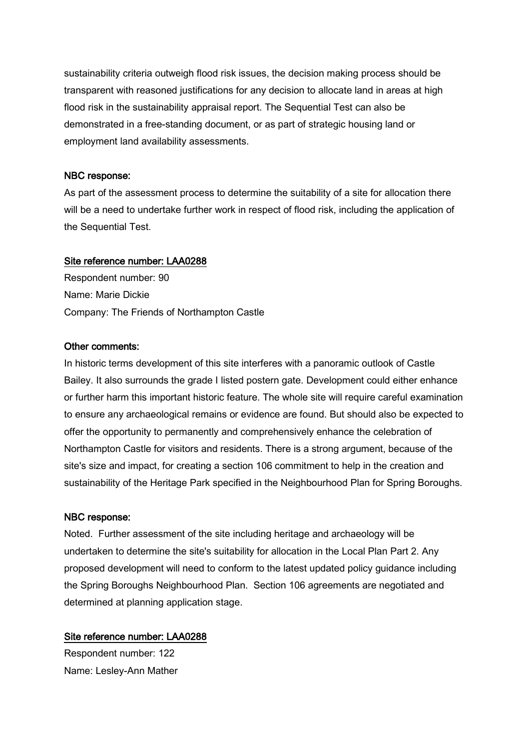sustainability criteria outweigh flood risk issues, the decision making process should be transparent with reasoned justifications for any decision to allocate land in areas at high flood risk in the sustainability appraisal report. The Sequential Test can also be demonstrated in a free-standing document, or as part of strategic housing land or employment land availability assessments.

NBC response:

As part of the assessment process to determine the suitability of a site for allocation there will be a need to undertake further work in respect of flood risk, including the application of the Sequential Test.

Site reference number: LAA0288

Respondent number: 90
Name: Marie Dickie
Company: The Friends of Northampton Castle

Other comments:

In historic terms development of this site interferes with a panoramic outlook of Castle Bailey. It also surrounds the grade I listed postern gate. Development could either enhance or further harm this important historic feature. The whole site will require careful examination to ensure any archaeological remains or evidence are found. But should also be expected to offer the opportunity to permanently and comprehensively enhance the celebration of Northampton Castle for visitors and residents. There is a strong argument, because of the site's size and impact, for creating a section 106 commitment to help in the creation and sustainability of the Heritage Park specified in the Neighbourhood Plan for Spring Boroughs.

NBC response:

Noted. Further assessment of the site including heritage and archaeology will be undertaken to determine the site's suitability for allocation in the Local Plan Part 2. Any proposed development will need to conform to the latest updated policy guidance including the Spring Boroughs Neighbourhood Plan. Section 106 agreements are negotiated and determined at planning application stage.

Site reference number: LAA0288

Respondent number: 122
Name: Lesley-Ann Mather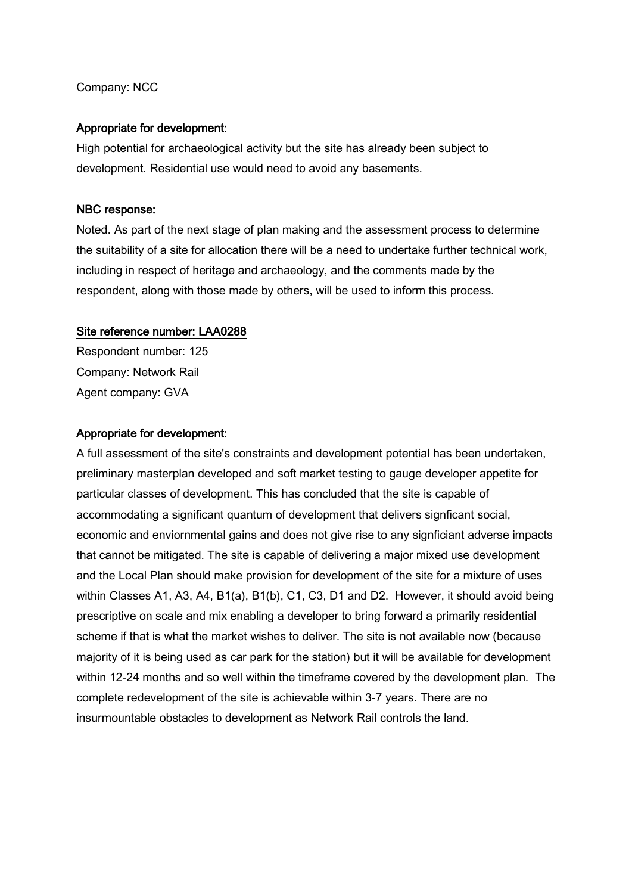Company: NCC

**Appropriate for development:**

High potential for archaeological activity but the site has already been subject to development. Residential use would need to avoid any basements.

**NBC response:**

Noted. As part of the next stage of plan making and the assessment process to determine the suitability of a site for allocation there will be a need to undertake further technical work, including in respect of heritage and archaeology, and the comments made by the respondent, along with those made by others, will be used to inform this process.

<u>Site reference number: LAA0288</u>

Respondent number: 125
Company: Network Rail
Agent company: GVA

**Appropriate for development:**

A full assessment of the site's constraints and development potential has been undertaken, preliminary masterplan developed and soft market testing to gauge developer appetite for particular classes of development. This has concluded that the site is capable of accommodating a significant quantum of development that delivers signficant social, economic and enviornmental gains and does not give rise to any signficiant adverse impacts that cannot be mitigated. The site is capable of delivering a major mixed use development and the Local Plan should make provision for development of the site for a mixture of uses within Classes A1, A3, A4, B1(a), B1(b), C1, C3, D1 and D2. However, it should avoid being prescriptive on scale and mix enabling a developer to bring forward a primarily residential scheme if that is what the market wishes to deliver. The site is not available now (because majority of it is being used as car park for the station) but it will be available for development within 12-24 months and so well within the timeframe covered by the development plan. The complete redevelopment of the site is achievable within 3-7 years. There are no insurmountable obstacles to development as Network Rail controls the land.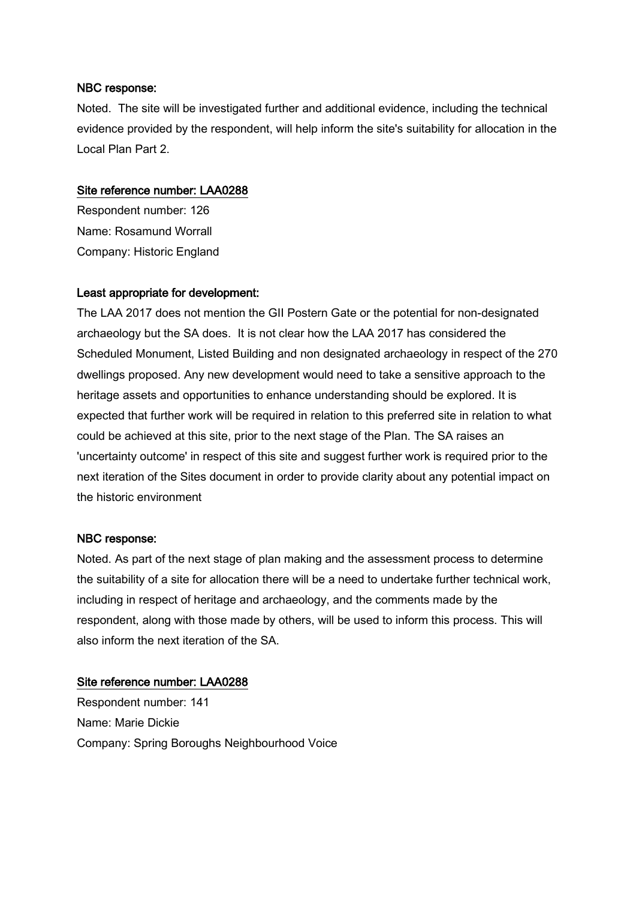**NBC response:**

Noted. The site will be investigated further and additional evidence, including the technical evidence provided by the respondent, will help inform the site's suitability for allocation in the Local Plan Part 2.

**Site reference number: LAA0288**

Respondent number: 126

Name: Rosamund Worrall

Company: Historic England

**Least appropriate for development:**

The LAA 2017 does not mention the GII Postern Gate or the potential for non-designated archaeology but the SA does. It is not clear how the LAA 2017 has considered the Scheduled Monument, Listed Building and non designated archaeology in respect of the 270 dwellings proposed. Any new development would need to take a sensitive approach to the heritage assets and opportunities to enhance understanding should be explored. It is expected that further work will be required in relation to this preferred site in relation to what could be achieved at this site, prior to the next stage of the Plan. The SA raises an 'uncertainty outcome' in respect of this site and suggest further work is required prior to the next iteration of the Sites document in order to provide clarity about any potential impact on the historic environment

**NBC response:**

Noted. As part of the next stage of plan making and the assessment process to determine the suitability of a site for allocation there will be a need to undertake further technical work, including in respect of heritage and archaeology, and the comments made by the respondent, along with those made by others, will be used to inform this process. This will also inform the next iteration of the SA.

**Site reference number: LAA0288**

Respondent number: 141

Name: Marie Dickie

Company: Spring Boroughs Neighbourhood Voice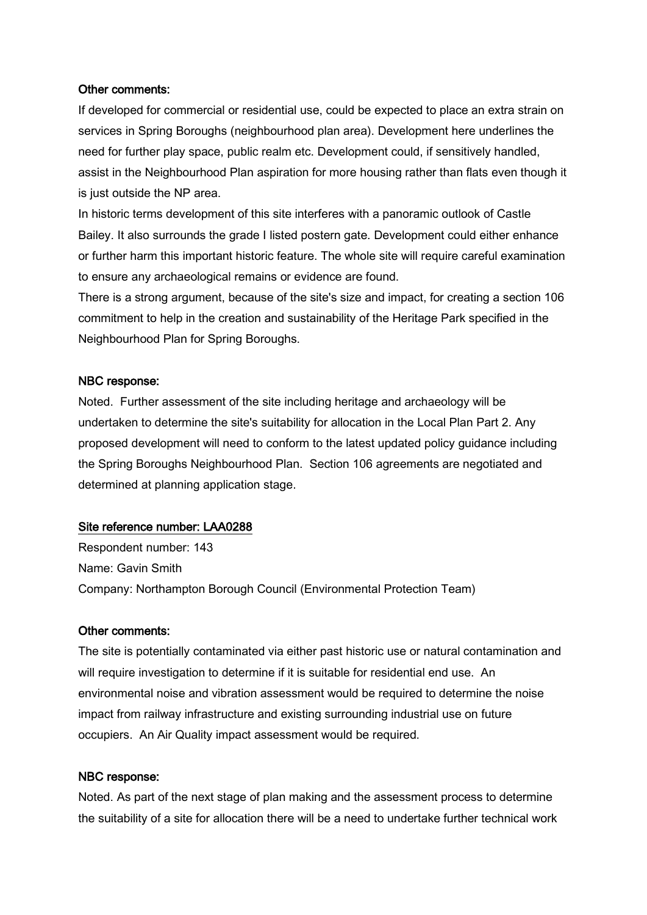**Other comments:**

If developed for commercial or residential use, could be expected to place an extra strain on services in Spring Boroughs (neighbourhood plan area). Development here underlines the need for further play space, public realm etc. Development could, if sensitively handled, assist in the Neighbourhood Plan aspiration for more housing rather than flats even though it is just outside the NP area.

In historic terms development of this site interferes with a panoramic outlook of Castle Bailey. It also surrounds the grade I listed postern gate. Development could either enhance or further harm this important historic feature. The whole site will require careful examination to ensure any archaeological remains or evidence are found.

There is a strong argument, because of the site's size and impact, for creating a section 106 commitment to help in the creation and sustainability of the Heritage Park specified in the Neighbourhood Plan for Spring Boroughs.

**NBC response:**

Noted. Further assessment of the site including heritage and archaeology will be undertaken to determine the site's suitability for allocation in the Local Plan Part 2. Any proposed development will need to conform to the latest updated policy guidance including the Spring Boroughs Neighbourhood Plan. Section 106 agreements are negotiated and determined at planning application stage.

**Site reference number: LAA0288**

Respondent number: 143

Name: Gavin Smith

Company: Northampton Borough Council (Environmental Protection Team)

**Other comments:**

The site is potentially contaminated via either past historic use or natural contamination and will require investigation to determine if it is suitable for residential end use. An environmental noise and vibration assessment would be required to determine the noise impact from railway infrastructure and existing surrounding industrial use on future occupiers. An Air Quality impact assessment would be required.

**NBC response:**

Noted. As part of the next stage of plan making and the assessment process to determine the suitability of a site for allocation there will be a need to undertake further technical work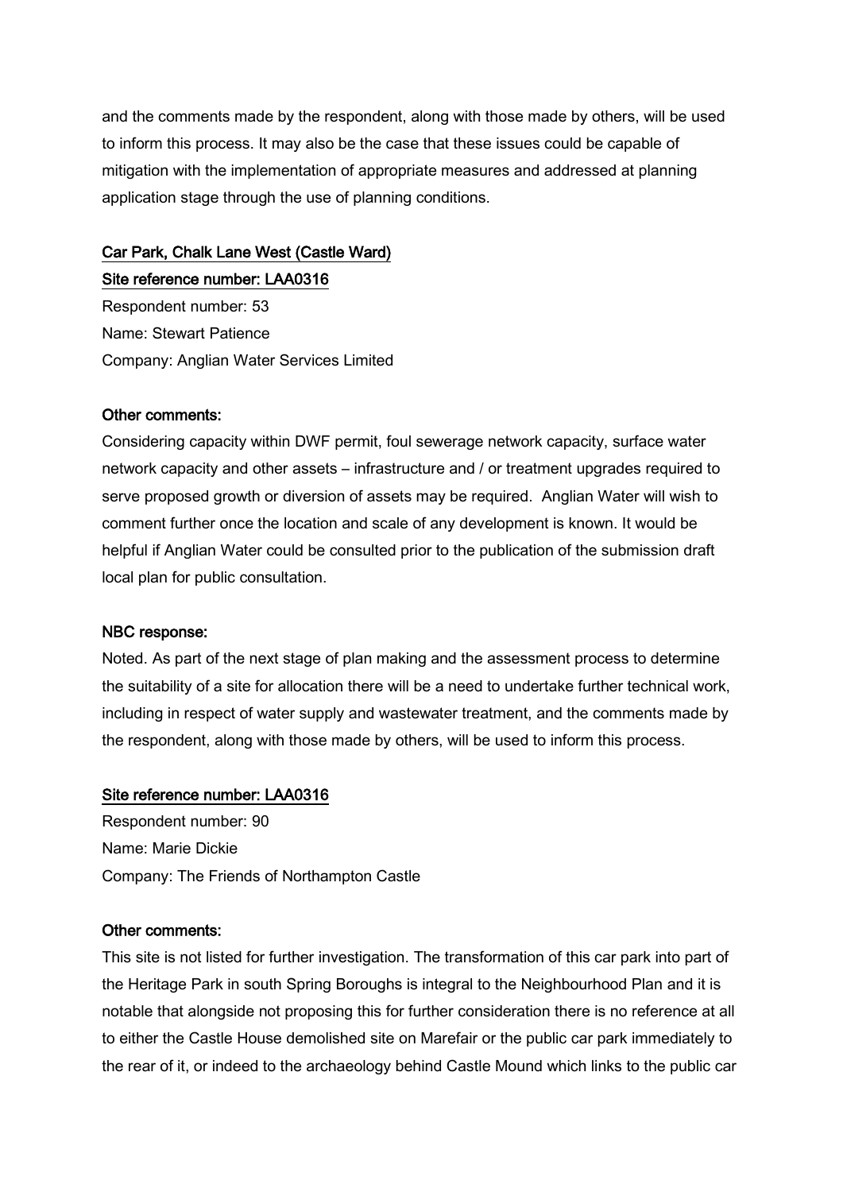and the comments made by the respondent, along with those made by others, will be used to inform this process. It may also be the case that these issues could be capable of mitigation with the implementation of appropriate measures and addressed at planning application stage through the use of planning conditions.

<u>Car Park, Chalk Lane West (Castle Ward)</u>

<u>Site reference number: LAA0316</u>

Respondent number: 53

Name: Stewart Patience

Company: Anglian Water Services Limited

**Other comments:**

Considering capacity within DWF permit, foul sewerage network capacity, surface water network capacity and other assets – infrastructure and / or treatment upgrades required to serve proposed growth or diversion of assets may be required. Anglian Water will wish to comment further once the location and scale of any development is known. It would be helpful if Anglian Water could be consulted prior to the publication of the submission draft local plan for public consultation.

**NBC response:**

Noted. As part of the next stage of plan making and the assessment process to determine the suitability of a site for allocation there will be a need to undertake further technical work, including in respect of water supply and wastewater treatment, and the comments made by the respondent, along with those made by others, will be used to inform this process.

<u>Site reference number: LAA0316</u>

Respondent number: 90

Name: Marie Dickie

Company: The Friends of Northampton Castle

**Other comments:**

This site is not listed for further investigation. The transformation of this car park into part of the Heritage Park in south Spring Boroughs is integral to the Neighbourhood Plan and it is notable that alongside not proposing this for further consideration there is no reference at all to either the Castle House demolished site on Marefair or the public car park immediately to the rear of it, or indeed to the archaeology behind Castle Mound which links to the public car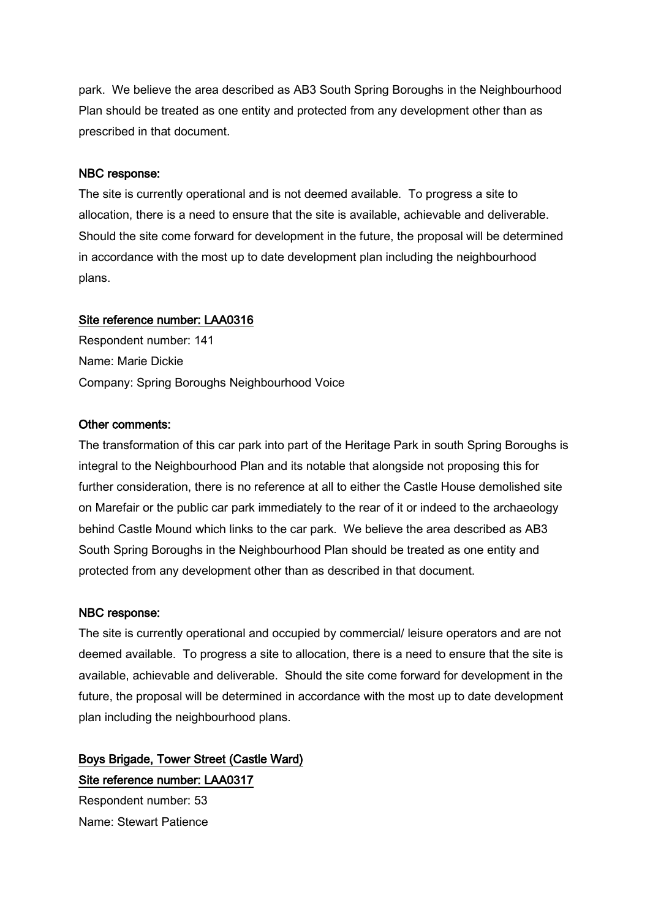park. We believe the area described as AB3 South Spring Boroughs in the Neighbourhood Plan should be treated as one entity and protected from any development other than as prescribed in that document.

NBC response:

The site is currently operational and is not deemed available. To progress a site to allocation, there is a need to ensure that the site is available, achievable and deliverable. Should the site come forward for development in the future, the proposal will be determined in accordance with the most up to date development plan including the neighbourhood plans.

Site reference number: LAA0316

Respondent number: 141
Name: Marie Dickie
Company: Spring Boroughs Neighbourhood Voice

Other comments:

The transformation of this car park into part of the Heritage Park in south Spring Boroughs is integral to the Neighbourhood Plan and its notable that alongside not proposing this for further consideration, there is no reference at all to either the Castle House demolished site on Marefair or the public car park immediately to the rear of it or indeed to the archaeology behind Castle Mound which links to the car park. We believe the area described as AB3 South Spring Boroughs in the Neighbourhood Plan should be treated as one entity and protected from any development other than as described in that document.

NBC response:

The site is currently operational and occupied by commercial/ leisure operators and are not deemed available. To progress a site to allocation, there is a need to ensure that the site is available, achievable and deliverable. Should the site come forward for development in the future, the proposal will be determined in accordance with the most up to date development plan including the neighbourhood plans.

Boys Brigade, Tower Street (Castle Ward)

Site reference number: LAA0317

Respondent number: 53
Name: Stewart Patience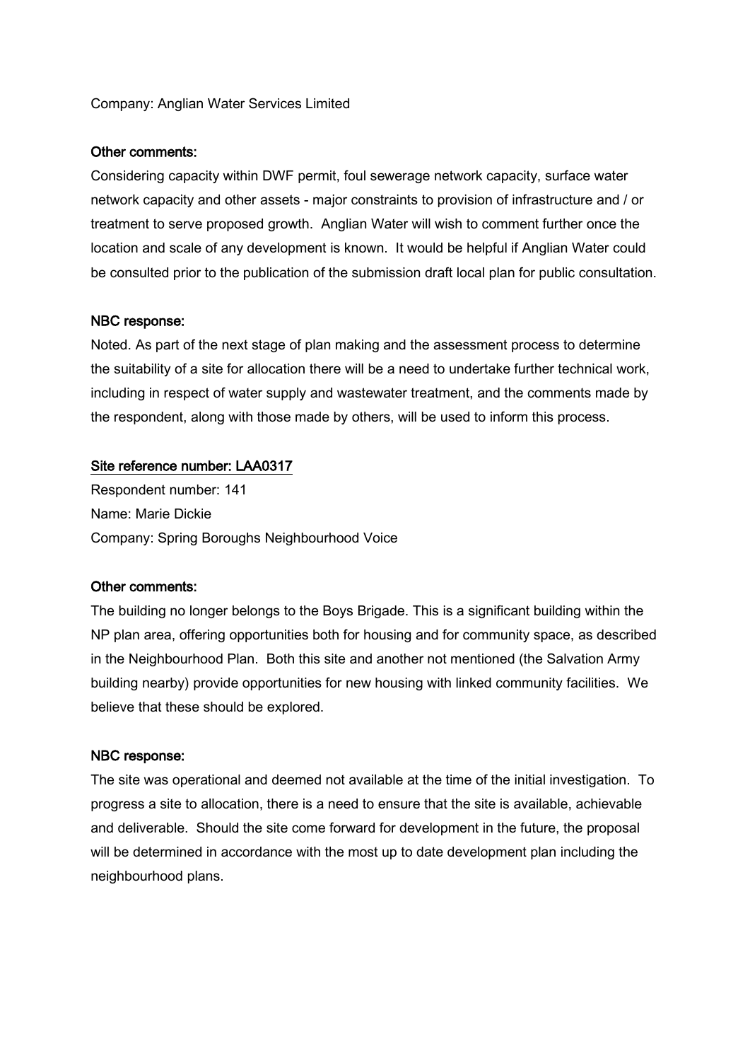Company: Anglian Water Services Limited

**Other comments:**

Considering capacity within DWF permit, foul sewerage network capacity, surface water network capacity and other assets - major constraints to provision of infrastructure and / or treatment to serve proposed growth. Anglian Water will wish to comment further once the location and scale of any development is known. It would be helpful if Anglian Water could be consulted prior to the publication of the submission draft local plan for public consultation.

**NBC response:**

Noted. As part of the next stage of plan making and the assessment process to determine the suitability of a site for allocation there will be a need to undertake further technical work, including in respect of water supply and wastewater treatment, and the comments made by the respondent, along with those made by others, will be used to inform this process.

**Site reference number: LAA0317**

Respondent number: 141
Name: Marie Dickie
Company: Spring Boroughs Neighbourhood Voice

**Other comments:**

The building no longer belongs to the Boys Brigade. This is a significant building within the NP plan area, offering opportunities both for housing and for community space, as described in the Neighbourhood Plan. Both this site and another not mentioned (the Salvation Army building nearby) provide opportunities for new housing with linked community facilities. We believe that these should be explored.

**NBC response:**

The site was operational and deemed not available at the time of the initial investigation. To progress a site to allocation, there is a need to ensure that the site is available, achievable and deliverable. Should the site come forward for development in the future, the proposal will be determined in accordance with the most up to date development plan including the neighbourhood plans.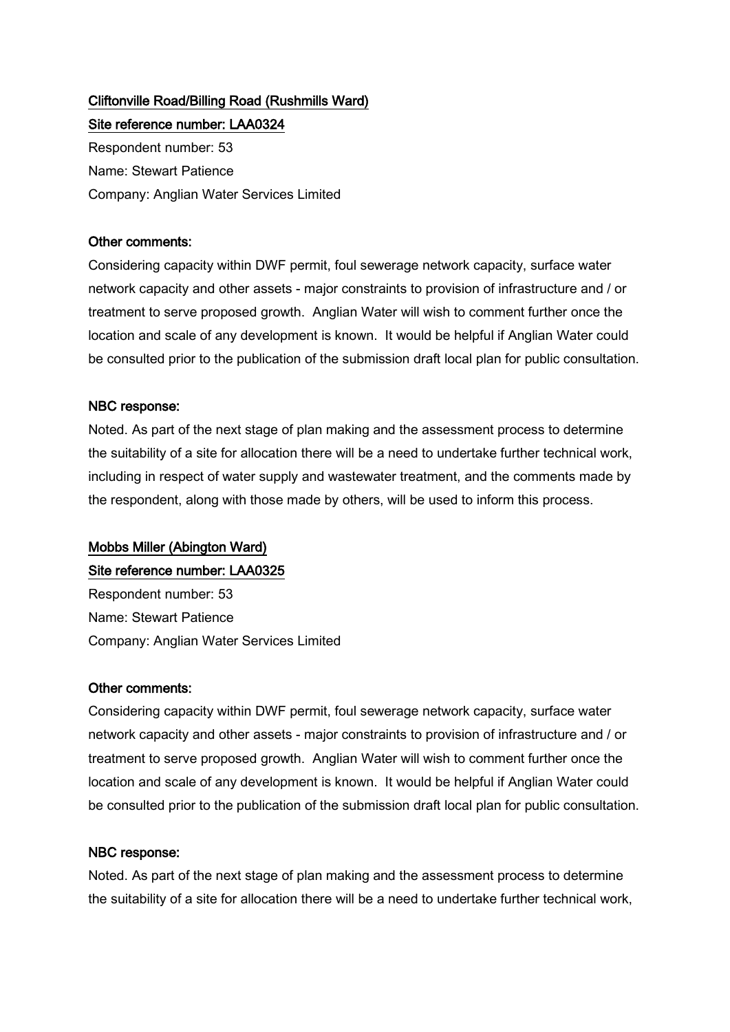<u>Cliftonville Road/Billing Road (Rushmills Ward)</u>

<u>Site reference number: LAA0324</u>

Respondent number: 53

Name: Stewart Patience

Company: Anglian Water Services Limited

**Other comments:**

Considering capacity within DWF permit, foul sewerage network capacity, surface water network capacity and other assets - major constraints to provision of infrastructure and / or treatment to serve proposed growth. Anglian Water will wish to comment further once the location and scale of any development is known. It would be helpful if Anglian Water could be consulted prior to the publication of the submission draft local plan for public consultation.

**NBC response:**

Noted. As part of the next stage of plan making and the assessment process to determine the suitability of a site for allocation there will be a need to undertake further technical work, including in respect of water supply and wastewater treatment, and the comments made by the respondent, along with those made by others, will be used to inform this process.

<u>Mobbs Miller (Abington Ward)</u>

<u>Site reference number: LAA0325</u>

Respondent number: 53

Name: Stewart Patience

Company: Anglian Water Services Limited

**Other comments:**

Considering capacity within DWF permit, foul sewerage network capacity, surface water network capacity and other assets - major constraints to provision of infrastructure and / or treatment to serve proposed growth. Anglian Water will wish to comment further once the location and scale of any development is known. It would be helpful if Anglian Water could be consulted prior to the publication of the submission draft local plan for public consultation.

**NBC response:**

Noted. As part of the next stage of plan making and the assessment process to determine the suitability of a site for allocation there will be a need to undertake further technical work,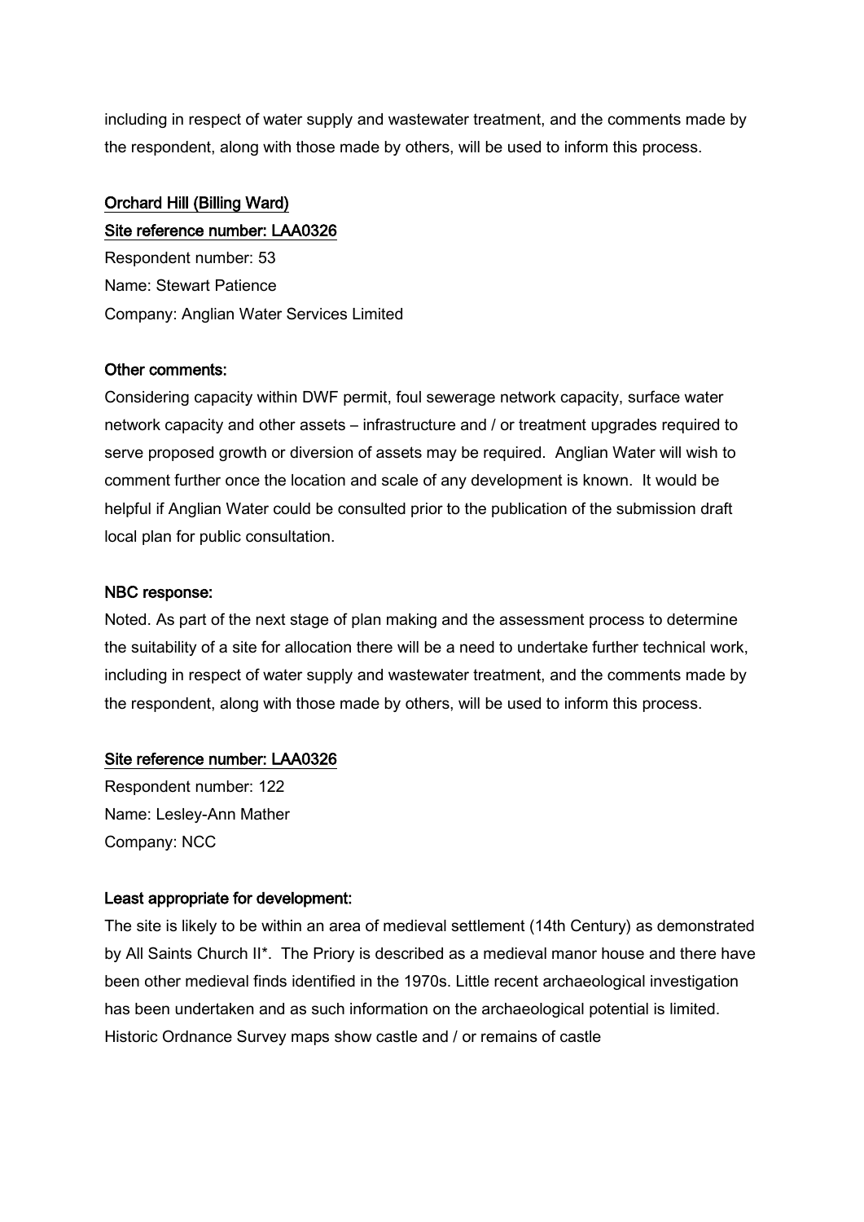including in respect of water supply and wastewater treatment, and the comments made by the respondent, along with those made by others, will be used to inform this process.

**Orchard Hill (Billing Ward)**

**Site reference number: LAA0326**

Respondent number: 53

Name: Stewart Patience

Company: Anglian Water Services Limited

**Other comments:**

Considering capacity within DWF permit, foul sewerage network capacity, surface water network capacity and other assets – infrastructure and / or treatment upgrades required to serve proposed growth or diversion of assets may be required. Anglian Water will wish to comment further once the location and scale of any development is known. It would be helpful if Anglian Water could be consulted prior to the publication of the submission draft local plan for public consultation.

**NBC response:**

Noted. As part of the next stage of plan making and the assessment process to determine the suitability of a site for allocation there will be a need to undertake further technical work, including in respect of water supply and wastewater treatment, and the comments made by the respondent, along with those made by others, will be used to inform this process.

**Site reference number: LAA0326**

Respondent number: 122

Name: Lesley-Ann Mather

Company: NCC

**Least appropriate for development:**

The site is likely to be within an area of medieval settlement (14th Century) as demonstrated by All Saints Church II*. The Priory is described as a medieval manor house and there have been other medieval finds identified in the 1970s. Little recent archaeological investigation has been undertaken and as such information on the archaeological potential is limited. Historic Ordnance Survey maps show castle and / or remains of castle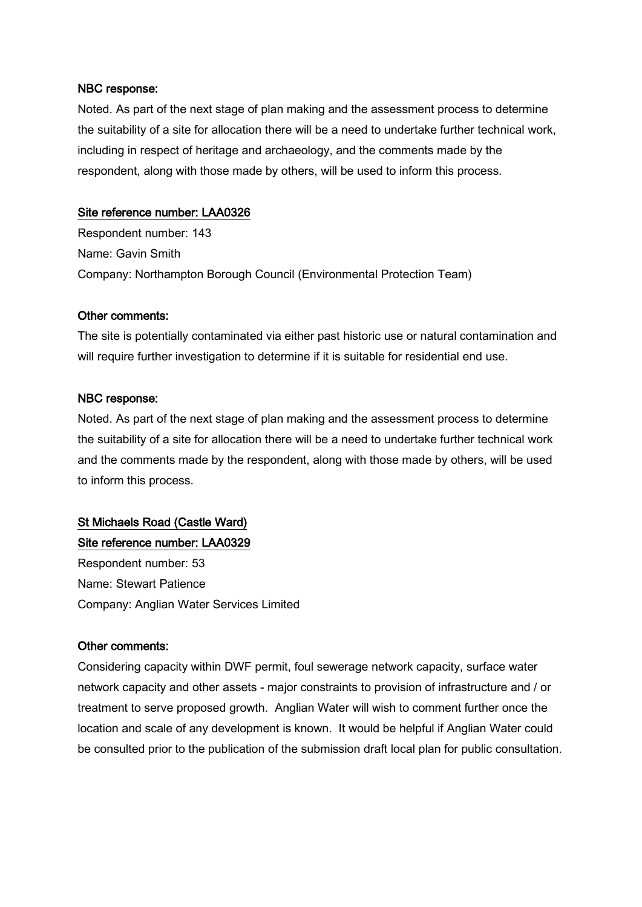**NBC response:**

Noted. As part of the next stage of plan making and the assessment process to determine the suitability of a site for allocation there will be a need to undertake further technical work, including in respect of heritage and archaeology, and the comments made by the respondent, along with those made by others, will be used to inform this process.

**Site reference number: LAA0326**

Respondent number: 143

Name: Gavin Smith

Company: Northampton Borough Council (Environmental Protection Team)

**Other comments:**

The site is potentially contaminated via either past historic use or natural contamination and will require further investigation to determine if it is suitable for residential end use.

**NBC response:**

Noted. As part of the next stage of plan making and the assessment process to determine the suitability of a site for allocation there will be a need to undertake further technical work and the comments made by the respondent, along with those made by others, will be used to inform this process.

**St Michaels Road (Castle Ward)**

**Site reference number: LAA0329**

Respondent number: 53

Name: Stewart Patience

Company: Anglian Water Services Limited

**Other comments:**

Considering capacity within DWF permit, foul sewerage network capacity, surface water network capacity and other assets - major constraints to provision of infrastructure and / or treatment to serve proposed growth. Anglian Water will wish to comment further once the location and scale of any development is known. It would be helpful if Anglian Water could be consulted prior to the publication of the submission draft local plan for public consultation.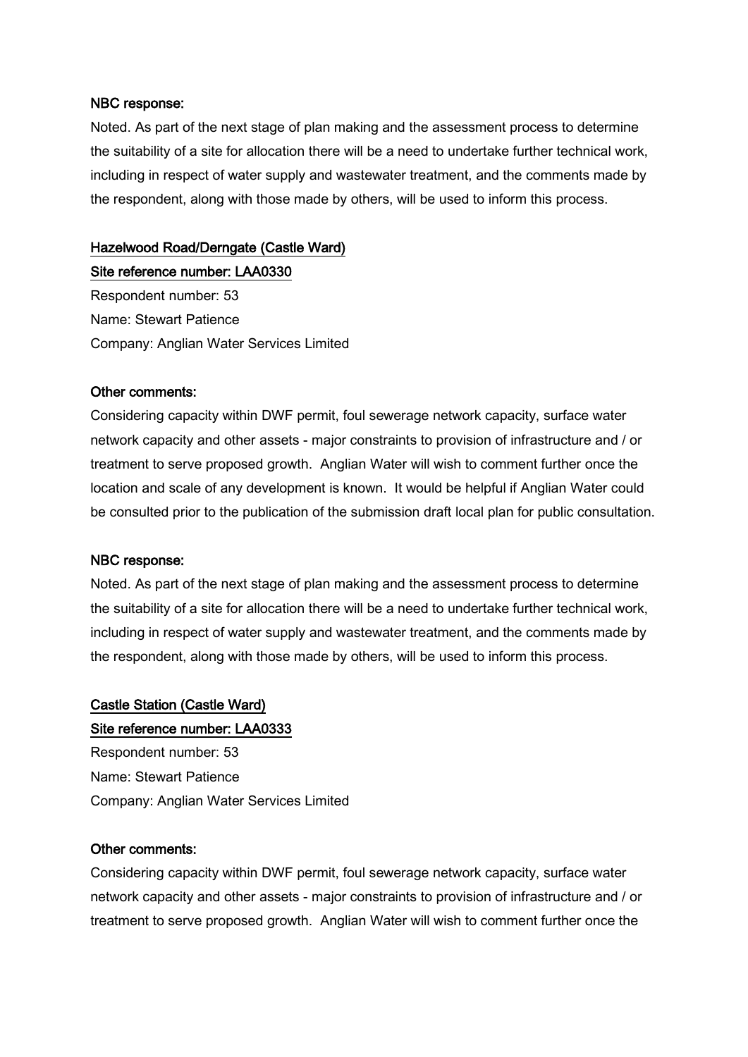**NBC response:**

Noted. As part of the next stage of plan making and the assessment process to determine the suitability of a site for allocation there will be a need to undertake further technical work, including in respect of water supply and wastewater treatment, and the comments made by the respondent, along with those made by others, will be used to inform this process.

**Hazelwood Road/Derngate (Castle Ward)**

**Site reference number: LAA0330**

Respondent number: 53

Name: Stewart Patience

Company: Anglian Water Services Limited

**Other comments:**

Considering capacity within DWF permit, foul sewerage network capacity, surface water network capacity and other assets - major constraints to provision of infrastructure and / or treatment to serve proposed growth. Anglian Water will wish to comment further once the location and scale of any development is known. It would be helpful if Anglian Water could be consulted prior to the publication of the submission draft local plan for public consultation.

**NBC response:**

Noted. As part of the next stage of plan making and the assessment process to determine the suitability of a site for allocation there will be a need to undertake further technical work, including in respect of water supply and wastewater treatment, and the comments made by the respondent, along with those made by others, will be used to inform this process.

**Castle Station (Castle Ward)**

**Site reference number: LAA0333**

Respondent number: 53

Name: Stewart Patience

Company: Anglian Water Services Limited

**Other comments:**

Considering capacity within DWF permit, foul sewerage network capacity, surface water network capacity and other assets - major constraints to provision of infrastructure and / or treatment to serve proposed growth. Anglian Water will wish to comment further once the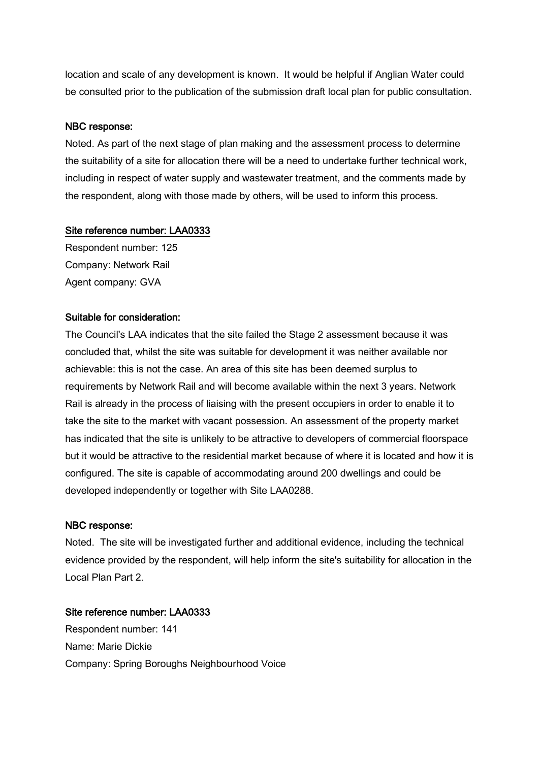location and scale of any development is known. It would be helpful if Anglian Water could be consulted prior to the publication of the submission draft local plan for public consultation.

**NBC response:**

Noted. As part of the next stage of plan making and the assessment process to determine the suitability of a site for allocation there will be a need to undertake further technical work, including in respect of water supply and wastewater treatment, and the comments made by the respondent, along with those made by others, will be used to inform this process.

<u>**Site reference number: LAA0333**</u>

Respondent number: 125

Company: Network Rail

Agent company: GVA

**Suitable for consideration:**

The Council's LAA indicates that the site failed the Stage 2 assessment because it was concluded that, whilst the site was suitable for development it was neither available nor achievable: this is not the case. An area of this site has been deemed surplus to requirements by Network Rail and will become available within the next 3 years. Network Rail is already in the process of liaising with the present occupiers in order to enable it to take the site to the market with vacant possession. An assessment of the property market has indicated that the site is unlikely to be attractive to developers of commercial floorspace but it would be attractive to the residential market because of where it is located and how it is configured. The site is capable of accommodating around 200 dwellings and could be developed independently or together with Site LAA0288.

**NBC response:**

Noted. The site will be investigated further and additional evidence, including the technical evidence provided by the respondent, will help inform the site's suitability for allocation in the Local Plan Part 2.

<u>**Site reference number: LAA0333**</u>

Respondent number: 141

Name: Marie Dickie

Company: Spring Boroughs Neighbourhood Voice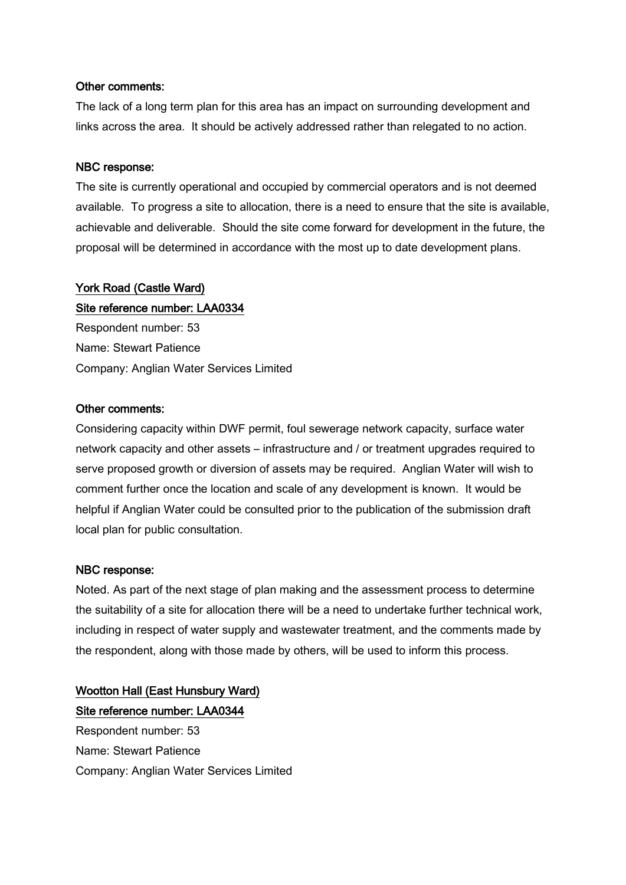**Other comments:**

The lack of a long term plan for this area has an impact on surrounding development and links across the area. It should be actively addressed rather than relegated to no action.

**NBC response:**

The site is currently operational and occupied by commercial operators and is not deemed available. To progress a site to allocation, there is a need to ensure that the site is available, achievable and deliverable. Should the site come forward for development in the future, the proposal will be determined in accordance with the most up to date development plans.

**York Road (Castle Ward)**

**Site reference number: LAA0334**

Respondent number: 53

Name: Stewart Patience

Company: Anglian Water Services Limited

**Other comments:**

Considering capacity within DWF permit, foul sewerage network capacity, surface water network capacity and other assets – infrastructure and / or treatment upgrades required to serve proposed growth or diversion of assets may be required. Anglian Water will wish to comment further once the location and scale of any development is known. It would be helpful if Anglian Water could be consulted prior to the publication of the submission draft local plan for public consultation.

**NBC response:**

Noted. As part of the next stage of plan making and the assessment process to determine the suitability of a site for allocation there will be a need to undertake further technical work, including in respect of water supply and wastewater treatment, and the comments made by the respondent, along with those made by others, will be used to inform this process.

**Wootton Hall (East Hunsbury Ward)**

**Site reference number: LAA0344**

Respondent number: 53

Name: Stewart Patience

Company: Anglian Water Services Limited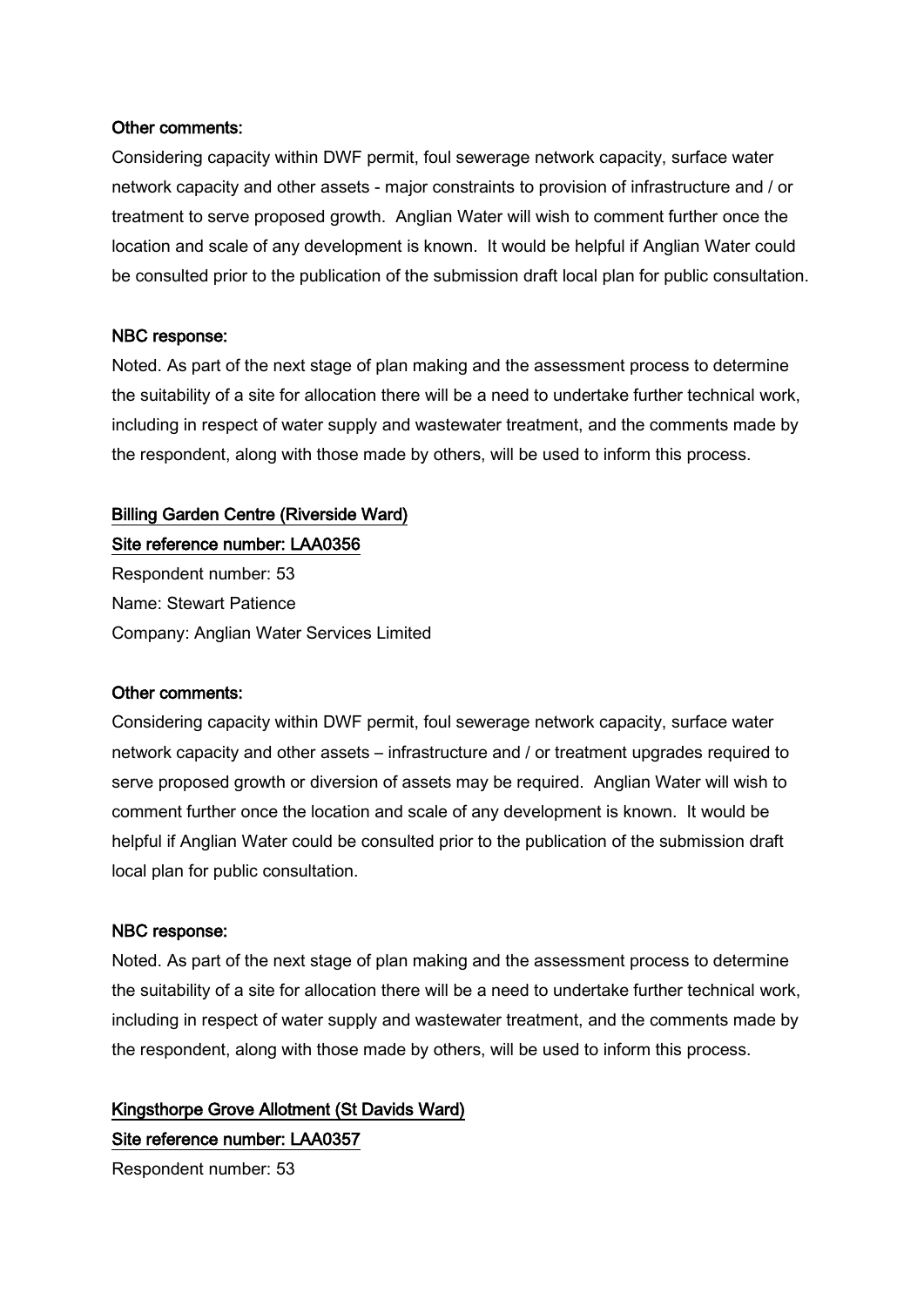**Other comments:**

Considering capacity within DWF permit, foul sewerage network capacity, surface water network capacity and other assets - major constraints to provision of infrastructure and / or treatment to serve proposed growth. Anglian Water will wish to comment further once the location and scale of any development is known. It would be helpful if Anglian Water could be consulted prior to the publication of the submission draft local plan for public consultation.

**NBC response:**

Noted. As part of the next stage of plan making and the assessment process to determine the suitability of a site for allocation there will be a need to undertake further technical work, including in respect of water supply and wastewater treatment, and the comments made by the respondent, along with those made by others, will be used to inform this process.

**Billing Garden Centre (Riverside Ward)**

**Site reference number: LAA0356**

Respondent number: 53

Name: Stewart Patience

Company: Anglian Water Services Limited

**Other comments:**

Considering capacity within DWF permit, foul sewerage network capacity, surface water network capacity and other assets – infrastructure and / or treatment upgrades required to serve proposed growth or diversion of assets may be required. Anglian Water will wish to comment further once the location and scale of any development is known. It would be helpful if Anglian Water could be consulted prior to the publication of the submission draft local plan for public consultation.

**NBC response:**

Noted. As part of the next stage of plan making and the assessment process to determine the suitability of a site for allocation there will be a need to undertake further technical work, including in respect of water supply and wastewater treatment, and the comments made by the respondent, along with those made by others, will be used to inform this process.

**Kingsthorpe Grove Allotment (St Davids Ward)**

**Site reference number: LAA0357**

Respondent number: 53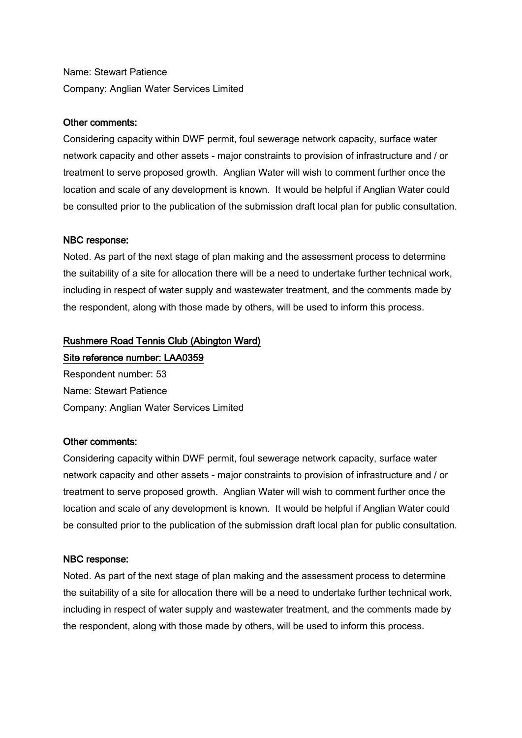Name: Stewart Patience
Company: Anglian Water Services Limited

**Other comments:**
Considering capacity within DWF permit, foul sewerage network capacity, surface water network capacity and other assets - major constraints to provision of infrastructure and / or treatment to serve proposed growth. Anglian Water will wish to comment further once the location and scale of any development is known. It would be helpful if Anglian Water could be consulted prior to the publication of the submission draft local plan for public consultation.

**NBC response:**
Noted. As part of the next stage of plan making and the assessment process to determine the suitability of a site for allocation there will be a need to undertake further technical work, including in respect of water supply and wastewater treatment, and the comments made by the respondent, along with those made by others, will be used to inform this process.

**Rushmere Road Tennis Club (Abington Ward)**
**Site reference number: LAA0359**

Respondent number: 53
Name: Stewart Patience
Company: Anglian Water Services Limited

**Other comments:**
Considering capacity within DWF permit, foul sewerage network capacity, surface water network capacity and other assets - major constraints to provision of infrastructure and / or treatment to serve proposed growth. Anglian Water will wish to comment further once the location and scale of any development is known. It would be helpful if Anglian Water could be consulted prior to the publication of the submission draft local plan for public consultation.

**NBC response:**
Noted. As part of the next stage of plan making and the assessment process to determine the suitability of a site for allocation there will be a need to undertake further technical work, including in respect of water supply and wastewater treatment, and the comments made by the respondent, along with those made by others, will be used to inform this process.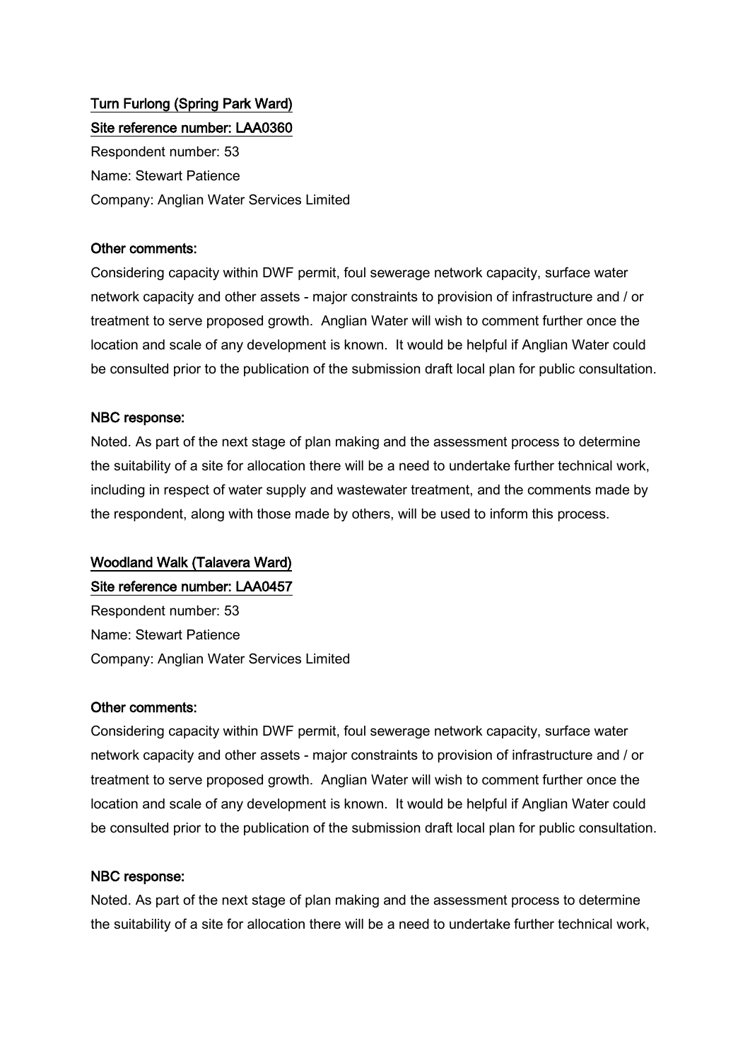<u>Turn Furlong (Spring Park Ward)</u>

<u>Site reference number: LAA0360</u>

Respondent number: 53

Name: Stewart Patience

Company: Anglian Water Services Limited

**Other comments:**

Considering capacity within DWF permit, foul sewerage network capacity, surface water network capacity and other assets - major constraints to provision of infrastructure and / or treatment to serve proposed growth. Anglian Water will wish to comment further once the location and scale of any development is known. It would be helpful if Anglian Water could be consulted prior to the publication of the submission draft local plan for public consultation.

**NBC response:**

Noted. As part of the next stage of plan making and the assessment process to determine the suitability of a site for allocation there will be a need to undertake further technical work, including in respect of water supply and wastewater treatment, and the comments made by the respondent, along with those made by others, will be used to inform this process.

<u>Woodland Walk (Talavera Ward)</u>

<u>Site reference number: LAA0457</u>

Respondent number: 53

Name: Stewart Patience

Company: Anglian Water Services Limited

**Other comments:**

Considering capacity within DWF permit, foul sewerage network capacity, surface water network capacity and other assets - major constraints to provision of infrastructure and / or treatment to serve proposed growth. Anglian Water will wish to comment further once the location and scale of any development is known. It would be helpful if Anglian Water could be consulted prior to the publication of the submission draft local plan for public consultation.

**NBC response:**

Noted. As part of the next stage of plan making and the assessment process to determine the suitability of a site for allocation there will be a need to undertake further technical work,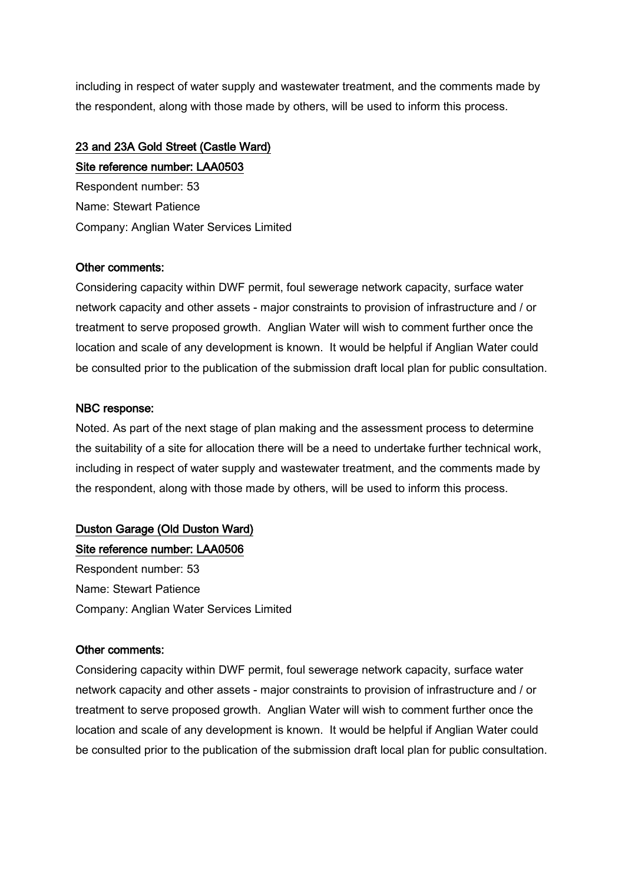including in respect of water supply and wastewater treatment, and the comments made by the respondent, along with those made by others, will be used to inform this process.

**23 and 23A Gold Street (Castle Ward)**

**Site reference number: LAA0503**

Respondent number: 53

Name: Stewart Patience

Company: Anglian Water Services Limited

**Other comments:**

Considering capacity within DWF permit, foul sewerage network capacity, surface water network capacity and other assets - major constraints to provision of infrastructure and / or treatment to serve proposed growth. Anglian Water will wish to comment further once the location and scale of any development is known. It would be helpful if Anglian Water could be consulted prior to the publication of the submission draft local plan for public consultation.

**NBC response:**

Noted. As part of the next stage of plan making and the assessment process to determine the suitability of a site for allocation there will be a need to undertake further technical work, including in respect of water supply and wastewater treatment, and the comments made by the respondent, along with those made by others, will be used to inform this process.

**Duston Garage (Old Duston Ward)**

**Site reference number: LAA0506**

Respondent number: 53

Name: Stewart Patience

Company: Anglian Water Services Limited

**Other comments:**

Considering capacity within DWF permit, foul sewerage network capacity, surface water network capacity and other assets - major constraints to provision of infrastructure and / or treatment to serve proposed growth. Anglian Water will wish to comment further once the location and scale of any development is known. It would be helpful if Anglian Water could be consulted prior to the publication of the submission draft local plan for public consultation.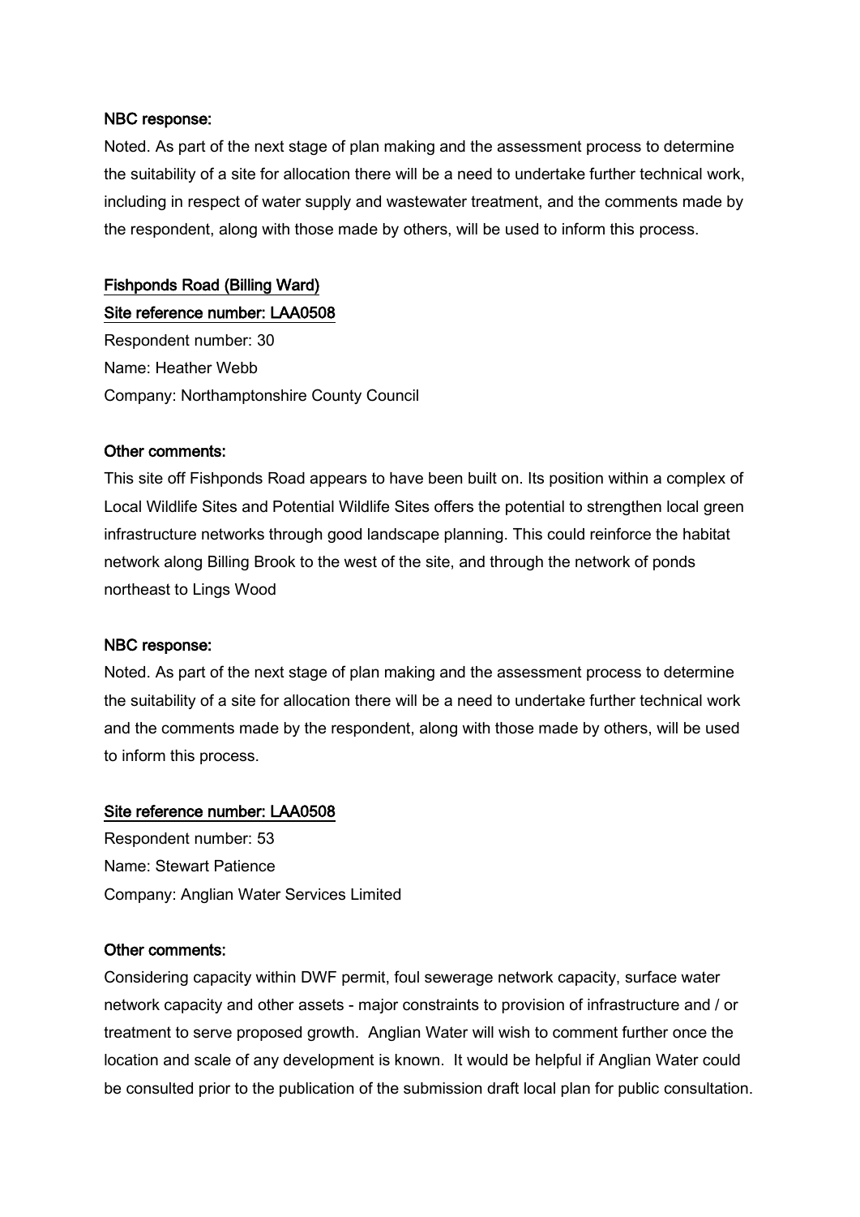**NBC response:**

Noted. As part of the next stage of plan making and the assessment process to determine the suitability of a site for allocation there will be a need to undertake further technical work, including in respect of water supply and wastewater treatment, and the comments made by the respondent, along with those made by others, will be used to inform this process.

**Fishponds Road (Billing Ward)**

**Site reference number: LAA0508**

Respondent number: 30

Name: Heather Webb

Company: Northamptonshire County Council

**Other comments:**

This site off Fishponds Road appears to have been built on. Its position within a complex of Local Wildlife Sites and Potential Wildlife Sites offers the potential to strengthen local green infrastructure networks through good landscape planning. This could reinforce the habitat network along Billing Brook to the west of the site, and through the network of ponds northeast to Lings Wood

**NBC response:**

Noted. As part of the next stage of plan making and the assessment process to determine the suitability of a site for allocation there will be a need to undertake further technical work and the comments made by the respondent, along with those made by others, will be used to inform this process.

**Site reference number: LAA0508**

Respondent number: 53

Name: Stewart Patience

Company: Anglian Water Services Limited

**Other comments:**

Considering capacity within DWF permit, foul sewerage network capacity, surface water network capacity and other assets - major constraints to provision of infrastructure and / or treatment to serve proposed growth. Anglian Water will wish to comment further once the location and scale of any development is known. It would be helpful if Anglian Water could be consulted prior to the publication of the submission draft local plan for public consultation.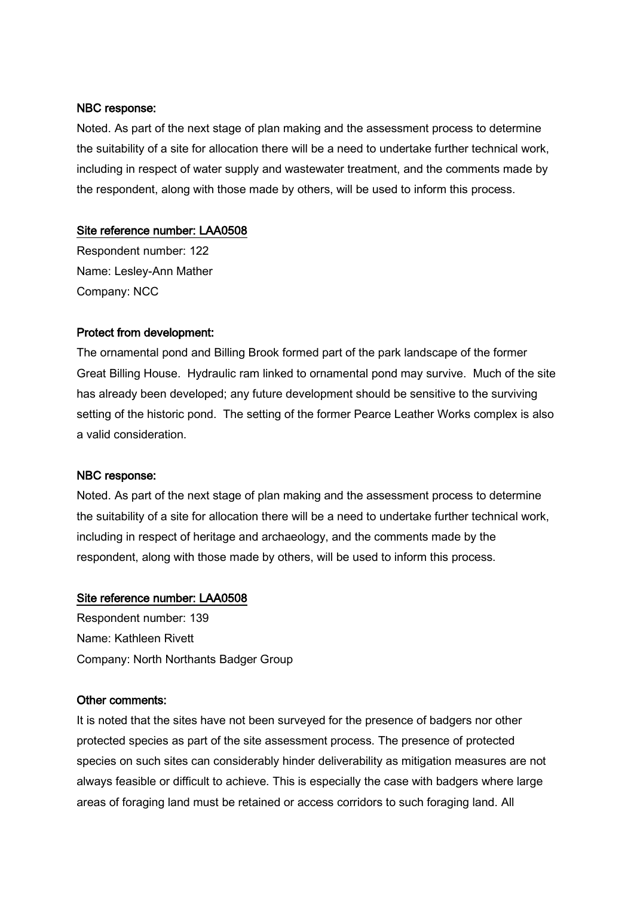**NBC response:**

Noted. As part of the next stage of plan making and the assessment process to determine the suitability of a site for allocation there will be a need to undertake further technical work, including in respect of water supply and wastewater treatment, and the comments made by the respondent, along with those made by others, will be used to inform this process.

**Site reference number: LAA0508**

Respondent number: 122

Name: Lesley-Ann Mather

Company: NCC

**Protect from development:**

The ornamental pond and Billing Brook formed part of the park landscape of the former Great Billing House. Hydraulic ram linked to ornamental pond may survive. Much of the site has already been developed; any future development should be sensitive to the surviving setting of the historic pond. The setting of the former Pearce Leather Works complex is also a valid consideration.

**NBC response:**

Noted. As part of the next stage of plan making and the assessment process to determine the suitability of a site for allocation there will be a need to undertake further technical work, including in respect of heritage and archaeology, and the comments made by the respondent, along with those made by others, will be used to inform this process.

**Site reference number: LAA0508**

Respondent number: 139

Name: Kathleen Rivett

Company: North Northants Badger Group

**Other comments:**

It is noted that the sites have not been surveyed for the presence of badgers nor other protected species as part of the site assessment process. The presence of protected species on such sites can considerably hinder deliverability as mitigation measures are not always feasible or difficult to achieve. This is especially the case with badgers where large areas of foraging land must be retained or access corridors to such foraging land. All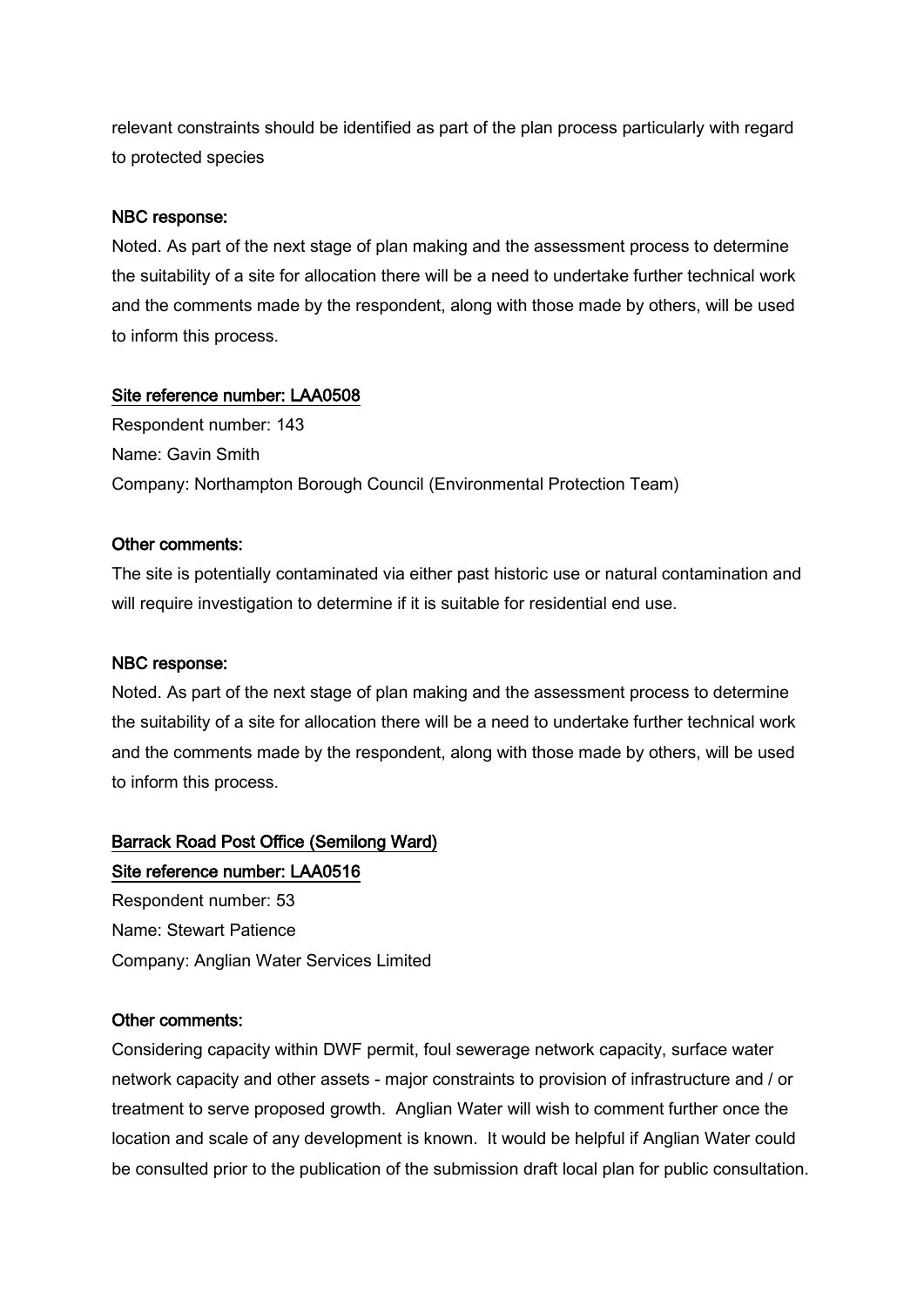relevant constraints should be identified as part of the plan process particularly with regard to protected species

**NBC response:**

Noted. As part of the next stage of plan making and the assessment process to determine the suitability of a site for allocation there will be a need to undertake further technical work and the comments made by the respondent, along with those made by others, will be used to inform this process.

**Site reference number: LAA0508**

Respondent number: 143

Name: Gavin Smith

Company: Northampton Borough Council (Environmental Protection Team)

**Other comments:**

The site is potentially contaminated via either past historic use or natural contamination and will require investigation to determine if it is suitable for residential end use.

**NBC response:**

Noted. As part of the next stage of plan making and the assessment process to determine the suitability of a site for allocation there will be a need to undertake further technical work and the comments made by the respondent, along with those made by others, will be used to inform this process.

**Barrack Road Post Office (Semilong Ward)**

**Site reference number: LAA0516**

Respondent number: 53

Name: Stewart Patience

Company: Anglian Water Services Limited

**Other comments:**

Considering capacity within DWF permit, foul sewerage network capacity, surface water network capacity and other assets - major constraints to provision of infrastructure and / or treatment to serve proposed growth. Anglian Water will wish to comment further once the location and scale of any development is known. It would be helpful if Anglian Water could be consulted prior to the publication of the submission draft local plan for public consultation.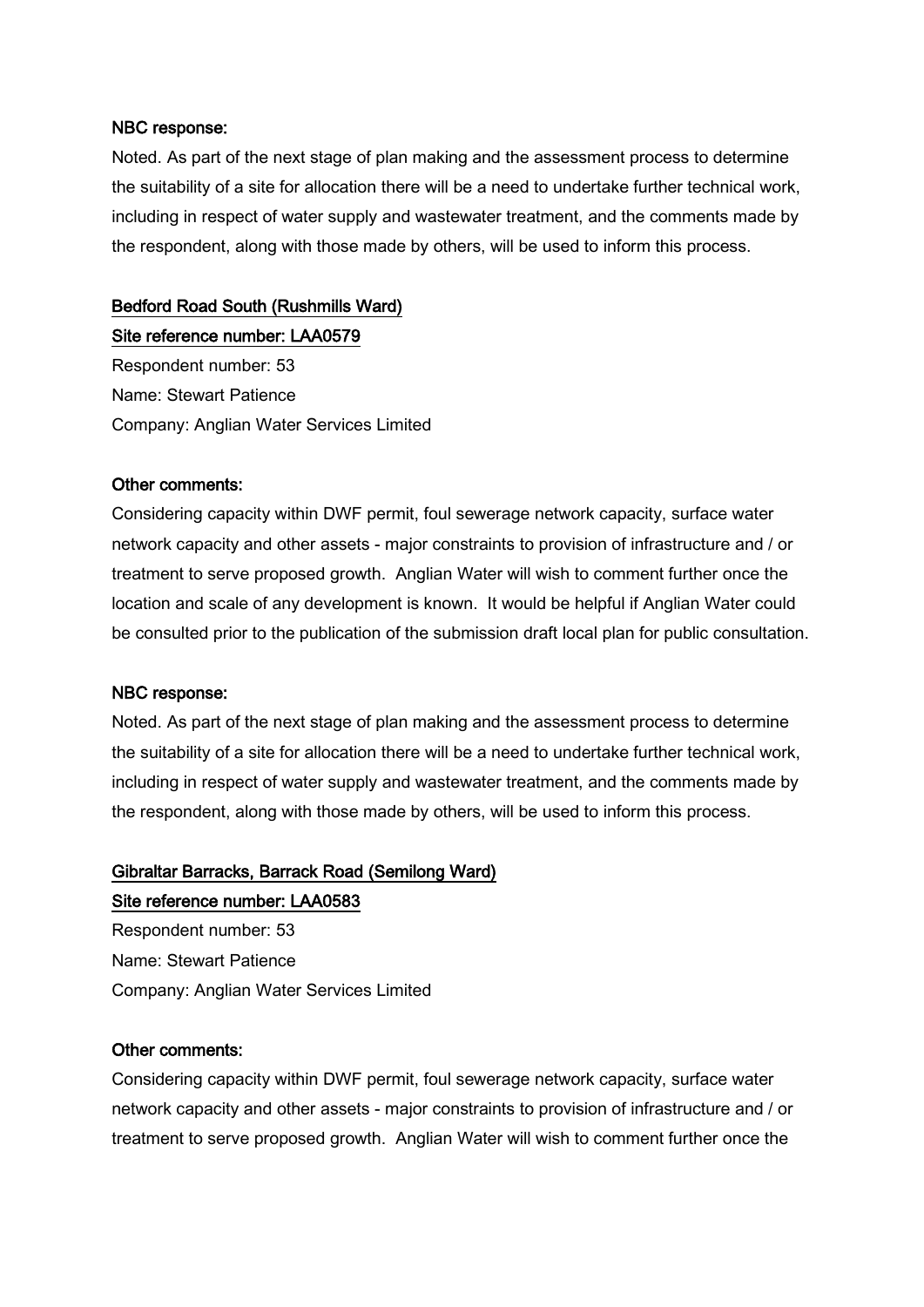**NBC response:**

Noted. As part of the next stage of plan making and the assessment process to determine the suitability of a site for allocation there will be a need to undertake further technical work, including in respect of water supply and wastewater treatment, and the comments made by the respondent, along with those made by others, will be used to inform this process.

**Bedford Road South (Rushmills Ward)**

**Site reference number: LAA0579**

Respondent number: 53

Name: Stewart Patience

Company: Anglian Water Services Limited

**Other comments:**

Considering capacity within DWF permit, foul sewerage network capacity, surface water network capacity and other assets - major constraints to provision of infrastructure and / or treatment to serve proposed growth. Anglian Water will wish to comment further once the location and scale of any development is known. It would be helpful if Anglian Water could be consulted prior to the publication of the submission draft local plan for public consultation.

**NBC response:**

Noted. As part of the next stage of plan making and the assessment process to determine the suitability of a site for allocation there will be a need to undertake further technical work, including in respect of water supply and wastewater treatment, and the comments made by the respondent, along with those made by others, will be used to inform this process.

**Gibraltar Barracks, Barrack Road (Semilong Ward)**

**Site reference number: LAA0583**

Respondent number: 53

Name: Stewart Patience

Company: Anglian Water Services Limited

**Other comments:**

Considering capacity within DWF permit, foul sewerage network capacity, surface water network capacity and other assets - major constraints to provision of infrastructure and / or treatment to serve proposed growth. Anglian Water will wish to comment further once the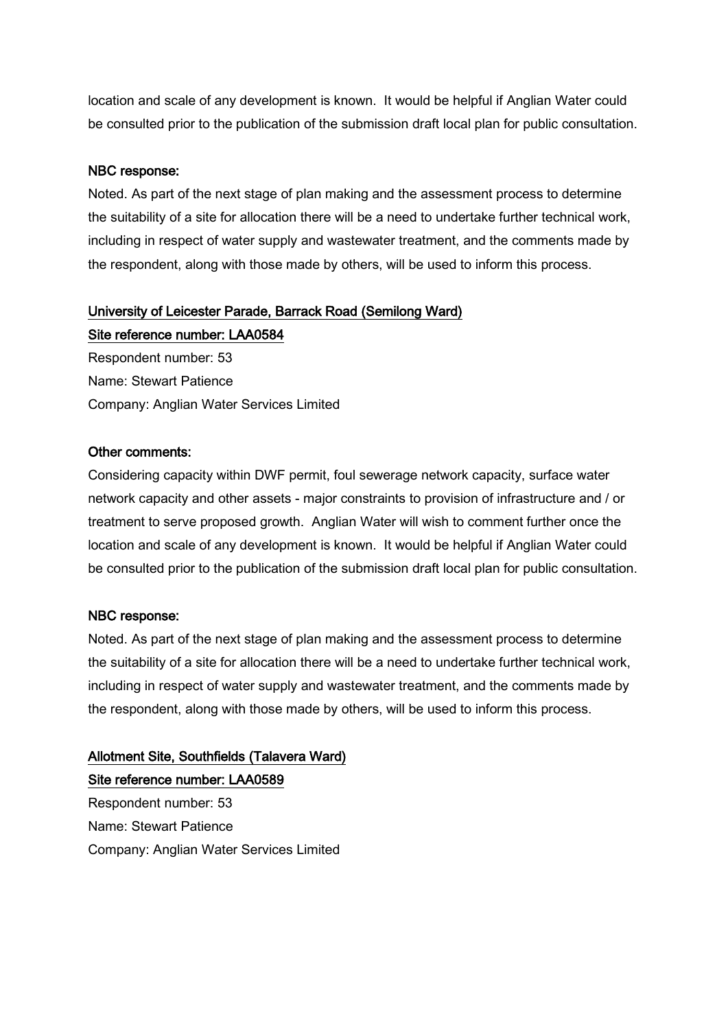location and scale of any development is known. It would be helpful if Anglian Water could be consulted prior to the publication of the submission draft local plan for public consultation.

NBC response:

Noted. As part of the next stage of plan making and the assessment process to determine the suitability of a site for allocation there will be a need to undertake further technical work, including in respect of water supply and wastewater treatment, and the comments made by the respondent, along with those made by others, will be used to inform this process.

<u>University of Leicester Parade, Barrack Road (Semilong Ward)</u>

<u>Site reference number: LAA0584</u>

Respondent number: 53

Name: Stewart Patience

Company: Anglian Water Services Limited

Other comments:

Considering capacity within DWF permit, foul sewerage network capacity, surface water network capacity and other assets - major constraints to provision of infrastructure and / or treatment to serve proposed growth. Anglian Water will wish to comment further once the location and scale of any development is known. It would be helpful if Anglian Water could be consulted prior to the publication of the submission draft local plan for public consultation.

NBC response:

Noted. As part of the next stage of plan making and the assessment process to determine the suitability of a site for allocation there will be a need to undertake further technical work, including in respect of water supply and wastewater treatment, and the comments made by the respondent, along with those made by others, will be used to inform this process.

<u>Allotment Site, Southfields (Talavera Ward)</u>

<u>Site reference number: LAA0589</u>

Respondent number: 53

Name: Stewart Patience

Company: Anglian Water Services Limited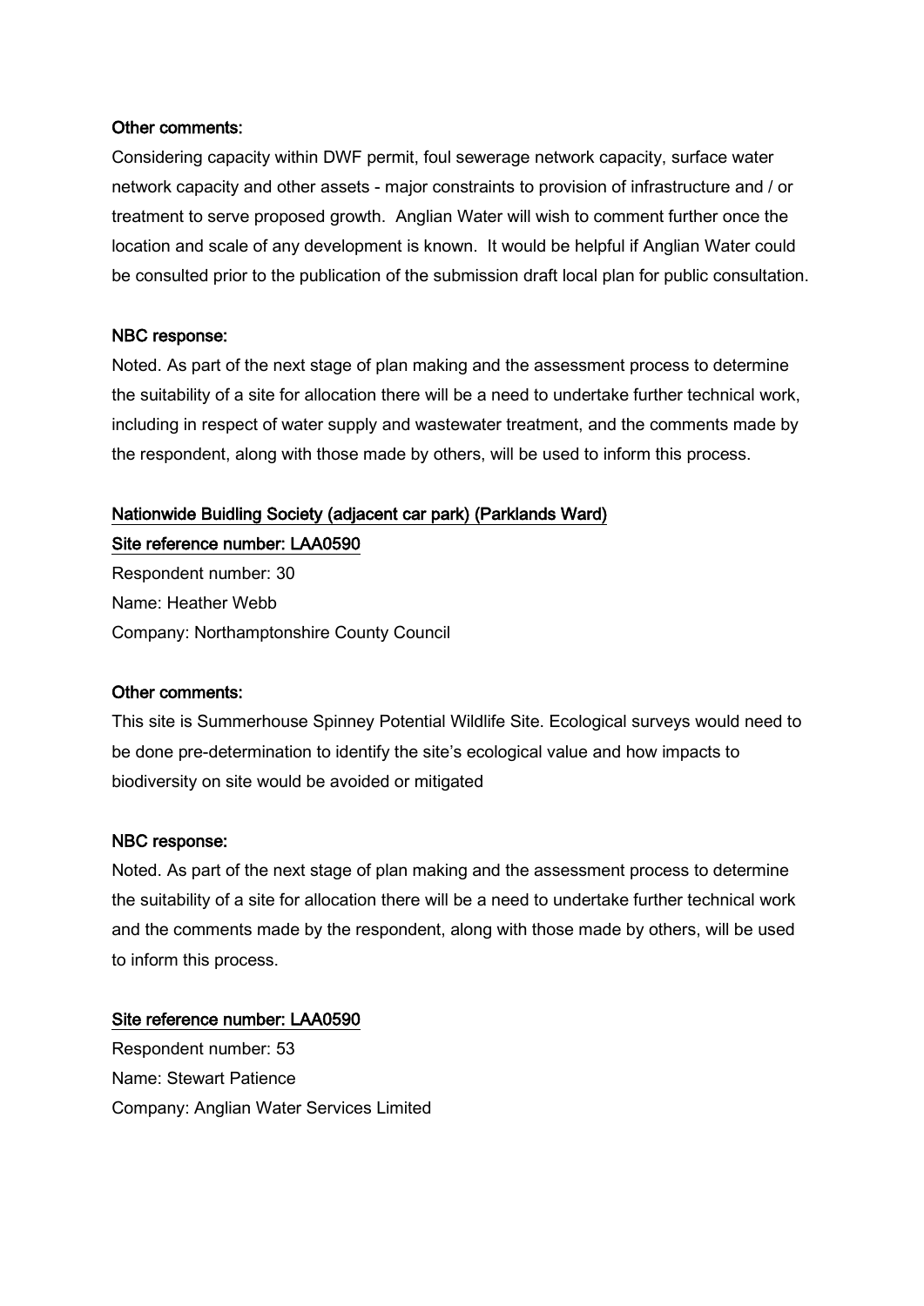**Other comments:**

Considering capacity within DWF permit, foul sewerage network capacity, surface water network capacity and other assets - major constraints to provision of infrastructure and / or treatment to serve proposed growth.  Anglian Water will wish to comment further once the location and scale of any development is known.  It would be helpful if Anglian Water could be consulted prior to the publication of the submission draft local plan for public consultation.

**NBC response:**

Noted. As part of the next stage of plan making and the assessment process to determine the suitability of a site for allocation there will be a need to undertake further technical work, including in respect of water supply and wastewater treatment, and the comments made by the respondent, along with those made by others, will be used to inform this process.

<u>Nationwide Buidling Society (adjacent car park) (Parklands Ward)</u>

<u>Site reference number: LAA0590</u>

Respondent number: 30
Name: Heather Webb
Company: Northamptonshire County Council

**Other comments:**

This site is Summerhouse Spinney Potential Wildlife Site. Ecological surveys would need to be done pre-determination to identify the site's ecological value and how impacts to biodiversity on site would be avoided or mitigated

**NBC response:**

Noted. As part of the next stage of plan making and the assessment process to determine the suitability of a site for allocation there will be a need to undertake further technical work and the comments made by the respondent, along with those made by others, will be used to inform this process.

<u>Site reference number: LAA0590</u>

Respondent number: 53
Name: Stewart Patience
Company: Anglian Water Services Limited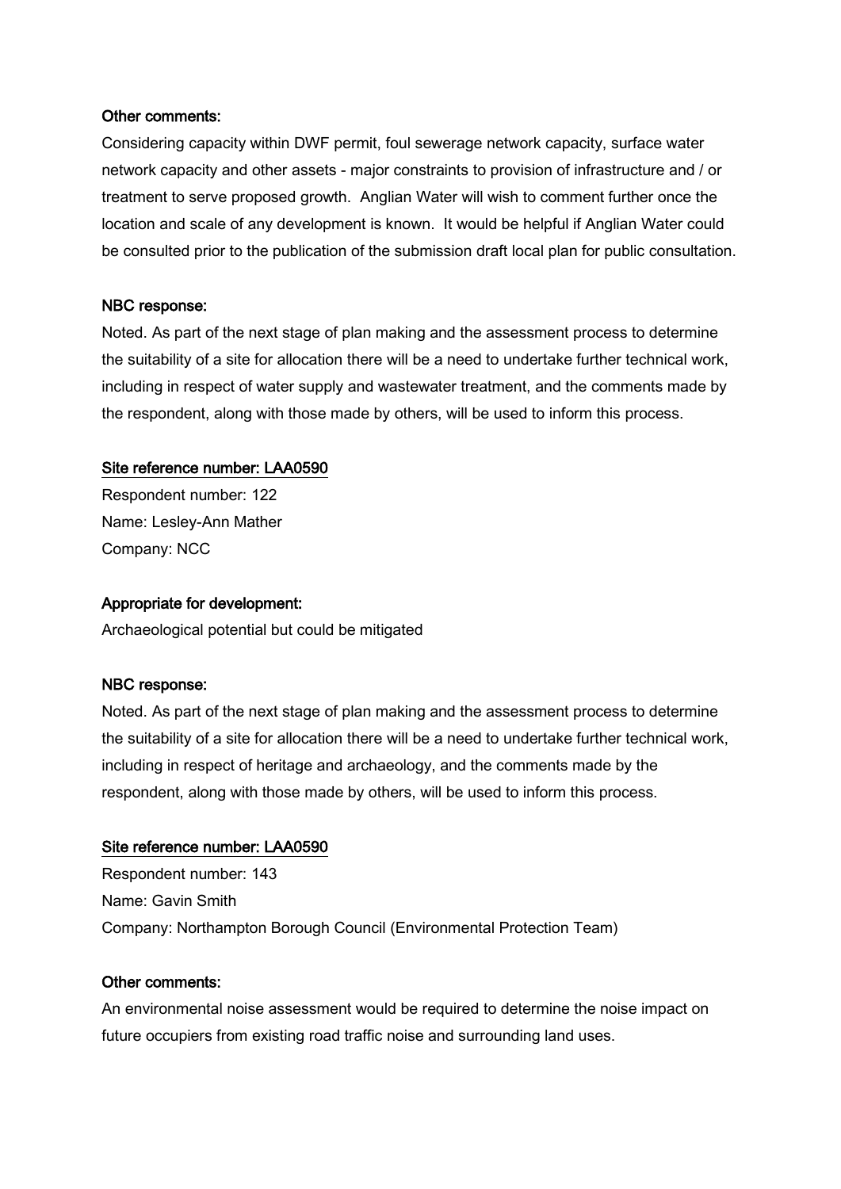**Other comments:**

Considering capacity within DWF permit, foul sewerage network capacity, surface water network capacity and other assets - major constraints to provision of infrastructure and / or treatment to serve proposed growth. Anglian Water will wish to comment further once the location and scale of any development is known. It would be helpful if Anglian Water could be consulted prior to the publication of the submission draft local plan for public consultation.

**NBC response:**

Noted. As part of the next stage of plan making and the assessment process to determine the suitability of a site for allocation there will be a need to undertake further technical work, including in respect of water supply and wastewater treatment, and the comments made by the respondent, along with those made by others, will be used to inform this process.

**Site reference number: LAA0590**

Respondent number: 122
Name: Lesley-Ann Mather
Company: NCC

**Appropriate for development:**

Archaeological potential but could be mitigated

**NBC response:**

Noted. As part of the next stage of plan making and the assessment process to determine the suitability of a site for allocation there will be a need to undertake further technical work, including in respect of heritage and archaeology, and the comments made by the respondent, along with those made by others, will be used to inform this process.

**Site reference number: LAA0590**

Respondent number: 143
Name: Gavin Smith
Company: Northampton Borough Council (Environmental Protection Team)

**Other comments:**

An environmental noise assessment would be required to determine the noise impact on future occupiers from existing road traffic noise and surrounding land uses.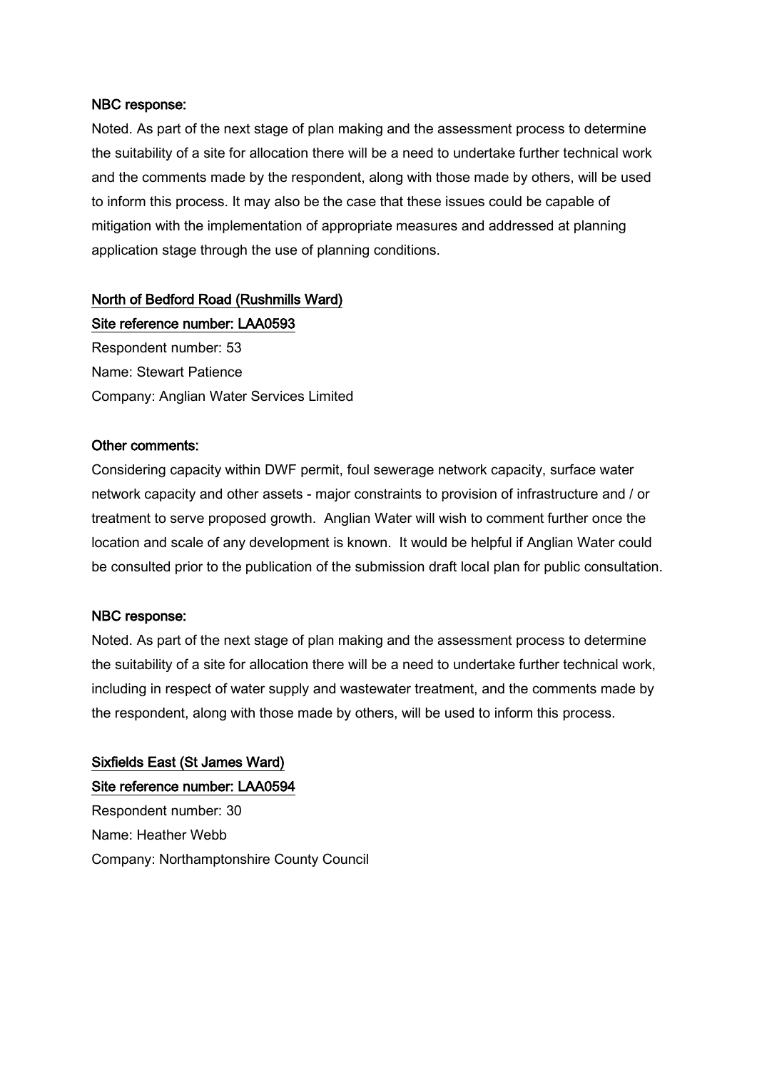**NBC response:**

Noted. As part of the next stage of plan making and the assessment process to determine the suitability of a site for allocation there will be a need to undertake further technical work and the comments made by the respondent, along with those made by others, will be used to inform this process. It may also be the case that these issues could be capable of mitigation with the implementation of appropriate measures and addressed at planning application stage through the use of planning conditions.

**North of Bedford Road (Rushmills Ward)**

**Site reference number: LAA0593**

Respondent number: 53

Name: Stewart Patience

Company: Anglian Water Services Limited

**Other comments:**

Considering capacity within DWF permit, foul sewerage network capacity, surface water network capacity and other assets - major constraints to provision of infrastructure and / or treatment to serve proposed growth. Anglian Water will wish to comment further once the location and scale of any development is known. It would be helpful if Anglian Water could be consulted prior to the publication of the submission draft local plan for public consultation.

**NBC response:**

Noted. As part of the next stage of plan making and the assessment process to determine the suitability of a site for allocation there will be a need to undertake further technical work, including in respect of water supply and wastewater treatment, and the comments made by the respondent, along with those made by others, will be used to inform this process.

**Sixfields East (St James Ward)**

**Site reference number: LAA0594**

Respondent number: 30

Name: Heather Webb

Company: Northamptonshire County Council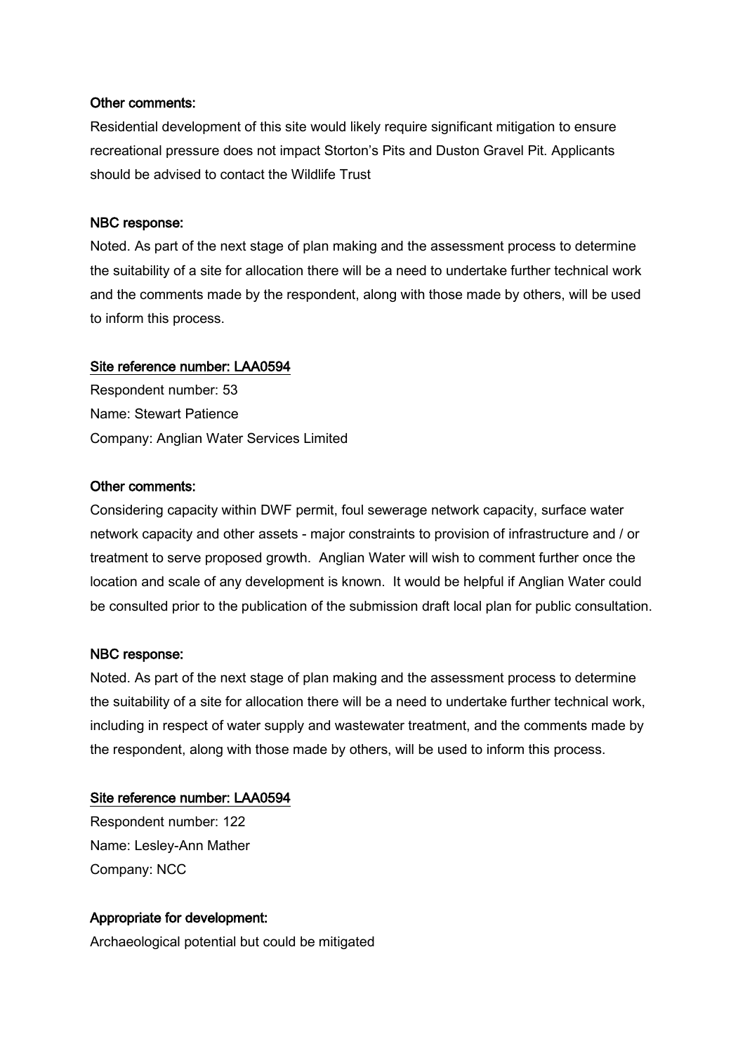**Other comments:**

Residential development of this site would likely require significant mitigation to ensure recreational pressure does not impact Storton's Pits and Duston Gravel Pit. Applicants should be advised to contact the Wildlife Trust

**NBC response:**

Noted. As part of the next stage of plan making and the assessment process to determine the suitability of a site for allocation there will be a need to undertake further technical work and the comments made by the respondent, along with those made by others, will be used to inform this process.

**Site reference number: LAA0594**

Respondent number: 53

Name: Stewart Patience

Company: Anglian Water Services Limited

**Other comments:**

Considering capacity within DWF permit, foul sewerage network capacity, surface water network capacity and other assets - major constraints to provision of infrastructure and / or treatment to serve proposed growth. Anglian Water will wish to comment further once the location and scale of any development is known. It would be helpful if Anglian Water could be consulted prior to the publication of the submission draft local plan for public consultation.

**NBC response:**

Noted. As part of the next stage of plan making and the assessment process to determine the suitability of a site for allocation there will be a need to undertake further technical work, including in respect of water supply and wastewater treatment, and the comments made by the respondent, along with those made by others, will be used to inform this process.

**Site reference number: LAA0594**

Respondent number: 122

Name: Lesley-Ann Mather

Company: NCC

**Appropriate for development:**

Archaeological potential but could be mitigated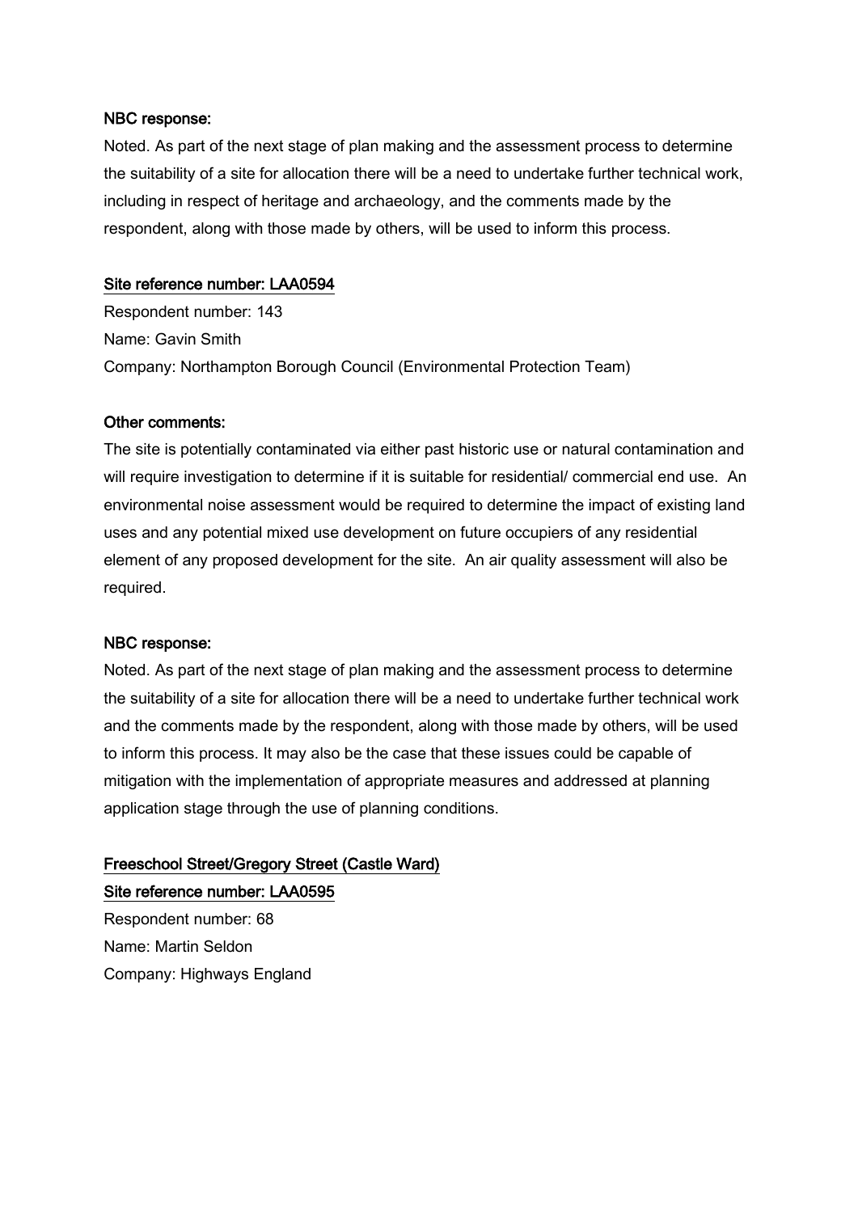**NBC response:**

Noted. As part of the next stage of plan making and the assessment process to determine the suitability of a site for allocation there will be a need to undertake further technical work, including in respect of heritage and archaeology, and the comments made by the respondent, along with those made by others, will be used to inform this process.

**Site reference number: LAA0594**

Respondent number: 143
Name: Gavin Smith
Company: Northampton Borough Council (Environmental Protection Team)

**Other comments:**

The site is potentially contaminated via either past historic use or natural contamination and will require investigation to determine if it is suitable for residential/ commercial end use. An environmental noise assessment would be required to determine the impact of existing land uses and any potential mixed use development on future occupiers of any residential element of any proposed development for the site. An air quality assessment will also be required.

**NBC response:**

Noted. As part of the next stage of plan making and the assessment process to determine the suitability of a site for allocation there will be a need to undertake further technical work and the comments made by the respondent, along with those made by others, will be used to inform this process. It may also be the case that these issues could be capable of mitigation with the implementation of appropriate measures and addressed at planning application stage through the use of planning conditions.

**Freeschool Street/Gregory Street (Castle Ward)**

**Site reference number: LAA0595**

Respondent number: 68
Name: Martin Seldon
Company: Highways England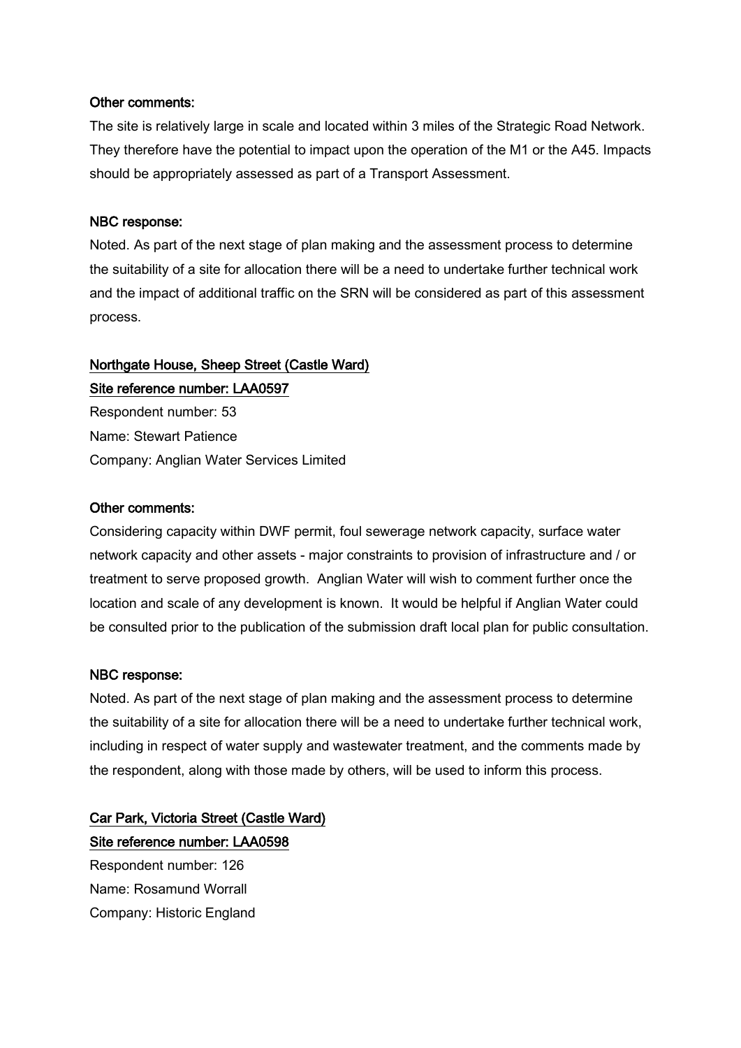**Other comments:**

The site is relatively large in scale and located within 3 miles of the Strategic Road Network. They therefore have the potential to impact upon the operation of the M1 or the A45. Impacts should be appropriately assessed as part of a Transport Assessment.

**NBC response:**

Noted. As part of the next stage of plan making and the assessment process to determine the suitability of a site for allocation there will be a need to undertake further technical work and the impact of additional traffic on the SRN will be considered as part of this assessment process.

**Northgate House, Sheep Street (Castle Ward)**

**Site reference number: LAA0597**

Respondent number: 53

Name: Stewart Patience

Company: Anglian Water Services Limited

**Other comments:**

Considering capacity within DWF permit, foul sewerage network capacity, surface water network capacity and other assets - major constraints to provision of infrastructure and / or treatment to serve proposed growth. Anglian Water will wish to comment further once the location and scale of any development is known. It would be helpful if Anglian Water could be consulted prior to the publication of the submission draft local plan for public consultation.

**NBC response:**

Noted. As part of the next stage of plan making and the assessment process to determine the suitability of a site for allocation there will be a need to undertake further technical work, including in respect of water supply and wastewater treatment, and the comments made by the respondent, along with those made by others, will be used to inform this process.

**Car Park, Victoria Street (Castle Ward)**

**Site reference number: LAA0598**

Respondent number: 126

Name: Rosamund Worrall

Company: Historic England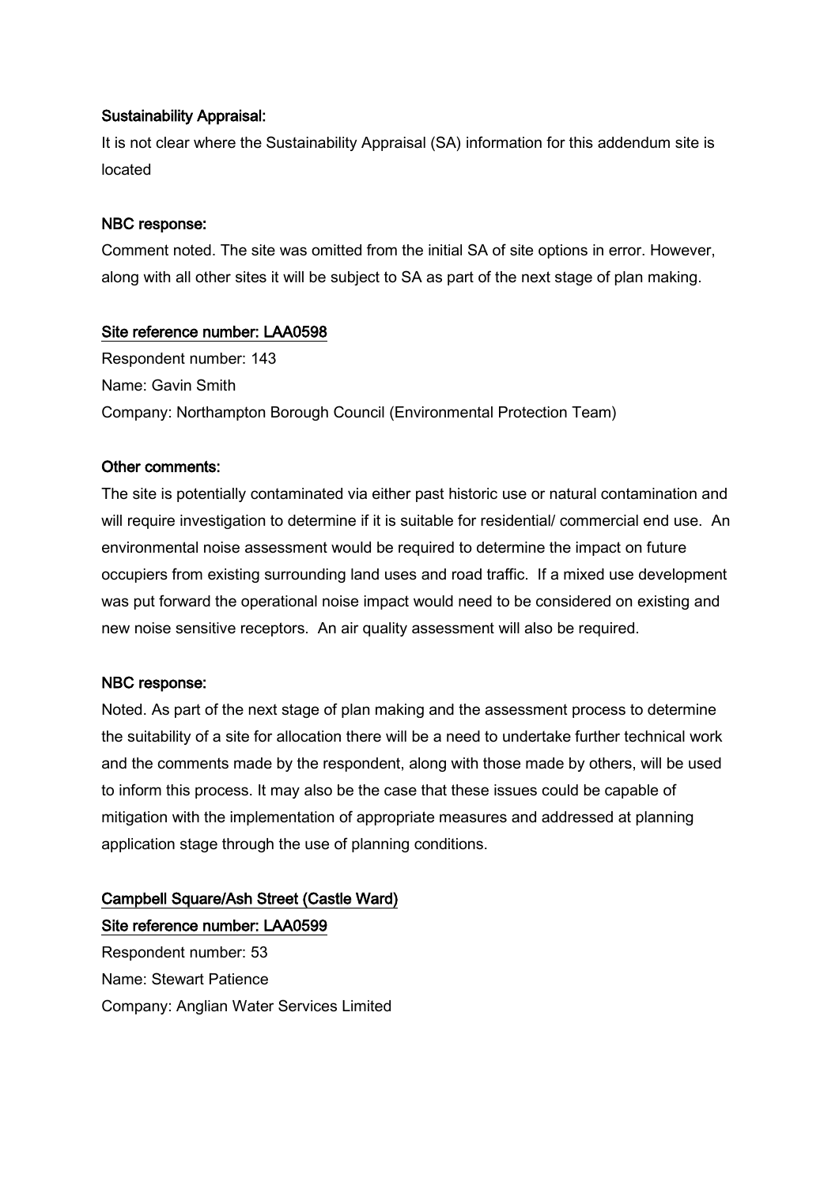**Sustainability Appraisal:**

It is not clear where the Sustainability Appraisal (SA) information for this addendum site is located

**NBC response:**

Comment noted. The site was omitted from the initial SA of site options in error. However, along with all other sites it will be subject to SA as part of the next stage of plan making.

**Site reference number: LAA0598**

Respondent number: 143

Name: Gavin Smith

Company: Northampton Borough Council (Environmental Protection Team)

**Other comments:**

The site is potentially contaminated via either past historic use or natural contamination and will require investigation to determine if it is suitable for residential/ commercial end use. An environmental noise assessment would be required to determine the impact on future occupiers from existing surrounding land uses and road traffic. If a mixed use development was put forward the operational noise impact would need to be considered on existing and new noise sensitive receptors. An air quality assessment will also be required.

**NBC response:**

Noted. As part of the next stage of plan making and the assessment process to determine the suitability of a site for allocation there will be a need to undertake further technical work and the comments made by the respondent, along with those made by others, will be used to inform this process. It may also be the case that these issues could be capable of mitigation with the implementation of appropriate measures and addressed at planning application stage through the use of planning conditions.

**Campbell Square/Ash Street (Castle Ward)**

**Site reference number: LAA0599**

Respondent number: 53

Name: Stewart Patience

Company: Anglian Water Services Limited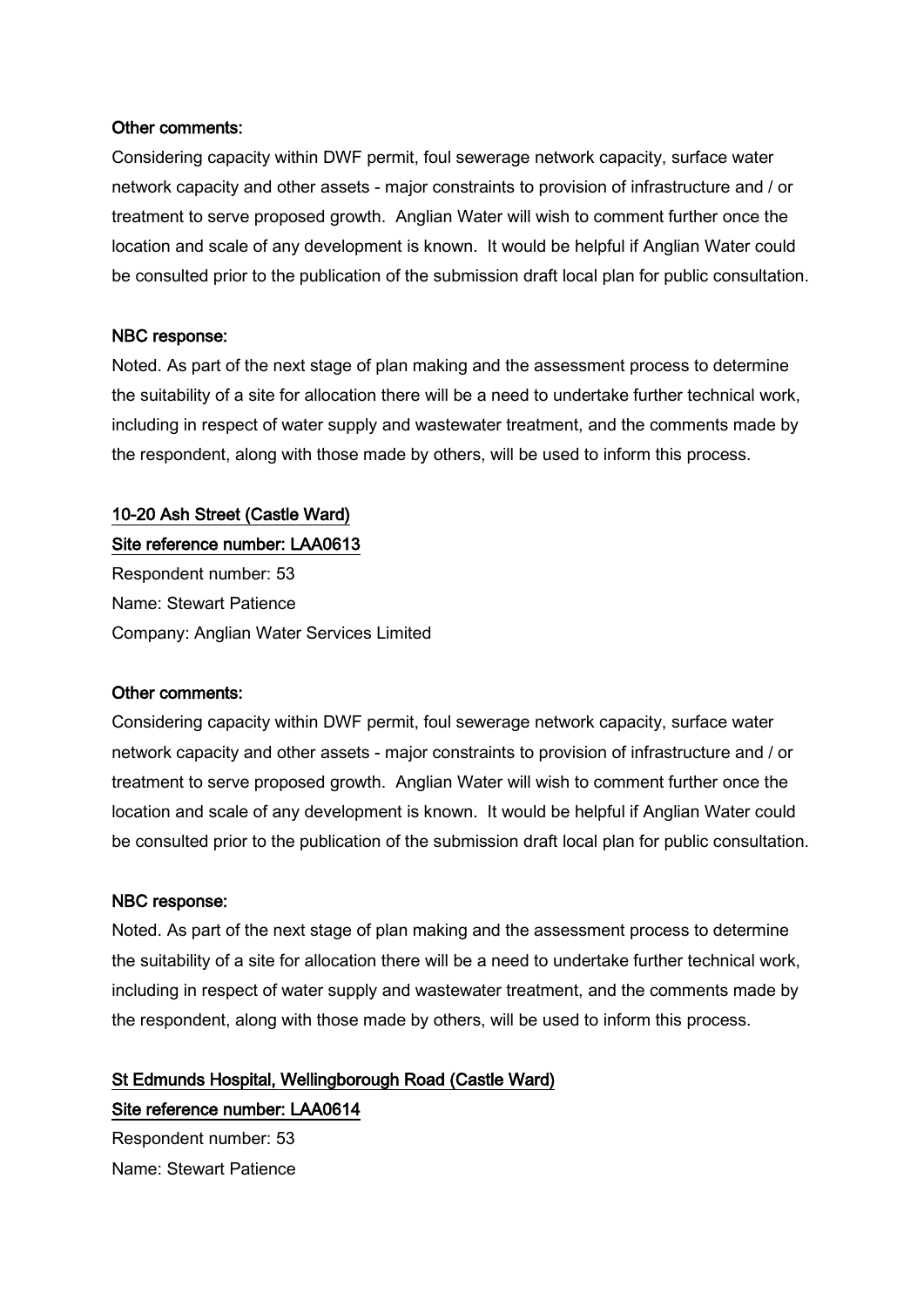**Other comments:**

Considering capacity within DWF permit, foul sewerage network capacity, surface water network capacity and other assets - major constraints to provision of infrastructure and / or treatment to serve proposed growth. Anglian Water will wish to comment further once the location and scale of any development is known. It would be helpful if Anglian Water could be consulted prior to the publication of the submission draft local plan for public consultation.

**NBC response:**

Noted. As part of the next stage of plan making and the assessment process to determine the suitability of a site for allocation there will be a need to undertake further technical work, including in respect of water supply and wastewater treatment, and the comments made by the respondent, along with those made by others, will be used to inform this process.

**10-20 Ash Street (Castle Ward)**

**Site reference number: LAA0613**

Respondent number: 53

Name: Stewart Patience

Company: Anglian Water Services Limited

**Other comments:**

Considering capacity within DWF permit, foul sewerage network capacity, surface water network capacity and other assets - major constraints to provision of infrastructure and / or treatment to serve proposed growth. Anglian Water will wish to comment further once the location and scale of any development is known. It would be helpful if Anglian Water could be consulted prior to the publication of the submission draft local plan for public consultation.

**NBC response:**

Noted. As part of the next stage of plan making and the assessment process to determine the suitability of a site for allocation there will be a need to undertake further technical work, including in respect of water supply and wastewater treatment, and the comments made by the respondent, along with those made by others, will be used to inform this process.

**St Edmunds Hospital, Wellingborough Road (Castle Ward)**

**Site reference number: LAA0614**

Respondent number: 53

Name: Stewart Patience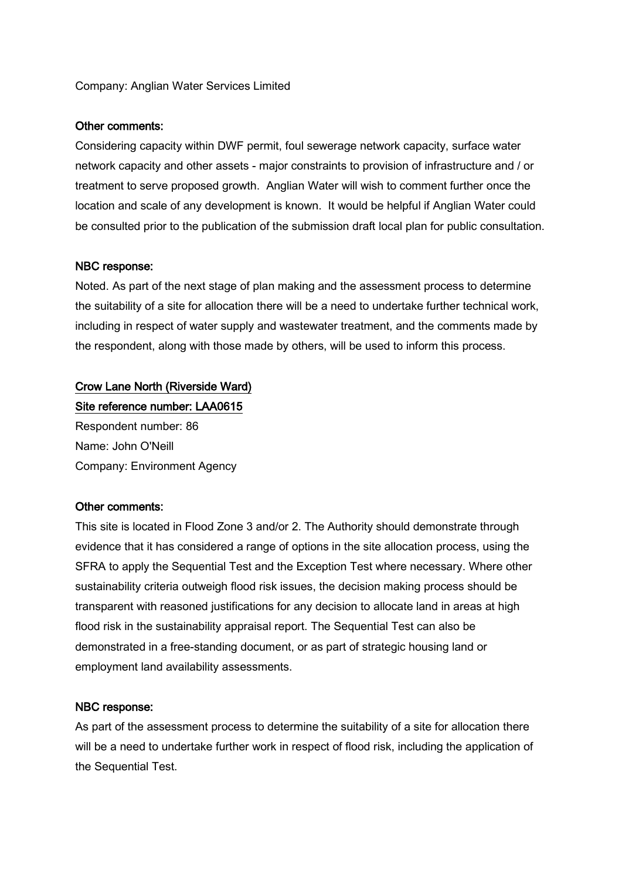Company: Anglian Water Services Limited

**Other comments:**

Considering capacity within DWF permit, foul sewerage network capacity, surface water network capacity and other assets - major constraints to provision of infrastructure and / or treatment to serve proposed growth. Anglian Water will wish to comment further once the location and scale of any development is known. It would be helpful if Anglian Water could be consulted prior to the publication of the submission draft local plan for public consultation.

**NBC response:**

Noted. As part of the next stage of plan making and the assessment process to determine the suitability of a site for allocation there will be a need to undertake further technical work, including in respect of water supply and wastewater treatment, and the comments made by the respondent, along with those made by others, will be used to inform this process.

**Crow Lane North (Riverside Ward)**

**Site reference number: LAA0615**

Respondent number: 86

Name: John O'Neill

Company: Environment Agency

**Other comments:**

This site is located in Flood Zone 3 and/or 2. The Authority should demonstrate through evidence that it has considered a range of options in the site allocation process, using the SFRA to apply the Sequential Test and the Exception Test where necessary. Where other sustainability criteria outweigh flood risk issues, the decision making process should be transparent with reasoned justifications for any decision to allocate land in areas at high flood risk in the sustainability appraisal report. The Sequential Test can also be demonstrated in a free-standing document, or as part of strategic housing land or employment land availability assessments.

**NBC response:**

As part of the assessment process to determine the suitability of a site for allocation there will be a need to undertake further work in respect of flood risk, including the application of the Sequential Test.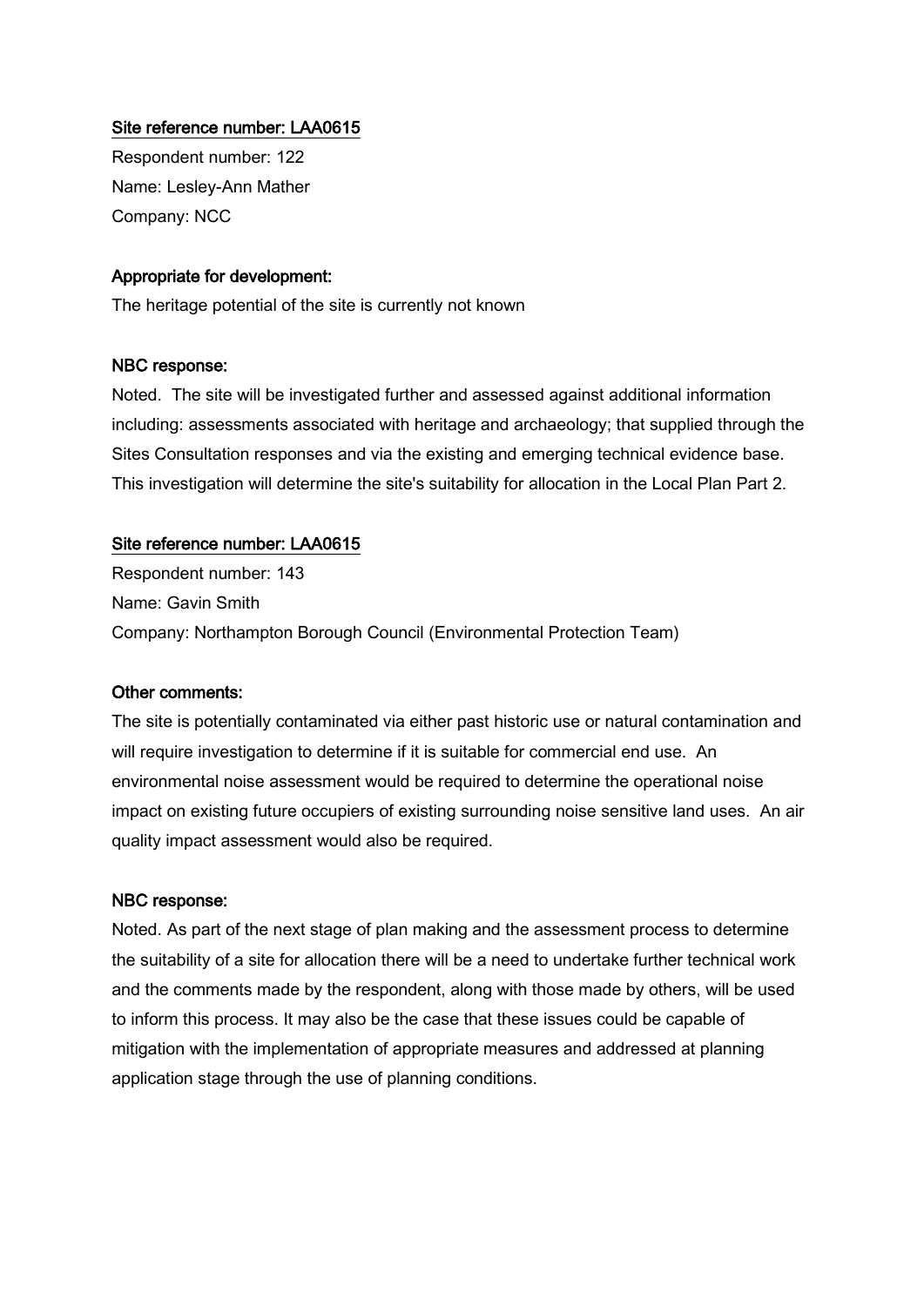<u>Site reference number: LAA0615</u>

Respondent number: 122

Name: Lesley-Ann Mather

Company: NCC

**Appropriate for development:**

The heritage potential of the site is currently not known

**NBC response:**

Noted. The site will be investigated further and assessed against additional information including: assessments associated with heritage and archaeology; that supplied through the Sites Consultation responses and via the existing and emerging technical evidence base. This investigation will determine the site's suitability for allocation in the Local Plan Part 2.

<u>Site reference number: LAA0615</u>

Respondent number: 143

Name: Gavin Smith

Company: Northampton Borough Council (Environmental Protection Team)

**Other comments:**

The site is potentially contaminated via either past historic use or natural contamination and will require investigation to determine if it is suitable for commercial end use. An environmental noise assessment would be required to determine the operational noise impact on existing future occupiers of existing surrounding noise sensitive land uses. An air quality impact assessment would also be required.

**NBC response:**

Noted. As part of the next stage of plan making and the assessment process to determine the suitability of a site for allocation there will be a need to undertake further technical work and the comments made by the respondent, along with those made by others, will be used to inform this process. It may also be the case that these issues could be capable of mitigation with the implementation of appropriate measures and addressed at planning application stage through the use of planning conditions.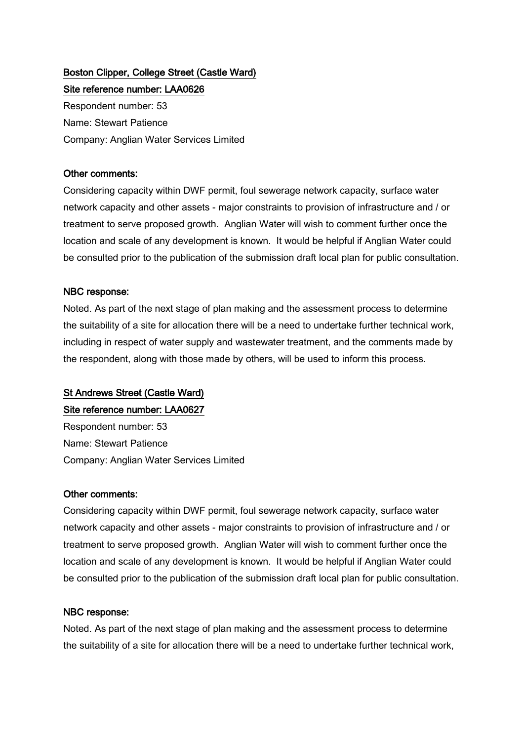<u>Boston Clipper, College Street (Castle Ward)</u>

<u>Site reference number: LAA0626</u>

Respondent number: 53

Name: Stewart Patience

Company: Anglian Water Services Limited

**Other comments:**

Considering capacity within DWF permit, foul sewerage network capacity, surface water network capacity and other assets - major constraints to provision of infrastructure and / or treatment to serve proposed growth. Anglian Water will wish to comment further once the location and scale of any development is known. It would be helpful if Anglian Water could be consulted prior to the publication of the submission draft local plan for public consultation.

**NBC response:**

Noted. As part of the next stage of plan making and the assessment process to determine the suitability of a site for allocation there will be a need to undertake further technical work, including in respect of water supply and wastewater treatment, and the comments made by the respondent, along with those made by others, will be used to inform this process.

<u>St Andrews Street (Castle Ward)</u>

<u>Site reference number: LAA0627</u>

Respondent number: 53

Name: Stewart Patience

Company: Anglian Water Services Limited

**Other comments:**

Considering capacity within DWF permit, foul sewerage network capacity, surface water network capacity and other assets - major constraints to provision of infrastructure and / or treatment to serve proposed growth. Anglian Water will wish to comment further once the location and scale of any development is known. It would be helpful if Anglian Water could be consulted prior to the publication of the submission draft local plan for public consultation.

**NBC response:**

Noted. As part of the next stage of plan making and the assessment process to determine the suitability of a site for allocation there will be a need to undertake further technical work,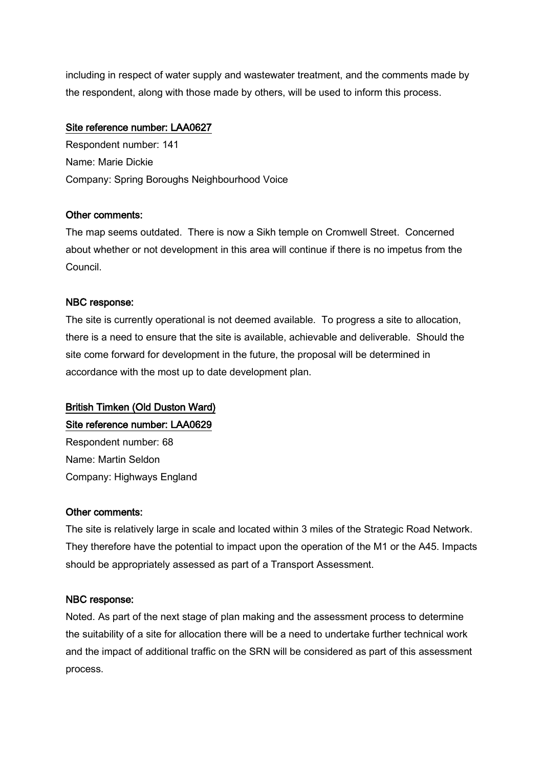including in respect of water supply and wastewater treatment, and the comments made by the respondent, along with those made by others, will be used to inform this process.

Site reference number: LAA0627

Respondent number: 141
Name: Marie Dickie
Company: Spring Boroughs Neighbourhood Voice

Other comments:

The map seems outdated. There is now a Sikh temple on Cromwell Street. Concerned about whether or not development in this area will continue if there is no impetus from the Council.

NBC response:

The site is currently operational is not deemed available. To progress a site to allocation, there is a need to ensure that the site is available, achievable and deliverable. Should the site come forward for development in the future, the proposal will be determined in accordance with the most up to date development plan.

British Timken (Old Duston Ward)

Site reference number: LAA0629

Respondent number: 68
Name: Martin Seldon
Company: Highways England

Other comments:

The site is relatively large in scale and located within 3 miles of the Strategic Road Network. They therefore have the potential to impact upon the operation of the M1 or the A45. Impacts should be appropriately assessed as part of a Transport Assessment.

NBC response:

Noted. As part of the next stage of plan making and the assessment process to determine the suitability of a site for allocation there will be a need to undertake further technical work and the impact of additional traffic on the SRN will be considered as part of this assessment process.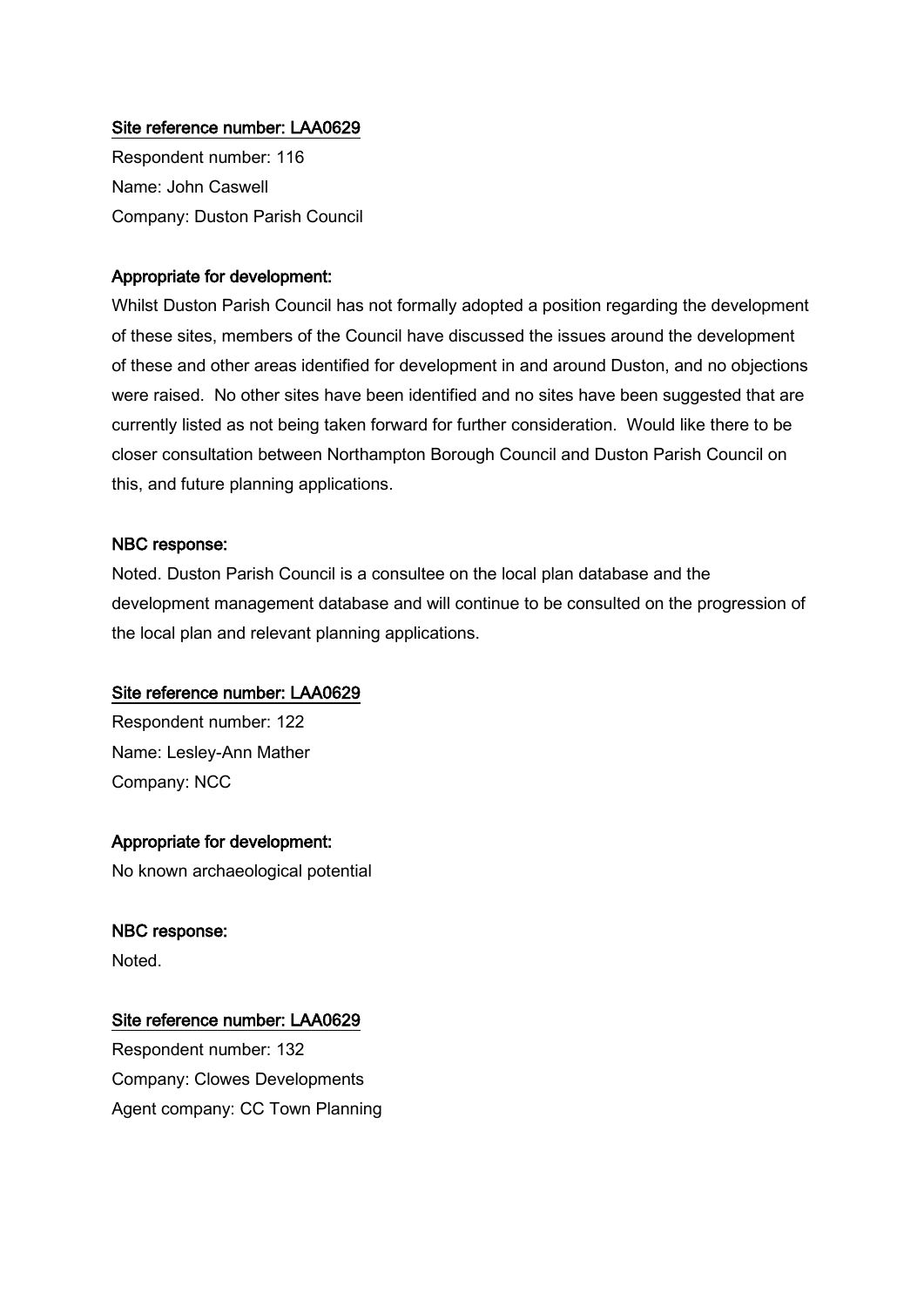<u>Site reference number: LAA0629</u>

Respondent number: 116

Name: John Caswell

Company: Duston Parish Council

**Appropriate for development:**

Whilst Duston Parish Council has not formally adopted a position regarding the development of these sites, members of the Council have discussed the issues around the development of these and other areas identified for development in and around Duston, and no objections were raised. No other sites have been identified and no sites have been suggested that are currently listed as not being taken forward for further consideration. Would like there to be closer consultation between Northampton Borough Council and Duston Parish Council on this, and future planning applications.

**NBC response:**

Noted. Duston Parish Council is a consultee on the local plan database and the development management database and will continue to be consulted on the progression of the local plan and relevant planning applications.

<u>Site reference number: LAA0629</u>

Respondent number: 122

Name: Lesley-Ann Mather

Company: NCC

**Appropriate for development:**

No known archaeological potential

**NBC response:**

Noted.

<u>Site reference number: LAA0629</u>

Respondent number: 132

Company: Clowes Developments

Agent company: CC Town Planning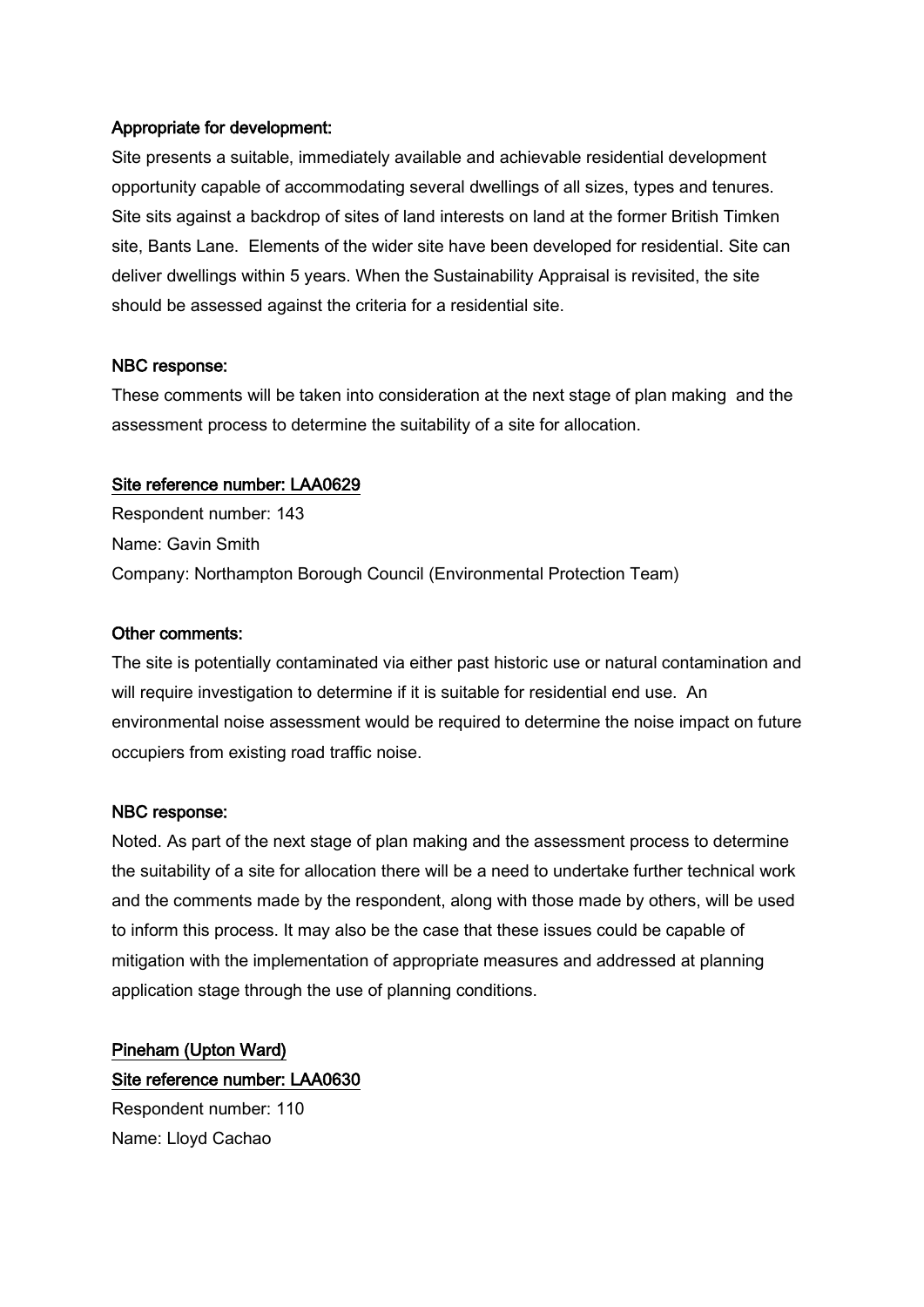**Appropriate for development:**

Site presents a suitable, immediately available and achievable residential development opportunity capable of accommodating several dwellings of all sizes, types and tenures. Site sits against a backdrop of sites of land interests on land at the former British Timken site, Bants Lane. Elements of the wider site have been developed for residential. Site can deliver dwellings within 5 years. When the Sustainability Appraisal is revisited, the site should be assessed against the criteria for a residential site.

**NBC response:**

These comments will be taken into consideration at the next stage of plan making and the assessment process to determine the suitability of a site for allocation.

**Site reference number: LAA0629**

Respondent number: 143

Name: Gavin Smith

Company: Northampton Borough Council (Environmental Protection Team)

**Other comments:**

The site is potentially contaminated via either past historic use or natural contamination and will require investigation to determine if it is suitable for residential end use. An environmental noise assessment would be required to determine the noise impact on future occupiers from existing road traffic noise.

**NBC response:**

Noted. As part of the next stage of plan making and the assessment process to determine the suitability of a site for allocation there will be a need to undertake further technical work and the comments made by the respondent, along with those made by others, will be used to inform this process. It may also be the case that these issues could be capable of mitigation with the implementation of appropriate measures and addressed at planning application stage through the use of planning conditions.

**Pineham (Upton Ward)**

**Site reference number: LAA0630**

Respondent number: 110

Name: Lloyd Cachao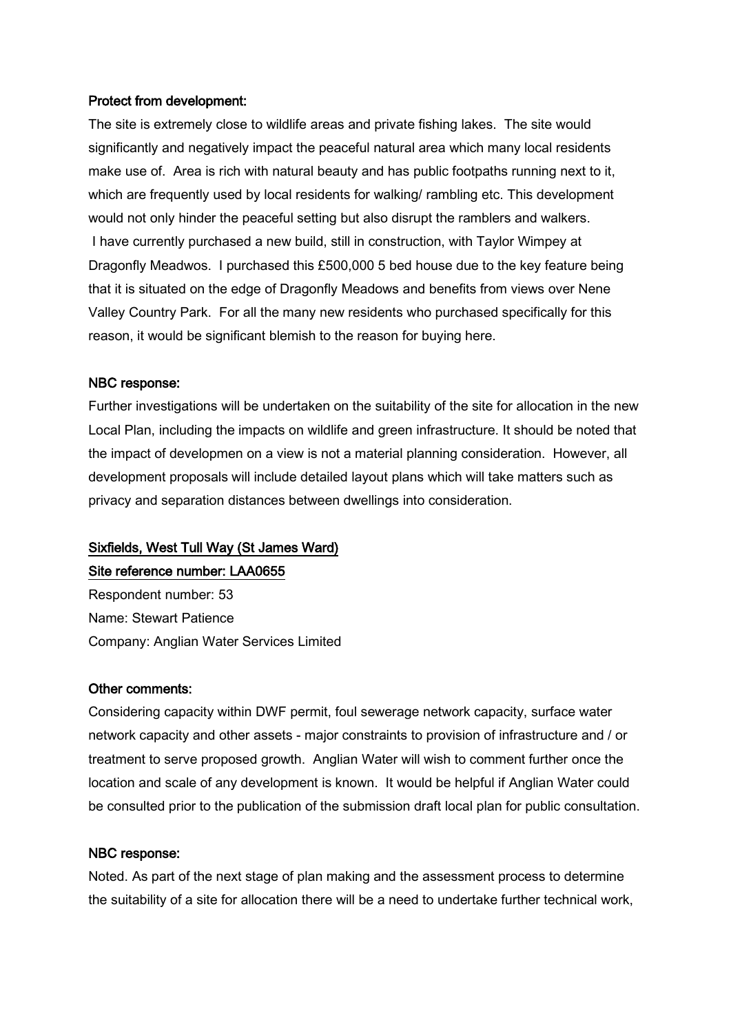**Protect from development:**

The site is extremely close to wildlife areas and private fishing lakes. The site would significantly and negatively impact the peaceful natural area which many local residents make use of. Area is rich with natural beauty and has public footpaths running next to it, which are frequently used by local residents for walking/ rambling etc. This development would not only hinder the peaceful setting but also disrupt the ramblers and walkers.

I have currently purchased a new build, still in construction, with Taylor Wimpey at Dragonfly Meadwos. I purchased this £500,000 5 bed house due to the key feature being that it is situated on the edge of Dragonfly Meadows and benefits from views over Nene Valley Country Park. For all the many new residents who purchased specifically for this reason, it would be significant blemish to the reason for buying here.

**NBC response:**

Further investigations will be undertaken on the suitability of the site for allocation in the new Local Plan, including the impacts on wildlife and green infrastructure. It should be noted that the impact of developmen on a view is not a material planning consideration. However, all development proposals will include detailed layout plans which will take matters such as privacy and separation distances between dwellings into consideration.

**Sixfields, West Tull Way (St James Ward)**

**Site reference number: LAA0655**

Respondent number: 53
Name: Stewart Patience
Company: Anglian Water Services Limited

**Other comments:**

Considering capacity within DWF permit, foul sewerage network capacity, surface water network capacity and other assets - major constraints to provision of infrastructure and / or treatment to serve proposed growth. Anglian Water will wish to comment further once the location and scale of any development is known. It would be helpful if Anglian Water could be consulted prior to the publication of the submission draft local plan for public consultation.

**NBC response:**

Noted. As part of the next stage of plan making and the assessment process to determine the suitability of a site for allocation there will be a need to undertake further technical work,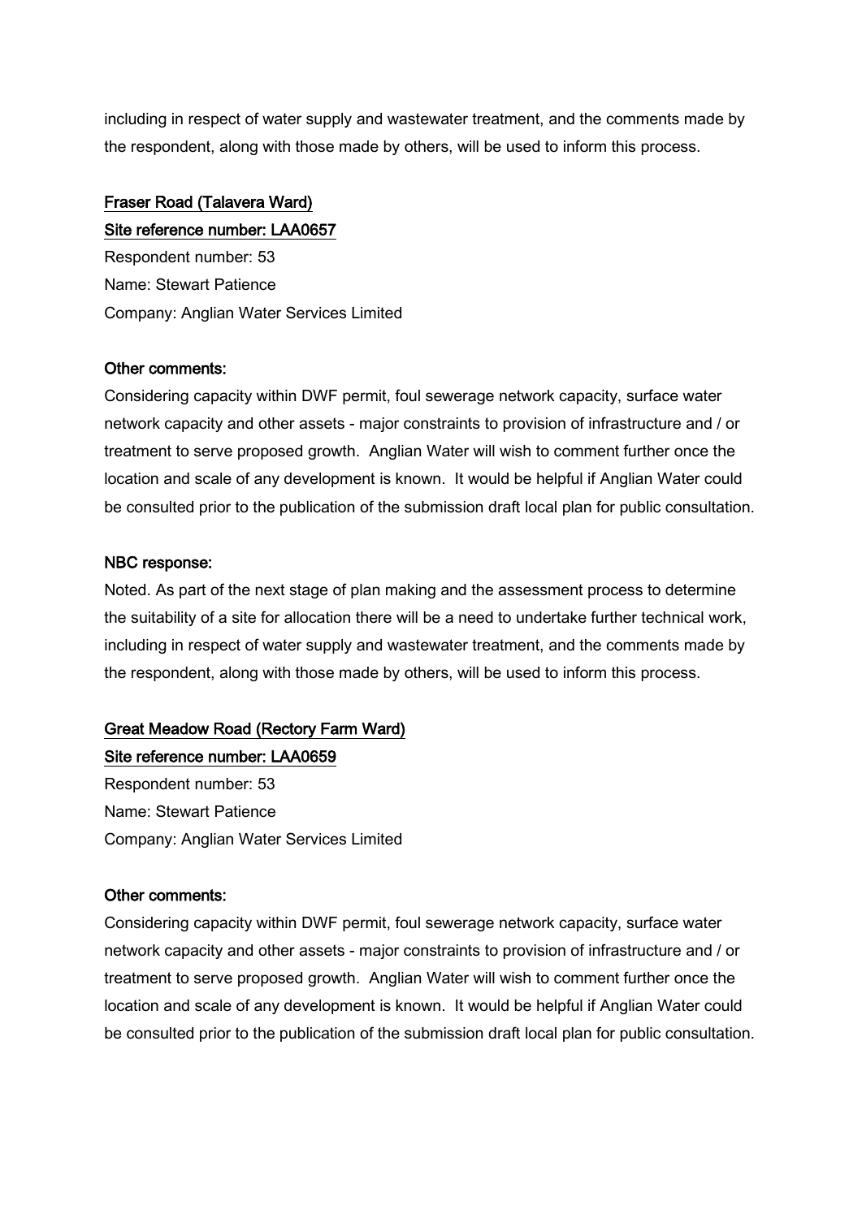including in respect of water supply and wastewater treatment, and the comments made by the respondent, along with those made by others, will be used to inform this process.

<u>Fraser Road (Talavera Ward)</u>

<u>Site reference number: LAA0657</u>

Respondent number: 53

Name: Stewart Patience

Company: Anglian Water Services Limited

**Other comments:**

Considering capacity within DWF permit, foul sewerage network capacity, surface water network capacity and other assets - major constraints to provision of infrastructure and / or treatment to serve proposed growth. Anglian Water will wish to comment further once the location and scale of any development is known. It would be helpful if Anglian Water could be consulted prior to the publication of the submission draft local plan for public consultation.

**NBC response:**

Noted. As part of the next stage of plan making and the assessment process to determine the suitability of a site for allocation there will be a need to undertake further technical work, including in respect of water supply and wastewater treatment, and the comments made by the respondent, along with those made by others, will be used to inform this process.

<u>Great Meadow Road (Rectory Farm Ward)</u>

<u>Site reference number: LAA0659</u>

Respondent number: 53

Name: Stewart Patience

Company: Anglian Water Services Limited

**Other comments:**

Considering capacity within DWF permit, foul sewerage network capacity, surface water network capacity and other assets - major constraints to provision of infrastructure and / or treatment to serve proposed growth. Anglian Water will wish to comment further once the location and scale of any development is known. It would be helpful if Anglian Water could be consulted prior to the publication of the submission draft local plan for public consultation.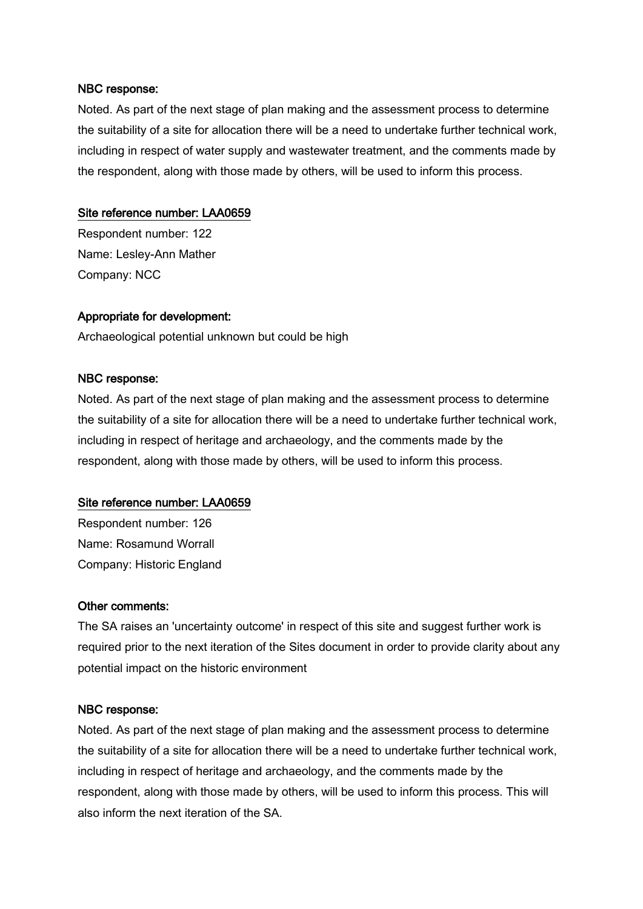**NBC response:**

Noted. As part of the next stage of plan making and the assessment process to determine the suitability of a site for allocation there will be a need to undertake further technical work, including in respect of water supply and wastewater treatment, and the comments made by the respondent, along with those made by others, will be used to inform this process.

**Site reference number: LAA0659**

Respondent number: 122
Name: Lesley-Ann Mather
Company: NCC

**Appropriate for development:**

Archaeological potential unknown but could be high

**NBC response:**

Noted. As part of the next stage of plan making and the assessment process to determine the suitability of a site for allocation there will be a need to undertake further technical work, including in respect of heritage and archaeology, and the comments made by the respondent, along with those made by others, will be used to inform this process.

**Site reference number: LAA0659**

Respondent number: 126
Name: Rosamund Worrall
Company: Historic England

**Other comments:**

The SA raises an 'uncertainty outcome' in respect of this site and suggest further work is required prior to the next iteration of the Sites document in order to provide clarity about any potential impact on the historic environment

**NBC response:**

Noted. As part of the next stage of plan making and the assessment process to determine the suitability of a site for allocation there will be a need to undertake further technical work, including in respect of heritage and archaeology, and the comments made by the respondent, along with those made by others, will be used to inform this process. This will also inform the next iteration of the SA.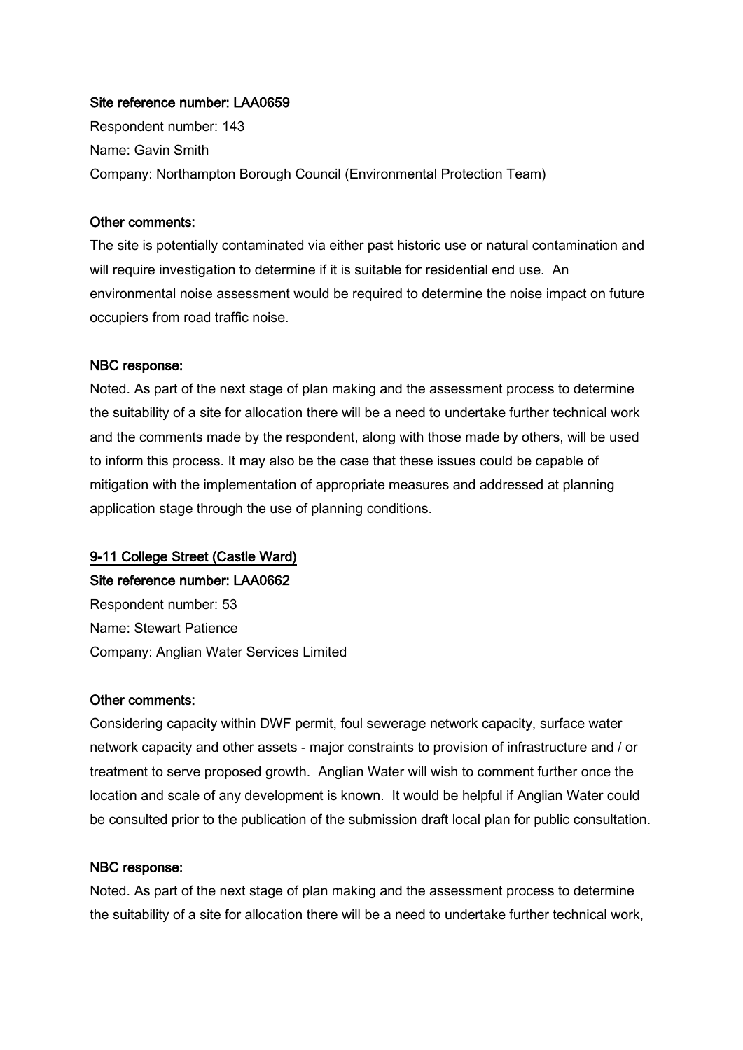#### Site reference number: LAA0659

Respondent number: 143

Name: Gavin Smith

Company: Northampton Borough Council (Environmental Protection Team)

#### Other comments:

The site is potentially contaminated via either past historic use or natural contamination and will require investigation to determine if it is suitable for residential end use. An environmental noise assessment would be required to determine the noise impact on future occupiers from road traffic noise.

#### NBC response:

Noted. As part of the next stage of plan making and the assessment process to determine the suitability of a site for allocation there will be a need to undertake further technical work and the comments made by the respondent, along with those made by others, will be used to inform this process. It may also be the case that these issues could be capable of mitigation with the implementation of appropriate measures and addressed at planning application stage through the use of planning conditions.

### 9-11 College Street (Castle Ward)

#### Site reference number: LAA0662

Respondent number: 53

Name: Stewart Patience

Company: Anglian Water Services Limited

#### Other comments:

Considering capacity within DWF permit, foul sewerage network capacity, surface water network capacity and other assets - major constraints to provision of infrastructure and / or treatment to serve proposed growth. Anglian Water will wish to comment further once the location and scale of any development is known. It would be helpful if Anglian Water could be consulted prior to the publication of the submission draft local plan for public consultation.

#### NBC response:

Noted. As part of the next stage of plan making and the assessment process to determine the suitability of a site for allocation there will be a need to undertake further technical work,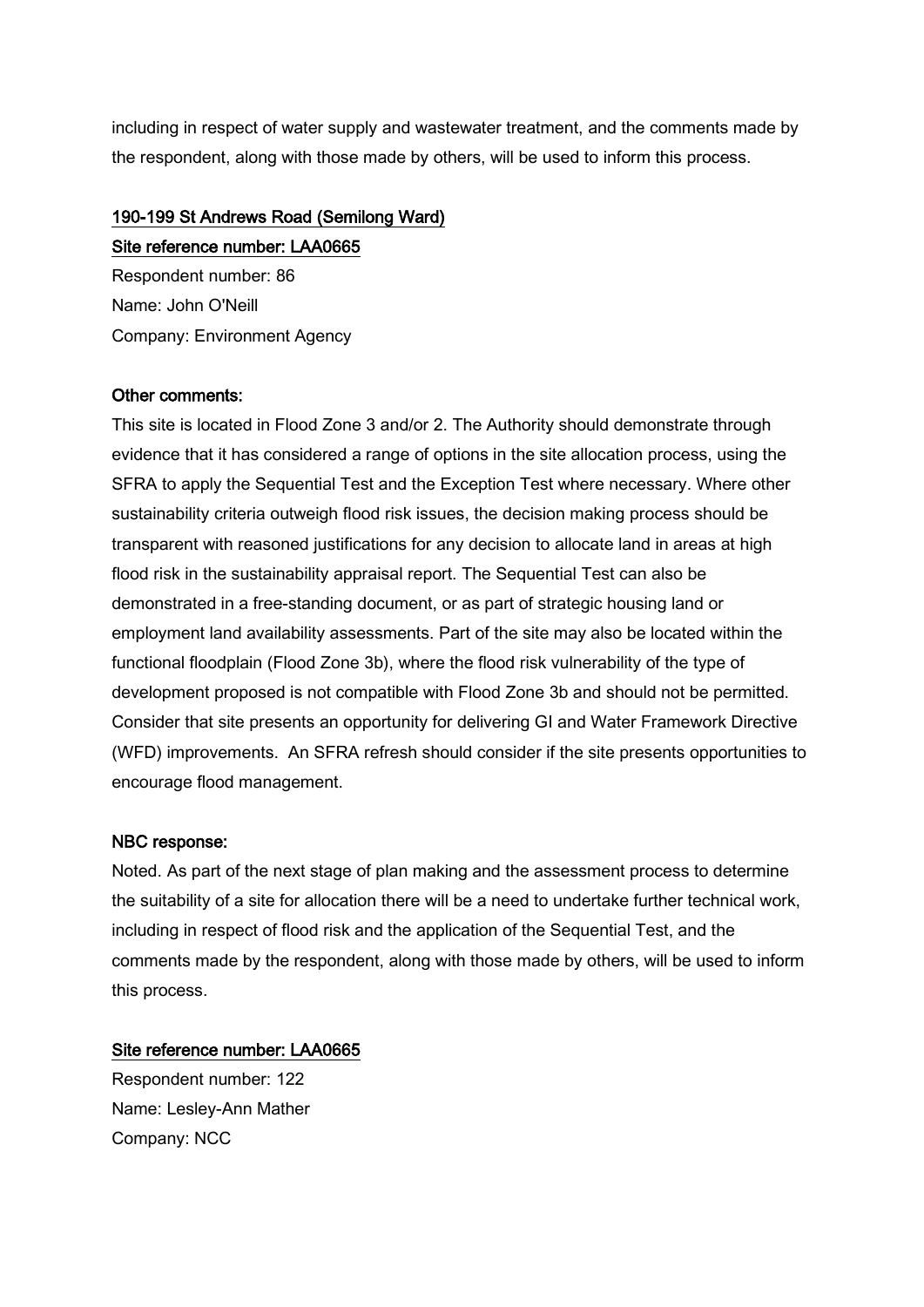including in respect of water supply and wastewater treatment, and the comments made by the respondent, along with those made by others, will be used to inform this process.

## 190-199 St Andrews Road (Semilong Ward)

### Site reference number: LAA0665

Respondent number: 86
Name: John O'Neill
Company: Environment Agency

#### Other comments:

This site is located in Flood Zone 3 and/or 2. The Authority should demonstrate through evidence that it has considered a range of options in the site allocation process, using the SFRA to apply the Sequential Test and the Exception Test where necessary. Where other sustainability criteria outweigh flood risk issues, the decision making process should be transparent with reasoned justifications for any decision to allocate land in areas at high flood risk in the sustainability appraisal report. The Sequential Test can also be demonstrated in a free-standing document, or as part of strategic housing land or employment land availability assessments. Part of the site may also be located within the functional floodplain (Flood Zone 3b), where the flood risk vulnerability of the type of development proposed is not compatible with Flood Zone 3b and should not be permitted. Consider that site presents an opportunity for delivering GI and Water Framework Directive (WFD) improvements. An SFRA refresh should consider if the site presents opportunities to encourage flood management.

#### NBC response:

Noted. As part of the next stage of plan making and the assessment process to determine the suitability of a site for allocation there will be a need to undertake further technical work, including in respect of flood risk and the application of the Sequential Test, and the comments made by the respondent, along with those made by others, will be used to inform this process.

### Site reference number: LAA0665

Respondent number: 122
Name: Lesley-Ann Mather
Company: NCC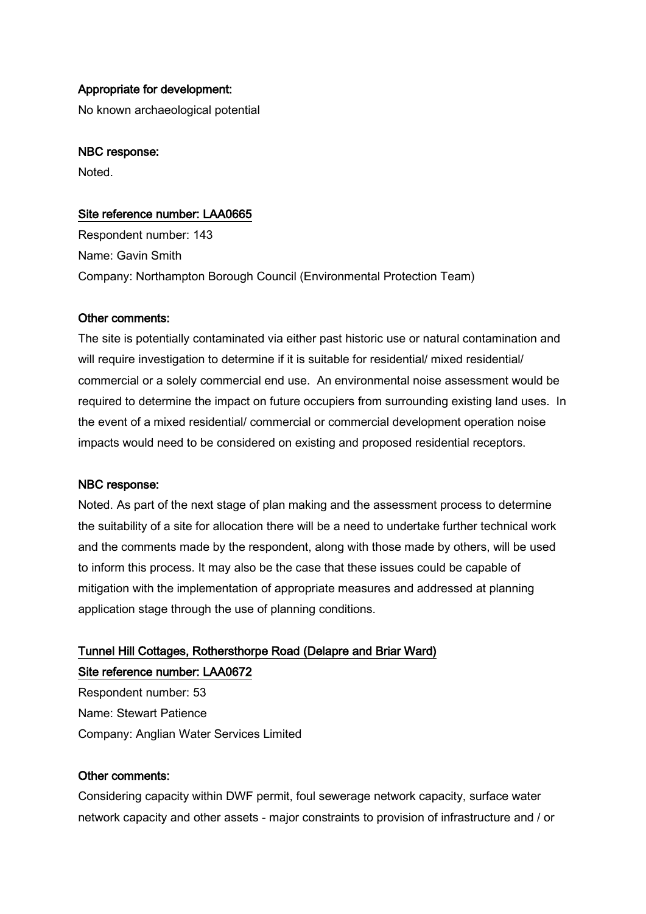**Appropriate for development:**

No known archaeological potential

**NBC response:**

Noted.

**Site reference number: LAA0665**

Respondent number: 143

Name: Gavin Smith

Company: Northampton Borough Council (Environmental Protection Team)

**Other comments:**

The site is potentially contaminated via either past historic use or natural contamination and will require investigation to determine if it is suitable for residential/ mixed residential/ commercial or a solely commercial end use. An environmental noise assessment would be required to determine the impact on future occupiers from surrounding existing land uses. In the event of a mixed residential/ commercial or commercial development operation noise impacts would need to be considered on existing and proposed residential receptors.

**NBC response:**

Noted. As part of the next stage of plan making and the assessment process to determine the suitability of a site for allocation there will be a need to undertake further technical work and the comments made by the respondent, along with those made by others, will be used to inform this process. It may also be the case that these issues could be capable of mitigation with the implementation of appropriate measures and addressed at planning application stage through the use of planning conditions.

**Tunnel Hill Cottages, Rothersthorpe Road (Delapre and Briar Ward)**

**Site reference number: LAA0672**

Respondent number: 53

Name: Stewart Patience

Company: Anglian Water Services Limited

**Other comments:**

Considering capacity within DWF permit, foul sewerage network capacity, surface water network capacity and other assets - major constraints to provision of infrastructure and / or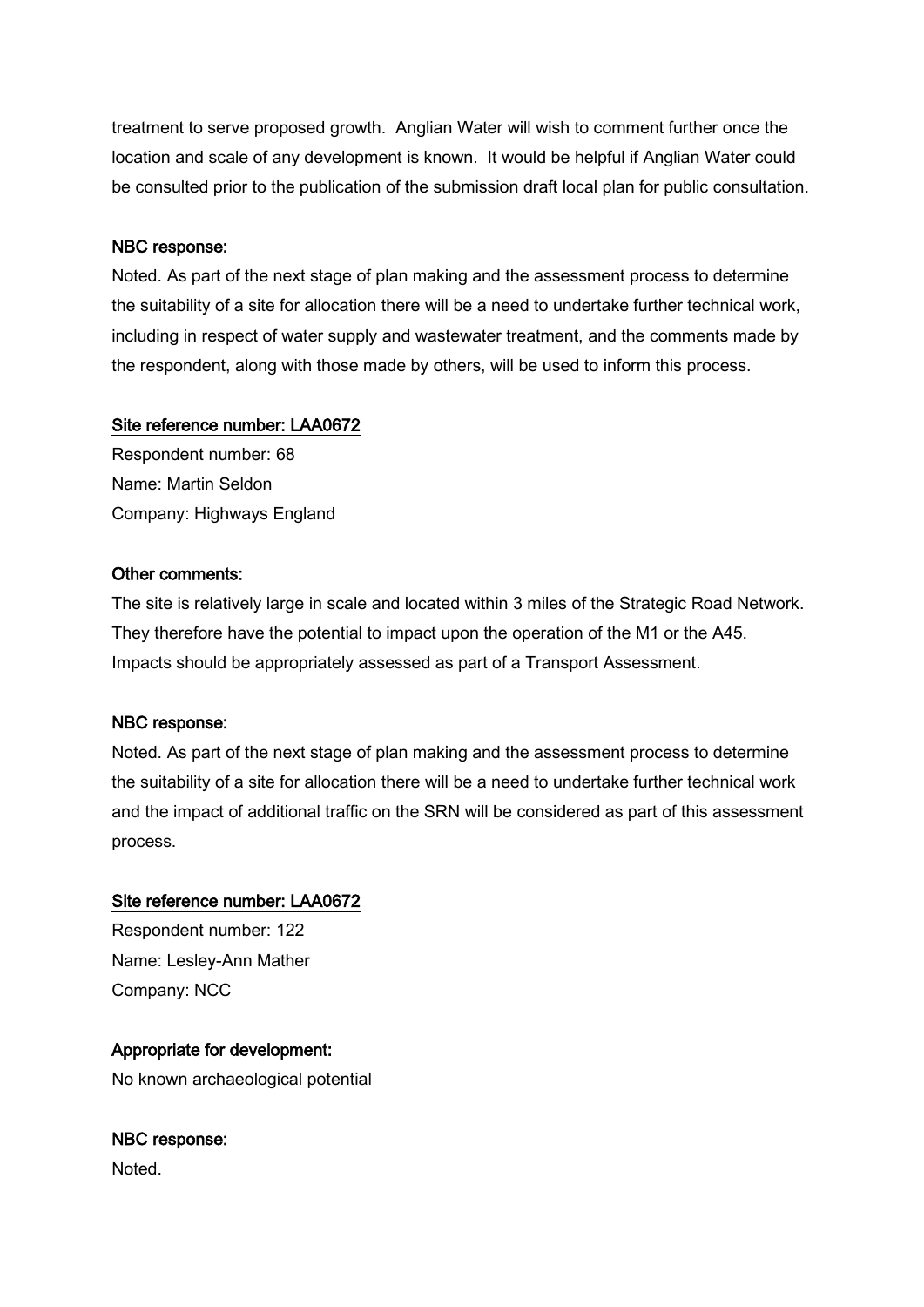treatment to serve proposed growth. Anglian Water will wish to comment further once the location and scale of any development is known. It would be helpful if Anglian Water could be consulted prior to the publication of the submission draft local plan for public consultation.

NBC response:

Noted. As part of the next stage of plan making and the assessment process to determine the suitability of a site for allocation there will be a need to undertake further technical work, including in respect of water supply and wastewater treatment, and the comments made by the respondent, along with those made by others, will be used to inform this process.

Site reference number: LAA0672

Respondent number: 68
Name: Martin Seldon
Company: Highways England

Other comments:

The site is relatively large in scale and located within 3 miles of the Strategic Road Network. They therefore have the potential to impact upon the operation of the M1 or the A45. Impacts should be appropriately assessed as part of a Transport Assessment.

NBC response:

Noted. As part of the next stage of plan making and the assessment process to determine the suitability of a site for allocation there will be a need to undertake further technical work and the impact of additional traffic on the SRN will be considered as part of this assessment process.

Site reference number: LAA0672

Respondent number: 122
Name: Lesley-Ann Mather
Company: NCC

Appropriate for development:

No known archaeological potential

NBC response:

Noted.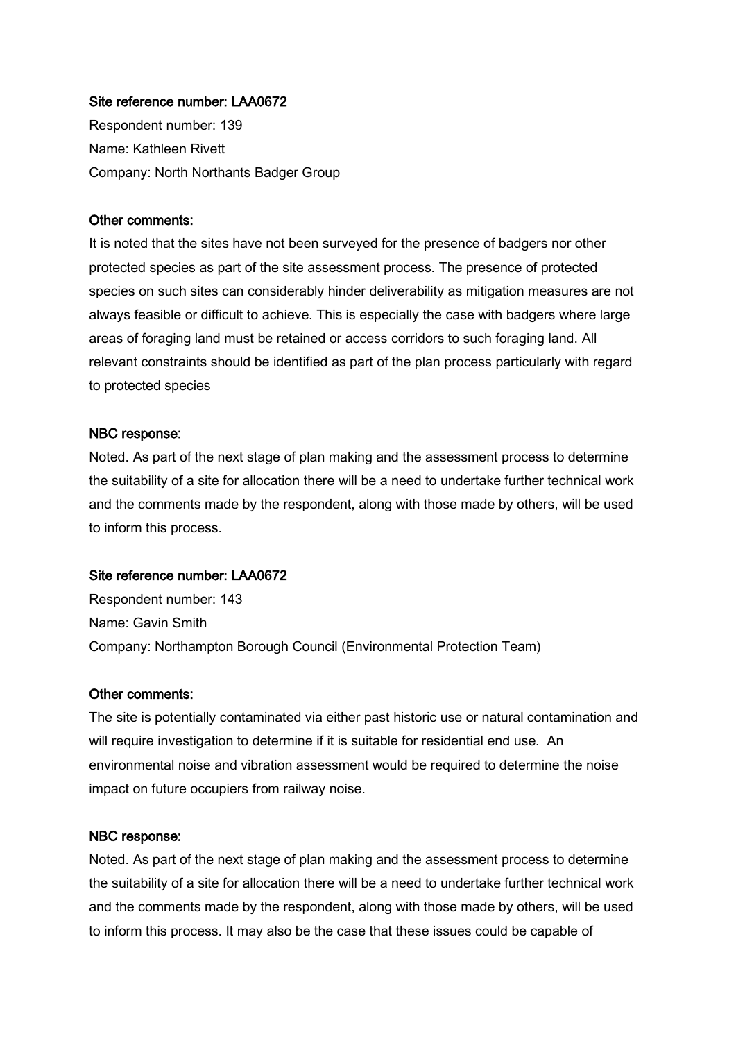Site reference number: LAA0672

Respondent number: 139

Name: Kathleen Rivett

Company: North Northants Badger Group

**Other comments:**

It is noted that the sites have not been surveyed for the presence of badgers nor other protected species as part of the site assessment process. The presence of protected species on such sites can considerably hinder deliverability as mitigation measures are not always feasible or difficult to achieve. This is especially the case with badgers where large areas of foraging land must be retained or access corridors to such foraging land. All relevant constraints should be identified as part of the plan process particularly with regard to protected species

**NBC response:**

Noted. As part of the next stage of plan making and the assessment process to determine the suitability of a site for allocation there will be a need to undertake further technical work and the comments made by the respondent, along with those made by others, will be used to inform this process.

Site reference number: LAA0672

Respondent number: 143

Name: Gavin Smith

Company: Northampton Borough Council (Environmental Protection Team)

**Other comments:**

The site is potentially contaminated via either past historic use or natural contamination and will require investigation to determine if it is suitable for residential end use. An environmental noise and vibration assessment would be required to determine the noise impact on future occupiers from railway noise.

**NBC response:**

Noted. As part of the next stage of plan making and the assessment process to determine the suitability of a site for allocation there will be a need to undertake further technical work and the comments made by the respondent, along with those made by others, will be used to inform this process. It may also be the case that these issues could be capable of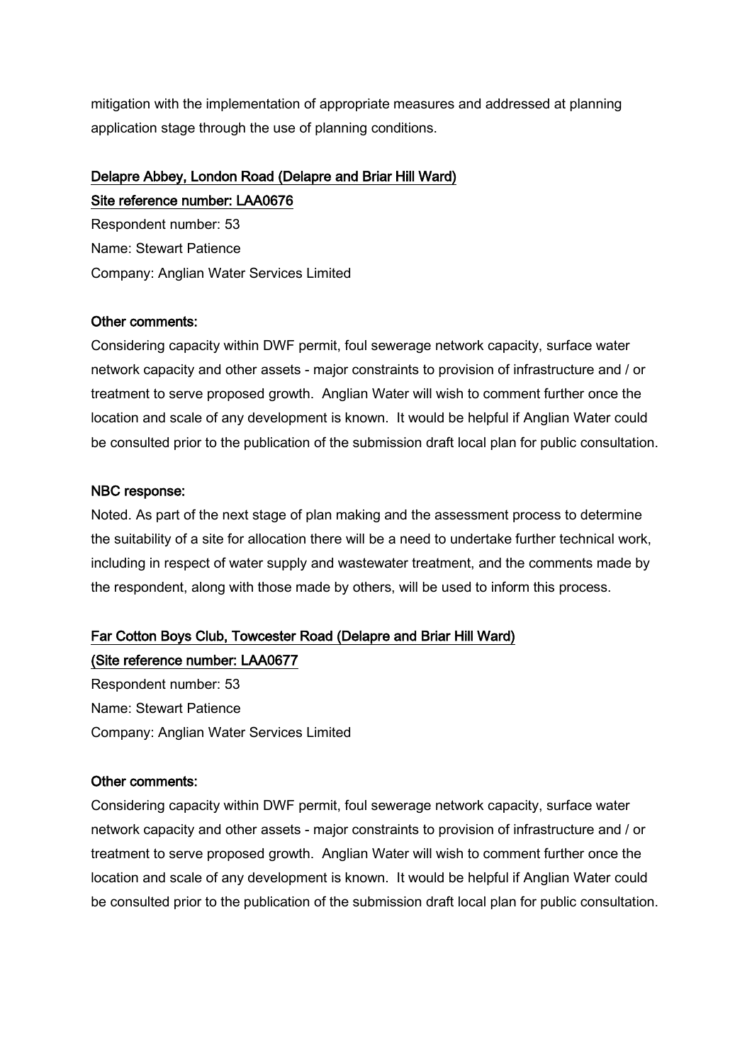mitigation with the implementation of appropriate measures and addressed at planning application stage through the use of planning conditions.

**Delapre Abbey, London Road (Delapre and Briar Hill Ward)**
**Site reference number: LAA0676**

Respondent number: 53
Name: Stewart Patience
Company: Anglian Water Services Limited

**Other comments:**

Considering capacity within DWF permit, foul sewerage network capacity, surface water network capacity and other assets - major constraints to provision of infrastructure and / or treatment to serve proposed growth. Anglian Water will wish to comment further once the location and scale of any development is known. It would be helpful if Anglian Water could be consulted prior to the publication of the submission draft local plan for public consultation.

**NBC response:**

Noted. As part of the next stage of plan making and the assessment process to determine the suitability of a site for allocation there will be a need to undertake further technical work, including in respect of water supply and wastewater treatment, and the comments made by the respondent, along with those made by others, will be used to inform this process.

**Far Cotton Boys Club, Towcester Road (Delapre and Briar Hill Ward)**
**(Site reference number: LAA0677**

Respondent number: 53
Name: Stewart Patience
Company: Anglian Water Services Limited

**Other comments:**

Considering capacity within DWF permit, foul sewerage network capacity, surface water network capacity and other assets - major constraints to provision of infrastructure and / or treatment to serve proposed growth. Anglian Water will wish to comment further once the location and scale of any development is known. It would be helpful if Anglian Water could be consulted prior to the publication of the submission draft local plan for public consultation.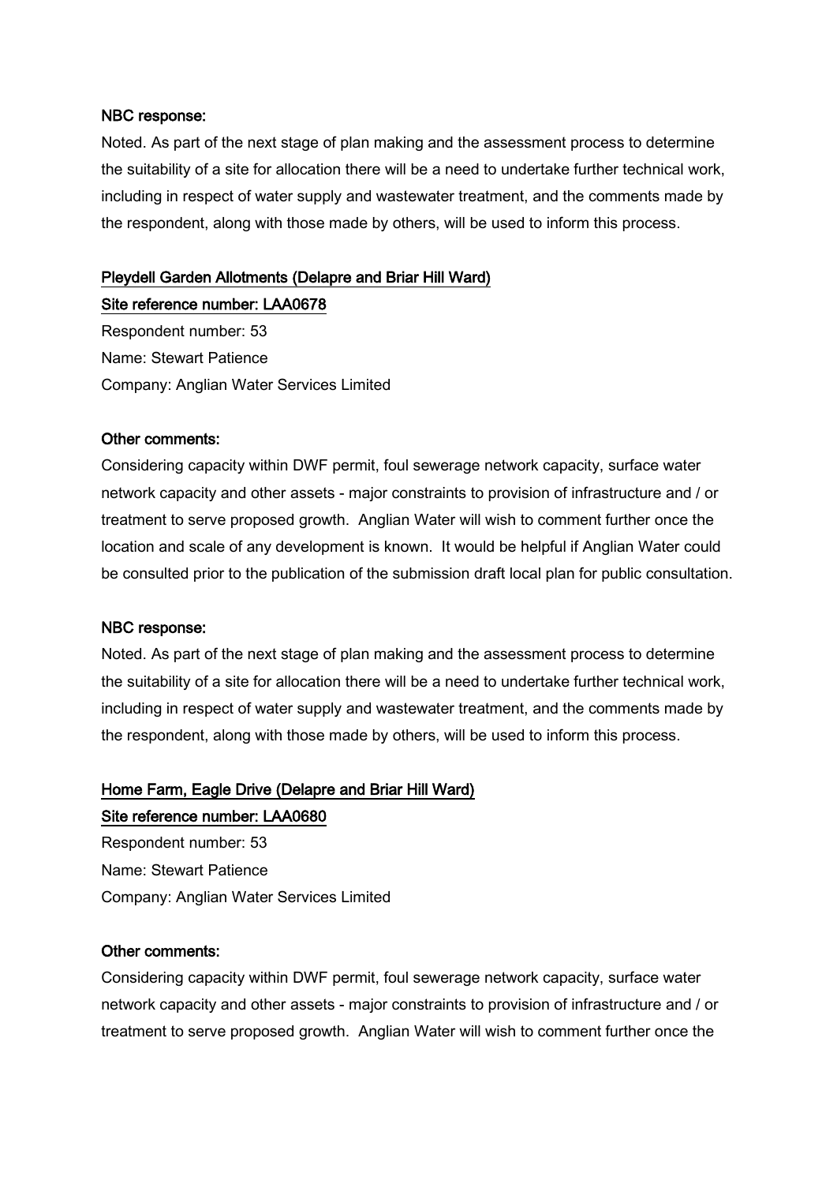**NBC response:**

Noted. As part of the next stage of plan making and the assessment process to determine the suitability of a site for allocation there will be a need to undertake further technical work, including in respect of water supply and wastewater treatment, and the comments made by the respondent, along with those made by others, will be used to inform this process.

**Pleydell Garden Allotments (Delapre and Briar Hill Ward)**

**Site reference number: LAA0678**

Respondent number: 53

Name: Stewart Patience

Company: Anglian Water Services Limited

**Other comments:**

Considering capacity within DWF permit, foul sewerage network capacity, surface water network capacity and other assets - major constraints to provision of infrastructure and / or treatment to serve proposed growth. Anglian Water will wish to comment further once the location and scale of any development is known. It would be helpful if Anglian Water could be consulted prior to the publication of the submission draft local plan for public consultation.

**NBC response:**

Noted. As part of the next stage of plan making and the assessment process to determine the suitability of a site for allocation there will be a need to undertake further technical work, including in respect of water supply and wastewater treatment, and the comments made by the respondent, along with those made by others, will be used to inform this process.

**Home Farm, Eagle Drive (Delapre and Briar Hill Ward)**

**Site reference number: LAA0680**

Respondent number: 53

Name: Stewart Patience

Company: Anglian Water Services Limited

**Other comments:**

Considering capacity within DWF permit, foul sewerage network capacity, surface water network capacity and other assets - major constraints to provision of infrastructure and / or treatment to serve proposed growth. Anglian Water will wish to comment further once the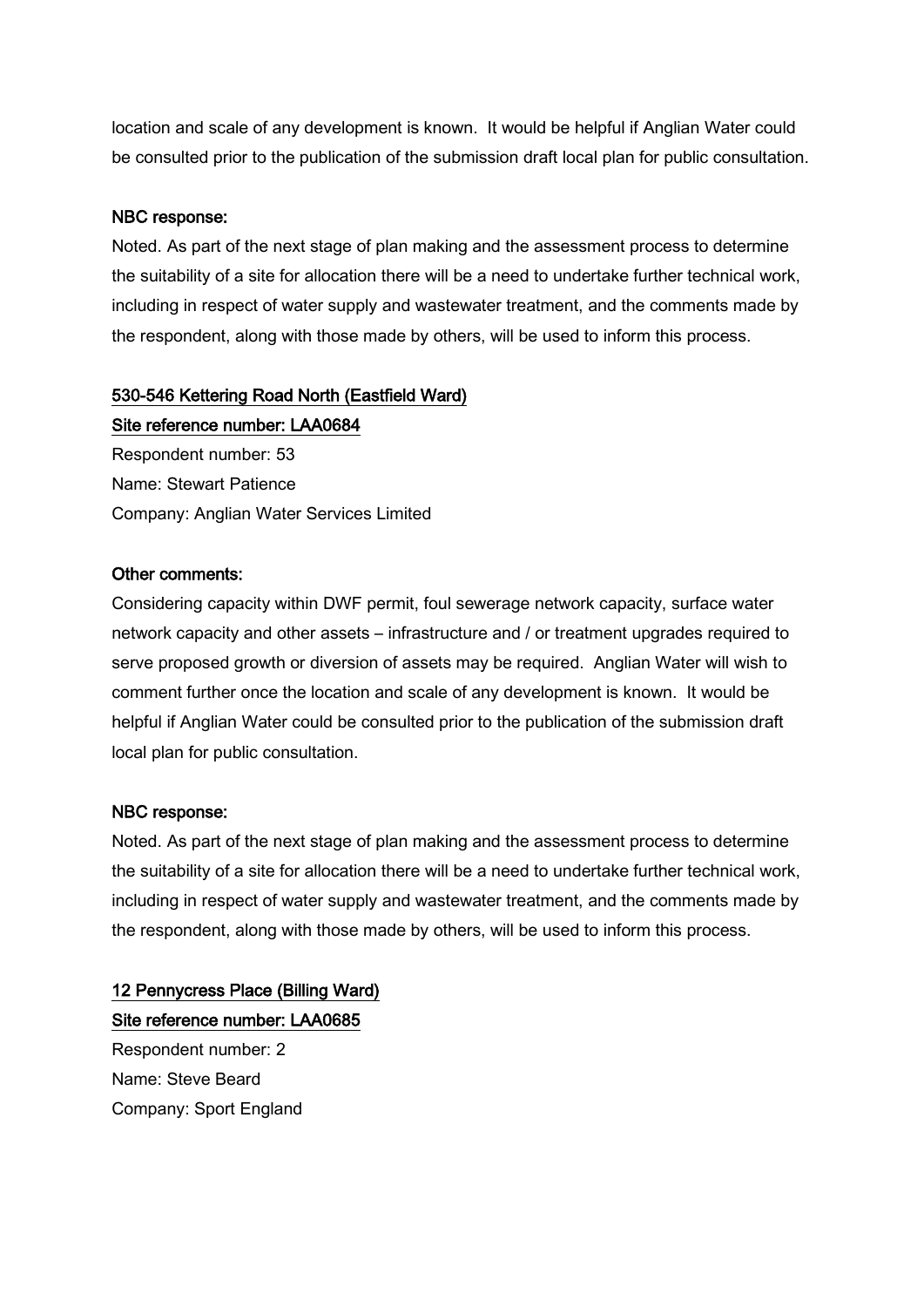location and scale of any development is known. It would be helpful if Anglian Water could be consulted prior to the publication of the submission draft local plan for public consultation.

NBC response:

Noted. As part of the next stage of plan making and the assessment process to determine the suitability of a site for allocation there will be a need to undertake further technical work, including in respect of water supply and wastewater treatment, and the comments made by the respondent, along with those made by others, will be used to inform this process.

<u>530-546 Kettering Road North (Eastfield Ward)</u>

<u>Site reference number: LAA0684</u>

Respondent number: 53

Name: Stewart Patience

Company: Anglian Water Services Limited

Other comments:

Considering capacity within DWF permit, foul sewerage network capacity, surface water network capacity and other assets – infrastructure and / or treatment upgrades required to serve proposed growth or diversion of assets may be required. Anglian Water will wish to comment further once the location and scale of any development is known. It would be helpful if Anglian Water could be consulted prior to the publication of the submission draft local plan for public consultation.

NBC response:

Noted. As part of the next stage of plan making and the assessment process to determine the suitability of a site for allocation there will be a need to undertake further technical work, including in respect of water supply and wastewater treatment, and the comments made by the respondent, along with those made by others, will be used to inform this process.

<u>12 Pennycress Place (Billing Ward)</u>

<u>Site reference number: LAA0685</u>

Respondent number: 2

Name: Steve Beard

Company: Sport England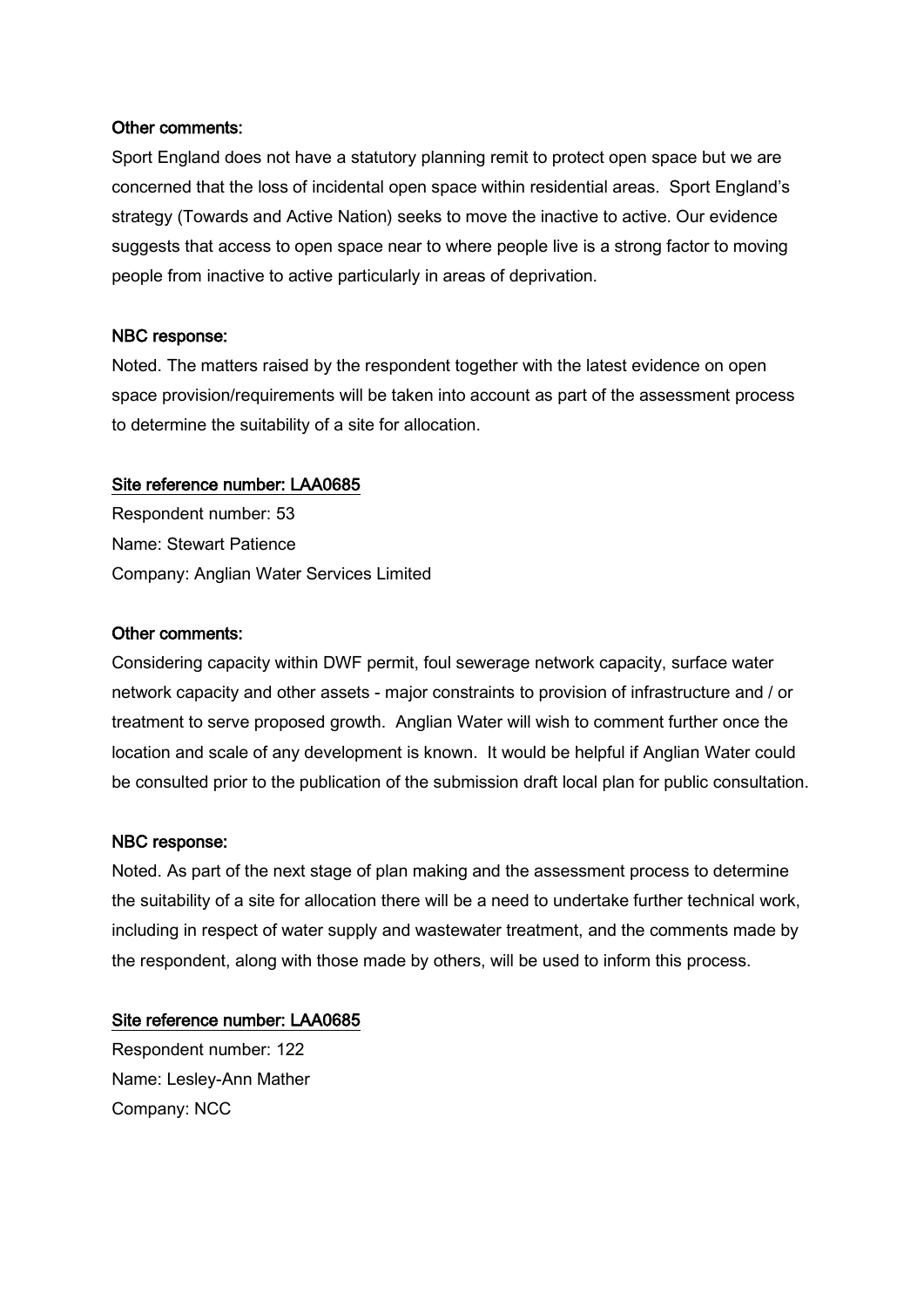**Other comments:**

Sport England does not have a statutory planning remit to protect open space but we are concerned that the loss of incidental open space within residential areas. Sport England's strategy (Towards and Active Nation) seeks to move the inactive to active. Our evidence suggests that access to open space near to where people live is a strong factor to moving people from inactive to active particularly in areas of deprivation.

**NBC response:**

Noted. The matters raised by the respondent together with the latest evidence on open space provision/requirements will be taken into account as part of the assessment process to determine the suitability of a site for allocation.

**Site reference number: LAA0685**

Respondent number: 53

Name: Stewart Patience

Company: Anglian Water Services Limited

**Other comments:**

Considering capacity within DWF permit, foul sewerage network capacity, surface water network capacity and other assets - major constraints to provision of infrastructure and / or treatment to serve proposed growth. Anglian Water will wish to comment further once the location and scale of any development is known. It would be helpful if Anglian Water could be consulted prior to the publication of the submission draft local plan for public consultation.

**NBC response:**

Noted. As part of the next stage of plan making and the assessment process to determine the suitability of a site for allocation there will be a need to undertake further technical work, including in respect of water supply and wastewater treatment, and the comments made by the respondent, along with those made by others, will be used to inform this process.

**Site reference number: LAA0685**

Respondent number: 122

Name: Lesley-Ann Mather

Company: NCC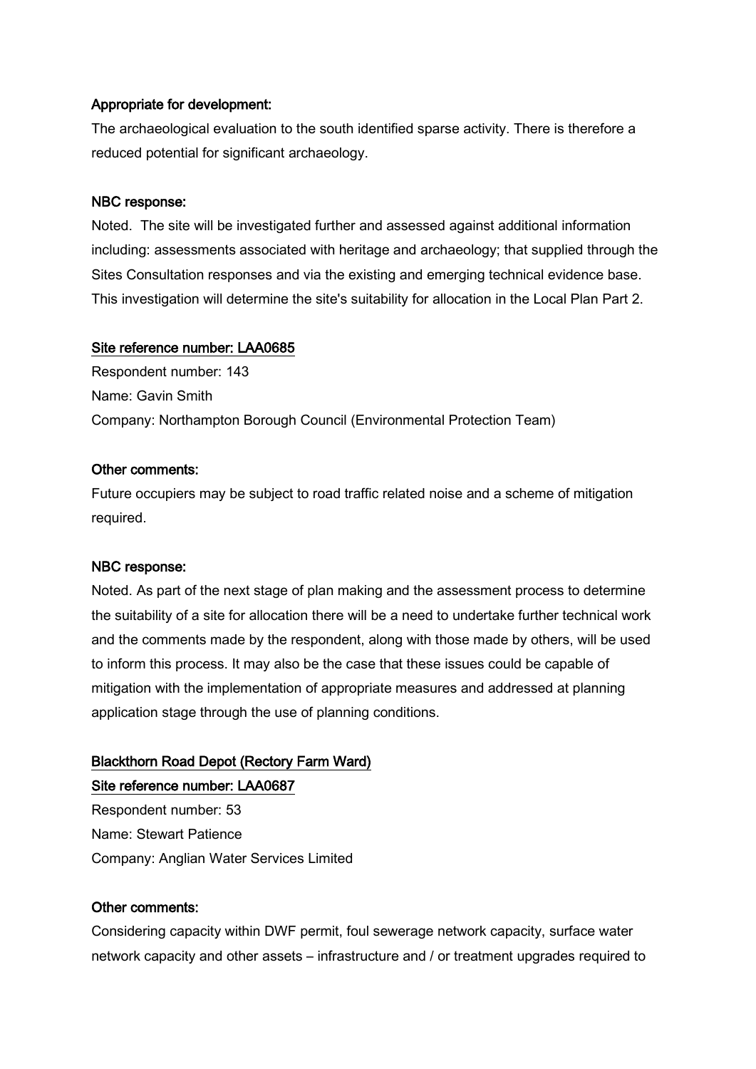**Appropriate for development:**

The archaeological evaluation to the south identified sparse activity. There is therefore a reduced potential for significant archaeology.

**NBC response:**

Noted. The site will be investigated further and assessed against additional information including: assessments associated with heritage and archaeology; that supplied through the Sites Consultation responses and via the existing and emerging technical evidence base. This investigation will determine the site's suitability for allocation in the Local Plan Part 2.

**Site reference number: LAA0685**

Respondent number: 143

Name: Gavin Smith

Company: Northampton Borough Council (Environmental Protection Team)

**Other comments:**

Future occupiers may be subject to road traffic related noise and a scheme of mitigation required.

**NBC response:**

Noted. As part of the next stage of plan making and the assessment process to determine the suitability of a site for allocation there will be a need to undertake further technical work and the comments made by the respondent, along with those made by others, will be used to inform this process. It may also be the case that these issues could be capable of mitigation with the implementation of appropriate measures and addressed at planning application stage through the use of planning conditions.

**Blackthorn Road Depot (Rectory Farm Ward)**

**Site reference number: LAA0687**

Respondent number: 53

Name: Stewart Patience

Company: Anglian Water Services Limited

**Other comments:**

Considering capacity within DWF permit, foul sewerage network capacity, surface water network capacity and other assets – infrastructure and / or treatment upgrades required to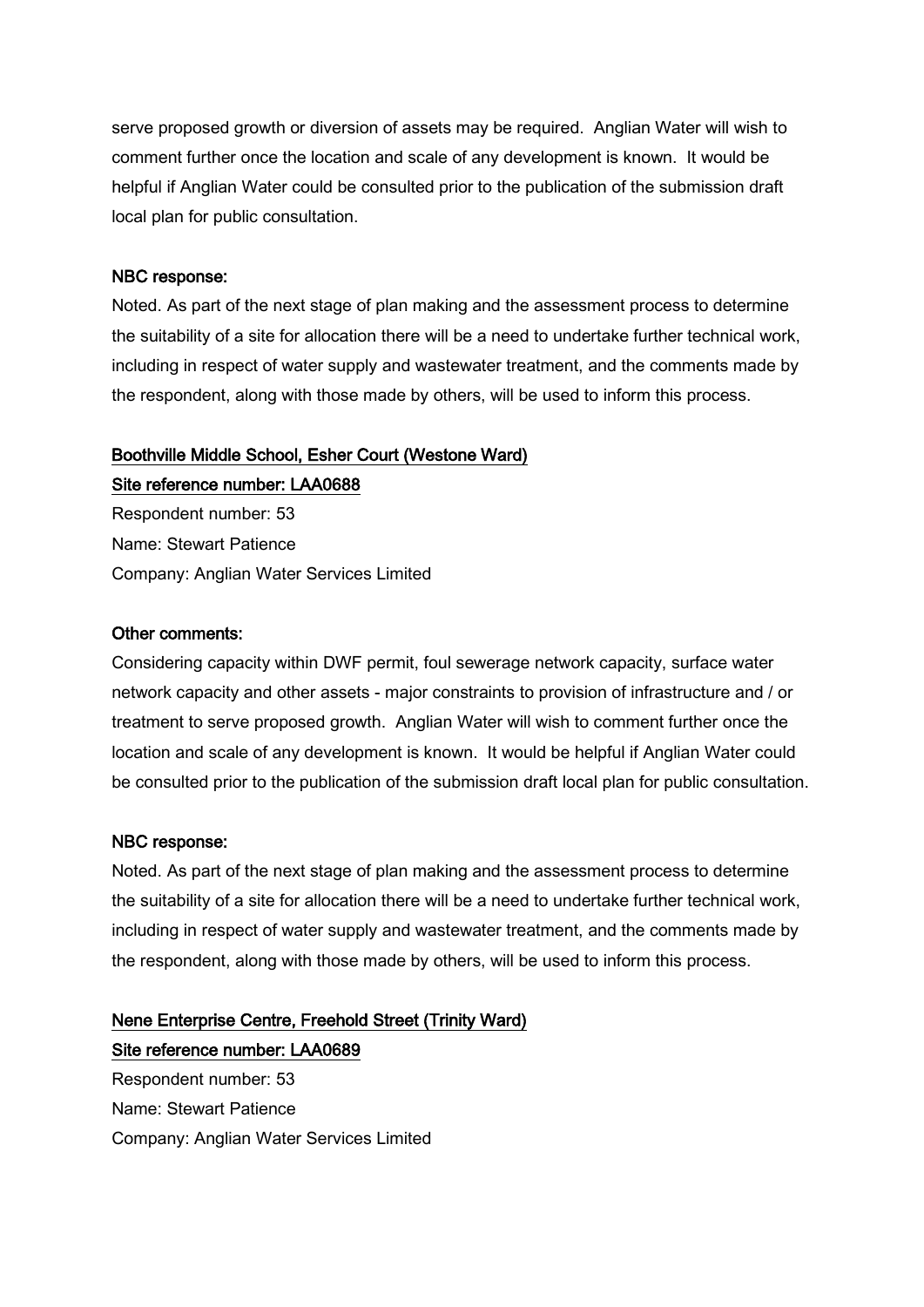serve proposed growth or diversion of assets may be required. Anglian Water will wish to comment further once the location and scale of any development is known. It would be helpful if Anglian Water could be consulted prior to the publication of the submission draft local plan for public consultation.

**NBC response:**

Noted. As part of the next stage of plan making and the assessment process to determine the suitability of a site for allocation there will be a need to undertake further technical work, including in respect of water supply and wastewater treatment, and the comments made by the respondent, along with those made by others, will be used to inform this process.

**Boothville Middle School, Esher Court (Westone Ward)**

**Site reference number: LAA0688**

Respondent number: 53

Name: Stewart Patience

Company: Anglian Water Services Limited

**Other comments:**

Considering capacity within DWF permit, foul sewerage network capacity, surface water network capacity and other assets - major constraints to provision of infrastructure and / or treatment to serve proposed growth. Anglian Water will wish to comment further once the location and scale of any development is known. It would be helpful if Anglian Water could be consulted prior to the publication of the submission draft local plan for public consultation.

**NBC response:**

Noted. As part of the next stage of plan making and the assessment process to determine the suitability of a site for allocation there will be a need to undertake further technical work, including in respect of water supply and wastewater treatment, and the comments made by the respondent, along with those made by others, will be used to inform this process.

**Nene Enterprise Centre, Freehold Street (Trinity Ward)**

**Site reference number: LAA0689**

Respondent number: 53

Name: Stewart Patience

Company: Anglian Water Services Limited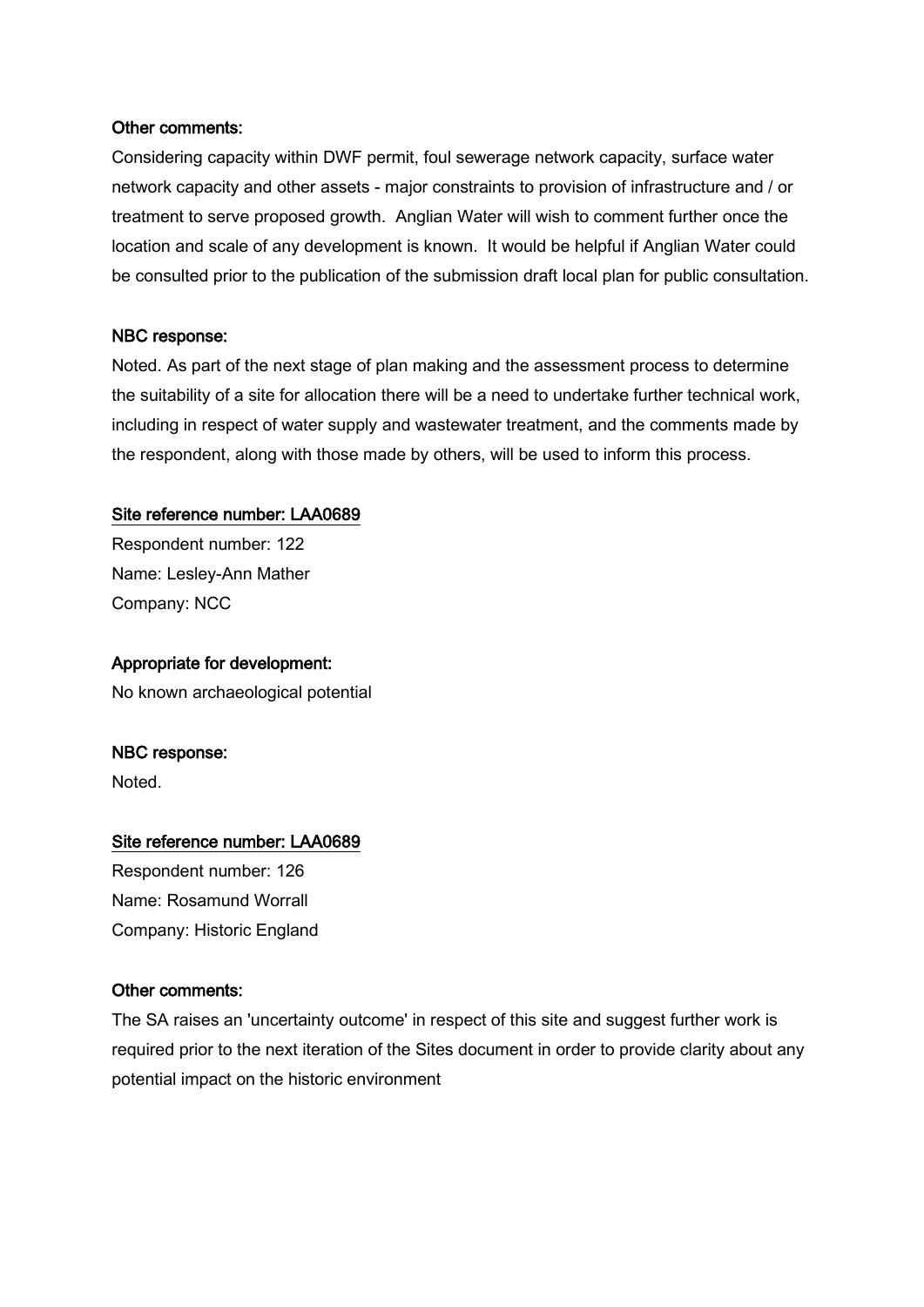**Other comments:**

Considering capacity within DWF permit, foul sewerage network capacity, surface water network capacity and other assets - major constraints to provision of infrastructure and / or treatment to serve proposed growth. Anglian Water will wish to comment further once the location and scale of any development is known. It would be helpful if Anglian Water could be consulted prior to the publication of the submission draft local plan for public consultation.

**NBC response:**

Noted. As part of the next stage of plan making and the assessment process to determine the suitability of a site for allocation there will be a need to undertake further technical work, including in respect of water supply and wastewater treatment, and the comments made by the respondent, along with those made by others, will be used to inform this process.

**Site reference number: LAA0689**

Respondent number: 122
Name: Lesley-Ann Mather
Company: NCC

**Appropriate for development:**

No known archaeological potential

**NBC response:**

Noted.

**Site reference number: LAA0689**

Respondent number: 126
Name: Rosamund Worrall
Company: Historic England

**Other comments:**

The SA raises an 'uncertainty outcome' in respect of this site and suggest further work is required prior to the next iteration of the Sites document in order to provide clarity about any potential impact on the historic environment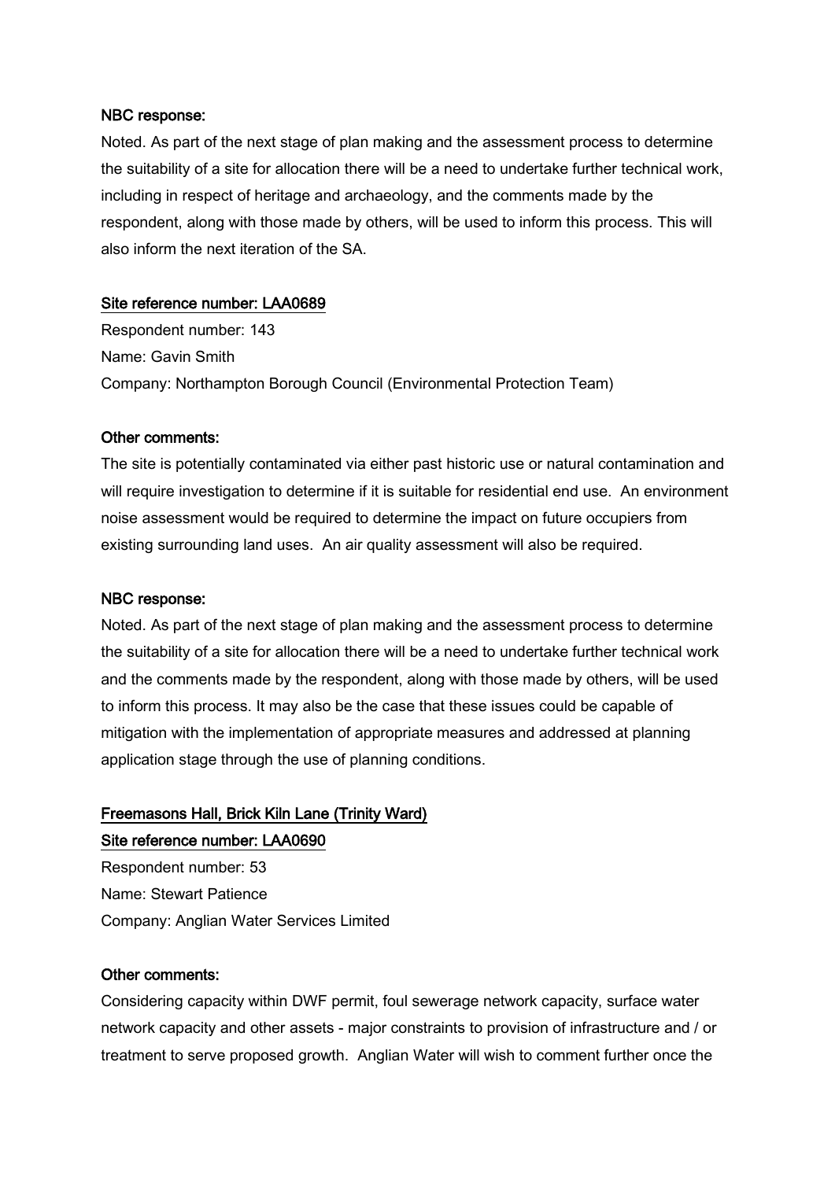**NBC response:**

Noted. As part of the next stage of plan making and the assessment process to determine the suitability of a site for allocation there will be a need to undertake further technical work, including in respect of heritage and archaeology, and the comments made by the respondent, along with those made by others, will be used to inform this process. This will also inform the next iteration of the SA.

**Site reference number: LAA0689**

Respondent number: 143

Name: Gavin Smith

Company: Northampton Borough Council (Environmental Protection Team)

**Other comments:**

The site is potentially contaminated via either past historic use or natural contamination and will require investigation to determine if it is suitable for residential end use. An environment noise assessment would be required to determine the impact on future occupiers from existing surrounding land uses. An air quality assessment will also be required.

**NBC response:**

Noted. As part of the next stage of plan making and the assessment process to determine the suitability of a site for allocation there will be a need to undertake further technical work and the comments made by the respondent, along with those made by others, will be used to inform this process. It may also be the case that these issues could be capable of mitigation with the implementation of appropriate measures and addressed at planning application stage through the use of planning conditions.

**Freemasons Hall, Brick Kiln Lane (Trinity Ward)**

**Site reference number: LAA0690**

Respondent number: 53

Name: Stewart Patience

Company: Anglian Water Services Limited

**Other comments:**

Considering capacity within DWF permit, foul sewerage network capacity, surface water network capacity and other assets - major constraints to provision of infrastructure and / or treatment to serve proposed growth. Anglian Water will wish to comment further once the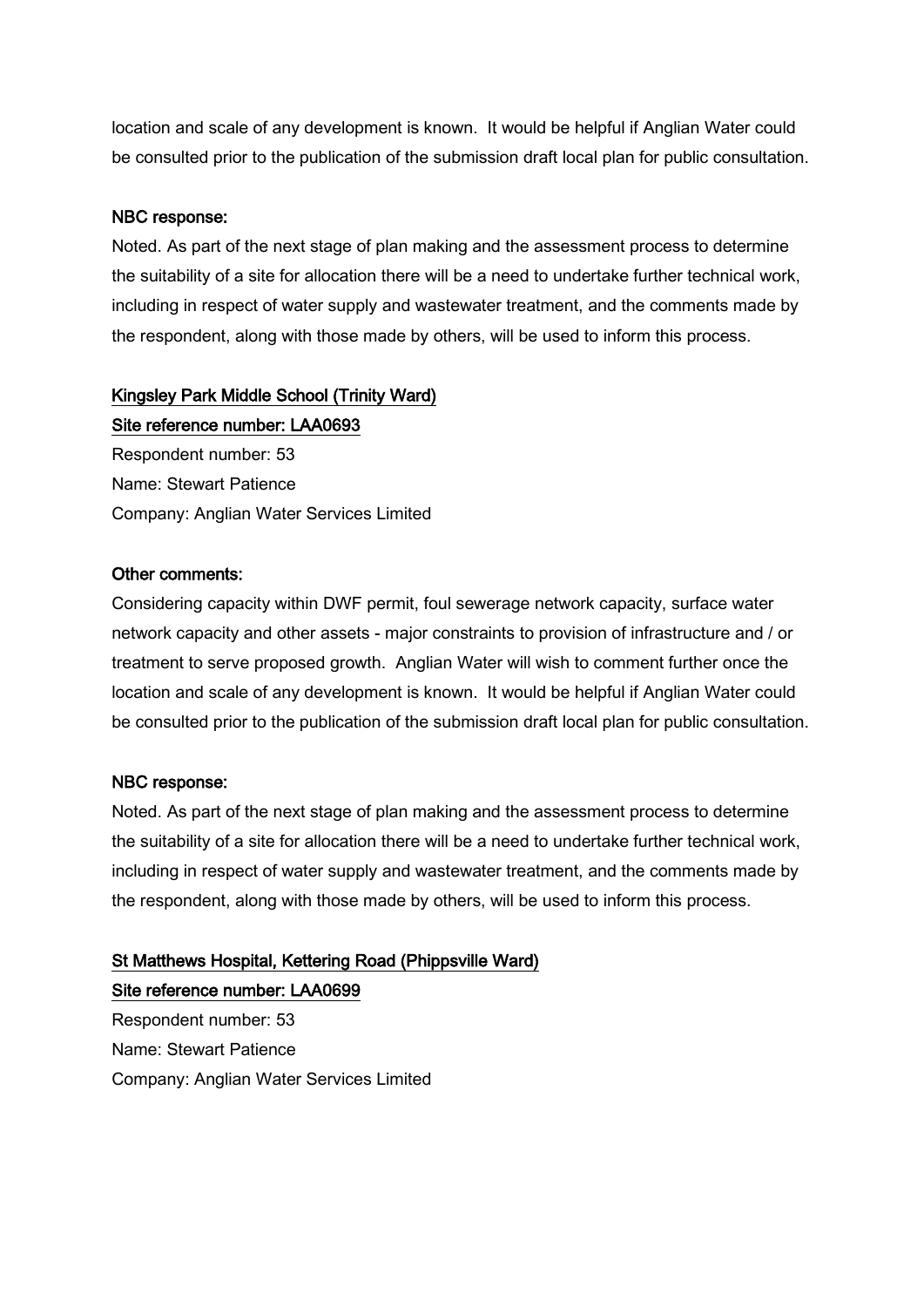location and scale of any development is known. It would be helpful if Anglian Water could be consulted prior to the publication of the submission draft local plan for public consultation.

NBC response:

Noted. As part of the next stage of plan making and the assessment process to determine the suitability of a site for allocation there will be a need to undertake further technical work, including in respect of water supply and wastewater treatment, and the comments made by the respondent, along with those made by others, will be used to inform this process.

<u>Kingsley Park Middle School (Trinity Ward)</u>

<u>Site reference number: LAA0693</u>

Respondent number: 53

Name: Stewart Patience

Company: Anglian Water Services Limited

Other comments:

Considering capacity within DWF permit, foul sewerage network capacity, surface water network capacity and other assets - major constraints to provision of infrastructure and / or treatment to serve proposed growth. Anglian Water will wish to comment further once the location and scale of any development is known. It would be helpful if Anglian Water could be consulted prior to the publication of the submission draft local plan for public consultation.

NBC response:

Noted. As part of the next stage of plan making and the assessment process to determine the suitability of a site for allocation there will be a need to undertake further technical work, including in respect of water supply and wastewater treatment, and the comments made by the respondent, along with those made by others, will be used to inform this process.

<u>St Matthews Hospital, Kettering Road (Phippsville Ward)</u>

<u>Site reference number: LAA0699</u>

Respondent number: 53

Name: Stewart Patience

Company: Anglian Water Services Limited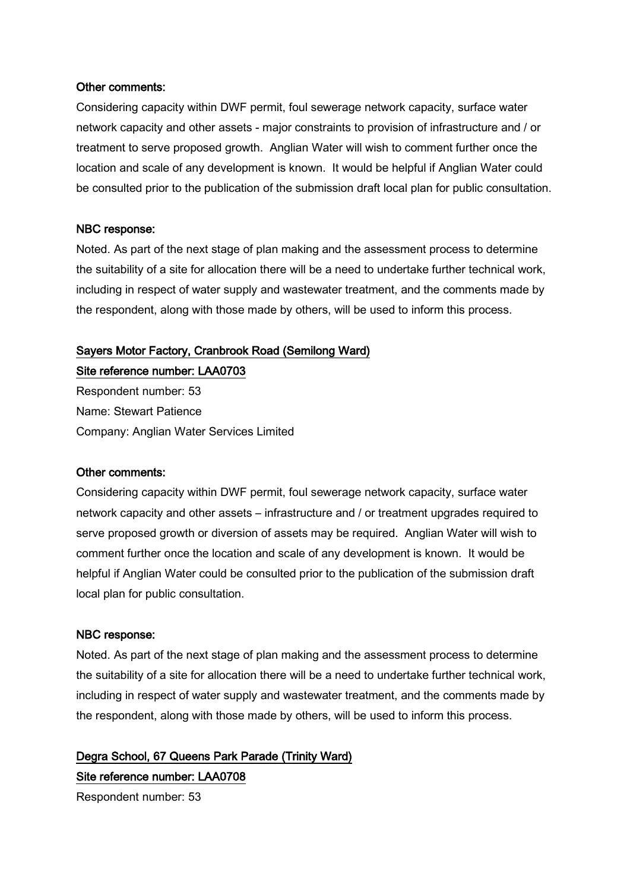**Other comments:**

Considering capacity within DWF permit, foul sewerage network capacity, surface water network capacity and other assets - major constraints to provision of infrastructure and / or treatment to serve proposed growth. Anglian Water will wish to comment further once the location and scale of any development is known. It would be helpful if Anglian Water could be consulted prior to the publication of the submission draft local plan for public consultation.

**NBC response:**

Noted. As part of the next stage of plan making and the assessment process to determine the suitability of a site for allocation there will be a need to undertake further technical work, including in respect of water supply and wastewater treatment, and the comments made by the respondent, along with those made by others, will be used to inform this process.

### Sayers Motor Factory, Cranbrook Road (Semilong Ward)

**Site reference number: LAA0703**

Respondent number: 53

Name: Stewart Patience

Company: Anglian Water Services Limited

**Other comments:**

Considering capacity within DWF permit, foul sewerage network capacity, surface water network capacity and other assets – infrastructure and / or treatment upgrades required to serve proposed growth or diversion of assets may be required. Anglian Water will wish to comment further once the location and scale of any development is known. It would be helpful if Anglian Water could be consulted prior to the publication of the submission draft local plan for public consultation.

**NBC response:**

Noted. As part of the next stage of plan making and the assessment process to determine the suitability of a site for allocation there will be a need to undertake further technical work, including in respect of water supply and wastewater treatment, and the comments made by the respondent, along with those made by others, will be used to inform this process.

### Degra School, 67 Queens Park Parade (Trinity Ward)

**Site reference number: LAA0708**

Respondent number: 53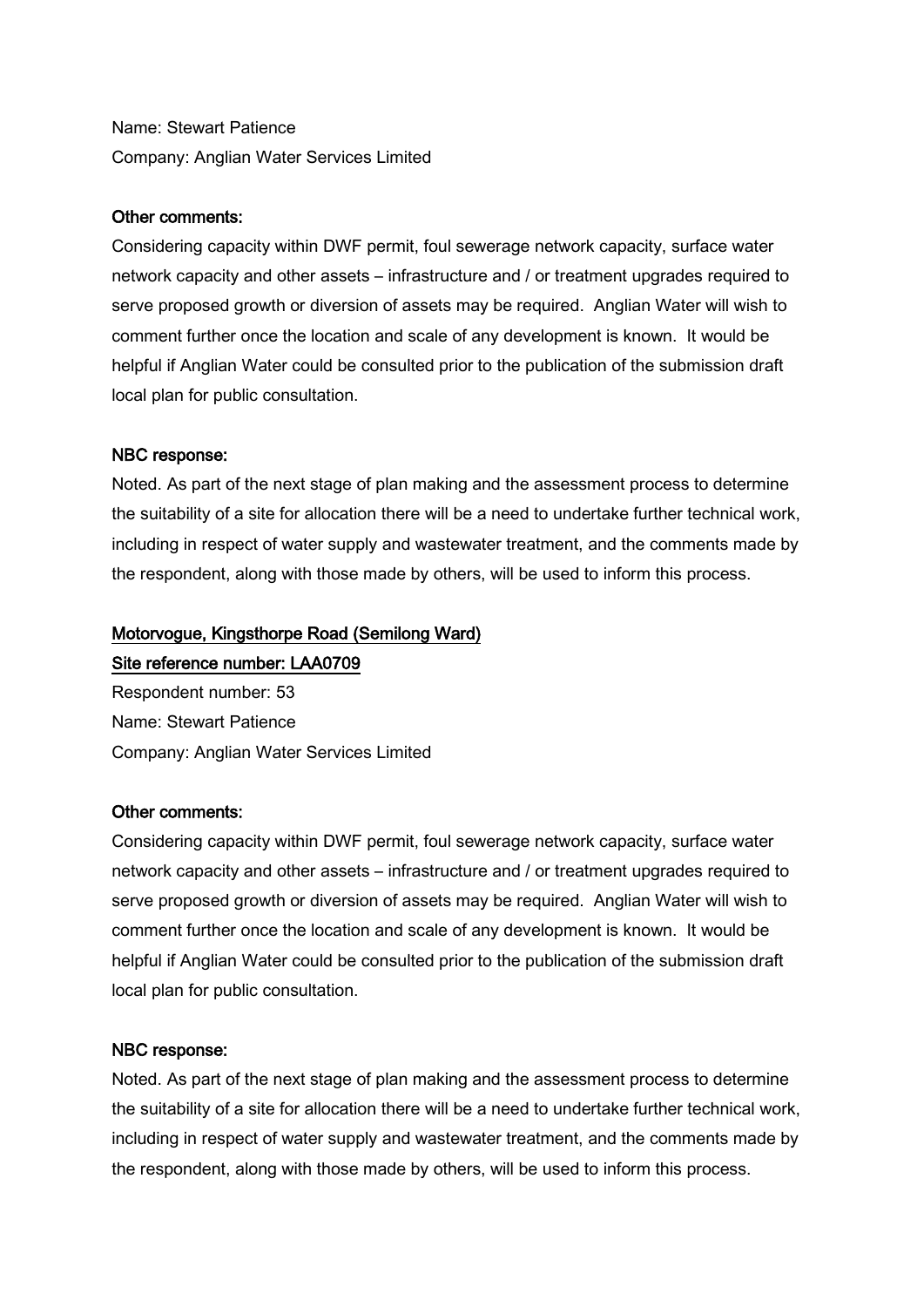Name: Stewart Patience
Company: Anglian Water Services Limited

**Other comments:**
Considering capacity within DWF permit, foul sewerage network capacity, surface water network capacity and other assets – infrastructure and / or treatment upgrades required to serve proposed growth or diversion of assets may be required. Anglian Water will wish to comment further once the location and scale of any development is known. It would be helpful if Anglian Water could be consulted prior to the publication of the submission draft local plan for public consultation.

**NBC response:**
Noted. As part of the next stage of plan making and the assessment process to determine the suitability of a site for allocation there will be a need to undertake further technical work, including in respect of water supply and wastewater treatment, and the comments made by the respondent, along with those made by others, will be used to inform this process.

**Motorvogue, Kingsthorpe Road (Semilong Ward)**
**Site reference number: LAA0709**

Respondent number: 53
Name: Stewart Patience
Company: Anglian Water Services Limited

**Other comments:**
Considering capacity within DWF permit, foul sewerage network capacity, surface water network capacity and other assets – infrastructure and / or treatment upgrades required to serve proposed growth or diversion of assets may be required. Anglian Water will wish to comment further once the location and scale of any development is known. It would be helpful if Anglian Water could be consulted prior to the publication of the submission draft local plan for public consultation.

**NBC response:**
Noted. As part of the next stage of plan making and the assessment process to determine the suitability of a site for allocation there will be a need to undertake further technical work, including in respect of water supply and wastewater treatment, and the comments made by the respondent, along with those made by others, will be used to inform this process.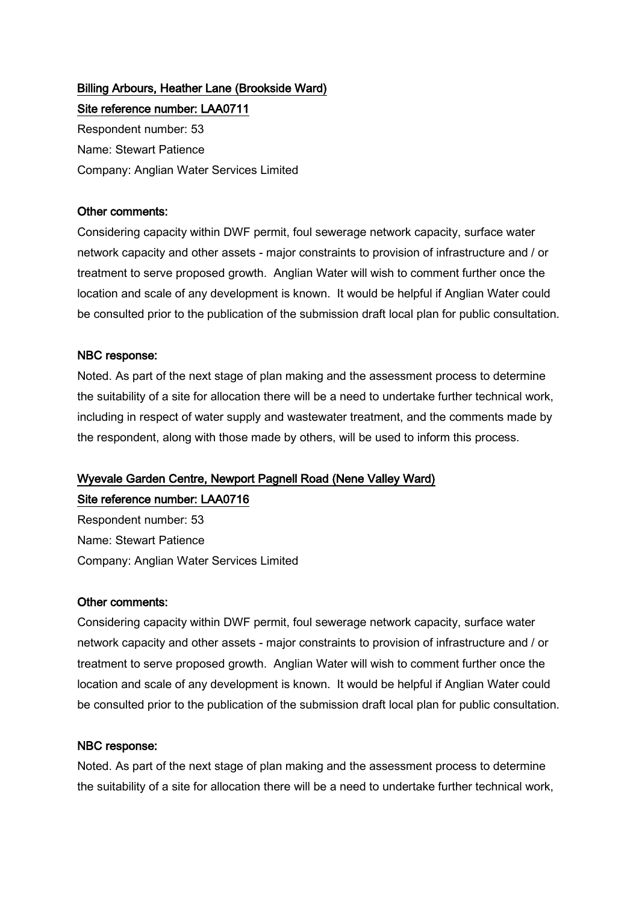**Billing Arbours, Heather Lane (Brookside Ward)**

**Site reference number: LAA0711**

Respondent number: 53

Name: Stewart Patience

Company: Anglian Water Services Limited

**Other comments:**

Considering capacity within DWF permit, foul sewerage network capacity, surface water network capacity and other assets - major constraints to provision of infrastructure and / or treatment to serve proposed growth. Anglian Water will wish to comment further once the location and scale of any development is known. It would be helpful if Anglian Water could be consulted prior to the publication of the submission draft local plan for public consultation.

**NBC response:**

Noted. As part of the next stage of plan making and the assessment process to determine the suitability of a site for allocation there will be a need to undertake further technical work, including in respect of water supply and wastewater treatment, and the comments made by the respondent, along with those made by others, will be used to inform this process.

**Wyevale Garden Centre, Newport Pagnell Road (Nene Valley Ward)**

**Site reference number: LAA0716**

Respondent number: 53

Name: Stewart Patience

Company: Anglian Water Services Limited

**Other comments:**

Considering capacity within DWF permit, foul sewerage network capacity, surface water network capacity and other assets - major constraints to provision of infrastructure and / or treatment to serve proposed growth. Anglian Water will wish to comment further once the location and scale of any development is known. It would be helpful if Anglian Water could be consulted prior to the publication of the submission draft local plan for public consultation.

**NBC response:**

Noted. As part of the next stage of plan making and the assessment process to determine the suitability of a site for allocation there will be a need to undertake further technical work,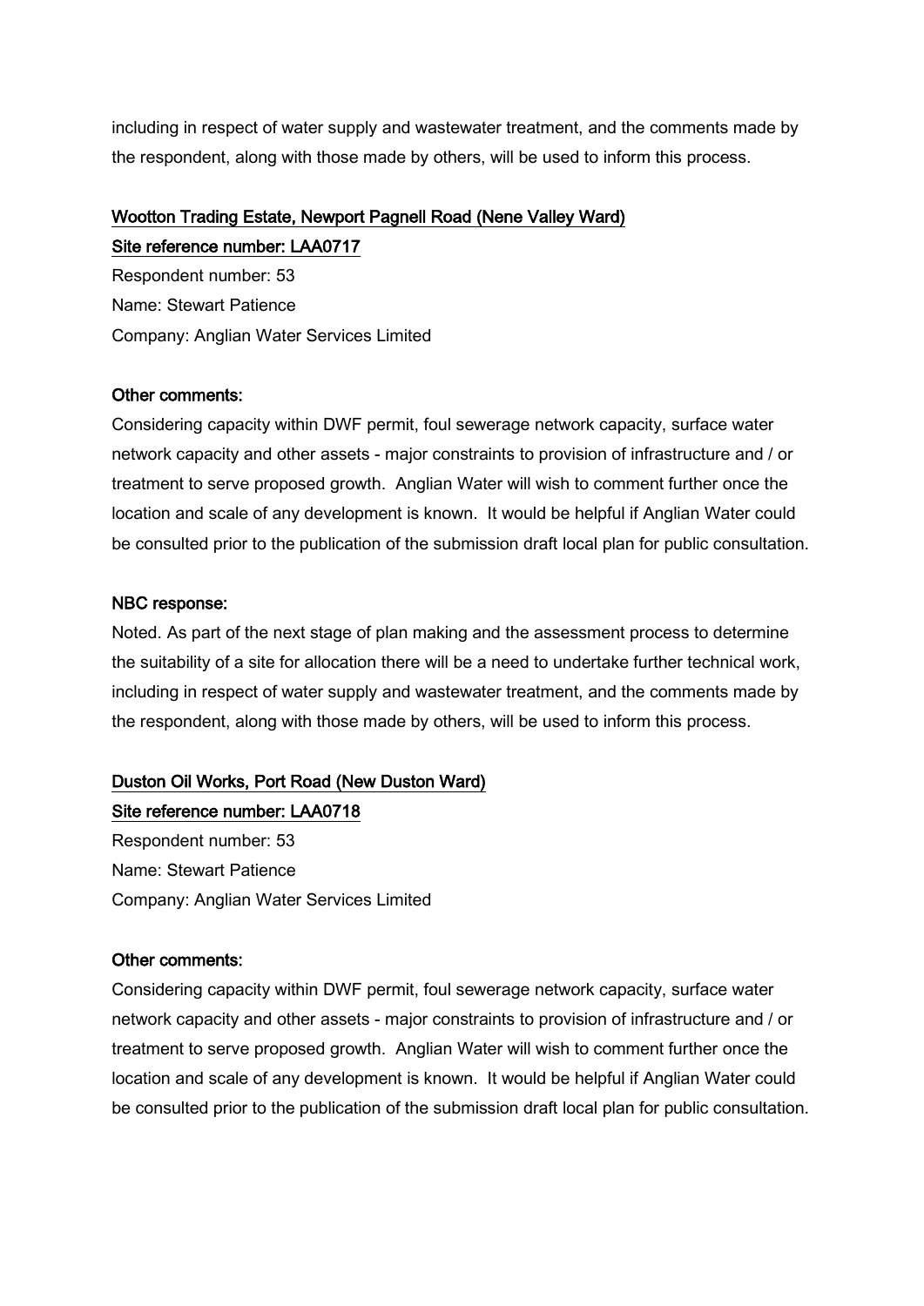including in respect of water supply and wastewater treatment, and the comments made by the respondent, along with those made by others, will be used to inform this process.

<u>Wootton Trading Estate, Newport Pagnell Road (Nene Valley Ward)</u>

<u>Site reference number: LAA0717</u>

Respondent number: 53

Name: Stewart Patience

Company: Anglian Water Services Limited

**Other comments:**

Considering capacity within DWF permit, foul sewerage network capacity, surface water network capacity and other assets - major constraints to provision of infrastructure and / or treatment to serve proposed growth. Anglian Water will wish to comment further once the location and scale of any development is known. It would be helpful if Anglian Water could be consulted prior to the publication of the submission draft local plan for public consultation.

**NBC response:**

Noted. As part of the next stage of plan making and the assessment process to determine the suitability of a site for allocation there will be a need to undertake further technical work, including in respect of water supply and wastewater treatment, and the comments made by the respondent, along with those made by others, will be used to inform this process.

<u>Duston Oil Works, Port Road (New Duston Ward)</u>

<u>Site reference number: LAA0718</u>

Respondent number: 53

Name: Stewart Patience

Company: Anglian Water Services Limited

**Other comments:**

Considering capacity within DWF permit, foul sewerage network capacity, surface water network capacity and other assets - major constraints to provision of infrastructure and / or treatment to serve proposed growth. Anglian Water will wish to comment further once the location and scale of any development is known. It would be helpful if Anglian Water could be consulted prior to the publication of the submission draft local plan for public consultation.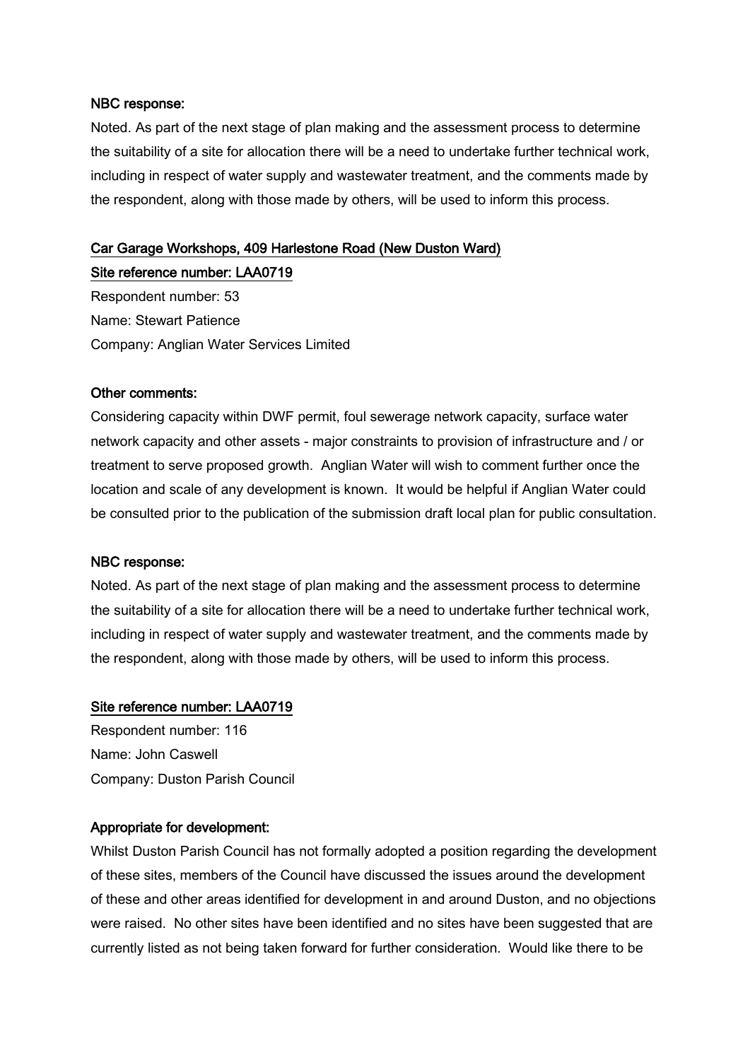**NBC response:**

Noted. As part of the next stage of plan making and the assessment process to determine the suitability of a site for allocation there will be a need to undertake further technical work, including in respect of water supply and wastewater treatment, and the comments made by the respondent, along with those made by others, will be used to inform this process.

**Car Garage Workshops, 409 Harlestone Road (New Duston Ward)**

**Site reference number: LAA0719**

Respondent number: 53

Name: Stewart Patience

Company: Anglian Water Services Limited

**Other comments:**

Considering capacity within DWF permit, foul sewerage network capacity, surface water network capacity and other assets - major constraints to provision of infrastructure and / or treatment to serve proposed growth. Anglian Water will wish to comment further once the location and scale of any development is known. It would be helpful if Anglian Water could be consulted prior to the publication of the submission draft local plan for public consultation.

**NBC response:**

Noted. As part of the next stage of plan making and the assessment process to determine the suitability of a site for allocation there will be a need to undertake further technical work, including in respect of water supply and wastewater treatment, and the comments made by the respondent, along with those made by others, will be used to inform this process.

**Site reference number: LAA0719**

Respondent number: 116

Name: John Caswell

Company: Duston Parish Council

**Appropriate for development:**

Whilst Duston Parish Council has not formally adopted a position regarding the development of these sites, members of the Council have discussed the issues around the development of these and other areas identified for development in and around Duston, and no objections were raised. No other sites have been identified and no sites have been suggested that are currently listed as not being taken forward for further consideration. Would like there to be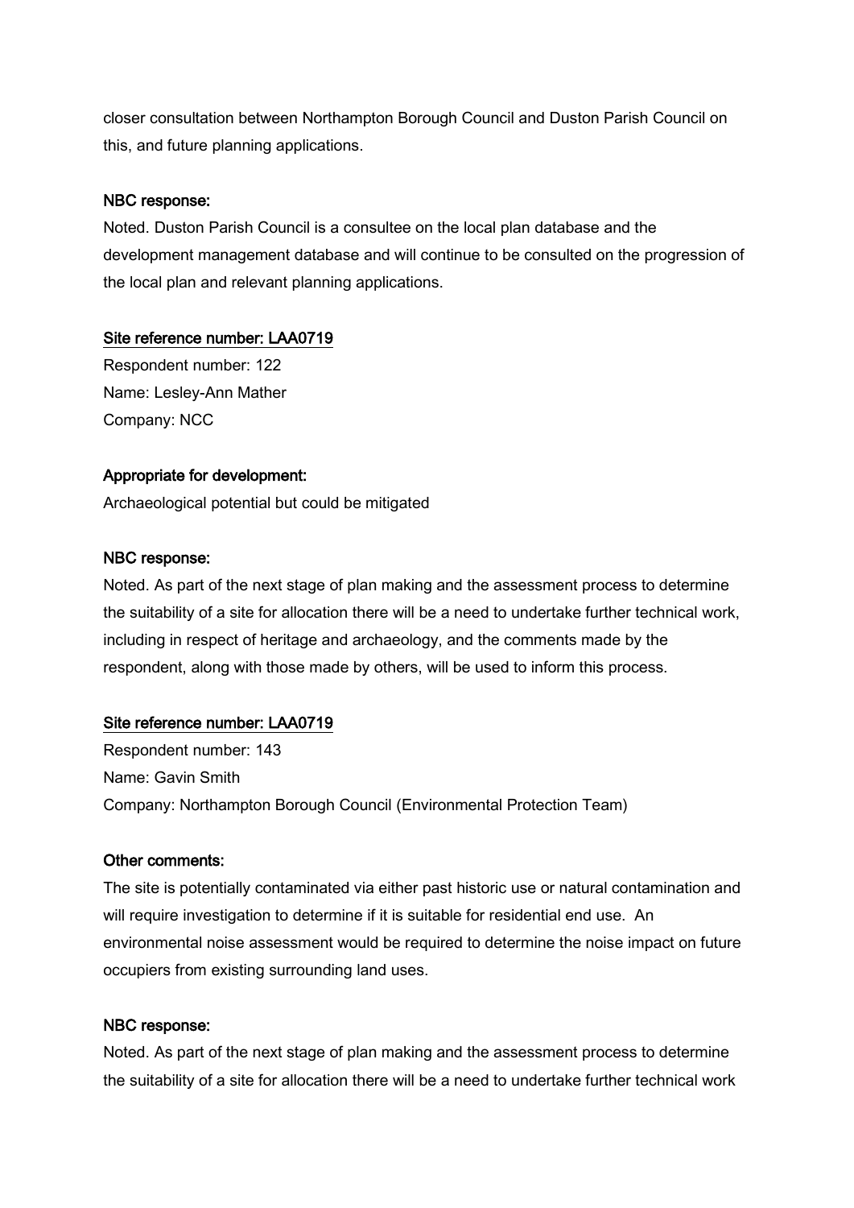closer consultation between Northampton Borough Council and Duston Parish Council on this, and future planning applications.

**NBC response:**

Noted. Duston Parish Council is a consultee on the local plan database and the development management database and will continue to be consulted on the progression of the local plan and relevant planning applications.

**Site reference number: LAA0719**

Respondent number: 122

Name: Lesley-Ann Mather

Company: NCC

**Appropriate for development:**

Archaeological potential but could be mitigated

**NBC response:**

Noted. As part of the next stage of plan making and the assessment process to determine the suitability of a site for allocation there will be a need to undertake further technical work, including in respect of heritage and archaeology, and the comments made by the respondent, along with those made by others, will be used to inform this process.

**Site reference number: LAA0719**

Respondent number: 143

Name: Gavin Smith

Company: Northampton Borough Council (Environmental Protection Team)

**Other comments:**

The site is potentially contaminated via either past historic use or natural contamination and will require investigation to determine if it is suitable for residential end use. An environmental noise assessment would be required to determine the noise impact on future occupiers from existing surrounding land uses.

**NBC response:**

Noted. As part of the next stage of plan making and the assessment process to determine the suitability of a site for allocation there will be a need to undertake further technical work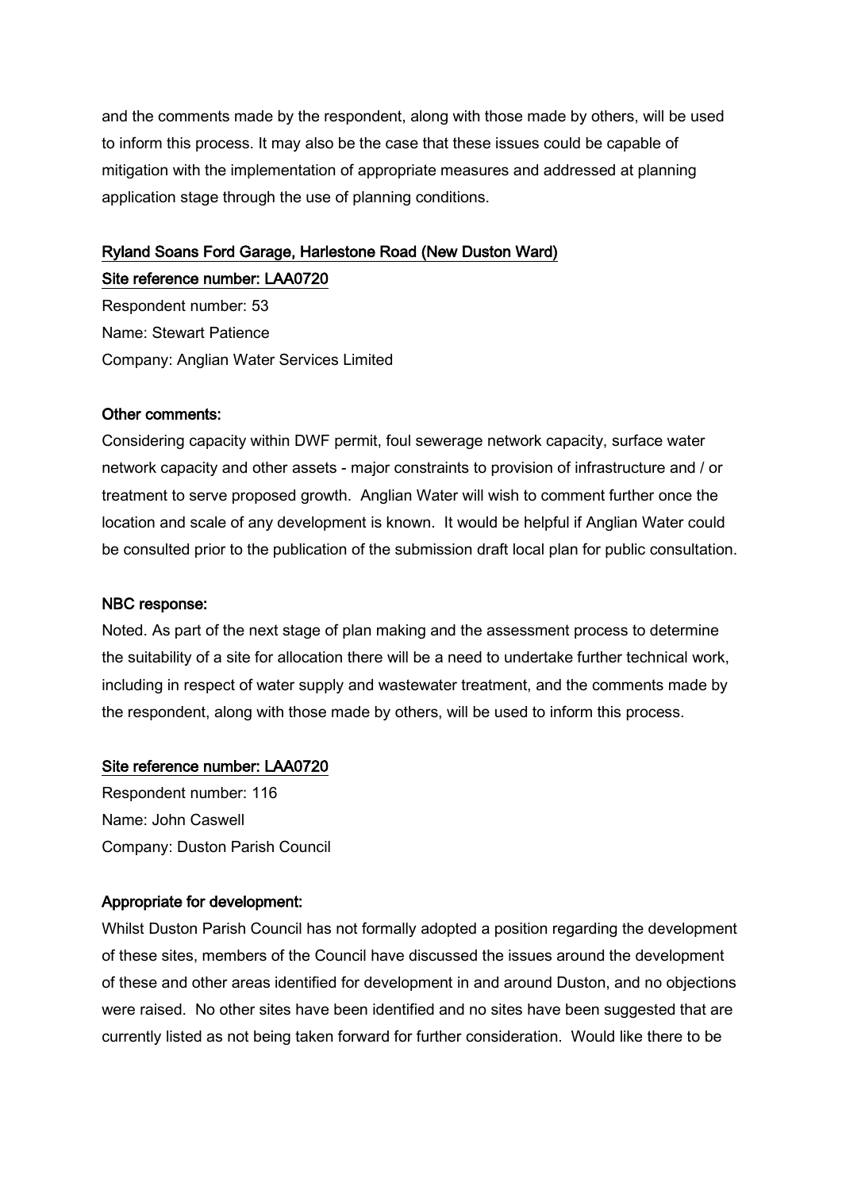and the comments made by the respondent, along with those made by others, will be used to inform this process. It may also be the case that these issues could be capable of mitigation with the implementation of appropriate measures and addressed at planning application stage through the use of planning conditions.

#### Ryland Soans Ford Garage, Harlestone Road (New Duston Ward)

#### Site reference number: LAA0720

Respondent number: 53
Name: Stewart Patience
Company: Anglian Water Services Limited

**Other comments:**

Considering capacity within DWF permit, foul sewerage network capacity, surface water network capacity and other assets - major constraints to provision of infrastructure and / or treatment to serve proposed growth. Anglian Water will wish to comment further once the location and scale of any development is known. It would be helpful if Anglian Water could be consulted prior to the publication of the submission draft local plan for public consultation.

**NBC response:**

Noted. As part of the next stage of plan making and the assessment process to determine the suitability of a site for allocation there will be a need to undertake further technical work, including in respect of water supply and wastewater treatment, and the comments made by the respondent, along with those made by others, will be used to inform this process.

#### Site reference number: LAA0720

Respondent number: 116
Name: John Caswell
Company: Duston Parish Council

**Appropriate for development:**

Whilst Duston Parish Council has not formally adopted a position regarding the development of these sites, members of the Council have discussed the issues around the development of these and other areas identified for development in and around Duston, and no objections were raised. No other sites have been identified and no sites have been suggested that are currently listed as not being taken forward for further consideration. Would like there to be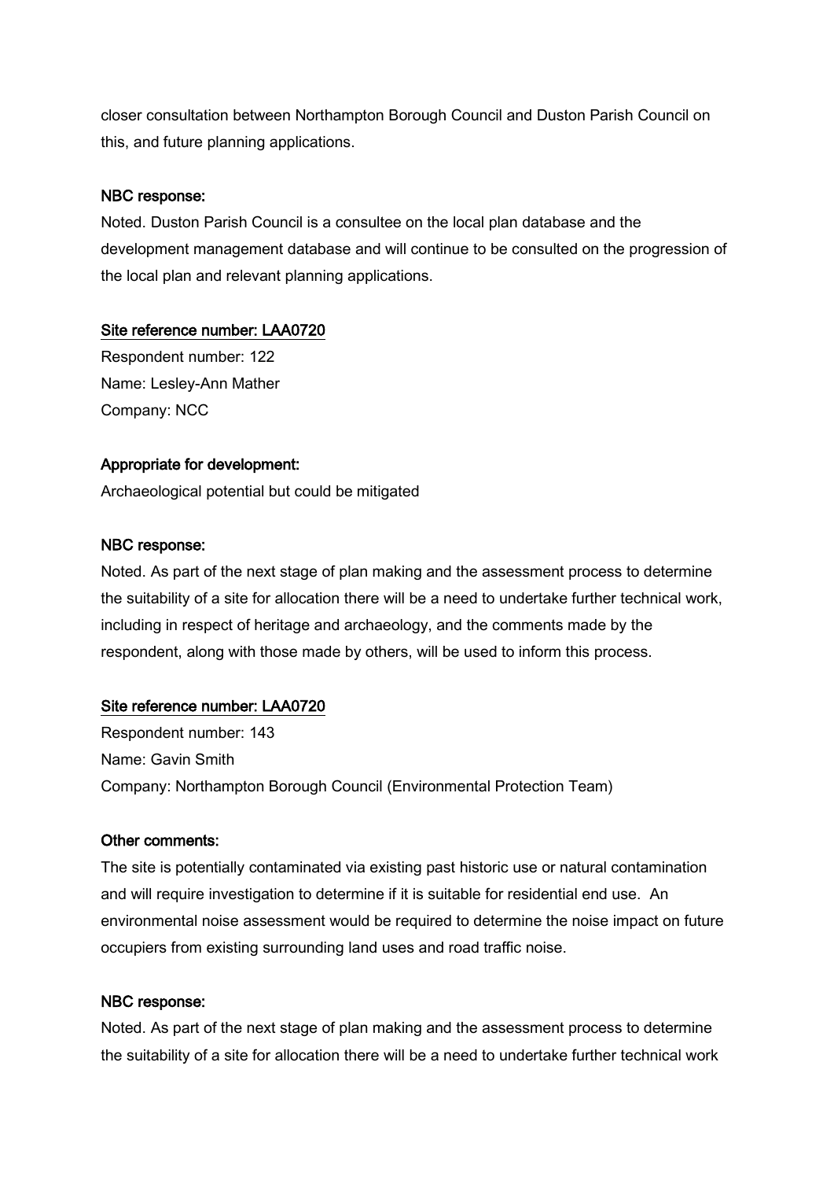closer consultation between Northampton Borough Council and Duston Parish Council on this, and future planning applications.

**NBC response:**

Noted. Duston Parish Council is a consultee on the local plan database and the development management database and will continue to be consulted on the progression of the local plan and relevant planning applications.

**Site reference number: LAA0720**

Respondent number: 122

Name: Lesley-Ann Mather

Company: NCC

**Appropriate for development:**

Archaeological potential but could be mitigated

**NBC response:**

Noted. As part of the next stage of plan making and the assessment process to determine the suitability of a site for allocation there will be a need to undertake further technical work, including in respect of heritage and archaeology, and the comments made by the respondent, along with those made by others, will be used to inform this process.

**Site reference number: LAA0720**

Respondent number: 143

Name: Gavin Smith

Company: Northampton Borough Council (Environmental Protection Team)

**Other comments:**

The site is potentially contaminated via existing past historic use or natural contamination and will require investigation to determine if it is suitable for residential end use. An environmental noise assessment would be required to determine the noise impact on future occupiers from existing surrounding land uses and road traffic noise.

**NBC response:**

Noted. As part of the next stage of plan making and the assessment process to determine the suitability of a site for allocation there will be a need to undertake further technical work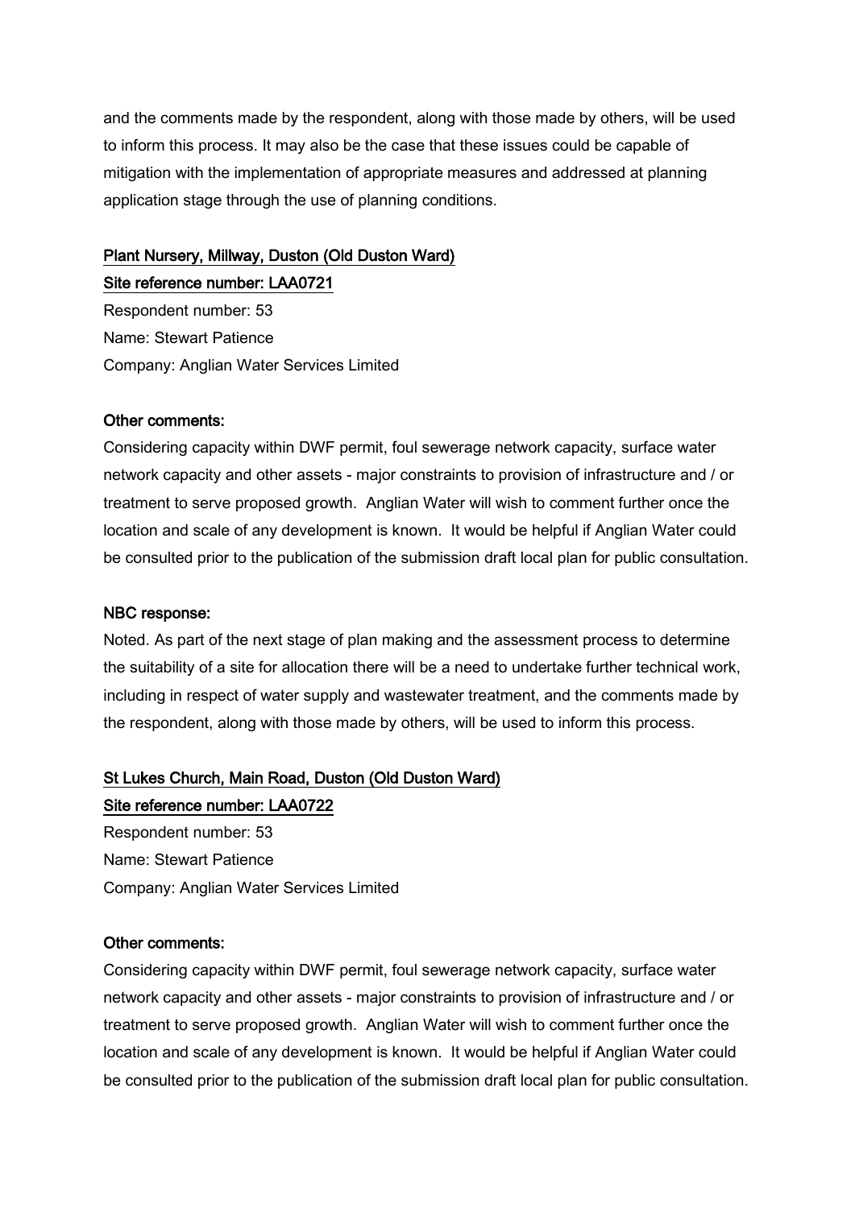and the comments made by the respondent, along with those made by others, will be used to inform this process. It may also be the case that these issues could be capable of mitigation with the implementation of appropriate measures and addressed at planning application stage through the use of planning conditions.

<u>Plant Nursery, Millway, Duston (Old Duston Ward)</u>

<u>Site reference number: LAA0721</u>

Respondent number: 53
Name: Stewart Patience
Company: Anglian Water Services Limited

**Other comments:**

Considering capacity within DWF permit, foul sewerage network capacity, surface water network capacity and other assets - major constraints to provision of infrastructure and / or treatment to serve proposed growth. Anglian Water will wish to comment further once the location and scale of any development is known. It would be helpful if Anglian Water could be consulted prior to the publication of the submission draft local plan for public consultation.

**NBC response:**

Noted. As part of the next stage of plan making and the assessment process to determine the suitability of a site for allocation there will be a need to undertake further technical work, including in respect of water supply and wastewater treatment, and the comments made by the respondent, along with those made by others, will be used to inform this process.

<u>St Lukes Church, Main Road, Duston (Old Duston Ward)</u>

<u>Site reference number: LAA0722</u>

Respondent number: 53
Name: Stewart Patience
Company: Anglian Water Services Limited

**Other comments:**

Considering capacity within DWF permit, foul sewerage network capacity, surface water network capacity and other assets - major constraints to provision of infrastructure and / or treatment to serve proposed growth. Anglian Water will wish to comment further once the location and scale of any development is known. It would be helpful if Anglian Water could be consulted prior to the publication of the submission draft local plan for public consultation.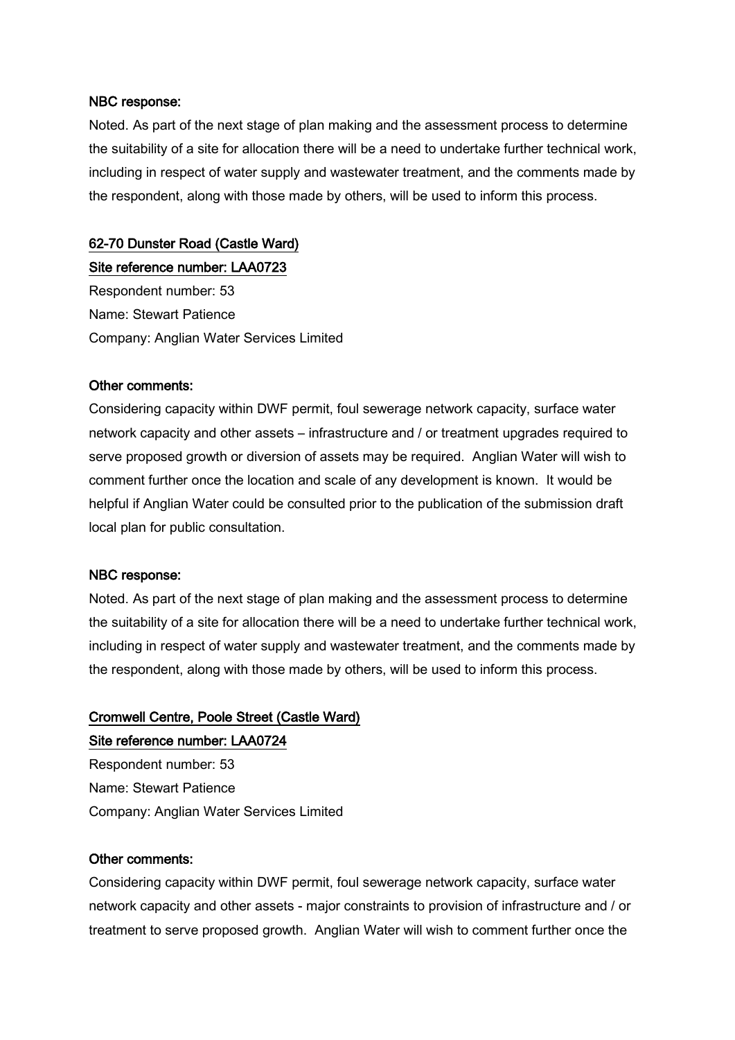**NBC response:**

Noted. As part of the next stage of plan making and the assessment process to determine the suitability of a site for allocation there will be a need to undertake further technical work, including in respect of water supply and wastewater treatment, and the comments made by the respondent, along with those made by others, will be used to inform this process.

**62-70 Dunster Road (Castle Ward)**

**Site reference number: LAA0723**

Respondent number: 53

Name: Stewart Patience

Company: Anglian Water Services Limited

**Other comments:**

Considering capacity within DWF permit, foul sewerage network capacity, surface water network capacity and other assets – infrastructure and / or treatment upgrades required to serve proposed growth or diversion of assets may be required. Anglian Water will wish to comment further once the location and scale of any development is known. It would be helpful if Anglian Water could be consulted prior to the publication of the submission draft local plan for public consultation.

**NBC response:**

Noted. As part of the next stage of plan making and the assessment process to determine the suitability of a site for allocation there will be a need to undertake further technical work, including in respect of water supply and wastewater treatment, and the comments made by the respondent, along with those made by others, will be used to inform this process.

**Cromwell Centre, Poole Street (Castle Ward)**

**Site reference number: LAA0724**

Respondent number: 53

Name: Stewart Patience

Company: Anglian Water Services Limited

**Other comments:**

Considering capacity within DWF permit, foul sewerage network capacity, surface water network capacity and other assets - major constraints to provision of infrastructure and / or treatment to serve proposed growth. Anglian Water will wish to comment further once the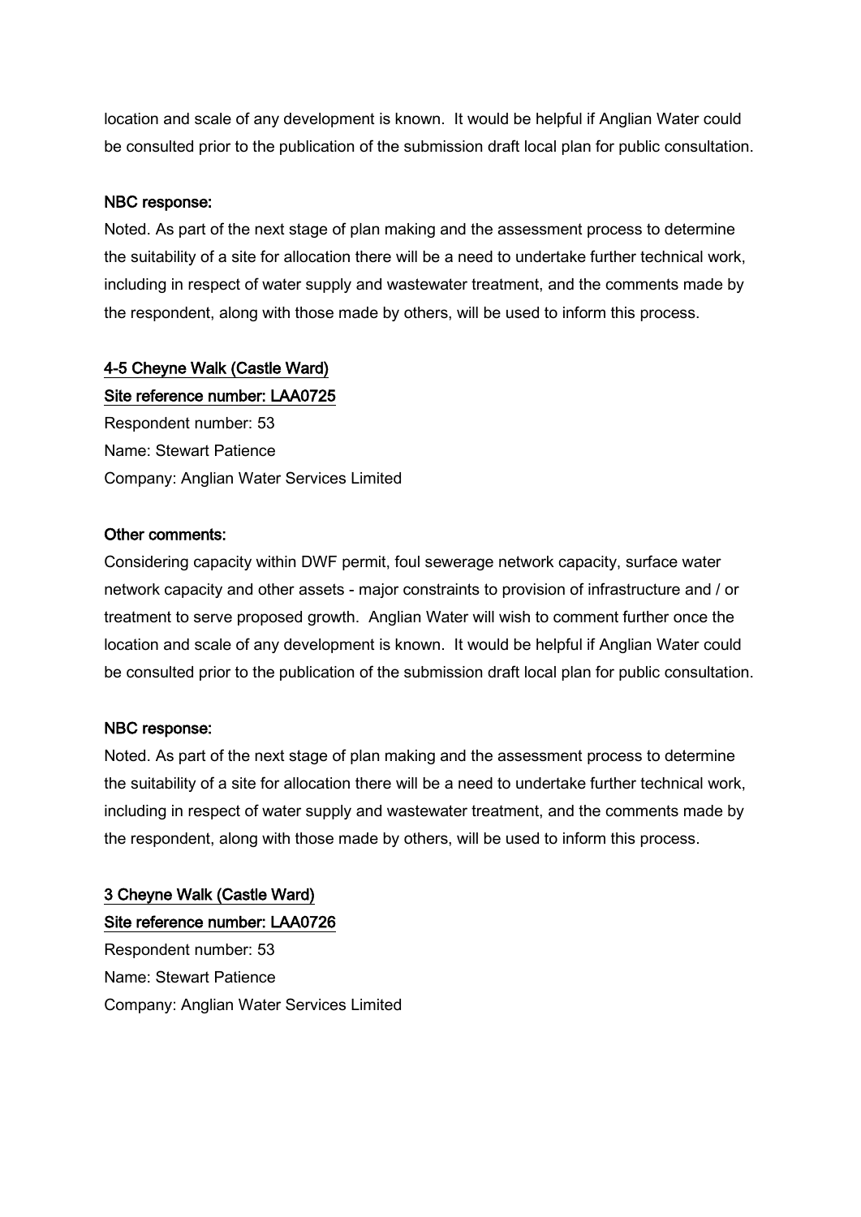location and scale of any development is known. It would be helpful if Anglian Water could be consulted prior to the publication of the submission draft local plan for public consultation.

NBC response:

Noted. As part of the next stage of plan making and the assessment process to determine the suitability of a site for allocation there will be a need to undertake further technical work, including in respect of water supply and wastewater treatment, and the comments made by the respondent, along with those made by others, will be used to inform this process.

4-5 Cheyne Walk (Castle Ward)

Site reference number: LAA0725

Respondent number: 53

Name: Stewart Patience

Company: Anglian Water Services Limited

Other comments:

Considering capacity within DWF permit, foul sewerage network capacity, surface water network capacity and other assets - major constraints to provision of infrastructure and / or treatment to serve proposed growth. Anglian Water will wish to comment further once the location and scale of any development is known. It would be helpful if Anglian Water could be consulted prior to the publication of the submission draft local plan for public consultation.

NBC response:

Noted. As part of the next stage of plan making and the assessment process to determine the suitability of a site for allocation there will be a need to undertake further technical work, including in respect of water supply and wastewater treatment, and the comments made by the respondent, along with those made by others, will be used to inform this process.

3 Cheyne Walk (Castle Ward)

Site reference number: LAA0726

Respondent number: 53

Name: Stewart Patience

Company: Anglian Water Services Limited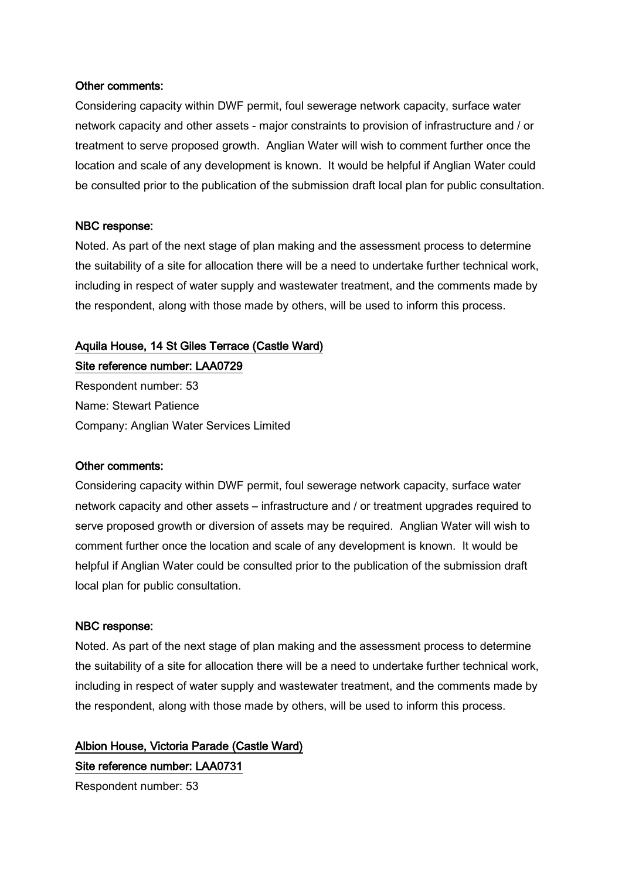**Other comments:**

Considering capacity within DWF permit, foul sewerage network capacity, surface water network capacity and other assets - major constraints to provision of infrastructure and / or treatment to serve proposed growth. Anglian Water will wish to comment further once the location and scale of any development is known. It would be helpful if Anglian Water could be consulted prior to the publication of the submission draft local plan for public consultation.

**NBC response:**

Noted. As part of the next stage of plan making and the assessment process to determine the suitability of a site for allocation there will be a need to undertake further technical work, including in respect of water supply and wastewater treatment, and the comments made by the respondent, along with those made by others, will be used to inform this process.

## Aquila House, 14 St Giles Terrace (Castle Ward)

**Site reference number: LAA0729**

Respondent number: 53

Name: Stewart Patience

Company: Anglian Water Services Limited

**Other comments:**

Considering capacity within DWF permit, foul sewerage network capacity, surface water network capacity and other assets – infrastructure and / or treatment upgrades required to serve proposed growth or diversion of assets may be required. Anglian Water will wish to comment further once the location and scale of any development is known. It would be helpful if Anglian Water could be consulted prior to the publication of the submission draft local plan for public consultation.

**NBC response:**

Noted. As part of the next stage of plan making and the assessment process to determine the suitability of a site for allocation there will be a need to undertake further technical work, including in respect of water supply and wastewater treatment, and the comments made by the respondent, along with those made by others, will be used to inform this process.

## Albion House, Victoria Parade (Castle Ward)

**Site reference number: LAA0731**

Respondent number: 53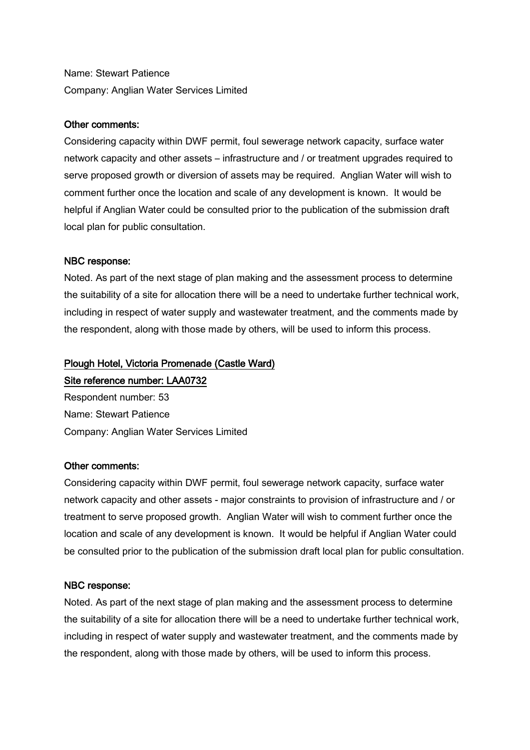Name: Stewart Patience
Company: Anglian Water Services Limited

**Other comments:**

Considering capacity within DWF permit, foul sewerage network capacity, surface water network capacity and other assets – infrastructure and / or treatment upgrades required to serve proposed growth or diversion of assets may be required. Anglian Water will wish to comment further once the location and scale of any development is known. It would be helpful if Anglian Water could be consulted prior to the publication of the submission draft local plan for public consultation.

**NBC response:**

Noted. As part of the next stage of plan making and the assessment process to determine the suitability of a site for allocation there will be a need to undertake further technical work, including in respect of water supply and wastewater treatment, and the comments made by the respondent, along with those made by others, will be used to inform this process.

## Plough Hotel, Victoria Promenade (Castle Ward)

### Site reference number: LAA0732

Respondent number: 53
Name: Stewart Patience
Company: Anglian Water Services Limited

**Other comments:**

Considering capacity within DWF permit, foul sewerage network capacity, surface water network capacity and other assets - major constraints to provision of infrastructure and / or treatment to serve proposed growth. Anglian Water will wish to comment further once the location and scale of any development is known. It would be helpful if Anglian Water could be consulted prior to the publication of the submission draft local plan for public consultation.

**NBC response:**

Noted. As part of the next stage of plan making and the assessment process to determine the suitability of a site for allocation there will be a need to undertake further technical work, including in respect of water supply and wastewater treatment, and the comments made by the respondent, along with those made by others, will be used to inform this process.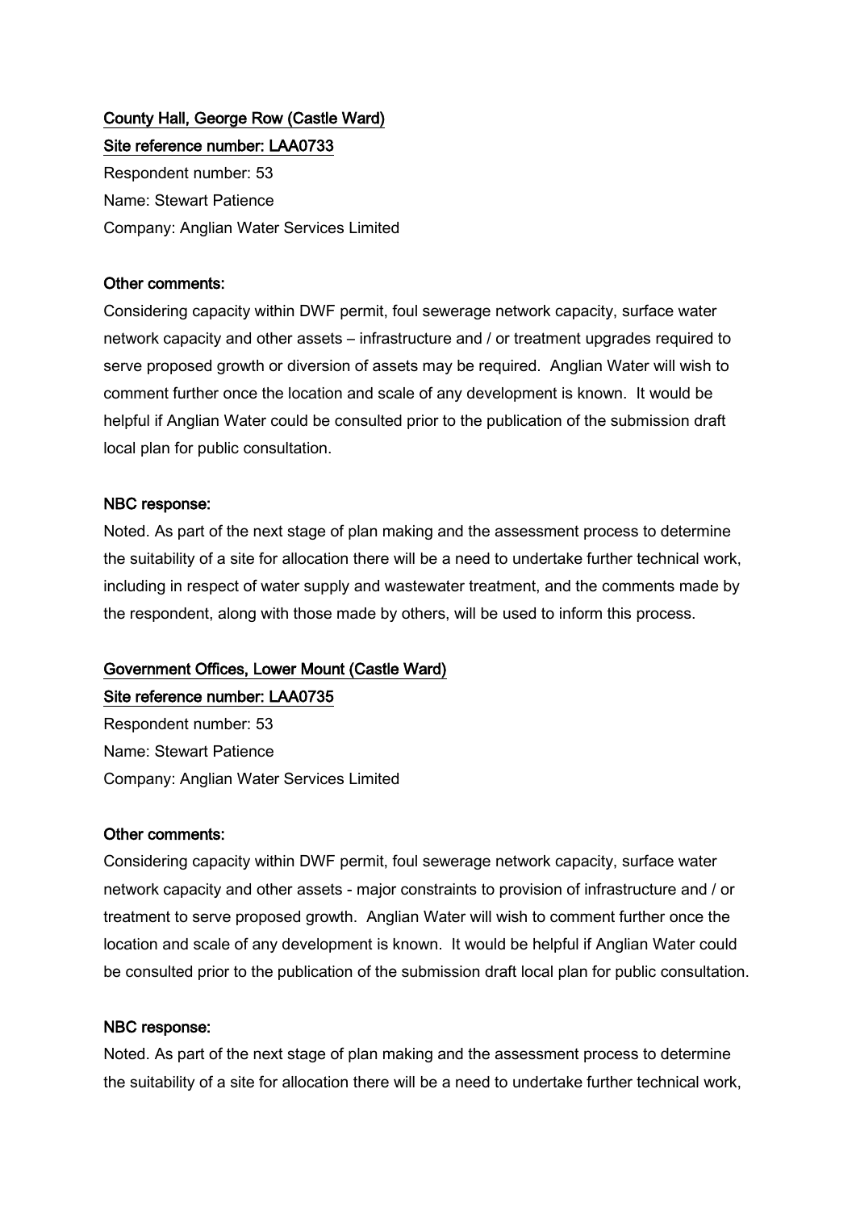**County Hall, George Row (Castle Ward)**

**Site reference number: LAA0733**

Respondent number: 53

Name: Stewart Patience

Company: Anglian Water Services Limited

**Other comments:**

Considering capacity within DWF permit, foul sewerage network capacity, surface water network capacity and other assets – infrastructure and / or treatment upgrades required to serve proposed growth or diversion of assets may be required. Anglian Water will wish to comment further once the location and scale of any development is known. It would be helpful if Anglian Water could be consulted prior to the publication of the submission draft local plan for public consultation.

**NBC response:**

Noted. As part of the next stage of plan making and the assessment process to determine the suitability of a site for allocation there will be a need to undertake further technical work, including in respect of water supply and wastewater treatment, and the comments made by the respondent, along with those made by others, will be used to inform this process.

**Government Offices, Lower Mount (Castle Ward)**

**Site reference number: LAA0735**

Respondent number: 53

Name: Stewart Patience

Company: Anglian Water Services Limited

**Other comments:**

Considering capacity within DWF permit, foul sewerage network capacity, surface water network capacity and other assets - major constraints to provision of infrastructure and / or treatment to serve proposed growth. Anglian Water will wish to comment further once the location and scale of any development is known. It would be helpful if Anglian Water could be consulted prior to the publication of the submission draft local plan for public consultation.

**NBC response:**

Noted. As part of the next stage of plan making and the assessment process to determine the suitability of a site for allocation there will be a need to undertake further technical work,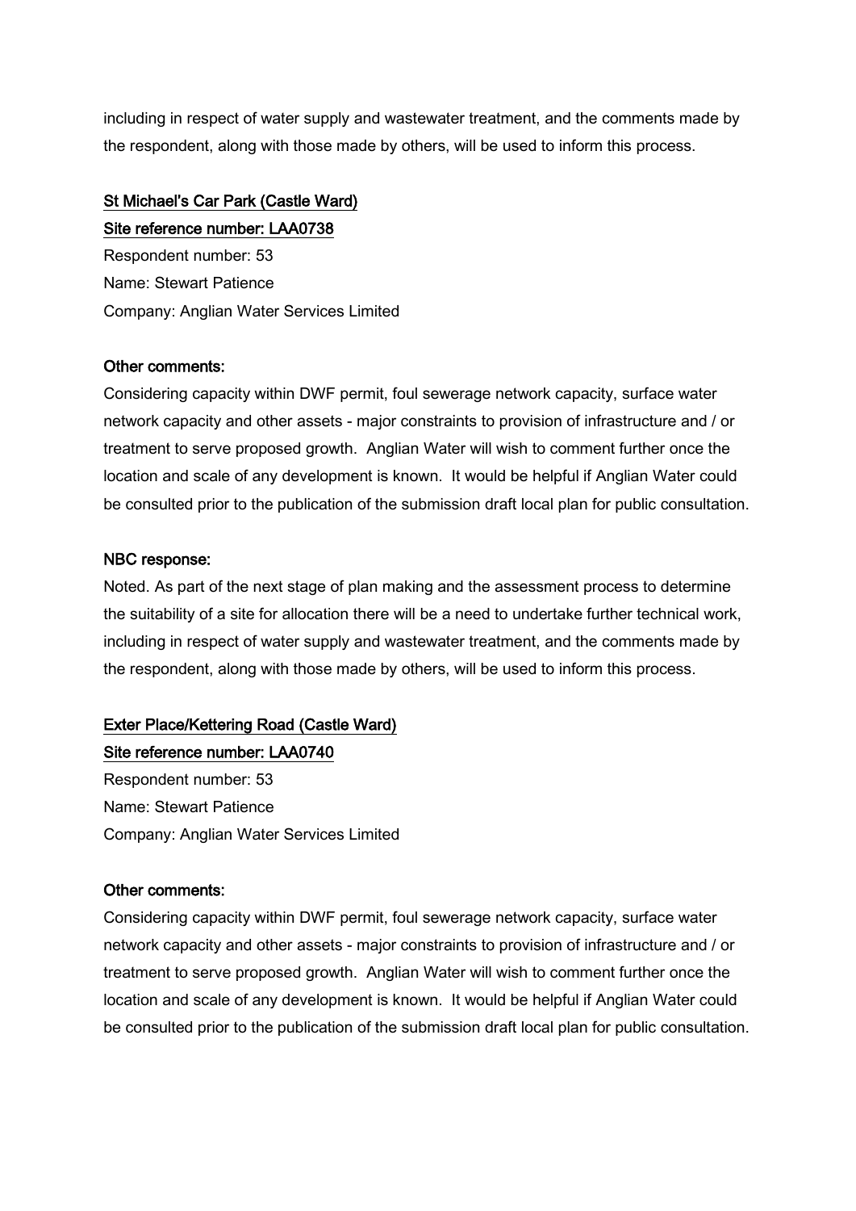including in respect of water supply and wastewater treatment, and the comments made by the respondent, along with those made by others, will be used to inform this process.

<u>St Michael's Car Park (Castle Ward)</u>

<u>Site reference number: LAA0738</u>

Respondent number: 53

Name: Stewart Patience

Company: Anglian Water Services Limited

**Other comments:**

Considering capacity within DWF permit, foul sewerage network capacity, surface water network capacity and other assets - major constraints to provision of infrastructure and / or treatment to serve proposed growth. Anglian Water will wish to comment further once the location and scale of any development is known. It would be helpful if Anglian Water could be consulted prior to the publication of the submission draft local plan for public consultation.

**NBC response:**

Noted. As part of the next stage of plan making and the assessment process to determine the suitability of a site for allocation there will be a need to undertake further technical work, including in respect of water supply and wastewater treatment, and the comments made by the respondent, along with those made by others, will be used to inform this process.

<u>Exter Place/Kettering Road (Castle Ward)</u>

<u>Site reference number: LAA0740</u>

Respondent number: 53

Name: Stewart Patience

Company: Anglian Water Services Limited

**Other comments:**

Considering capacity within DWF permit, foul sewerage network capacity, surface water network capacity and other assets - major constraints to provision of infrastructure and / or treatment to serve proposed growth. Anglian Water will wish to comment further once the location and scale of any development is known. It would be helpful if Anglian Water could be consulted prior to the publication of the submission draft local plan for public consultation.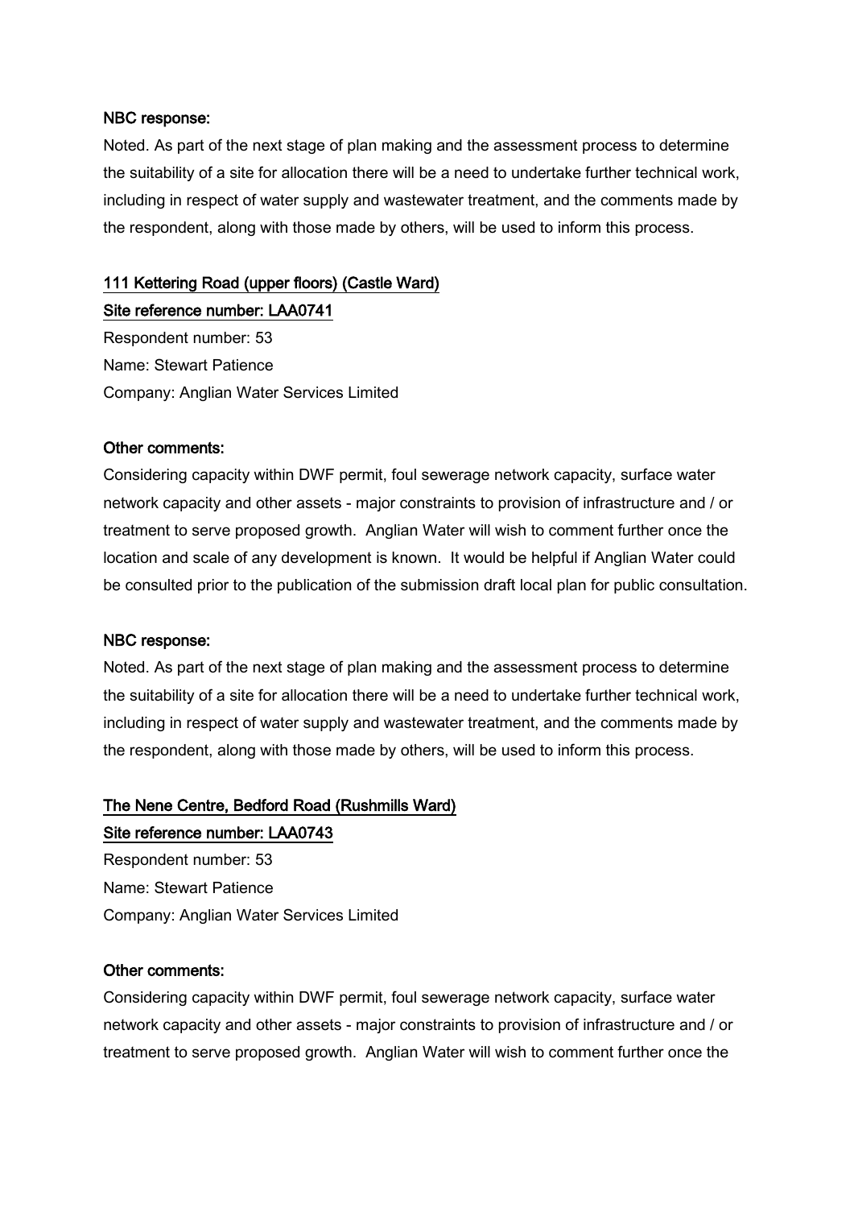**NBC response:**

Noted. As part of the next stage of plan making and the assessment process to determine the suitability of a site for allocation there will be a need to undertake further technical work, including in respect of water supply and wastewater treatment, and the comments made by the respondent, along with those made by others, will be used to inform this process.

**111 Kettering Road (upper floors) (Castle Ward)**

**Site reference number: LAA0741**

Respondent number: 53

Name: Stewart Patience

Company: Anglian Water Services Limited

**Other comments:**

Considering capacity within DWF permit, foul sewerage network capacity, surface water network capacity and other assets - major constraints to provision of infrastructure and / or treatment to serve proposed growth. Anglian Water will wish to comment further once the location and scale of any development is known. It would be helpful if Anglian Water could be consulted prior to the publication of the submission draft local plan for public consultation.

**NBC response:**

Noted. As part of the next stage of plan making and the assessment process to determine the suitability of a site for allocation there will be a need to undertake further technical work, including in respect of water supply and wastewater treatment, and the comments made by the respondent, along with those made by others, will be used to inform this process.

**The Nene Centre, Bedford Road (Rushmills Ward)**

**Site reference number: LAA0743**

Respondent number: 53

Name: Stewart Patience

Company: Anglian Water Services Limited

**Other comments:**

Considering capacity within DWF permit, foul sewerage network capacity, surface water network capacity and other assets - major constraints to provision of infrastructure and / or treatment to serve proposed growth. Anglian Water will wish to comment further once the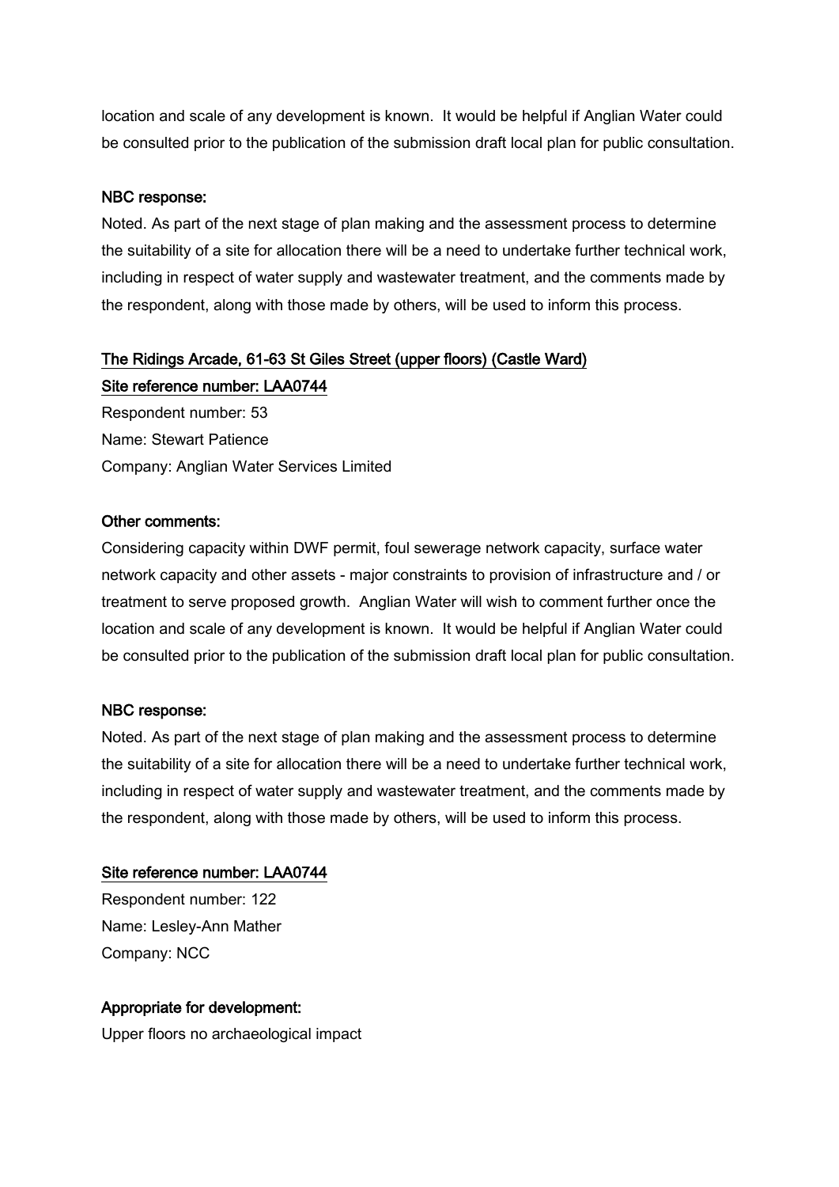location and scale of any development is known. It would be helpful if Anglian Water could be consulted prior to the publication of the submission draft local plan for public consultation.

NBC response:

Noted. As part of the next stage of plan making and the assessment process to determine the suitability of a site for allocation there will be a need to undertake further technical work, including in respect of water supply and wastewater treatment, and the comments made by the respondent, along with those made by others, will be used to inform this process.

## The Ridings Arcade, 61-63 St Giles Street (upper floors) (Castle Ward)

### Site reference number: LAA0744

Respondent number: 53
Name: Stewart Patience
Company: Anglian Water Services Limited

Other comments:

Considering capacity within DWF permit, foul sewerage network capacity, surface water network capacity and other assets - major constraints to provision of infrastructure and / or treatment to serve proposed growth. Anglian Water will wish to comment further once the location and scale of any development is known. It would be helpful if Anglian Water could be consulted prior to the publication of the submission draft local plan for public consultation.

NBC response:

Noted. As part of the next stage of plan making and the assessment process to determine the suitability of a site for allocation there will be a need to undertake further technical work, including in respect of water supply and wastewater treatment, and the comments made by the respondent, along with those made by others, will be used to inform this process.

### Site reference number: LAA0744

Respondent number: 122
Name: Lesley-Ann Mather
Company: NCC

Appropriate for development:

Upper floors no archaeological impact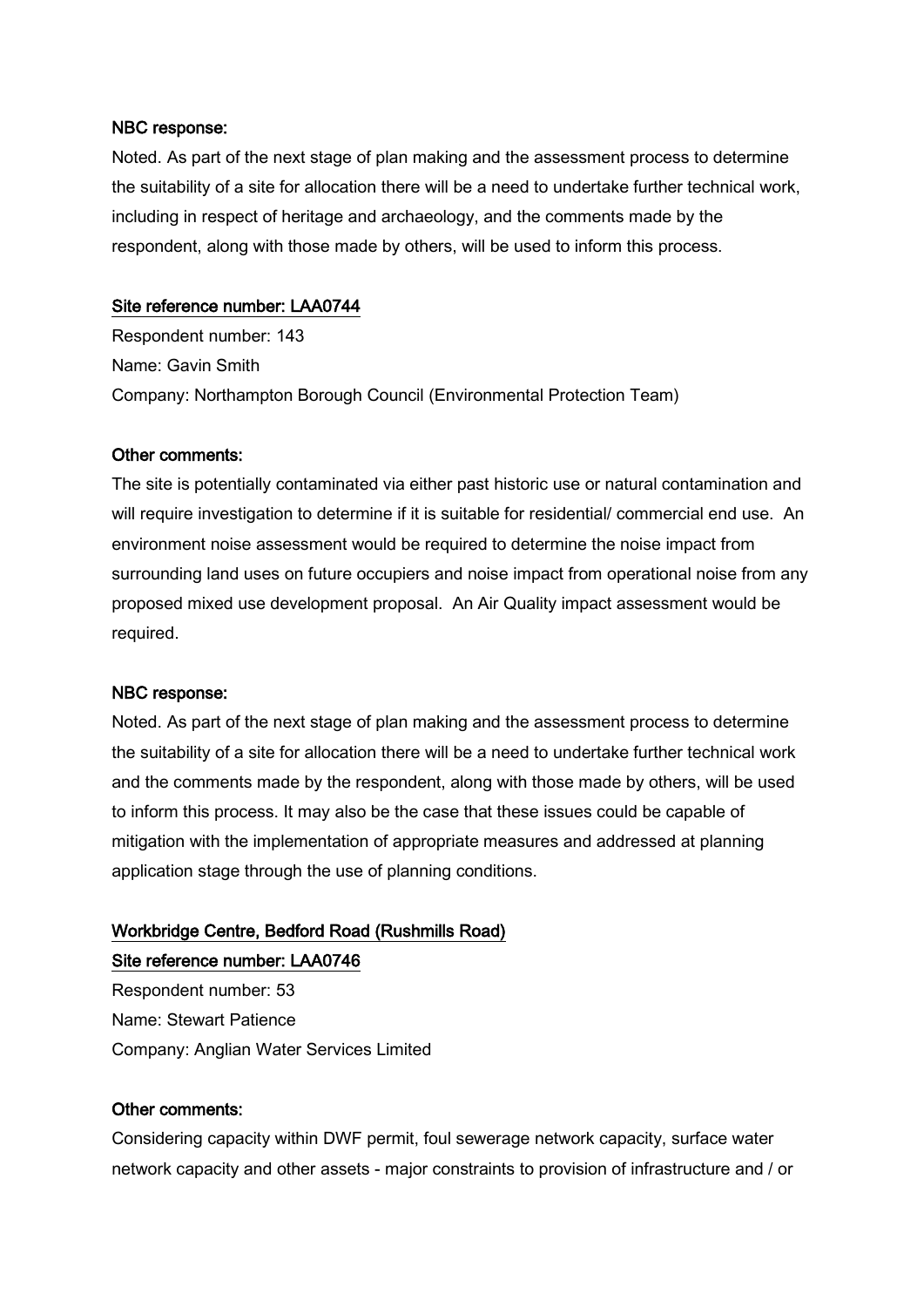**NBC response:**

Noted. As part of the next stage of plan making and the assessment process to determine the suitability of a site for allocation there will be a need to undertake further technical work, including in respect of heritage and archaeology, and the comments made by the respondent, along with those made by others, will be used to inform this process.

**Site reference number: LAA0744**

Respondent number: 143

Name: Gavin Smith

Company: Northampton Borough Council (Environmental Protection Team)

**Other comments:**

The site is potentially contaminated via either past historic use or natural contamination and will require investigation to determine if it is suitable for residential/ commercial end use. An environment noise assessment would be required to determine the noise impact from surrounding land uses on future occupiers and noise impact from operational noise from any proposed mixed use development proposal. An Air Quality impact assessment would be required.

**NBC response:**

Noted. As part of the next stage of plan making and the assessment process to determine the suitability of a site for allocation there will be a need to undertake further technical work and the comments made by the respondent, along with those made by others, will be used to inform this process. It may also be the case that these issues could be capable of mitigation with the implementation of appropriate measures and addressed at planning application stage through the use of planning conditions.

**Workbridge Centre, Bedford Road (Rushmills Road)**

**Site reference number: LAA0746**

Respondent number: 53

Name: Stewart Patience

Company: Anglian Water Services Limited

**Other comments:**

Considering capacity within DWF permit, foul sewerage network capacity, surface water network capacity and other assets - major constraints to provision of infrastructure and / or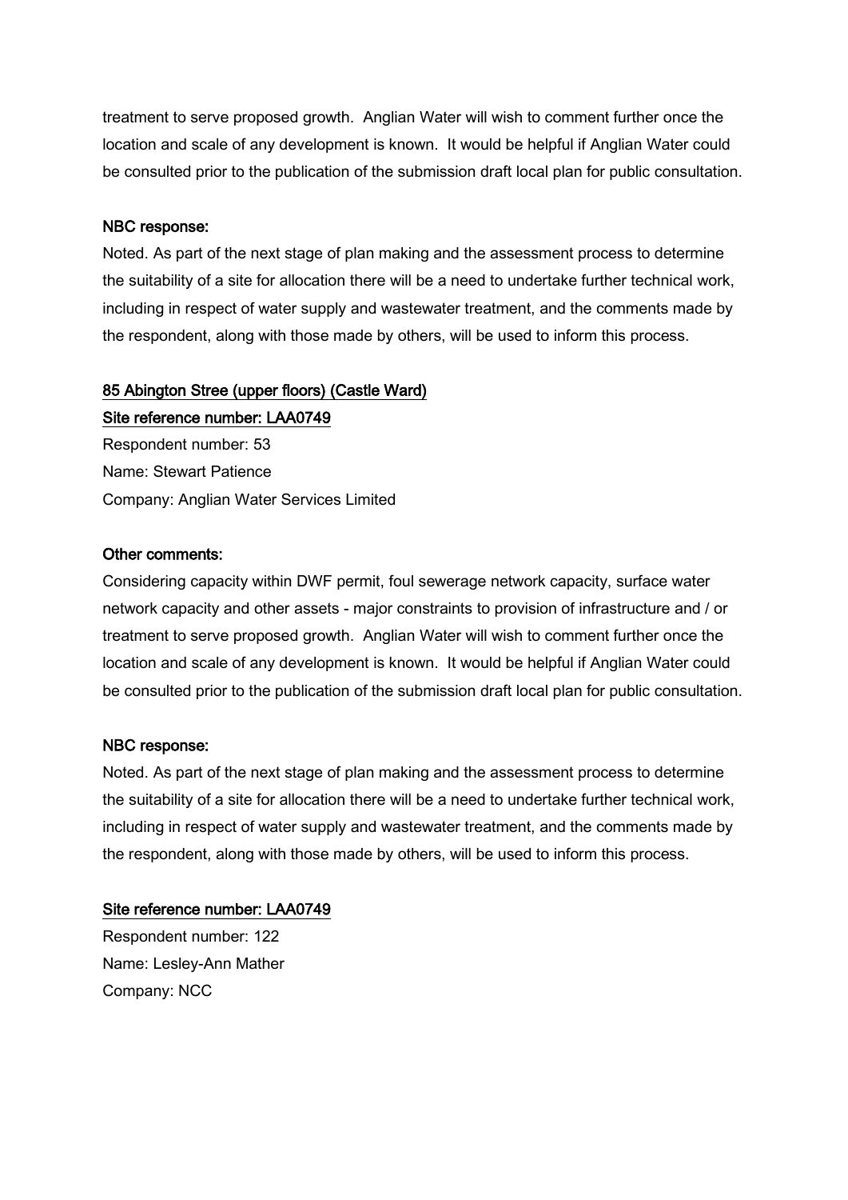treatment to serve proposed growth. Anglian Water will wish to comment further once the location and scale of any development is known. It would be helpful if Anglian Water could be consulted prior to the publication of the submission draft local plan for public consultation.

NBC response:

Noted. As part of the next stage of plan making and the assessment process to determine the suitability of a site for allocation there will be a need to undertake further technical work, including in respect of water supply and wastewater treatment, and the comments made by the respondent, along with those made by others, will be used to inform this process.

85 Abington Stree (upper floors) (Castle Ward)

Site reference number: LAA0749

Respondent number: 53
Name: Stewart Patience
Company: Anglian Water Services Limited

Other comments:

Considering capacity within DWF permit, foul sewerage network capacity, surface water network capacity and other assets - major constraints to provision of infrastructure and / or treatment to serve proposed growth. Anglian Water will wish to comment further once the location and scale of any development is known. It would be helpful if Anglian Water could be consulted prior to the publication of the submission draft local plan for public consultation.

NBC response:

Noted. As part of the next stage of plan making and the assessment process to determine the suitability of a site for allocation there will be a need to undertake further technical work, including in respect of water supply and wastewater treatment, and the comments made by the respondent, along with those made by others, will be used to inform this process.

Site reference number: LAA0749

Respondent number: 122
Name: Lesley-Ann Mather
Company: NCC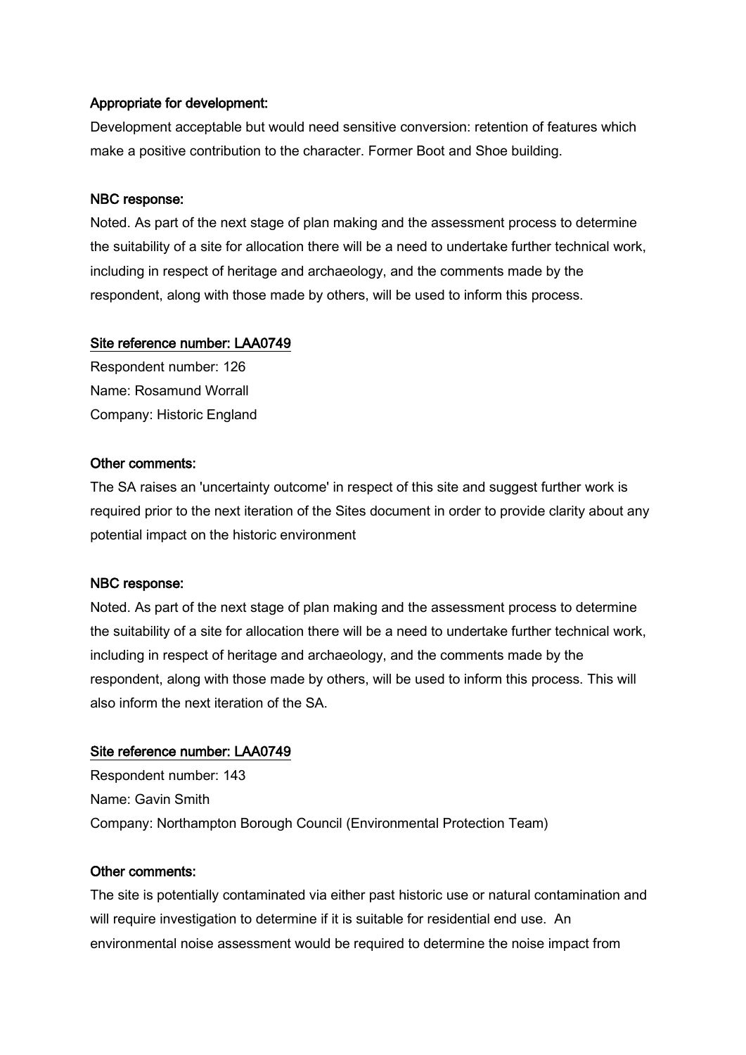**Appropriate for development:**

Development acceptable but would need sensitive conversion: retention of features which make a positive contribution to the character. Former Boot and Shoe building.

**NBC response:**

Noted. As part of the next stage of plan making and the assessment process to determine the suitability of a site for allocation there will be a need to undertake further technical work, including in respect of heritage and archaeology, and the comments made by the respondent, along with those made by others, will be used to inform this process.

**Site reference number: LAA0749**

Respondent number: 126
Name: Rosamund Worrall
Company: Historic England

**Other comments:**

The SA raises an 'uncertainty outcome' in respect of this site and suggest further work is required prior to the next iteration of the Sites document in order to provide clarity about any potential impact on the historic environment

**NBC response:**

Noted. As part of the next stage of plan making and the assessment process to determine the suitability of a site for allocation there will be a need to undertake further technical work, including in respect of heritage and archaeology, and the comments made by the respondent, along with those made by others, will be used to inform this process. This will also inform the next iteration of the SA.

**Site reference number: LAA0749**

Respondent number: 143
Name: Gavin Smith
Company: Northampton Borough Council (Environmental Protection Team)

**Other comments:**

The site is potentially contaminated via either past historic use or natural contamination and will require investigation to determine if it is suitable for residential end use. An environmental noise assessment would be required to determine the noise impact from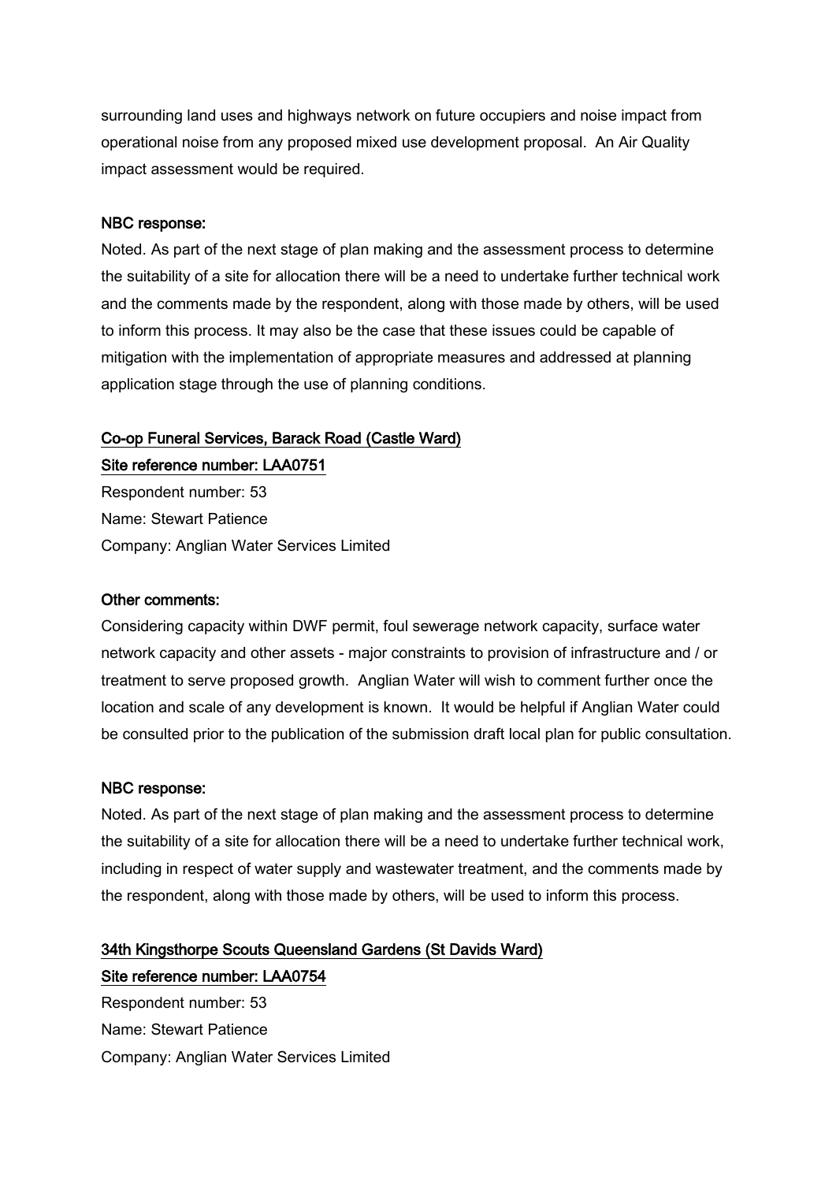surrounding land uses and highways network on future occupiers and noise impact from operational noise from any proposed mixed use development proposal. An Air Quality impact assessment would be required.

NBC response:

Noted. As part of the next stage of plan making and the assessment process to determine the suitability of a site for allocation there will be a need to undertake further technical work and the comments made by the respondent, along with those made by others, will be used to inform this process. It may also be the case that these issues could be capable of mitigation with the implementation of appropriate measures and addressed at planning application stage through the use of planning conditions.

Co-op Funeral Services, Barack Road (Castle Ward)

Site reference number: LAA0751

Respondent number: 53

Name: Stewart Patience

Company: Anglian Water Services Limited

Other comments:

Considering capacity within DWF permit, foul sewerage network capacity, surface water network capacity and other assets - major constraints to provision of infrastructure and / or treatment to serve proposed growth. Anglian Water will wish to comment further once the location and scale of any development is known. It would be helpful if Anglian Water could be consulted prior to the publication of the submission draft local plan for public consultation.

NBC response:

Noted. As part of the next stage of plan making and the assessment process to determine the suitability of a site for allocation there will be a need to undertake further technical work, including in respect of water supply and wastewater treatment, and the comments made by the respondent, along with those made by others, will be used to inform this process.

34th Kingsthorpe Scouts Queensland Gardens (St Davids Ward)

Site reference number: LAA0754

Respondent number: 53

Name: Stewart Patience

Company: Anglian Water Services Limited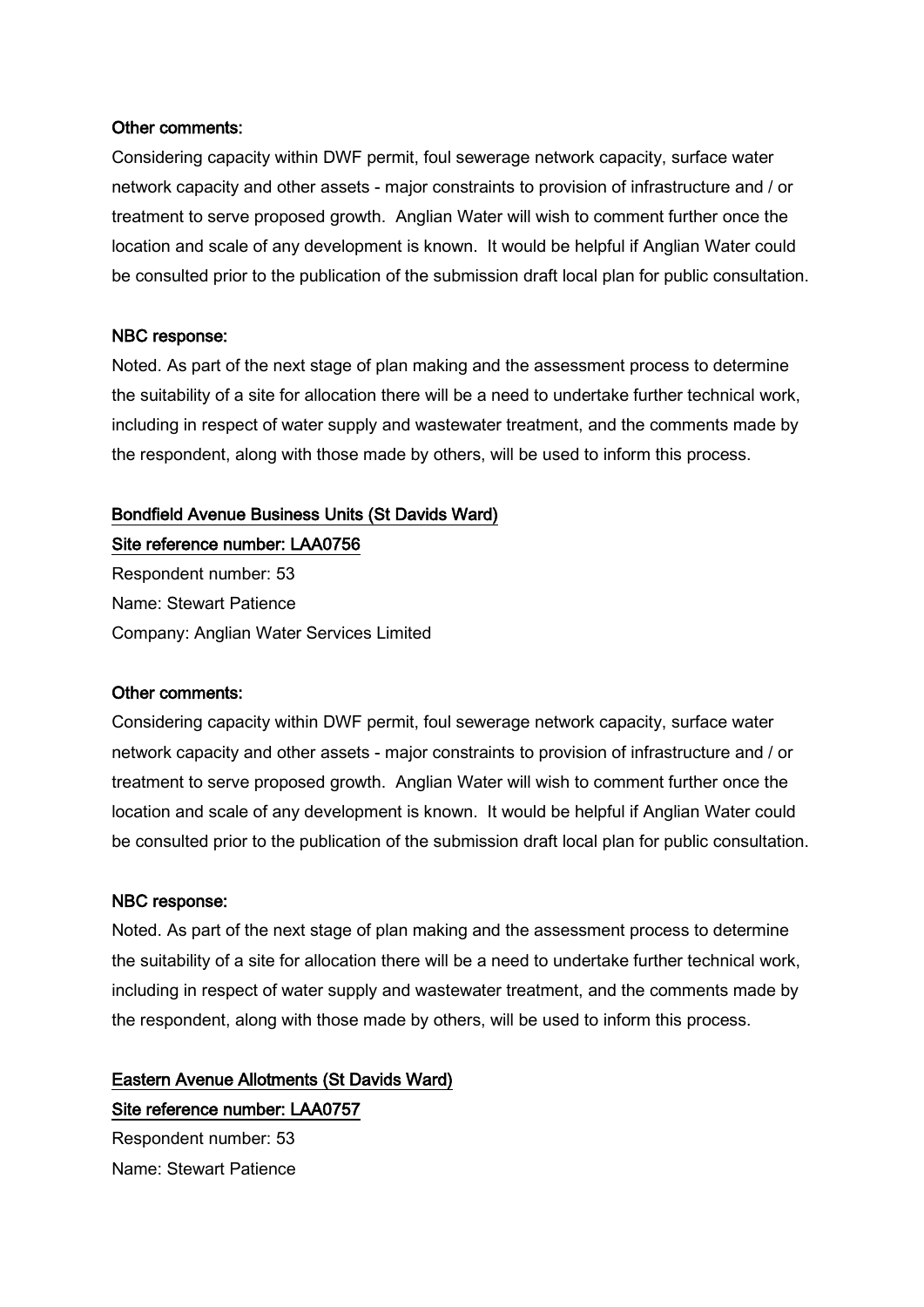**Other comments:**

Considering capacity within DWF permit, foul sewerage network capacity, surface water network capacity and other assets - major constraints to provision of infrastructure and / or treatment to serve proposed growth. Anglian Water will wish to comment further once the location and scale of any development is known. It would be helpful if Anglian Water could be consulted prior to the publication of the submission draft local plan for public consultation.

**NBC response:**

Noted. As part of the next stage of plan making and the assessment process to determine the suitability of a site for allocation there will be a need to undertake further technical work, including in respect of water supply and wastewater treatment, and the comments made by the respondent, along with those made by others, will be used to inform this process.

**Bondfield Avenue Business Units (St Davids Ward)**

**Site reference number: LAA0756**

Respondent number: 53

Name: Stewart Patience

Company: Anglian Water Services Limited

**Other comments:**

Considering capacity within DWF permit, foul sewerage network capacity, surface water network capacity and other assets - major constraints to provision of infrastructure and / or treatment to serve proposed growth. Anglian Water will wish to comment further once the location and scale of any development is known. It would be helpful if Anglian Water could be consulted prior to the publication of the submission draft local plan for public consultation.

**NBC response:**

Noted. As part of the next stage of plan making and the assessment process to determine the suitability of a site for allocation there will be a need to undertake further technical work, including in respect of water supply and wastewater treatment, and the comments made by the respondent, along with those made by others, will be used to inform this process.

**Eastern Avenue Allotments (St Davids Ward)**

**Site reference number: LAA0757**

Respondent number: 53

Name: Stewart Patience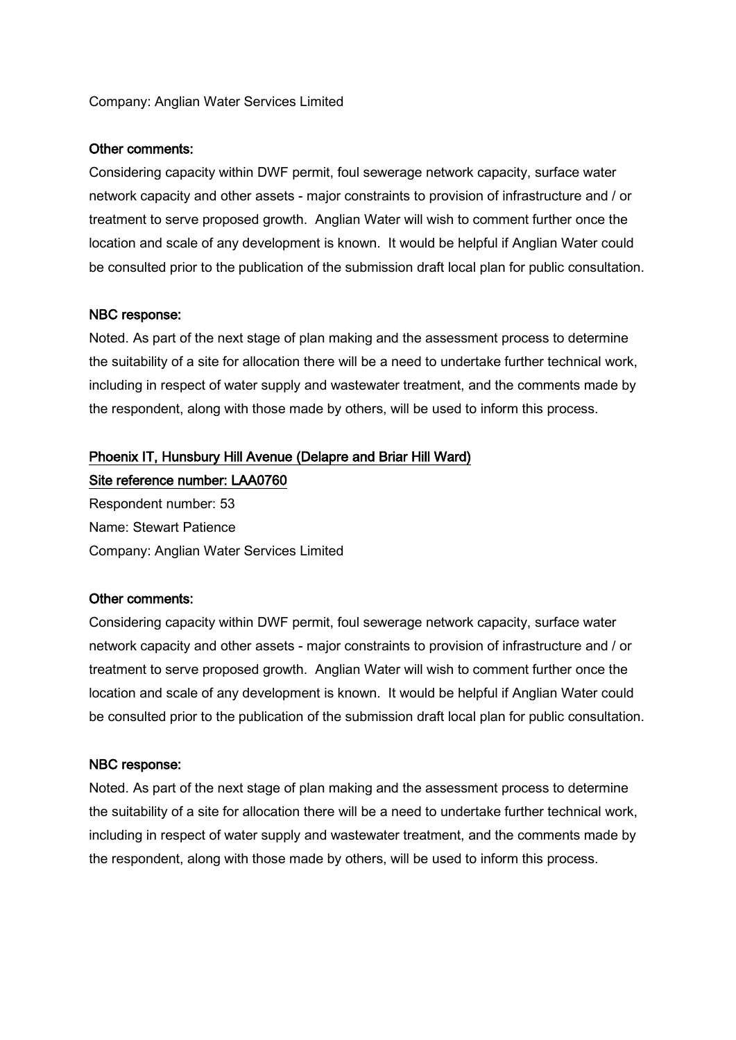Company: Anglian Water Services Limited

**Other comments:**

Considering capacity within DWF permit, foul sewerage network capacity, surface water network capacity and other assets - major constraints to provision of infrastructure and / or treatment to serve proposed growth. Anglian Water will wish to comment further once the location and scale of any development is known. It would be helpful if Anglian Water could be consulted prior to the publication of the submission draft local plan for public consultation.

**NBC response:**

Noted. As part of the next stage of plan making and the assessment process to determine the suitability of a site for allocation there will be a need to undertake further technical work, including in respect of water supply and wastewater treatment, and the comments made by the respondent, along with those made by others, will be used to inform this process.

**Phoenix IT, Hunsbury Hill Avenue (Delapre and Briar Hill Ward)**

**Site reference number: LAA0760**

Respondent number: 53

Name: Stewart Patience

Company: Anglian Water Services Limited

**Other comments:**

Considering capacity within DWF permit, foul sewerage network capacity, surface water network capacity and other assets - major constraints to provision of infrastructure and / or treatment to serve proposed growth. Anglian Water will wish to comment further once the location and scale of any development is known. It would be helpful if Anglian Water could be consulted prior to the publication of the submission draft local plan for public consultation.

**NBC response:**

Noted. As part of the next stage of plan making and the assessment process to determine the suitability of a site for allocation there will be a need to undertake further technical work, including in respect of water supply and wastewater treatment, and the comments made by the respondent, along with those made by others, will be used to inform this process.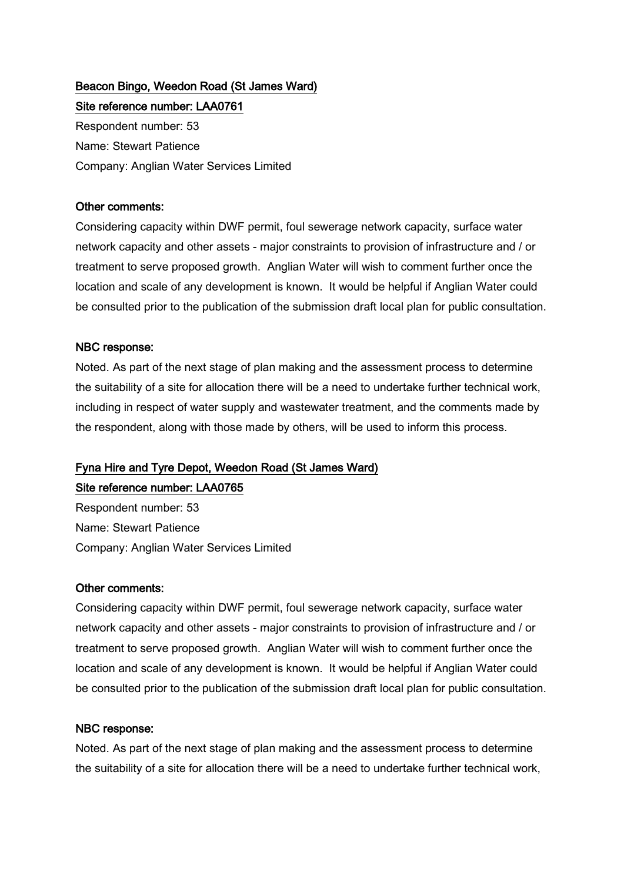**Beacon Bingo, Weedon Road (St James Ward)**

**Site reference number: LAA0761**

Respondent number: 53

Name: Stewart Patience

Company: Anglian Water Services Limited

**Other comments:**

Considering capacity within DWF permit, foul sewerage network capacity, surface water network capacity and other assets - major constraints to provision of infrastructure and / or treatment to serve proposed growth. Anglian Water will wish to comment further once the location and scale of any development is known. It would be helpful if Anglian Water could be consulted prior to the publication of the submission draft local plan for public consultation.

**NBC response:**

Noted. As part of the next stage of plan making and the assessment process to determine the suitability of a site for allocation there will be a need to undertake further technical work, including in respect of water supply and wastewater treatment, and the comments made by the respondent, along with those made by others, will be used to inform this process.

**Fyna Hire and Tyre Depot, Weedon Road (St James Ward)**

**Site reference number: LAA0765**

Respondent number: 53

Name: Stewart Patience

Company: Anglian Water Services Limited

**Other comments:**

Considering capacity within DWF permit, foul sewerage network capacity, surface water network capacity and other assets - major constraints to provision of infrastructure and / or treatment to serve proposed growth. Anglian Water will wish to comment further once the location and scale of any development is known. It would be helpful if Anglian Water could be consulted prior to the publication of the submission draft local plan for public consultation.

**NBC response:**

Noted. As part of the next stage of plan making and the assessment process to determine the suitability of a site for allocation there will be a need to undertake further technical work,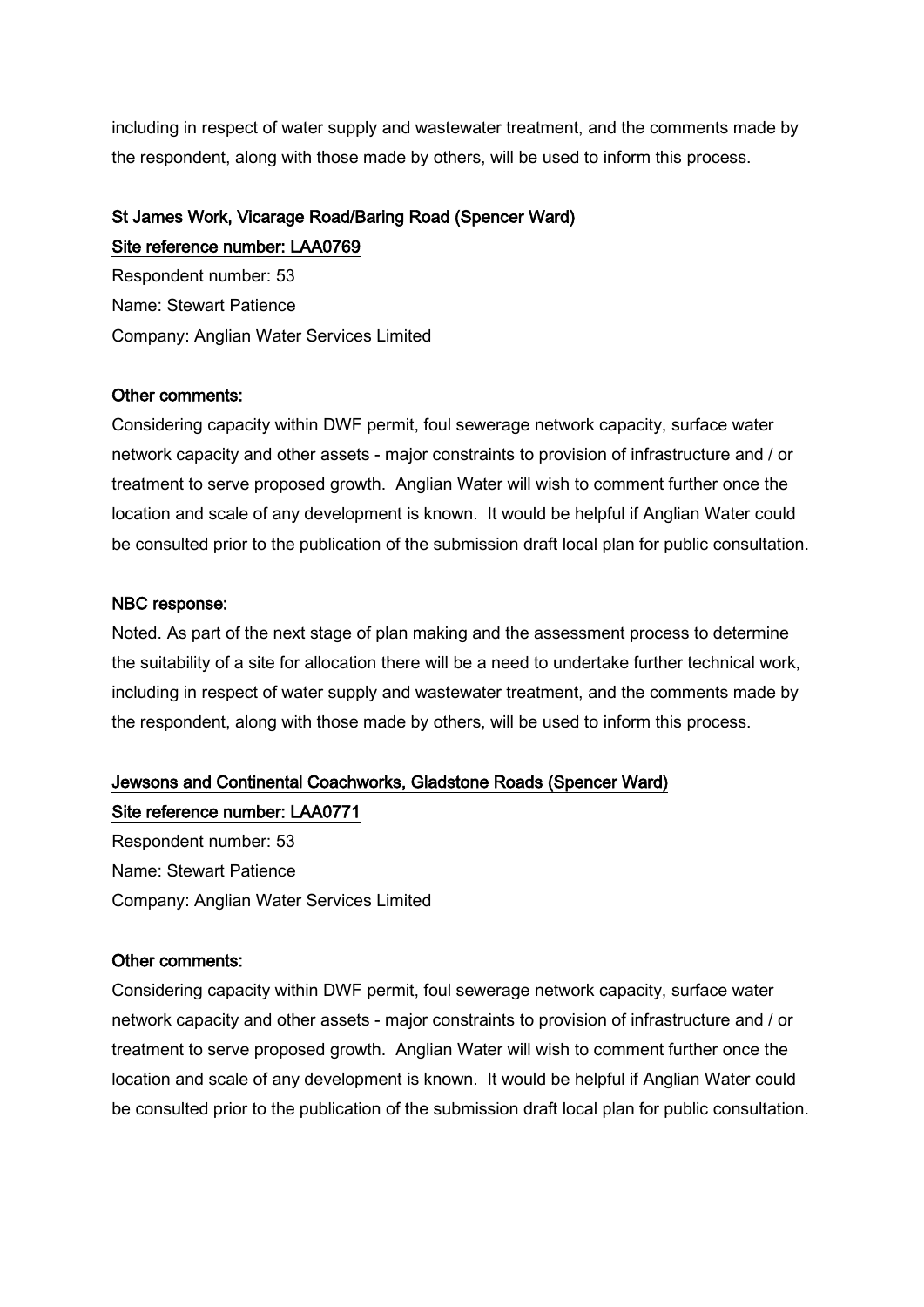including in respect of water supply and wastewater treatment, and the comments made by the respondent, along with those made by others, will be used to inform this process.

**St James Work, Vicarage Road/Baring Road (Spencer Ward)**
**Site reference number: LAA0769**

Respondent number: 53
Name: Stewart Patience
Company: Anglian Water Services Limited

**Other comments:**

Considering capacity within DWF permit, foul sewerage network capacity, surface water network capacity and other assets - major constraints to provision of infrastructure and / or treatment to serve proposed growth. Anglian Water will wish to comment further once the location and scale of any development is known. It would be helpful if Anglian Water could be consulted prior to the publication of the submission draft local plan for public consultation.

**NBC response:**

Noted. As part of the next stage of plan making and the assessment process to determine the suitability of a site for allocation there will be a need to undertake further technical work, including in respect of water supply and wastewater treatment, and the comments made by the respondent, along with those made by others, will be used to inform this process.

**Jewsons and Continental Coachworks, Gladstone Roads (Spencer Ward)**
**Site reference number: LAA0771**

Respondent number: 53
Name: Stewart Patience
Company: Anglian Water Services Limited

**Other comments:**

Considering capacity within DWF permit, foul sewerage network capacity, surface water network capacity and other assets - major constraints to provision of infrastructure and / or treatment to serve proposed growth. Anglian Water will wish to comment further once the location and scale of any development is known. It would be helpful if Anglian Water could be consulted prior to the publication of the submission draft local plan for public consultation.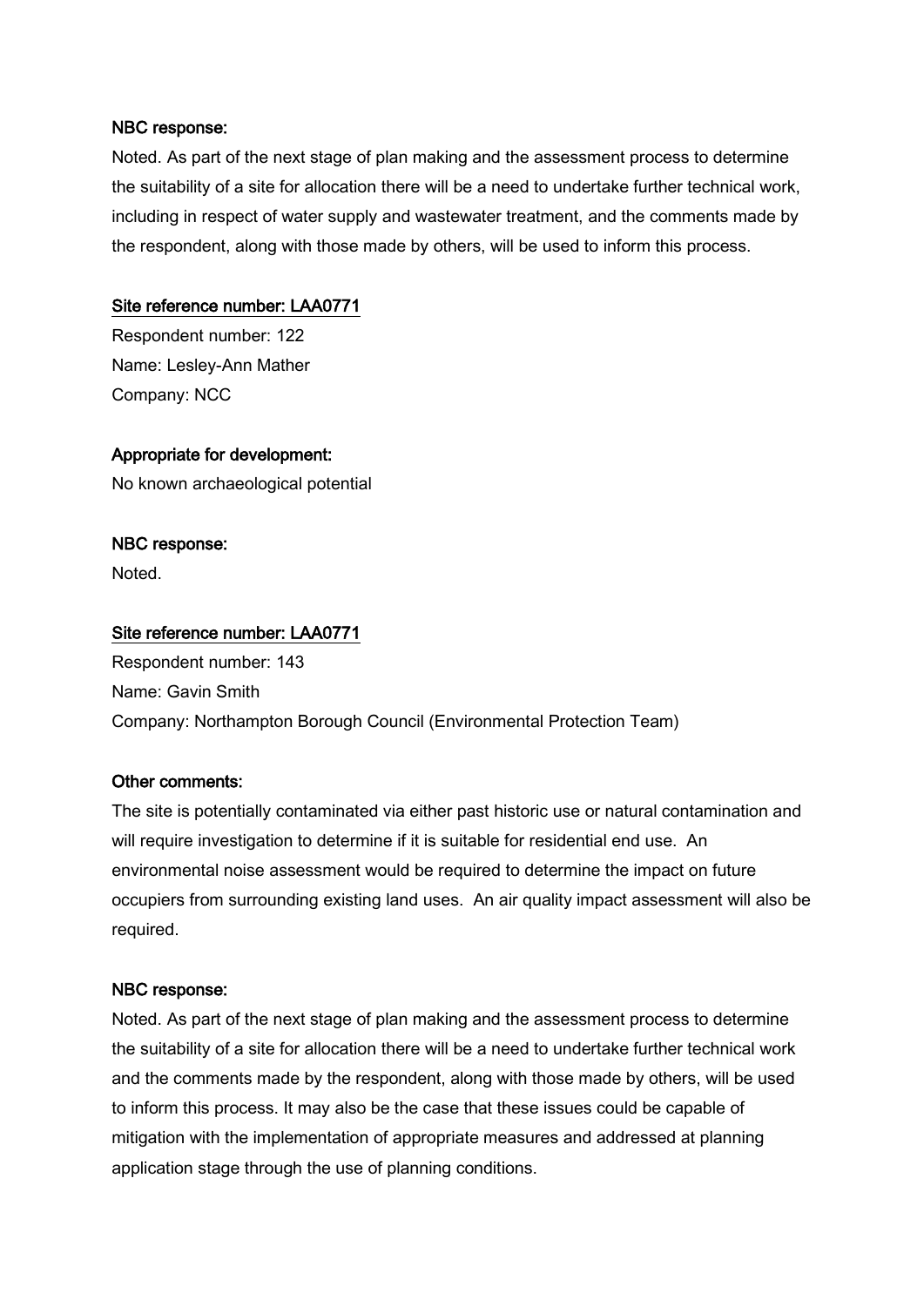**NBC response:**

Noted. As part of the next stage of plan making and the assessment process to determine the suitability of a site for allocation there will be a need to undertake further technical work, including in respect of water supply and wastewater treatment, and the comments made by the respondent, along with those made by others, will be used to inform this process.

**Site reference number: LAA0771**

Respondent number: 122

Name: Lesley-Ann Mather

Company: NCC

**Appropriate for development:**

No known archaeological potential

**NBC response:**

Noted.

**Site reference number: LAA0771**

Respondent number: 143

Name: Gavin Smith

Company: Northampton Borough Council (Environmental Protection Team)

**Other comments:**

The site is potentially contaminated via either past historic use or natural contamination and will require investigation to determine if it is suitable for residential end use. An environmental noise assessment would be required to determine the impact on future occupiers from surrounding existing land uses. An air quality impact assessment will also be required.

**NBC response:**

Noted. As part of the next stage of plan making and the assessment process to determine the suitability of a site for allocation there will be a need to undertake further technical work and the comments made by the respondent, along with those made by others, will be used to inform this process. It may also be the case that these issues could be capable of mitigation with the implementation of appropriate measures and addressed at planning application stage through the use of planning conditions.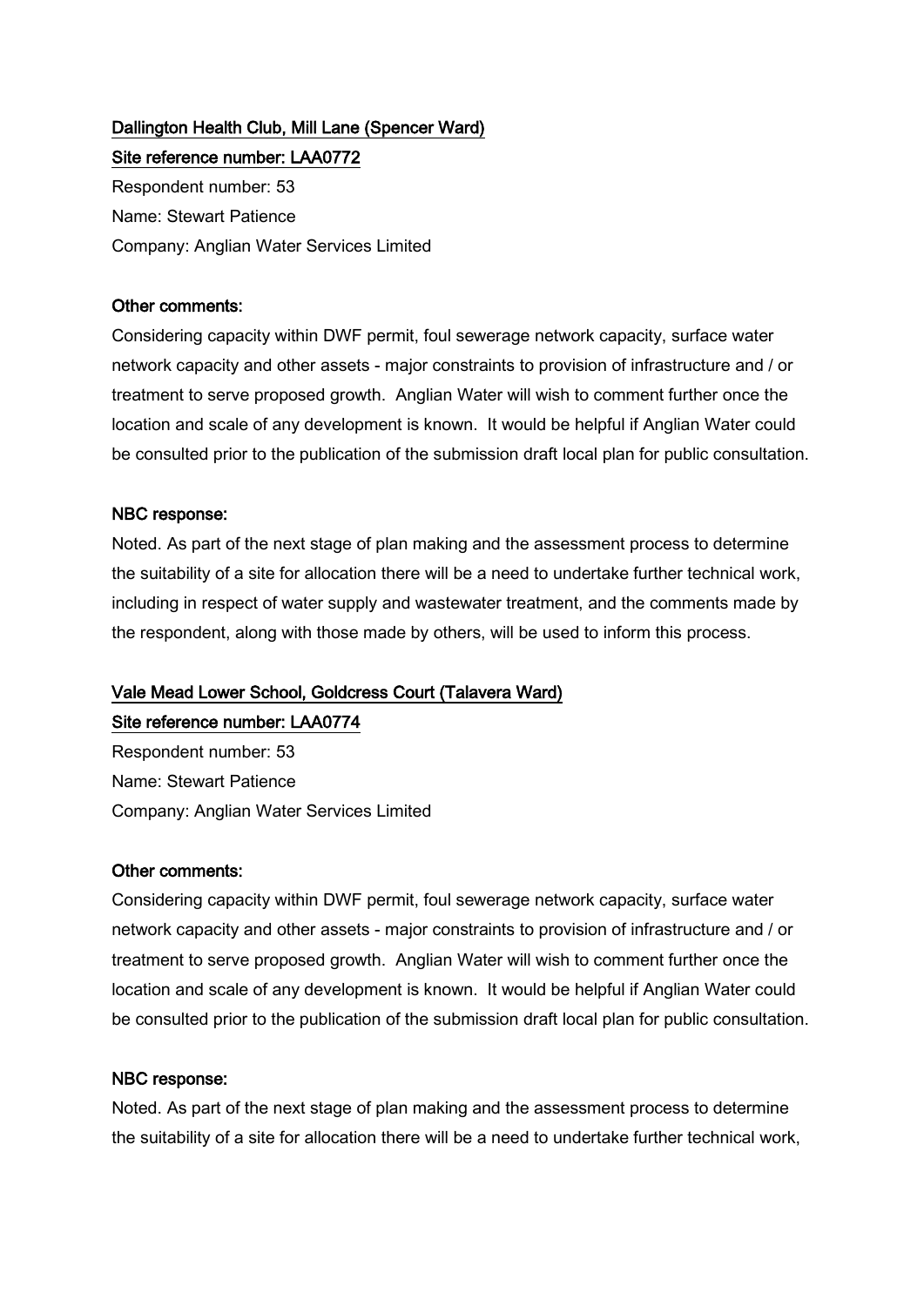**Dallington Health Club, Mill Lane (Spencer Ward)**

**Site reference number: LAA0772**

Respondent number: 53

Name: Stewart Patience

Company: Anglian Water Services Limited

**Other comments:**

Considering capacity within DWF permit, foul sewerage network capacity, surface water network capacity and other assets - major constraints to provision of infrastructure and / or treatment to serve proposed growth. Anglian Water will wish to comment further once the location and scale of any development is known. It would be helpful if Anglian Water could be consulted prior to the publication of the submission draft local plan for public consultation.

**NBC response:**

Noted. As part of the next stage of plan making and the assessment process to determine the suitability of a site for allocation there will be a need to undertake further technical work, including in respect of water supply and wastewater treatment, and the comments made by the respondent, along with those made by others, will be used to inform this process.

**Vale Mead Lower School, Goldcress Court (Talavera Ward)**

**Site reference number: LAA0774**

Respondent number: 53

Name: Stewart Patience

Company: Anglian Water Services Limited

**Other comments:**

Considering capacity within DWF permit, foul sewerage network capacity, surface water network capacity and other assets - major constraints to provision of infrastructure and / or treatment to serve proposed growth. Anglian Water will wish to comment further once the location and scale of any development is known. It would be helpful if Anglian Water could be consulted prior to the publication of the submission draft local plan for public consultation.

**NBC response:**

Noted. As part of the next stage of plan making and the assessment process to determine the suitability of a site for allocation there will be a need to undertake further technical work,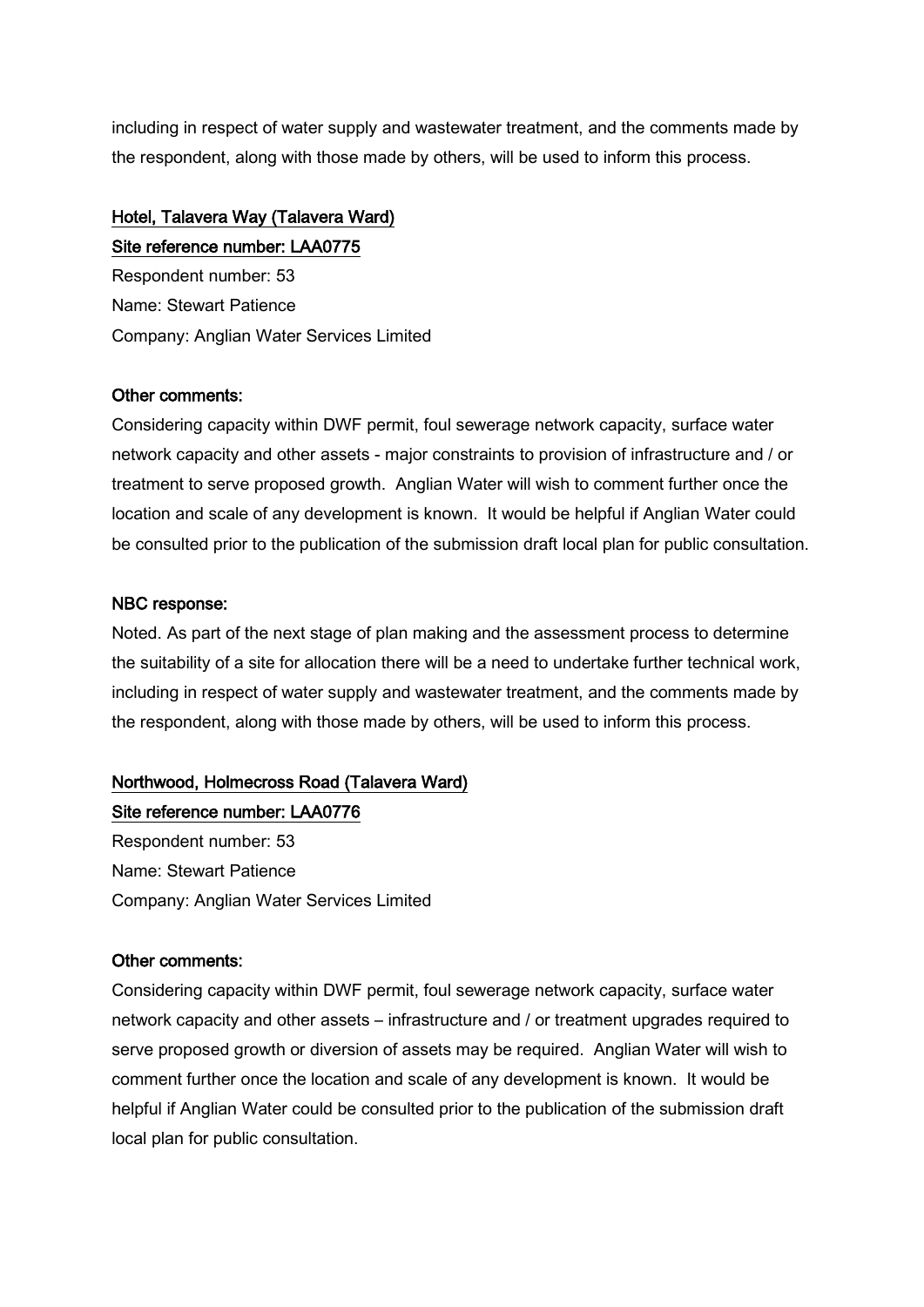including in respect of water supply and wastewater treatment, and the comments made by the respondent, along with those made by others, will be used to inform this process.

## Hotel, Talavera Way (Talavera Ward)

## Site reference number: LAA0775

Respondent number: 53

Name: Stewart Patience

Company: Anglian Water Services Limited

**Other comments:**

Considering capacity within DWF permit, foul sewerage network capacity, surface water network capacity and other assets - major constraints to provision of infrastructure and / or treatment to serve proposed growth. Anglian Water will wish to comment further once the location and scale of any development is known. It would be helpful if Anglian Water could be consulted prior to the publication of the submission draft local plan for public consultation.

**NBC response:**

Noted. As part of the next stage of plan making and the assessment process to determine the suitability of a site for allocation there will be a need to undertake further technical work, including in respect of water supply and wastewater treatment, and the comments made by the respondent, along with those made by others, will be used to inform this process.

## Northwood, Holmecross Road (Talavera Ward)

## Site reference number: LAA0776

Respondent number: 53

Name: Stewart Patience

Company: Anglian Water Services Limited

**Other comments:**

Considering capacity within DWF permit, foul sewerage network capacity, surface water network capacity and other assets – infrastructure and / or treatment upgrades required to serve proposed growth or diversion of assets may be required. Anglian Water will wish to comment further once the location and scale of any development is known. It would be helpful if Anglian Water could be consulted prior to the publication of the submission draft local plan for public consultation.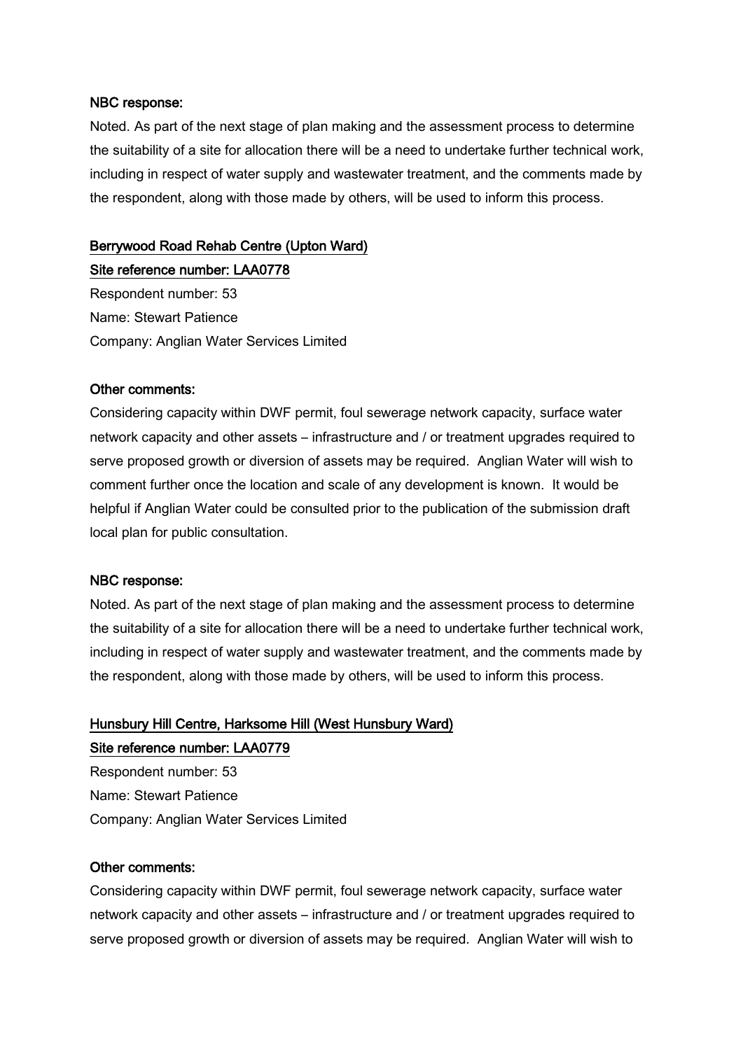#### NBC response:

Noted. As part of the next stage of plan making and the assessment process to determine the suitability of a site for allocation there will be a need to undertake further technical work, including in respect of water supply and wastewater treatment, and the comments made by the respondent, along with those made by others, will be used to inform this process.

### Berrywood Road Rehab Centre (Upton Ward)

### Site reference number: LAA0778

Respondent number: 53
Name: Stewart Patience
Company: Anglian Water Services Limited

#### Other comments:

Considering capacity within DWF permit, foul sewerage network capacity, surface water network capacity and other assets – infrastructure and / or treatment upgrades required to serve proposed growth or diversion of assets may be required. Anglian Water will wish to comment further once the location and scale of any development is known. It would be helpful if Anglian Water could be consulted prior to the publication of the submission draft local plan for public consultation.

#### NBC response:

Noted. As part of the next stage of plan making and the assessment process to determine the suitability of a site for allocation there will be a need to undertake further technical work, including in respect of water supply and wastewater treatment, and the comments made by the respondent, along with those made by others, will be used to inform this process.

### Hunsbury Hill Centre, Harksome Hill (West Hunsbury Ward)

### Site reference number: LAA0779

Respondent number: 53
Name: Stewart Patience
Company: Anglian Water Services Limited

#### Other comments:

Considering capacity within DWF permit, foul sewerage network capacity, surface water network capacity and other assets – infrastructure and / or treatment upgrades required to serve proposed growth or diversion of assets may be required. Anglian Water will wish to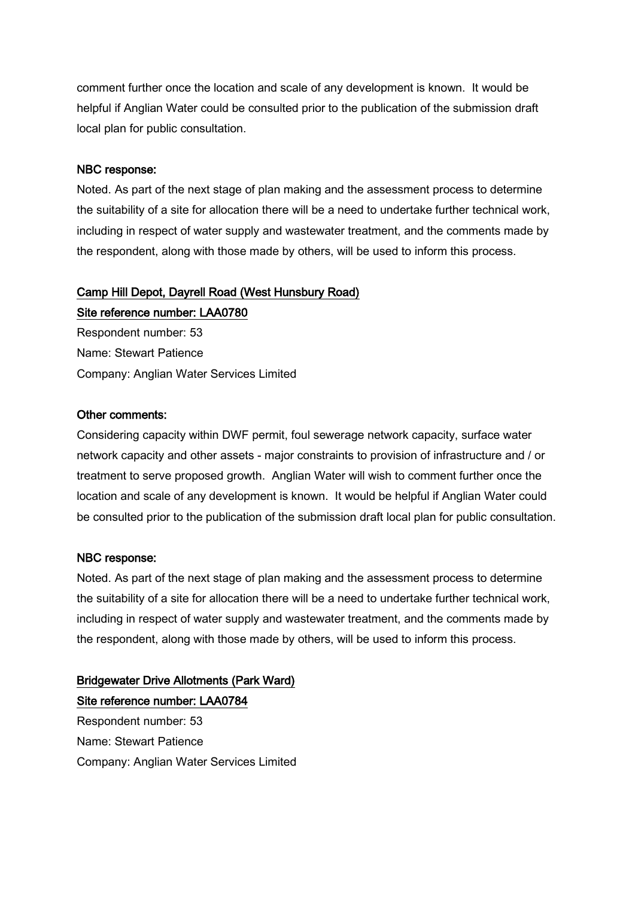comment further once the location and scale of any development is known. It would be helpful if Anglian Water could be consulted prior to the publication of the submission draft local plan for public consultation.

**NBC response:**

Noted. As part of the next stage of plan making and the assessment process to determine the suitability of a site for allocation there will be a need to undertake further technical work, including in respect of water supply and wastewater treatment, and the comments made by the respondent, along with those made by others, will be used to inform this process.

**Camp Hill Depot, Dayrell Road (West Hunsbury Road)**

**Site reference number: LAA0780**

Respondent number: 53

Name: Stewart Patience

Company: Anglian Water Services Limited

**Other comments:**

Considering capacity within DWF permit, foul sewerage network capacity, surface water network capacity and other assets - major constraints to provision of infrastructure and / or treatment to serve proposed growth. Anglian Water will wish to comment further once the location and scale of any development is known. It would be helpful if Anglian Water could be consulted prior to the publication of the submission draft local plan for public consultation.

**NBC response:**

Noted. As part of the next stage of plan making and the assessment process to determine the suitability of a site for allocation there will be a need to undertake further technical work, including in respect of water supply and wastewater treatment, and the comments made by the respondent, along with those made by others, will be used to inform this process.

**Bridgewater Drive Allotments (Park Ward)**

**Site reference number: LAA0784**

Respondent number: 53

Name: Stewart Patience

Company: Anglian Water Services Limited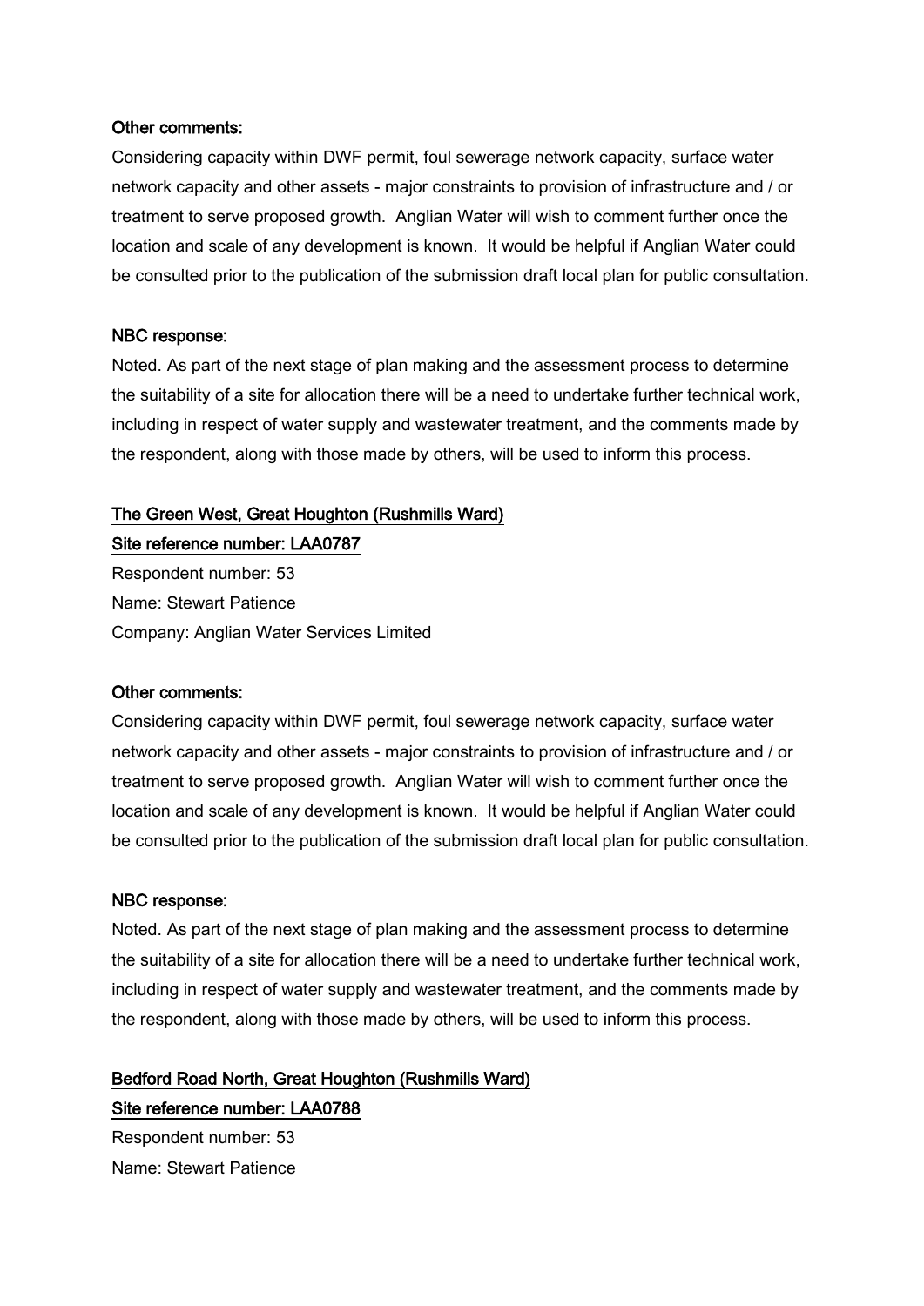**Other comments:**

Considering capacity within DWF permit, foul sewerage network capacity, surface water network capacity and other assets - major constraints to provision of infrastructure and / or treatment to serve proposed growth. Anglian Water will wish to comment further once the location and scale of any development is known. It would be helpful if Anglian Water could be consulted prior to the publication of the submission draft local plan for public consultation.

**NBC response:**

Noted. As part of the next stage of plan making and the assessment process to determine the suitability of a site for allocation there will be a need to undertake further technical work, including in respect of water supply and wastewater treatment, and the comments made by the respondent, along with those made by others, will be used to inform this process.

### The Green West, Great Houghton (Rushmills Ward)

### Site reference number: LAA0787

Respondent number: 53

Name: Stewart Patience

Company: Anglian Water Services Limited

**Other comments:**

Considering capacity within DWF permit, foul sewerage network capacity, surface water network capacity and other assets - major constraints to provision of infrastructure and / or treatment to serve proposed growth. Anglian Water will wish to comment further once the location and scale of any development is known. It would be helpful if Anglian Water could be consulted prior to the publication of the submission draft local plan for public consultation.

**NBC response:**

Noted. As part of the next stage of plan making and the assessment process to determine the suitability of a site for allocation there will be a need to undertake further technical work, including in respect of water supply and wastewater treatment, and the comments made by the respondent, along with those made by others, will be used to inform this process.

### Bedford Road North, Great Houghton (Rushmills Ward)

### Site reference number: LAA0788

Respondent number: 53

Name: Stewart Patience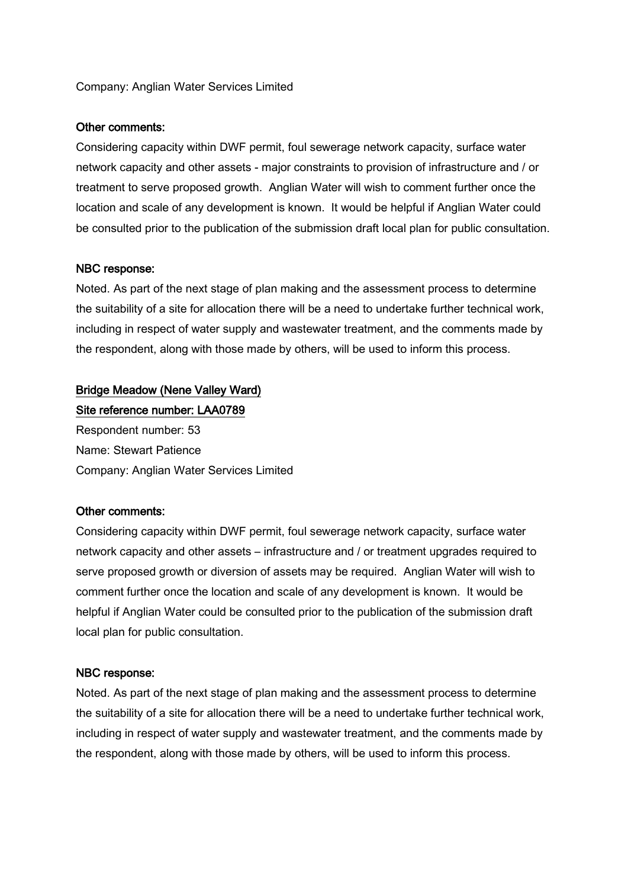Company: Anglian Water Services Limited

**Other comments:**

Considering capacity within DWF permit, foul sewerage network capacity, surface water network capacity and other assets - major constraints to provision of infrastructure and / or treatment to serve proposed growth. Anglian Water will wish to comment further once the location and scale of any development is known. It would be helpful if Anglian Water could be consulted prior to the publication of the submission draft local plan for public consultation.

**NBC response:**

Noted. As part of the next stage of plan making and the assessment process to determine the suitability of a site for allocation there will be a need to undertake further technical work, including in respect of water supply and wastewater treatment, and the comments made by the respondent, along with those made by others, will be used to inform this process.

**Bridge Meadow (Nene Valley Ward)**

**Site reference number: LAA0789**

Respondent number: 53

Name: Stewart Patience

Company: Anglian Water Services Limited

**Other comments:**

Considering capacity within DWF permit, foul sewerage network capacity, surface water network capacity and other assets – infrastructure and / or treatment upgrades required to serve proposed growth or diversion of assets may be required. Anglian Water will wish to comment further once the location and scale of any development is known. It would be helpful if Anglian Water could be consulted prior to the publication of the submission draft local plan for public consultation.

**NBC response:**

Noted. As part of the next stage of plan making and the assessment process to determine the suitability of a site for allocation there will be a need to undertake further technical work, including in respect of water supply and wastewater treatment, and the comments made by the respondent, along with those made by others, will be used to inform this process.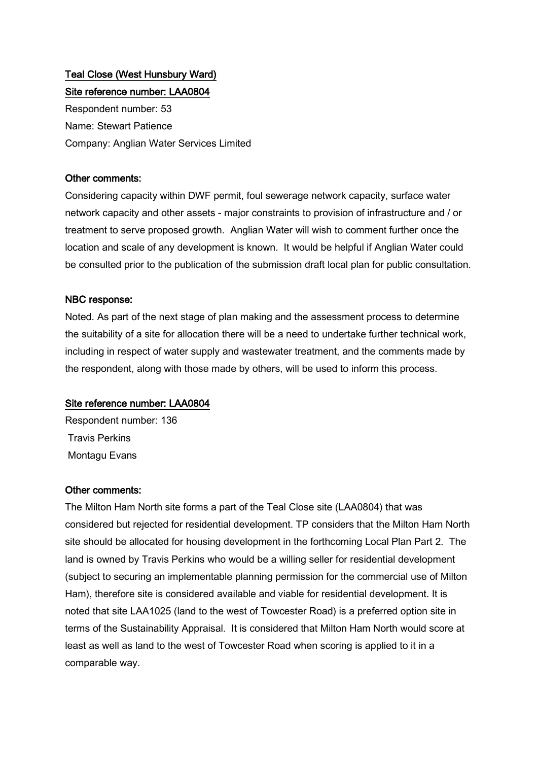## Teal Close (West Hunsbury Ward)

### Site reference number: LAA0804

Respondent number: 53
Name: Stewart Patience
Company: Anglian Water Services Limited

**Other comments:**

Considering capacity within DWF permit, foul sewerage network capacity, surface water network capacity and other assets - major constraints to provision of infrastructure and / or treatment to serve proposed growth. Anglian Water will wish to comment further once the location and scale of any development is known. It would be helpful if Anglian Water could be consulted prior to the publication of the submission draft local plan for public consultation.

**NBC response:**

Noted. As part of the next stage of plan making and the assessment process to determine the suitability of a site for allocation there will be a need to undertake further technical work, including in respect of water supply and wastewater treatment, and the comments made by the respondent, along with those made by others, will be used to inform this process.

### Site reference number: LAA0804

Respondent number: 136
Travis Perkins
Montagu Evans

**Other comments:**

The Milton Ham North site forms a part of the Teal Close site (LAA0804) that was considered but rejected for residential development. TP considers that the Milton Ham North site should be allocated for housing development in the forthcoming Local Plan Part 2. The land is owned by Travis Perkins who would be a willing seller for residential development (subject to securing an implementable planning permission for the commercial use of Milton Ham), therefore site is considered available and viable for residential development. It is noted that site LAA1025 (land to the west of Towcester Road) is a preferred option site in terms of the Sustainability Appraisal. It is considered that Milton Ham North would score at least as well as land to the west of Towcester Road when scoring is applied to it in a comparable way.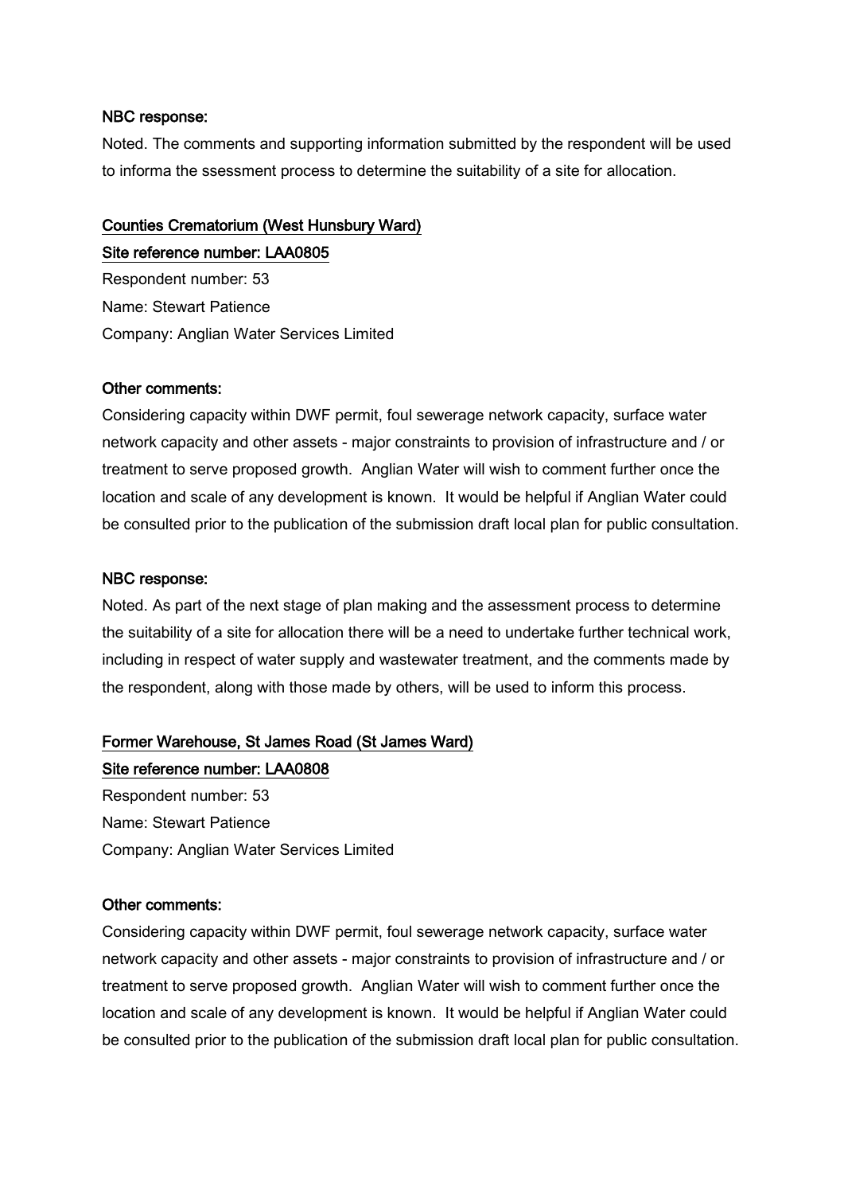**NBC response:**

Noted. The comments and supporting information submitted by the respondent will be used to informa the ssessment process to determine the suitability of a site for allocation.

**Counties Crematorium (West Hunsbury Ward)**

**Site reference number: LAA0805**

Respondent number: 53

Name: Stewart Patience

Company: Anglian Water Services Limited

**Other comments:**

Considering capacity within DWF permit, foul sewerage network capacity, surface water network capacity and other assets - major constraints to provision of infrastructure and / or treatment to serve proposed growth. Anglian Water will wish to comment further once the location and scale of any development is known. It would be helpful if Anglian Water could be consulted prior to the publication of the submission draft local plan for public consultation.

**NBC response:**

Noted. As part of the next stage of plan making and the assessment process to determine the suitability of a site for allocation there will be a need to undertake further technical work, including in respect of water supply and wastewater treatment, and the comments made by the respondent, along with those made by others, will be used to inform this process.

**Former Warehouse, St James Road (St James Ward)**

**Site reference number: LAA0808**

Respondent number: 53

Name: Stewart Patience

Company: Anglian Water Services Limited

**Other comments:**

Considering capacity within DWF permit, foul sewerage network capacity, surface water network capacity and other assets - major constraints to provision of infrastructure and / or treatment to serve proposed growth. Anglian Water will wish to comment further once the location and scale of any development is known. It would be helpful if Anglian Water could be consulted prior to the publication of the submission draft local plan for public consultation.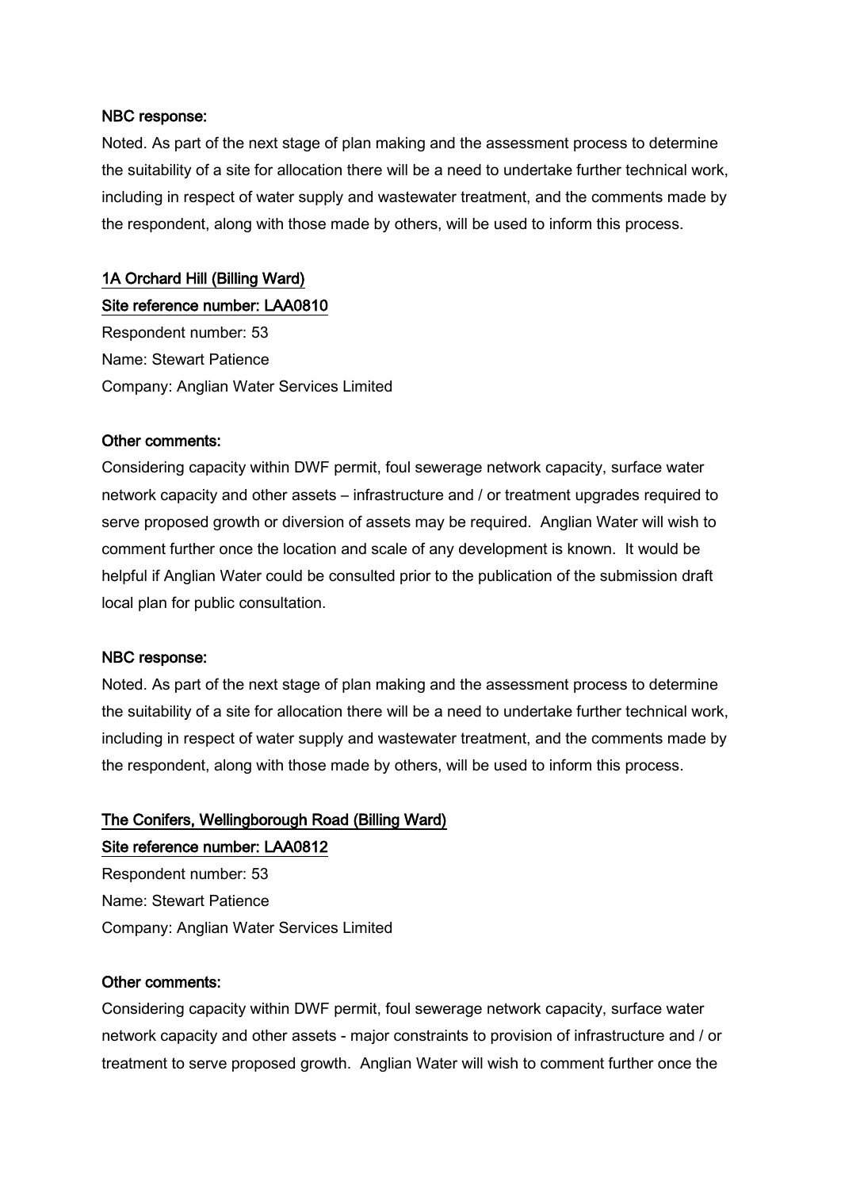**NBC response:**

Noted. As part of the next stage of plan making and the assessment process to determine the suitability of a site for allocation there will be a need to undertake further technical work, including in respect of water supply and wastewater treatment, and the comments made by the respondent, along with those made by others, will be used to inform this process.

**1A Orchard Hill (Billing Ward)**

**Site reference number: LAA0810**

Respondent number: 53

Name: Stewart Patience

Company: Anglian Water Services Limited

**Other comments:**

Considering capacity within DWF permit, foul sewerage network capacity, surface water network capacity and other assets – infrastructure and / or treatment upgrades required to serve proposed growth or diversion of assets may be required. Anglian Water will wish to comment further once the location and scale of any development is known. It would be helpful if Anglian Water could be consulted prior to the publication of the submission draft local plan for public consultation.

**NBC response:**

Noted. As part of the next stage of plan making and the assessment process to determine the suitability of a site for allocation there will be a need to undertake further technical work, including in respect of water supply and wastewater treatment, and the comments made by the respondent, along with those made by others, will be used to inform this process.

**The Conifers, Wellingborough Road (Billing Ward)**

**Site reference number: LAA0812**

Respondent number: 53

Name: Stewart Patience

Company: Anglian Water Services Limited

**Other comments:**

Considering capacity within DWF permit, foul sewerage network capacity, surface water network capacity and other assets - major constraints to provision of infrastructure and / or treatment to serve proposed growth. Anglian Water will wish to comment further once the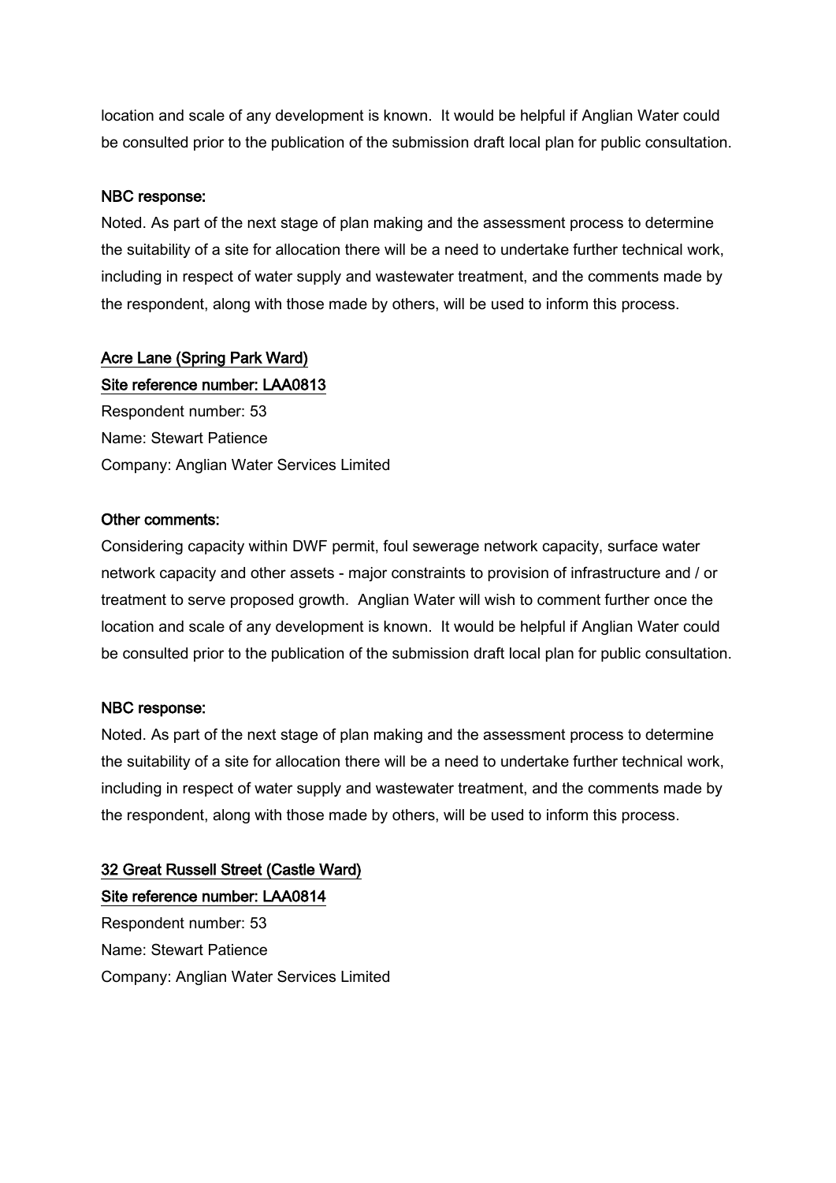location and scale of any development is known. It would be helpful if Anglian Water could be consulted prior to the publication of the submission draft local plan for public consultation.

NBC response:

Noted. As part of the next stage of plan making and the assessment process to determine the suitability of a site for allocation there will be a need to undertake further technical work, including in respect of water supply and wastewater treatment, and the comments made by the respondent, along with those made by others, will be used to inform this process.

Acre Lane (Spring Park Ward)

Site reference number: LAA0813

Respondent number: 53

Name: Stewart Patience

Company: Anglian Water Services Limited

Other comments:

Considering capacity within DWF permit, foul sewerage network capacity, surface water network capacity and other assets - major constraints to provision of infrastructure and / or treatment to serve proposed growth. Anglian Water will wish to comment further once the location and scale of any development is known. It would be helpful if Anglian Water could be consulted prior to the publication of the submission draft local plan for public consultation.

NBC response:

Noted. As part of the next stage of plan making and the assessment process to determine the suitability of a site for allocation there will be a need to undertake further technical work, including in respect of water supply and wastewater treatment, and the comments made by the respondent, along with those made by others, will be used to inform this process.

32 Great Russell Street (Castle Ward)

Site reference number: LAA0814

Respondent number: 53

Name: Stewart Patience

Company: Anglian Water Services Limited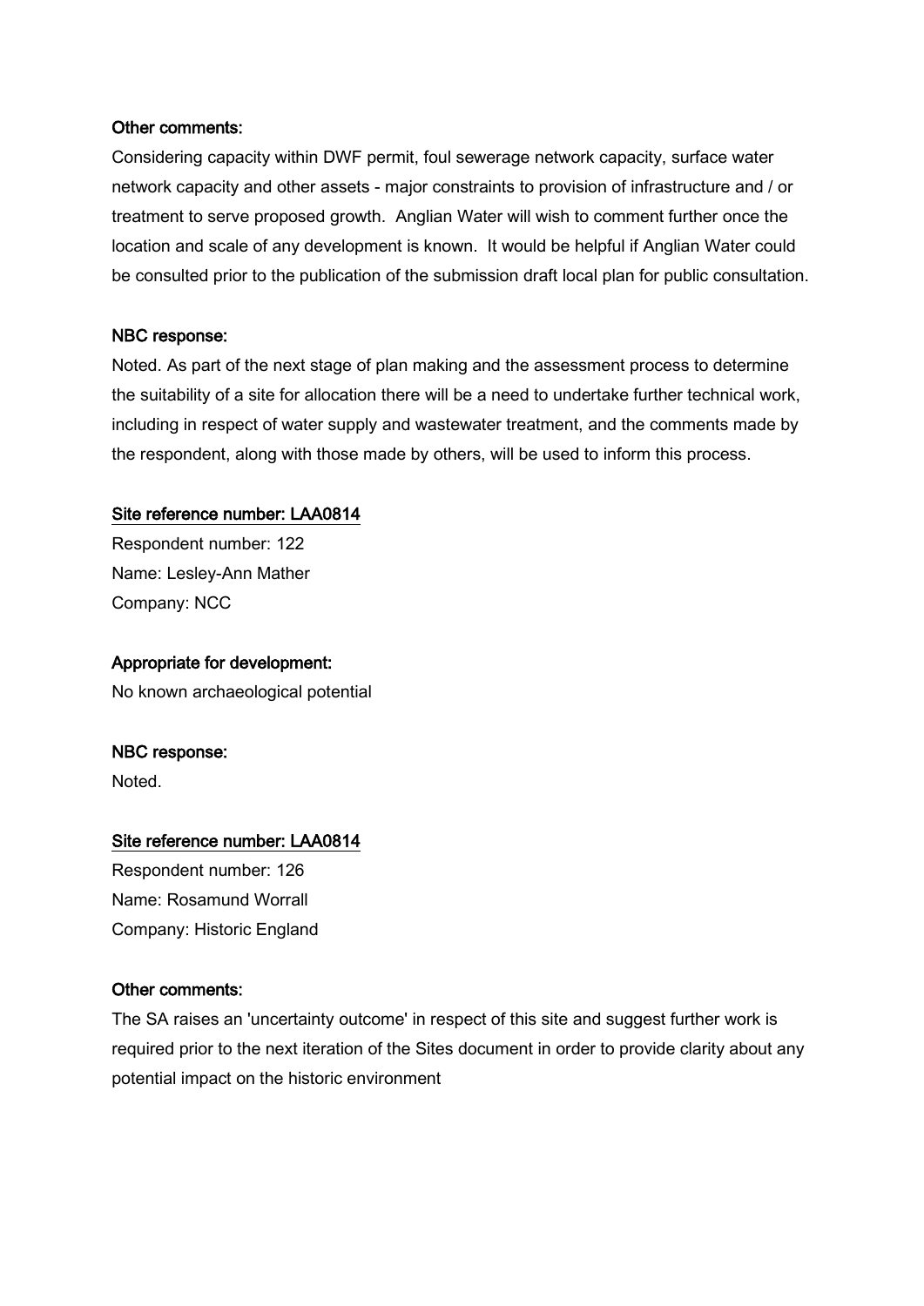**Other comments:**

Considering capacity within DWF permit, foul sewerage network capacity, surface water network capacity and other assets - major constraints to provision of infrastructure and / or treatment to serve proposed growth. Anglian Water will wish to comment further once the location and scale of any development is known. It would be helpful if Anglian Water could be consulted prior to the publication of the submission draft local plan for public consultation.

**NBC response:**

Noted. As part of the next stage of plan making and the assessment process to determine the suitability of a site for allocation there will be a need to undertake further technical work, including in respect of water supply and wastewater treatment, and the comments made by the respondent, along with those made by others, will be used to inform this process.

**Site reference number: LAA0814**

Respondent number: 122
Name: Lesley-Ann Mather
Company: NCC

**Appropriate for development:**

No known archaeological potential

**NBC response:**

Noted.

**Site reference number: LAA0814**

Respondent number: 126
Name: Rosamund Worrall
Company: Historic England

**Other comments:**

The SA raises an 'uncertainty outcome' in respect of this site and suggest further work is required prior to the next iteration of the Sites document in order to provide clarity about any potential impact on the historic environment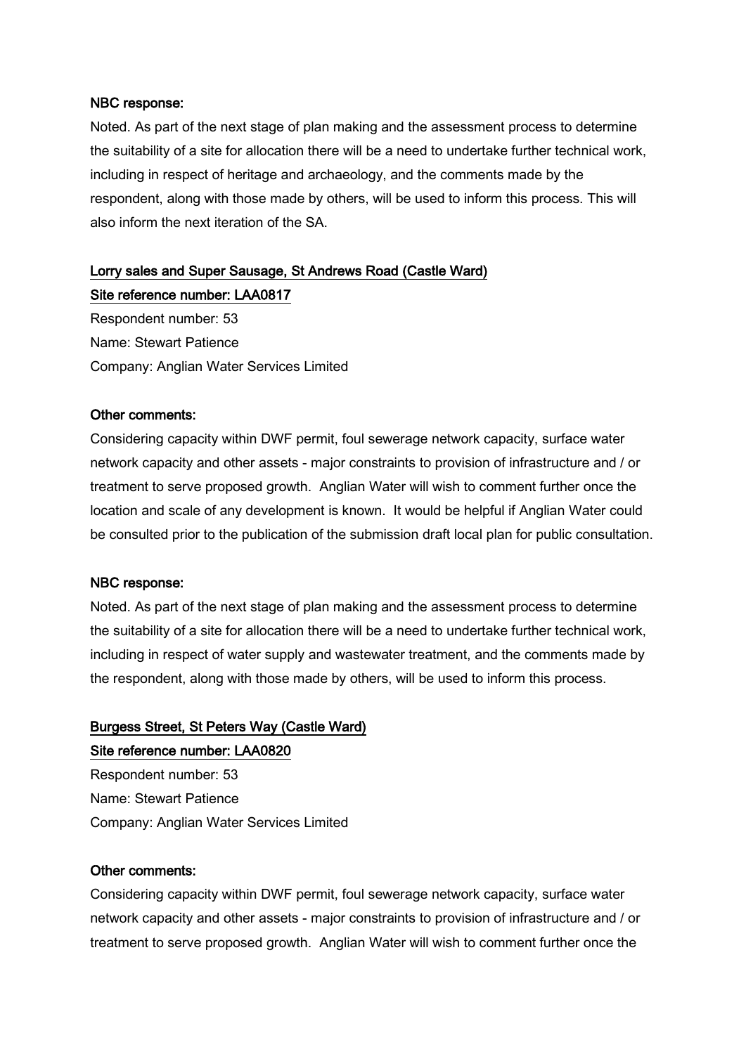**NBC response:**

Noted. As part of the next stage of plan making and the assessment process to determine the suitability of a site for allocation there will be a need to undertake further technical work, including in respect of heritage and archaeology, and the comments made by the respondent, along with those made by others, will be used to inform this process. This will also inform the next iteration of the SA.

**Lorry sales and Super Sausage, St Andrews Road (Castle Ward)**

**Site reference number: LAA0817**

Respondent number: 53

Name: Stewart Patience

Company: Anglian Water Services Limited

**Other comments:**

Considering capacity within DWF permit, foul sewerage network capacity, surface water network capacity and other assets - major constraints to provision of infrastructure and / or treatment to serve proposed growth. Anglian Water will wish to comment further once the location and scale of any development is known. It would be helpful if Anglian Water could be consulted prior to the publication of the submission draft local plan for public consultation.

**NBC response:**

Noted. As part of the next stage of plan making and the assessment process to determine the suitability of a site for allocation there will be a need to undertake further technical work, including in respect of water supply and wastewater treatment, and the comments made by the respondent, along with those made by others, will be used to inform this process.

**Burgess Street, St Peters Way (Castle Ward)**

**Site reference number: LAA0820**

Respondent number: 53

Name: Stewart Patience

Company: Anglian Water Services Limited

**Other comments:**

Considering capacity within DWF permit, foul sewerage network capacity, surface water network capacity and other assets - major constraints to provision of infrastructure and / or treatment to serve proposed growth. Anglian Water will wish to comment further once the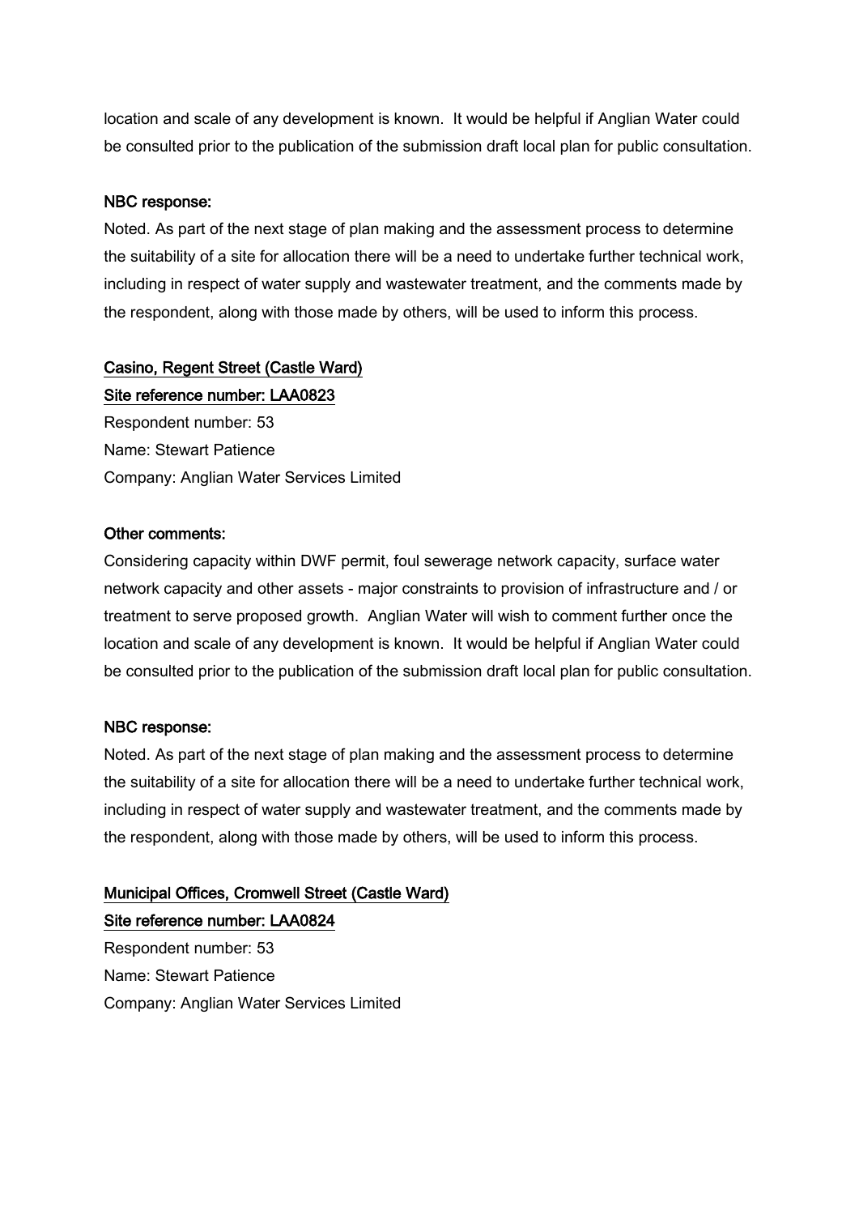location and scale of any development is known. It would be helpful if Anglian Water could be consulted prior to the publication of the submission draft local plan for public consultation.

**NBC response:**

Noted. As part of the next stage of plan making and the assessment process to determine the suitability of a site for allocation there will be a need to undertake further technical work, including in respect of water supply and wastewater treatment, and the comments made by the respondent, along with those made by others, will be used to inform this process.

**Casino, Regent Street (Castle Ward)**

**Site reference number: LAA0823**

Respondent number: 53
Name: Stewart Patience
Company: Anglian Water Services Limited

**Other comments:**

Considering capacity within DWF permit, foul sewerage network capacity, surface water network capacity and other assets - major constraints to provision of infrastructure and / or treatment to serve proposed growth. Anglian Water will wish to comment further once the location and scale of any development is known. It would be helpful if Anglian Water could be consulted prior to the publication of the submission draft local plan for public consultation.

**NBC response:**

Noted. As part of the next stage of plan making and the assessment process to determine the suitability of a site for allocation there will be a need to undertake further technical work, including in respect of water supply and wastewater treatment, and the comments made by the respondent, along with those made by others, will be used to inform this process.

**Municipal Offices, Cromwell Street (Castle Ward)**

**Site reference number: LAA0824**

Respondent number: 53
Name: Stewart Patience
Company: Anglian Water Services Limited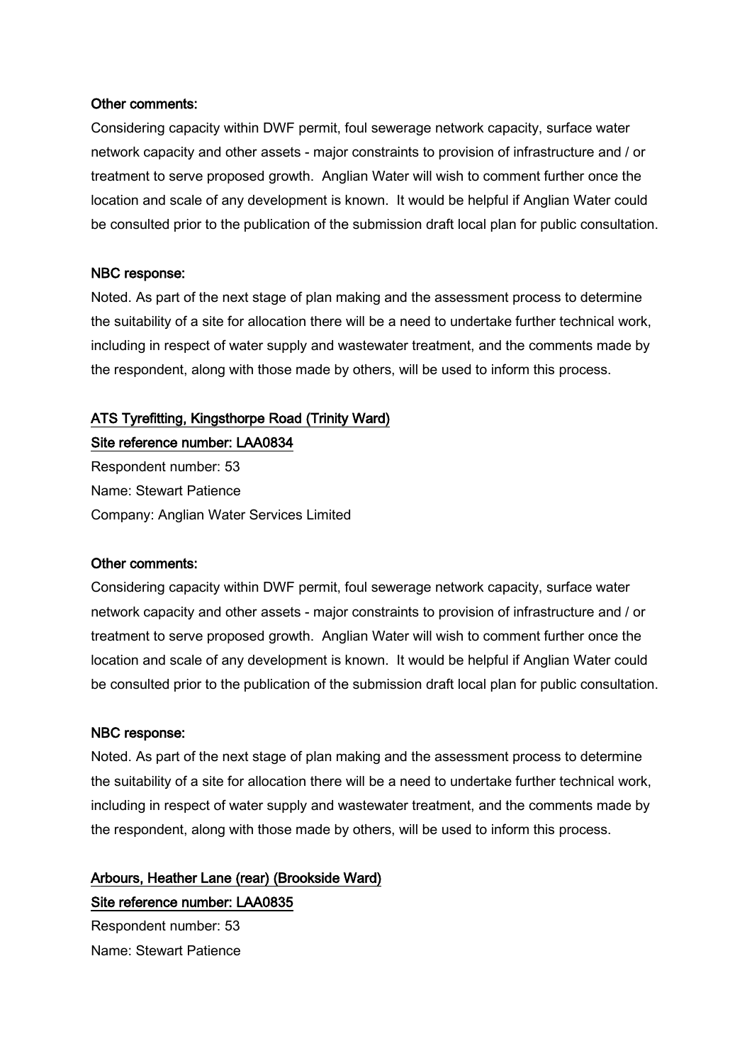**Other comments:**

Considering capacity within DWF permit, foul sewerage network capacity, surface water network capacity and other assets - major constraints to provision of infrastructure and / or treatment to serve proposed growth. Anglian Water will wish to comment further once the location and scale of any development is known. It would be helpful if Anglian Water could be consulted prior to the publication of the submission draft local plan for public consultation.

**NBC response:**

Noted. As part of the next stage of plan making and the assessment process to determine the suitability of a site for allocation there will be a need to undertake further technical work, including in respect of water supply and wastewater treatment, and the comments made by the respondent, along with those made by others, will be used to inform this process.

**ATS Tyrefitting, Kingsthorpe Road (Trinity Ward)**

**Site reference number: LAA0834**

Respondent number: 53

Name: Stewart Patience

Company: Anglian Water Services Limited

**Other comments:**

Considering capacity within DWF permit, foul sewerage network capacity, surface water network capacity and other assets - major constraints to provision of infrastructure and / or treatment to serve proposed growth. Anglian Water will wish to comment further once the location and scale of any development is known. It would be helpful if Anglian Water could be consulted prior to the publication of the submission draft local plan for public consultation.

**NBC response:**

Noted. As part of the next stage of plan making and the assessment process to determine the suitability of a site for allocation there will be a need to undertake further technical work, including in respect of water supply and wastewater treatment, and the comments made by the respondent, along with those made by others, will be used to inform this process.

**Arbours, Heather Lane (rear) (Brookside Ward)**

**Site reference number: LAA0835**

Respondent number: 53

Name: Stewart Patience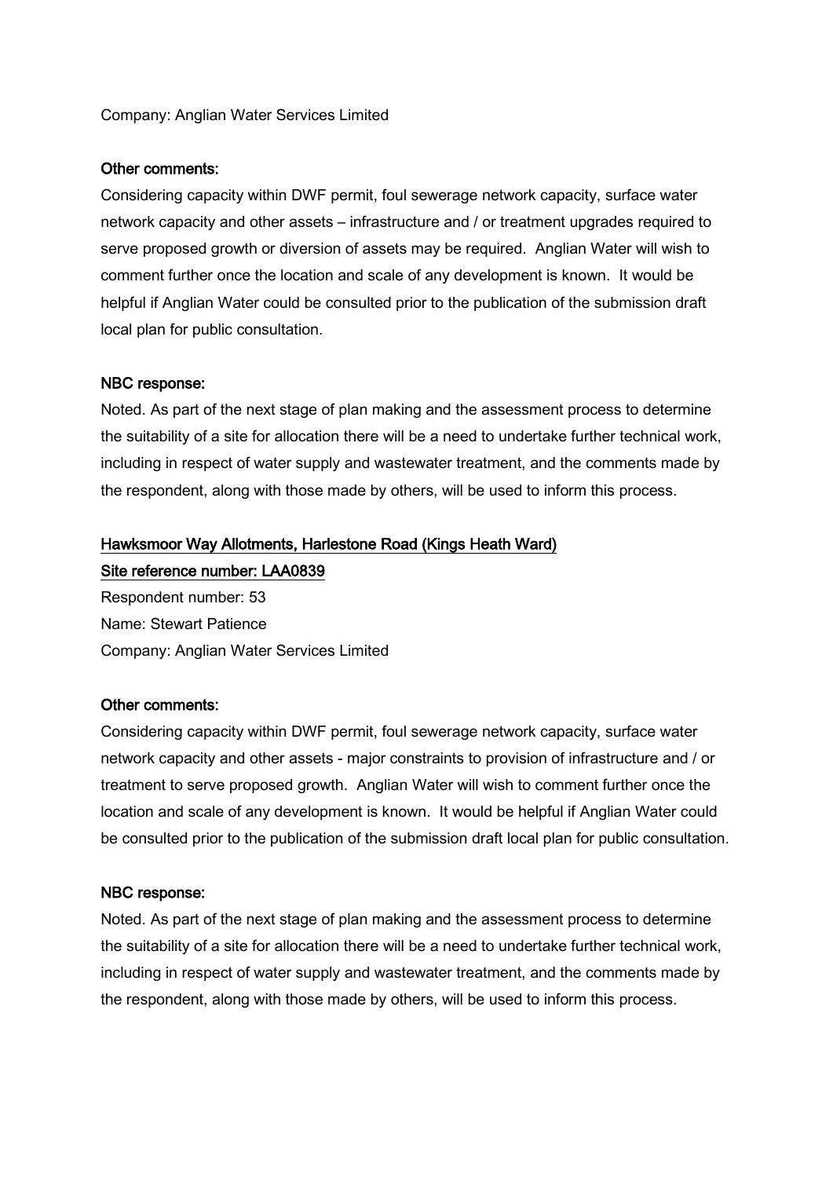Company: Anglian Water Services Limited

**Other comments:**

Considering capacity within DWF permit, foul sewerage network capacity, surface water network capacity and other assets – infrastructure and / or treatment upgrades required to serve proposed growth or diversion of assets may be required. Anglian Water will wish to comment further once the location and scale of any development is known. It would be helpful if Anglian Water could be consulted prior to the publication of the submission draft local plan for public consultation.

**NBC response:**

Noted. As part of the next stage of plan making and the assessment process to determine the suitability of a site for allocation there will be a need to undertake further technical work, including in respect of water supply and wastewater treatment, and the comments made by the respondent, along with those made by others, will be used to inform this process.

**Hawksmoor Way Allotments, Harlestone Road (Kings Heath Ward)**

**Site reference number: LAA0839**

Respondent number: 53
Name: Stewart Patience
Company: Anglian Water Services Limited

**Other comments:**

Considering capacity within DWF permit, foul sewerage network capacity, surface water network capacity and other assets - major constraints to provision of infrastructure and / or treatment to serve proposed growth. Anglian Water will wish to comment further once the location and scale of any development is known. It would be helpful if Anglian Water could be consulted prior to the publication of the submission draft local plan for public consultation.

**NBC response:**

Noted. As part of the next stage of plan making and the assessment process to determine the suitability of a site for allocation there will be a need to undertake further technical work, including in respect of water supply and wastewater treatment, and the comments made by the respondent, along with those made by others, will be used to inform this process.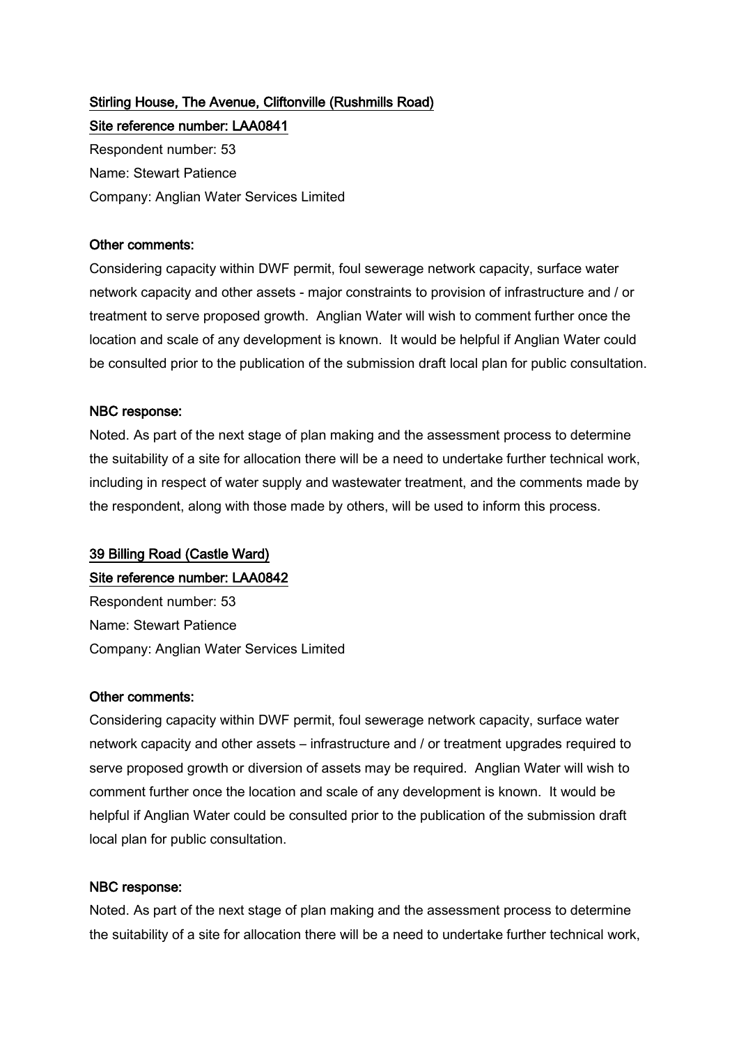Stirling House, The Avenue, Cliftonville (Rushmills Road)

Site reference number: LAA0841

Respondent number: 53

Name: Stewart Patience

Company: Anglian Water Services Limited

**Other comments:**

Considering capacity within DWF permit, foul sewerage network capacity, surface water network capacity and other assets - major constraints to provision of infrastructure and / or treatment to serve proposed growth. Anglian Water will wish to comment further once the location and scale of any development is known. It would be helpful if Anglian Water could be consulted prior to the publication of the submission draft local plan for public consultation.

**NBC response:**

Noted. As part of the next stage of plan making and the assessment process to determine the suitability of a site for allocation there will be a need to undertake further technical work, including in respect of water supply and wastewater treatment, and the comments made by the respondent, along with those made by others, will be used to inform this process.

39 Billing Road (Castle Ward)

Site reference number: LAA0842

Respondent number: 53

Name: Stewart Patience

Company: Anglian Water Services Limited

**Other comments:**

Considering capacity within DWF permit, foul sewerage network capacity, surface water network capacity and other assets – infrastructure and / or treatment upgrades required to serve proposed growth or diversion of assets may be required. Anglian Water will wish to comment further once the location and scale of any development is known. It would be helpful if Anglian Water could be consulted prior to the publication of the submission draft local plan for public consultation.

**NBC response:**

Noted. As part of the next stage of plan making and the assessment process to determine the suitability of a site for allocation there will be a need to undertake further technical work,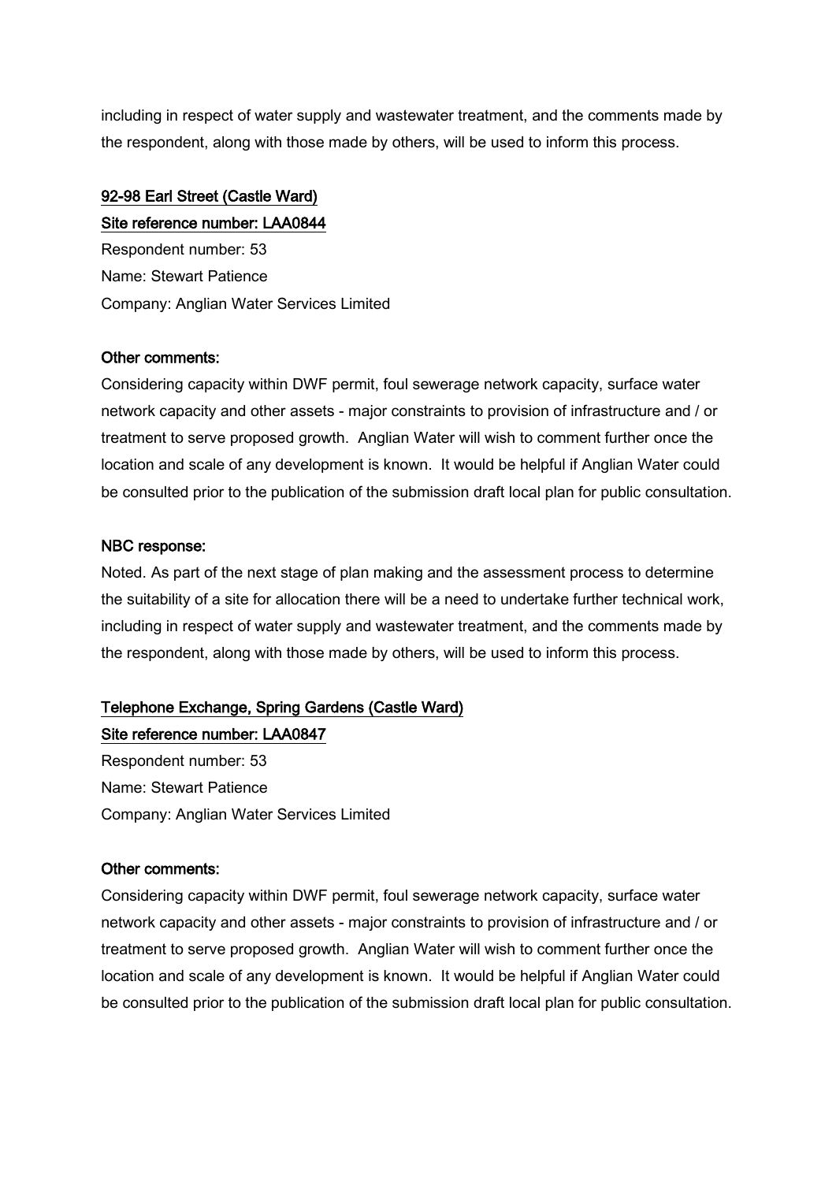including in respect of water supply and wastewater treatment, and the comments made by the respondent, along with those made by others, will be used to inform this process.

### 92-98 Earl Street (Castle Ward)

### Site reference number: LAA0844

Respondent number: 53

Name: Stewart Patience

Company: Anglian Water Services Limited

#### Other comments:

Considering capacity within DWF permit, foul sewerage network capacity, surface water network capacity and other assets - major constraints to provision of infrastructure and / or treatment to serve proposed growth. Anglian Water will wish to comment further once the location and scale of any development is known. It would be helpful if Anglian Water could be consulted prior to the publication of the submission draft local plan for public consultation.

#### NBC response:

Noted. As part of the next stage of plan making and the assessment process to determine the suitability of a site for allocation there will be a need to undertake further technical work, including in respect of water supply and wastewater treatment, and the comments made by the respondent, along with those made by others, will be used to inform this process.

### Telephone Exchange, Spring Gardens (Castle Ward)

### Site reference number: LAA0847

Respondent number: 53

Name: Stewart Patience

Company: Anglian Water Services Limited

#### Other comments:

Considering capacity within DWF permit, foul sewerage network capacity, surface water network capacity and other assets - major constraints to provision of infrastructure and / or treatment to serve proposed growth. Anglian Water will wish to comment further once the location and scale of any development is known. It would be helpful if Anglian Water could be consulted prior to the publication of the submission draft local plan for public consultation.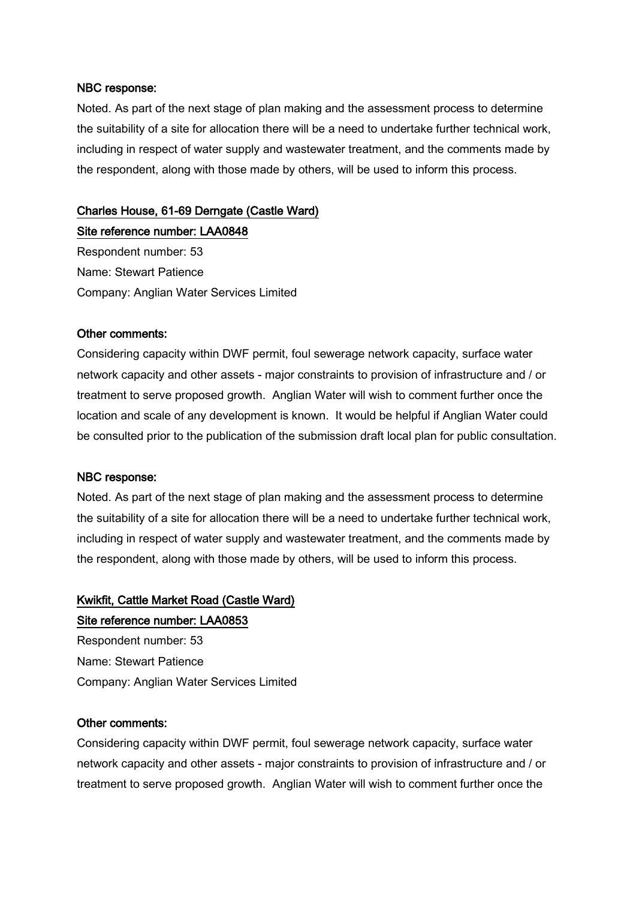**NBC response:**

Noted. As part of the next stage of plan making and the assessment process to determine the suitability of a site for allocation there will be a need to undertake further technical work, including in respect of water supply and wastewater treatment, and the comments made by the respondent, along with those made by others, will be used to inform this process.

**Charles House, 61-69 Derngate (Castle Ward)**

**Site reference number: LAA0848**

Respondent number: 53

Name: Stewart Patience

Company: Anglian Water Services Limited

**Other comments:**

Considering capacity within DWF permit, foul sewerage network capacity, surface water network capacity and other assets - major constraints to provision of infrastructure and / or treatment to serve proposed growth. Anglian Water will wish to comment further once the location and scale of any development is known. It would be helpful if Anglian Water could be consulted prior to the publication of the submission draft local plan for public consultation.

**NBC response:**

Noted. As part of the next stage of plan making and the assessment process to determine the suitability of a site for allocation there will be a need to undertake further technical work, including in respect of water supply and wastewater treatment, and the comments made by the respondent, along with those made by others, will be used to inform this process.

**Kwikfit, Cattle Market Road (Castle Ward)**

**Site reference number: LAA0853**

Respondent number: 53

Name: Stewart Patience

Company: Anglian Water Services Limited

**Other comments:**

Considering capacity within DWF permit, foul sewerage network capacity, surface water network capacity and other assets - major constraints to provision of infrastructure and / or treatment to serve proposed growth. Anglian Water will wish to comment further once the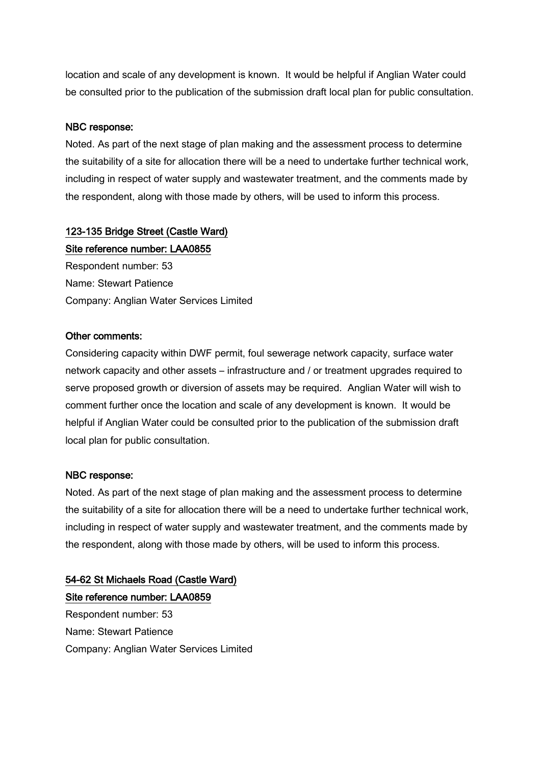location and scale of any development is known. It would be helpful if Anglian Water could be consulted prior to the publication of the submission draft local plan for public consultation.

NBC response:

Noted. As part of the next stage of plan making and the assessment process to determine the suitability of a site for allocation there will be a need to undertake further technical work, including in respect of water supply and wastewater treatment, and the comments made by the respondent, along with those made by others, will be used to inform this process.

<u>123-135 Bridge Street (Castle Ward)</u>

<u>Site reference number: LAA0855</u>

Respondent number: 53

Name: Stewart Patience

Company: Anglian Water Services Limited

Other comments:

Considering capacity within DWF permit, foul sewerage network capacity, surface water network capacity and other assets – infrastructure and / or treatment upgrades required to serve proposed growth or diversion of assets may be required. Anglian Water will wish to comment further once the location and scale of any development is known. It would be helpful if Anglian Water could be consulted prior to the publication of the submission draft local plan for public consultation.

NBC response:

Noted. As part of the next stage of plan making and the assessment process to determine the suitability of a site for allocation there will be a need to undertake further technical work, including in respect of water supply and wastewater treatment, and the comments made by the respondent, along with those made by others, will be used to inform this process.

<u>54-62 St Michaels Road (Castle Ward)</u>

<u>Site reference number: LAA0859</u>

Respondent number: 53

Name: Stewart Patience

Company: Anglian Water Services Limited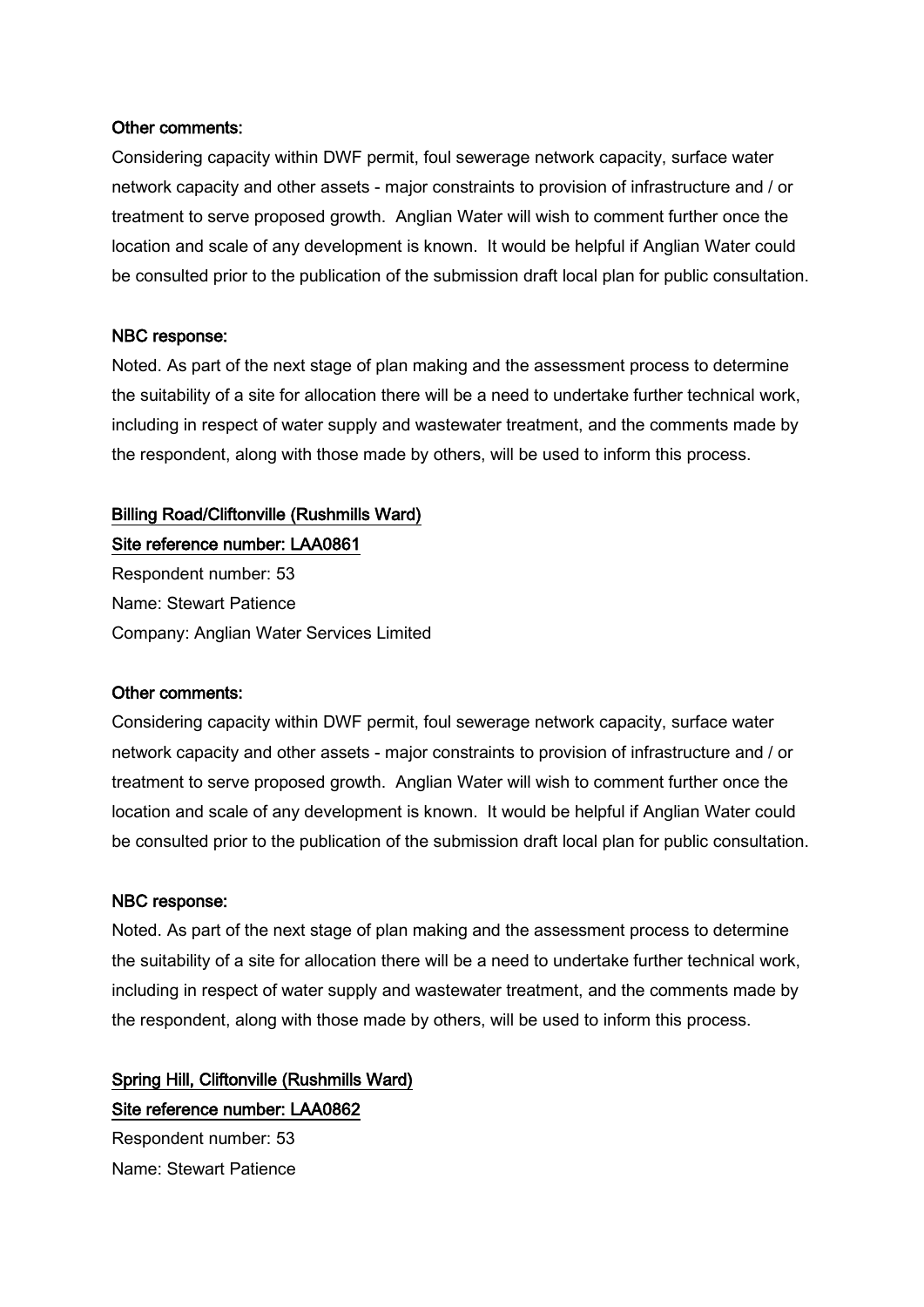**Other comments:**

Considering capacity within DWF permit, foul sewerage network capacity, surface water network capacity and other assets - major constraints to provision of infrastructure and / or treatment to serve proposed growth. Anglian Water will wish to comment further once the location and scale of any development is known. It would be helpful if Anglian Water could be consulted prior to the publication of the submission draft local plan for public consultation.

**NBC response:**

Noted. As part of the next stage of plan making and the assessment process to determine the suitability of a site for allocation there will be a need to undertake further technical work, including in respect of water supply and wastewater treatment, and the comments made by the respondent, along with those made by others, will be used to inform this process.

**Billing Road/Cliftonville (Rushmills Ward)**

**Site reference number: LAA0861**

Respondent number: 53

Name: Stewart Patience

Company: Anglian Water Services Limited

**Other comments:**

Considering capacity within DWF permit, foul sewerage network capacity, surface water network capacity and other assets - major constraints to provision of infrastructure and / or treatment to serve proposed growth. Anglian Water will wish to comment further once the location and scale of any development is known. It would be helpful if Anglian Water could be consulted prior to the publication of the submission draft local plan for public consultation.

**NBC response:**

Noted. As part of the next stage of plan making and the assessment process to determine the suitability of a site for allocation there will be a need to undertake further technical work, including in respect of water supply and wastewater treatment, and the comments made by the respondent, along with those made by others, will be used to inform this process.

**Spring Hill, Cliftonville (Rushmills Ward)**

**Site reference number: LAA0862**

Respondent number: 53

Name: Stewart Patience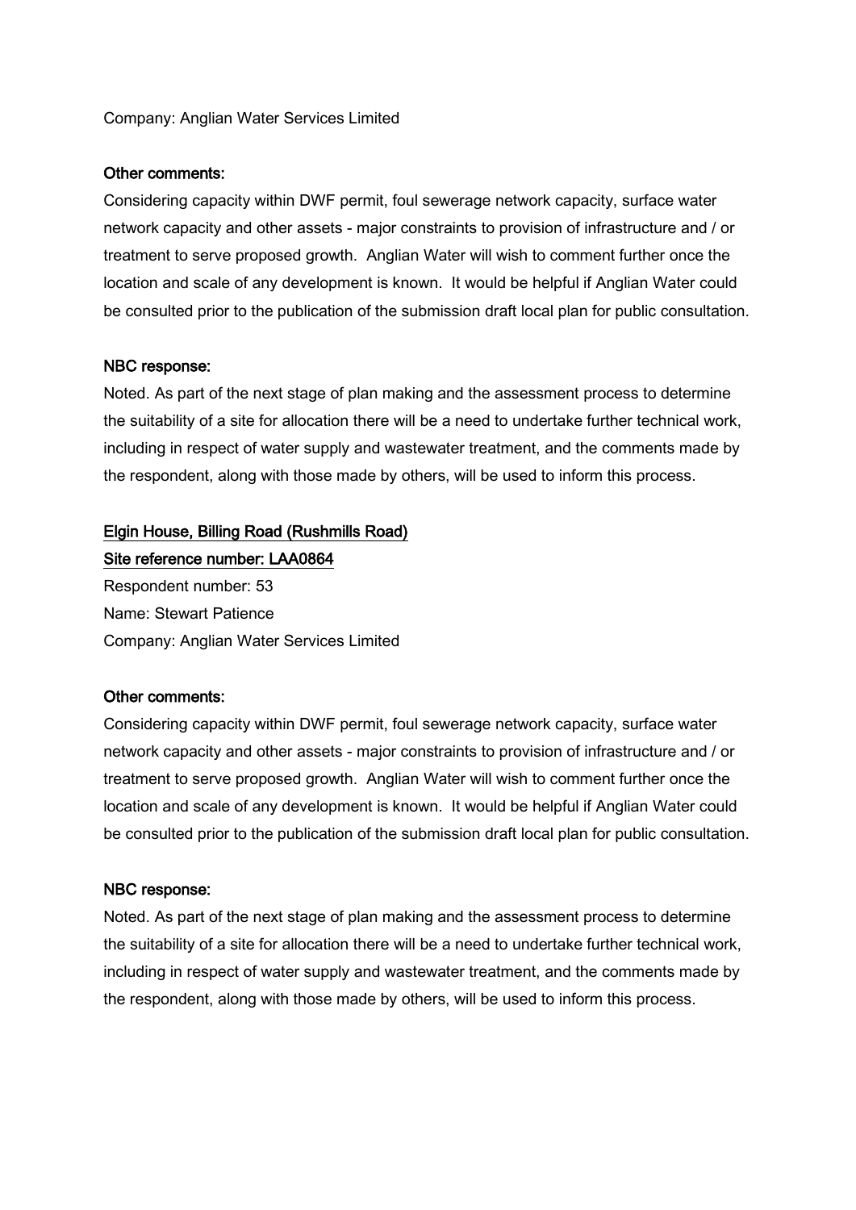Company: Anglian Water Services Limited

**Other comments:**

Considering capacity within DWF permit, foul sewerage network capacity, surface water network capacity and other assets - major constraints to provision of infrastructure and / or treatment to serve proposed growth. Anglian Water will wish to comment further once the location and scale of any development is known. It would be helpful if Anglian Water could be consulted prior to the publication of the submission draft local plan for public consultation.

**NBC response:**

Noted. As part of the next stage of plan making and the assessment process to determine the suitability of a site for allocation there will be a need to undertake further technical work, including in respect of water supply and wastewater treatment, and the comments made by the respondent, along with those made by others, will be used to inform this process.

**Elgin House, Billing Road (Rushmills Road)**

**Site reference number: LAA0864**

Respondent number: 53

Name: Stewart Patience

Company: Anglian Water Services Limited

**Other comments:**

Considering capacity within DWF permit, foul sewerage network capacity, surface water network capacity and other assets - major constraints to provision of infrastructure and / or treatment to serve proposed growth. Anglian Water will wish to comment further once the location and scale of any development is known. It would be helpful if Anglian Water could be consulted prior to the publication of the submission draft local plan for public consultation.

**NBC response:**

Noted. As part of the next stage of plan making and the assessment process to determine the suitability of a site for allocation there will be a need to undertake further technical work, including in respect of water supply and wastewater treatment, and the comments made by the respondent, along with those made by others, will be used to inform this process.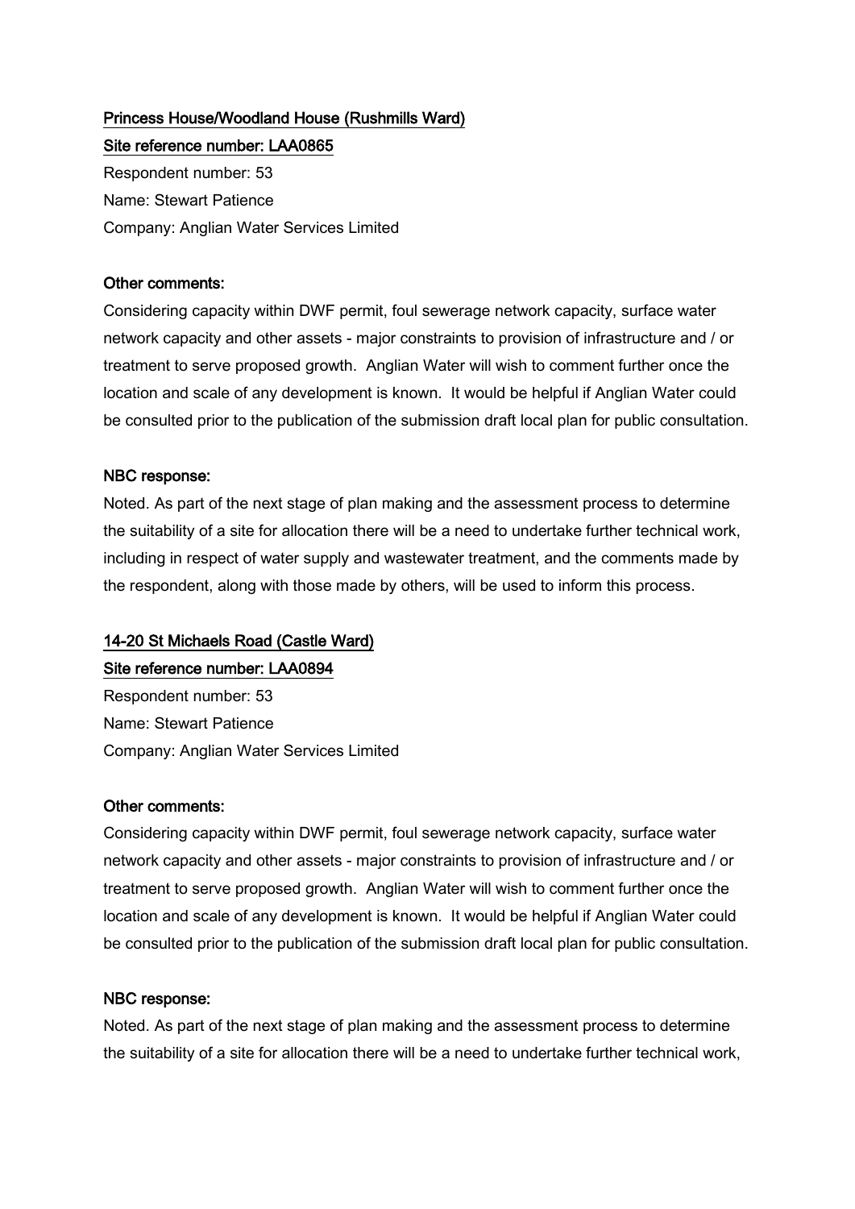**Princess House/Woodland House (Rushmills Ward)**

**Site reference number: LAA0865**

Respondent number: 53

Name: Stewart Patience

Company: Anglian Water Services Limited

**Other comments:**

Considering capacity within DWF permit, foul sewerage network capacity, surface water network capacity and other assets - major constraints to provision of infrastructure and / or treatment to serve proposed growth. Anglian Water will wish to comment further once the location and scale of any development is known. It would be helpful if Anglian Water could be consulted prior to the publication of the submission draft local plan for public consultation.

**NBC response:**

Noted. As part of the next stage of plan making and the assessment process to determine the suitability of a site for allocation there will be a need to undertake further technical work, including in respect of water supply and wastewater treatment, and the comments made by the respondent, along with those made by others, will be used to inform this process.

**14-20 St Michaels Road (Castle Ward)**

**Site reference number: LAA0894**

Respondent number: 53

Name: Stewart Patience

Company: Anglian Water Services Limited

**Other comments:**

Considering capacity within DWF permit, foul sewerage network capacity, surface water network capacity and other assets - major constraints to provision of infrastructure and / or treatment to serve proposed growth. Anglian Water will wish to comment further once the location and scale of any development is known. It would be helpful if Anglian Water could be consulted prior to the publication of the submission draft local plan for public consultation.

**NBC response:**

Noted. As part of the next stage of plan making and the assessment process to determine the suitability of a site for allocation there will be a need to undertake further technical work,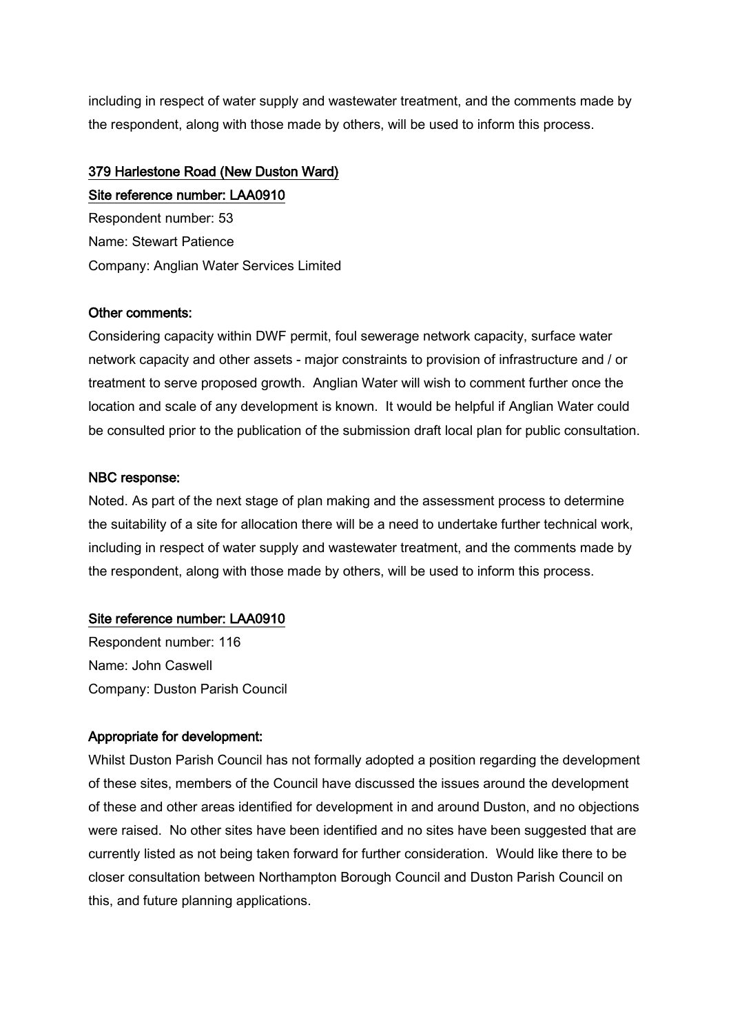including in respect of water supply and wastewater treatment, and the comments made by the respondent, along with those made by others, will be used to inform this process.

**379 Harlestone Road (New Duston Ward)**

**Site reference number: LAA0910**

Respondent number: 53

Name: Stewart Patience

Company: Anglian Water Services Limited

**Other comments:**

Considering capacity within DWF permit, foul sewerage network capacity, surface water network capacity and other assets - major constraints to provision of infrastructure and / or treatment to serve proposed growth. Anglian Water will wish to comment further once the location and scale of any development is known. It would be helpful if Anglian Water could be consulted prior to the publication of the submission draft local plan for public consultation.

**NBC response:**

Noted. As part of the next stage of plan making and the assessment process to determine the suitability of a site for allocation there will be a need to undertake further technical work, including in respect of water supply and wastewater treatment, and the comments made by the respondent, along with those made by others, will be used to inform this process.

**Site reference number: LAA0910**

Respondent number: 116

Name: John Caswell

Company: Duston Parish Council

**Appropriate for development:**

Whilst Duston Parish Council has not formally adopted a position regarding the development of these sites, members of the Council have discussed the issues around the development of these and other areas identified for development in and around Duston, and no objections were raised. No other sites have been identified and no sites have been suggested that are currently listed as not being taken forward for further consideration. Would like there to be closer consultation between Northampton Borough Council and Duston Parish Council on this, and future planning applications.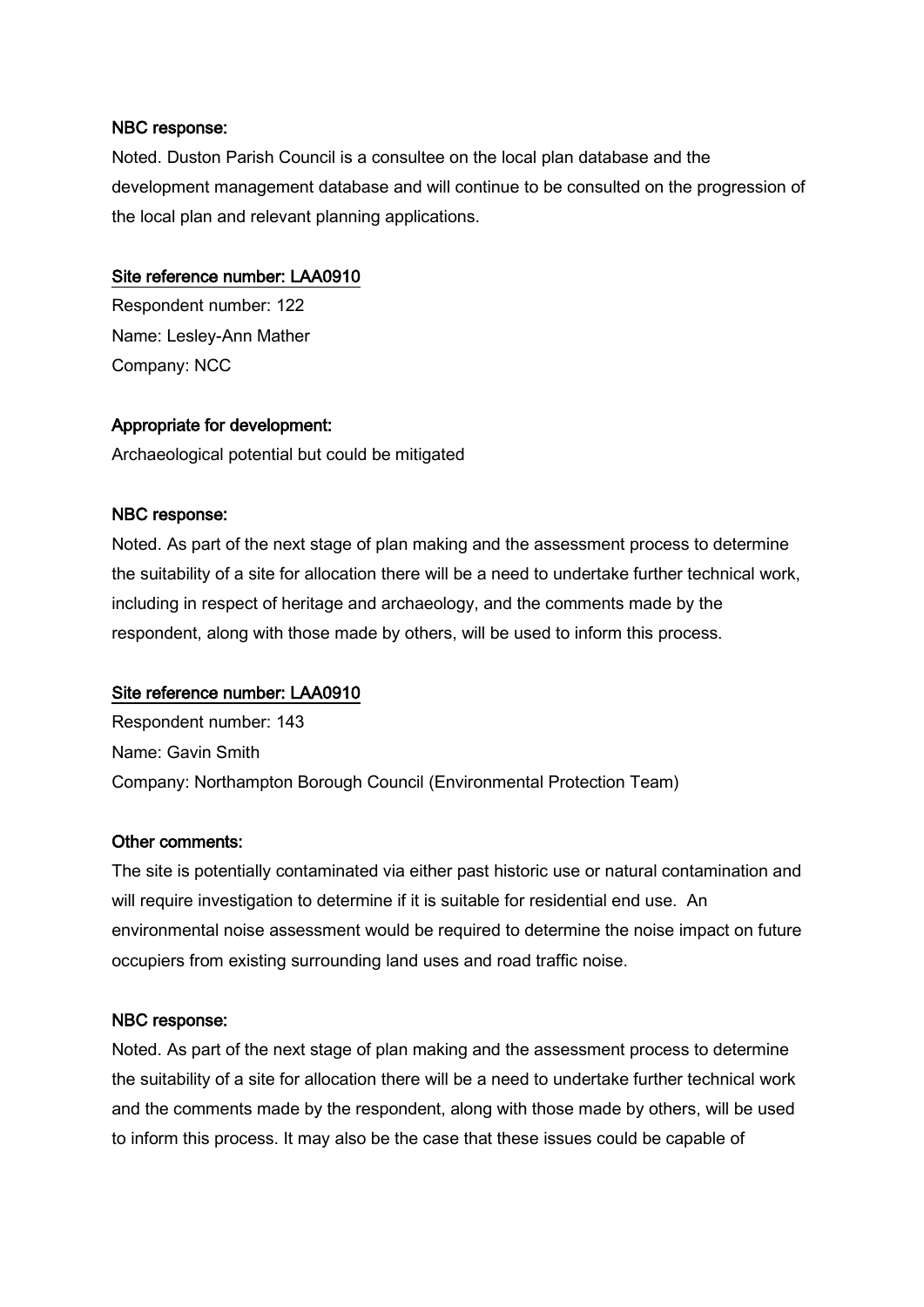**NBC response:**

Noted. Duston Parish Council is a consultee on the local plan database and the development management database and will continue to be consulted on the progression of the local plan and relevant planning applications.

**Site reference number: LAA0910**

Respondent number: 122

Name: Lesley-Ann Mather

Company: NCC

**Appropriate for development:**

Archaeological potential but could be mitigated

**NBC response:**

Noted. As part of the next stage of plan making and the assessment process to determine the suitability of a site for allocation there will be a need to undertake further technical work, including in respect of heritage and archaeology, and the comments made by the respondent, along with those made by others, will be used to inform this process.

**Site reference number: LAA0910**

Respondent number: 143

Name: Gavin Smith

Company: Northampton Borough Council (Environmental Protection Team)

**Other comments:**

The site is potentially contaminated via either past historic use or natural contamination and will require investigation to determine if it is suitable for residential end use. An environmental noise assessment would be required to determine the noise impact on future occupiers from existing surrounding land uses and road traffic noise.

**NBC response:**

Noted. As part of the next stage of plan making and the assessment process to determine the suitability of a site for allocation there will be a need to undertake further technical work and the comments made by the respondent, along with those made by others, will be used to inform this process. It may also be the case that these issues could be capable of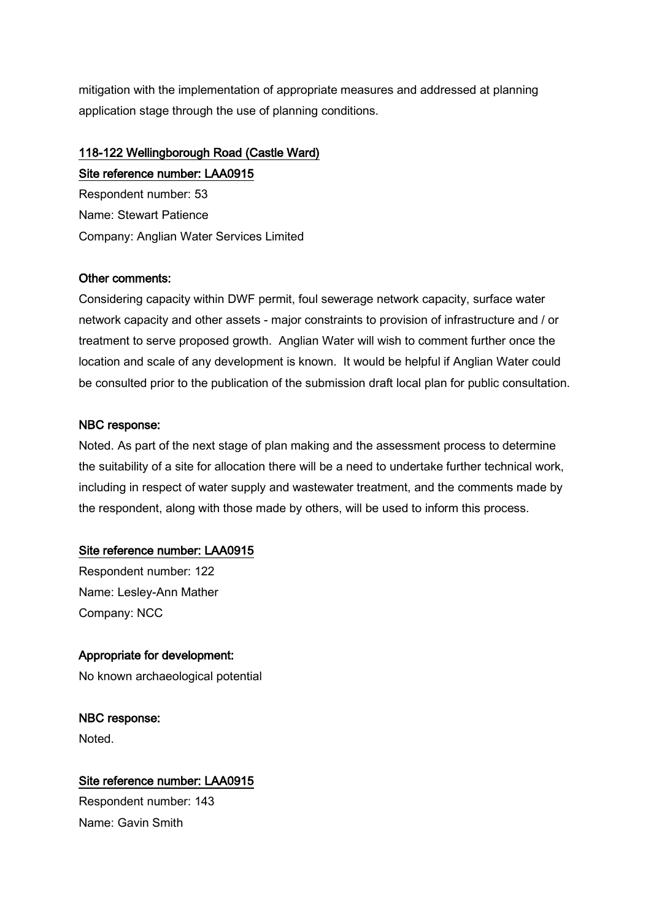mitigation with the implementation of appropriate measures and addressed at planning application stage through the use of planning conditions.

<u>118-122 Wellingborough Road (Castle Ward)</u>

<u>Site reference number: LAA0915</u>

Respondent number: 53

Name: Stewart Patience

Company: Anglian Water Services Limited

**Other comments:**

Considering capacity within DWF permit, foul sewerage network capacity, surface water network capacity and other assets - major constraints to provision of infrastructure and / or treatment to serve proposed growth. Anglian Water will wish to comment further once the location and scale of any development is known. It would be helpful if Anglian Water could be consulted prior to the publication of the submission draft local plan for public consultation.

**NBC response:**

Noted. As part of the next stage of plan making and the assessment process to determine the suitability of a site for allocation there will be a need to undertake further technical work, including in respect of water supply and wastewater treatment, and the comments made by the respondent, along with those made by others, will be used to inform this process.

<u>Site reference number: LAA0915</u>

Respondent number: 122

Name: Lesley-Ann Mather

Company: NCC

**Appropriate for development:**

No known archaeological potential

**NBC response:**

Noted.

<u>Site reference number: LAA0915</u>

Respondent number: 143

Name: Gavin Smith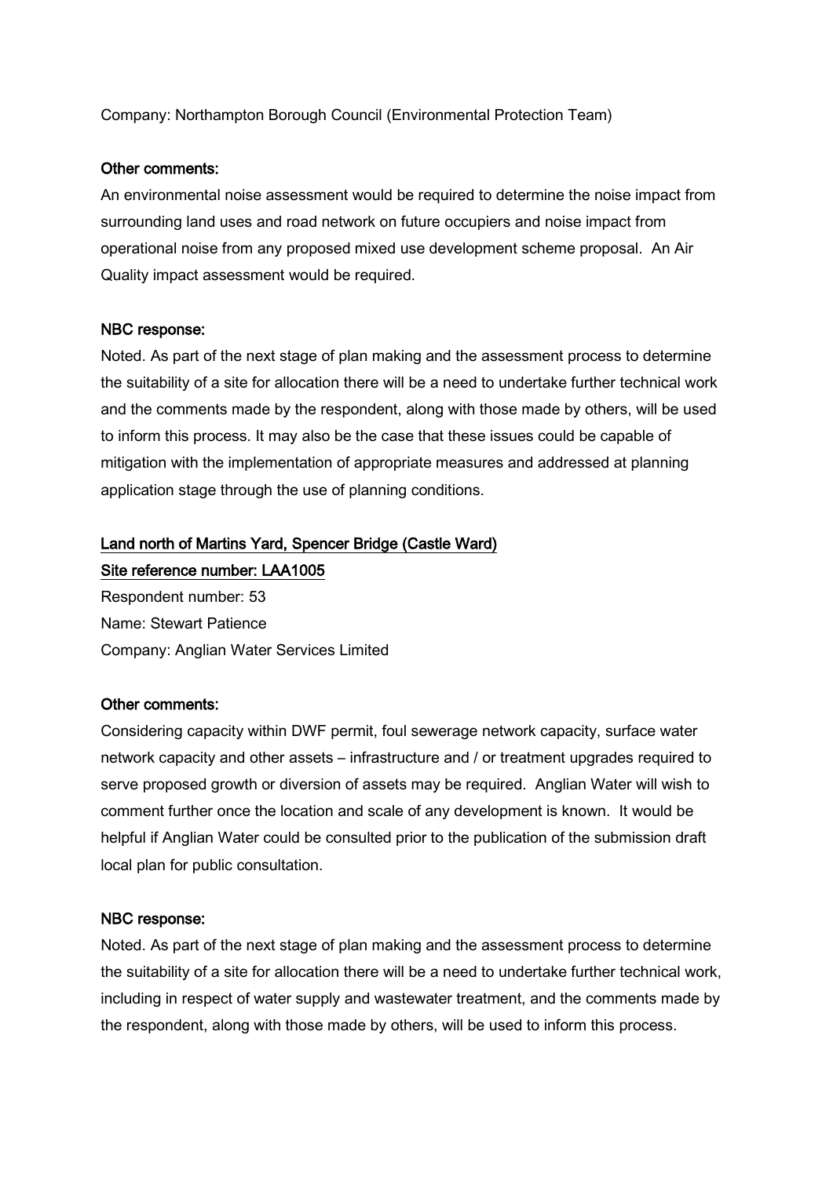Company: Northampton Borough Council (Environmental Protection Team)

**Other comments:**

An environmental noise assessment would be required to determine the noise impact from surrounding land uses and road network on future occupiers and noise impact from operational noise from any proposed mixed use development scheme proposal. An Air Quality impact assessment would be required.

**NBC response:**

Noted. As part of the next stage of plan making and the assessment process to determine the suitability of a site for allocation there will be a need to undertake further technical work and the comments made by the respondent, along with those made by others, will be used to inform this process. It may also be the case that these issues could be capable of mitigation with the implementation of appropriate measures and addressed at planning application stage through the use of planning conditions.

**Land north of Martins Yard, Spencer Bridge (Castle Ward)**

**Site reference number: LAA1005**

Respondent number: 53
Name: Stewart Patience
Company: Anglian Water Services Limited

**Other comments:**

Considering capacity within DWF permit, foul sewerage network capacity, surface water network capacity and other assets – infrastructure and / or treatment upgrades required to serve proposed growth or diversion of assets may be required. Anglian Water will wish to comment further once the location and scale of any development is known. It would be helpful if Anglian Water could be consulted prior to the publication of the submission draft local plan for public consultation.

**NBC response:**

Noted. As part of the next stage of plan making and the assessment process to determine the suitability of a site for allocation there will be a need to undertake further technical work, including in respect of water supply and wastewater treatment, and the comments made by the respondent, along with those made by others, will be used to inform this process.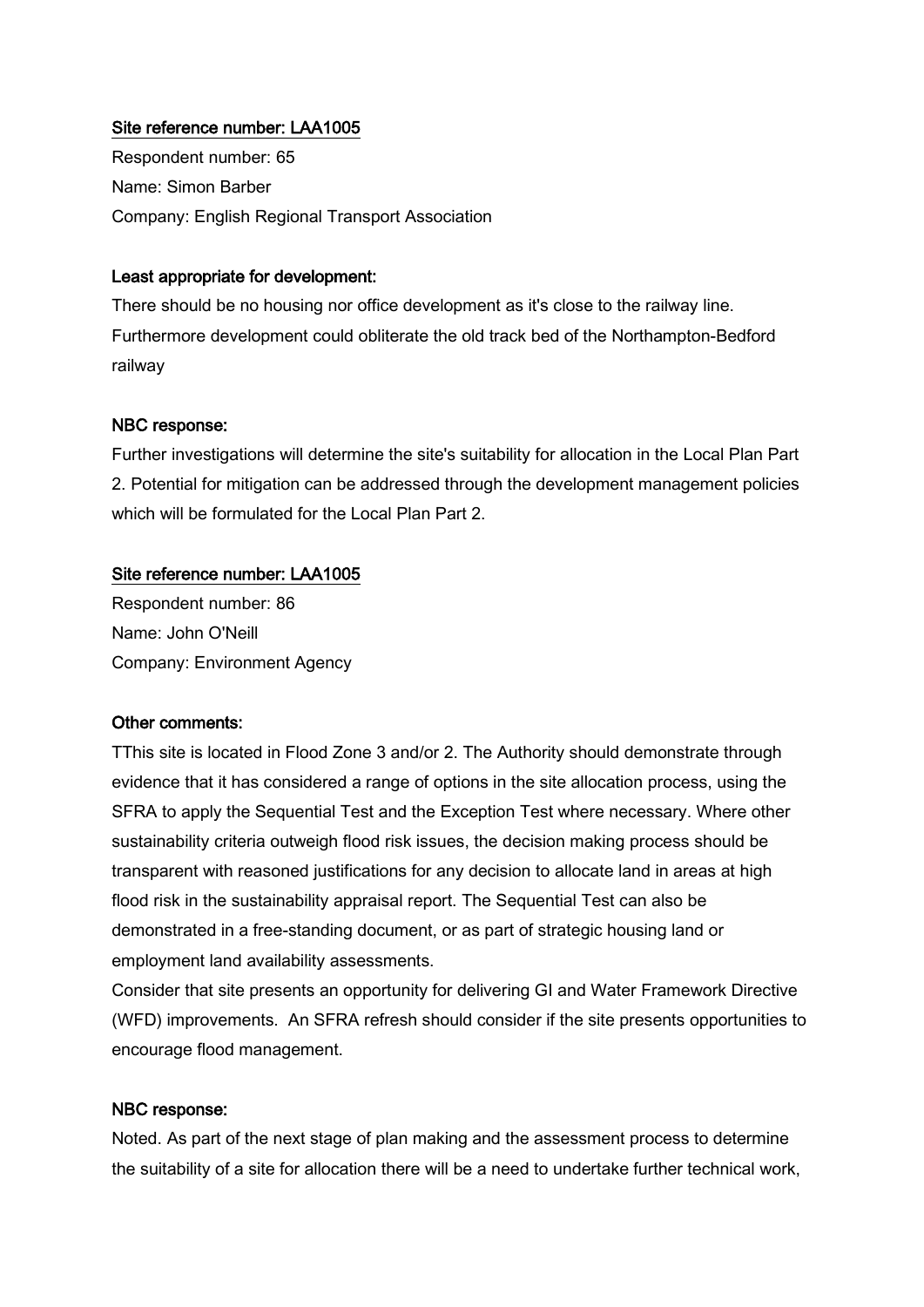<u>Site reference number: LAA1005</u>

Respondent number: 65

Name: Simon Barber

Company: English Regional Transport Association

**Least appropriate for development:**

There should be no housing nor office development as it's close to the railway line. Furthermore development could obliterate the old track bed of the Northampton-Bedford railway

**NBC response:**

Further investigations will determine the site's suitability for allocation in the Local Plan Part 2. Potential for mitigation can be addressed through the development management policies which will be formulated for the Local Plan Part 2.

<u>Site reference number: LAA1005</u>

Respondent number: 86

Name: John O'Neill

Company: Environment Agency

**Other comments:**

TThis site is located in Flood Zone 3 and/or 2. The Authority should demonstrate through evidence that it has considered a range of options in the site allocation process, using the SFRA to apply the Sequential Test and the Exception Test where necessary. Where other sustainability criteria outweigh flood risk issues, the decision making process should be transparent with reasoned justifications for any decision to allocate land in areas at high flood risk in the sustainability appraisal report. The Sequential Test can also be demonstrated in a free-standing document, or as part of strategic housing land or employment land availability assessments.

Consider that site presents an opportunity for delivering GI and Water Framework Directive (WFD) improvements. An SFRA refresh should consider if the site presents opportunities to encourage flood management.

**NBC response:**

Noted. As part of the next stage of plan making and the assessment process to determine the suitability of a site for allocation there will be a need to undertake further technical work,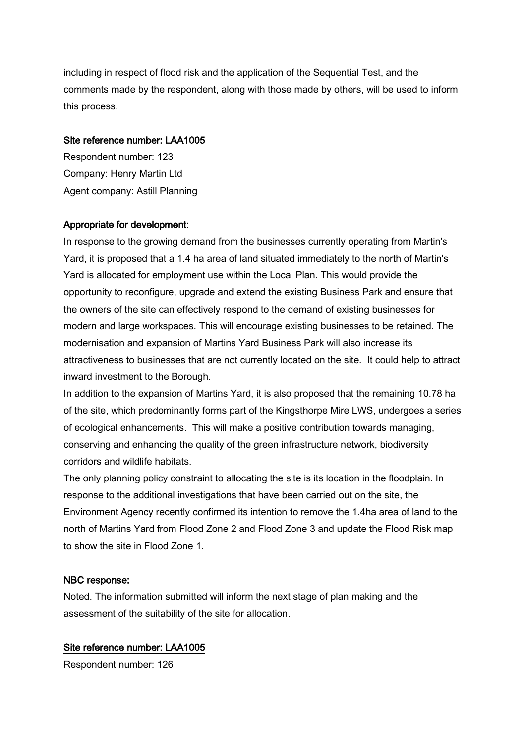including in respect of flood risk and the application of the Sequential Test, and the comments made by the respondent, along with those made by others, will be used to inform this process.

<u>Site reference number: LAA1005</u>

Respondent number: 123
Company: Henry Martin Ltd
Agent company: Astill Planning

**Appropriate for development:**

In response to the growing demand from the businesses currently operating from Martin's Yard, it is proposed that a 1.4 ha area of land situated immediately to the north of Martin's Yard is allocated for employment use within the Local Plan. This would provide the opportunity to reconfigure, upgrade and extend the existing Business Park and ensure that the owners of the site can effectively respond to the demand of existing businesses for modern and large workspaces. This will encourage existing businesses to be retained. The modernisation and expansion of Martins Yard Business Park will also increase its attractiveness to businesses that are not currently located on the site. It could help to attract inward investment to the Borough.

In addition to the expansion of Martins Yard, it is also proposed that the remaining 10.78 ha of the site, which predominantly forms part of the Kingsthorpe Mire LWS, undergoes a series of ecological enhancements. This will make a positive contribution towards managing, conserving and enhancing the quality of the green infrastructure network, biodiversity corridors and wildlife habitats.

The only planning policy constraint to allocating the site is its location in the floodplain. In response to the additional investigations that have been carried out on the site, the Environment Agency recently confirmed its intention to remove the 1.4ha area of land to the north of Martins Yard from Flood Zone 2 and Flood Zone 3 and update the Flood Risk map to show the site in Flood Zone 1.

**NBC response:**

Noted. The information submitted will inform the next stage of plan making and the assessment of the suitability of the site for allocation.

<u>Site reference number: LAA1005</u>

Respondent number: 126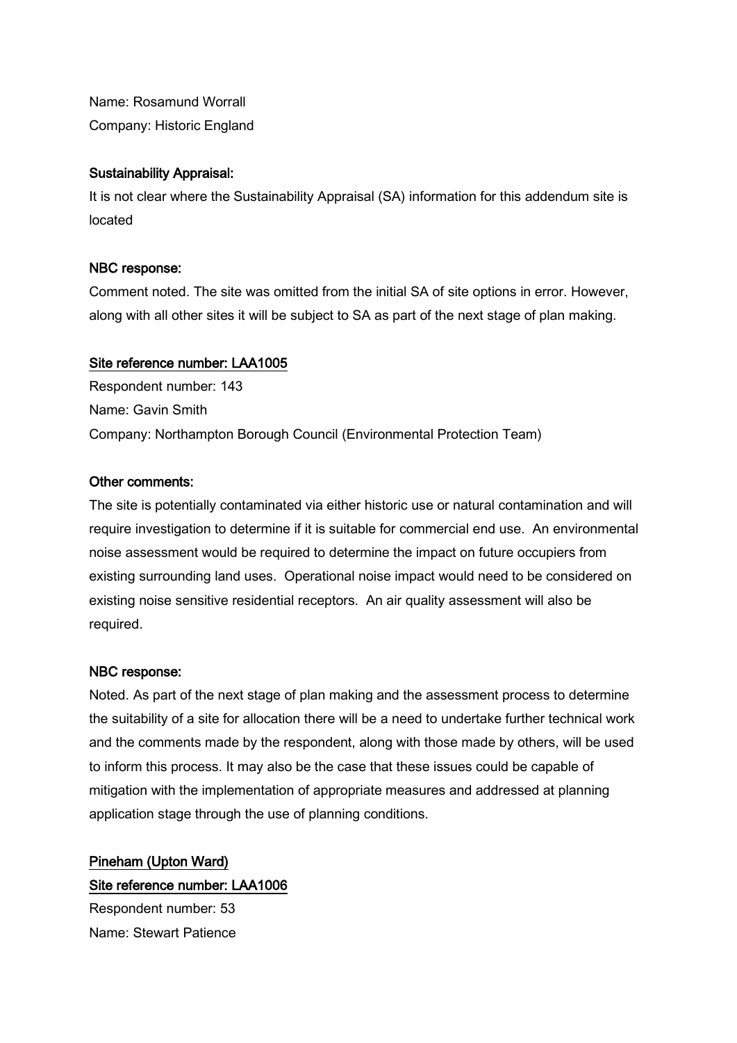Name: Rosamund Worrall
Company: Historic England

**Sustainability Appraisal:**
It is not clear where the Sustainability Appraisal (SA) information for this addendum site is located

**NBC response:**
Comment noted. The site was omitted from the initial SA of site options in error. However, along with all other sites it will be subject to SA as part of the next stage of plan making.

**Site reference number: LAA1005**
Respondent number: 143
Name: Gavin Smith
Company: Northampton Borough Council (Environmental Protection Team)

**Other comments:**
The site is potentially contaminated via either historic use or natural contamination and will require investigation to determine if it is suitable for commercial end use. An environmental noise assessment would be required to determine the impact on future occupiers from existing surrounding land uses. Operational noise impact would need to be considered on existing noise sensitive residential receptors. An air quality assessment will also be required.

**NBC response:**
Noted. As part of the next stage of plan making and the assessment process to determine the suitability of a site for allocation there will be a need to undertake further technical work and the comments made by the respondent, along with those made by others, will be used to inform this process. It may also be the case that these issues could be capable of mitigation with the implementation of appropriate measures and addressed at planning application stage through the use of planning conditions.

**Pineham (Upton Ward)**
**Site reference number: LAA1006**
Respondent number: 53
Name: Stewart Patience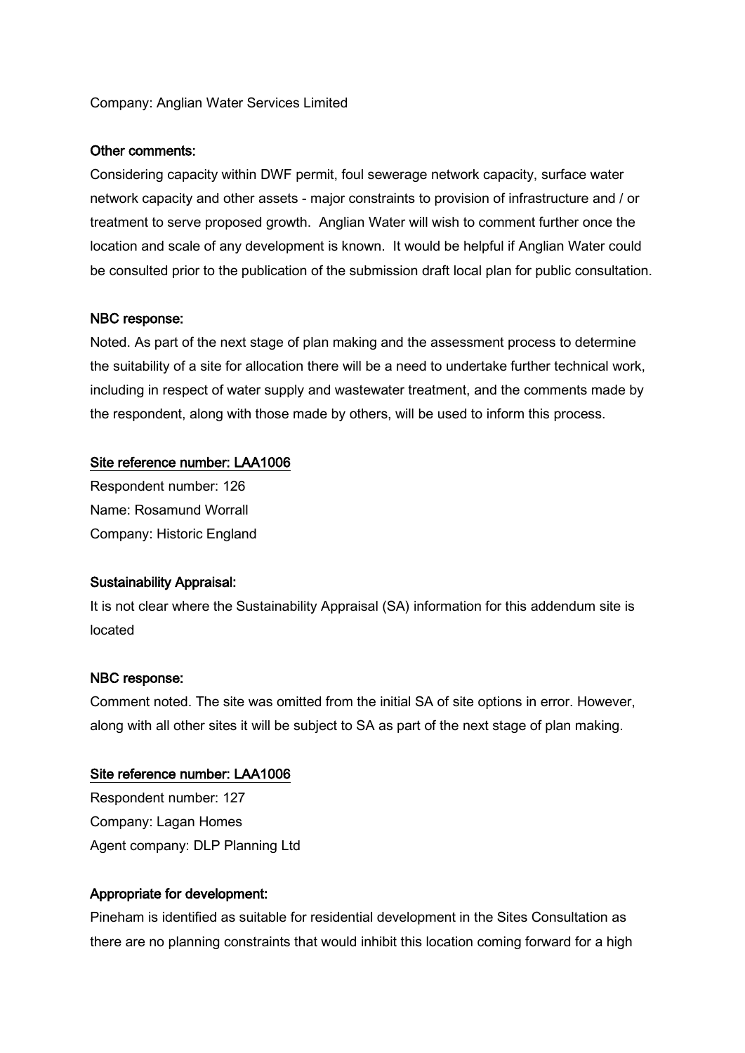Company: Anglian Water Services Limited

**Other comments:**

Considering capacity within DWF permit, foul sewerage network capacity, surface water network capacity and other assets - major constraints to provision of infrastructure and / or treatment to serve proposed growth. Anglian Water will wish to comment further once the location and scale of any development is known. It would be helpful if Anglian Water could be consulted prior to the publication of the submission draft local plan for public consultation.

**NBC response:**

Noted. As part of the next stage of plan making and the assessment process to determine the suitability of a site for allocation there will be a need to undertake further technical work, including in respect of water supply and wastewater treatment, and the comments made by the respondent, along with those made by others, will be used to inform this process.

**Site reference number: LAA1006**

Respondent number: 126
Name: Rosamund Worrall
Company: Historic England

**Sustainability Appraisal:**

It is not clear where the Sustainability Appraisal (SA) information for this addendum site is located

**NBC response:**

Comment noted. The site was omitted from the initial SA of site options in error. However, along with all other sites it will be subject to SA as part of the next stage of plan making.

**Site reference number: LAA1006**

Respondent number: 127
Company: Lagan Homes
Agent company: DLP Planning Ltd

**Appropriate for development:**

Pineham is identified as suitable for residential development in the Sites Consultation as there are no planning constraints that would inhibit this location coming forward for a high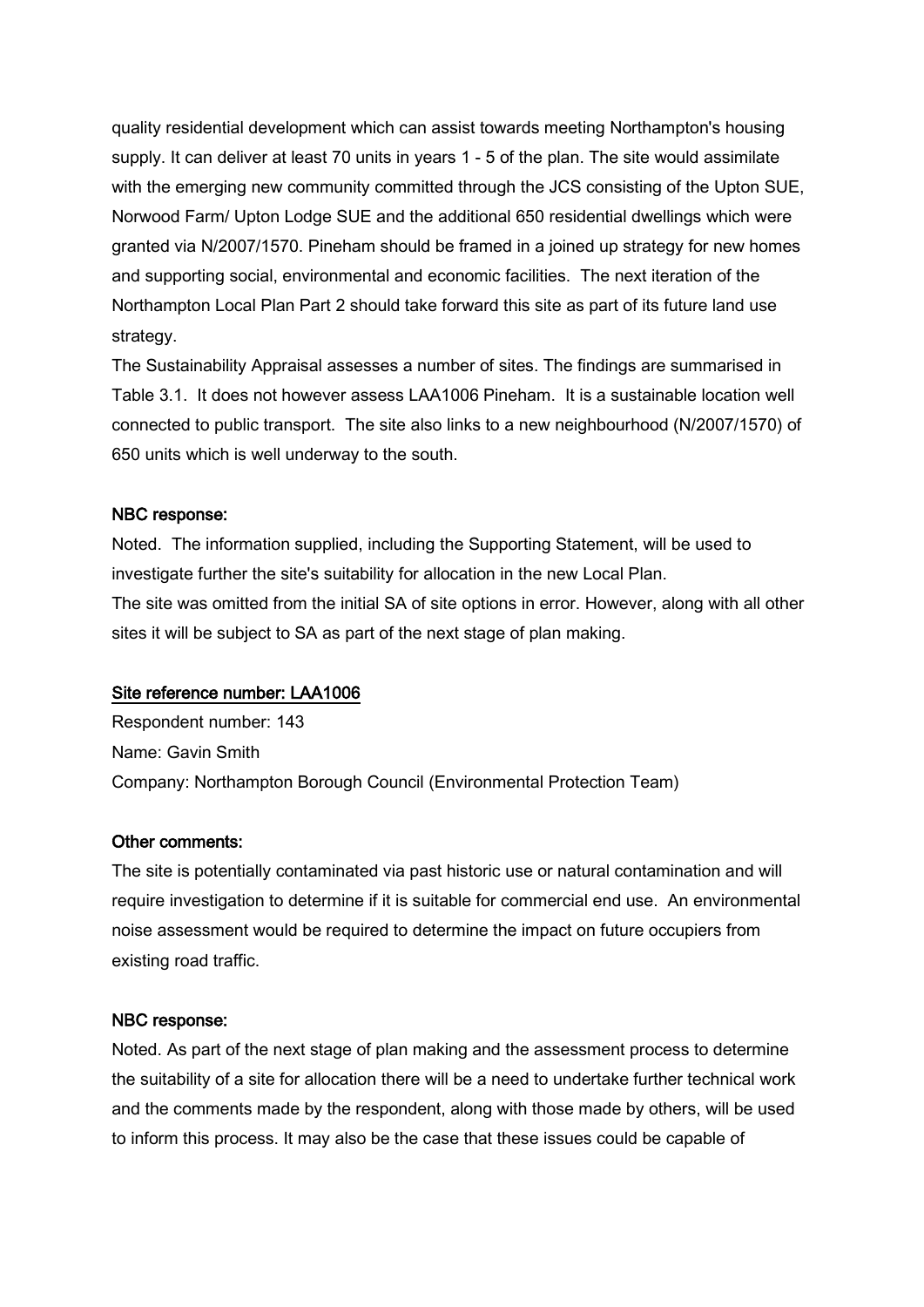quality residential development which can assist towards meeting Northampton's housing supply. It can deliver at least 70 units in years 1 - 5 of the plan. The site would assimilate with the emerging new community committed through the JCS consisting of the Upton SUE, Norwood Farm/ Upton Lodge SUE and the additional 650 residential dwellings which were granted via N/2007/1570. Pineham should be framed in a joined up strategy for new homes and supporting social, environmental and economic facilities. The next iteration of the Northampton Local Plan Part 2 should take forward this site as part of its future land use strategy.

The Sustainability Appraisal assesses a number of sites. The findings are summarised in Table 3.1. It does not however assess LAA1006 Pineham. It is a sustainable location well connected to public transport. The site also links to a new neighbourhood (N/2007/1570) of 650 units which is well underway to the south.

**NBC response:**

Noted. The information supplied, including the Supporting Statement, will be used to investigate further the site's suitability for allocation in the new Local Plan.

The site was omitted from the initial SA of site options in error. However, along with all other sites it will be subject to SA as part of the next stage of plan making.

**Site reference number: LAA1006**

Respondent number: 143

Name: Gavin Smith

Company: Northampton Borough Council (Environmental Protection Team)

**Other comments:**

The site is potentially contaminated via past historic use or natural contamination and will require investigation to determine if it is suitable for commercial end use. An environmental noise assessment would be required to determine the impact on future occupiers from existing road traffic.

**NBC response:**

Noted. As part of the next stage of plan making and the assessment process to determine the suitability of a site for allocation there will be a need to undertake further technical work and the comments made by the respondent, along with those made by others, will be used to inform this process. It may also be the case that these issues could be capable of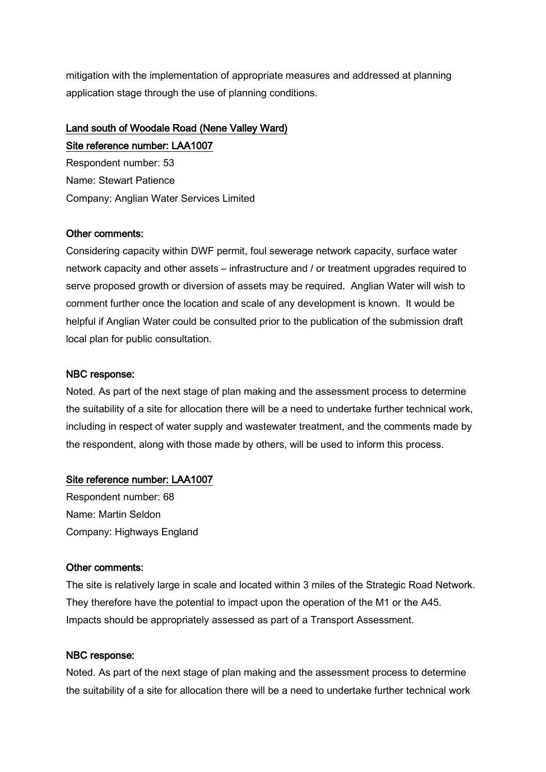mitigation with the implementation of appropriate measures and addressed at planning application stage through the use of planning conditions.

<u>Land south of Woodale Road (Nene Valley Ward)</u>

<u>Site reference number: LAA1007</u>

Respondent number: 53

Name: Stewart Patience

Company: Anglian Water Services Limited

**Other comments:**

Considering capacity within DWF permit, foul sewerage network capacity, surface water network capacity and other assets – infrastructure and / or treatment upgrades required to serve proposed growth or diversion of assets may be required. Anglian Water will wish to comment further once the location and scale of any development is known. It would be helpful if Anglian Water could be consulted prior to the publication of the submission draft local plan for public consultation.

**NBC response:**

Noted. As part of the next stage of plan making and the assessment process to determine the suitability of a site for allocation there will be a need to undertake further technical work, including in respect of water supply and wastewater treatment, and the comments made by the respondent, along with those made by others, will be used to inform this process.

<u>Site reference number: LAA1007</u>

Respondent number: 68

Name: Martin Seldon

Company: Highways England

**Other comments:**

The site is relatively large in scale and located within 3 miles of the Strategic Road Network. They therefore have the potential to impact upon the operation of the M1 or the A45. Impacts should be appropriately assessed as part of a Transport Assessment.

**NBC response:**

Noted. As part of the next stage of plan making and the assessment process to determine the suitability of a site for allocation there will be a need to undertake further technical work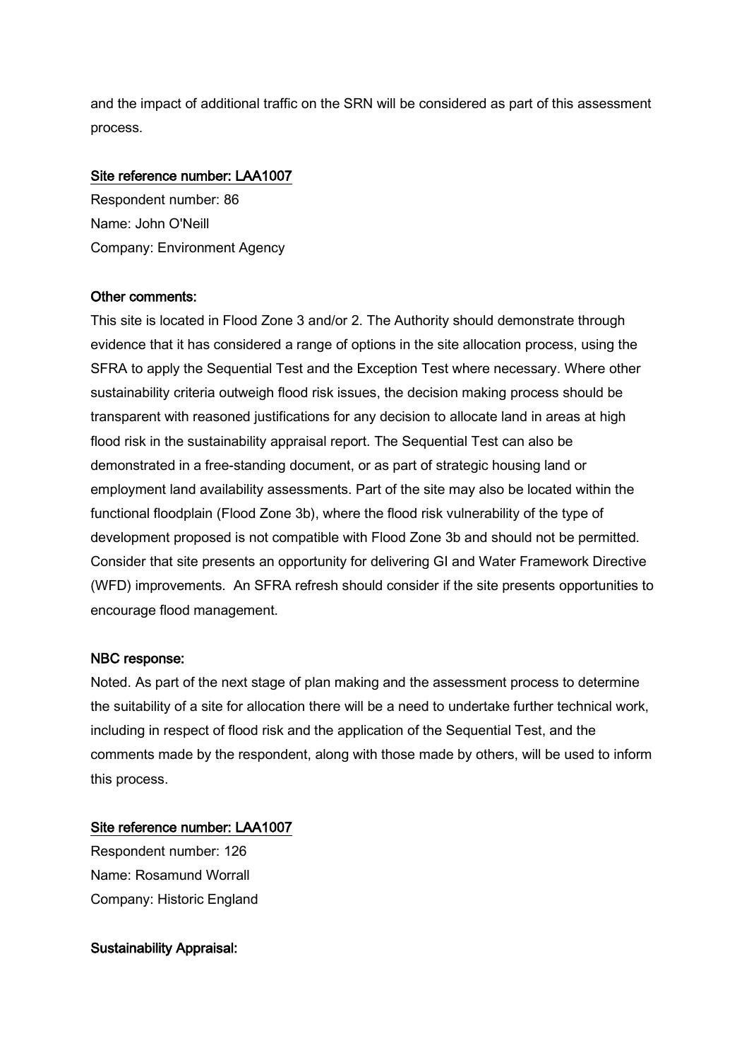and the impact of additional traffic on the SRN will be considered as part of this assessment process.

<u>Site reference number: LAA1007</u>

Respondent number: 86
Name: John O'Neill
Company: Environment Agency

**Other comments:**

This site is located in Flood Zone 3 and/or 2. The Authority should demonstrate through evidence that it has considered a range of options in the site allocation process, using the SFRA to apply the Sequential Test and the Exception Test where necessary. Where other sustainability criteria outweigh flood risk issues, the decision making process should be transparent with reasoned justifications for any decision to allocate land in areas at high flood risk in the sustainability appraisal report. The Sequential Test can also be demonstrated in a free-standing document, or as part of strategic housing land or employment land availability assessments. Part of the site may also be located within the functional floodplain (Flood Zone 3b), where the flood risk vulnerability of the type of development proposed is not compatible with Flood Zone 3b and should not be permitted. Consider that site presents an opportunity for delivering GI and Water Framework Directive (WFD) improvements. An SFRA refresh should consider if the site presents opportunities to encourage flood management.

**NBC response:**

Noted. As part of the next stage of plan making and the assessment process to determine the suitability of a site for allocation there will be a need to undertake further technical work, including in respect of flood risk and the application of the Sequential Test, and the comments made by the respondent, along with those made by others, will be used to inform this process.

<u>Site reference number: LAA1007</u>

Respondent number: 126
Name: Rosamund Worrall
Company: Historic England

**Sustainability Appraisal:**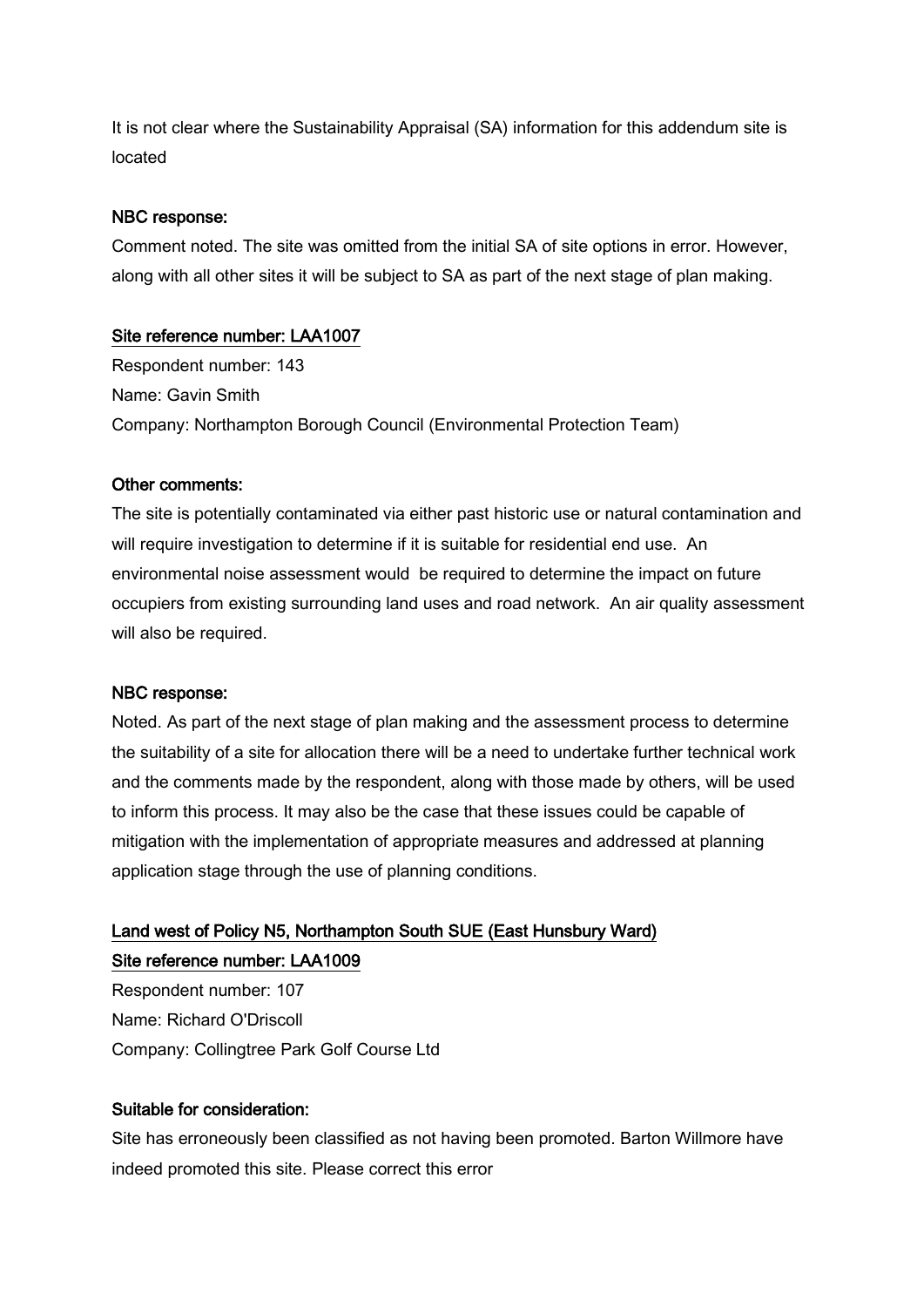It is not clear where the Sustainability Appraisal (SA) information for this addendum site is located

NBC response:

Comment noted. The site was omitted from the initial SA of site options in error. However, along with all other sites it will be subject to SA as part of the next stage of plan making.

Site reference number: LAA1007

Respondent number: 143

Name: Gavin Smith

Company: Northampton Borough Council (Environmental Protection Team)

Other comments:

The site is potentially contaminated via either past historic use or natural contamination and will require investigation to determine if it is suitable for residential end use. An environmental noise assessment would be required to determine the impact on future occupiers from existing surrounding land uses and road network. An air quality assessment will also be required.

NBC response:

Noted. As part of the next stage of plan making and the assessment process to determine the suitability of a site for allocation there will be a need to undertake further technical work and the comments made by the respondent, along with those made by others, will be used to inform this process. It may also be the case that these issues could be capable of mitigation with the implementation of appropriate measures and addressed at planning application stage through the use of planning conditions.

Land west of Policy N5, Northampton South SUE (East Hunsbury Ward)

Site reference number: LAA1009

Respondent number: 107

Name: Richard O'Driscoll

Company: Collingtree Park Golf Course Ltd

Suitable for consideration:

Site has erroneously been classified as not having been promoted. Barton Willmore have indeed promoted this site. Please correct this error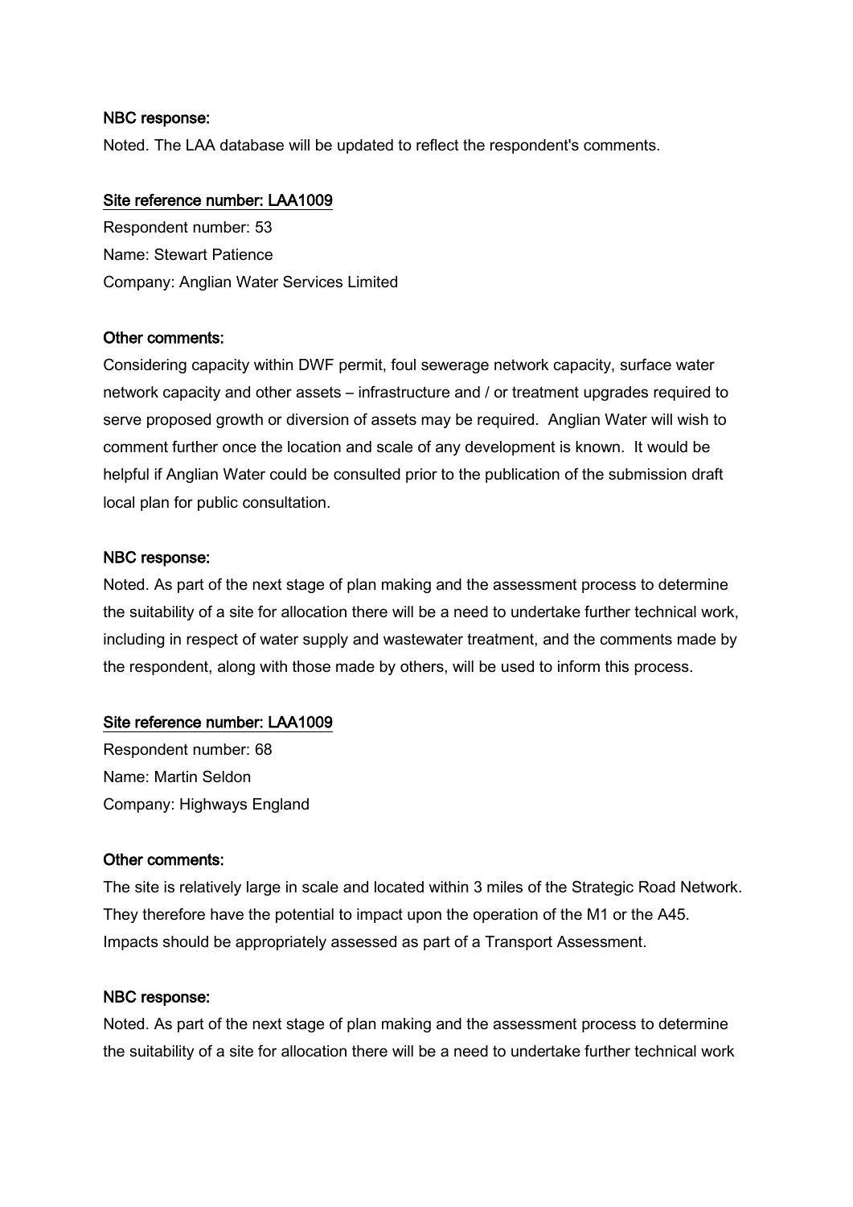**NBC response:**

Noted. The LAA database will be updated to reflect the respondent's comments.

**Site reference number: LAA1009**

Respondent number: 53

Name: Stewart Patience

Company: Anglian Water Services Limited

**Other comments:**

Considering capacity within DWF permit, foul sewerage network capacity, surface water network capacity and other assets – infrastructure and / or treatment upgrades required to serve proposed growth or diversion of assets may be required. Anglian Water will wish to comment further once the location and scale of any development is known. It would be helpful if Anglian Water could be consulted prior to the publication of the submission draft local plan for public consultation.

**NBC response:**

Noted. As part of the next stage of plan making and the assessment process to determine the suitability of a site for allocation there will be a need to undertake further technical work, including in respect of water supply and wastewater treatment, and the comments made by the respondent, along with those made by others, will be used to inform this process.

**Site reference number: LAA1009**

Respondent number: 68

Name: Martin Seldon

Company: Highways England

**Other comments:**

The site is relatively large in scale and located within 3 miles of the Strategic Road Network. They therefore have the potential to impact upon the operation of the M1 or the A45. Impacts should be appropriately assessed as part of a Transport Assessment.

**NBC response:**

Noted. As part of the next stage of plan making and the assessment process to determine the suitability of a site for allocation there will be a need to undertake further technical work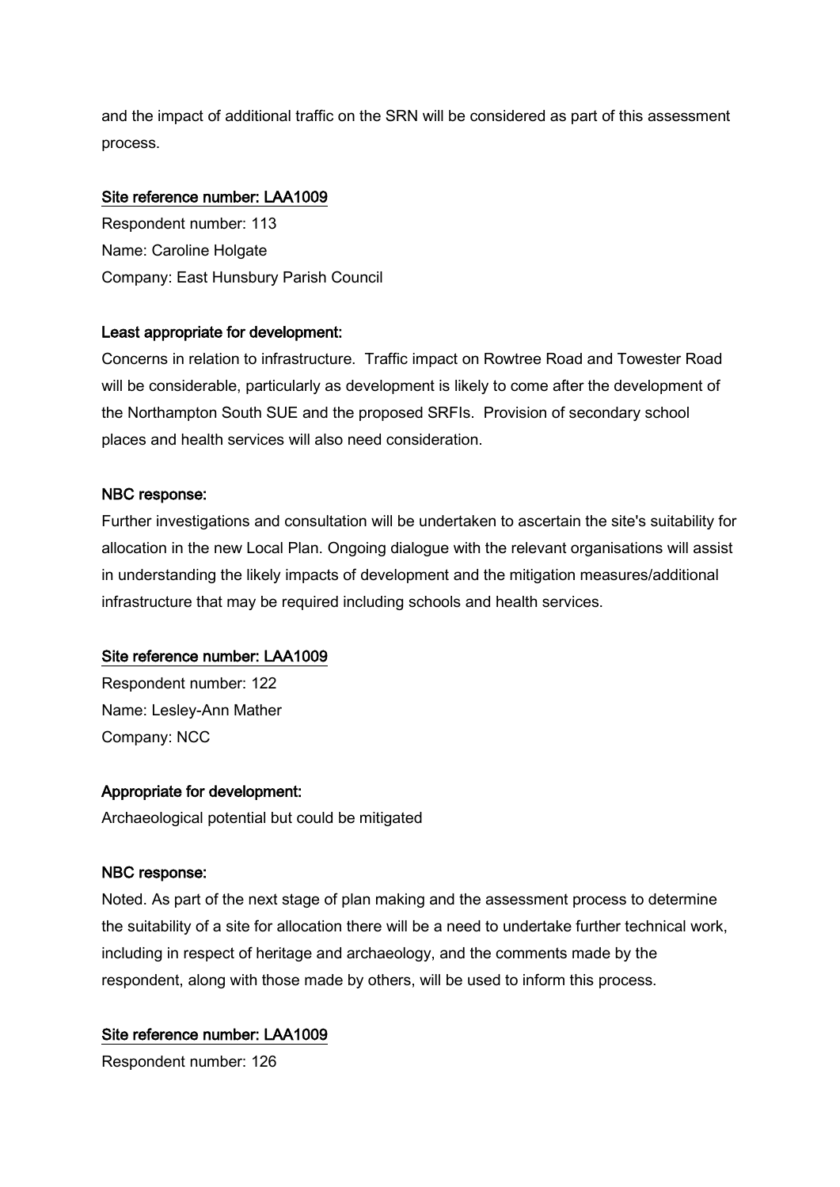and the impact of additional traffic on the SRN will be considered as part of this assessment process.

Site reference number: LAA1009

Respondent number: 113

Name: Caroline Holgate

Company: East Hunsbury Parish Council

**Least appropriate for development:**

Concerns in relation to infrastructure. Traffic impact on Rowtree Road and Towester Road will be considerable, particularly as development is likely to come after the development of the Northampton South SUE and the proposed SRFIs. Provision of secondary school places and health services will also need consideration.

**NBC response:**

Further investigations and consultation will be undertaken to ascertain the site's suitability for allocation in the new Local Plan. Ongoing dialogue with the relevant organisations will assist in understanding the likely impacts of development and the mitigation measures/additional infrastructure that may be required including schools and health services.

Site reference number: LAA1009

Respondent number: 122

Name: Lesley-Ann Mather

Company: NCC

**Appropriate for development:**

Archaeological potential but could be mitigated

**NBC response:**

Noted. As part of the next stage of plan making and the assessment process to determine the suitability of a site for allocation there will be a need to undertake further technical work, including in respect of heritage and archaeology, and the comments made by the respondent, along with those made by others, will be used to inform this process.

Site reference number: LAA1009

Respondent number: 126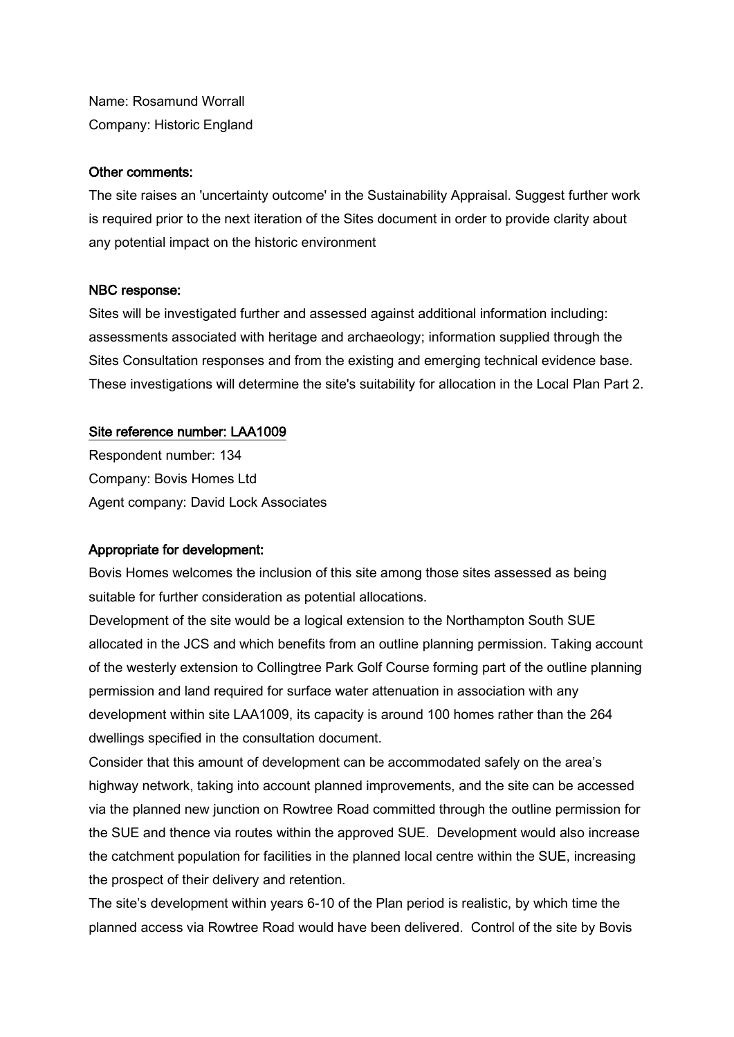Name: Rosamund Worrall
Company: Historic England

**Other comments:**

The site raises an 'uncertainty outcome' in the Sustainability Appraisal. Suggest further work is required prior to the next iteration of the Sites document in order to provide clarity about any potential impact on the historic environment

**NBC response:**

Sites will be investigated further and assessed against additional information including: assessments associated with heritage and archaeology; information supplied through the Sites Consultation responses and from the existing and emerging technical evidence base. These investigations will determine the site's suitability for allocation in the Local Plan Part 2.

**Site reference number: LAA1009**

Respondent number: 134
Company: Bovis Homes Ltd
Agent company: David Lock Associates

**Appropriate for development:**

Bovis Homes welcomes the inclusion of this site among those sites assessed as being suitable for further consideration as potential allocations.

Development of the site would be a logical extension to the Northampton South SUE allocated in the JCS and which benefits from an outline planning permission. Taking account of the westerly extension to Collingtree Park Golf Course forming part of the outline planning permission and land required for surface water attenuation in association with any development within site LAA1009, its capacity is around 100 homes rather than the 264 dwellings specified in the consultation document.

Consider that this amount of development can be accommodated safely on the area's highway network, taking into account planned improvements, and the site can be accessed via the planned new junction on Rowtree Road committed through the outline permission for the SUE and thence via routes within the approved SUE. Development would also increase the catchment population for facilities in the planned local centre within the SUE, increasing the prospect of their delivery and retention.

The site's development within years 6-10 of the Plan period is realistic, by which time the planned access via Rowtree Road would have been delivered. Control of the site by Bovis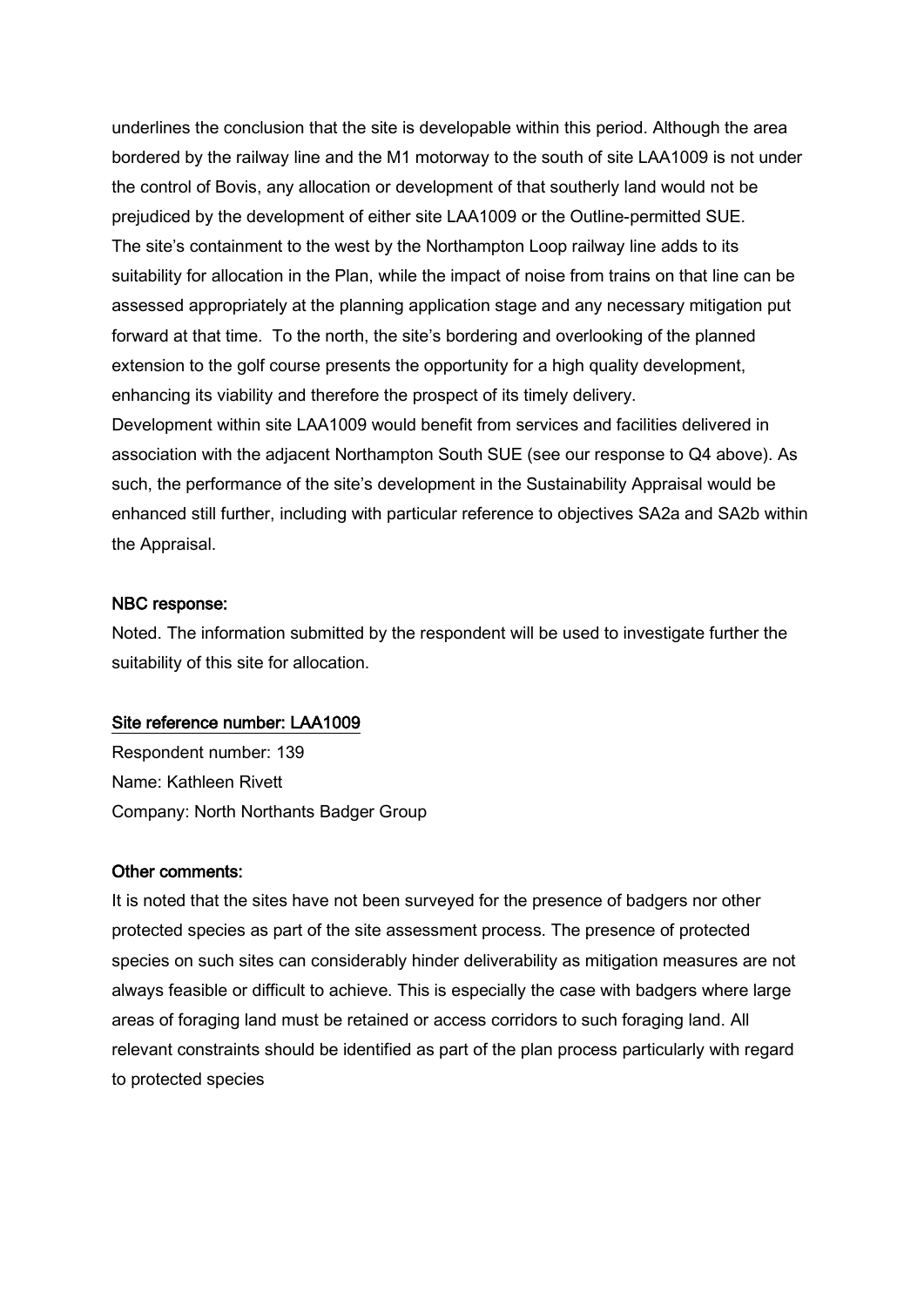underlines the conclusion that the site is developable within this period. Although the area bordered by the railway line and the M1 motorway to the south of site LAA1009 is not under the control of Bovis, any allocation or development of that southerly land would not be prejudiced by the development of either site LAA1009 or the Outline-permitted SUE.

The site's containment to the west by the Northampton Loop railway line adds to its suitability for allocation in the Plan, while the impact of noise from trains on that line can be assessed appropriately at the planning application stage and any necessary mitigation put forward at that time. To the north, the site's bordering and overlooking of the planned extension to the golf course presents the opportunity for a high quality development, enhancing its viability and therefore the prospect of its timely delivery.

Development within site LAA1009 would benefit from services and facilities delivered in association with the adjacent Northampton South SUE (see our response to Q4 above). As such, the performance of the site's development in the Sustainability Appraisal would be enhanced still further, including with particular reference to objectives SA2a and SA2b within the Appraisal.

NBC response:

Noted. The information submitted by the respondent will be used to investigate further the suitability of this site for allocation.

Site reference number: LAA1009

Respondent number: 139

Name: Kathleen Rivett

Company: North Northants Badger Group

Other comments:

It is noted that the sites have not been surveyed for the presence of badgers nor other protected species as part of the site assessment process. The presence of protected species on such sites can considerably hinder deliverability as mitigation measures are not always feasible or difficult to achieve. This is especially the case with badgers where large areas of foraging land must be retained or access corridors to such foraging land. All relevant constraints should be identified as part of the plan process particularly with regard to protected species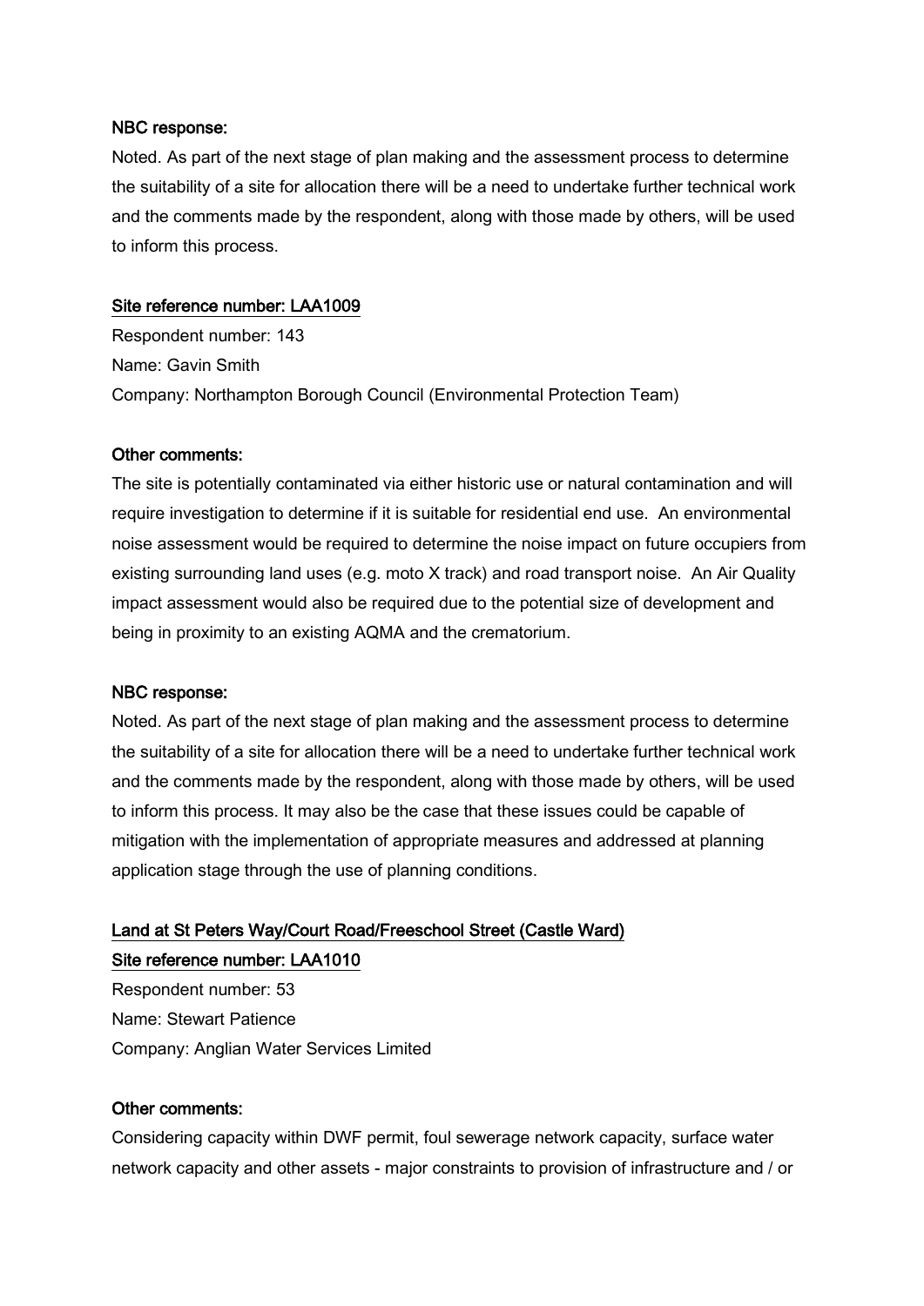#### NBC response:

Noted. As part of the next stage of plan making and the assessment process to determine the suitability of a site for allocation there will be a need to undertake further technical work and the comments made by the respondent, along with those made by others, will be used to inform this process.

#### Site reference number: LAA1009

Respondent number: 143
Name: Gavin Smith
Company: Northampton Borough Council (Environmental Protection Team)

#### Other comments:

The site is potentially contaminated via either historic use or natural contamination and will require investigation to determine if it is suitable for residential end use. An environmental noise assessment would be required to determine the noise impact on future occupiers from existing surrounding land uses (e.g. moto X track) and road transport noise. An Air Quality impact assessment would also be required due to the potential size of development and being in proximity to an existing AQMA and the crematorium.

#### NBC response:

Noted. As part of the next stage of plan making and the assessment process to determine the suitability of a site for allocation there will be a need to undertake further technical work and the comments made by the respondent, along with those made by others, will be used to inform this process. It may also be the case that these issues could be capable of mitigation with the implementation of appropriate measures and addressed at planning application stage through the use of planning conditions.

#### Land at St Peters Way/Court Road/Freeschool Street (Castle Ward)

#### Site reference number: LAA1010

Respondent number: 53
Name: Stewart Patience
Company: Anglian Water Services Limited

#### Other comments:

Considering capacity within DWF permit, foul sewerage network capacity, surface water network capacity and other assets - major constraints to provision of infrastructure and / or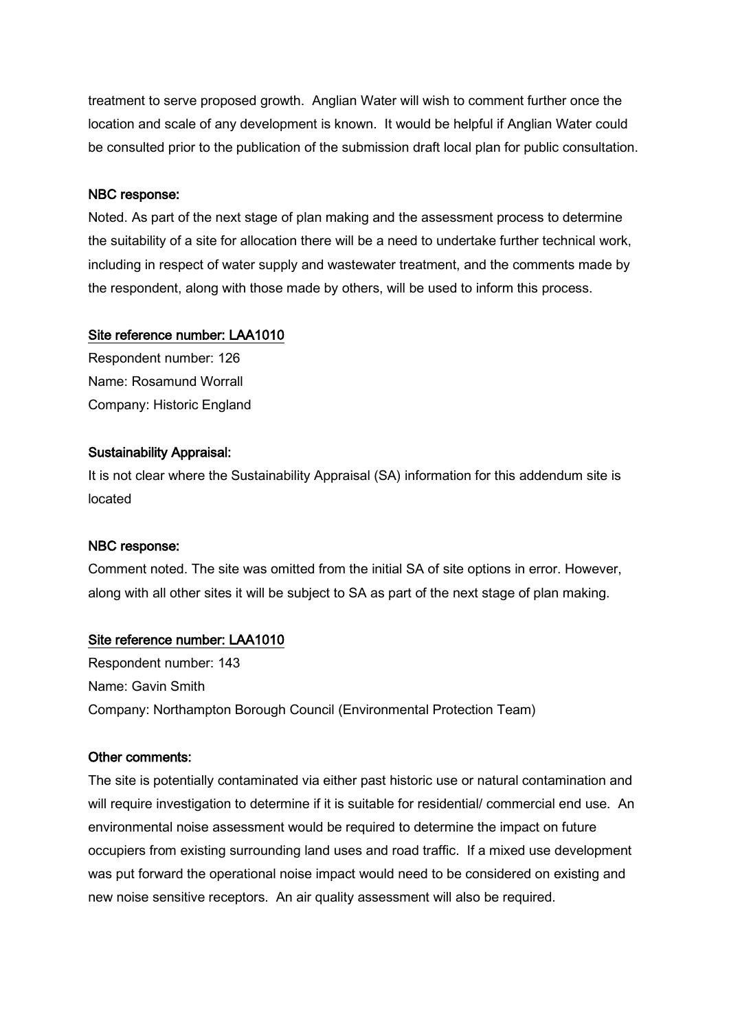treatment to serve proposed growth. Anglian Water will wish to comment further once the location and scale of any development is known. It would be helpful if Anglian Water could be consulted prior to the publication of the submission draft local plan for public consultation.

**NBC response:**

Noted. As part of the next stage of plan making and the assessment process to determine the suitability of a site for allocation there will be a need to undertake further technical work, including in respect of water supply and wastewater treatment, and the comments made by the respondent, along with those made by others, will be used to inform this process.

**Site reference number: LAA1010**

Respondent number: 126
Name: Rosamund Worrall
Company: Historic England

**Sustainability Appraisal:**

It is not clear where the Sustainability Appraisal (SA) information for this addendum site is located

**NBC response:**

Comment noted. The site was omitted from the initial SA of site options in error. However, along with all other sites it will be subject to SA as part of the next stage of plan making.

**Site reference number: LAA1010**

Respondent number: 143
Name: Gavin Smith
Company: Northampton Borough Council (Environmental Protection Team)

**Other comments:**

The site is potentially contaminated via either past historic use or natural contamination and will require investigation to determine if it is suitable for residential/ commercial end use. An environmental noise assessment would be required to determine the impact on future occupiers from existing surrounding land uses and road traffic. If a mixed use development was put forward the operational noise impact would need to be considered on existing and new noise sensitive receptors. An air quality assessment will also be required.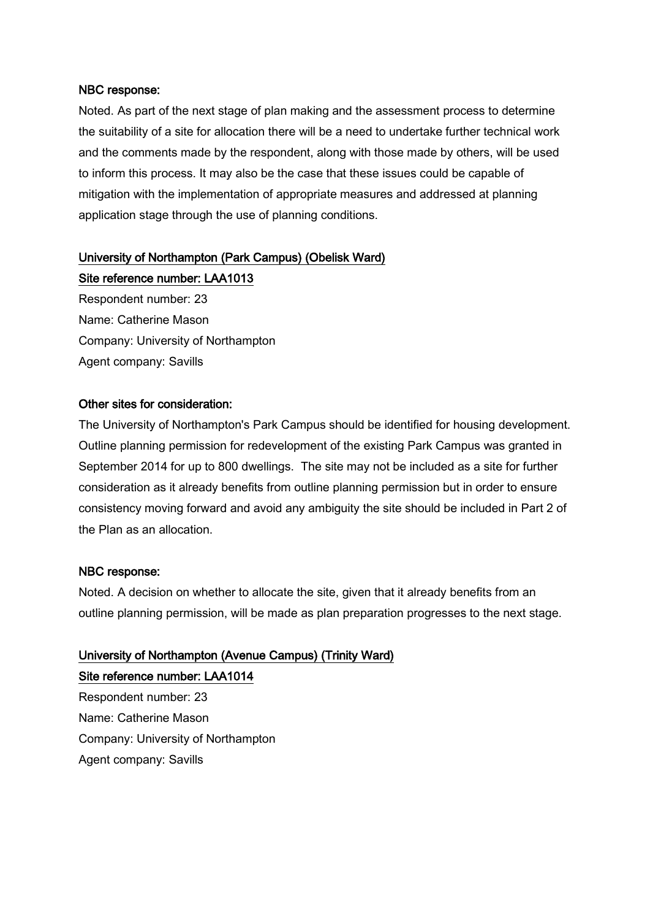**NBC response:**

Noted. As part of the next stage of plan making and the assessment process to determine the suitability of a site for allocation there will be a need to undertake further technical work and the comments made by the respondent, along with those made by others, will be used to inform this process. It may also be the case that these issues could be capable of mitigation with the implementation of appropriate measures and addressed at planning application stage through the use of planning conditions.

**University of Northampton (Park Campus) (Obelisk Ward)**

**Site reference number: LAA1013**

Respondent number: 23

Name: Catherine Mason

Company: University of Northampton

Agent company: Savills

**Other sites for consideration:**

The University of Northampton's Park Campus should be identified for housing development. Outline planning permission for redevelopment of the existing Park Campus was granted in September 2014 for up to 800 dwellings. The site may not be included as a site for further consideration as it already benefits from outline planning permission but in order to ensure consistency moving forward and avoid any ambiguity the site should be included in Part 2 of the Plan as an allocation.

**NBC response:**

Noted. A decision on whether to allocate the site, given that it already benefits from an outline planning permission, will be made as plan preparation progresses to the next stage.

**University of Northampton (Avenue Campus) (Trinity Ward)**

**Site reference number: LAA1014**

Respondent number: 23

Name: Catherine Mason

Company: University of Northampton

Agent company: Savills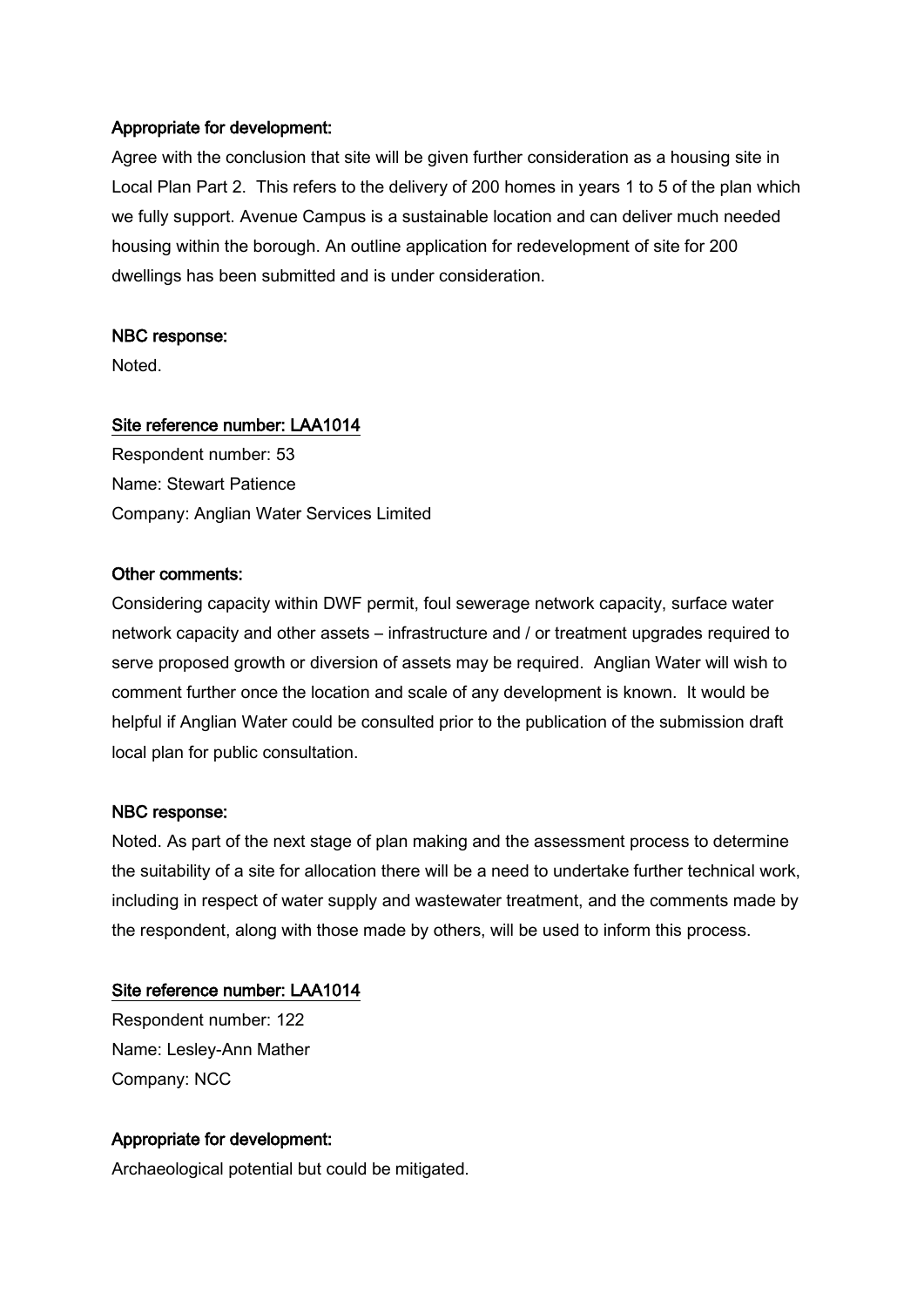**Appropriate for development:**

Agree with the conclusion that site will be given further consideration as a housing site in Local Plan Part 2. This refers to the delivery of 200 homes in years 1 to 5 of the plan which we fully support. Avenue Campus is a sustainable location and can deliver much needed housing within the borough. An outline application for redevelopment of site for 200 dwellings has been submitted and is under consideration.

**NBC response:**

Noted.

**Site reference number: LAA1014**

Respondent number: 53
Name: Stewart Patience
Company: Anglian Water Services Limited

**Other comments:**

Considering capacity within DWF permit, foul sewerage network capacity, surface water network capacity and other assets – infrastructure and / or treatment upgrades required to serve proposed growth or diversion of assets may be required. Anglian Water will wish to comment further once the location and scale of any development is known. It would be helpful if Anglian Water could be consulted prior to the publication of the submission draft local plan for public consultation.

**NBC response:**

Noted. As part of the next stage of plan making and the assessment process to determine the suitability of a site for allocation there will be a need to undertake further technical work, including in respect of water supply and wastewater treatment, and the comments made by the respondent, along with those made by others, will be used to inform this process.

**Site reference number: LAA1014**

Respondent number: 122
Name: Lesley-Ann Mather
Company: NCC

**Appropriate for development:**

Archaeological potential but could be mitigated.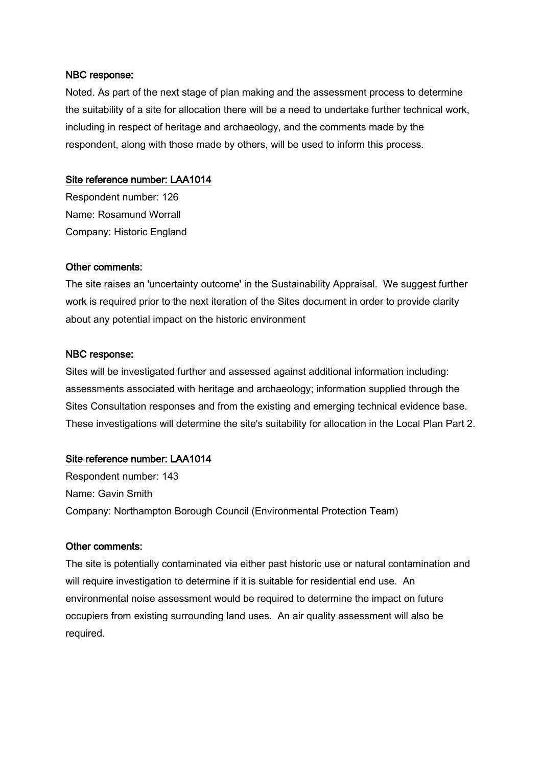**NBC response:**

Noted. As part of the next stage of plan making and the assessment process to determine the suitability of a site for allocation there will be a need to undertake further technical work, including in respect of heritage and archaeology, and the comments made by the respondent, along with those made by others, will be used to inform this process.

**Site reference number: LAA1014**

Respondent number: 126
Name: Rosamund Worrall
Company: Historic England

**Other comments:**

The site raises an 'uncertainty outcome' in the Sustainability Appraisal. We suggest further work is required prior to the next iteration of the Sites document in order to provide clarity about any potential impact on the historic environment

**NBC response:**

Sites will be investigated further and assessed against additional information including: assessments associated with heritage and archaeology; information supplied through the Sites Consultation responses and from the existing and emerging technical evidence base. These investigations will determine the site's suitability for allocation in the Local Plan Part 2.

**Site reference number: LAA1014**

Respondent number: 143
Name: Gavin Smith
Company: Northampton Borough Council (Environmental Protection Team)

**Other comments:**

The site is potentially contaminated via either past historic use or natural contamination and will require investigation to determine if it is suitable for residential end use. An environmental noise assessment would be required to determine the impact on future occupiers from existing surrounding land uses. An air quality assessment will also be required.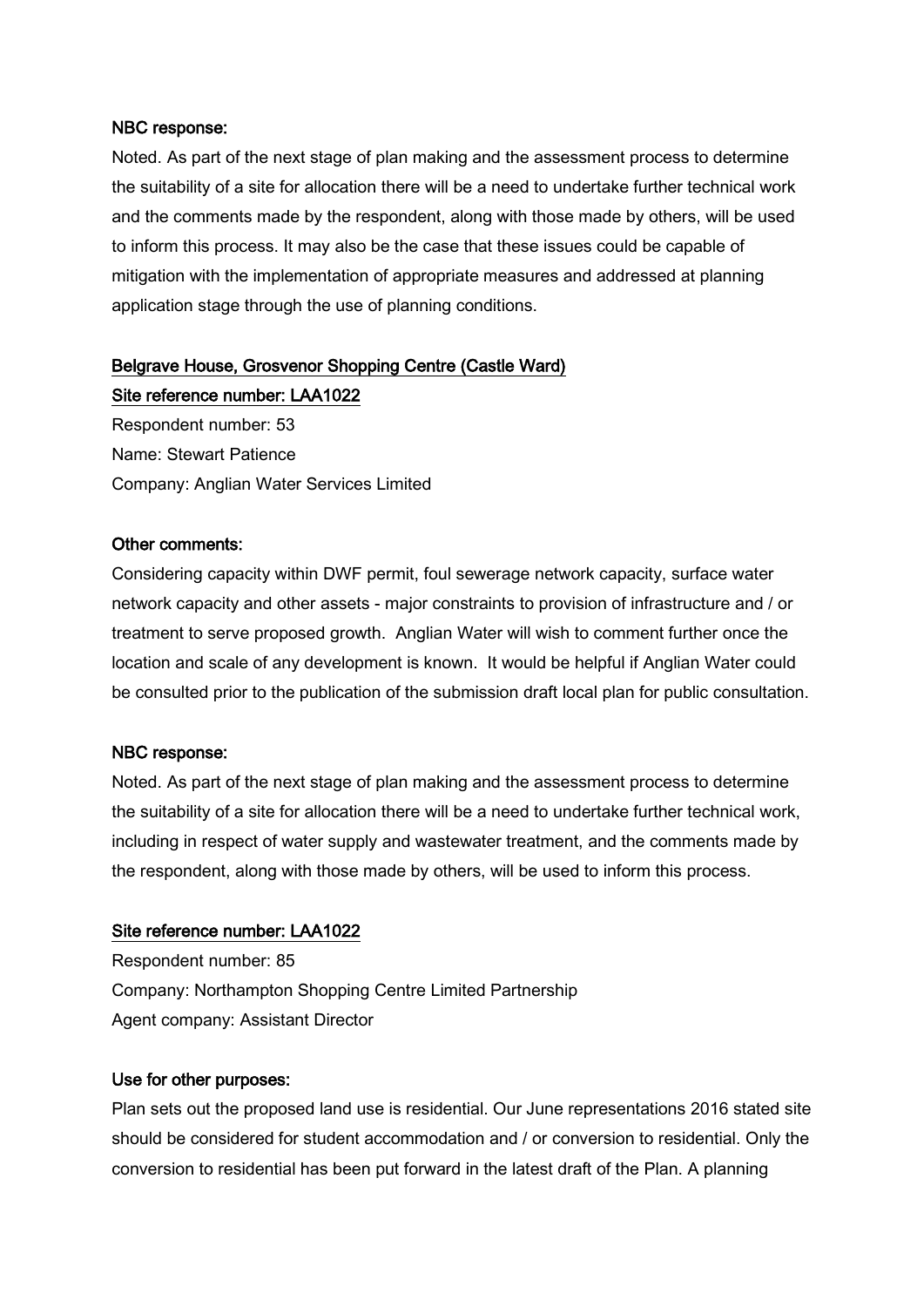**NBC response:**

Noted. As part of the next stage of plan making and the assessment process to determine the suitability of a site for allocation there will be a need to undertake further technical work and the comments made by the respondent, along with those made by others, will be used to inform this process. It may also be the case that these issues could be capable of mitigation with the implementation of appropriate measures and addressed at planning application stage through the use of planning conditions.

**Belgrave House, Grosvenor Shopping Centre (Castle Ward)**

**Site reference number: LAA1022**

Respondent number: 53
Name: Stewart Patience
Company: Anglian Water Services Limited

**Other comments:**

Considering capacity within DWF permit, foul sewerage network capacity, surface water network capacity and other assets - major constraints to provision of infrastructure and / or treatment to serve proposed growth. Anglian Water will wish to comment further once the location and scale of any development is known. It would be helpful if Anglian Water could be consulted prior to the publication of the submission draft local plan for public consultation.

**NBC response:**

Noted. As part of the next stage of plan making and the assessment process to determine the suitability of a site for allocation there will be a need to undertake further technical work, including in respect of water supply and wastewater treatment, and the comments made by the respondent, along with those made by others, will be used to inform this process.

**Site reference number: LAA1022**

Respondent number: 85
Company: Northampton Shopping Centre Limited Partnership
Agent company: Assistant Director

**Use for other purposes:**

Plan sets out the proposed land use is residential. Our June representations 2016 stated site should be considered for student accommodation and / or conversion to residential. Only the conversion to residential has been put forward in the latest draft of the Plan. A planning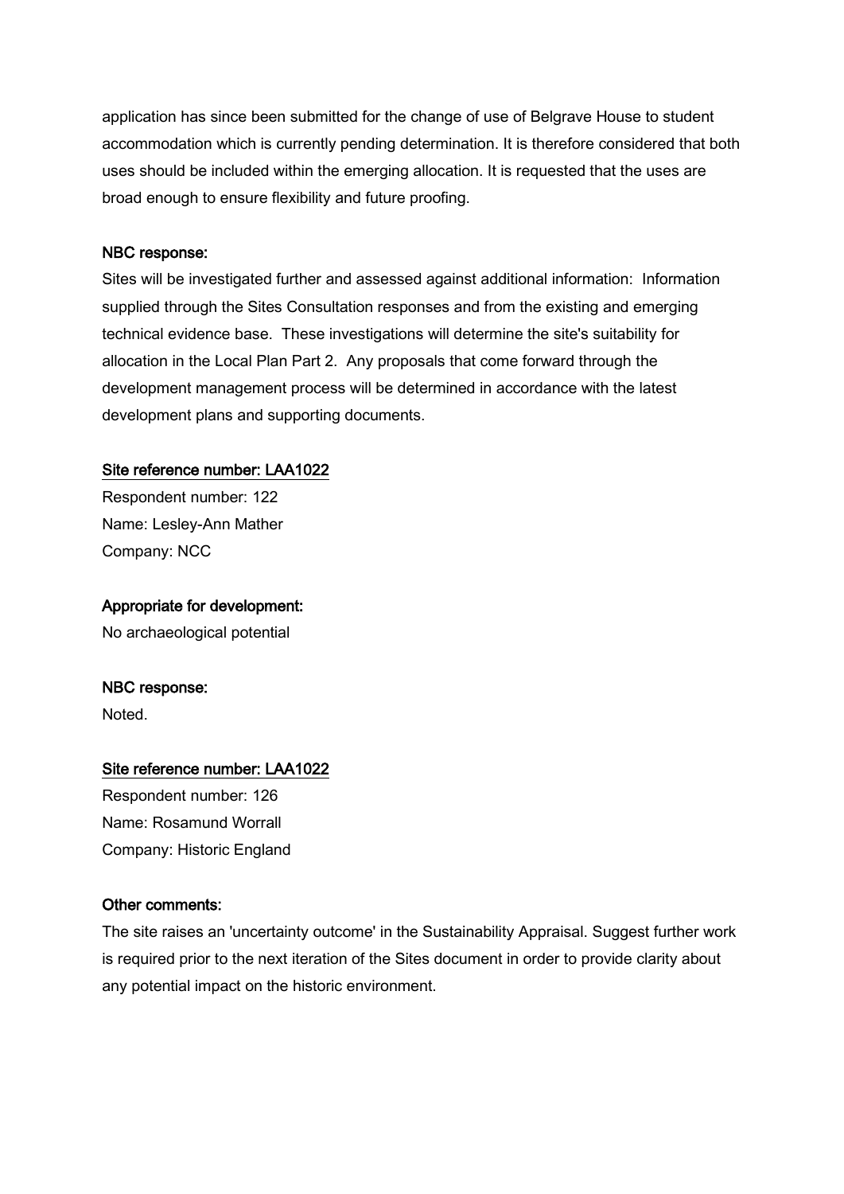application has since been submitted for the change of use of Belgrave House to student accommodation which is currently pending determination. It is therefore considered that both uses should be included within the emerging allocation. It is requested that the uses are broad enough to ensure flexibility and future proofing.

**NBC response:**

Sites will be investigated further and assessed against additional information: Information supplied through the Sites Consultation responses and from the existing and emerging technical evidence base. These investigations will determine the site's suitability for allocation in the Local Plan Part 2. Any proposals that come forward through the development management process will be determined in accordance with the latest development plans and supporting documents.

**Site reference number: LAA1022**

Respondent number: 122
Name: Lesley-Ann Mather
Company: NCC

**Appropriate for development:**

No archaeological potential

**NBC response:**

Noted.

**Site reference number: LAA1022**

Respondent number: 126
Name: Rosamund Worrall
Company: Historic England

**Other comments:**

The site raises an 'uncertainty outcome' in the Sustainability Appraisal. Suggest further work is required prior to the next iteration of the Sites document in order to provide clarity about any potential impact on the historic environment.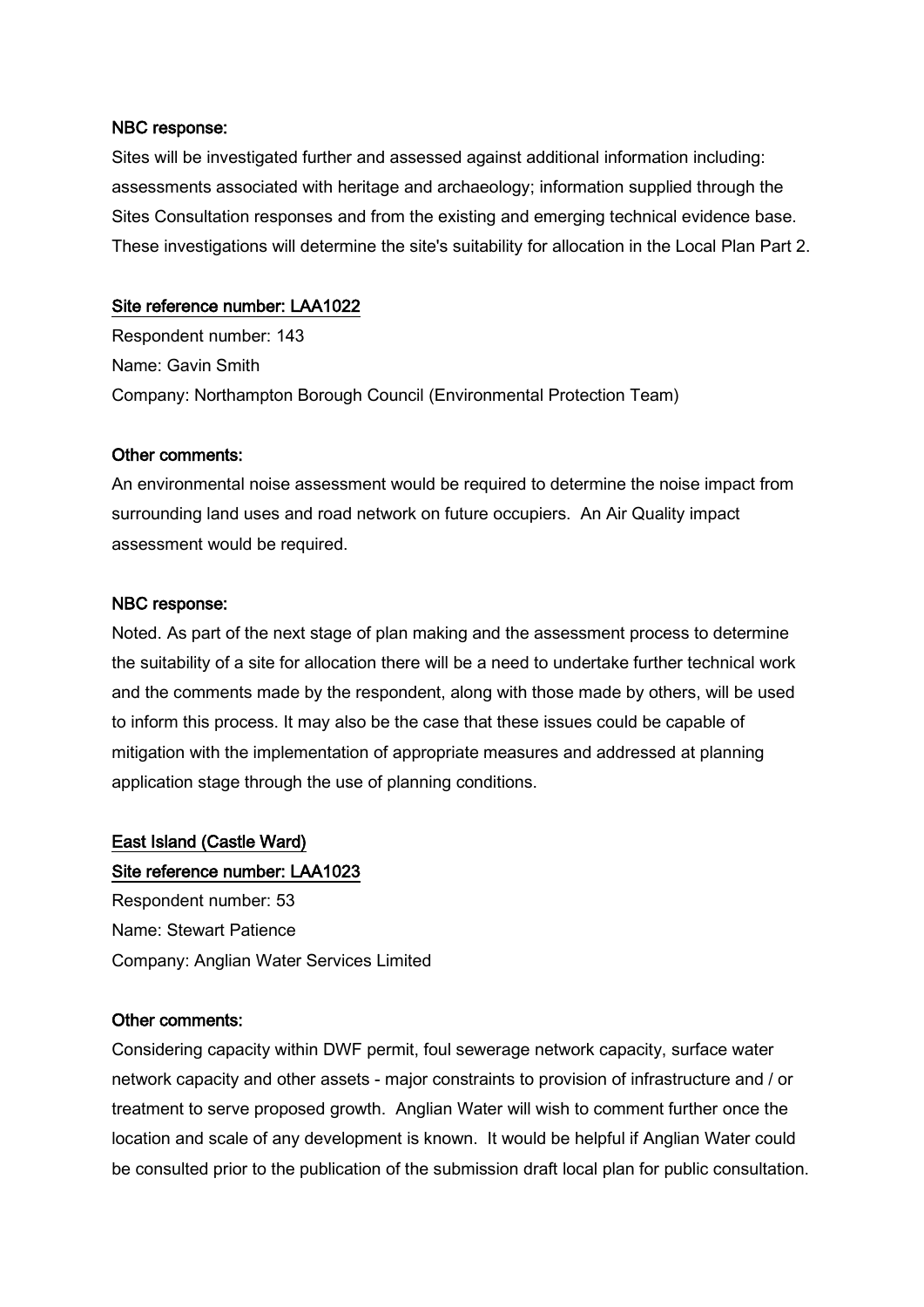**NBC response:**

Sites will be investigated further and assessed against additional information including: assessments associated with heritage and archaeology; information supplied through the Sites Consultation responses and from the existing and emerging technical evidence base. These investigations will determine the site's suitability for allocation in the Local Plan Part 2.

**Site reference number: LAA1022**

Respondent number: 143

Name: Gavin Smith

Company: Northampton Borough Council (Environmental Protection Team)

**Other comments:**

An environmental noise assessment would be required to determine the noise impact from surrounding land uses and road network on future occupiers. An Air Quality impact assessment would be required.

**NBC response:**

Noted. As part of the next stage of plan making and the assessment process to determine the suitability of a site for allocation there will be a need to undertake further technical work and the comments made by the respondent, along with those made by others, will be used to inform this process. It may also be the case that these issues could be capable of mitigation with the implementation of appropriate measures and addressed at planning application stage through the use of planning conditions.

**East Island (Castle Ward)**

**Site reference number: LAA1023**

Respondent number: 53

Name: Stewart Patience

Company: Anglian Water Services Limited

**Other comments:**

Considering capacity within DWF permit, foul sewerage network capacity, surface water network capacity and other assets - major constraints to provision of infrastructure and / or treatment to serve proposed growth. Anglian Water will wish to comment further once the location and scale of any development is known. It would be helpful if Anglian Water could be consulted prior to the publication of the submission draft local plan for public consultation.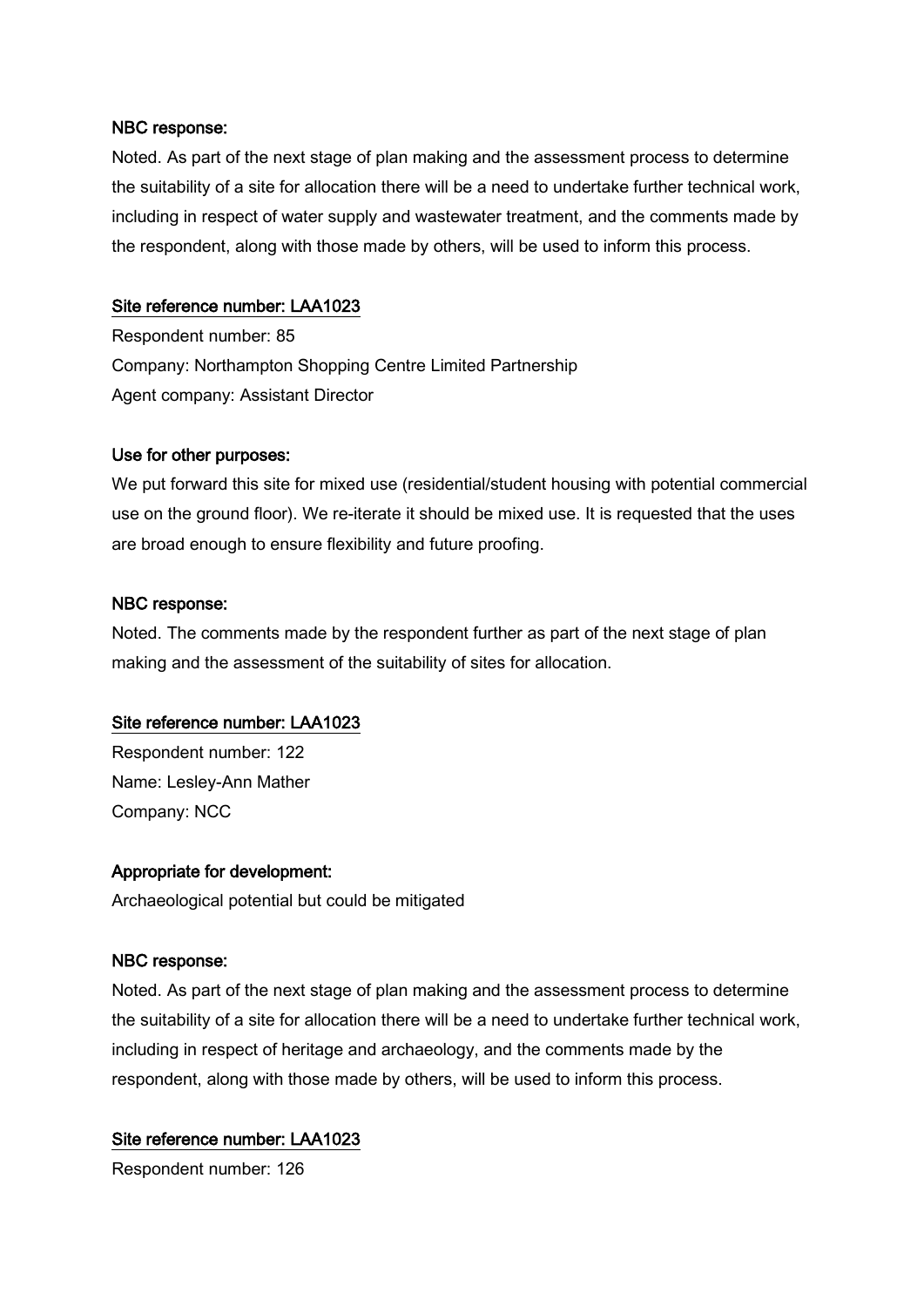**NBC response:**

Noted. As part of the next stage of plan making and the assessment process to determine the suitability of a site for allocation there will be a need to undertake further technical work, including in respect of water supply and wastewater treatment, and the comments made by the respondent, along with those made by others, will be used to inform this process.

**Site reference number: LAA1023**

Respondent number: 85

Company: Northampton Shopping Centre Limited Partnership

Agent company: Assistant Director

**Use for other purposes:**

We put forward this site for mixed use (residential/student housing with potential commercial use on the ground floor). We re-iterate it should be mixed use. It is requested that the uses are broad enough to ensure flexibility and future proofing.

**NBC response:**

Noted. The comments made by the respondent further as part of the next stage of plan making and the assessment of the suitability of sites for allocation.

**Site reference number: LAA1023**

Respondent number: 122

Name: Lesley-Ann Mather

Company: NCC

**Appropriate for development:**

Archaeological potential but could be mitigated

**NBC response:**

Noted. As part of the next stage of plan making and the assessment process to determine the suitability of a site for allocation there will be a need to undertake further technical work, including in respect of heritage and archaeology, and the comments made by the respondent, along with those made by others, will be used to inform this process.

**Site reference number: LAA1023**

Respondent number: 126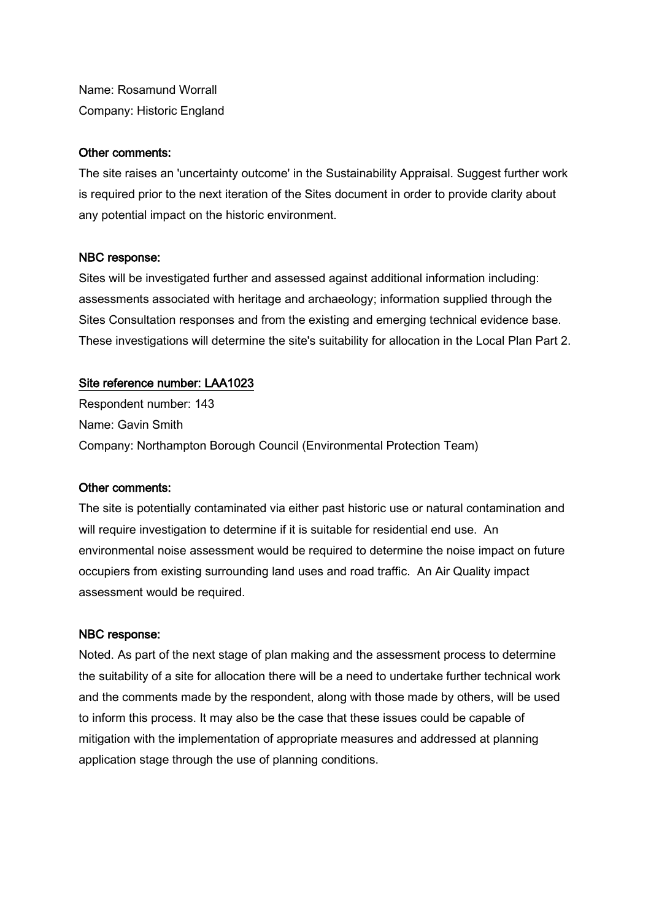Name: Rosamund Worrall
Company: Historic England

**Other comments:**

The site raises an 'uncertainty outcome' in the Sustainability Appraisal. Suggest further work is required prior to the next iteration of the Sites document in order to provide clarity about any potential impact on the historic environment.

**NBC response:**

Sites will be investigated further and assessed against additional information including: assessments associated with heritage and archaeology; information supplied through the Sites Consultation responses and from the existing and emerging technical evidence base. These investigations will determine the site's suitability for allocation in the Local Plan Part 2.

**Site reference number: LAA1023**

Respondent number: 143
Name: Gavin Smith
Company: Northampton Borough Council (Environmental Protection Team)

**Other comments:**

The site is potentially contaminated via either past historic use or natural contamination and will require investigation to determine if it is suitable for residential end use. An environmental noise assessment would be required to determine the noise impact on future occupiers from existing surrounding land uses and road traffic. An Air Quality impact assessment would be required.

**NBC response:**

Noted. As part of the next stage of plan making and the assessment process to determine the suitability of a site for allocation there will be a need to undertake further technical work and the comments made by the respondent, along with those made by others, will be used to inform this process. It may also be the case that these issues could be capable of mitigation with the implementation of appropriate measures and addressed at planning application stage through the use of planning conditions.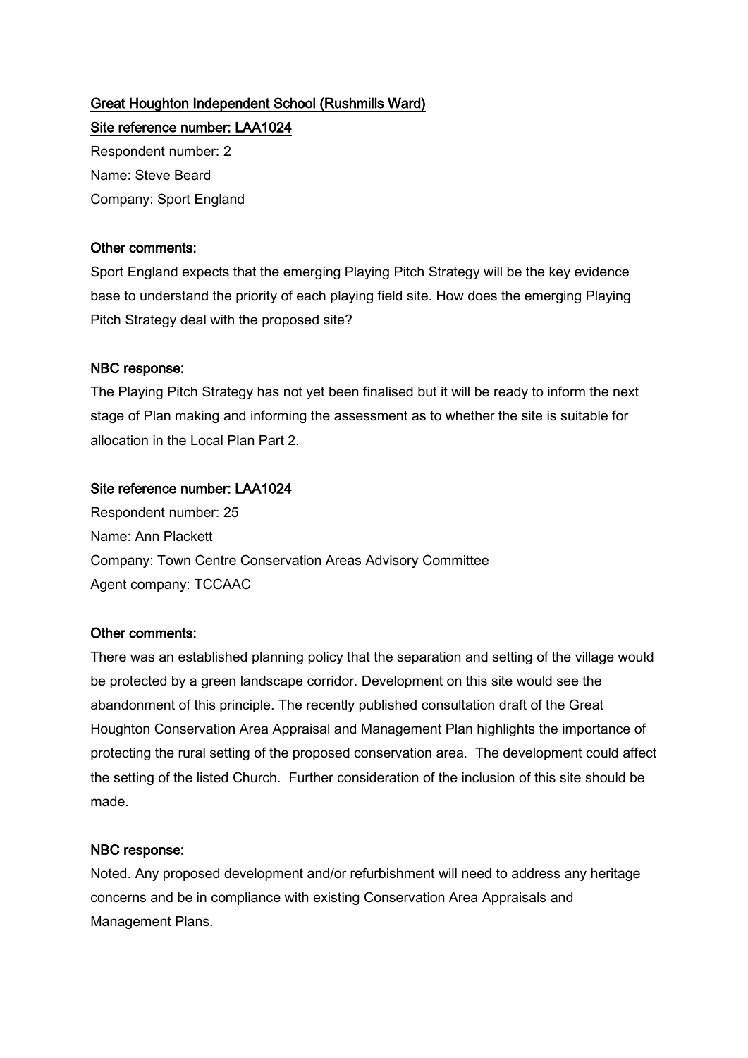**Great Houghton Independent School (Rushmills Ward)**

**Site reference number: LAA1024**

Respondent number: 2

Name: Steve Beard

Company: Sport England

**Other comments:**

Sport England expects that the emerging Playing Pitch Strategy will be the key evidence base to understand the priority of each playing field site. How does the emerging Playing Pitch Strategy deal with the proposed site?

**NBC response:**

The Playing Pitch Strategy has not yet been finalised but it will be ready to inform the next stage of Plan making and informing the assessment as to whether the site is suitable for allocation in the Local Plan Part 2.

**Site reference number: LAA1024**

Respondent number: 25

Name: Ann Plackett

Company: Town Centre Conservation Areas Advisory Committee

Agent company: TCCAAC

**Other comments:**

There was an established planning policy that the separation and setting of the village would be protected by a green landscape corridor. Development on this site would see the abandonment of this principle. The recently published consultation draft of the Great Houghton Conservation Area Appraisal and Management Plan highlights the importance of protecting the rural setting of the proposed conservation area. The development could affect the setting of the listed Church. Further consideration of the inclusion of this site should be made.

**NBC response:**

Noted. Any proposed development and/or refurbishment will need to address any heritage concerns and be in compliance with existing Conservation Area Appraisals and Management Plans.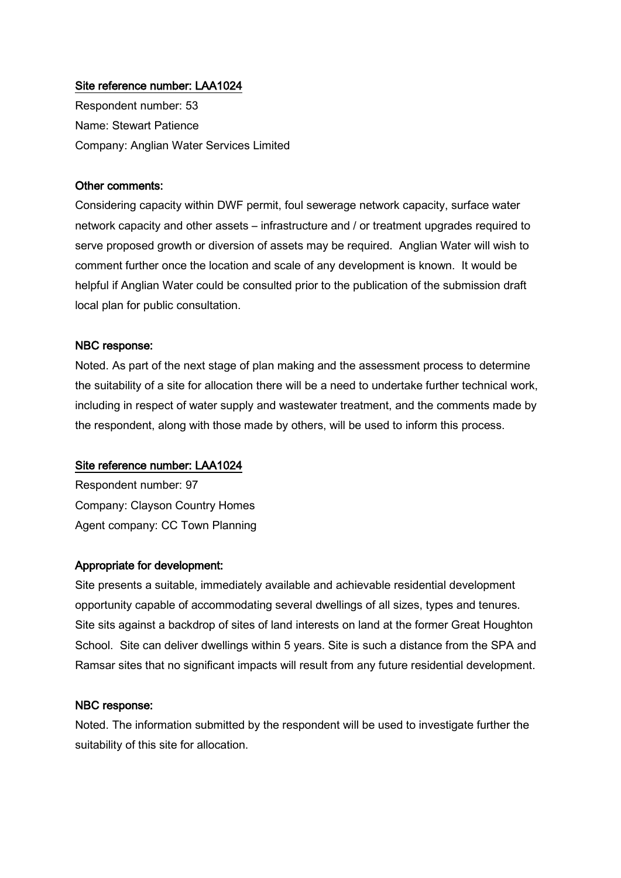<u>Site reference number: LAA1024</u>

Respondent number: 53
Name: Stewart Patience
Company: Anglian Water Services Limited

**Other comments:**

Considering capacity within DWF permit, foul sewerage network capacity, surface water network capacity and other assets – infrastructure and / or treatment upgrades required to serve proposed growth or diversion of assets may be required. Anglian Water will wish to comment further once the location and scale of any development is known. It would be helpful if Anglian Water could be consulted prior to the publication of the submission draft local plan for public consultation.

**NBC response:**

Noted. As part of the next stage of plan making and the assessment process to determine the suitability of a site for allocation there will be a need to undertake further technical work, including in respect of water supply and wastewater treatment, and the comments made by the respondent, along with those made by others, will be used to inform this process.

<u>Site reference number: LAA1024</u>

Respondent number: 97
Company: Clayson Country Homes
Agent company: CC Town Planning

**Appropriate for development:**

Site presents a suitable, immediately available and achievable residential development opportunity capable of accommodating several dwellings of all sizes, types and tenures. Site sits against a backdrop of sites of land interests on land at the former Great Houghton School. Site can deliver dwellings within 5 years. Site is such a distance from the SPA and Ramsar sites that no significant impacts will result from any future residential development.

**NBC response:**

Noted. The information submitted by the respondent will be used to investigate further the suitability of this site for allocation.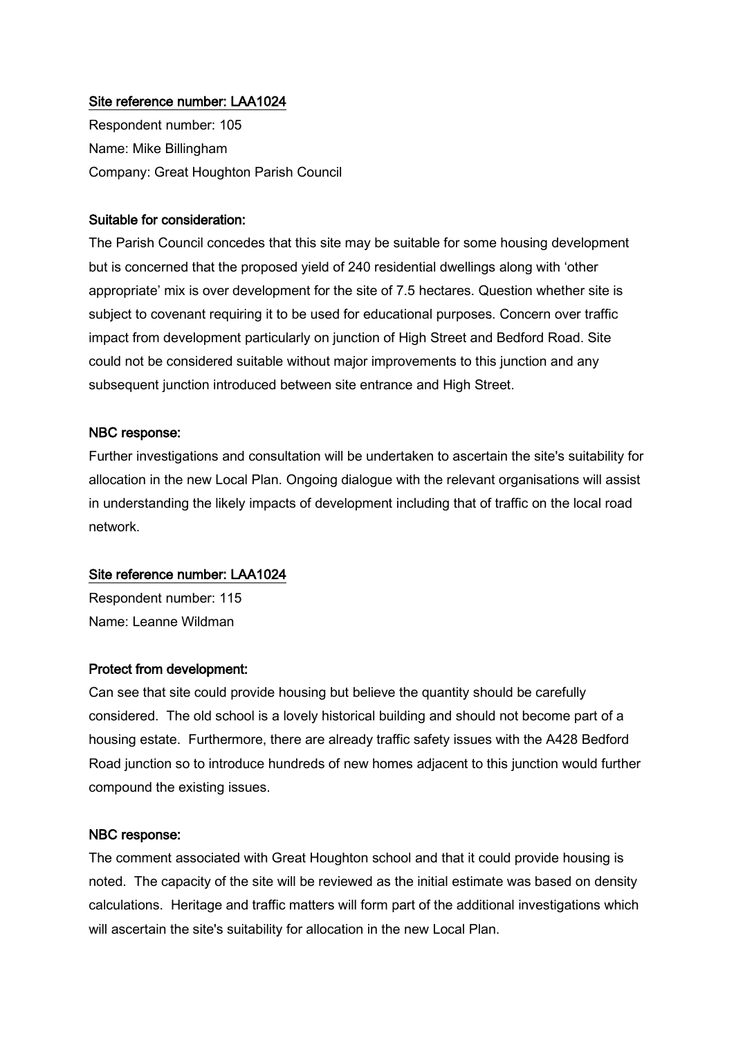Site reference number: LAA1024

Respondent number: 105
Name: Mike Billingham
Company: Great Houghton Parish Council

**Suitable for consideration:**

The Parish Council concedes that this site may be suitable for some housing development but is concerned that the proposed yield of 240 residential dwellings along with 'other appropriate' mix is over development for the site of 7.5 hectares. Question whether site is subject to covenant requiring it to be used for educational purposes. Concern over traffic impact from development particularly on junction of High Street and Bedford Road. Site could not be considered suitable without major improvements to this junction and any subsequent junction introduced between site entrance and High Street.

**NBC response:**

Further investigations and consultation will be undertaken to ascertain the site's suitability for allocation in the new Local Plan. Ongoing dialogue with the relevant organisations will assist in understanding the likely impacts of development including that of traffic on the local road network.

Site reference number: LAA1024

Respondent number: 115
Name: Leanne Wildman

**Protect from development:**

Can see that site could provide housing but believe the quantity should be carefully considered. The old school is a lovely historical building and should not become part of a housing estate. Furthermore, there are already traffic safety issues with the A428 Bedford Road junction so to introduce hundreds of new homes adjacent to this junction would further compound the existing issues.

**NBC response:**

The comment associated with Great Houghton school and that it could provide housing is noted. The capacity of the site will be reviewed as the initial estimate was based on density calculations. Heritage and traffic matters will form part of the additional investigations which will ascertain the site's suitability for allocation in the new Local Plan.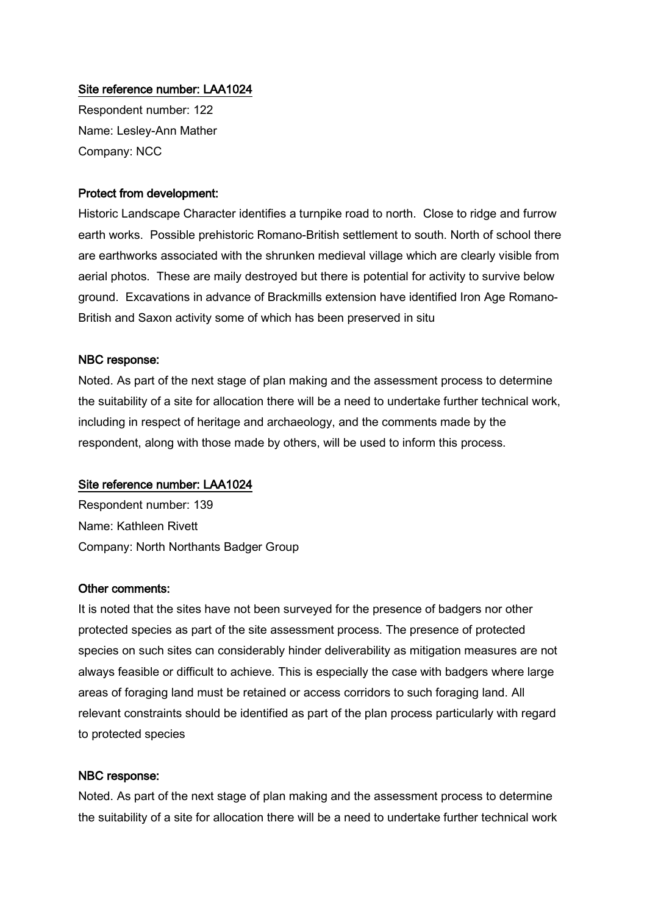Site reference number: LAA1024

Respondent number: 122

Name: Lesley-Ann Mather

Company: NCC

**Protect from development:**

Historic Landscape Character identifies a turnpike road to north. Close to ridge and furrow earth works. Possible prehistoric Romano-British settlement to south. North of school there are earthworks associated with the shrunken medieval village which are clearly visible from aerial photos. These are maily destroyed but there is potential for activity to survive below ground. Excavations in advance of Brackmills extension have identified Iron Age Romano-British and Saxon activity some of which has been preserved in situ

**NBC response:**

Noted. As part of the next stage of plan making and the assessment process to determine the suitability of a site for allocation there will be a need to undertake further technical work, including in respect of heritage and archaeology, and the comments made by the respondent, along with those made by others, will be used to inform this process.

Site reference number: LAA1024

Respondent number: 139

Name: Kathleen Rivett

Company: North Northants Badger Group

**Other comments:**

It is noted that the sites have not been surveyed for the presence of badgers nor other protected species as part of the site assessment process. The presence of protected species on such sites can considerably hinder deliverability as mitigation measures are not always feasible or difficult to achieve. This is especially the case with badgers where large areas of foraging land must be retained or access corridors to such foraging land. All relevant constraints should be identified as part of the plan process particularly with regard to protected species

**NBC response:**

Noted. As part of the next stage of plan making and the assessment process to determine the suitability of a site for allocation there will be a need to undertake further technical work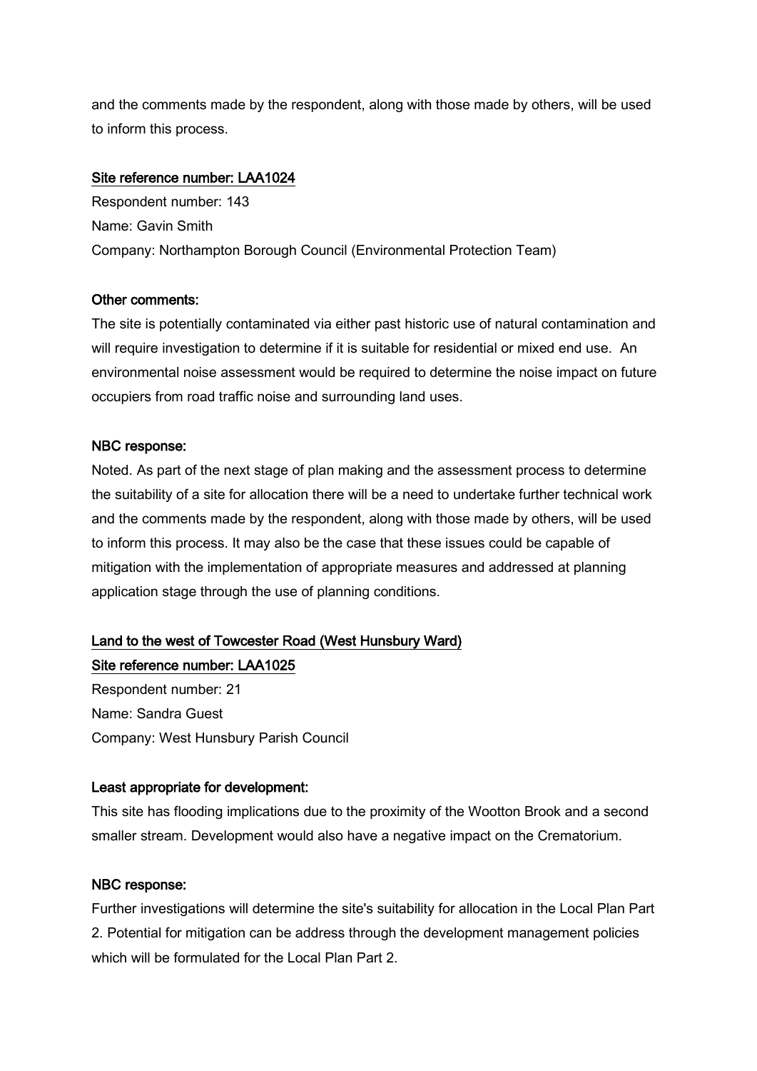and the comments made by the respondent, along with those made by others, will be used to inform this process.

#### Site reference number: LAA1024

Respondent number: 143
Name: Gavin Smith
Company: Northampton Borough Council (Environmental Protection Team)

**Other comments:**

The site is potentially contaminated via either past historic use of natural contamination and will require investigation to determine if it is suitable for residential or mixed end use. An environmental noise assessment would be required to determine the noise impact on future occupiers from road traffic noise and surrounding land uses.

**NBC response:**

Noted. As part of the next stage of plan making and the assessment process to determine the suitability of a site for allocation there will be a need to undertake further technical work and the comments made by the respondent, along with those made by others, will be used to inform this process. It may also be the case that these issues could be capable of mitigation with the implementation of appropriate measures and addressed at planning application stage through the use of planning conditions.

### Land to the west of Towcester Road (West Hunsbury Ward)

#### Site reference number: LAA1025

Respondent number: 21
Name: Sandra Guest
Company: West Hunsbury Parish Council

**Least appropriate for development:**

This site has flooding implications due to the proximity of the Wootton Brook and a second smaller stream. Development would also have a negative impact on the Crematorium.

**NBC response:**

Further investigations will determine the site's suitability for allocation in the Local Plan Part 2. Potential for mitigation can be address through the development management policies which will be formulated for the Local Plan Part 2.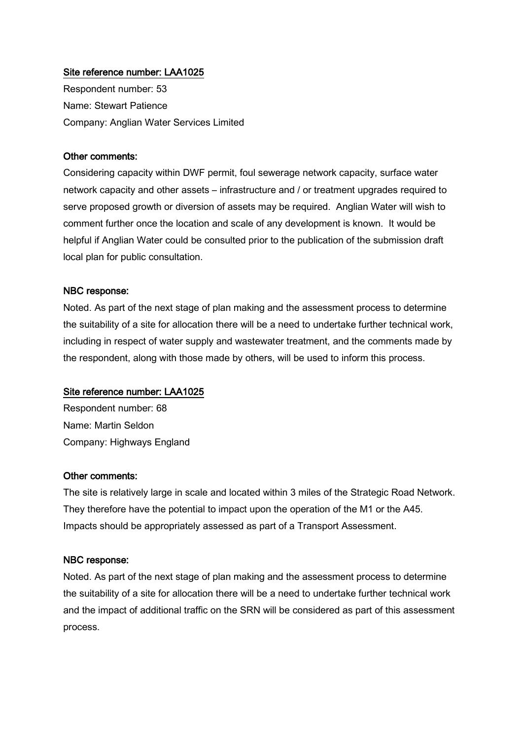Site reference number: LAA1025

Respondent number: 53
Name: Stewart Patience
Company: Anglian Water Services Limited

**Other comments:**

Considering capacity within DWF permit, foul sewerage network capacity, surface water network capacity and other assets – infrastructure and / or treatment upgrades required to serve proposed growth or diversion of assets may be required. Anglian Water will wish to comment further once the location and scale of any development is known. It would be helpful if Anglian Water could be consulted prior to the publication of the submission draft local plan for public consultation.

**NBC response:**

Noted. As part of the next stage of plan making and the assessment process to determine the suitability of a site for allocation there will be a need to undertake further technical work, including in respect of water supply and wastewater treatment, and the comments made by the respondent, along with those made by others, will be used to inform this process.

Site reference number: LAA1025

Respondent number: 68
Name: Martin Seldon
Company: Highways England

**Other comments:**

The site is relatively large in scale and located within 3 miles of the Strategic Road Network. They therefore have the potential to impact upon the operation of the M1 or the A45. Impacts should be appropriately assessed as part of a Transport Assessment.

**NBC response:**

Noted. As part of the next stage of plan making and the assessment process to determine the suitability of a site for allocation there will be a need to undertake further technical work and the impact of additional traffic on the SRN will be considered as part of this assessment process.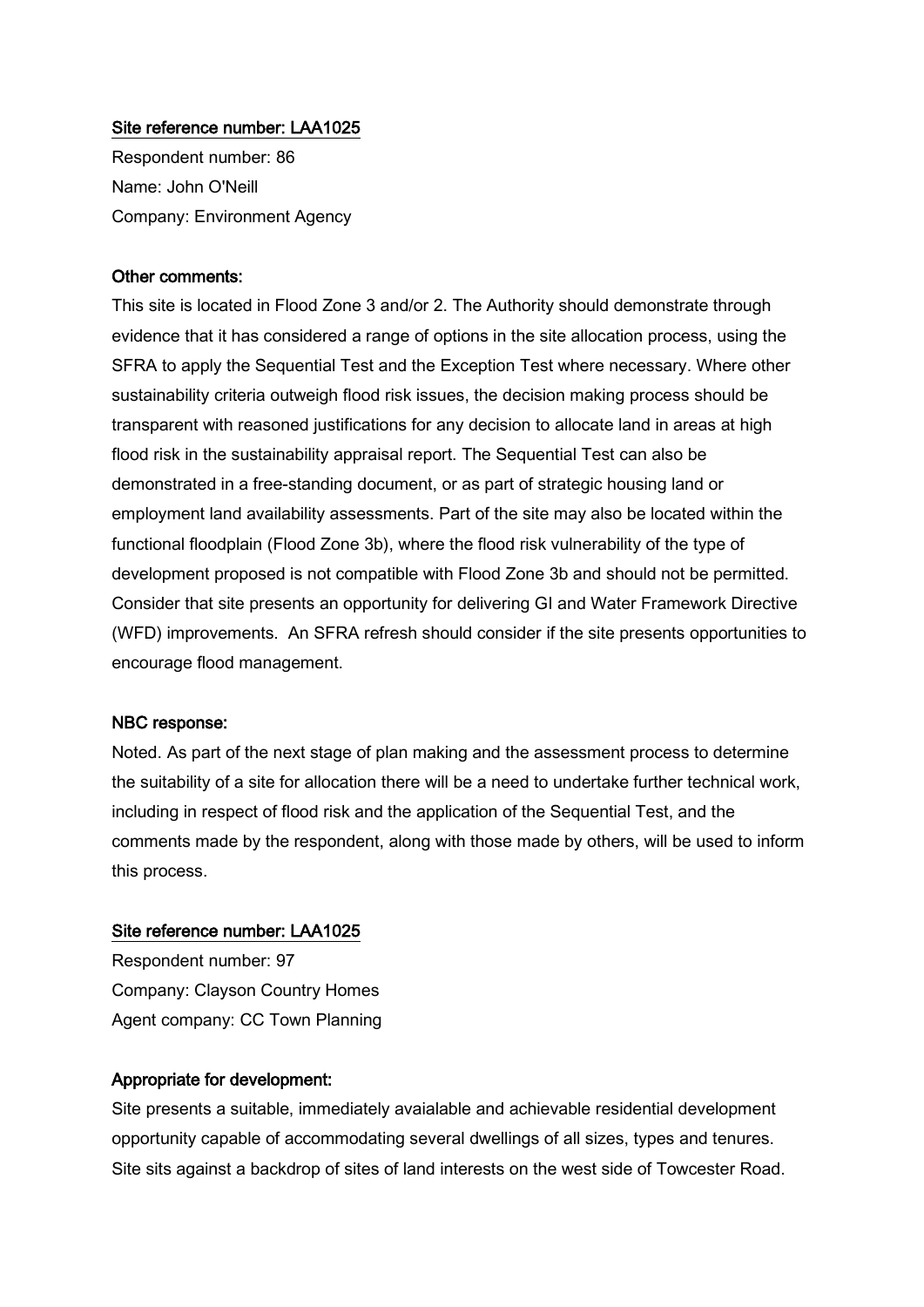<u>Site reference number: LAA1025</u>

Respondent number: 86
Name: John O'Neill
Company: Environment Agency

**Other comments:**

This site is located in Flood Zone 3 and/or 2. The Authority should demonstrate through evidence that it has considered a range of options in the site allocation process, using the SFRA to apply the Sequential Test and the Exception Test where necessary. Where other sustainability criteria outweigh flood risk issues, the decision making process should be transparent with reasoned justifications for any decision to allocate land in areas at high flood risk in the sustainability appraisal report. The Sequential Test can also be demonstrated in a free-standing document, or as part of strategic housing land or employment land availability assessments. Part of the site may also be located within the functional floodplain (Flood Zone 3b), where the flood risk vulnerability of the type of development proposed is not compatible with Flood Zone 3b and should not be permitted. Consider that site presents an opportunity for delivering GI and Water Framework Directive (WFD) improvements. An SFRA refresh should consider if the site presents opportunities to encourage flood management.

**NBC response:**

Noted. As part of the next stage of plan making and the assessment process to determine the suitability of a site for allocation there will be a need to undertake further technical work, including in respect of flood risk and the application of the Sequential Test, and the comments made by the respondent, along with those made by others, will be used to inform this process.

<u>Site reference number: LAA1025</u>

Respondent number: 97
Company: Clayson Country Homes
Agent company: CC Town Planning

**Appropriate for development:**

Site presents a suitable, immediately avaialable and achievable residential development opportunity capable of accommodating several dwellings of all sizes, types and tenures. Site sits against a backdrop of sites of land interests on the west side of Towcester Road.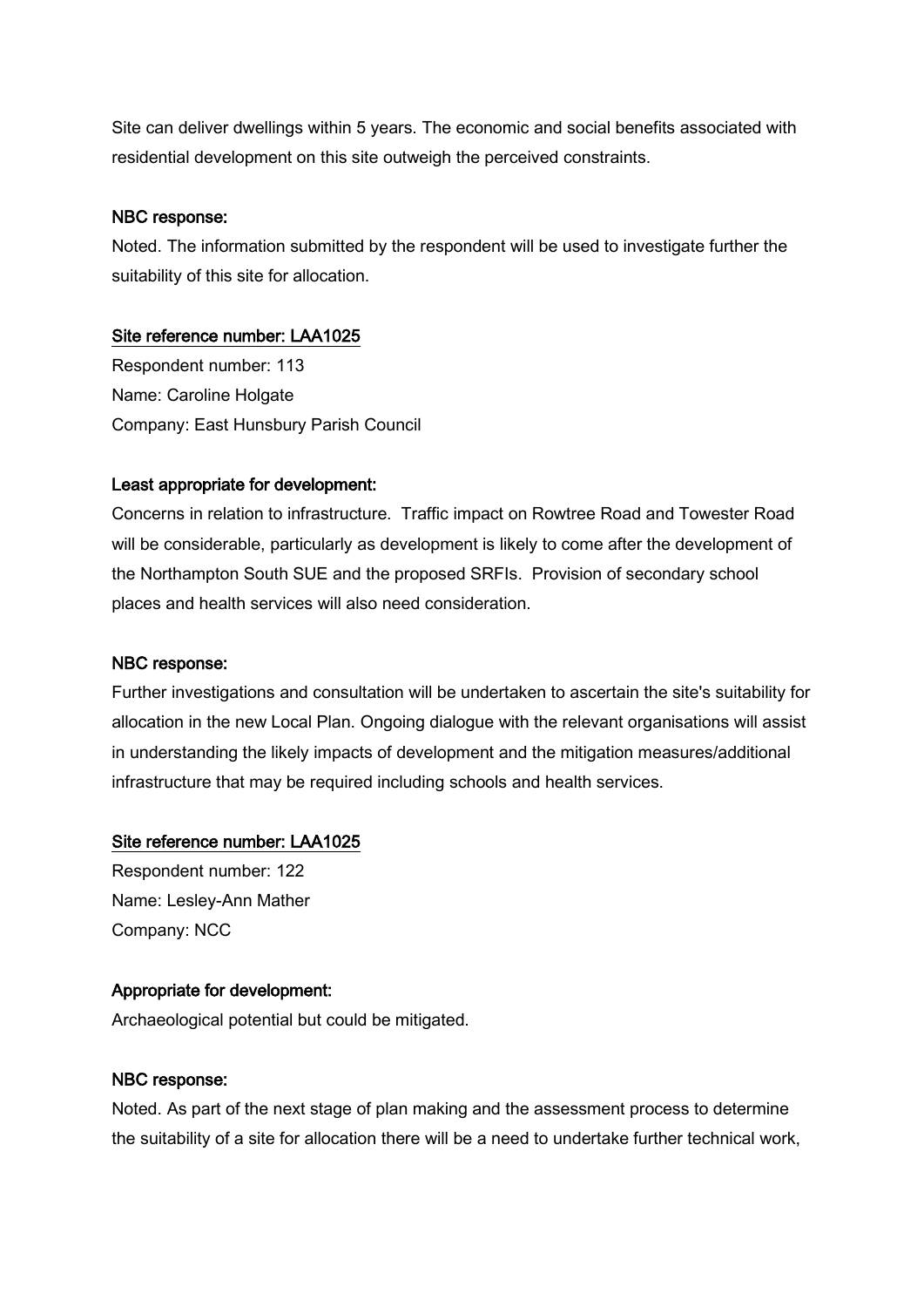Site can deliver dwellings within 5 years. The economic and social benefits associated with residential development on this site outweigh the perceived constraints.

**NBC response:**

Noted. The information submitted by the respondent will be used to investigate further the suitability of this site for allocation.

**Site reference number: LAA1025**

Respondent number: 113
Name: Caroline Holgate
Company: East Hunsbury Parish Council

**Least appropriate for development:**

Concerns in relation to infrastructure. Traffic impact on Rowtree Road and Towester Road will be considerable, particularly as development is likely to come after the development of the Northampton South SUE and the proposed SRFIs. Provision of secondary school places and health services will also need consideration.

**NBC response:**

Further investigations and consultation will be undertaken to ascertain the site's suitability for allocation in the new Local Plan. Ongoing dialogue with the relevant organisations will assist in understanding the likely impacts of development and the mitigation measures/additional infrastructure that may be required including schools and health services.

**Site reference number: LAA1025**

Respondent number: 122
Name: Lesley-Ann Mather
Company: NCC

**Appropriate for development:**

Archaeological potential but could be mitigated.

**NBC response:**

Noted. As part of the next stage of plan making and the assessment process to determine the suitability of a site for allocation there will be a need to undertake further technical work,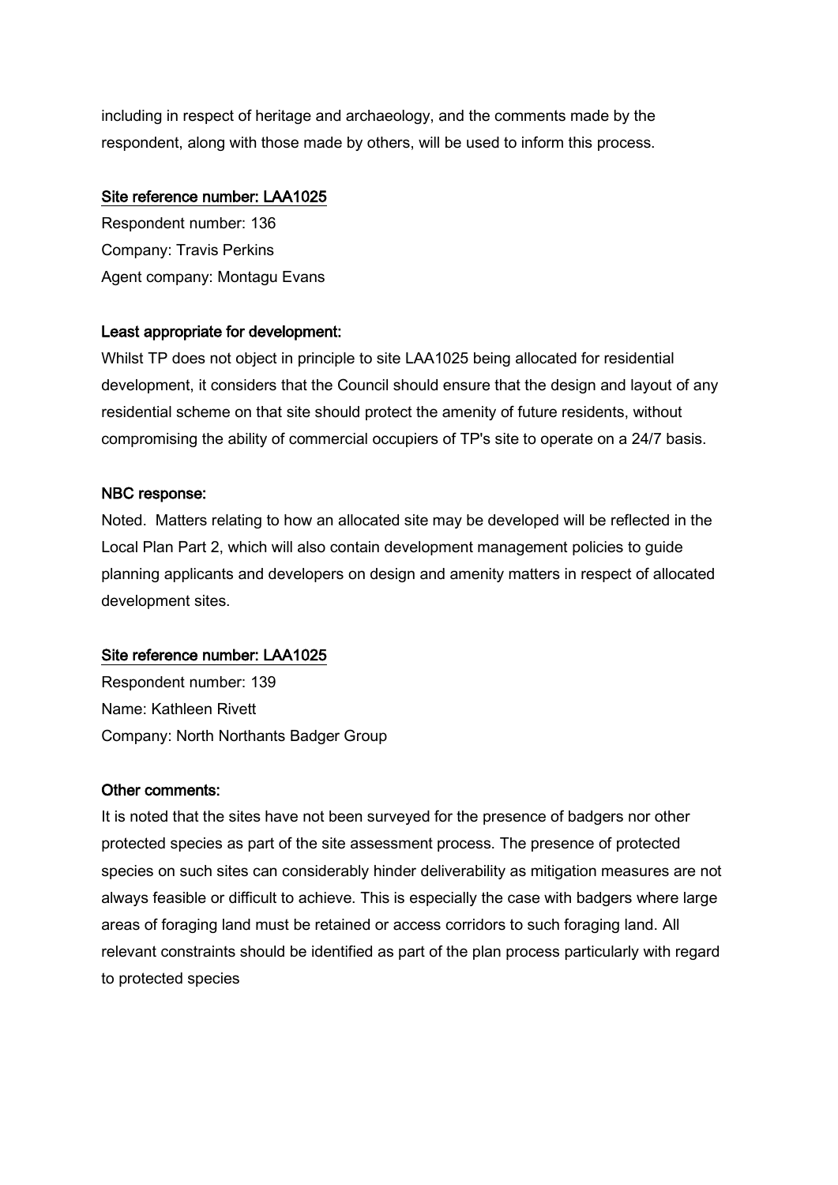including in respect of heritage and archaeology, and the comments made by the respondent, along with those made by others, will be used to inform this process.

<u>Site reference number: LAA1025</u>

Respondent number: 136
Company: Travis Perkins
Agent company: Montagu Evans

**Least appropriate for development:**

Whilst TP does not object in principle to site LAA1025 being allocated for residential development, it considers that the Council should ensure that the design and layout of any residential scheme on that site should protect the amenity of future residents, without compromising the ability of commercial occupiers of TP's site to operate on a 24/7 basis.

**NBC response:**

Noted. Matters relating to how an allocated site may be developed will be reflected in the Local Plan Part 2, which will also contain development management policies to guide planning applicants and developers on design and amenity matters in respect of allocated development sites.

<u>Site reference number: LAA1025</u>

Respondent number: 139
Name: Kathleen Rivett
Company: North Northants Badger Group

**Other comments:**

It is noted that the sites have not been surveyed for the presence of badgers nor other protected species as part of the site assessment process. The presence of protected species on such sites can considerably hinder deliverability as mitigation measures are not always feasible or difficult to achieve. This is especially the case with badgers where large areas of foraging land must be retained or access corridors to such foraging land. All relevant constraints should be identified as part of the plan process particularly with regard to protected species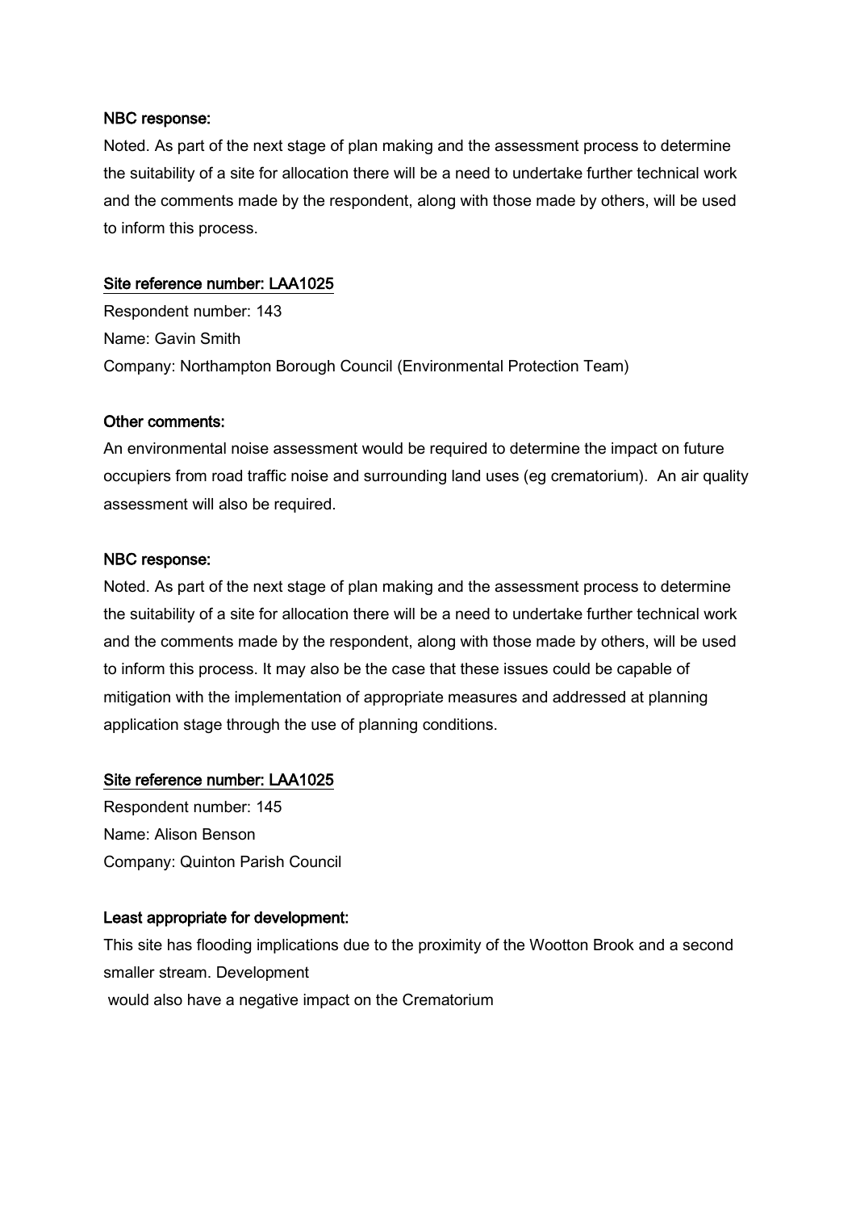**NBC response:**

Noted. As part of the next stage of plan making and the assessment process to determine the suitability of a site for allocation there will be a need to undertake further technical work and the comments made by the respondent, along with those made by others, will be used to inform this process.

**Site reference number: LAA1025**

Respondent number: 143

Name: Gavin Smith

Company: Northampton Borough Council (Environmental Protection Team)

**Other comments:**

An environmental noise assessment would be required to determine the impact on future occupiers from road traffic noise and surrounding land uses (eg crematorium). An air quality assessment will also be required.

**NBC response:**

Noted. As part of the next stage of plan making and the assessment process to determine the suitability of a site for allocation there will be a need to undertake further technical work and the comments made by the respondent, along with those made by others, will be used to inform this process. It may also be the case that these issues could be capable of mitigation with the implementation of appropriate measures and addressed at planning application stage through the use of planning conditions.

**Site reference number: LAA1025**

Respondent number: 145

Name: Alison Benson

Company: Quinton Parish Council

**Least appropriate for development:**

This site has flooding implications due to the proximity of the Wootton Brook and a second smaller stream. Development would also have a negative impact on the Crematorium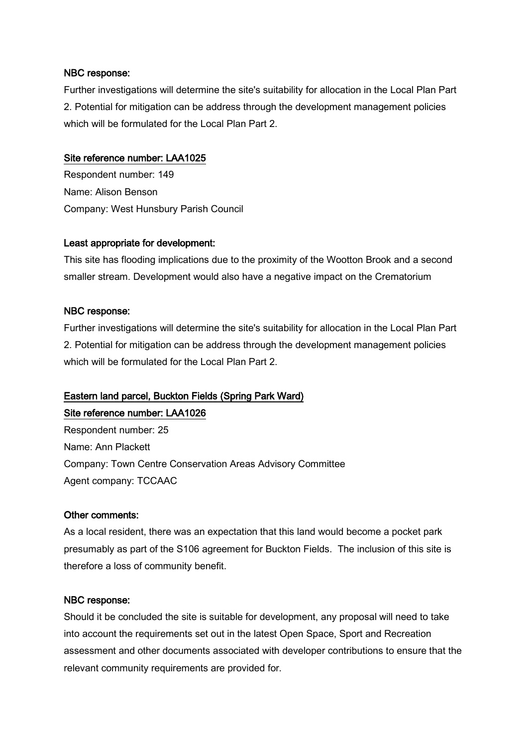#### NBC response:

Further investigations will determine the site's suitability for allocation in the Local Plan Part 2. Potential for mitigation can be address through the development management policies which will be formulated for the Local Plan Part 2.

#### Site reference number: LAA1025

Respondent number: 149
Name: Alison Benson
Company: West Hunsbury Parish Council

#### Least appropriate for development:

This site has flooding implications due to the proximity of the Wootton Brook and a second smaller stream. Development would also have a negative impact on the Crematorium

#### NBC response:

Further investigations will determine the site's suitability for allocation in the Local Plan Part 2. Potential for mitigation can be address through the development management policies which will be formulated for the Local Plan Part 2.

### Eastern land parcel, Buckton Fields (Spring Park Ward)

#### Site reference number: LAA1026

Respondent number: 25
Name: Ann Plackett
Company: Town Centre Conservation Areas Advisory Committee
Agent company: TCCAAC

#### Other comments:

As a local resident, there was an expectation that this land would become a pocket park presumably as part of the S106 agreement for Buckton Fields. The inclusion of this site is therefore a loss of community benefit.

#### NBC response:

Should it be concluded the site is suitable for development, any proposal will need to take into account the requirements set out in the latest Open Space, Sport and Recreation assessment and other documents associated with developer contributions to ensure that the relevant community requirements are provided for.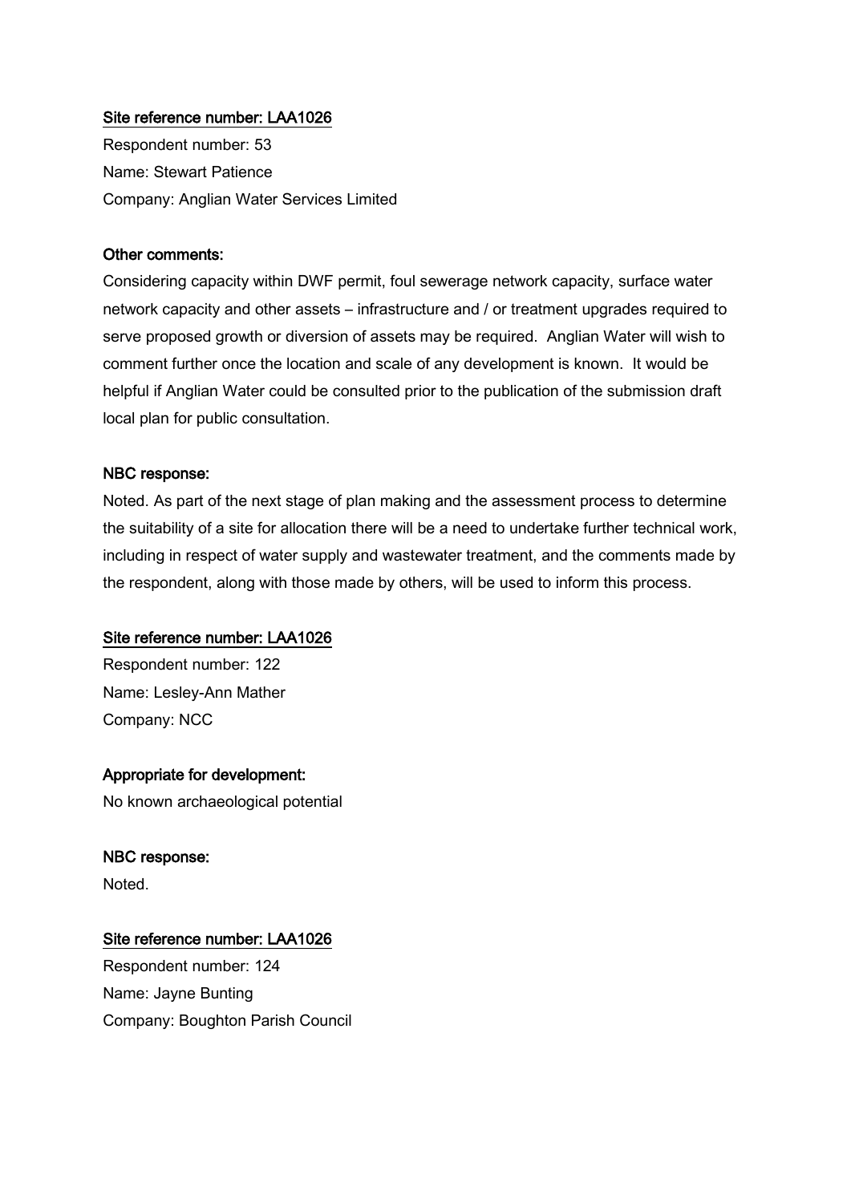**Site reference number: LAA1026**

Respondent number: 53

Name: Stewart Patience

Company: Anglian Water Services Limited

**Other comments:**

Considering capacity within DWF permit, foul sewerage network capacity, surface water network capacity and other assets – infrastructure and / or treatment upgrades required to serve proposed growth or diversion of assets may be required. Anglian Water will wish to comment further once the location and scale of any development is known. It would be helpful if Anglian Water could be consulted prior to the publication of the submission draft local plan for public consultation.

**NBC response:**

Noted. As part of the next stage of plan making and the assessment process to determine the suitability of a site for allocation there will be a need to undertake further technical work, including in respect of water supply and wastewater treatment, and the comments made by the respondent, along with those made by others, will be used to inform this process.

**Site reference number: LAA1026**

Respondent number: 122

Name: Lesley-Ann Mather

Company: NCC

**Appropriate for development:**

No known archaeological potential

**NBC response:**

Noted.

**Site reference number: LAA1026**

Respondent number: 124

Name: Jayne Bunting

Company: Boughton Parish Council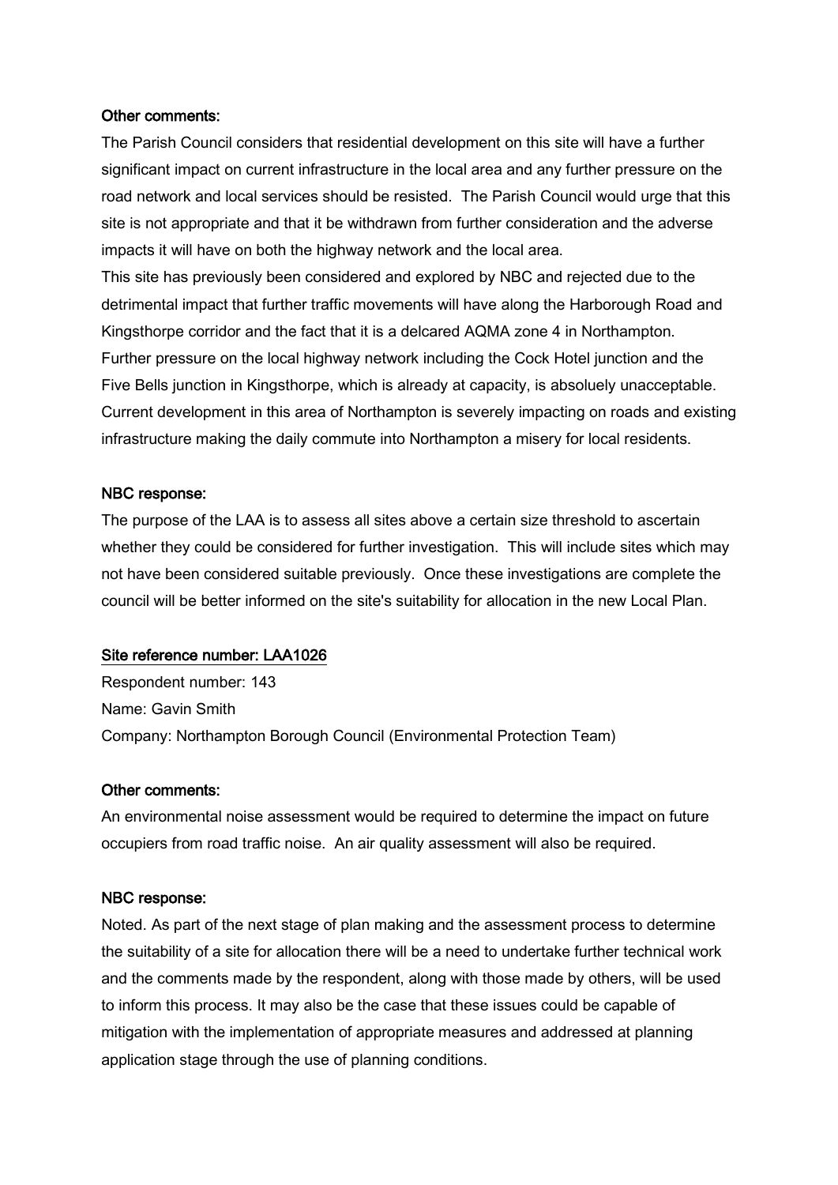**Other comments:**

The Parish Council considers that residential development on this site will have a further significant impact on current infrastructure in the local area and any further pressure on the road network and local services should be resisted. The Parish Council would urge that this site is not appropriate and that it be withdrawn from further consideration and the adverse impacts it will have on both the highway network and the local area.

This site has previously been considered and explored by NBC and rejected due to the detrimental impact that further traffic movements will have along the Harborough Road and Kingsthorpe corridor and the fact that it is a delcared AQMA zone 4 in Northampton. Further pressure on the local highway network including the Cock Hotel junction and the Five Bells junction in Kingsthorpe, which is already at capacity, is absoluely unacceptable. Current development in this area of Northampton is severely impacting on roads and existing infrastructure making the daily commute into Northampton a misery for local residents.

**NBC response:**

The purpose of the LAA is to assess all sites above a certain size threshold to ascertain whether they could be considered for further investigation. This will include sites which may not have been considered suitable previously. Once these investigations are complete the council will be better informed on the site's suitability for allocation in the new Local Plan.

**Site reference number: LAA1026**

Respondent number: 143

Name: Gavin Smith

Company: Northampton Borough Council (Environmental Protection Team)

**Other comments:**

An environmental noise assessment would be required to determine the impact on future occupiers from road traffic noise. An air quality assessment will also be required.

**NBC response:**

Noted. As part of the next stage of plan making and the assessment process to determine the suitability of a site for allocation there will be a need to undertake further technical work and the comments made by the respondent, along with those made by others, will be used to inform this process. It may also be the case that these issues could be capable of mitigation with the implementation of appropriate measures and addressed at planning application stage through the use of planning conditions.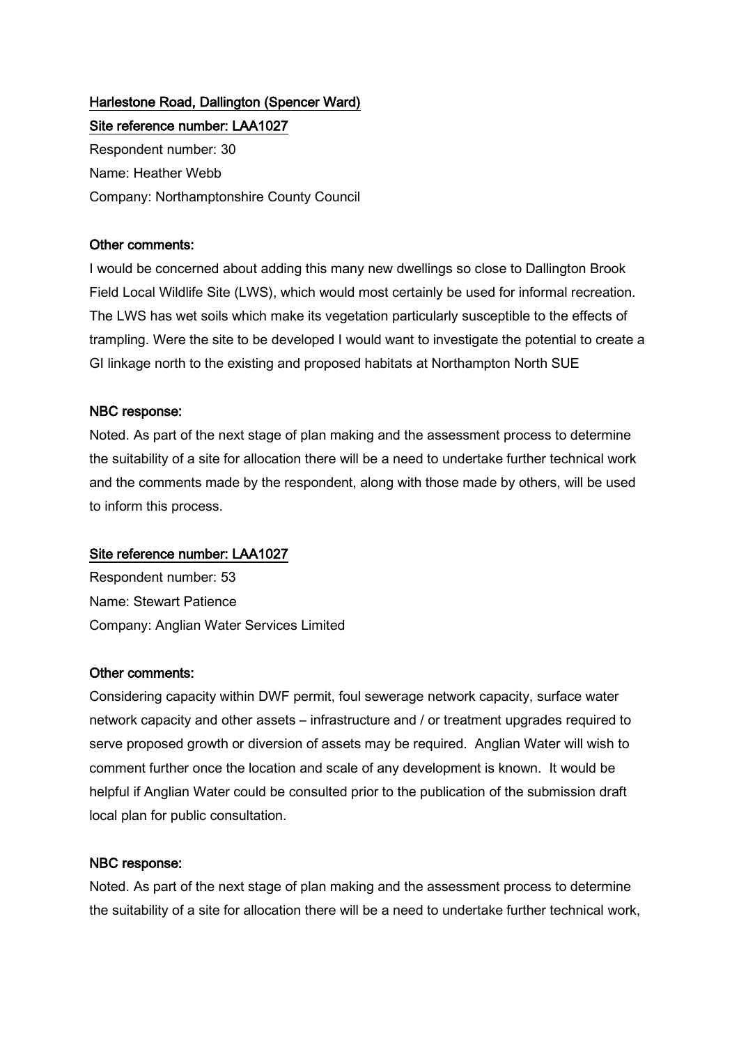**Harlestone Road, Dallington (Spencer Ward)**

**Site reference number: LAA1027**

Respondent number: 30

Name: Heather Webb

Company: Northamptonshire County Council

**Other comments:**

I would be concerned about adding this many new dwellings so close to Dallington Brook Field Local Wildlife Site (LWS), which would most certainly be used for informal recreation. The LWS has wet soils which make its vegetation particularly susceptible to the effects of trampling. Were the site to be developed I would want to investigate the potential to create a GI linkage north to the existing and proposed habitats at Northampton North SUE

**NBC response:**

Noted. As part of the next stage of plan making and the assessment process to determine the suitability of a site for allocation there will be a need to undertake further technical work and the comments made by the respondent, along with those made by others, will be used to inform this process.

**Site reference number: LAA1027**

Respondent number: 53

Name: Stewart Patience

Company: Anglian Water Services Limited

**Other comments:**

Considering capacity within DWF permit, foul sewerage network capacity, surface water network capacity and other assets – infrastructure and / or treatment upgrades required to serve proposed growth or diversion of assets may be required. Anglian Water will wish to comment further once the location and scale of any development is known. It would be helpful if Anglian Water could be consulted prior to the publication of the submission draft local plan for public consultation.

**NBC response:**

Noted. As part of the next stage of plan making and the assessment process to determine the suitability of a site for allocation there will be a need to undertake further technical work,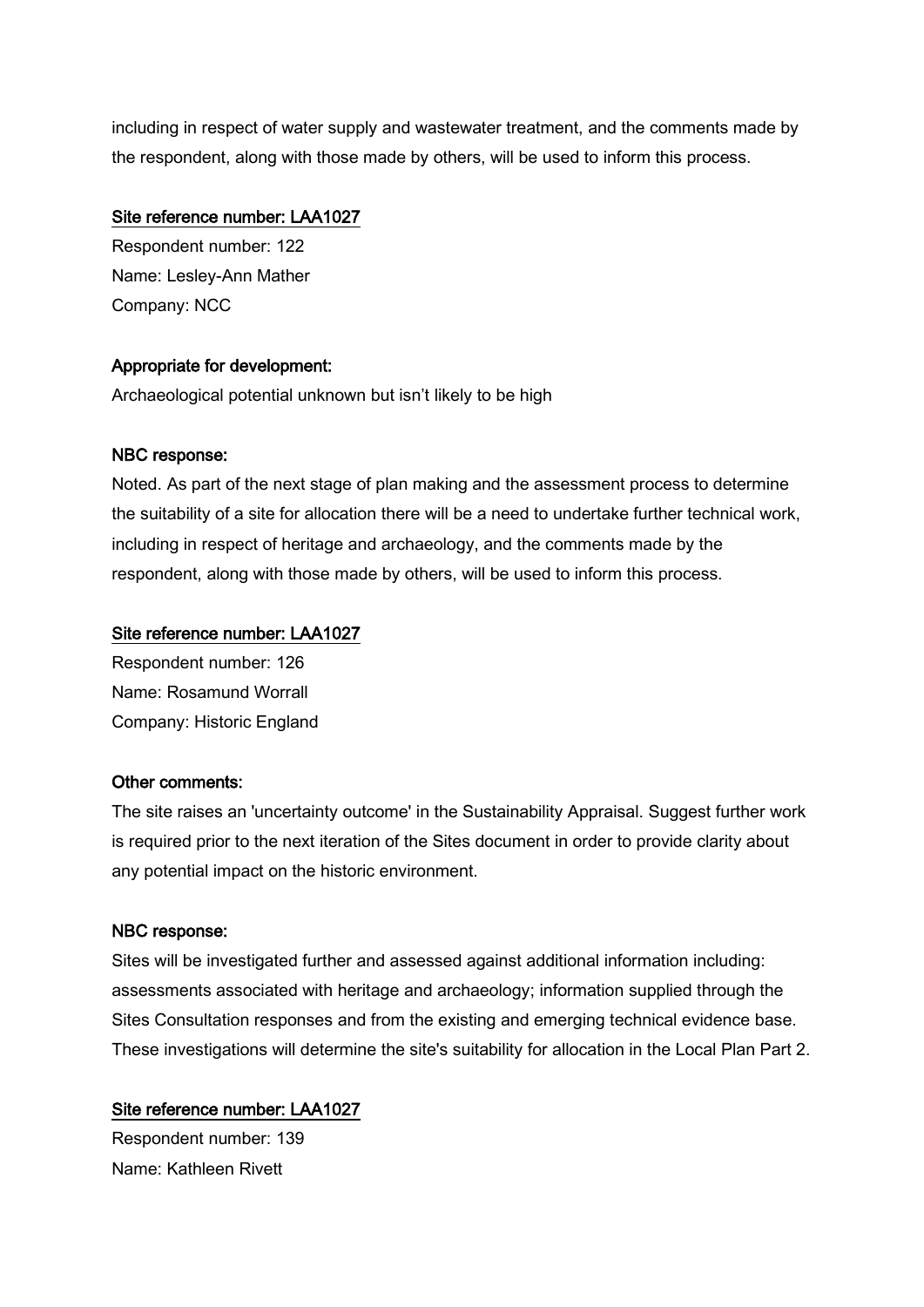including in respect of water supply and wastewater treatment, and the comments made by the respondent, along with those made by others, will be used to inform this process.

Site reference number: LAA1027

Respondent number: 122

Name: Lesley-Ann Mather

Company: NCC

Appropriate for development:

Archaeological potential unknown but isn't likely to be high

NBC response:

Noted. As part of the next stage of plan making and the assessment process to determine the suitability of a site for allocation there will be a need to undertake further technical work, including in respect of heritage and archaeology, and the comments made by the respondent, along with those made by others, will be used to inform this process.

Site reference number: LAA1027

Respondent number: 126

Name: Rosamund Worrall

Company: Historic England

Other comments:

The site raises an 'uncertainty outcome' in the Sustainability Appraisal. Suggest further work is required prior to the next iteration of the Sites document in order to provide clarity about any potential impact on the historic environment.

NBC response:

Sites will be investigated further and assessed against additional information including: assessments associated with heritage and archaeology; information supplied through the Sites Consultation responses and from the existing and emerging technical evidence base. These investigations will determine the site's suitability for allocation in the Local Plan Part 2.

Site reference number: LAA1027

Respondent number: 139

Name: Kathleen Rivett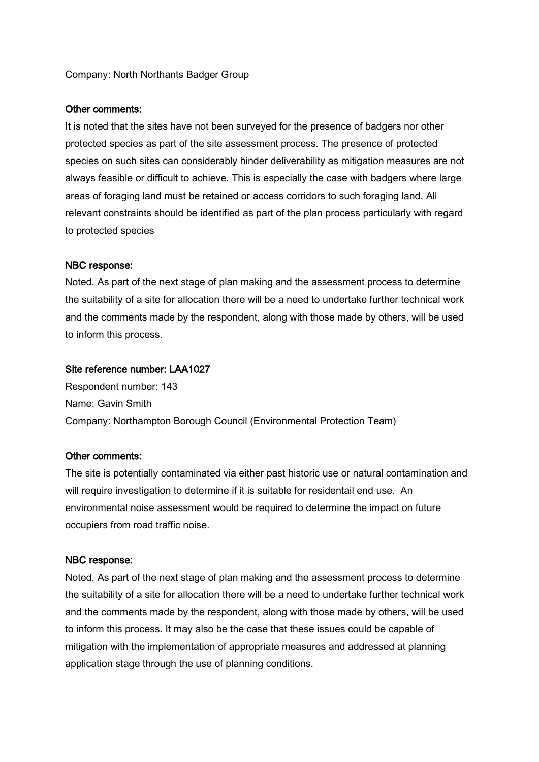Company: North Northants Badger Group

**Other comments:**

It is noted that the sites have not been surveyed for the presence of badgers nor other protected species as part of the site assessment process. The presence of protected species on such sites can considerably hinder deliverability as mitigation measures are not always feasible or difficult to achieve. This is especially the case with badgers where large areas of foraging land must be retained or access corridors to such foraging land. All relevant constraints should be identified as part of the plan process particularly with regard to protected species

**NBC response:**

Noted. As part of the next stage of plan making and the assessment process to determine the suitability of a site for allocation there will be a need to undertake further technical work and the comments made by the respondent, along with those made by others, will be used to inform this process.

**Site reference number: LAA1027**

Respondent number: 143

Name: Gavin Smith

Company: Northampton Borough Council (Environmental Protection Team)

**Other comments:**

The site is potentially contaminated via either past historic use or natural contamination and will require investigation to determine if it is suitable for residentail end use. An environmental noise assessment would be required to determine the impact on future occupiers from road traffic noise.

**NBC response:**

Noted. As part of the next stage of plan making and the assessment process to determine the suitability of a site for allocation there will be a need to undertake further technical work and the comments made by the respondent, along with those made by others, will be used to inform this process. It may also be the case that these issues could be capable of mitigation with the implementation of appropriate measures and addressed at planning application stage through the use of planning conditions.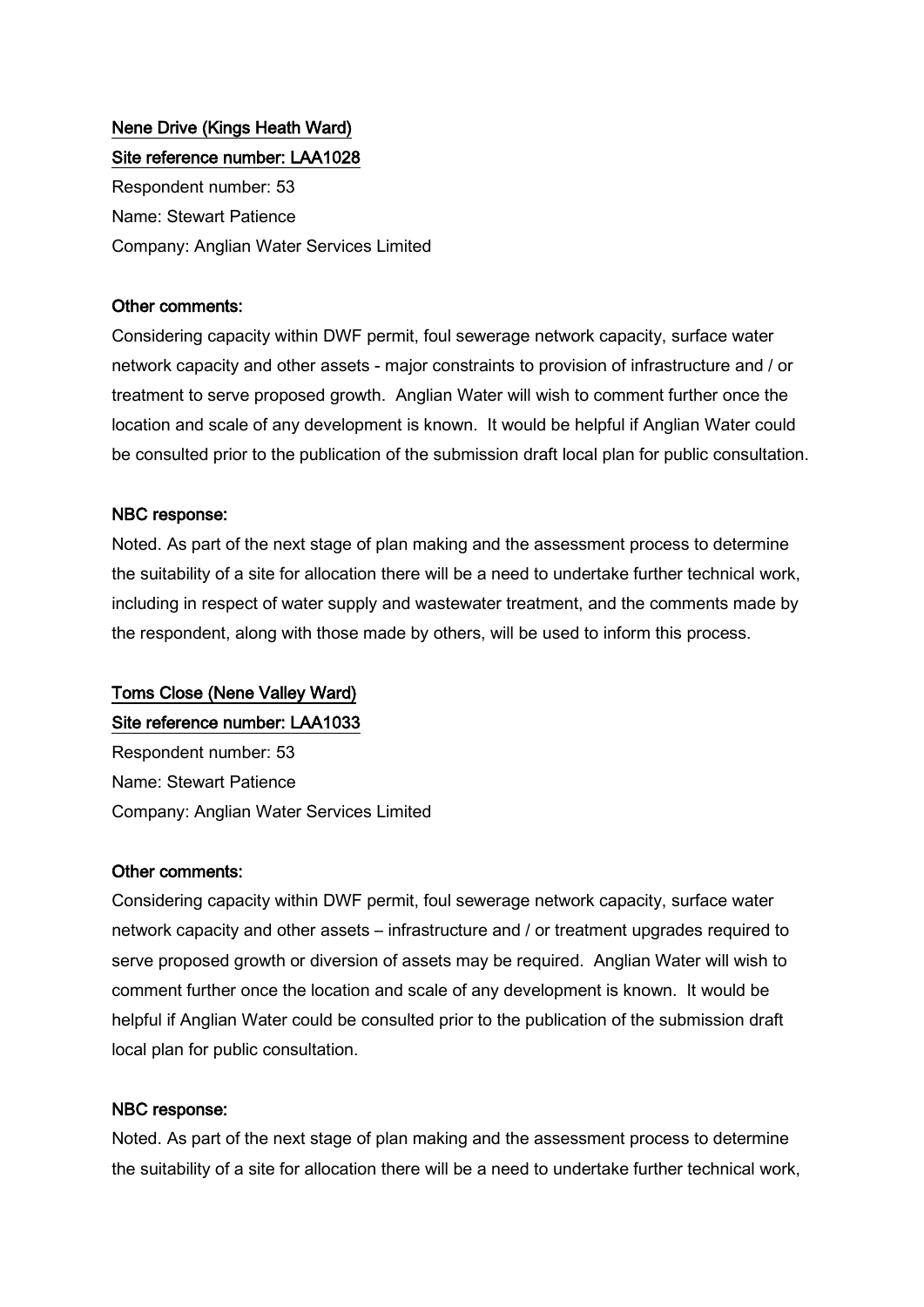**Nene Drive (Kings Heath Ward)**

**Site reference number: LAA1028**

Respondent number: 53

Name: Stewart Patience

Company: Anglian Water Services Limited

**Other comments:**

Considering capacity within DWF permit, foul sewerage network capacity, surface water network capacity and other assets - major constraints to provision of infrastructure and / or treatment to serve proposed growth. Anglian Water will wish to comment further once the location and scale of any development is known. It would be helpful if Anglian Water could be consulted prior to the publication of the submission draft local plan for public consultation.

**NBC response:**

Noted. As part of the next stage of plan making and the assessment process to determine the suitability of a site for allocation there will be a need to undertake further technical work, including in respect of water supply and wastewater treatment, and the comments made by the respondent, along with those made by others, will be used to inform this process.

**Toms Close (Nene Valley Ward)**

**Site reference number: LAA1033**

Respondent number: 53

Name: Stewart Patience

Company: Anglian Water Services Limited

**Other comments:**

Considering capacity within DWF permit, foul sewerage network capacity, surface water network capacity and other assets – infrastructure and / or treatment upgrades required to serve proposed growth or diversion of assets may be required. Anglian Water will wish to comment further once the location and scale of any development is known. It would be helpful if Anglian Water could be consulted prior to the publication of the submission draft local plan for public consultation.

**NBC response:**

Noted. As part of the next stage of plan making and the assessment process to determine the suitability of a site for allocation there will be a need to undertake further technical work,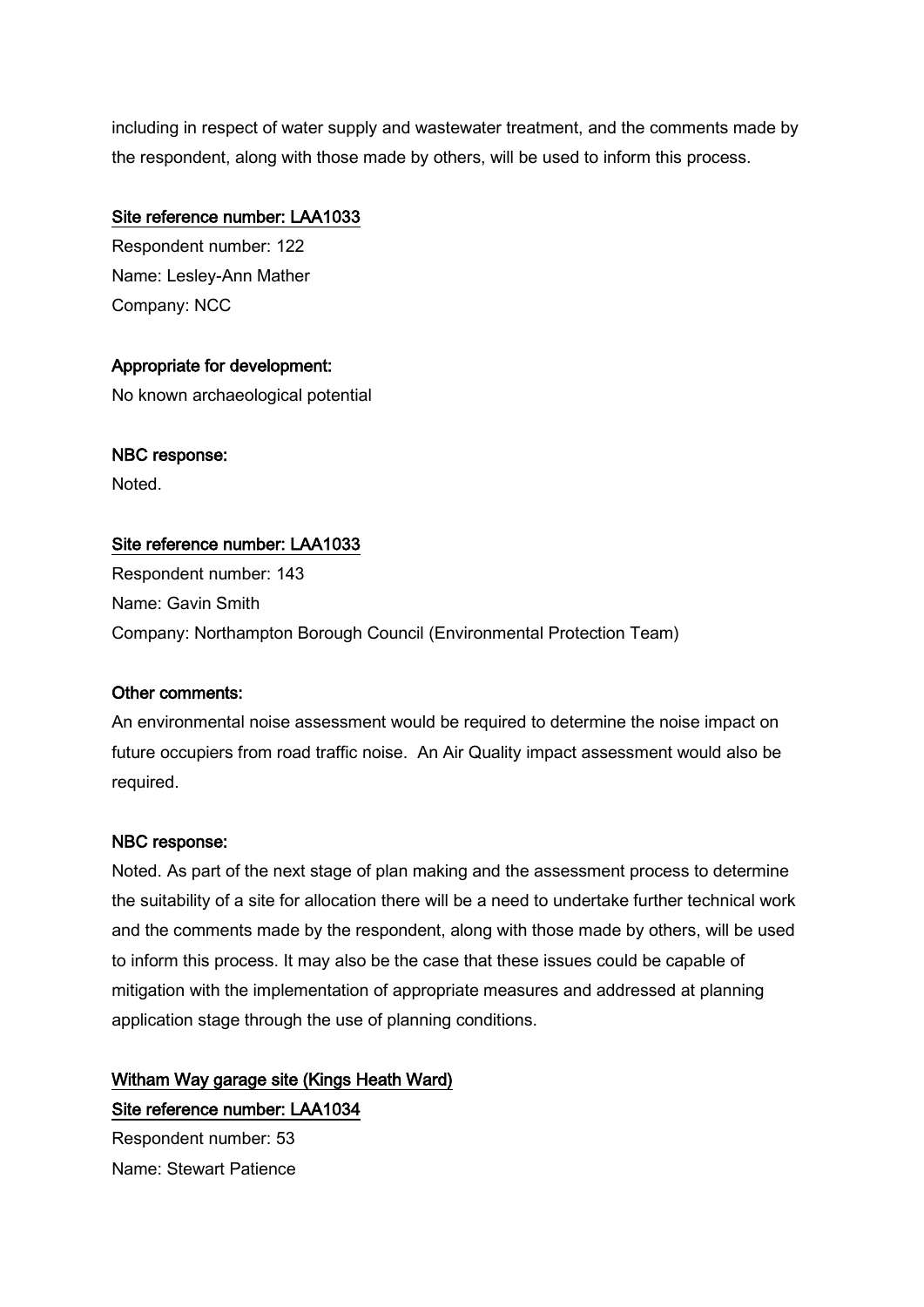including in respect of water supply and wastewater treatment, and the comments made by the respondent, along with those made by others, will be used to inform this process.

Site reference number: LAA1033

Respondent number: 122

Name: Lesley-Ann Mather

Company: NCC

**Appropriate for development:**

No known archaeological potential

**NBC response:**

Noted.

Site reference number: LAA1033

Respondent number: 143

Name: Gavin Smith

Company: Northampton Borough Council (Environmental Protection Team)

**Other comments:**

An environmental noise assessment would be required to determine the noise impact on future occupiers from road traffic noise. An Air Quality impact assessment would also be required.

**NBC response:**

Noted. As part of the next stage of plan making and the assessment process to determine the suitability of a site for allocation there will be a need to undertake further technical work and the comments made by the respondent, along with those made by others, will be used to inform this process. It may also be the case that these issues could be capable of mitigation with the implementation of appropriate measures and addressed at planning application stage through the use of planning conditions.

Witham Way garage site (Kings Heath Ward)

Site reference number: LAA1034

Respondent number: 53

Name: Stewart Patience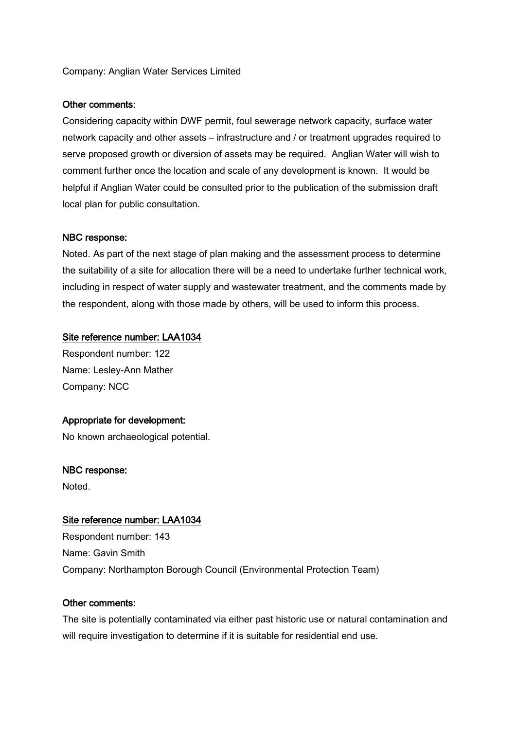Company: Anglian Water Services Limited

**Other comments:**

Considering capacity within DWF permit, foul sewerage network capacity, surface water network capacity and other assets – infrastructure and / or treatment upgrades required to serve proposed growth or diversion of assets may be required. Anglian Water will wish to comment further once the location and scale of any development is known. It would be helpful if Anglian Water could be consulted prior to the publication of the submission draft local plan for public consultation.

**NBC response:**

Noted. As part of the next stage of plan making and the assessment process to determine the suitability of a site for allocation there will be a need to undertake further technical work, including in respect of water supply and wastewater treatment, and the comments made by the respondent, along with those made by others, will be used to inform this process.

**Site reference number: LAA1034**

Respondent number: 122

Name: Lesley-Ann Mather

Company: NCC

**Appropriate for development:**

No known archaeological potential.

**NBC response:**

Noted.

**Site reference number: LAA1034**

Respondent number: 143

Name: Gavin Smith

Company: Northampton Borough Council (Environmental Protection Team)

**Other comments:**

The site is potentially contaminated via either past historic use or natural contamination and will require investigation to determine if it is suitable for residential end use.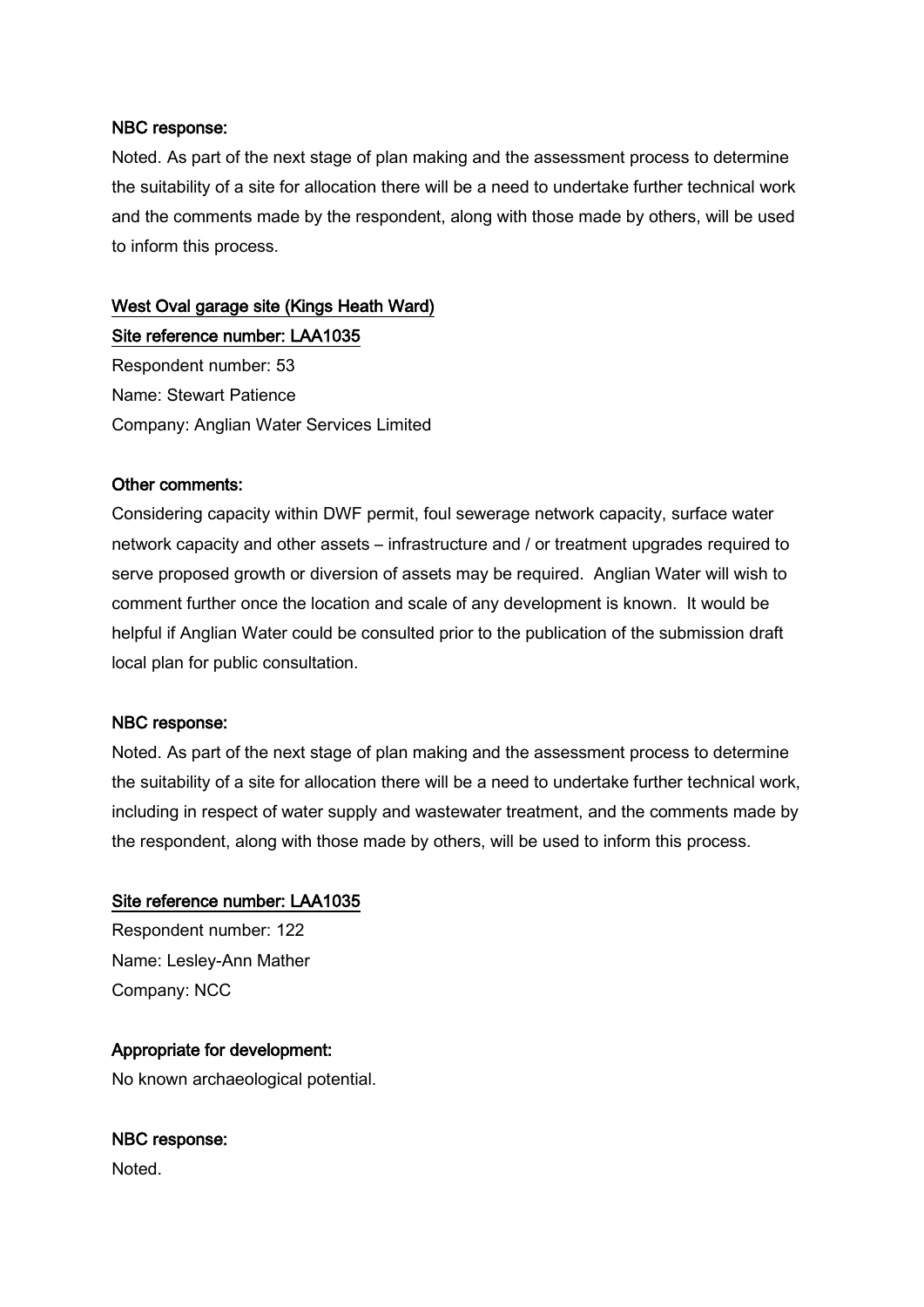**NBC response:**

Noted. As part of the next stage of plan making and the assessment process to determine the suitability of a site for allocation there will be a need to undertake further technical work and the comments made by the respondent, along with those made by others, will be used to inform this process.

**West Oval garage site (Kings Heath Ward)**

**Site reference number: LAA1035**

Respondent number: 53

Name: Stewart Patience

Company: Anglian Water Services Limited

**Other comments:**

Considering capacity within DWF permit, foul sewerage network capacity, surface water network capacity and other assets – infrastructure and / or treatment upgrades required to serve proposed growth or diversion of assets may be required. Anglian Water will wish to comment further once the location and scale of any development is known. It would be helpful if Anglian Water could be consulted prior to the publication of the submission draft local plan for public consultation.

**NBC response:**

Noted. As part of the next stage of plan making and the assessment process to determine the suitability of a site for allocation there will be a need to undertake further technical work, including in respect of water supply and wastewater treatment, and the comments made by the respondent, along with those made by others, will be used to inform this process.

**Site reference number: LAA1035**

Respondent number: 122

Name: Lesley-Ann Mather

Company: NCC

**Appropriate for development:**

No known archaeological potential.

**NBC response:**

Noted.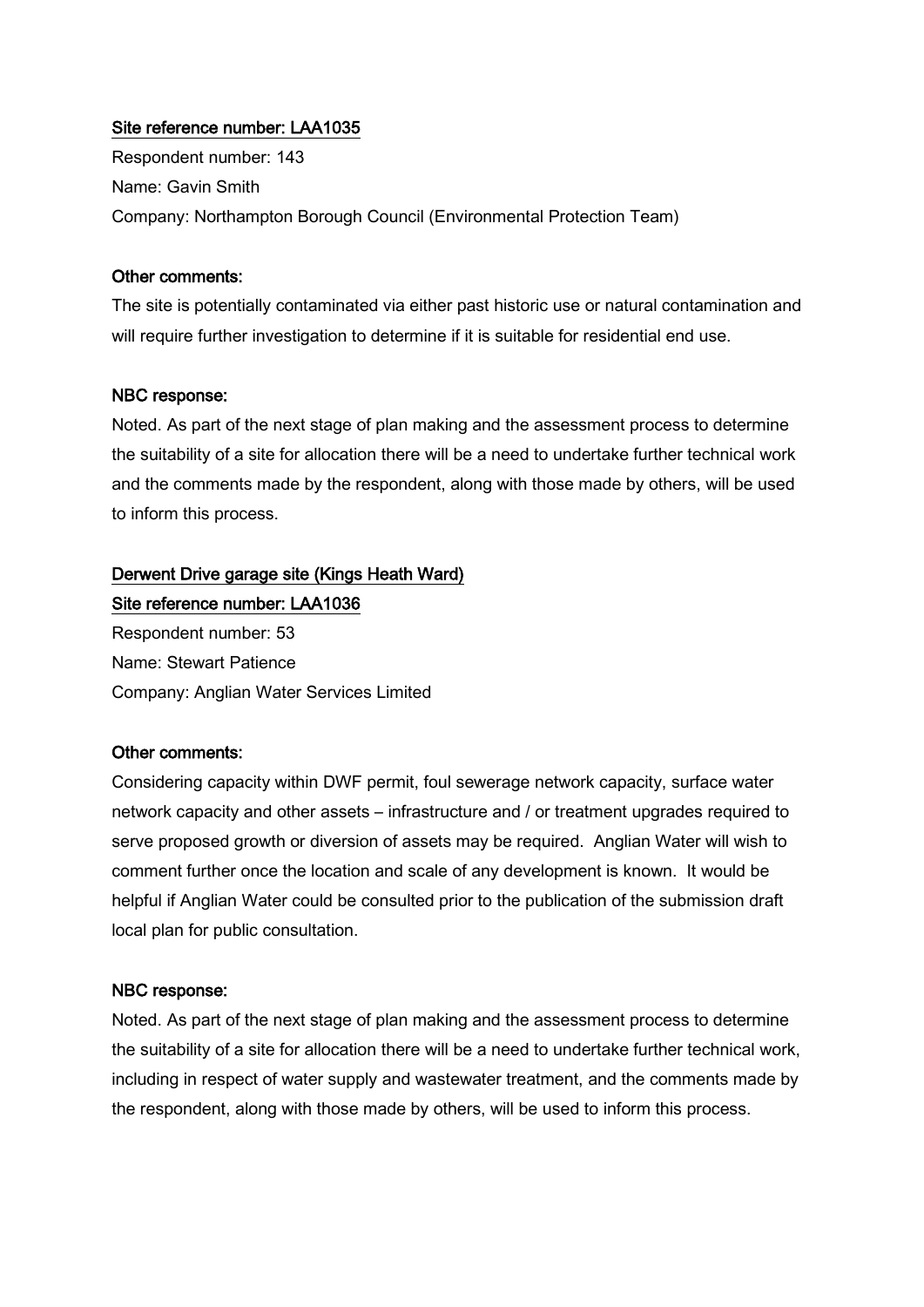Site reference number: LAA1035

Respondent number: 143

Name: Gavin Smith

Company: Northampton Borough Council (Environmental Protection Team)

**Other comments:**

The site is potentially contaminated via either past historic use or natural contamination and will require further investigation to determine if it is suitable for residential end use.

**NBC response:**

Noted. As part of the next stage of plan making and the assessment process to determine the suitability of a site for allocation there will be a need to undertake further technical work and the comments made by the respondent, along with those made by others, will be used to inform this process.

Derwent Drive garage site (Kings Heath Ward)

Site reference number: LAA1036

Respondent number: 53

Name: Stewart Patience

Company: Anglian Water Services Limited

**Other comments:**

Considering capacity within DWF permit, foul sewerage network capacity, surface water network capacity and other assets – infrastructure and / or treatment upgrades required to serve proposed growth or diversion of assets may be required. Anglian Water will wish to comment further once the location and scale of any development is known. It would be helpful if Anglian Water could be consulted prior to the publication of the submission draft local plan for public consultation.

**NBC response:**

Noted. As part of the next stage of plan making and the assessment process to determine the suitability of a site for allocation there will be a need to undertake further technical work, including in respect of water supply and wastewater treatment, and the comments made by the respondent, along with those made by others, will be used to inform this process.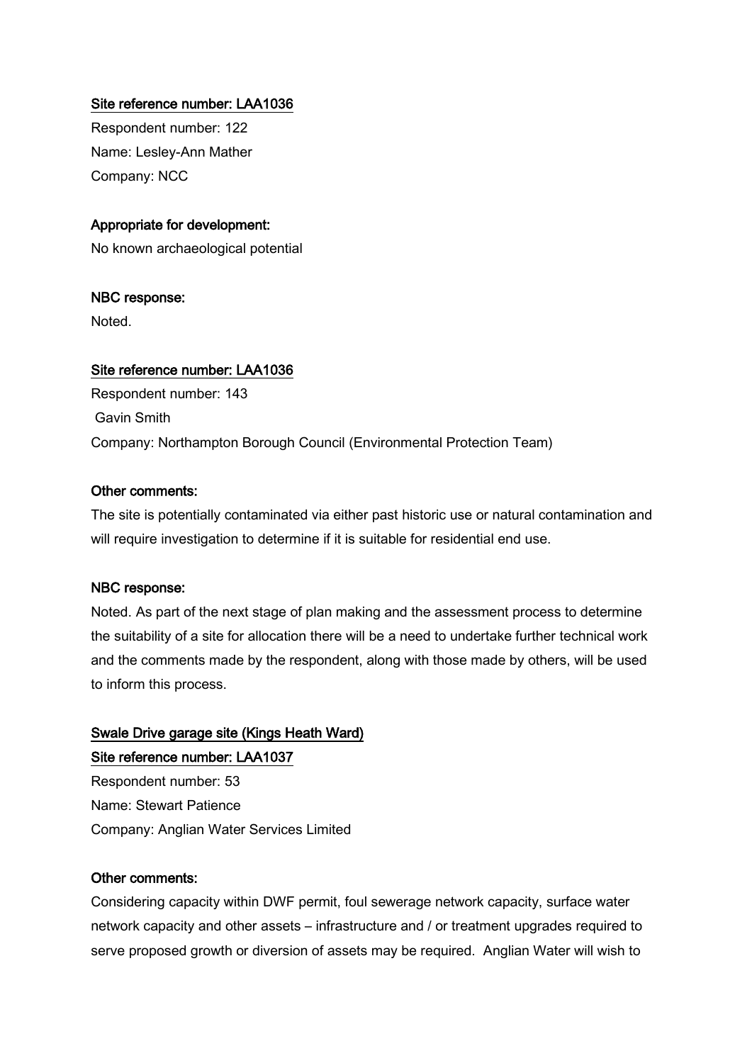Site reference number: LAA1036

Respondent number: 122

Name: Lesley-Ann Mather

Company: NCC

**Appropriate for development:**

No known archaeological potential

**NBC response:**

Noted.

Site reference number: LAA1036

Respondent number: 143

Gavin Smith

Company: Northampton Borough Council (Environmental Protection Team)

**Other comments:**

The site is potentially contaminated via either past historic use or natural contamination and will require investigation to determine if it is suitable for residential end use.

**NBC response:**

Noted. As part of the next stage of plan making and the assessment process to determine the suitability of a site for allocation there will be a need to undertake further technical work and the comments made by the respondent, along with those made by others, will be used to inform this process.

Swale Drive garage site (Kings Heath Ward)

Site reference number: LAA1037

Respondent number: 53

Name: Stewart Patience

Company: Anglian Water Services Limited

**Other comments:**

Considering capacity within DWF permit, foul sewerage network capacity, surface water network capacity and other assets – infrastructure and / or treatment upgrades required to serve proposed growth or diversion of assets may be required. Anglian Water will wish to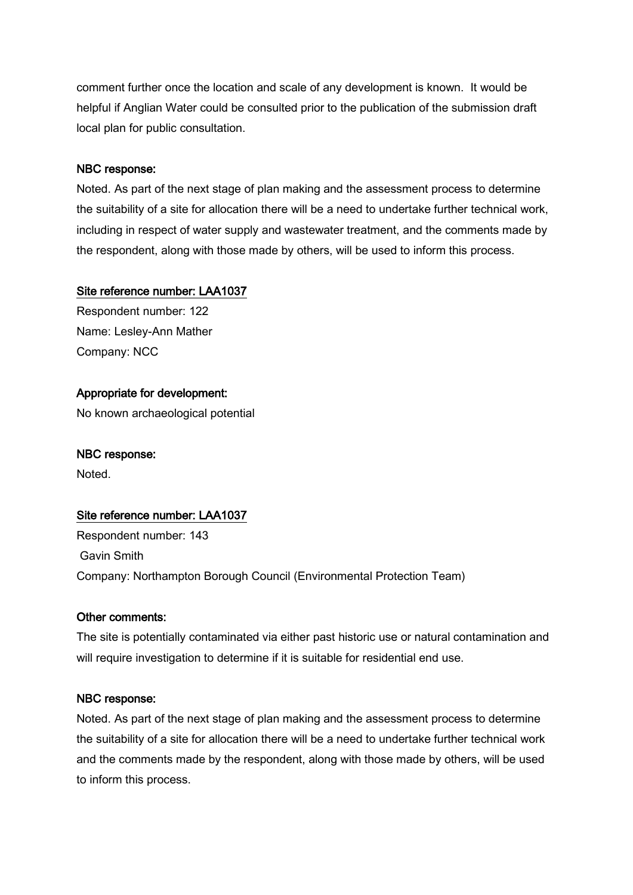comment further once the location and scale of any development is known. It would be helpful if Anglian Water could be consulted prior to the publication of the submission draft local plan for public consultation.

NBC response:

Noted. As part of the next stage of plan making and the assessment process to determine the suitability of a site for allocation there will be a need to undertake further technical work, including in respect of water supply and wastewater treatment, and the comments made by the respondent, along with those made by others, will be used to inform this process.

Site reference number: LAA1037

Respondent number: 122
Name: Lesley-Ann Mather
Company: NCC

Appropriate for development:

No known archaeological potential

NBC response:

Noted.

Site reference number: LAA1037

Respondent number: 143
Gavin Smith
Company: Northampton Borough Council (Environmental Protection Team)

Other comments:

The site is potentially contaminated via either past historic use or natural contamination and will require investigation to determine if it is suitable for residential end use.

NBC response:

Noted. As part of the next stage of plan making and the assessment process to determine the suitability of a site for allocation there will be a need to undertake further technical work and the comments made by the respondent, along with those made by others, will be used to inform this process.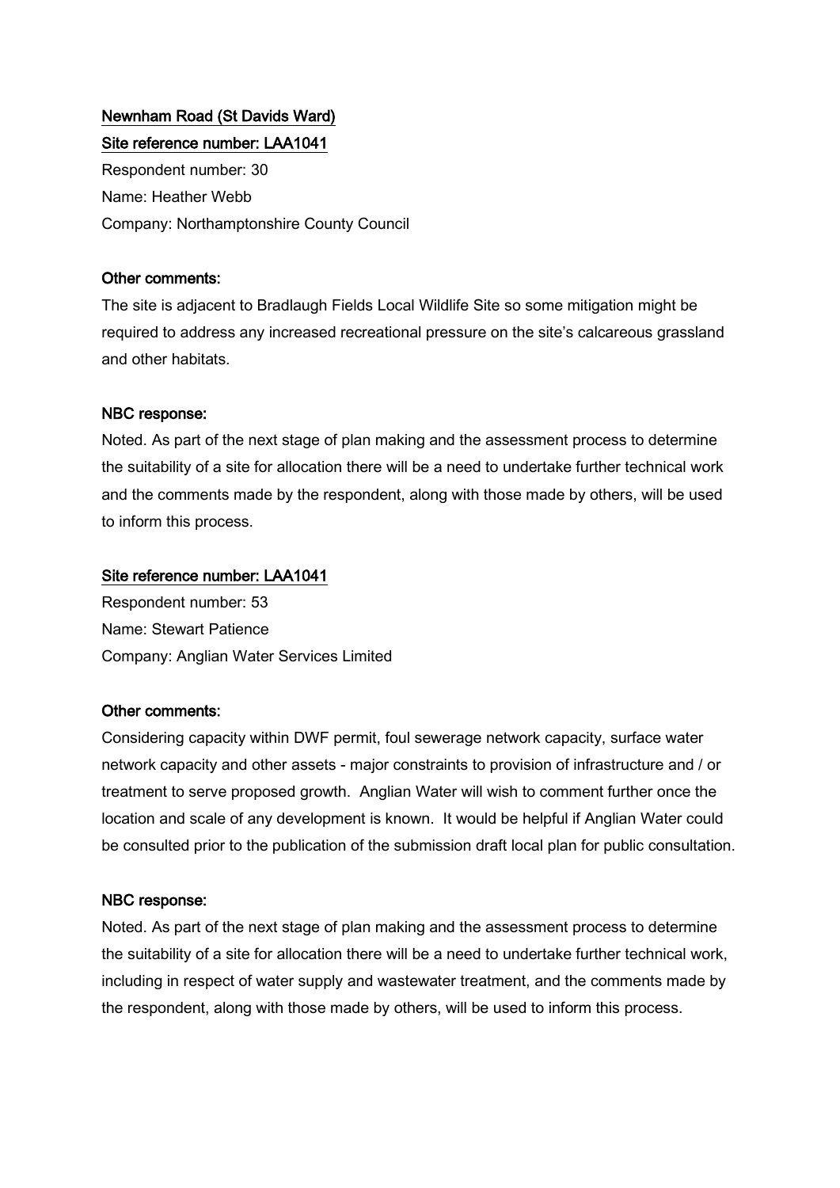## Newnham Road (St Davids Ward)

### Site reference number: LAA1041

Respondent number: 30

Name: Heather Webb

Company: Northamptonshire County Council

**Other comments:**

The site is adjacent to Bradlaugh Fields Local Wildlife Site so some mitigation might be required to address any increased recreational pressure on the site's calcareous grassland and other habitats.

**NBC response:**

Noted. As part of the next stage of plan making and the assessment process to determine the suitability of a site for allocation there will be a need to undertake further technical work and the comments made by the respondent, along with those made by others, will be used to inform this process.

### Site reference number: LAA1041

Respondent number: 53

Name: Stewart Patience

Company: Anglian Water Services Limited

**Other comments:**

Considering capacity within DWF permit, foul sewerage network capacity, surface water network capacity and other assets - major constraints to provision of infrastructure and / or treatment to serve proposed growth. Anglian Water will wish to comment further once the location and scale of any development is known. It would be helpful if Anglian Water could be consulted prior to the publication of the submission draft local plan for public consultation.

**NBC response:**

Noted. As part of the next stage of plan making and the assessment process to determine the suitability of a site for allocation there will be a need to undertake further technical work, including in respect of water supply and wastewater treatment, and the comments made by the respondent, along with those made by others, will be used to inform this process.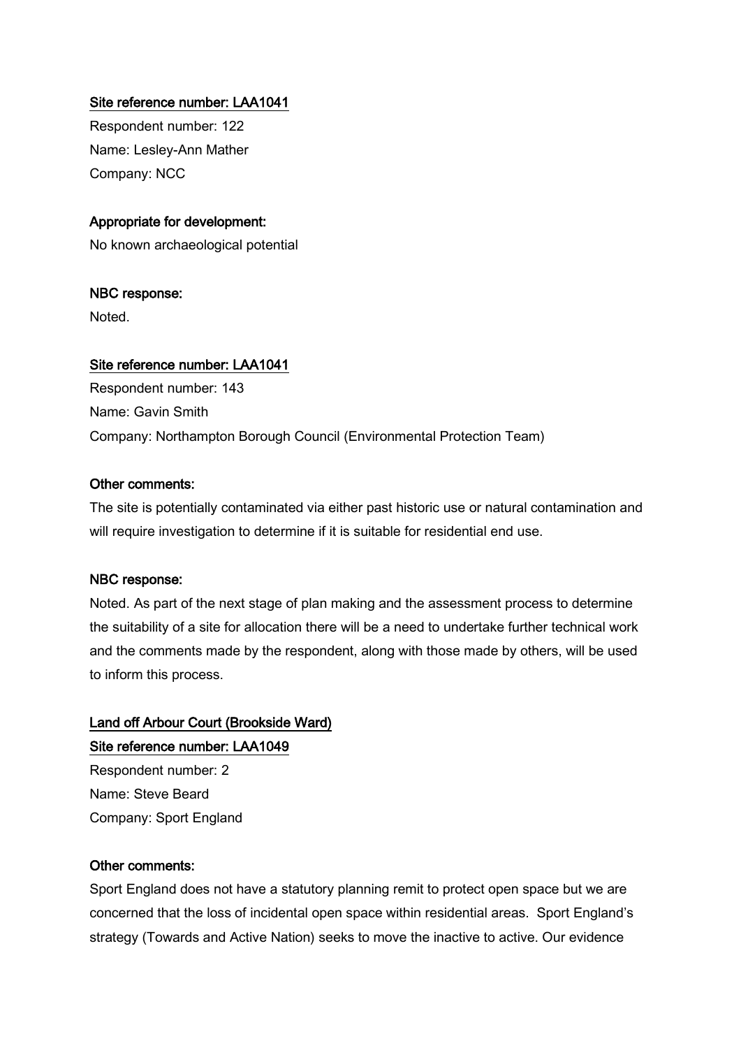<u>Site reference number: LAA1041</u>

Respondent number: 122

Name: Lesley-Ann Mather

Company: NCC

**Appropriate for development:**

No known archaeological potential

**NBC response:**

Noted.

<u>Site reference number: LAA1041</u>

Respondent number: 143

Name: Gavin Smith

Company: Northampton Borough Council (Environmental Protection Team)

**Other comments:**

The site is potentially contaminated via either past historic use or natural contamination and will require investigation to determine if it is suitable for residential end use.

**NBC response:**

Noted. As part of the next stage of plan making and the assessment process to determine the suitability of a site for allocation there will be a need to undertake further technical work and the comments made by the respondent, along with those made by others, will be used to inform this process.

<u>Land off Arbour Court (Brookside Ward)</u>

<u>Site reference number: LAA1049</u>

Respondent number: 2

Name: Steve Beard

Company: Sport England

**Other comments:**

Sport England does not have a statutory planning remit to protect open space but we are concerned that the loss of incidental open space within residential areas. Sport England's strategy (Towards and Active Nation) seeks to move the inactive to active. Our evidence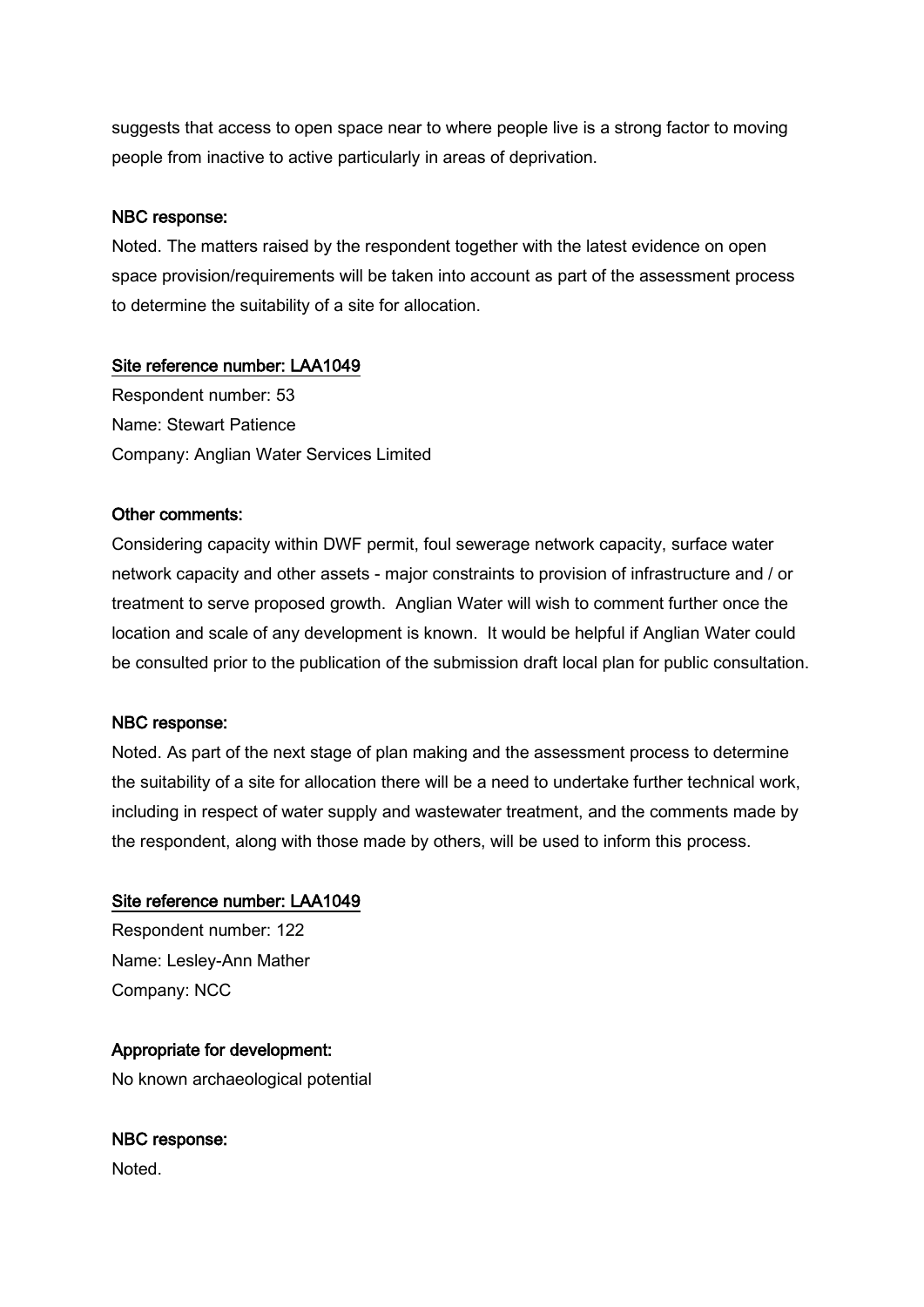suggests that access to open space near to where people live is a strong factor to moving people from inactive to active particularly in areas of deprivation.

NBC response:

Noted. The matters raised by the respondent together with the latest evidence on open space provision/requirements will be taken into account as part of the assessment process to determine the suitability of a site for allocation.

Site reference number: LAA1049

Respondent number: 53

Name: Stewart Patience

Company: Anglian Water Services Limited

Other comments:

Considering capacity within DWF permit, foul sewerage network capacity, surface water network capacity and other assets - major constraints to provision of infrastructure and / or treatment to serve proposed growth. Anglian Water will wish to comment further once the location and scale of any development is known. It would be helpful if Anglian Water could be consulted prior to the publication of the submission draft local plan for public consultation.

NBC response:

Noted. As part of the next stage of plan making and the assessment process to determine the suitability of a site for allocation there will be a need to undertake further technical work, including in respect of water supply and wastewater treatment, and the comments made by the respondent, along with those made by others, will be used to inform this process.

Site reference number: LAA1049

Respondent number: 122

Name: Lesley-Ann Mather

Company: NCC

Appropriate for development:

No known archaeological potential

NBC response:

Noted.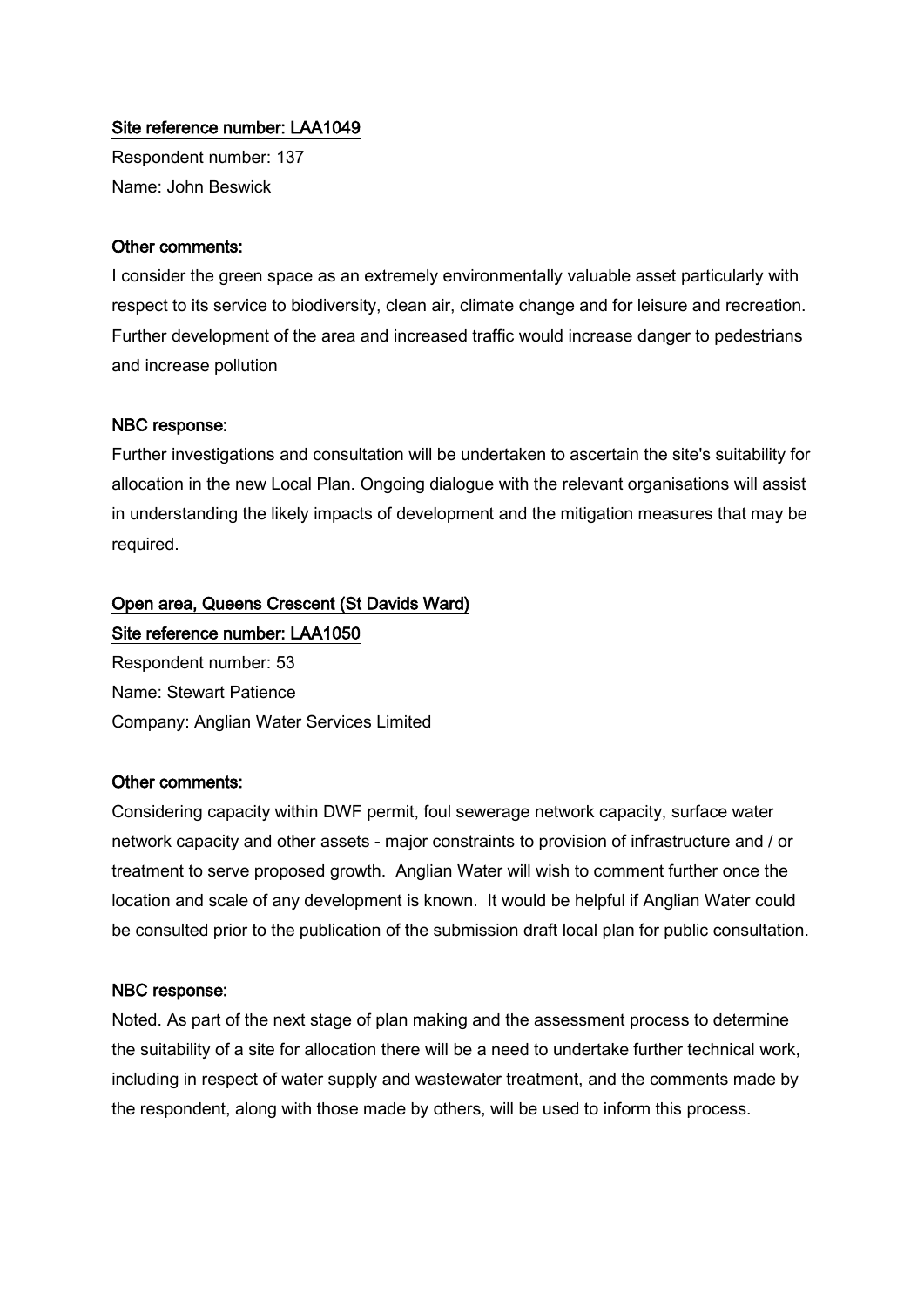<u>Site reference number: LAA1049</u>

Respondent number: 137

Name: John Beswick

<u>Other comments:</u>

I consider the green space as an extremely environmentally valuable asset particularly with respect to its service to biodiversity, clean air, climate change and for leisure and recreation. Further development of the area and increased traffic would increase danger to pedestrians and increase pollution

<u>NBC response:</u>

Further investigations and consultation will be undertaken to ascertain the site's suitability for allocation in the new Local Plan. Ongoing dialogue with the relevant organisations will assist in understanding the likely impacts of development and the mitigation measures that may be required.

<u>Open area, Queens Crescent (St Davids Ward)</u>

<u>Site reference number: LAA1050</u>

Respondent number: 53

Name: Stewart Patience

Company: Anglian Water Services Limited

<u>Other comments:</u>

Considering capacity within DWF permit, foul sewerage network capacity, surface water network capacity and other assets - major constraints to provision of infrastructure and / or treatment to serve proposed growth. Anglian Water will wish to comment further once the location and scale of any development is known. It would be helpful if Anglian Water could be consulted prior to the publication of the submission draft local plan for public consultation.

<u>NBC response:</u>

Noted. As part of the next stage of plan making and the assessment process to determine the suitability of a site for allocation there will be a need to undertake further technical work, including in respect of water supply and wastewater treatment, and the comments made by the respondent, along with those made by others, will be used to inform this process.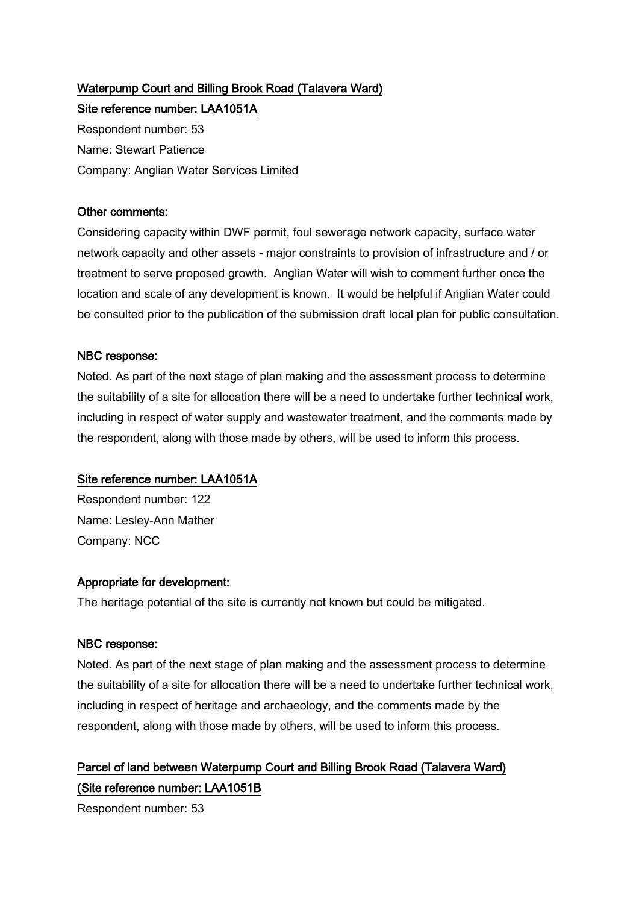**Waterpump Court and Billing Brook Road (Talavera Ward)**

**Site reference number: LAA1051A**

Respondent number: 53

Name: Stewart Patience

Company: Anglian Water Services Limited

**Other comments:**

Considering capacity within DWF permit, foul sewerage network capacity, surface water network capacity and other assets - major constraints to provision of infrastructure and / or treatment to serve proposed growth. Anglian Water will wish to comment further once the location and scale of any development is known. It would be helpful if Anglian Water could be consulted prior to the publication of the submission draft local plan for public consultation.

**NBC response:**

Noted. As part of the next stage of plan making and the assessment process to determine the suitability of a site for allocation there will be a need to undertake further technical work, including in respect of water supply and wastewater treatment, and the comments made by the respondent, along with those made by others, will be used to inform this process.

**Site reference number: LAA1051A**

Respondent number: 122

Name: Lesley-Ann Mather

Company: NCC

**Appropriate for development:**

The heritage potential of the site is currently not known but could be mitigated.

**NBC response:**

Noted. As part of the next stage of plan making and the assessment process to determine the suitability of a site for allocation there will be a need to undertake further technical work, including in respect of heritage and archaeology, and the comments made by the respondent, along with those made by others, will be used to inform this process.

**Parcel of land between Waterpump Court and Billing Brook Road (Talavera Ward)**

**(Site reference number: LAA1051B**

Respondent number: 53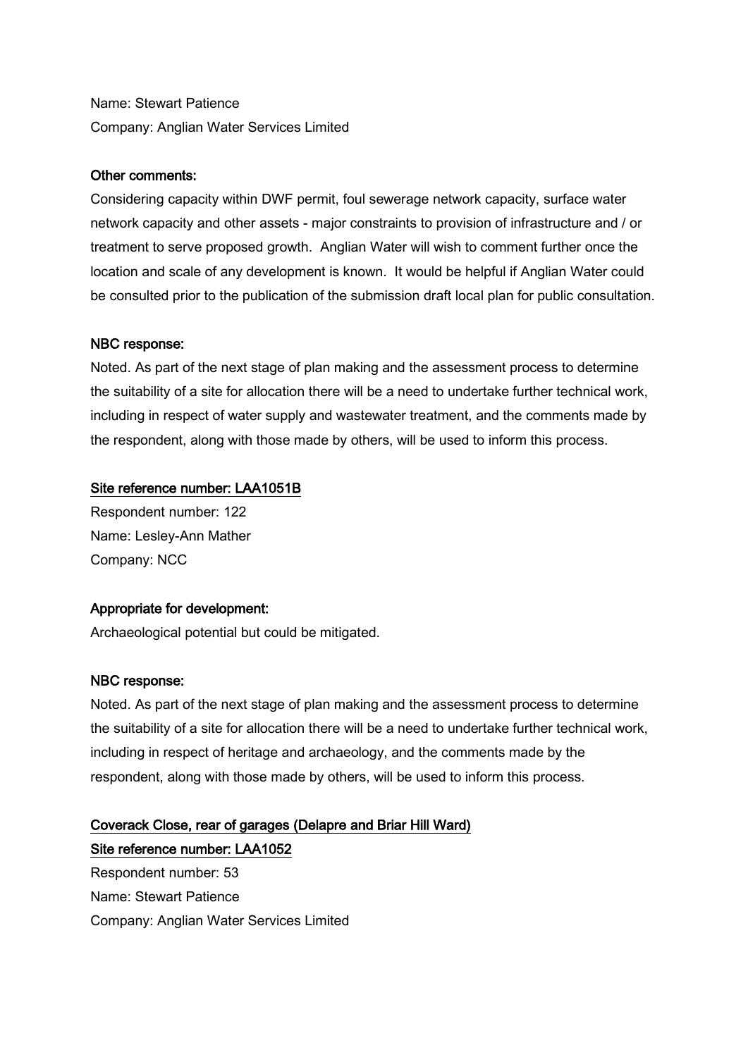Name: Stewart Patience
Company: Anglian Water Services Limited

**Other comments:**
Considering capacity within DWF permit, foul sewerage network capacity, surface water network capacity and other assets - major constraints to provision of infrastructure and / or treatment to serve proposed growth. Anglian Water will wish to comment further once the location and scale of any development is known. It would be helpful if Anglian Water could be consulted prior to the publication of the submission draft local plan for public consultation.

**NBC response:**
Noted. As part of the next stage of plan making and the assessment process to determine the suitability of a site for allocation there will be a need to undertake further technical work, including in respect of water supply and wastewater treatment, and the comments made by the respondent, along with those made by others, will be used to inform this process.

**Site reference number: LAA1051B**
Respondent number: 122
Name: Lesley-Ann Mather
Company: NCC

**Appropriate for development:**
Archaeological potential but could be mitigated.

**NBC response:**
Noted. As part of the next stage of plan making and the assessment process to determine the suitability of a site for allocation there will be a need to undertake further technical work, including in respect of heritage and archaeology, and the comments made by the respondent, along with those made by others, will be used to inform this process.

**Coverack Close, rear of garages (Delapre and Briar Hill Ward)**
**Site reference number: LAA1052**
Respondent number: 53
Name: Stewart Patience
Company: Anglian Water Services Limited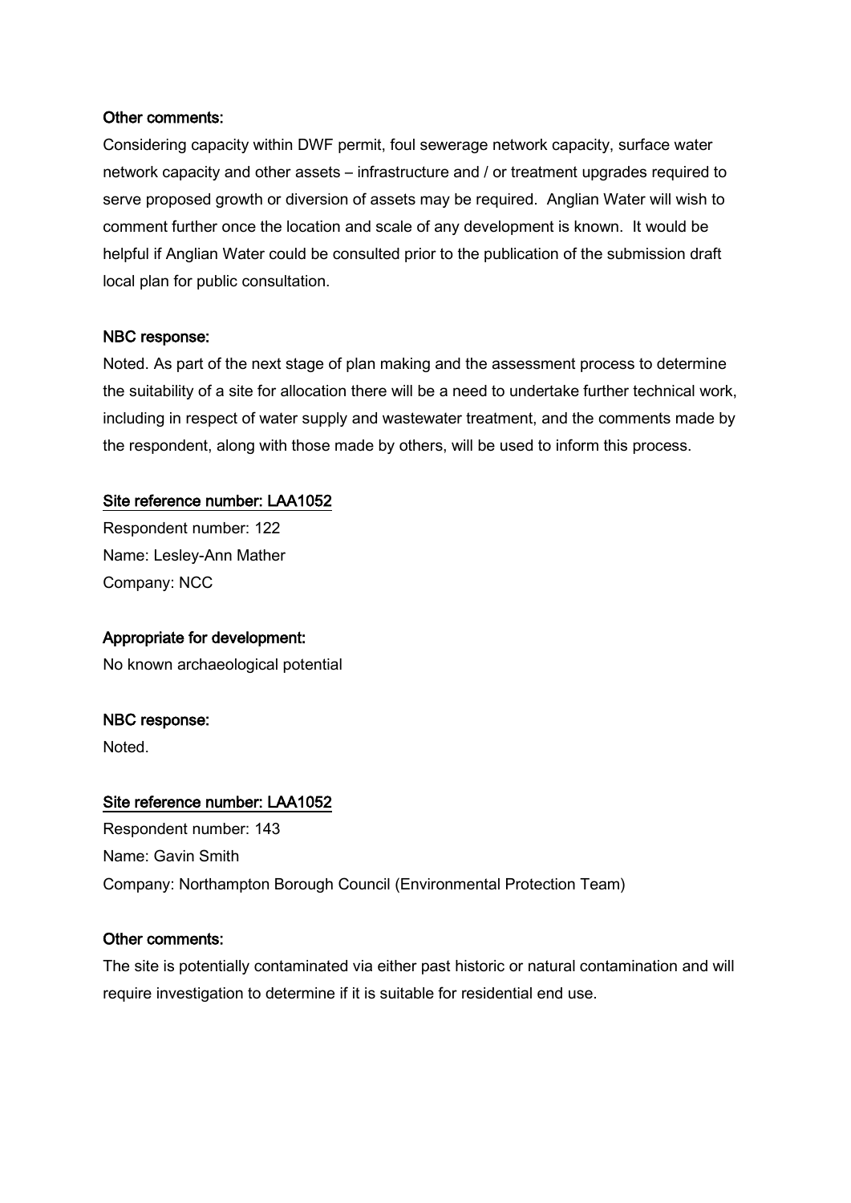**Other comments:**

Considering capacity within DWF permit, foul sewerage network capacity, surface water network capacity and other assets – infrastructure and / or treatment upgrades required to serve proposed growth or diversion of assets may be required. Anglian Water will wish to comment further once the location and scale of any development is known. It would be helpful if Anglian Water could be consulted prior to the publication of the submission draft local plan for public consultation.

**NBC response:**

Noted. As part of the next stage of plan making and the assessment process to determine the suitability of a site for allocation there will be a need to undertake further technical work, including in respect of water supply and wastewater treatment, and the comments made by the respondent, along with those made by others, will be used to inform this process.

**Site reference number: LAA1052**

Respondent number: 122
Name: Lesley-Ann Mather
Company: NCC

**Appropriate for development:**

No known archaeological potential

**NBC response:**

Noted.

**Site reference number: LAA1052**

Respondent number: 143
Name: Gavin Smith
Company: Northampton Borough Council (Environmental Protection Team)

**Other comments:**

The site is potentially contaminated via either past historic or natural contamination and will require investigation to determine if it is suitable for residential end use.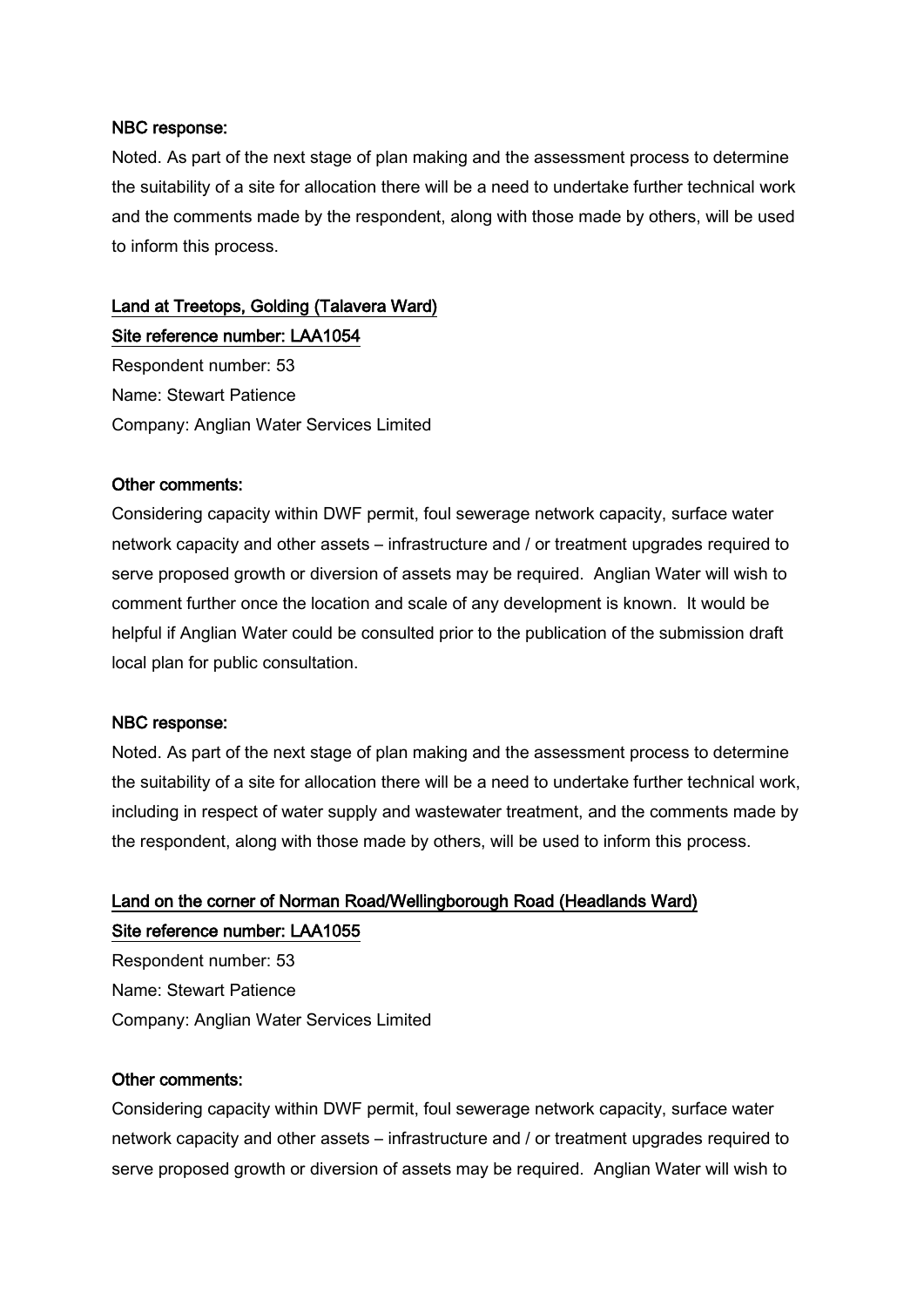**NBC response:**

Noted. As part of the next stage of plan making and the assessment process to determine the suitability of a site for allocation there will be a need to undertake further technical work and the comments made by the respondent, along with those made by others, will be used to inform this process.

**Land at Treetops, Golding (Talavera Ward)**

**Site reference number: LAA1054**

Respondent number: 53

Name: Stewart Patience

Company: Anglian Water Services Limited

**Other comments:**

Considering capacity within DWF permit, foul sewerage network capacity, surface water network capacity and other assets – infrastructure and / or treatment upgrades required to serve proposed growth or diversion of assets may be required. Anglian Water will wish to comment further once the location and scale of any development is known. It would be helpful if Anglian Water could be consulted prior to the publication of the submission draft local plan for public consultation.

**NBC response:**

Noted. As part of the next stage of plan making and the assessment process to determine the suitability of a site for allocation there will be a need to undertake further technical work, including in respect of water supply and wastewater treatment, and the comments made by the respondent, along with those made by others, will be used to inform this process.

**Land on the corner of Norman Road/Wellingborough Road (Headlands Ward)**

**Site reference number: LAA1055**

Respondent number: 53

Name: Stewart Patience

Company: Anglian Water Services Limited

**Other comments:**

Considering capacity within DWF permit, foul sewerage network capacity, surface water network capacity and other assets – infrastructure and / or treatment upgrades required to serve proposed growth or diversion of assets may be required. Anglian Water will wish to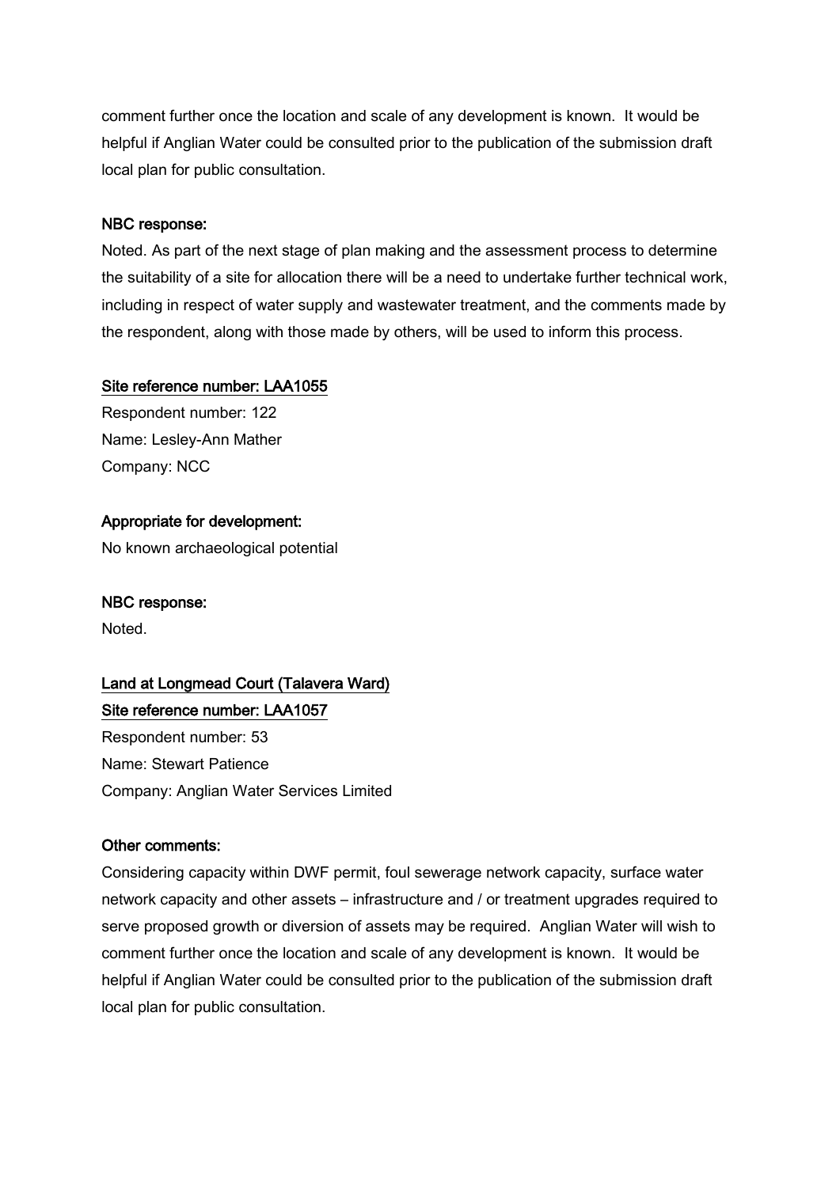comment further once the location and scale of any development is known. It would be helpful if Anglian Water could be consulted prior to the publication of the submission draft local plan for public consultation.

NBC response:

Noted. As part of the next stage of plan making and the assessment process to determine the suitability of a site for allocation there will be a need to undertake further technical work, including in respect of water supply and wastewater treatment, and the comments made by the respondent, along with those made by others, will be used to inform this process.

Site reference number: LAA1055

Respondent number: 122
Name: Lesley-Ann Mather
Company: NCC

Appropriate for development:

No known archaeological potential

NBC response:

Noted.

Land at Longmead Court (Talavera Ward)

Site reference number: LAA1057

Respondent number: 53
Name: Stewart Patience
Company: Anglian Water Services Limited

Other comments:

Considering capacity within DWF permit, foul sewerage network capacity, surface water network capacity and other assets – infrastructure and / or treatment upgrades required to serve proposed growth or diversion of assets may be required. Anglian Water will wish to comment further once the location and scale of any development is known. It would be helpful if Anglian Water could be consulted prior to the publication of the submission draft local plan for public consultation.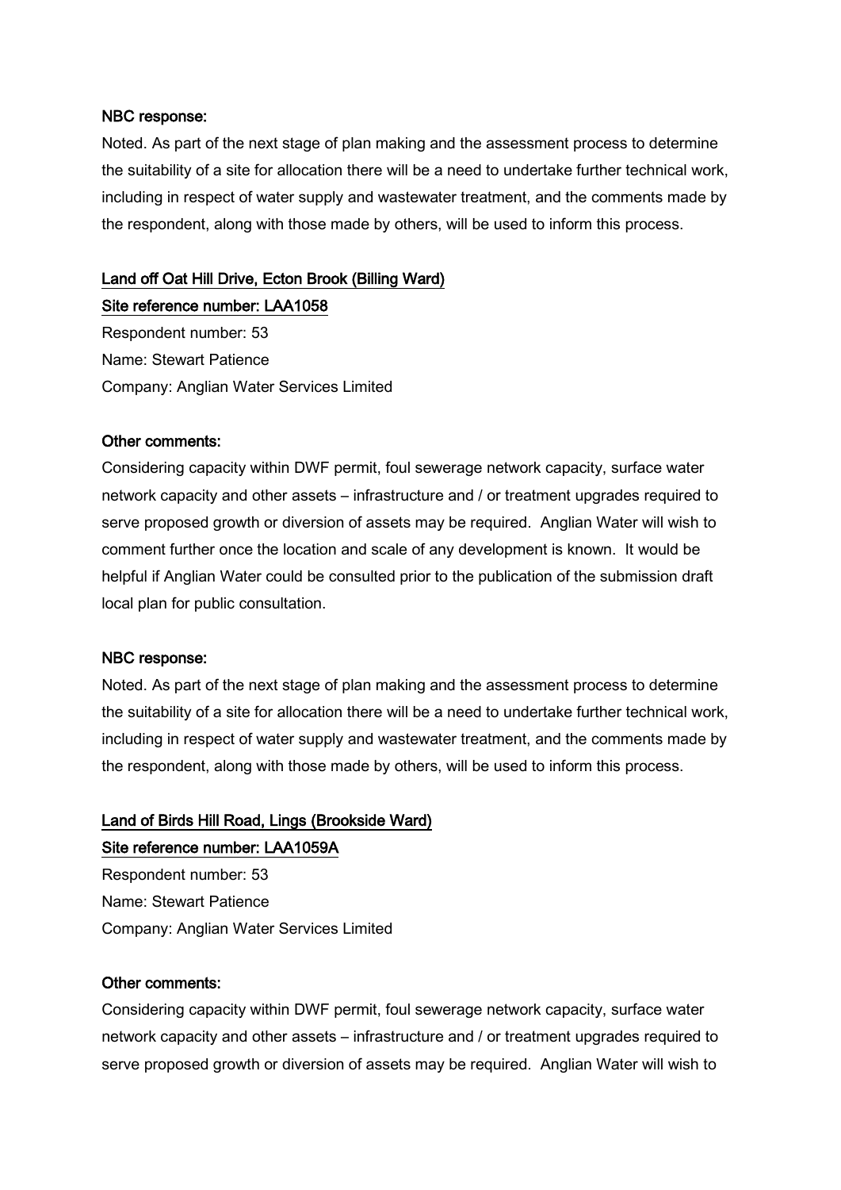**NBC response:**

Noted. As part of the next stage of plan making and the assessment process to determine the suitability of a site for allocation there will be a need to undertake further technical work, including in respect of water supply and wastewater treatment, and the comments made by the respondent, along with those made by others, will be used to inform this process.

**Land off Oat Hill Drive, Ecton Brook (Billing Ward)**

**Site reference number: LAA1058**

Respondent number: 53

Name: Stewart Patience

Company: Anglian Water Services Limited

**Other comments:**

Considering capacity within DWF permit, foul sewerage network capacity, surface water network capacity and other assets – infrastructure and / or treatment upgrades required to serve proposed growth or diversion of assets may be required. Anglian Water will wish to comment further once the location and scale of any development is known. It would be helpful if Anglian Water could be consulted prior to the publication of the submission draft local plan for public consultation.

**NBC response:**

Noted. As part of the next stage of plan making and the assessment process to determine the suitability of a site for allocation there will be a need to undertake further technical work, including in respect of water supply and wastewater treatment, and the comments made by the respondent, along with those made by others, will be used to inform this process.

**Land of Birds Hill Road, Lings (Brookside Ward)**

**Site reference number: LAA1059A**

Respondent number: 53

Name: Stewart Patience

Company: Anglian Water Services Limited

**Other comments:**

Considering capacity within DWF permit, foul sewerage network capacity, surface water network capacity and other assets – infrastructure and / or treatment upgrades required to serve proposed growth or diversion of assets may be required. Anglian Water will wish to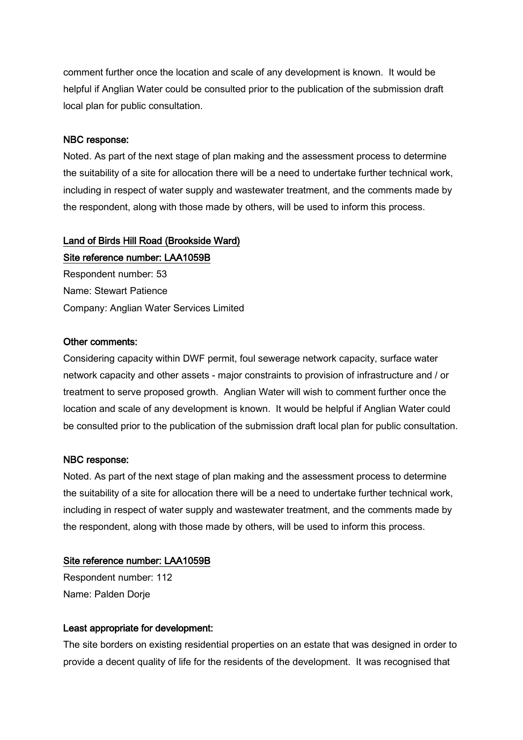comment further once the location and scale of any development is known. It would be helpful if Anglian Water could be consulted prior to the publication of the submission draft local plan for public consultation.

NBC response:

Noted. As part of the next stage of plan making and the assessment process to determine the suitability of a site for allocation there will be a need to undertake further technical work, including in respect of water supply and wastewater treatment, and the comments made by the respondent, along with those made by others, will be used to inform this process.

Land of Birds Hill Road (Brookside Ward)

Site reference number: LAA1059B

Respondent number: 53

Name: Stewart Patience

Company: Anglian Water Services Limited

Other comments:

Considering capacity within DWF permit, foul sewerage network capacity, surface water network capacity and other assets - major constraints to provision of infrastructure and / or treatment to serve proposed growth. Anglian Water will wish to comment further once the location and scale of any development is known. It would be helpful if Anglian Water could be consulted prior to the publication of the submission draft local plan for public consultation.

NBC response:

Noted. As part of the next stage of plan making and the assessment process to determine the suitability of a site for allocation there will be a need to undertake further technical work, including in respect of water supply and wastewater treatment, and the comments made by the respondent, along with those made by others, will be used to inform this process.

Site reference number: LAA1059B

Respondent number: 112

Name: Palden Dorje

Least appropriate for development:

The site borders on existing residential properties on an estate that was designed in order to provide a decent quality of life for the residents of the development. It was recognised that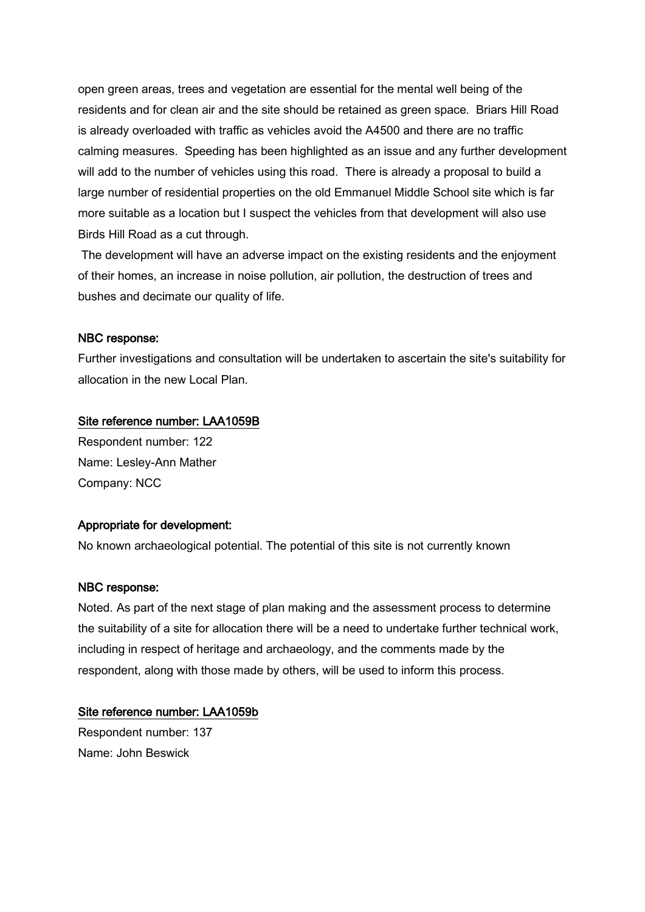open green areas, trees and vegetation are essential for the mental well being of the residents and for clean air and the site should be retained as green space. Briars Hill Road is already overloaded with traffic as vehicles avoid the A4500 and there are no traffic calming measures. Speeding has been highlighted as an issue and any further development will add to the number of vehicles using this road. There is already a proposal to build a large number of residential properties on the old Emmanuel Middle School site which is far more suitable as a location but I suspect the vehicles from that development will also use Birds Hill Road as a cut through.

The development will have an adverse impact on the existing residents and the enjoyment of their homes, an increase in noise pollution, air pollution, the destruction of trees and bushes and decimate our quality of life.

**NBC response:**

Further investigations and consultation will be undertaken to ascertain the site's suitability for allocation in the new Local Plan.

**Site reference number: LAA1059B**

Respondent number: 122

Name: Lesley-Ann Mather

Company: NCC

**Appropriate for development:**

No known archaeological potential. The potential of this site is not currently known

**NBC response:**

Noted. As part of the next stage of plan making and the assessment process to determine the suitability of a site for allocation there will be a need to undertake further technical work, including in respect of heritage and archaeology, and the comments made by the respondent, along with those made by others, will be used to inform this process.

**Site reference number: LAA1059b**

Respondent number: 137

Name: John Beswick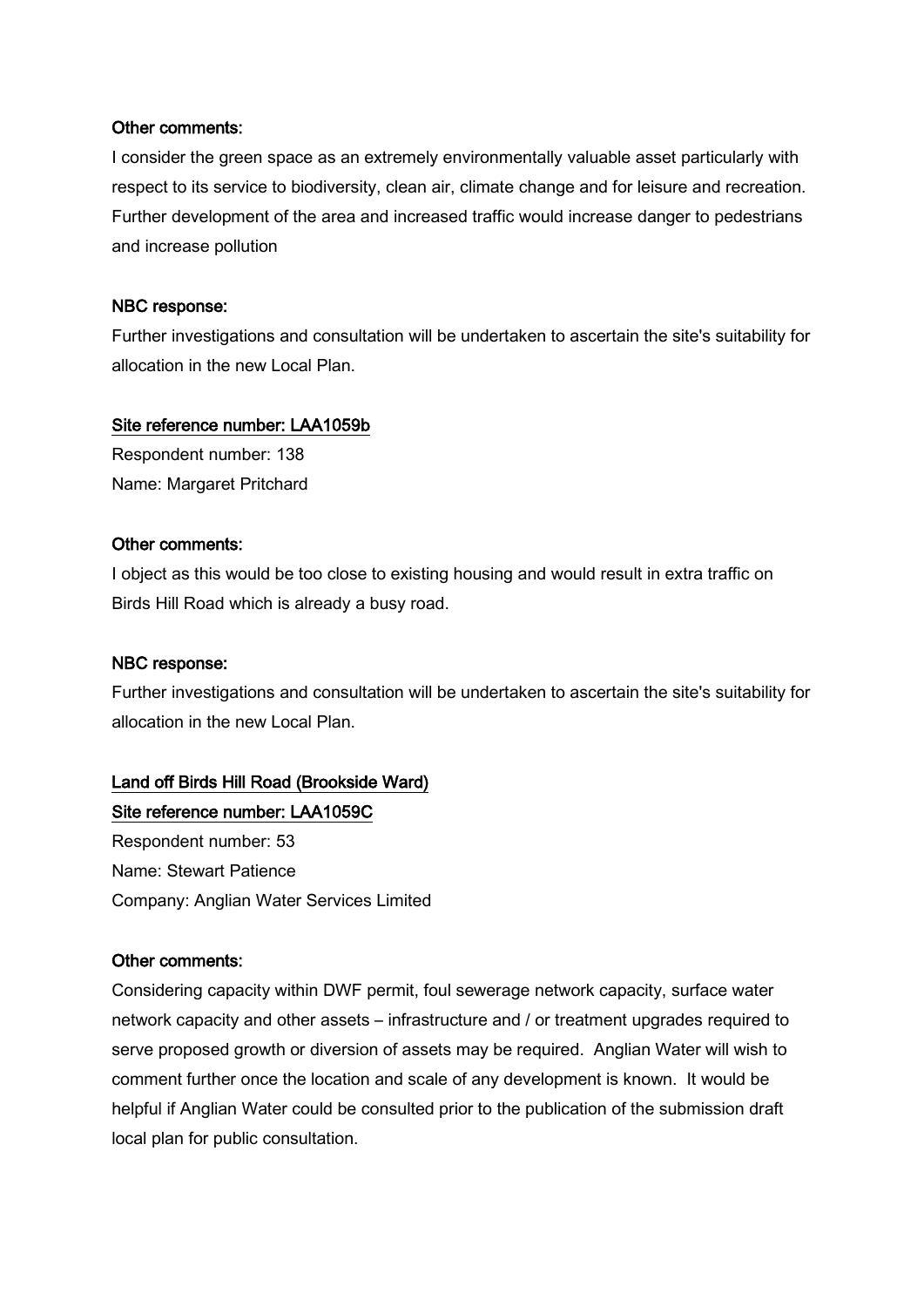**Other comments:**

I consider the green space as an extremely environmentally valuable asset particularly with respect to its service to biodiversity, clean air, climate change and for leisure and recreation. Further development of the area and increased traffic would increase danger to pedestrians and increase pollution

**NBC response:**

Further investigations and consultation will be undertaken to ascertain the site's suitability for allocation in the new Local Plan.

**Site reference number: LAA1059b**

Respondent number: 138

Name: Margaret Pritchard

**Other comments:**

I object as this would be too close to existing housing and would result in extra traffic on Birds Hill Road which is already a busy road.

**NBC response:**

Further investigations and consultation will be undertaken to ascertain the site's suitability for allocation in the new Local Plan.

**Land off Birds Hill Road (Brookside Ward)**

**Site reference number: LAA1059C**

Respondent number: 53

Name: Stewart Patience

Company: Anglian Water Services Limited

**Other comments:**

Considering capacity within DWF permit, foul sewerage network capacity, surface water network capacity and other assets – infrastructure and / or treatment upgrades required to serve proposed growth or diversion of assets may be required. Anglian Water will wish to comment further once the location and scale of any development is known. It would be helpful if Anglian Water could be consulted prior to the publication of the submission draft local plan for public consultation.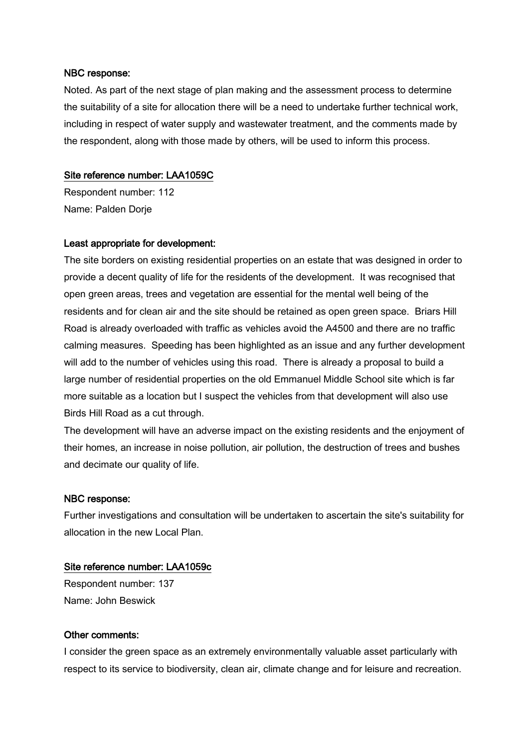**NBC response:**

Noted. As part of the next stage of plan making and the assessment process to determine the suitability of a site for allocation there will be a need to undertake further technical work, including in respect of water supply and wastewater treatment, and the comments made by the respondent, along with those made by others, will be used to inform this process.

**Site reference number: LAA1059C**

Respondent number: 112

Name: Palden Dorje

**Least appropriate for development:**

The site borders on existing residential properties on an estate that was designed in order to provide a decent quality of life for the residents of the development. It was recognised that open green areas, trees and vegetation are essential for the mental well being of the residents and for clean air and the site should be retained as open green space. Briars Hill Road is already overloaded with traffic as vehicles avoid the A4500 and there are no traffic calming measures. Speeding has been highlighted as an issue and any further development will add to the number of vehicles using this road. There is already a proposal to build a large number of residential properties on the old Emmanuel Middle School site which is far more suitable as a location but I suspect the vehicles from that development will also use Birds Hill Road as a cut through.

The development will have an adverse impact on the existing residents and the enjoyment of their homes, an increase in noise pollution, air pollution, the destruction of trees and bushes and decimate our quality of life.

**NBC response:**

Further investigations and consultation will be undertaken to ascertain the site's suitability for allocation in the new Local Plan.

**Site reference number: LAA1059c**

Respondent number: 137

Name: John Beswick

**Other comments:**

I consider the green space as an extremely environmentally valuable asset particularly with respect to its service to biodiversity, clean air, climate change and for leisure and recreation.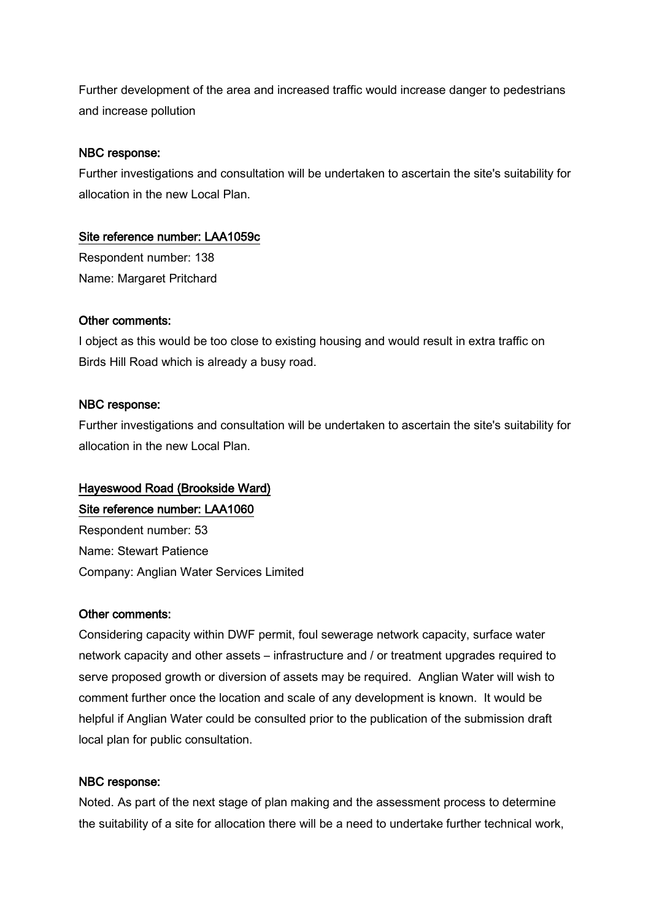Further development of the area and increased traffic would increase danger to pedestrians and increase pollution

**NBC response:**

Further investigations and consultation will be undertaken to ascertain the site's suitability for allocation in the new Local Plan.

**Site reference number: LAA1059c**

Respondent number: 138

Name: Margaret Pritchard

**Other comments:**

I object as this would be too close to existing housing and would result in extra traffic on Birds Hill Road which is already a busy road.

**NBC response:**

Further investigations and consultation will be undertaken to ascertain the site's suitability for allocation in the new Local Plan.

**Hayeswood Road (Brookside Ward)**

**Site reference number: LAA1060**

Respondent number: 53

Name: Stewart Patience

Company: Anglian Water Services Limited

**Other comments:**

Considering capacity within DWF permit, foul sewerage network capacity, surface water network capacity and other assets – infrastructure and / or treatment upgrades required to serve proposed growth or diversion of assets may be required. Anglian Water will wish to comment further once the location and scale of any development is known. It would be helpful if Anglian Water could be consulted prior to the publication of the submission draft local plan for public consultation.

**NBC response:**

Noted. As part of the next stage of plan making and the assessment process to determine the suitability of a site for allocation there will be a need to undertake further technical work,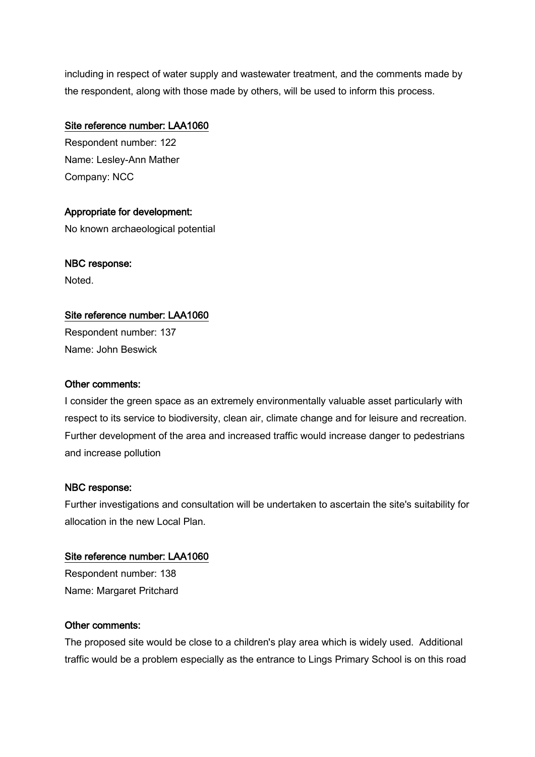including in respect of water supply and wastewater treatment, and the comments made by the respondent, along with those made by others, will be used to inform this process.

**Site reference number: LAA1060**

Respondent number: 122
Name: Lesley-Ann Mather
Company: NCC

**Appropriate for development:**
No known archaeological potential

**NBC response:**
Noted.

**Site reference number: LAA1060**

Respondent number: 137
Name: John Beswick

**Other comments:**
I consider the green space as an extremely environmentally valuable asset particularly with respect to its service to biodiversity, clean air, climate change and for leisure and recreation. Further development of the area and increased traffic would increase danger to pedestrians and increase pollution

**NBC response:**
Further investigations and consultation will be undertaken to ascertain the site's suitability for allocation in the new Local Plan.

**Site reference number: LAA1060**

Respondent number: 138
Name: Margaret Pritchard

**Other comments:**
The proposed site would be close to a children's play area which is widely used. Additional traffic would be a problem especially as the entrance to Lings Primary School is on this road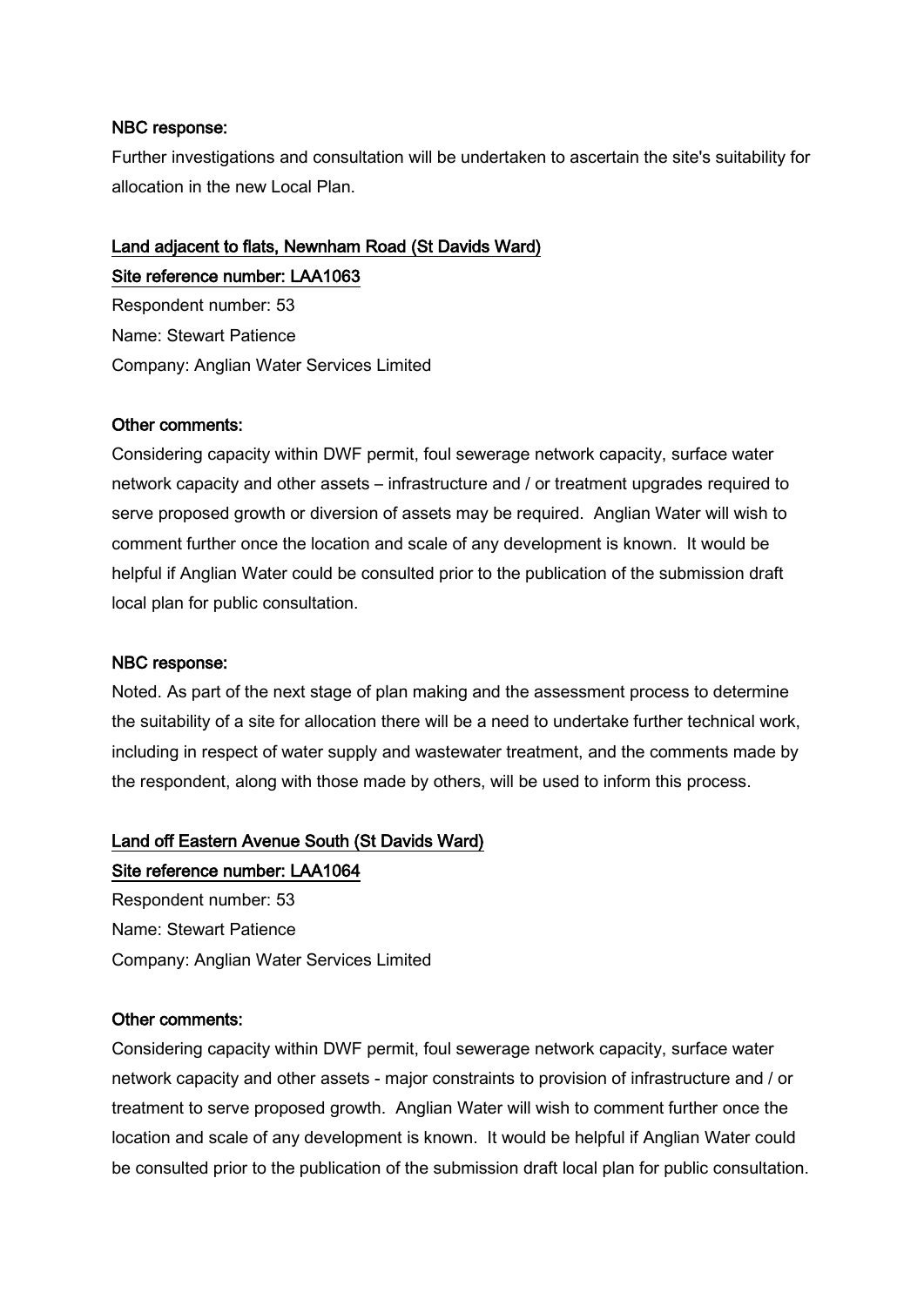**NBC response:**

Further investigations and consultation will be undertaken to ascertain the site's suitability for allocation in the new Local Plan.

**Land adjacent to flats, Newnham Road (St Davids Ward)**

**Site reference number: LAA1063**

Respondent number: 53

Name: Stewart Patience

Company: Anglian Water Services Limited

**Other comments:**

Considering capacity within DWF permit, foul sewerage network capacity, surface water network capacity and other assets – infrastructure and / or treatment upgrades required to serve proposed growth or diversion of assets may be required. Anglian Water will wish to comment further once the location and scale of any development is known. It would be helpful if Anglian Water could be consulted prior to the publication of the submission draft local plan for public consultation.

**NBC response:**

Noted. As part of the next stage of plan making and the assessment process to determine the suitability of a site for allocation there will be a need to undertake further technical work, including in respect of water supply and wastewater treatment, and the comments made by the respondent, along with those made by others, will be used to inform this process.

**Land off Eastern Avenue South (St Davids Ward)**

**Site reference number: LAA1064**

Respondent number: 53

Name: Stewart Patience

Company: Anglian Water Services Limited

**Other comments:**

Considering capacity within DWF permit, foul sewerage network capacity, surface water network capacity and other assets - major constraints to provision of infrastructure and / or treatment to serve proposed growth. Anglian Water will wish to comment further once the location and scale of any development is known. It would be helpful if Anglian Water could be consulted prior to the publication of the submission draft local plan for public consultation.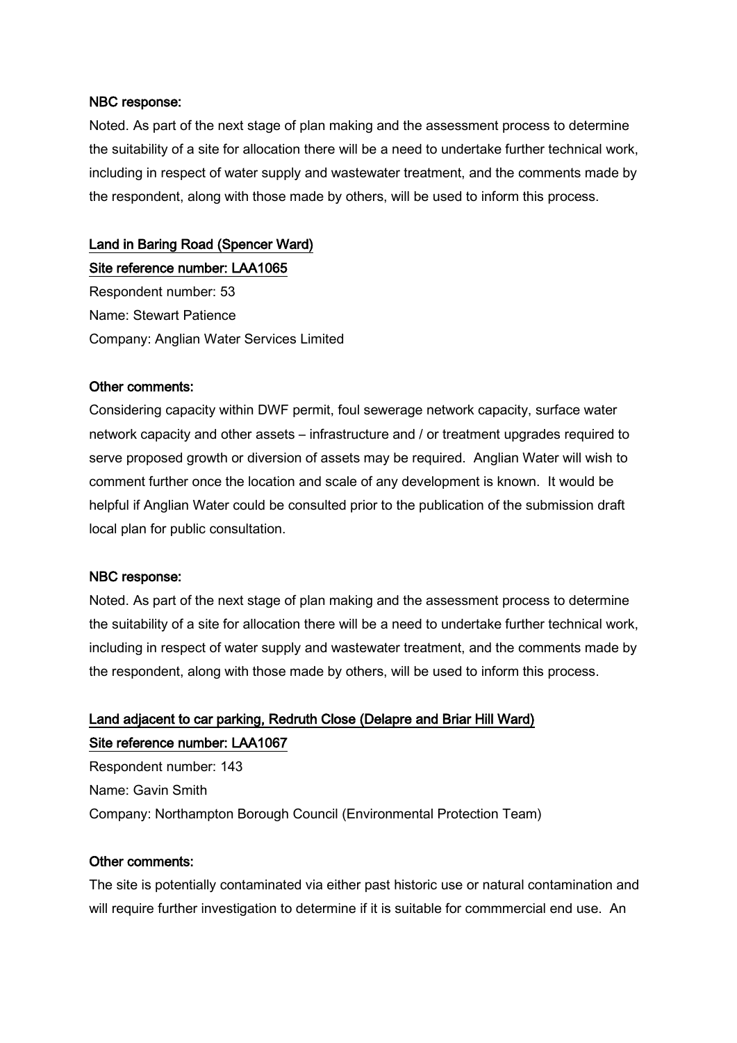**NBC response:**

Noted. As part of the next stage of plan making and the assessment process to determine the suitability of a site for allocation there will be a need to undertake further technical work, including in respect of water supply and wastewater treatment, and the comments made by the respondent, along with those made by others, will be used to inform this process.

**Land in Baring Road (Spencer Ward)**

**Site reference number: LAA1065**

Respondent number: 53

Name: Stewart Patience

Company: Anglian Water Services Limited

**Other comments:**

Considering capacity within DWF permit, foul sewerage network capacity, surface water network capacity and other assets – infrastructure and / or treatment upgrades required to serve proposed growth or diversion of assets may be required. Anglian Water will wish to comment further once the location and scale of any development is known. It would be helpful if Anglian Water could be consulted prior to the publication of the submission draft local plan for public consultation.

**NBC response:**

Noted. As part of the next stage of plan making and the assessment process to determine the suitability of a site for allocation there will be a need to undertake further technical work, including in respect of water supply and wastewater treatment, and the comments made by the respondent, along with those made by others, will be used to inform this process.

**Land adjacent to car parking, Redruth Close (Delapre and Briar Hill Ward)**

**Site reference number: LAA1067**

Respondent number: 143

Name: Gavin Smith

Company: Northampton Borough Council (Environmental Protection Team)

**Other comments:**

The site is potentially contaminated via either past historic use or natural contamination and will require further investigation to determine if it is suitable for commmercial end use. An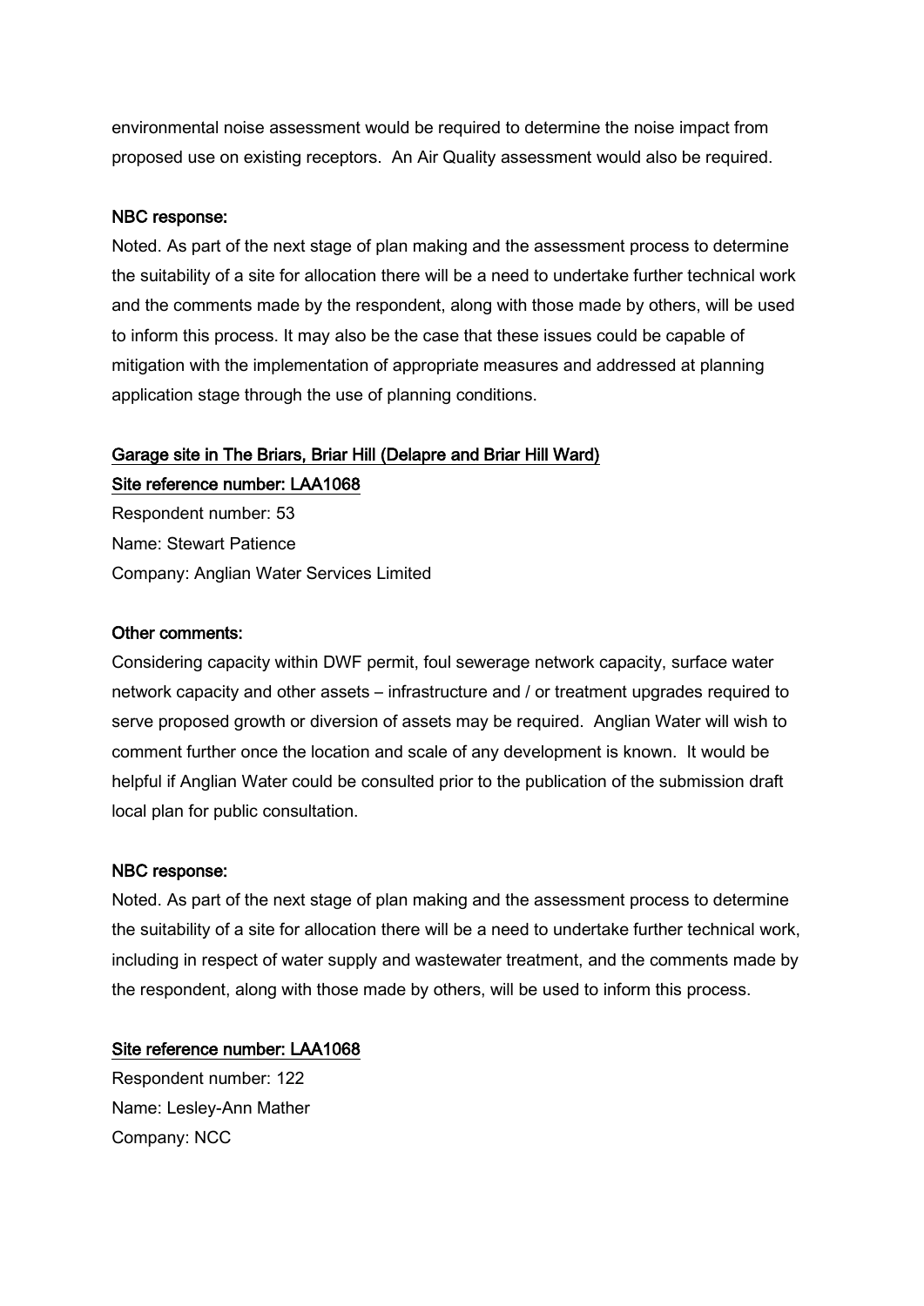environmental noise assessment would be required to determine the noise impact from proposed use on existing receptors. An Air Quality assessment would also be required.

NBC response:

Noted. As part of the next stage of plan making and the assessment process to determine the suitability of a site for allocation there will be a need to undertake further technical work and the comments made by the respondent, along with those made by others, will be used to inform this process. It may also be the case that these issues could be capable of mitigation with the implementation of appropriate measures and addressed at planning application stage through the use of planning conditions.

Garage site in The Briars, Briar Hill (Delapre and Briar Hill Ward)

Site reference number: LAA1068

Respondent number: 53

Name: Stewart Patience

Company: Anglian Water Services Limited

Other comments:

Considering capacity within DWF permit, foul sewerage network capacity, surface water network capacity and other assets – infrastructure and / or treatment upgrades required to serve proposed growth or diversion of assets may be required. Anglian Water will wish to comment further once the location and scale of any development is known. It would be helpful if Anglian Water could be consulted prior to the publication of the submission draft local plan for public consultation.

NBC response:

Noted. As part of the next stage of plan making and the assessment process to determine the suitability of a site for allocation there will be a need to undertake further technical work, including in respect of water supply and wastewater treatment, and the comments made by the respondent, along with those made by others, will be used to inform this process.

Site reference number: LAA1068

Respondent number: 122

Name: Lesley-Ann Mather

Company: NCC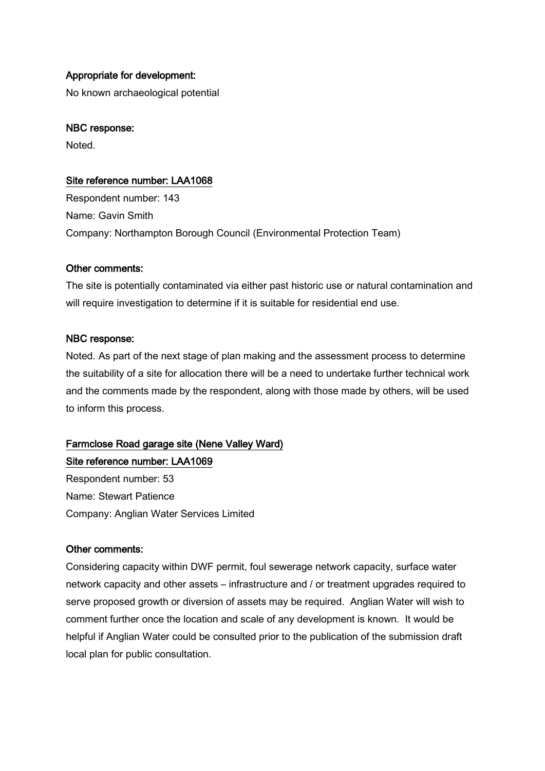**Appropriate for development:**

No known archaeological potential

**NBC response:**

Noted.

**Site reference number: LAA1068**

Respondent number: 143

Name: Gavin Smith

Company: Northampton Borough Council (Environmental Protection Team)

**Other comments:**

The site is potentially contaminated via either past historic use or natural contamination and will require investigation to determine if it is suitable for residential end use.

**NBC response:**

Noted. As part of the next stage of plan making and the assessment process to determine the suitability of a site for allocation there will be a need to undertake further technical work and the comments made by the respondent, along with those made by others, will be used to inform this process.

**Farmclose Road garage site (Nene Valley Ward)**

**Site reference number: LAA1069**

Respondent number: 53

Name: Stewart Patience

Company: Anglian Water Services Limited

**Other comments:**

Considering capacity within DWF permit, foul sewerage network capacity, surface water network capacity and other assets – infrastructure and / or treatment upgrades required to serve proposed growth or diversion of assets may be required. Anglian Water will wish to comment further once the location and scale of any development is known. It would be helpful if Anglian Water could be consulted prior to the publication of the submission draft local plan for public consultation.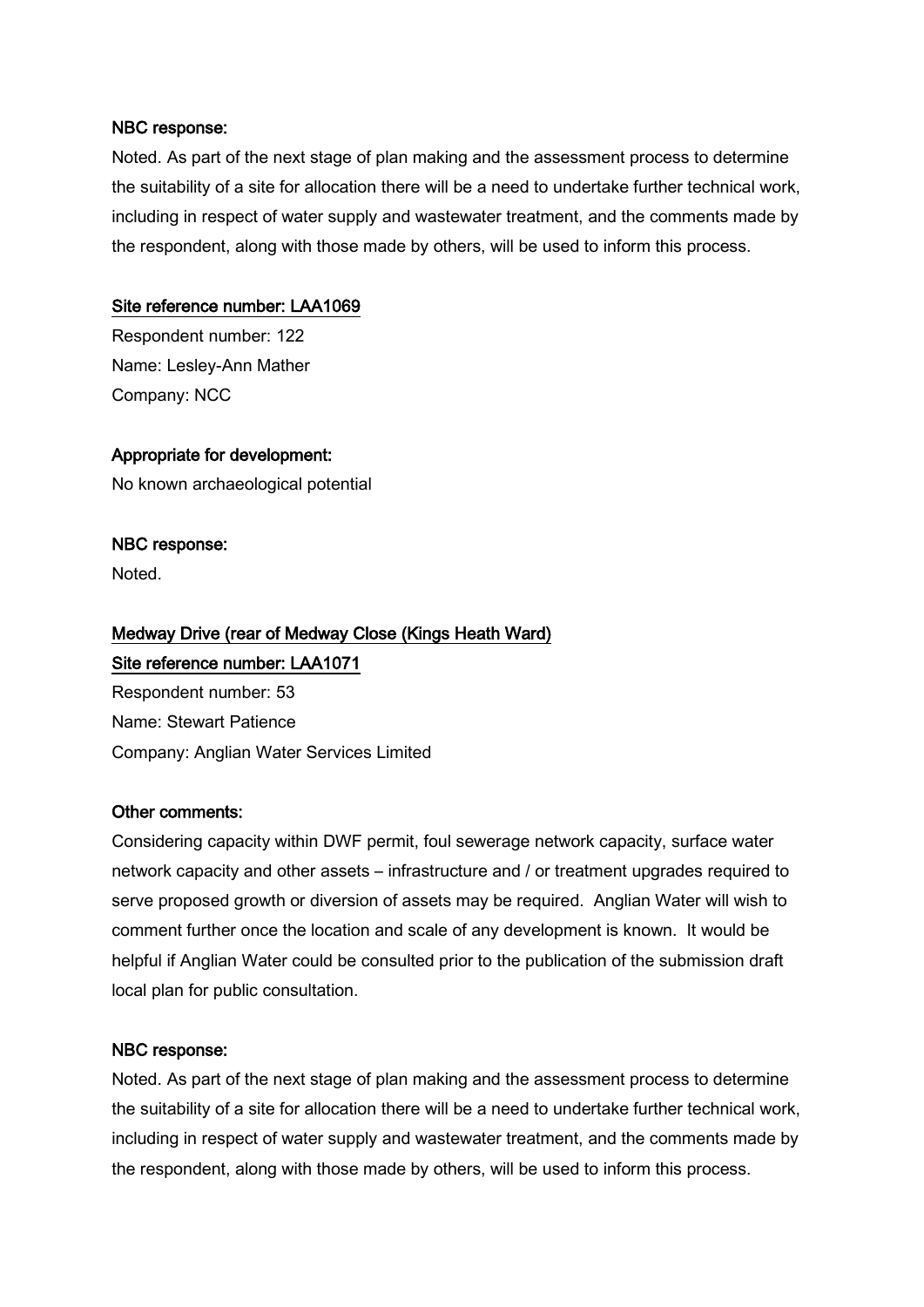**NBC response:**

Noted. As part of the next stage of plan making and the assessment process to determine the suitability of a site for allocation there will be a need to undertake further technical work, including in respect of water supply and wastewater treatment, and the comments made by the respondent, along with those made by others, will be used to inform this process.

**Site reference number: LAA1069**

Respondent number: 122
Name: Lesley-Ann Mather
Company: NCC

**Appropriate for development:**

No known archaeological potential

**NBC response:**

Noted.

**Medway Drive (rear of Medway Close (Kings Heath Ward)**

**Site reference number: LAA1071**

Respondent number: 53
Name: Stewart Patience
Company: Anglian Water Services Limited

**Other comments:**

Considering capacity within DWF permit, foul sewerage network capacity, surface water network capacity and other assets – infrastructure and / or treatment upgrades required to serve proposed growth or diversion of assets may be required. Anglian Water will wish to comment further once the location and scale of any development is known. It would be helpful if Anglian Water could be consulted prior to the publication of the submission draft local plan for public consultation.

**NBC response:**

Noted. As part of the next stage of plan making and the assessment process to determine the suitability of a site for allocation there will be a need to undertake further technical work, including in respect of water supply and wastewater treatment, and the comments made by the respondent, along with those made by others, will be used to inform this process.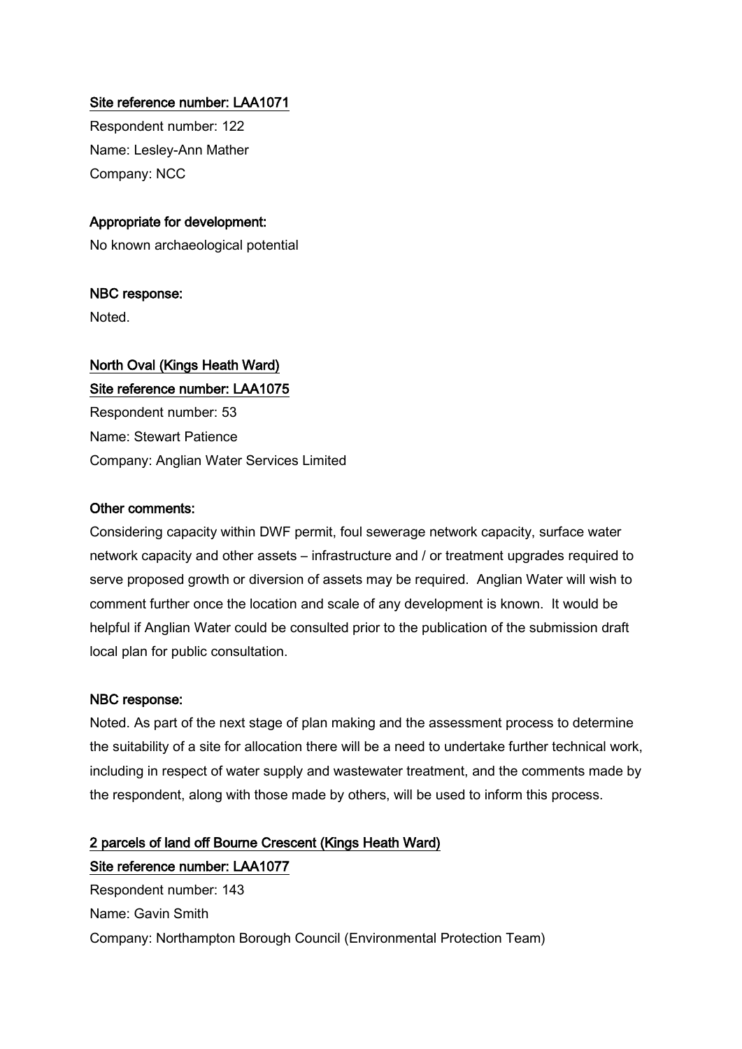Site reference number: LAA1071

Respondent number: 122

Name: Lesley-Ann Mather

Company: NCC

**Appropriate for development:**

No known archaeological potential

**NBC response:**

Noted.

North Oval (Kings Heath Ward)

Site reference number: LAA1075

Respondent number: 53

Name: Stewart Patience

Company: Anglian Water Services Limited

**Other comments:**

Considering capacity within DWF permit, foul sewerage network capacity, surface water network capacity and other assets – infrastructure and / or treatment upgrades required to serve proposed growth or diversion of assets may be required. Anglian Water will wish to comment further once the location and scale of any development is known. It would be helpful if Anglian Water could be consulted prior to the publication of the submission draft local plan for public consultation.

**NBC response:**

Noted. As part of the next stage of plan making and the assessment process to determine the suitability of a site for allocation there will be a need to undertake further technical work, including in respect of water supply and wastewater treatment, and the comments made by the respondent, along with those made by others, will be used to inform this process.

2 parcels of land off Bourne Crescent (Kings Heath Ward)

Site reference number: LAA1077

Respondent number: 143

Name: Gavin Smith

Company: Northampton Borough Council (Environmental Protection Team)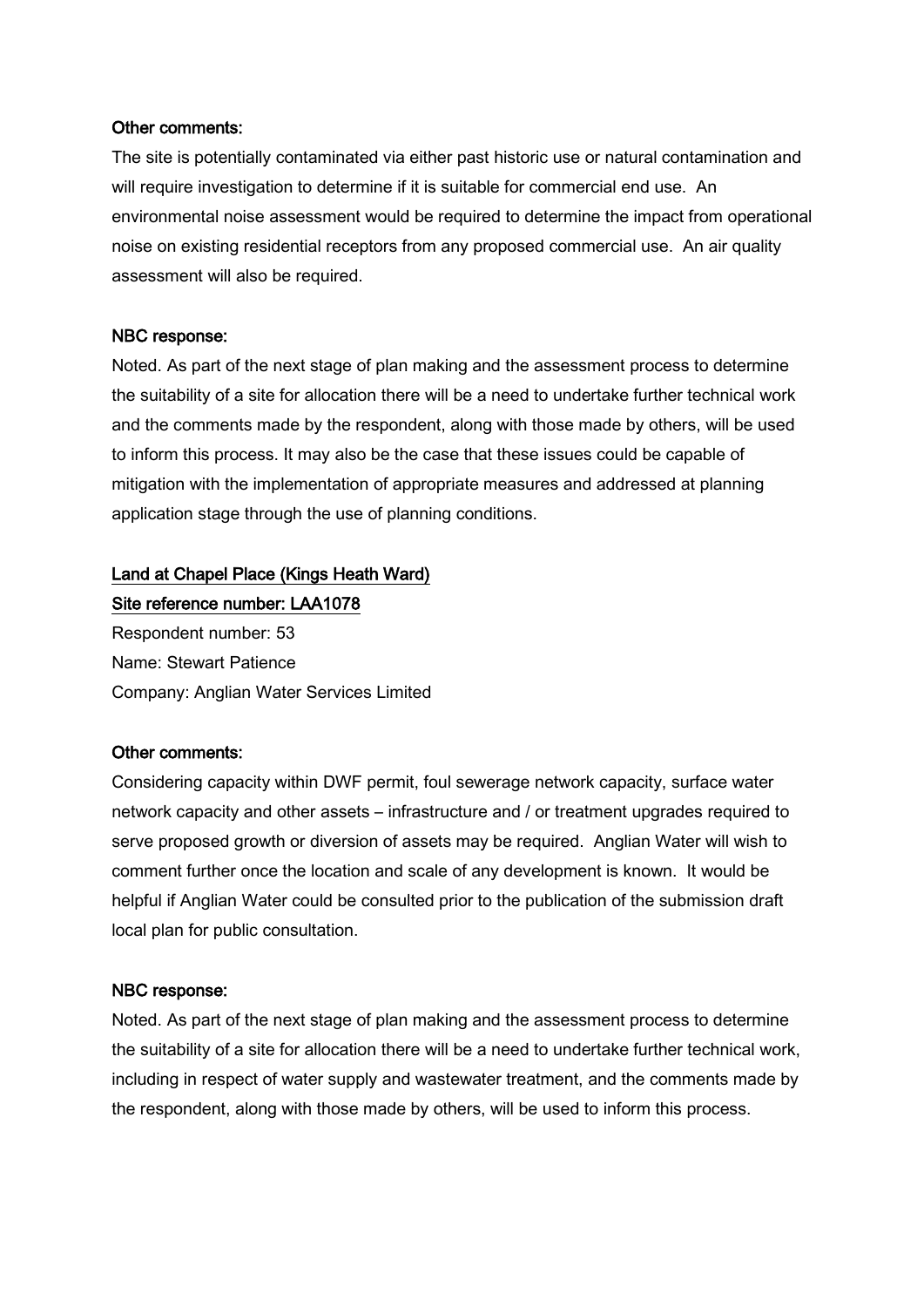**Other comments:**

The site is potentially contaminated via either past historic use or natural contamination and will require investigation to determine if it is suitable for commercial end use. An environmental noise assessment would be required to determine the impact from operational noise on existing residential receptors from any proposed commercial use. An air quality assessment will also be required.

**NBC response:**

Noted. As part of the next stage of plan making and the assessment process to determine the suitability of a site for allocation there will be a need to undertake further technical work and the comments made by the respondent, along with those made by others, will be used to inform this process. It may also be the case that these issues could be capable of mitigation with the implementation of appropriate measures and addressed at planning application stage through the use of planning conditions.

**Land at Chapel Place (Kings Heath Ward)**

**Site reference number: LAA1078**

Respondent number: 53

Name: Stewart Patience

Company: Anglian Water Services Limited

**Other comments:**

Considering capacity within DWF permit, foul sewerage network capacity, surface water network capacity and other assets – infrastructure and / or treatment upgrades required to serve proposed growth or diversion of assets may be required. Anglian Water will wish to comment further once the location and scale of any development is known. It would be helpful if Anglian Water could be consulted prior to the publication of the submission draft local plan for public consultation.

**NBC response:**

Noted. As part of the next stage of plan making and the assessment process to determine the suitability of a site for allocation there will be a need to undertake further technical work, including in respect of water supply and wastewater treatment, and the comments made by the respondent, along with those made by others, will be used to inform this process.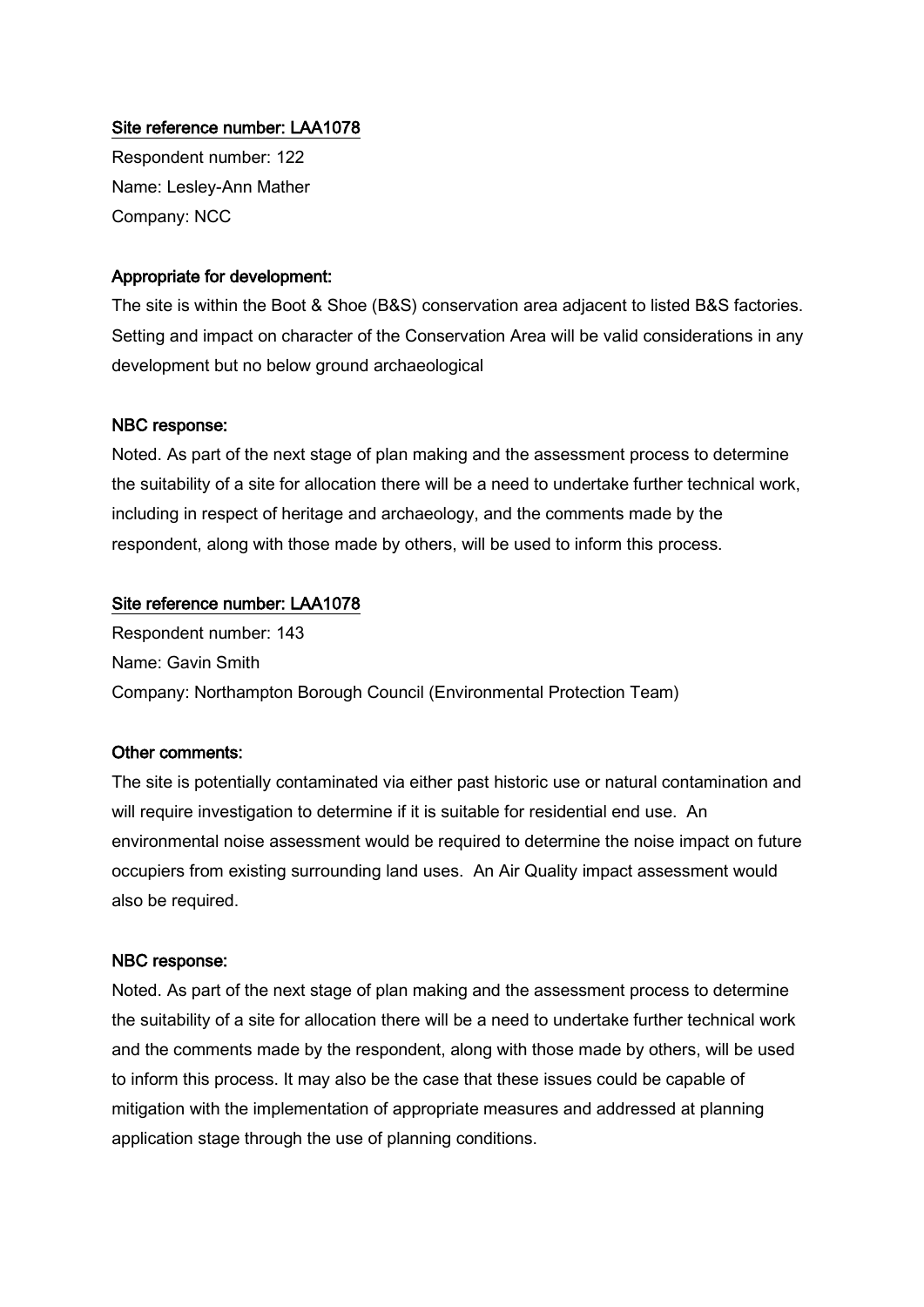Site reference number: LAA1078

Respondent number: 122

Name: Lesley-Ann Mather

Company: NCC

**Appropriate for development:**

The site is within the Boot & Shoe (B&S) conservation area adjacent to listed B&S factories. Setting and impact on character of the Conservation Area will be valid considerations in any development but no below ground archaeological

**NBC response:**

Noted. As part of the next stage of plan making and the assessment process to determine the suitability of a site for allocation there will be a need to undertake further technical work, including in respect of heritage and archaeology, and the comments made by the respondent, along with those made by others, will be used to inform this process.

Site reference number: LAA1078

Respondent number: 143

Name: Gavin Smith

Company: Northampton Borough Council (Environmental Protection Team)

**Other comments:**

The site is potentially contaminated via either past historic use or natural contamination and will require investigation to determine if it is suitable for residential end use. An environmental noise assessment would be required to determine the noise impact on future occupiers from existing surrounding land uses. An Air Quality impact assessment would also be required.

**NBC response:**

Noted. As part of the next stage of plan making and the assessment process to determine the suitability of a site for allocation there will be a need to undertake further technical work and the comments made by the respondent, along with those made by others, will be used to inform this process. It may also be the case that these issues could be capable of mitigation with the implementation of appropriate measures and addressed at planning application stage through the use of planning conditions.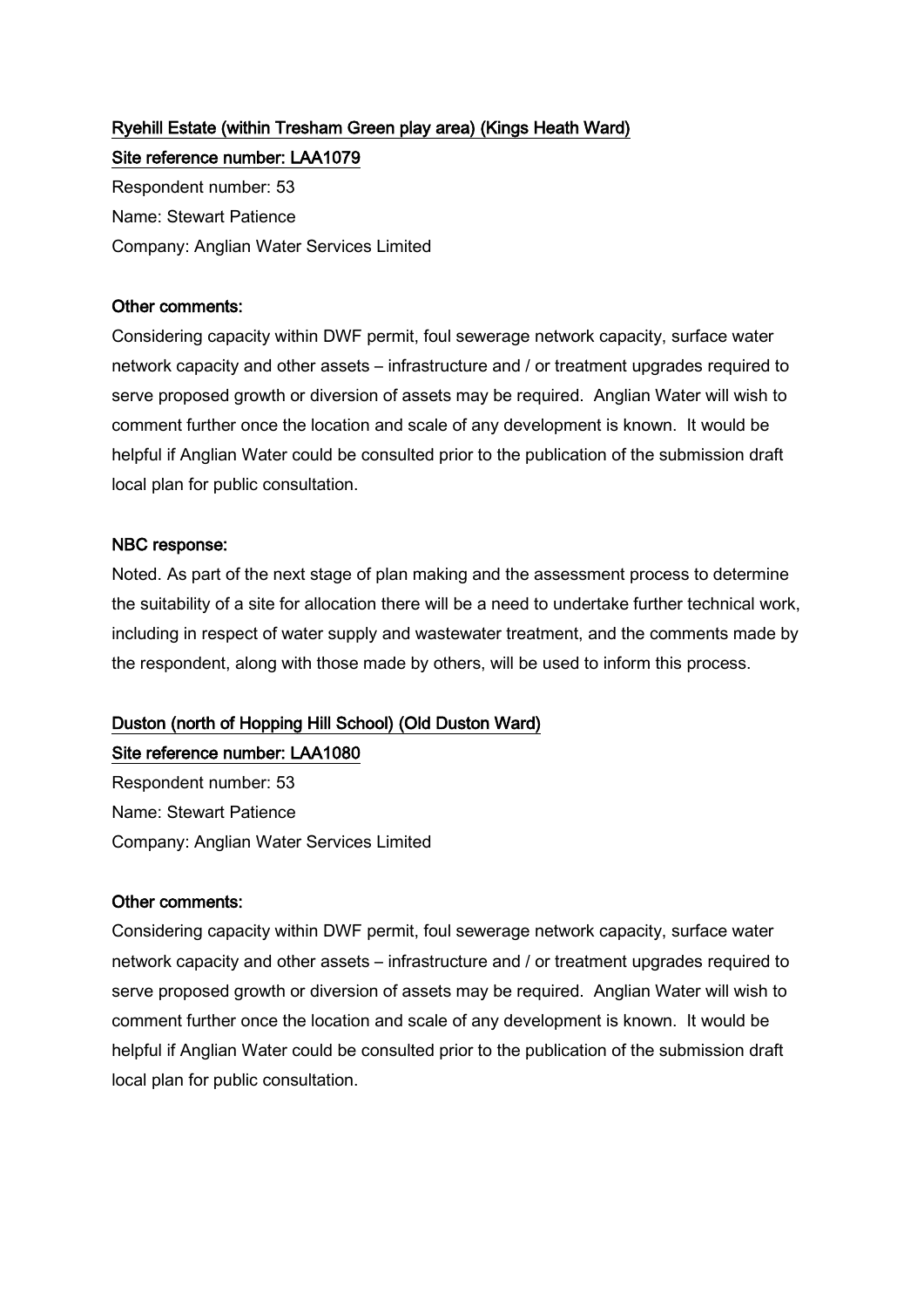**Ryehill Estate (within Tresham Green play area) (Kings Heath Ward)**

**Site reference number: LAA1079**

Respondent number: 53

Name: Stewart Patience

Company: Anglian Water Services Limited

**Other comments:**

Considering capacity within DWF permit, foul sewerage network capacity, surface water network capacity and other assets – infrastructure and / or treatment upgrades required to serve proposed growth or diversion of assets may be required. Anglian Water will wish to comment further once the location and scale of any development is known. It would be helpful if Anglian Water could be consulted prior to the publication of the submission draft local plan for public consultation.

**NBC response:**

Noted. As part of the next stage of plan making and the assessment process to determine the suitability of a site for allocation there will be a need to undertake further technical work, including in respect of water supply and wastewater treatment, and the comments made by the respondent, along with those made by others, will be used to inform this process.

**Duston (north of Hopping Hill School) (Old Duston Ward)**

**Site reference number: LAA1080**

Respondent number: 53

Name: Stewart Patience

Company: Anglian Water Services Limited

**Other comments:**

Considering capacity within DWF permit, foul sewerage network capacity, surface water network capacity and other assets – infrastructure and / or treatment upgrades required to serve proposed growth or diversion of assets may be required. Anglian Water will wish to comment further once the location and scale of any development is known. It would be helpful if Anglian Water could be consulted prior to the publication of the submission draft local plan for public consultation.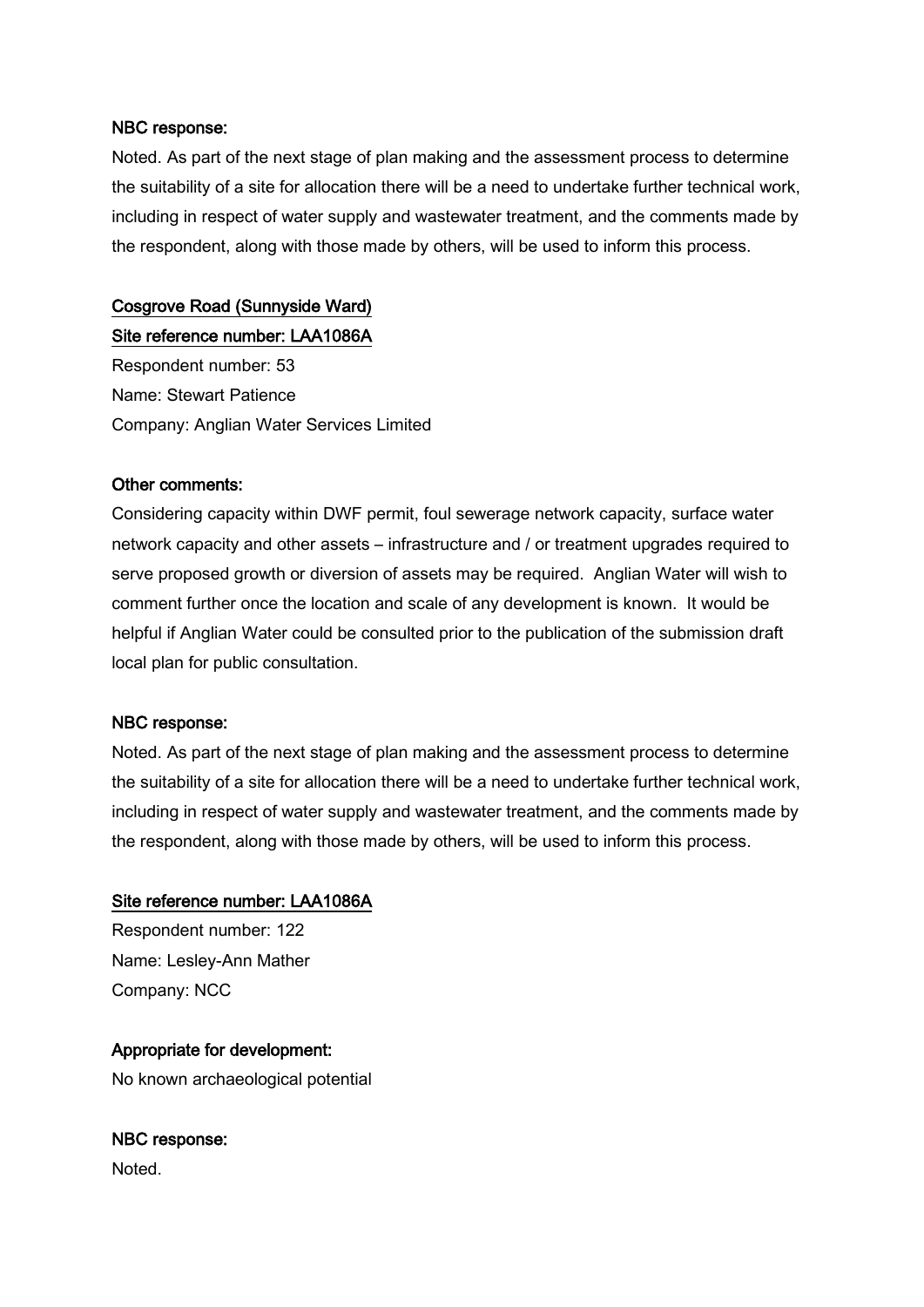**NBC response:**

Noted. As part of the next stage of plan making and the assessment process to determine the suitability of a site for allocation there will be a need to undertake further technical work, including in respect of water supply and wastewater treatment, and the comments made by the respondent, along with those made by others, will be used to inform this process.

**Cosgrove Road (Sunnyside Ward)**

**Site reference number: LAA1086A**

Respondent number: 53

Name: Stewart Patience

Company: Anglian Water Services Limited

**Other comments:**

Considering capacity within DWF permit, foul sewerage network capacity, surface water network capacity and other assets – infrastructure and / or treatment upgrades required to serve proposed growth or diversion of assets may be required. Anglian Water will wish to comment further once the location and scale of any development is known. It would be helpful if Anglian Water could be consulted prior to the publication of the submission draft local plan for public consultation.

**NBC response:**

Noted. As part of the next stage of plan making and the assessment process to determine the suitability of a site for allocation there will be a need to undertake further technical work, including in respect of water supply and wastewater treatment, and the comments made by the respondent, along with those made by others, will be used to inform this process.

**Site reference number: LAA1086A**

Respondent number: 122

Name: Lesley-Ann Mather

Company: NCC

**Appropriate for development:**

No known archaeological potential

**NBC response:**

Noted.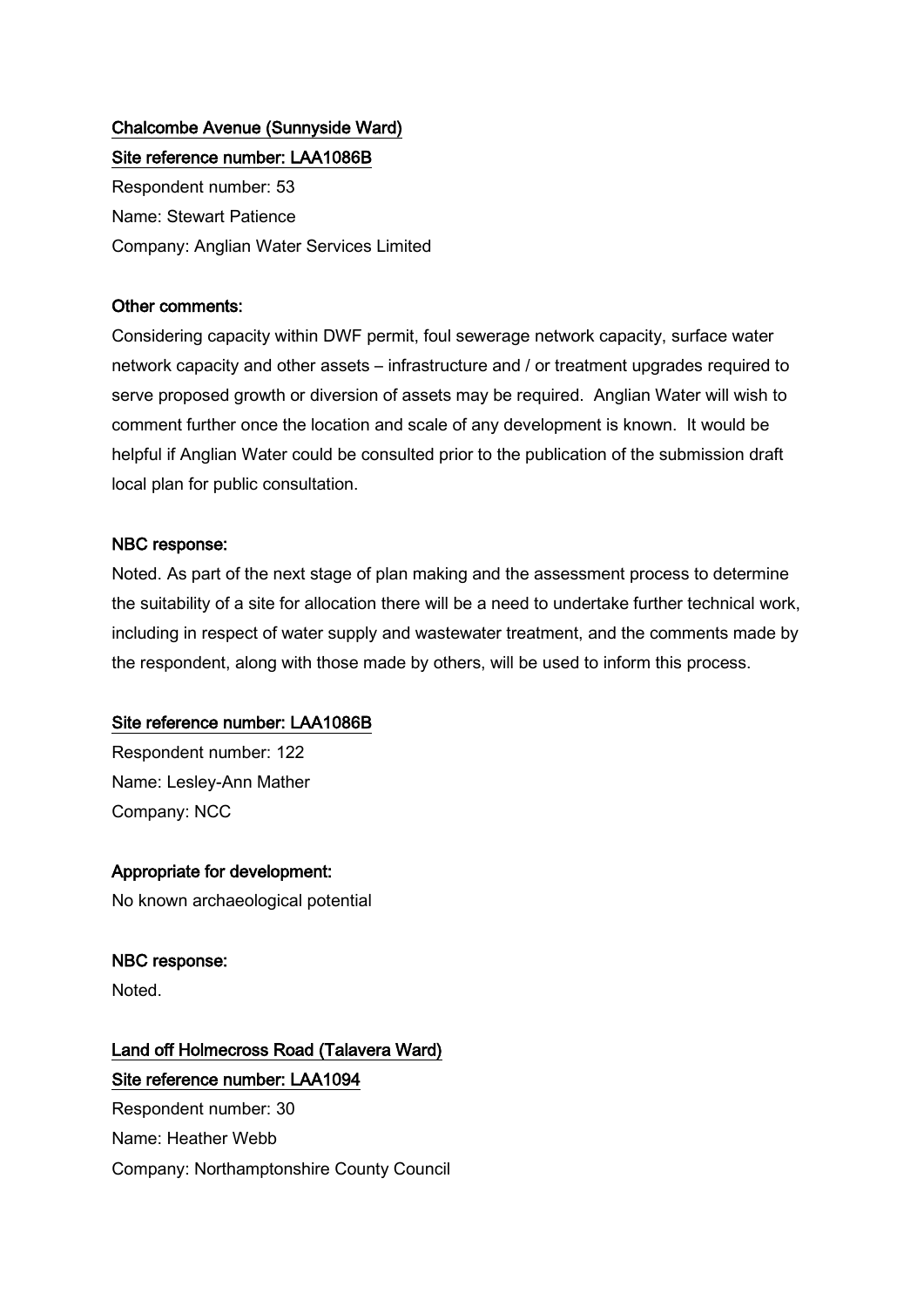**Chalcombe Avenue (Sunnyside Ward)**

**Site reference number: LAA1086B**

Respondent number: 53

Name: Stewart Patience

Company: Anglian Water Services Limited

**Other comments:**

Considering capacity within DWF permit, foul sewerage network capacity, surface water network capacity and other assets – infrastructure and / or treatment upgrades required to serve proposed growth or diversion of assets may be required. Anglian Water will wish to comment further once the location and scale of any development is known. It would be helpful if Anglian Water could be consulted prior to the publication of the submission draft local plan for public consultation.

**NBC response:**

Noted. As part of the next stage of plan making and the assessment process to determine the suitability of a site for allocation there will be a need to undertake further technical work, including in respect of water supply and wastewater treatment, and the comments made by the respondent, along with those made by others, will be used to inform this process.

**Site reference number: LAA1086B**

Respondent number: 122

Name: Lesley-Ann Mather

Company: NCC

**Appropriate for development:**

No known archaeological potential

**NBC response:**

Noted.

**Land off Holmecross Road (Talavera Ward)**

**Site reference number: LAA1094**

Respondent number: 30

Name: Heather Webb

Company: Northamptonshire County Council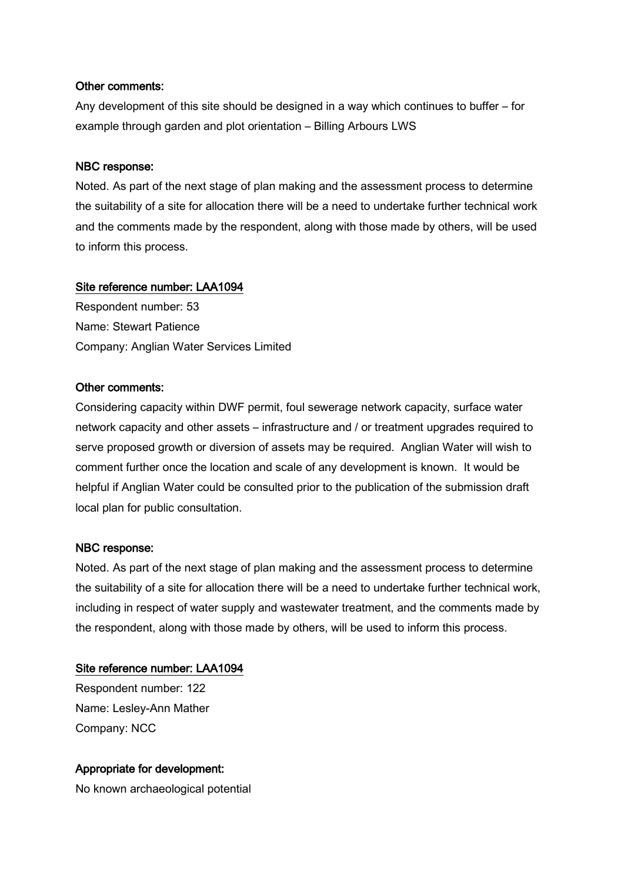**Other comments:**

Any development of this site should be designed in a way which continues to buffer – for example through garden and plot orientation – Billing Arbours LWS

**NBC response:**

Noted. As part of the next stage of plan making and the assessment process to determine the suitability of a site for allocation there will be a need to undertake further technical work and the comments made by the respondent, along with those made by others, will be used to inform this process.

**Site reference number: LAA1094**

Respondent number: 53
Name: Stewart Patience
Company: Anglian Water Services Limited

**Other comments:**

Considering capacity within DWF permit, foul sewerage network capacity, surface water network capacity and other assets – infrastructure and / or treatment upgrades required to serve proposed growth or diversion of assets may be required. Anglian Water will wish to comment further once the location and scale of any development is known. It would be helpful if Anglian Water could be consulted prior to the publication of the submission draft local plan for public consultation.

**NBC response:**

Noted. As part of the next stage of plan making and the assessment process to determine the suitability of a site for allocation there will be a need to undertake further technical work, including in respect of water supply and wastewater treatment, and the comments made by the respondent, along with those made by others, will be used to inform this process.

**Site reference number: LAA1094**

Respondent number: 122
Name: Lesley-Ann Mather
Company: NCC

**Appropriate for development:**

No known archaeological potential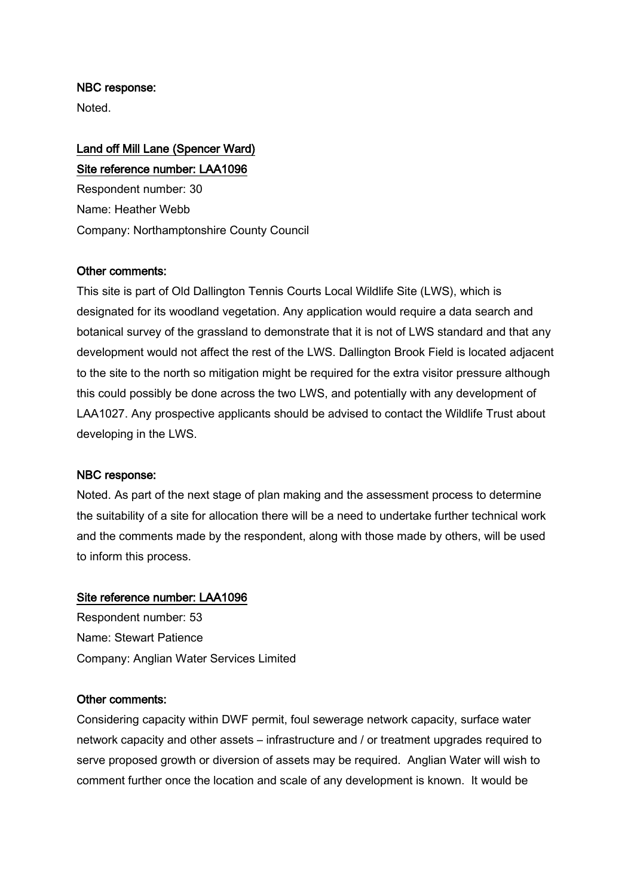**NBC response:**

Noted.

**Land off Mill Lane (Spencer Ward)**

**Site reference number: LAA1096**

Respondent number: 30

Name: Heather Webb

Company: Northamptonshire County Council

**Other comments:**

This site is part of Old Dallington Tennis Courts Local Wildlife Site (LWS), which is designated for its woodland vegetation. Any application would require a data search and botanical survey of the grassland to demonstrate that it is not of LWS standard and that any development would not affect the rest of the LWS. Dallington Brook Field is located adjacent to the site to the north so mitigation might be required for the extra visitor pressure although this could possibly be done across the two LWS, and potentially with any development of LAA1027. Any prospective applicants should be advised to contact the Wildlife Trust about developing in the LWS.

**NBC response:**

Noted. As part of the next stage of plan making and the assessment process to determine the suitability of a site for allocation there will be a need to undertake further technical work and the comments made by the respondent, along with those made by others, will be used to inform this process.

**Site reference number: LAA1096**

Respondent number: 53

Name: Stewart Patience

Company: Anglian Water Services Limited

**Other comments:**

Considering capacity within DWF permit, foul sewerage network capacity, surface water network capacity and other assets – infrastructure and / or treatment upgrades required to serve proposed growth or diversion of assets may be required. Anglian Water will wish to comment further once the location and scale of any development is known. It would be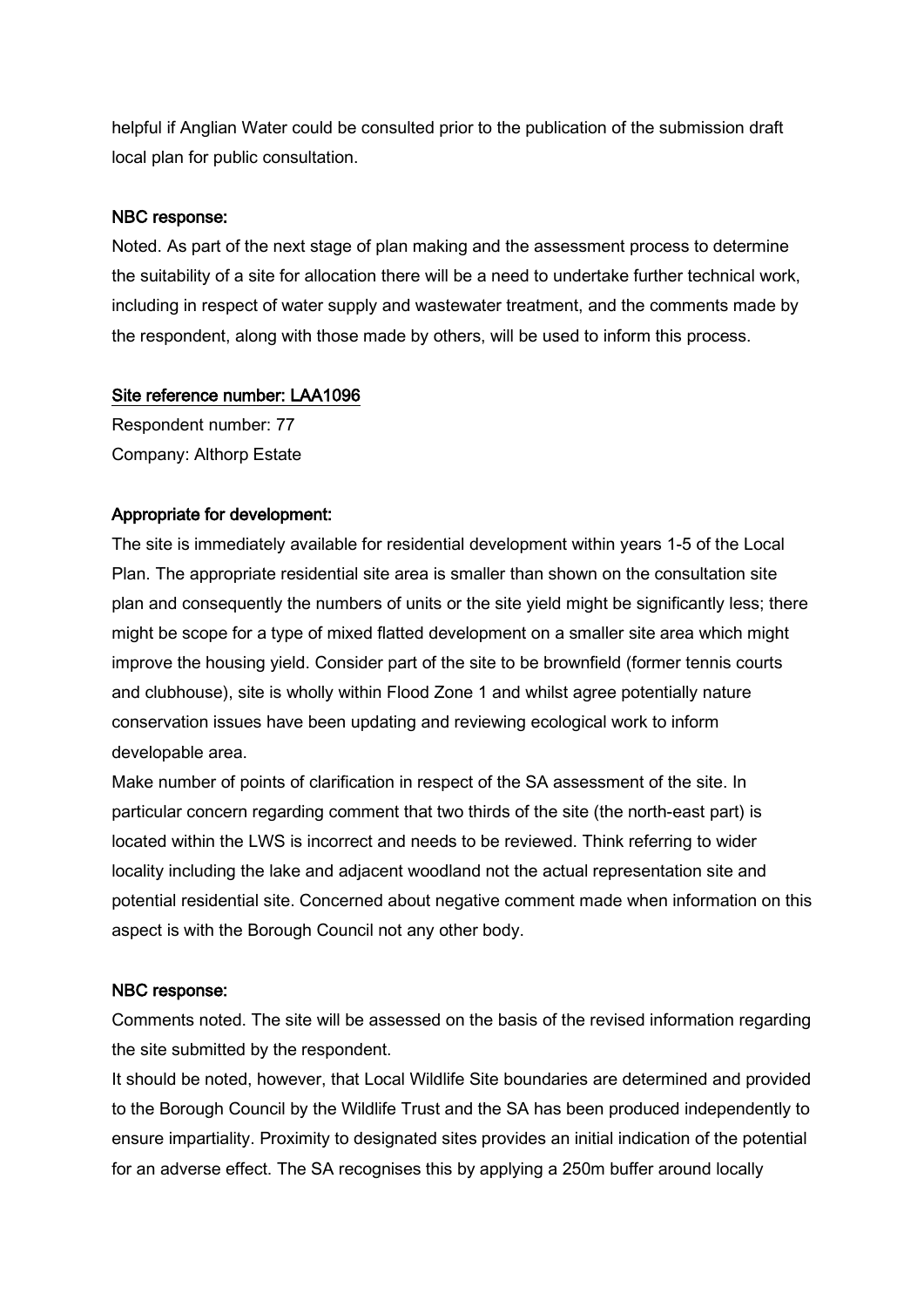helpful if Anglian Water could be consulted prior to the publication of the submission draft local plan for public consultation.

**NBC response:**

Noted. As part of the next stage of plan making and the assessment process to determine the suitability of a site for allocation there will be a need to undertake further technical work, including in respect of water supply and wastewater treatment, and the comments made by the respondent, along with those made by others, will be used to inform this process.

**Site reference number: LAA1096**

Respondent number: 77

Company: Althorp Estate

**Appropriate for development:**

The site is immediately available for residential development within years 1-5 of the Local Plan. The appropriate residential site area is smaller than shown on the consultation site plan and consequently the numbers of units or the site yield might be significantly less; there might be scope for a type of mixed flatted development on a smaller site area which might improve the housing yield. Consider part of the site to be brownfield (former tennis courts and clubhouse), site is wholly within Flood Zone 1 and whilst agree potentially nature conservation issues have been updating and reviewing ecological work to inform developable area.

Make number of points of clarification in respect of the SA assessment of the site. In particular concern regarding comment that two thirds of the site (the north-east part) is located within the LWS is incorrect and needs to be reviewed. Think referring to wider locality including the lake and adjacent woodland not the actual representation site and potential residential site. Concerned about negative comment made when information on this aspect is with the Borough Council not any other body.

**NBC response:**

Comments noted. The site will be assessed on the basis of the revised information regarding the site submitted by the respondent.

It should be noted, however, that Local Wildlife Site boundaries are determined and provided to the Borough Council by the Wildlife Trust and the SA has been produced independently to ensure impartiality. Proximity to designated sites provides an initial indication of the potential for an adverse effect. The SA recognises this by applying a 250m buffer around locally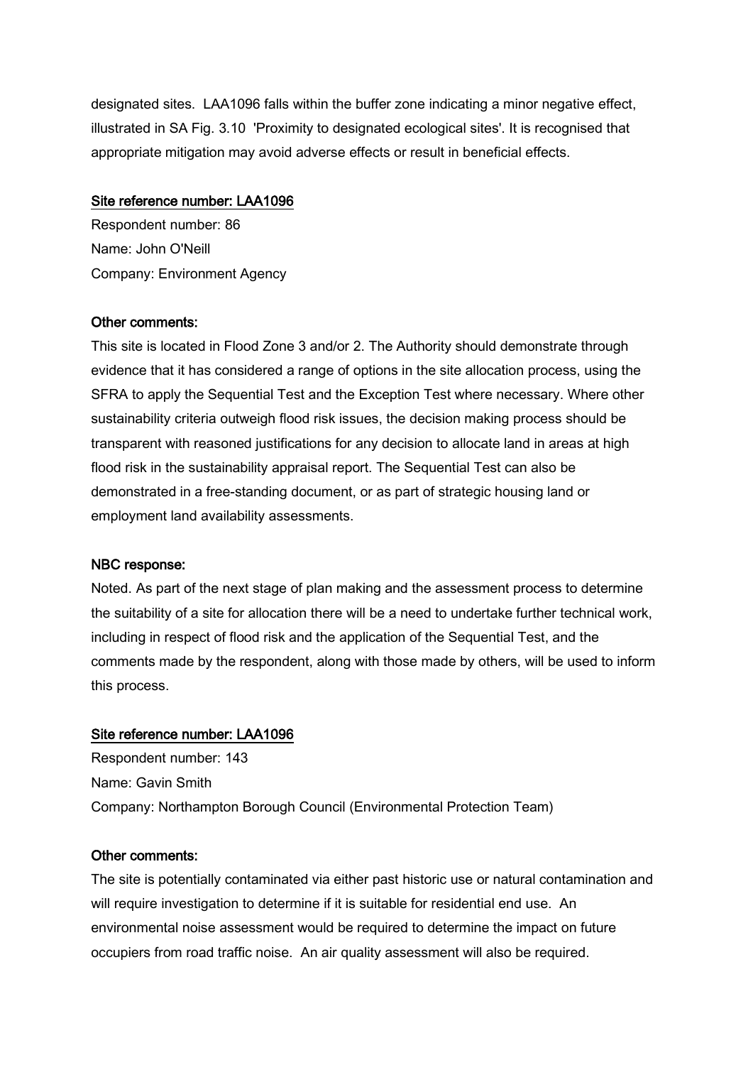designated sites. LAA1096 falls within the buffer zone indicating a minor negative effect, illustrated in SA Fig. 3.10 'Proximity to designated ecological sites'. It is recognised that appropriate mitigation may avoid adverse effects or result in beneficial effects.

<u>Site reference number: LAA1096</u>

Respondent number: 86
Name: John O'Neill
Company: Environment Agency

**Other comments:**

This site is located in Flood Zone 3 and/or 2. The Authority should demonstrate through evidence that it has considered a range of options in the site allocation process, using the SFRA to apply the Sequential Test and the Exception Test where necessary. Where other sustainability criteria outweigh flood risk issues, the decision making process should be transparent with reasoned justifications for any decision to allocate land in areas at high flood risk in the sustainability appraisal report. The Sequential Test can also be demonstrated in a free-standing document, or as part of strategic housing land or employment land availability assessments.

**NBC response:**

Noted. As part of the next stage of plan making and the assessment process to determine the suitability of a site for allocation there will be a need to undertake further technical work, including in respect of flood risk and the application of the Sequential Test, and the comments made by the respondent, along with those made by others, will be used to inform this process.

<u>Site reference number: LAA1096</u>

Respondent number: 143
Name: Gavin Smith
Company: Northampton Borough Council (Environmental Protection Team)

**Other comments:**

The site is potentially contaminated via either past historic use or natural contamination and will require investigation to determine if it is suitable for residential end use. An environmental noise assessment would be required to determine the impact on future occupiers from road traffic noise. An air quality assessment will also be required.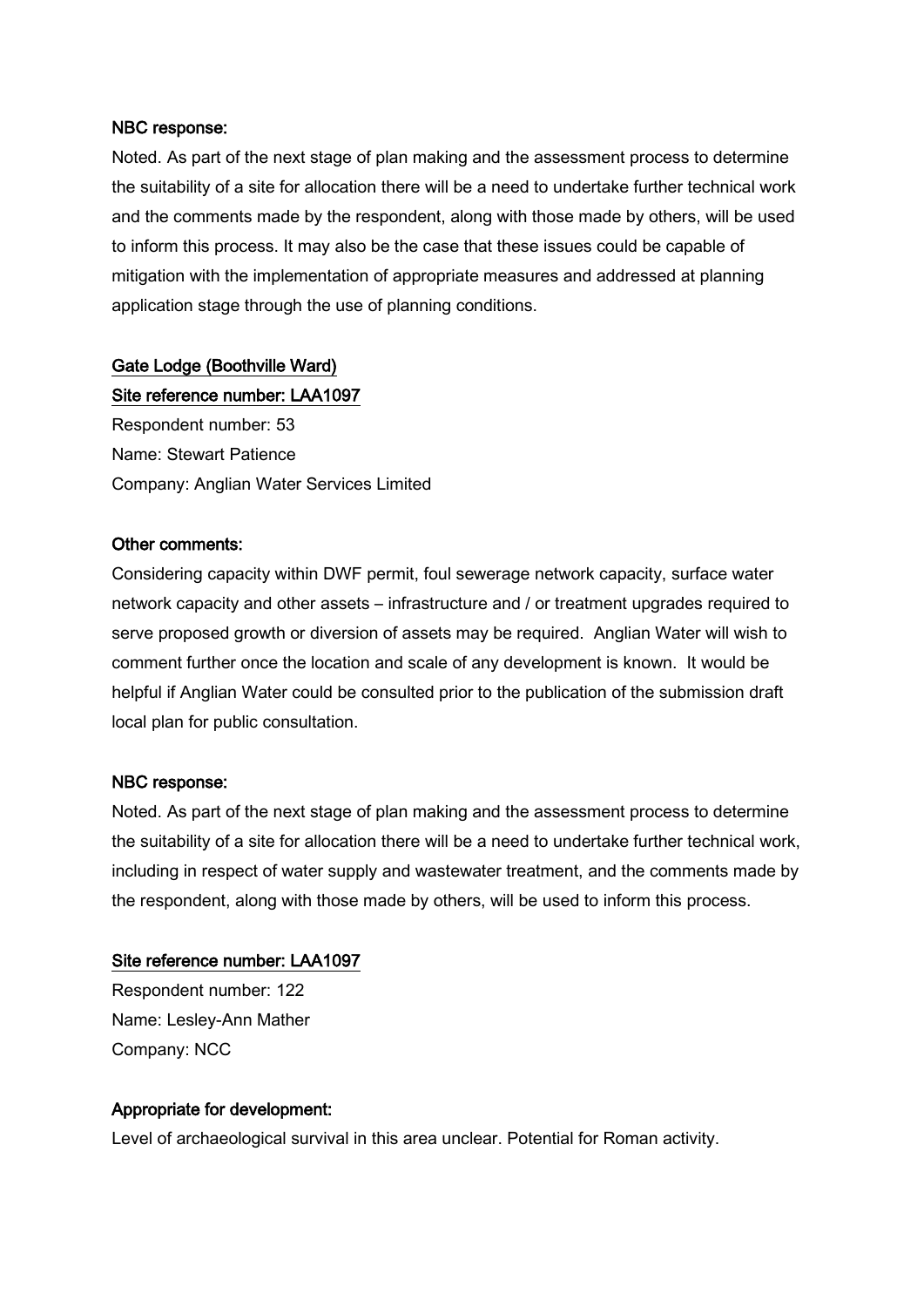**NBC response:**

Noted. As part of the next stage of plan making and the assessment process to determine the suitability of a site for allocation there will be a need to undertake further technical work and the comments made by the respondent, along with those made by others, will be used to inform this process. It may also be the case that these issues could be capable of mitigation with the implementation of appropriate measures and addressed at planning application stage through the use of planning conditions.

## Gate Lodge (Boothville Ward)

### Site reference number: LAA1097

Respondent number: 53
Name: Stewart Patience
Company: Anglian Water Services Limited

**Other comments:**

Considering capacity within DWF permit, foul sewerage network capacity, surface water network capacity and other assets – infrastructure and / or treatment upgrades required to serve proposed growth or diversion of assets may be required. Anglian Water will wish to comment further once the location and scale of any development is known. It would be helpful if Anglian Water could be consulted prior to the publication of the submission draft local plan for public consultation.

**NBC response:**

Noted. As part of the next stage of plan making and the assessment process to determine the suitability of a site for allocation there will be a need to undertake further technical work, including in respect of water supply and wastewater treatment, and the comments made by the respondent, along with those made by others, will be used to inform this process.

### Site reference number: LAA1097

Respondent number: 122
Name: Lesley-Ann Mather
Company: NCC

**Appropriate for development:**

Level of archaeological survival in this area unclear. Potential for Roman activity.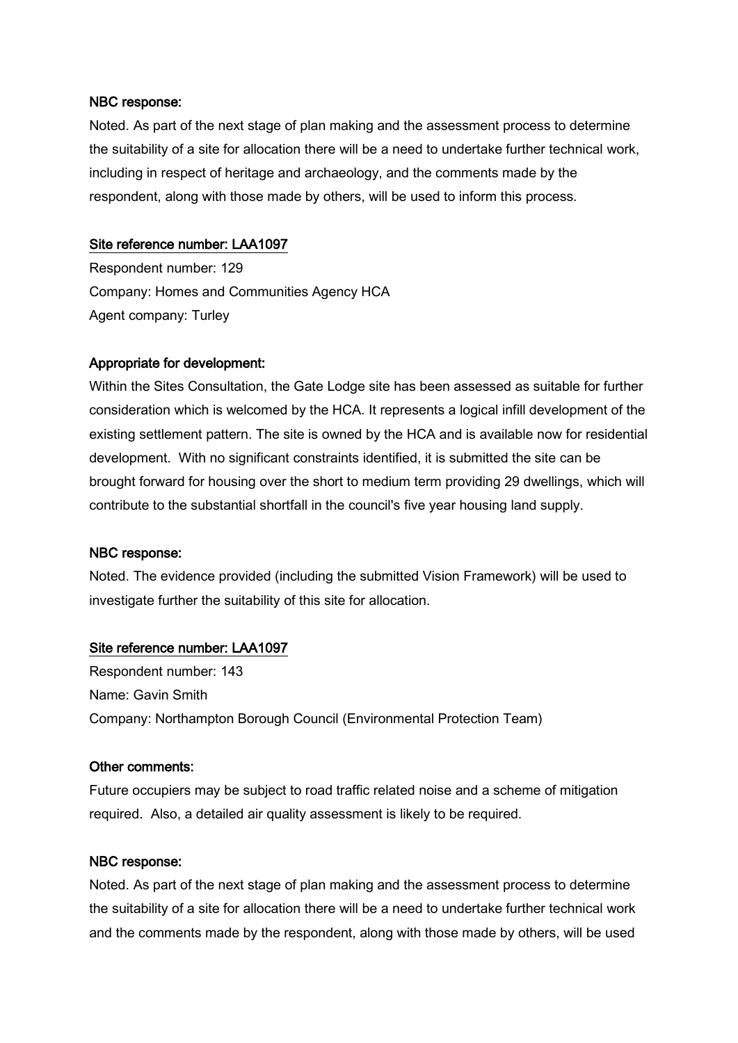**NBC response:**

Noted. As part of the next stage of plan making and the assessment process to determine the suitability of a site for allocation there will be a need to undertake further technical work, including in respect of heritage and archaeology, and the comments made by the respondent, along with those made by others, will be used to inform this process.

**Site reference number: LAA1097**

Respondent number: 129
Company: Homes and Communities Agency HCA
Agent company: Turley

**Appropriate for development:**

Within the Sites Consultation, the Gate Lodge site has been assessed as suitable for further consideration which is welcomed by the HCA. It represents a logical infill development of the existing settlement pattern. The site is owned by the HCA and is available now for residential development. With no significant constraints identified, it is submitted the site can be brought forward for housing over the short to medium term providing 29 dwellings, which will contribute to the substantial shortfall in the council's five year housing land supply.

**NBC response:**

Noted. The evidence provided (including the submitted Vision Framework) will be used to investigate further the suitability of this site for allocation.

**Site reference number: LAA1097**

Respondent number: 143
Name: Gavin Smith
Company: Northampton Borough Council (Environmental Protection Team)

**Other comments:**

Future occupiers may be subject to road traffic related noise and a scheme of mitigation required. Also, a detailed air quality assessment is likely to be required.

**NBC response:**

Noted. As part of the next stage of plan making and the assessment process to determine the suitability of a site for allocation there will be a need to undertake further technical work and the comments made by the respondent, along with those made by others, will be used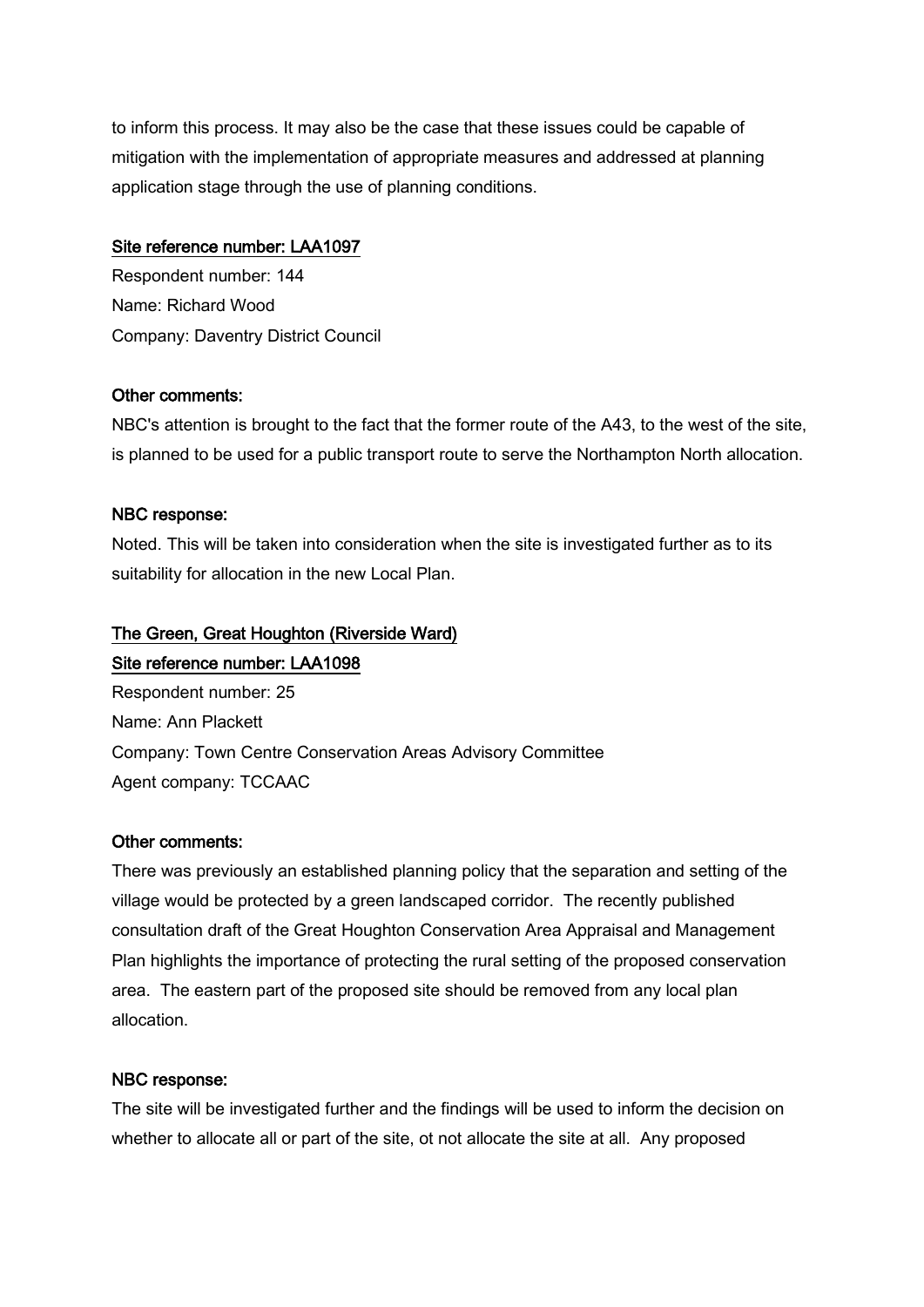to inform this process. It may also be the case that these issues could be capable of mitigation with the implementation of appropriate measures and addressed at planning application stage through the use of planning conditions.

#### Site reference number: LAA1097

Respondent number: 144
Name: Richard Wood
Company: Daventry District Council

#### Other comments:

NBC's attention is brought to the fact that the former route of the A43, to the west of the site, is planned to be used for a public transport route to serve the Northampton North allocation.

#### NBC response:

Noted. This will be taken into consideration when the site is investigated further as to its suitability for allocation in the new Local Plan.

### The Green, Great Houghton (Riverside Ward)

#### Site reference number: LAA1098

Respondent number: 25
Name: Ann Plackett
Company: Town Centre Conservation Areas Advisory Committee
Agent company: TCCAAC

#### Other comments:

There was previously an established planning policy that the separation and setting of the village would be protected by a green landscaped corridor. The recently published consultation draft of the Great Houghton Conservation Area Appraisal and Management Plan highlights the importance of protecting the rural setting of the proposed conservation area. The eastern part of the proposed site should be removed from any local plan allocation.

#### NBC response:

The site will be investigated further and the findings will be used to inform the decision on whether to allocate all or part of the site, ot not allocate the site at all. Any proposed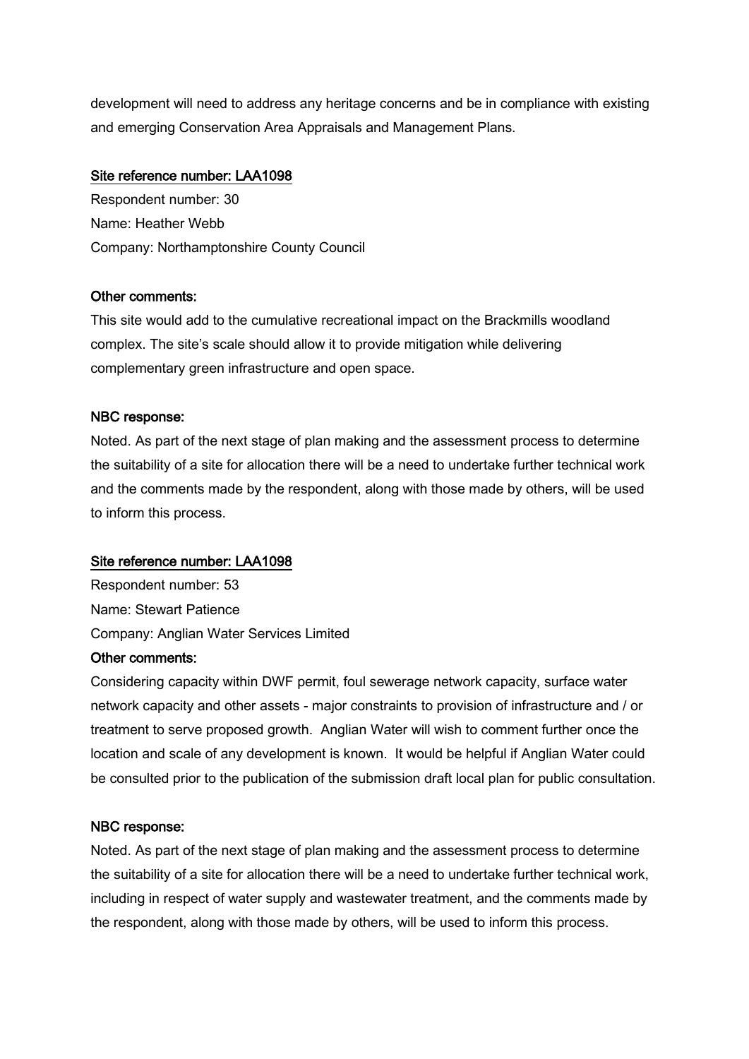development will need to address any heritage concerns and be in compliance with existing and emerging Conservation Area Appraisals and Management Plans.

<u>Site reference number: LAA1098</u>

Respondent number: 30

Name: Heather Webb

Company: Northamptonshire County Council

**Other comments:**

This site would add to the cumulative recreational impact on the Brackmills woodland complex. The site's scale should allow it to provide mitigation while delivering complementary green infrastructure and open space.

**NBC response:**

Noted. As part of the next stage of plan making and the assessment process to determine the suitability of a site for allocation there will be a need to undertake further technical work and the comments made by the respondent, along with those made by others, will be used to inform this process.

<u>Site reference number: LAA1098</u>

Respondent number: 53

Name: Stewart Patience

Company: Anglian Water Services Limited

**Other comments:**

Considering capacity within DWF permit, foul sewerage network capacity, surface water network capacity and other assets - major constraints to provision of infrastructure and / or treatment to serve proposed growth. Anglian Water will wish to comment further once the location and scale of any development is known. It would be helpful if Anglian Water could be consulted prior to the publication of the submission draft local plan for public consultation.

**NBC response:**

Noted. As part of the next stage of plan making and the assessment process to determine the suitability of a site for allocation there will be a need to undertake further technical work, including in respect of water supply and wastewater treatment, and the comments made by the respondent, along with those made by others, will be used to inform this process.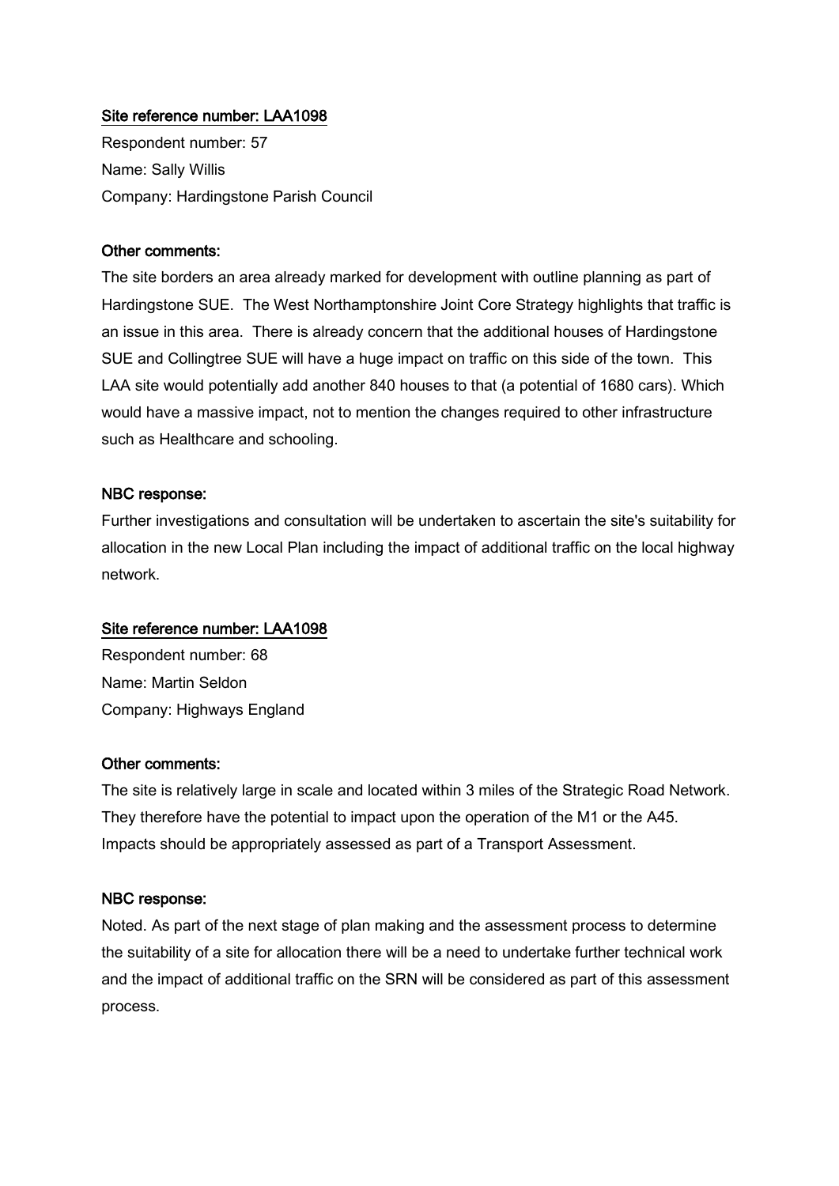Site reference number: LAA1098

Respondent number: 57

Name: Sally Willis

Company: Hardingstone Parish Council

**Other comments:**

The site borders an area already marked for development with outline planning as part of Hardingstone SUE. The West Northamptonshire Joint Core Strategy highlights that traffic is an issue in this area. There is already concern that the additional houses of Hardingstone SUE and Collingtree SUE will have a huge impact on traffic on this side of the town. This LAA site would potentially add another 840 houses to that (a potential of 1680 cars). Which would have a massive impact, not to mention the changes required to other infrastructure such as Healthcare and schooling.

**NBC response:**

Further investigations and consultation will be undertaken to ascertain the site's suitability for allocation in the new Local Plan including the impact of additional traffic on the local highway network.

Site reference number: LAA1098

Respondent number: 68

Name: Martin Seldon

Company: Highways England

**Other comments:**

The site is relatively large in scale and located within 3 miles of the Strategic Road Network. They therefore have the potential to impact upon the operation of the M1 or the A45. Impacts should be appropriately assessed as part of a Transport Assessment.

**NBC response:**

Noted. As part of the next stage of plan making and the assessment process to determine the suitability of a site for allocation there will be a need to undertake further technical work and the impact of additional traffic on the SRN will be considered as part of this assessment process.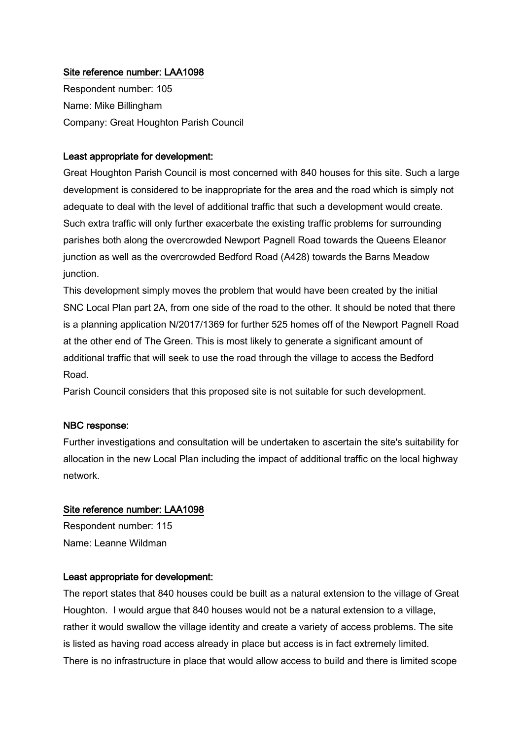<u>Site reference number: LAA1098</u>

Respondent number: 105

Name: Mike Billingham

Company: Great Houghton Parish Council

**Least appropriate for development:**

Great Houghton Parish Council is most concerned with 840 houses for this site. Such a large development is considered to be inappropriate for the area and the road which is simply not adequate to deal with the level of additional traffic that such a development would create. Such extra traffic will only further exacerbate the existing traffic problems for surrounding parishes both along the overcrowded Newport Pagnell Road towards the Queens Eleanor junction as well as the overcrowded Bedford Road (A428) towards the Barns Meadow junction.

This development simply moves the problem that would have been created by the initial SNC Local Plan part 2A, from one side of the road to the other. It should be noted that there is a planning application N/2017/1369 for further 525 homes off of the Newport Pagnell Road at the other end of The Green. This is most likely to generate a significant amount of additional traffic that will seek to use the road through the village to access the Bedford Road.

Parish Council considers that this proposed site is not suitable for such development.

**NBC response:**

Further investigations and consultation will be undertaken to ascertain the site's suitability for allocation in the new Local Plan including the impact of additional traffic on the local highway network.

<u>Site reference number: LAA1098</u>

Respondent number: 115

Name: Leanne Wildman

**Least appropriate for development:**

The report states that 840 houses could be built as a natural extension to the village of Great Houghton. I would argue that 840 houses would not be a natural extension to a village, rather it would swallow the village identity and create a variety of access problems. The site is listed as having road access already in place but access is in fact extremely limited. There is no infrastructure in place that would allow access to build and there is limited scope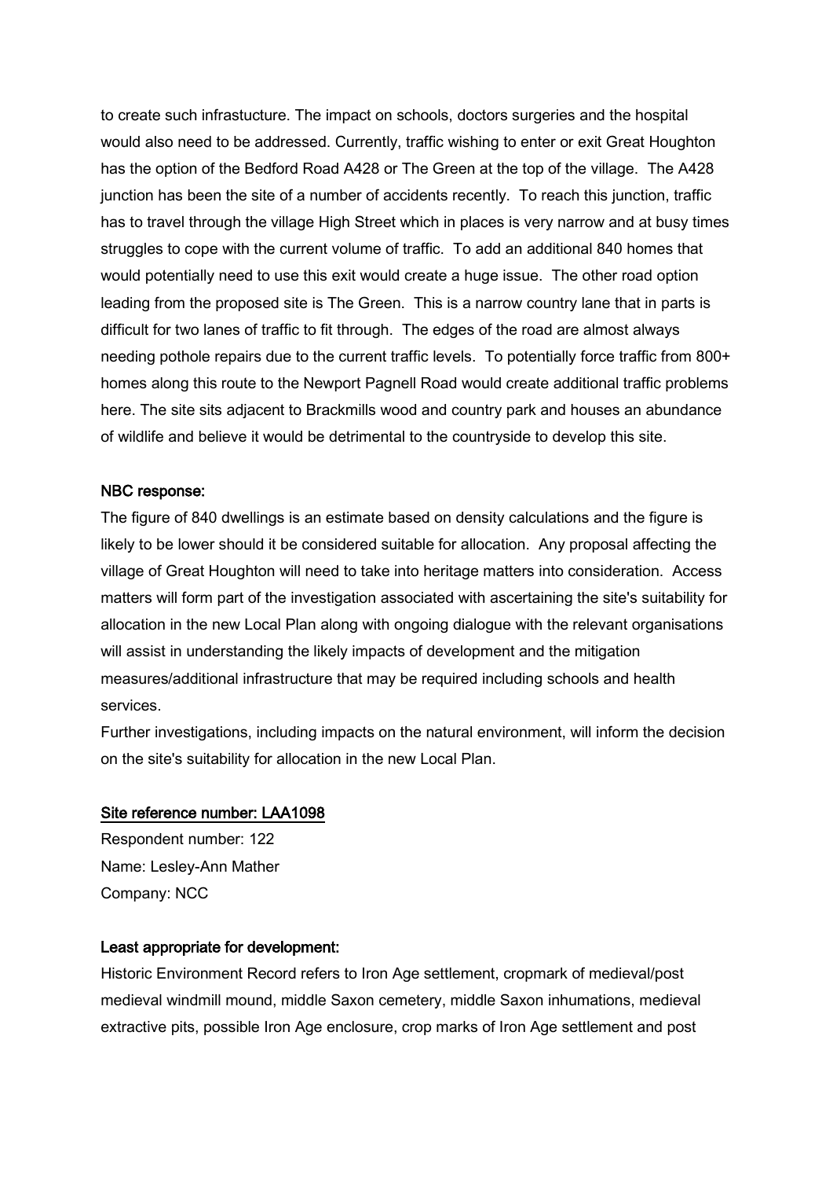to create such infrastucture. The impact on schools, doctors surgeries and the hospital would also need to be addressed. Currently, traffic wishing to enter or exit Great Houghton has the option of the Bedford Road A428 or The Green at the top of the village. The A428 junction has been the site of a number of accidents recently. To reach this junction, traffic has to travel through the village High Street which in places is very narrow and at busy times struggles to cope with the current volume of traffic. To add an additional 840 homes that would potentially need to use this exit would create a huge issue. The other road option leading from the proposed site is The Green. This is a narrow country lane that in parts is difficult for two lanes of traffic to fit through. The edges of the road are almost always needing pothole repairs due to the current traffic levels. To potentially force traffic from 800+ homes along this route to the Newport Pagnell Road would create additional traffic problems here. The site sits adjacent to Brackmills wood and country park and houses an abundance of wildlife and believe it would be detrimental to the countryside to develop this site.

NBC response:

The figure of 840 dwellings is an estimate based on density calculations and the figure is likely to be lower should it be considered suitable for allocation. Any proposal affecting the village of Great Houghton will need to take into heritage matters into consideration. Access matters will form part of the investigation associated with ascertaining the site's suitability for allocation in the new Local Plan along with ongoing dialogue with the relevant organisations will assist in understanding the likely impacts of development and the mitigation measures/additional infrastructure that may be required including schools and health services.
Further investigations, including impacts on the natural environment, will inform the decision on the site's suitability for allocation in the new Local Plan.

Site reference number: LAA1098

Respondent number: 122
Name: Lesley-Ann Mather
Company: NCC

Least appropriate for development:

Historic Environment Record refers to Iron Age settlement, cropmark of medieval/post medieval windmill mound, middle Saxon cemetery, middle Saxon inhumations, medieval extractive pits, possible Iron Age enclosure, crop marks of Iron Age settlement and post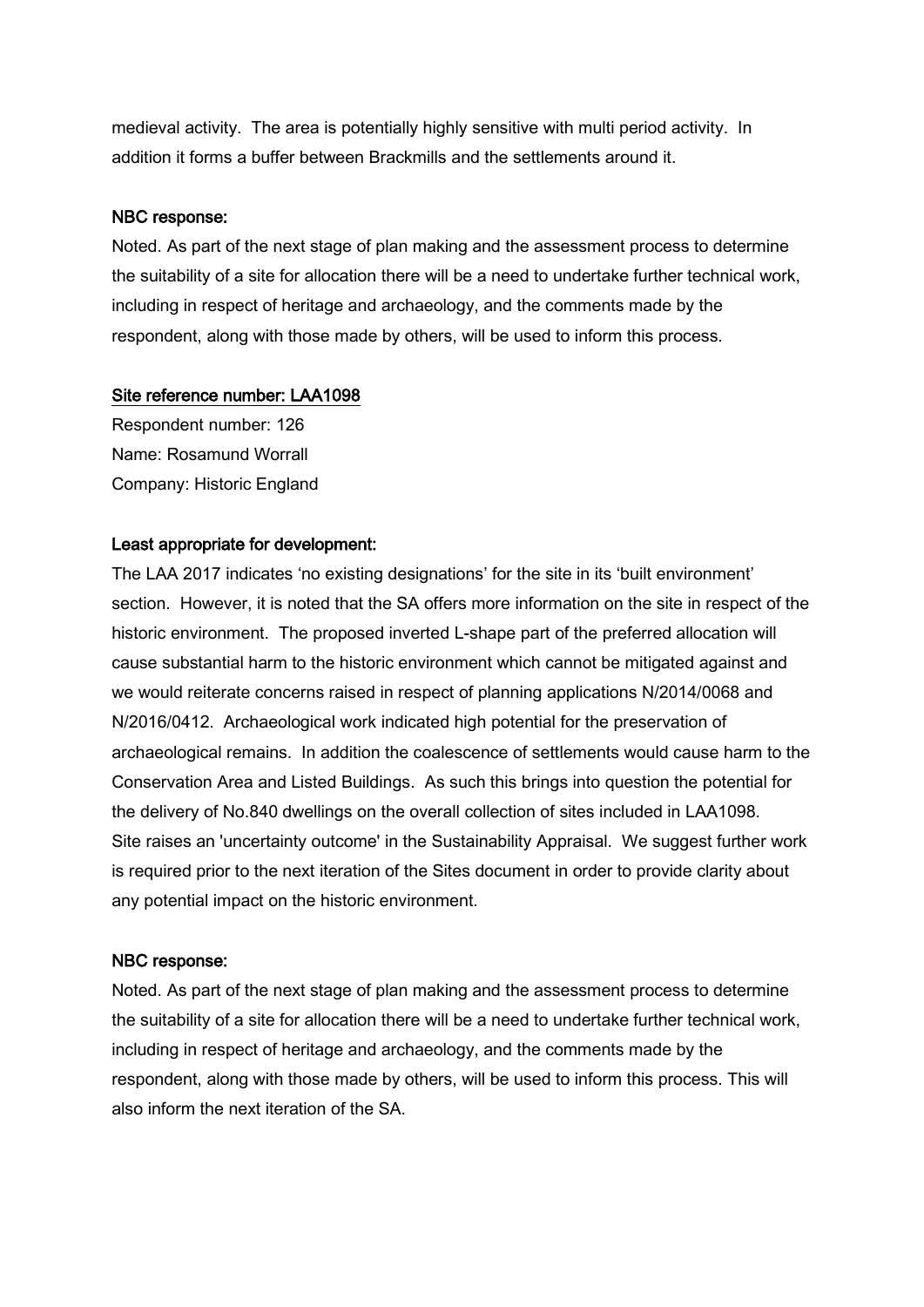medieval activity. The area is potentially highly sensitive with multi period activity. In addition it forms a buffer between Brackmills and the settlements around it.

**NBC response:**

Noted. As part of the next stage of plan making and the assessment process to determine the suitability of a site for allocation there will be a need to undertake further technical work, including in respect of heritage and archaeology, and the comments made by the respondent, along with those made by others, will be used to inform this process.

**Site reference number: LAA1098**

Respondent number: 126
Name: Rosamund Worrall
Company: Historic England

**Least appropriate for development:**

The LAA 2017 indicates 'no existing designations' for the site in its 'built environment' section. However, it is noted that the SA offers more information on the site in respect of the historic environment. The proposed inverted L-shape part of the preferred allocation will cause substantial harm to the historic environment which cannot be mitigated against and we would reiterate concerns raised in respect of planning applications N/2014/0068 and N/2016/0412. Archaeological work indicated high potential for the preservation of archaeological remains. In addition the coalescence of settlements would cause harm to the Conservation Area and Listed Buildings. As such this brings into question the potential for the delivery of No.840 dwellings on the overall collection of sites included in LAA1098. Site raises an 'uncertainty outcome' in the Sustainability Appraisal. We suggest further work is required prior to the next iteration of the Sites document in order to provide clarity about any potential impact on the historic environment.

**NBC response:**

Noted. As part of the next stage of plan making and the assessment process to determine the suitability of a site for allocation there will be a need to undertake further technical work, including in respect of heritage and archaeology, and the comments made by the respondent, along with those made by others, will be used to inform this process. This will also inform the next iteration of the SA.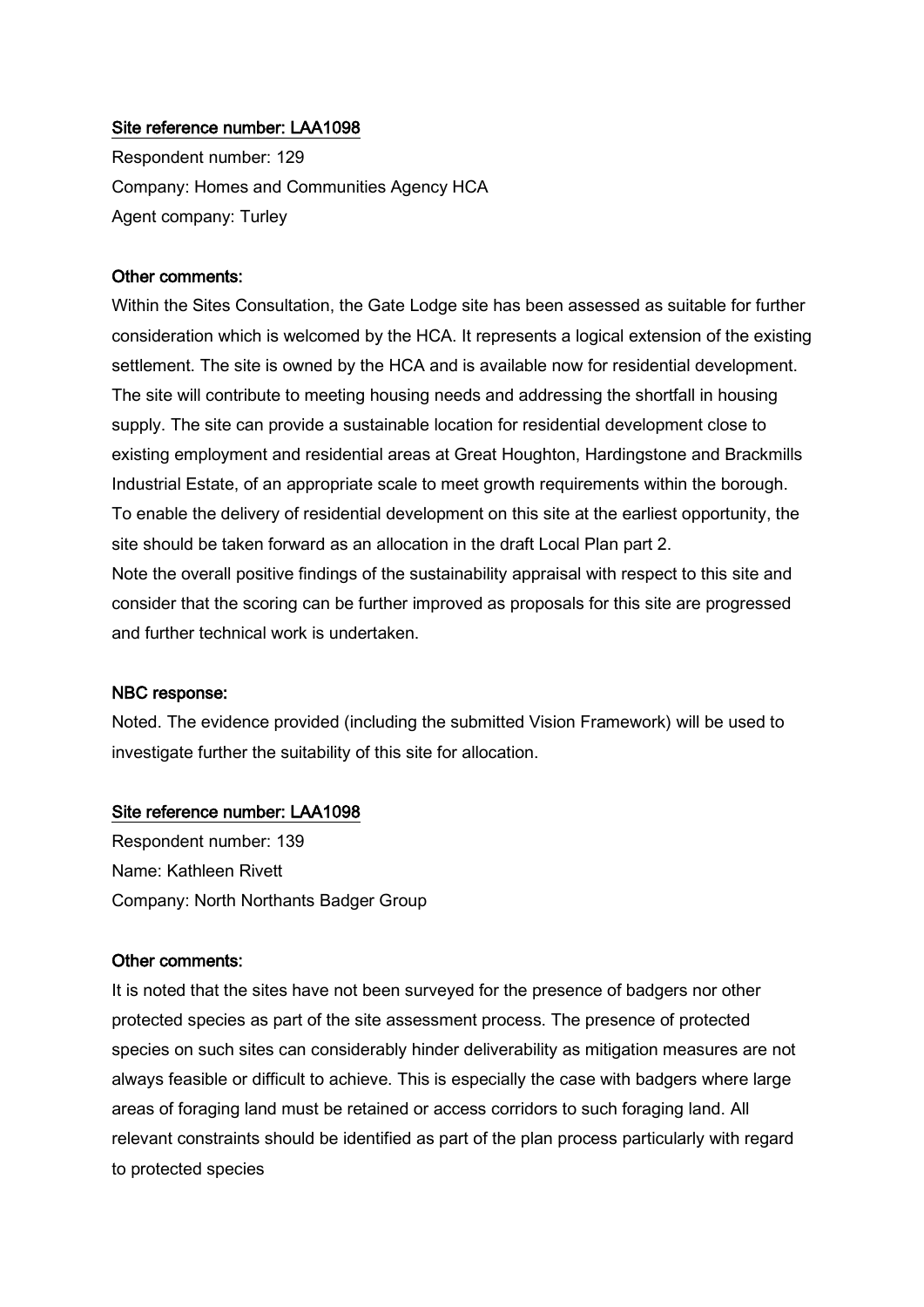Site reference number: LAA1098

Respondent number: 129

Company: Homes and Communities Agency HCA

Agent company: Turley

**Other comments:**

Within the Sites Consultation, the Gate Lodge site has been assessed as suitable for further consideration which is welcomed by the HCA. It represents a logical extension of the existing settlement. The site is owned by the HCA and is available now for residential development. The site will contribute to meeting housing needs and addressing the shortfall in housing supply. The site can provide a sustainable location for residential development close to existing employment and residential areas at Great Houghton, Hardingstone and Brackmills Industrial Estate, of an appropriate scale to meet growth requirements within the borough. To enable the delivery of residential development on this site at the earliest opportunity, the site should be taken forward as an allocation in the draft Local Plan part 2.

Note the overall positive findings of the sustainability appraisal with respect to this site and consider that the scoring can be further improved as proposals for this site are progressed and further technical work is undertaken.

**NBC response:**

Noted. The evidence provided (including the submitted Vision Framework) will be used to investigate further the suitability of this site for allocation.

Site reference number: LAA1098

Respondent number: 139

Name: Kathleen Rivett

Company: North Northants Badger Group

**Other comments:**

It is noted that the sites have not been surveyed for the presence of badgers nor other protected species as part of the site assessment process. The presence of protected species on such sites can considerably hinder deliverability as mitigation measures are not always feasible or difficult to achieve. This is especially the case with badgers where large areas of foraging land must be retained or access corridors to such foraging land. All relevant constraints should be identified as part of the plan process particularly with regard to protected species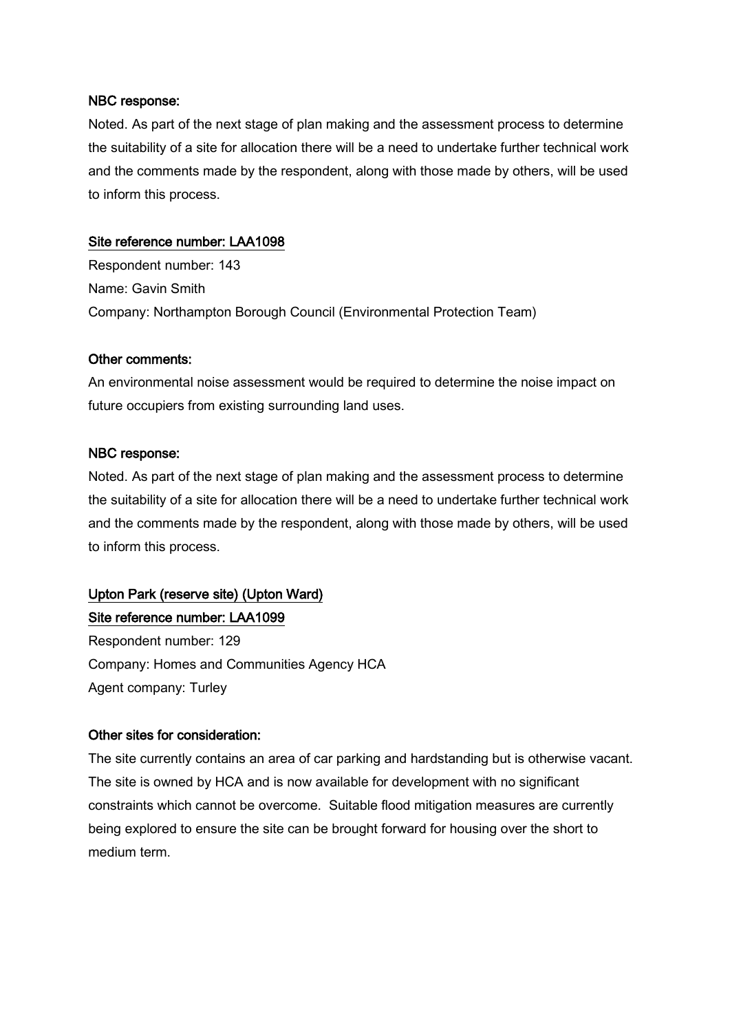#### NBC response:

Noted. As part of the next stage of plan making and the assessment process to determine the suitability of a site for allocation there will be a need to undertake further technical work and the comments made by the respondent, along with those made by others, will be used to inform this process.

### Site reference number: LAA1098

Respondent number: 143
Name: Gavin Smith
Company: Northampton Borough Council (Environmental Protection Team)

#### Other comments:

An environmental noise assessment would be required to determine the noise impact on future occupiers from existing surrounding land uses.

#### NBC response:

Noted. As part of the next stage of plan making and the assessment process to determine the suitability of a site for allocation there will be a need to undertake further technical work and the comments made by the respondent, along with those made by others, will be used to inform this process.

## Upton Park (reserve site) (Upton Ward)

### Site reference number: LAA1099

Respondent number: 129
Company: Homes and Communities Agency HCA
Agent company: Turley

#### Other sites for consideration:

The site currently contains an area of car parking and hardstanding but is otherwise vacant. The site is owned by HCA and is now available for development with no significant constraints which cannot be overcome. Suitable flood mitigation measures are currently being explored to ensure the site can be brought forward for housing over the short to medium term.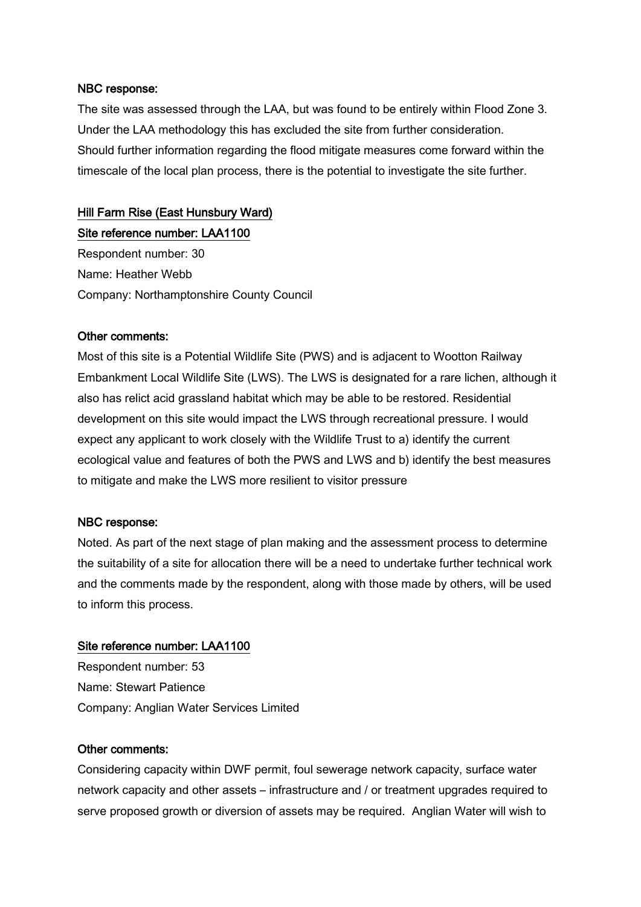**NBC response:**

The site was assessed through the LAA, but was found to be entirely within Flood Zone 3. Under the LAA methodology this has excluded the site from further consideration. Should further information regarding the flood mitigate measures come forward within the timescale of the local plan process, there is the potential to investigate the site further.

**Hill Farm Rise (East Hunsbury Ward)**

**Site reference number: LAA1100**

Respondent number: 30

Name: Heather Webb

Company: Northamptonshire County Council

**Other comments:**

Most of this site is a Potential Wildlife Site (PWS) and is adjacent to Wootton Railway Embankment Local Wildlife Site (LWS). The LWS is designated for a rare lichen, although it also has relict acid grassland habitat which may be able to be restored. Residential development on this site would impact the LWS through recreational pressure. I would expect any applicant to work closely with the Wildlife Trust to a) identify the current ecological value and features of both the PWS and LWS and b) identify the best measures to mitigate and make the LWS more resilient to visitor pressure

**NBC response:**

Noted. As part of the next stage of plan making and the assessment process to determine the suitability of a site for allocation there will be a need to undertake further technical work and the comments made by the respondent, along with those made by others, will be used to inform this process.

**Site reference number: LAA1100**

Respondent number: 53

Name: Stewart Patience

Company: Anglian Water Services Limited

**Other comments:**

Considering capacity within DWF permit, foul sewerage network capacity, surface water network capacity and other assets – infrastructure and / or treatment upgrades required to serve proposed growth or diversion of assets may be required. Anglian Water will wish to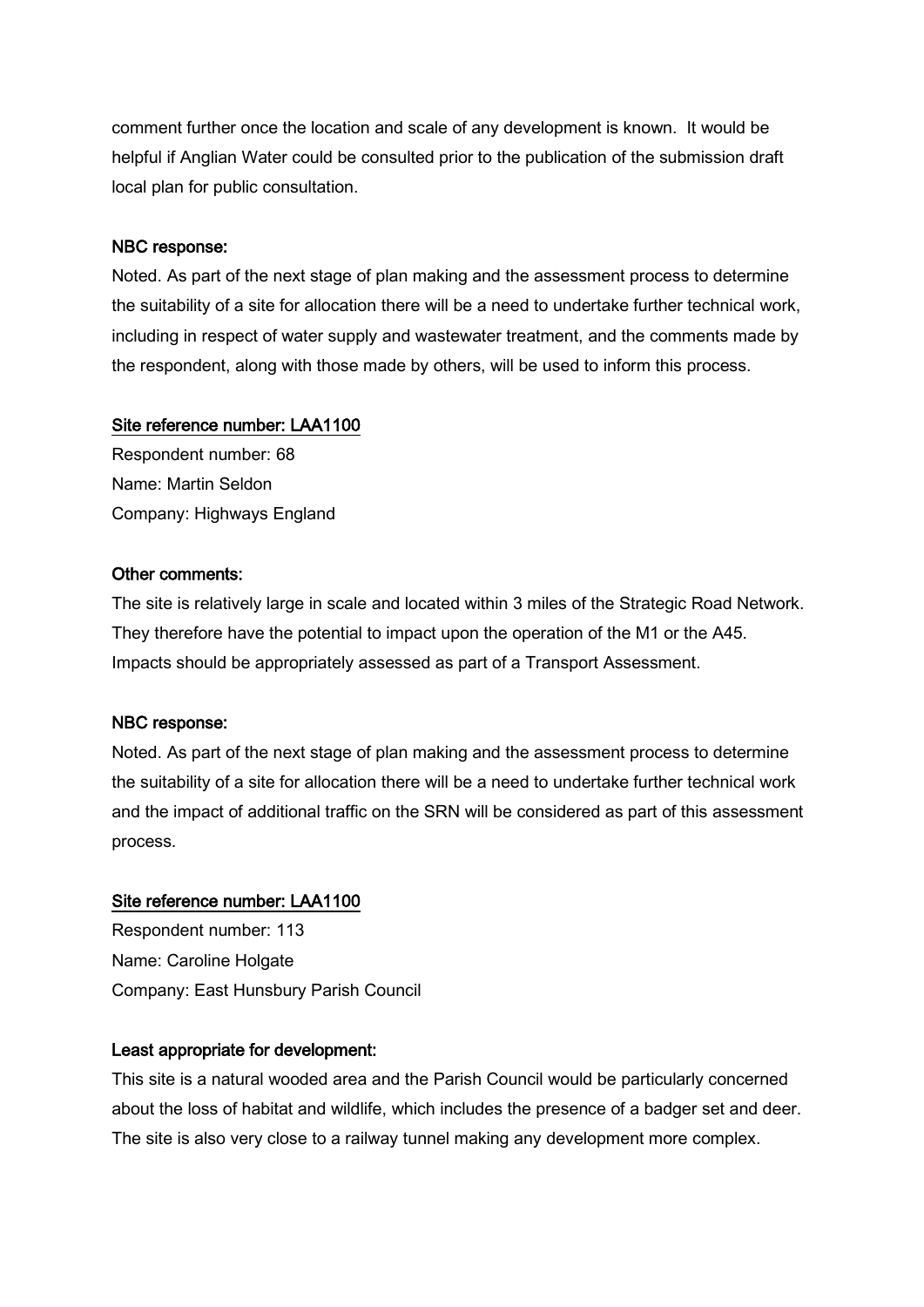comment further once the location and scale of any development is known. It would be helpful if Anglian Water could be consulted prior to the publication of the submission draft local plan for public consultation.

**NBC response:**

Noted. As part of the next stage of plan making and the assessment process to determine the suitability of a site for allocation there will be a need to undertake further technical work, including in respect of water supply and wastewater treatment, and the comments made by the respondent, along with those made by others, will be used to inform this process.

**Site reference number: LAA1100**

Respondent number: 68
Name: Martin Seldon
Company: Highways England

**Other comments:**

The site is relatively large in scale and located within 3 miles of the Strategic Road Network. They therefore have the potential to impact upon the operation of the M1 or the A45. Impacts should be appropriately assessed as part of a Transport Assessment.

**NBC response:**

Noted. As part of the next stage of plan making and the assessment process to determine the suitability of a site for allocation there will be a need to undertake further technical work and the impact of additional traffic on the SRN will be considered as part of this assessment process.

**Site reference number: LAA1100**

Respondent number: 113
Name: Caroline Holgate
Company: East Hunsbury Parish Council

**Least appropriate for development:**

This site is a natural wooded area and the Parish Council would be particularly concerned about the loss of habitat and wildlife, which includes the presence of a badger set and deer. The site is also very close to a railway tunnel making any development more complex.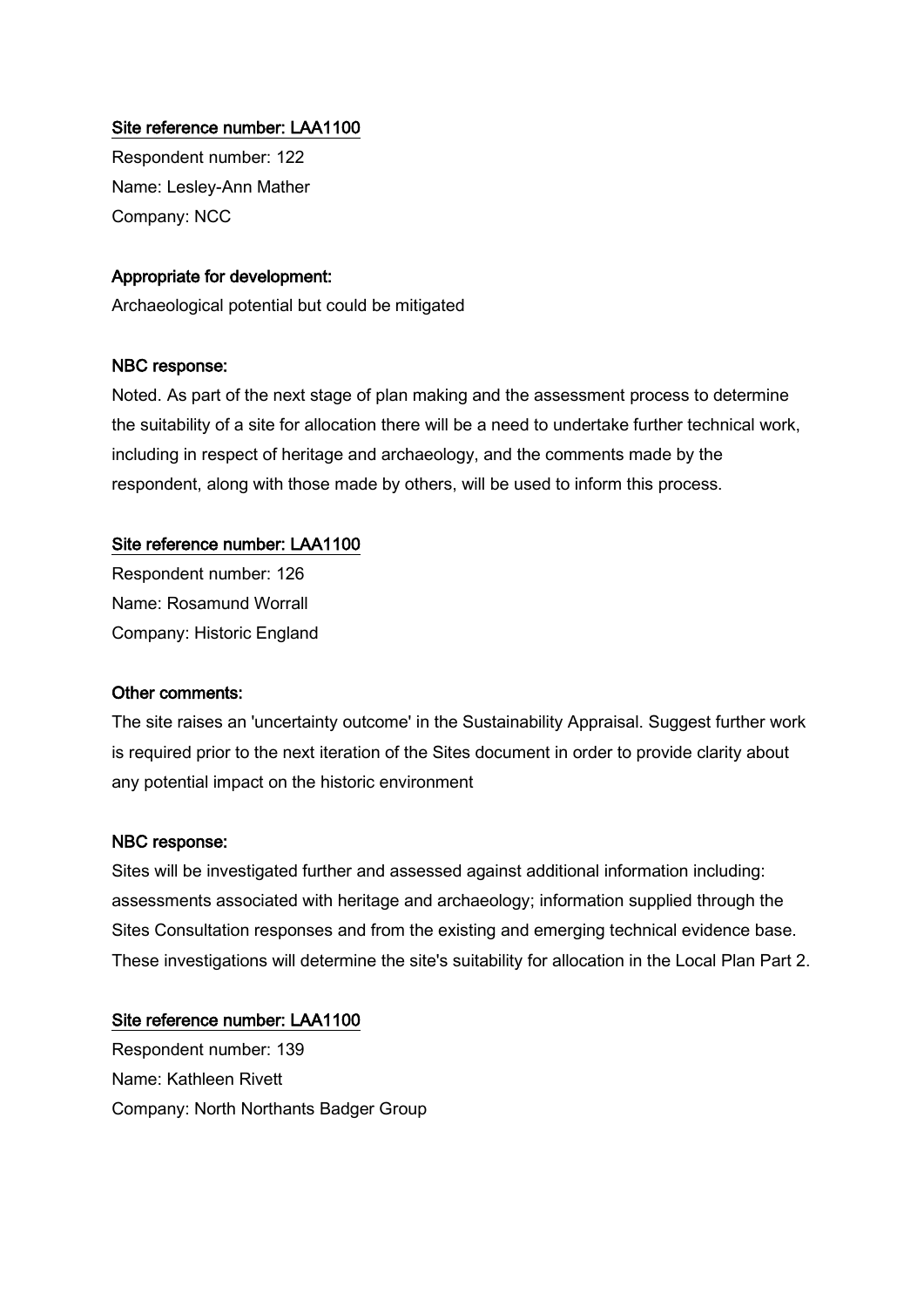Site reference number: LAA1100

Respondent number: 122

Name: Lesley-Ann Mather

Company: NCC

**Appropriate for development:**

Archaeological potential but could be mitigated

**NBC response:**

Noted. As part of the next stage of plan making and the assessment process to determine the suitability of a site for allocation there will be a need to undertake further technical work, including in respect of heritage and archaeology, and the comments made by the respondent, along with those made by others, will be used to inform this process.

Site reference number: LAA1100

Respondent number: 126

Name: Rosamund Worrall

Company: Historic England

**Other comments:**

The site raises an 'uncertainty outcome' in the Sustainability Appraisal. Suggest further work is required prior to the next iteration of the Sites document in order to provide clarity about any potential impact on the historic environment

**NBC response:**

Sites will be investigated further and assessed against additional information including: assessments associated with heritage and archaeology; information supplied through the Sites Consultation responses and from the existing and emerging technical evidence base. These investigations will determine the site's suitability for allocation in the Local Plan Part 2.

Site reference number: LAA1100

Respondent number: 139

Name: Kathleen Rivett

Company: North Northants Badger Group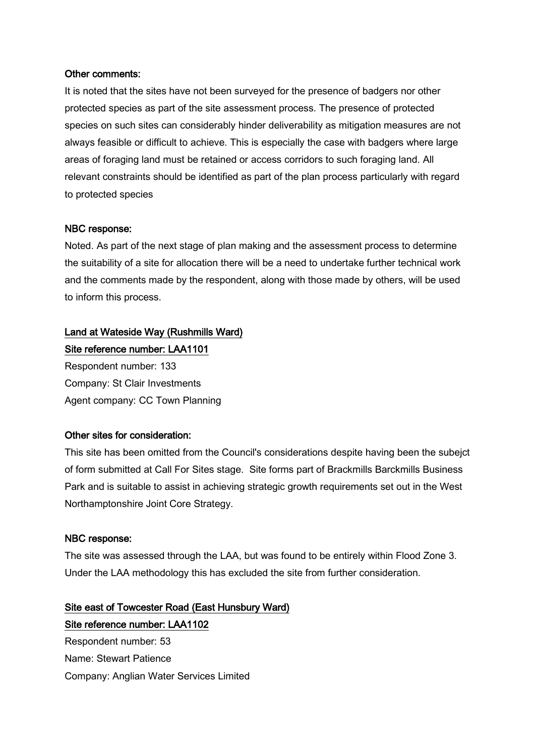Other comments:

It is noted that the sites have not been surveyed for the presence of badgers nor other protected species as part of the site assessment process. The presence of protected species on such sites can considerably hinder deliverability as mitigation measures are not always feasible or difficult to achieve. This is especially the case with badgers where large areas of foraging land must be retained or access corridors to such foraging land. All relevant constraints should be identified as part of the plan process particularly with regard to protected species

NBC response:

Noted. As part of the next stage of plan making and the assessment process to determine the suitability of a site for allocation there will be a need to undertake further technical work and the comments made by the respondent, along with those made by others, will be used to inform this process.

<u>Land at Wateside Way (Rushmills Ward)</u>

<u>Site reference number: LAA1101</u>

Respondent number: 133
Company: St Clair Investments
Agent company: CC Town Planning

Other sites for consideration:

This site has been omitted from the Council's considerations despite having been the subejct of form submitted at Call For Sites stage. Site forms part of Brackmills Barckmills Business Park and is suitable to assist in achieving strategic growth requirements set out in the West Northamptonshire Joint Core Strategy.

NBC response:

The site was assessed through the LAA, but was found to be entirely within Flood Zone 3. Under the LAA methodology this has excluded the site from further consideration.

<u>Site east of Towcester Road (East Hunsbury Ward)</u>

<u>Site reference number: LAA1102</u>

Respondent number: 53
Name: Stewart Patience
Company: Anglian Water Services Limited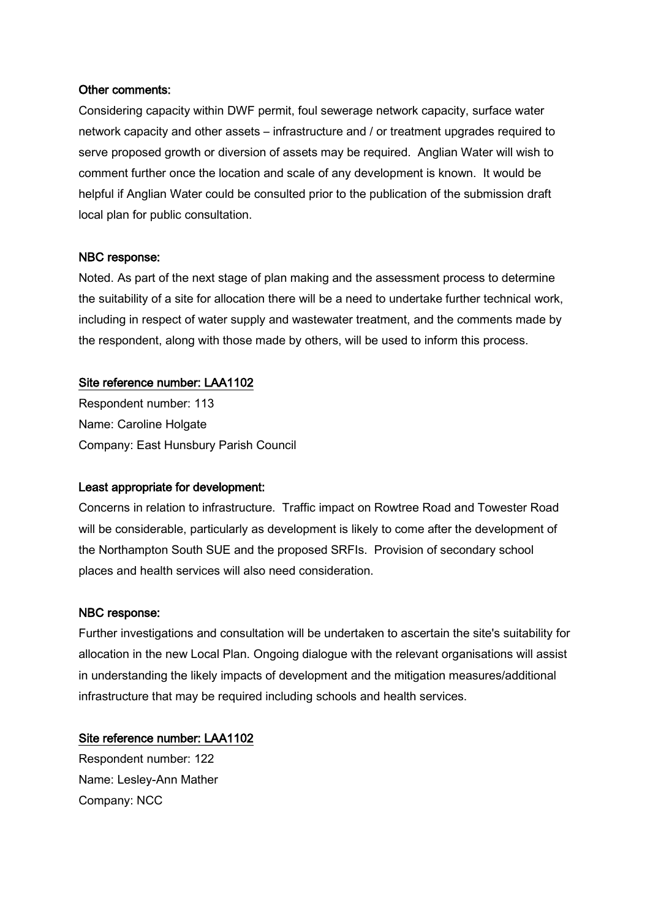**Other comments:**

Considering capacity within DWF permit, foul sewerage network capacity, surface water network capacity and other assets – infrastructure and / or treatment upgrades required to serve proposed growth or diversion of assets may be required. Anglian Water will wish to comment further once the location and scale of any development is known. It would be helpful if Anglian Water could be consulted prior to the publication of the submission draft local plan for public consultation.

**NBC response:**

Noted. As part of the next stage of plan making and the assessment process to determine the suitability of a site for allocation there will be a need to undertake further technical work, including in respect of water supply and wastewater treatment, and the comments made by the respondent, along with those made by others, will be used to inform this process.

**Site reference number: LAA1102**

Respondent number: 113
Name: Caroline Holgate
Company: East Hunsbury Parish Council

**Least appropriate for development:**

Concerns in relation to infrastructure. Traffic impact on Rowtree Road and Towester Road will be considerable, particularly as development is likely to come after the development of the Northampton South SUE and the proposed SRFIs. Provision of secondary school places and health services will also need consideration.

**NBC response:**

Further investigations and consultation will be undertaken to ascertain the site's suitability for allocation in the new Local Plan. Ongoing dialogue with the relevant organisations will assist in understanding the likely impacts of development and the mitigation measures/additional infrastructure that may be required including schools and health services.

**Site reference number: LAA1102**

Respondent number: 122
Name: Lesley-Ann Mather
Company: NCC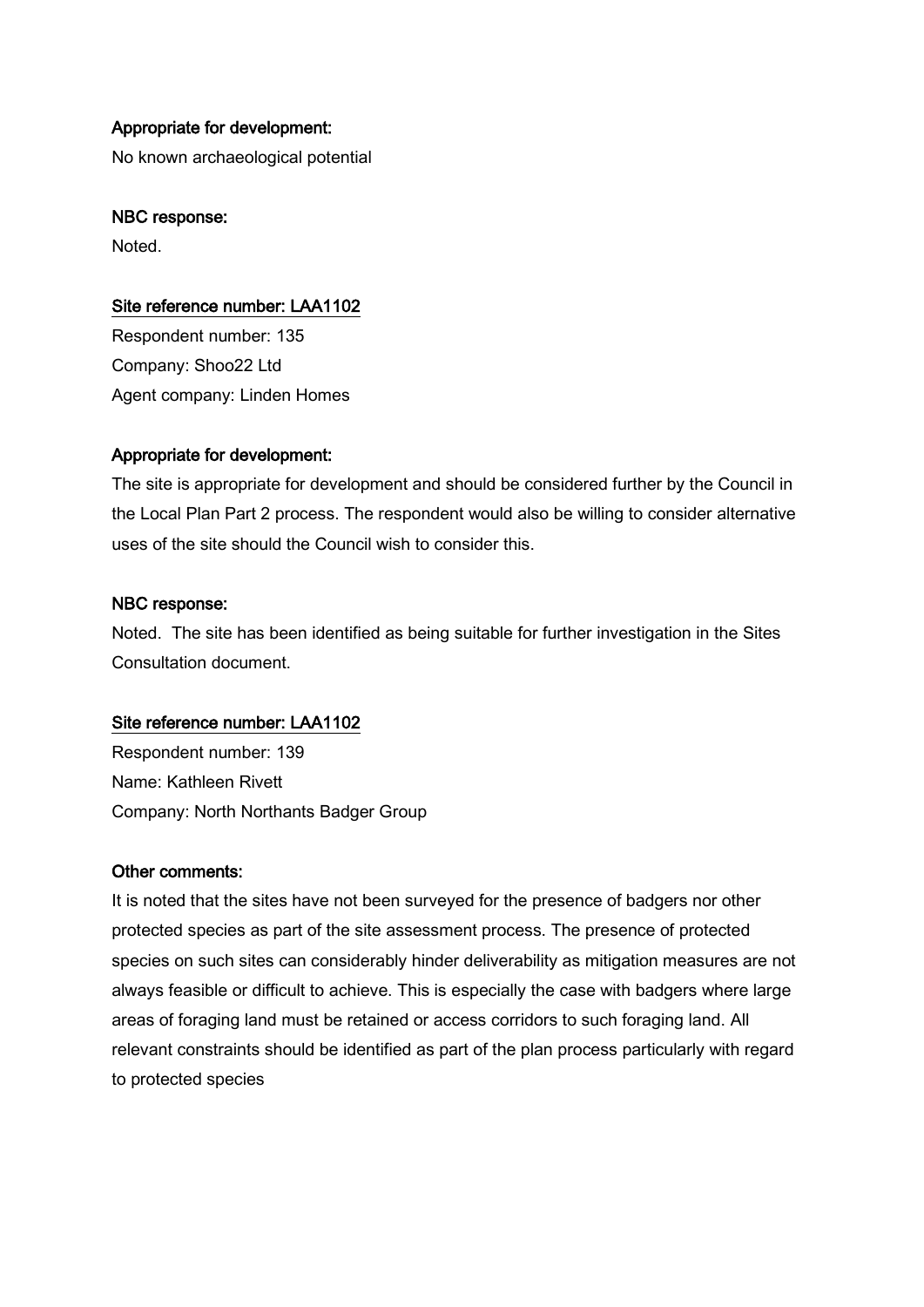**Appropriate for development:**

No known archaeological potential

**NBC response:**

Noted.

**Site reference number: LAA1102**

Respondent number: 135
Company: Shoo22 Ltd
Agent company: Linden Homes

**Appropriate for development:**

The site is appropriate for development and should be considered further by the Council in the Local Plan Part 2 process. The respondent would also be willing to consider alternative uses of the site should the Council wish to consider this.

**NBC response:**

Noted. The site has been identified as being suitable for further investigation in the Sites Consultation document.

**Site reference number: LAA1102**

Respondent number: 139
Name: Kathleen Rivett
Company: North Northants Badger Group

**Other comments:**

It is noted that the sites have not been surveyed for the presence of badgers nor other protected species as part of the site assessment process. The presence of protected species on such sites can considerably hinder deliverability as mitigation measures are not always feasible or difficult to achieve. This is especially the case with badgers where large areas of foraging land must be retained or access corridors to such foraging land. All relevant constraints should be identified as part of the plan process particularly with regard to protected species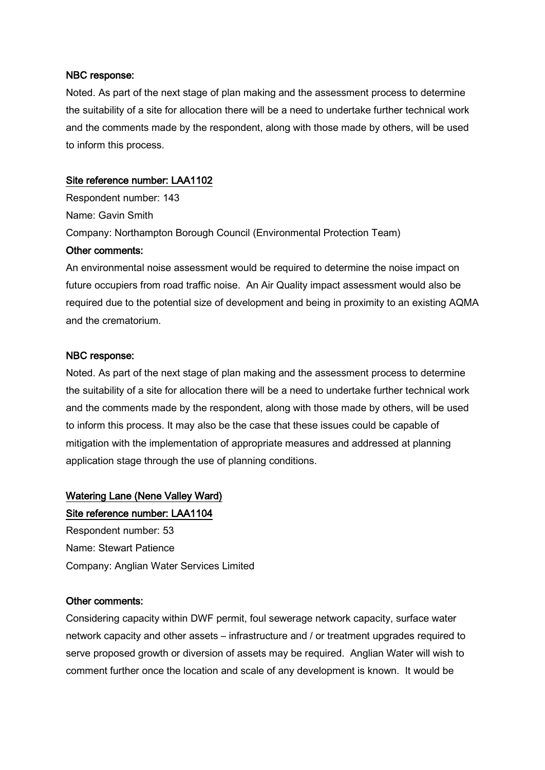**NBC response:**

Noted. As part of the next stage of plan making and the assessment process to determine the suitability of a site for allocation there will be a need to undertake further technical work and the comments made by the respondent, along with those made by others, will be used to inform this process.

**Site reference number: LAA1102**

Respondent number: 143

Name: Gavin Smith

Company: Northampton Borough Council (Environmental Protection Team)

**Other comments:**

An environmental noise assessment would be required to determine the noise impact on future occupiers from road traffic noise. An Air Quality impact assessment would also be required due to the potential size of development and being in proximity to an existing AQMA and the crematorium.

**NBC response:**

Noted. As part of the next stage of plan making and the assessment process to determine the suitability of a site for allocation there will be a need to undertake further technical work and the comments made by the respondent, along with those made by others, will be used to inform this process. It may also be the case that these issues could be capable of mitigation with the implementation of appropriate measures and addressed at planning application stage through the use of planning conditions.

**Watering Lane (Nene Valley Ward)**

**Site reference number: LAA1104**

Respondent number: 53

Name: Stewart Patience

Company: Anglian Water Services Limited

**Other comments:**

Considering capacity within DWF permit, foul sewerage network capacity, surface water network capacity and other assets – infrastructure and / or treatment upgrades required to serve proposed growth or diversion of assets may be required. Anglian Water will wish to comment further once the location and scale of any development is known. It would be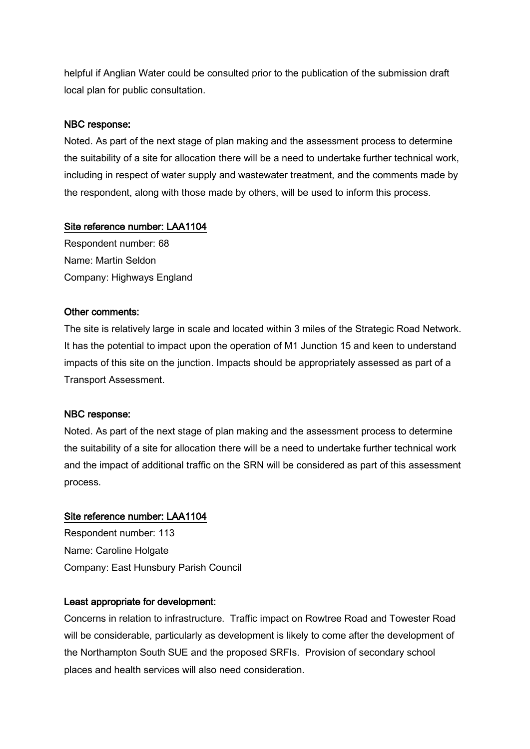helpful if Anglian Water could be consulted prior to the publication of the submission draft local plan for public consultation.

**NBC response:**

Noted. As part of the next stage of plan making and the assessment process to determine the suitability of a site for allocation there will be a need to undertake further technical work, including in respect of water supply and wastewater treatment, and the comments made by the respondent, along with those made by others, will be used to inform this process.

**Site reference number: LAA1104**

Respondent number: 68
Name: Martin Seldon
Company: Highways England

**Other comments:**

The site is relatively large in scale and located within 3 miles of the Strategic Road Network. It has the potential to impact upon the operation of M1 Junction 15 and keen to understand impacts of this site on the junction. Impacts should be appropriately assessed as part of a Transport Assessment.

**NBC response:**

Noted. As part of the next stage of plan making and the assessment process to determine the suitability of a site for allocation there will be a need to undertake further technical work and the impact of additional traffic on the SRN will be considered as part of this assessment process.

**Site reference number: LAA1104**

Respondent number: 113
Name: Caroline Holgate
Company: East Hunsbury Parish Council

**Least appropriate for development:**

Concerns in relation to infrastructure. Traffic impact on Rowtree Road and Towester Road will be considerable, particularly as development is likely to come after the development of the Northampton South SUE and the proposed SRFIs. Provision of secondary school places and health services will also need consideration.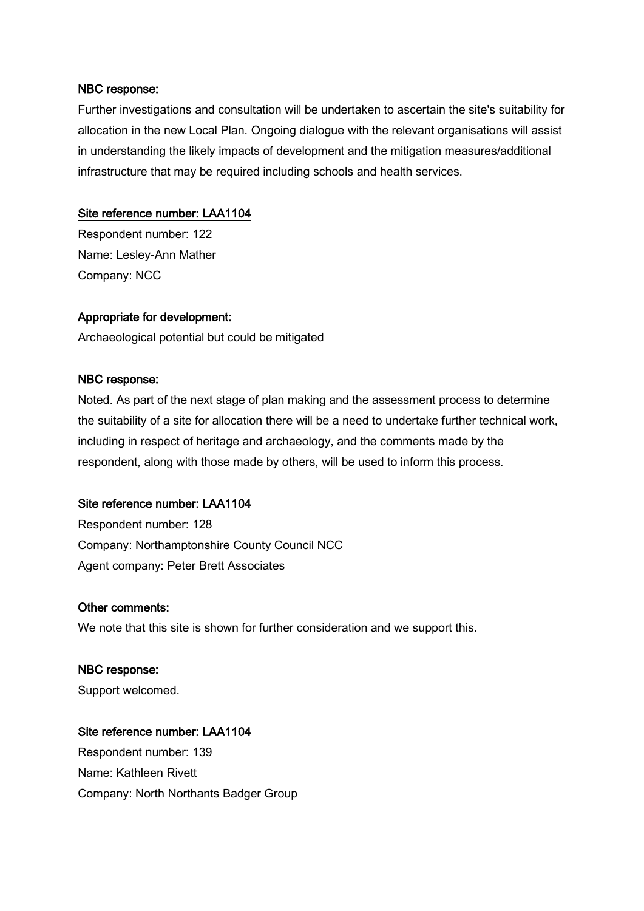**NBC response:**

Further investigations and consultation will be undertaken to ascertain the site's suitability for allocation in the new Local Plan. Ongoing dialogue with the relevant organisations will assist in understanding the likely impacts of development and the mitigation measures/additional infrastructure that may be required including schools and health services.

**Site reference number: LAA1104**

Respondent number: 122

Name: Lesley-Ann Mather

Company: NCC

**Appropriate for development:**

Archaeological potential but could be mitigated

**NBC response:**

Noted. As part of the next stage of plan making and the assessment process to determine the suitability of a site for allocation there will be a need to undertake further technical work, including in respect of heritage and archaeology, and the comments made by the respondent, along with those made by others, will be used to inform this process.

**Site reference number: LAA1104**

Respondent number: 128

Company: Northamptonshire County Council NCC

Agent company: Peter Brett Associates

**Other comments:**

We note that this site is shown for further consideration and we support this.

**NBC response:**

Support welcomed.

**Site reference number: LAA1104**

Respondent number: 139

Name: Kathleen Rivett

Company: North Northants Badger Group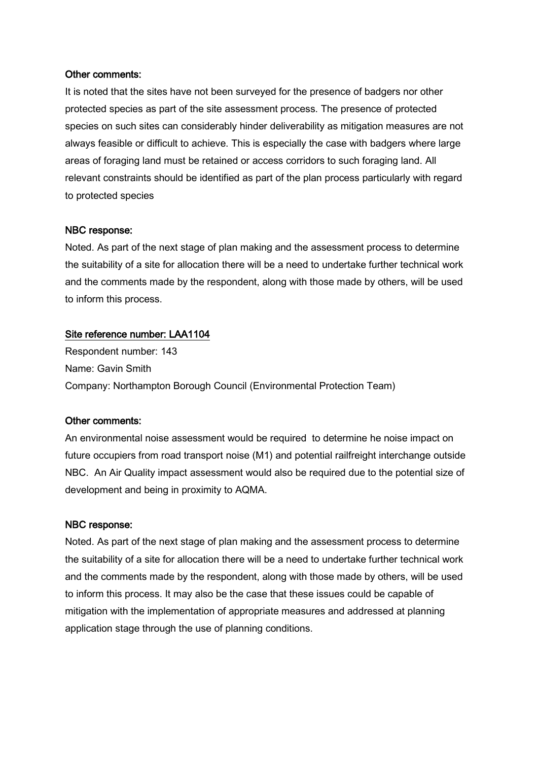**Other comments:**

It is noted that the sites have not been surveyed for the presence of badgers nor other protected species as part of the site assessment process. The presence of protected species on such sites can considerably hinder deliverability as mitigation measures are not always feasible or difficult to achieve. This is especially the case with badgers where large areas of foraging land must be retained or access corridors to such foraging land. All relevant constraints should be identified as part of the plan process particularly with regard to protected species

**NBC response:**

Noted. As part of the next stage of plan making and the assessment process to determine the suitability of a site for allocation there will be a need to undertake further technical work and the comments made by the respondent, along with those made by others, will be used to inform this process.

**Site reference number: LAA1104**

Respondent number: 143
Name: Gavin Smith
Company: Northampton Borough Council (Environmental Protection Team)

**Other comments:**

An environmental noise assessment would be required to determine he noise impact on future occupiers from road transport noise (M1) and potential railfreight interchange outside NBC. An Air Quality impact assessment would also be required due to the potential size of development and being in proximity to AQMA.

**NBC response:**

Noted. As part of the next stage of plan making and the assessment process to determine the suitability of a site for allocation there will be a need to undertake further technical work and the comments made by the respondent, along with those made by others, will be used to inform this process. It may also be the case that these issues could be capable of mitigation with the implementation of appropriate measures and addressed at planning application stage through the use of planning conditions.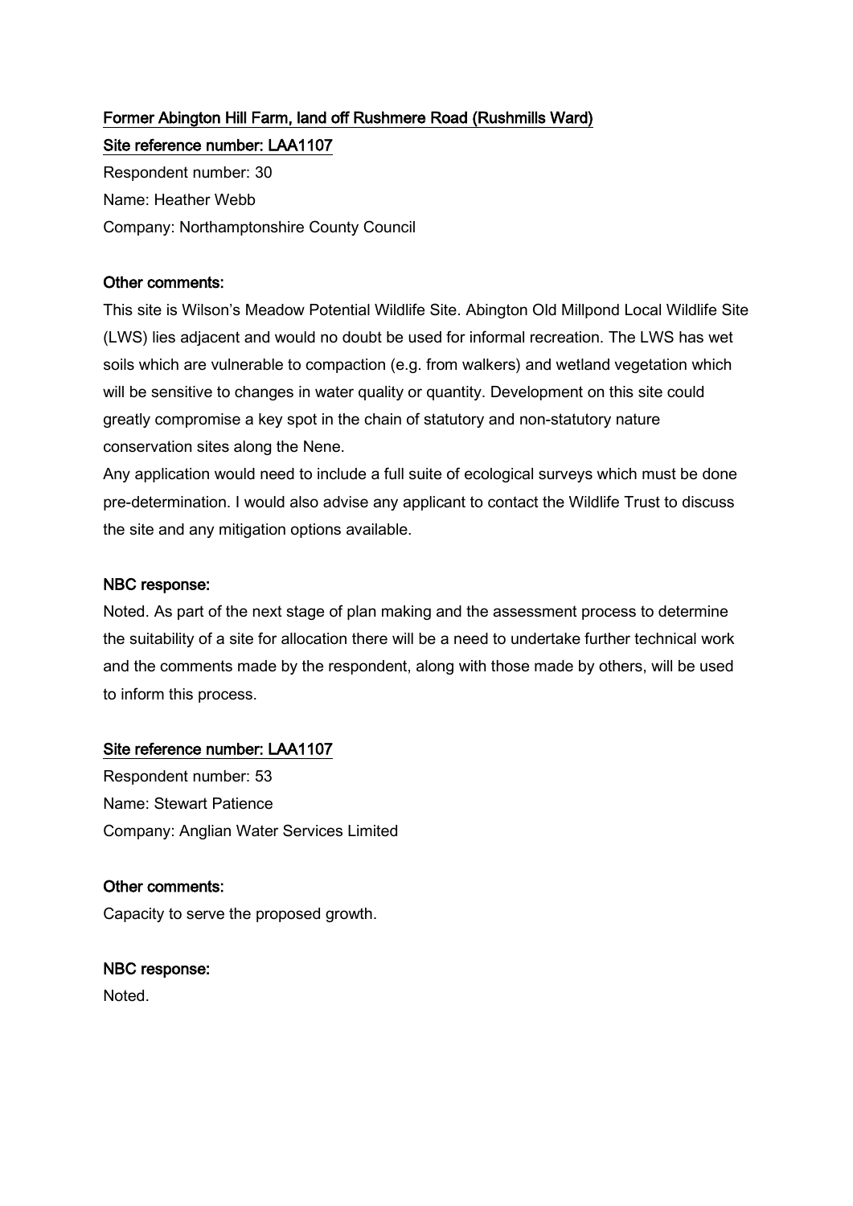**Former Abington Hill Farm, land off Rushmere Road (Rushmills Ward)**

**Site reference number: LAA1107**

Respondent number: 30

Name: Heather Webb

Company: Northamptonshire County Council

**Other comments:**

This site is Wilson's Meadow Potential Wildlife Site. Abington Old Millpond Local Wildlife Site (LWS) lies adjacent and would no doubt be used for informal recreation. The LWS has wet soils which are vulnerable to compaction (e.g. from walkers) and wetland vegetation which will be sensitive to changes in water quality or quantity. Development on this site could greatly compromise a key spot in the chain of statutory and non-statutory nature conservation sites along the Nene.

Any application would need to include a full suite of ecological surveys which must be done pre-determination. I would also advise any applicant to contact the Wildlife Trust to discuss the site and any mitigation options available.

**NBC response:**

Noted. As part of the next stage of plan making and the assessment process to determine the suitability of a site for allocation there will be a need to undertake further technical work and the comments made by the respondent, along with those made by others, will be used to inform this process.

**Site reference number: LAA1107**

Respondent number: 53

Name: Stewart Patience

Company: Anglian Water Services Limited

**Other comments:**

Capacity to serve the proposed growth.

**NBC response:**

Noted.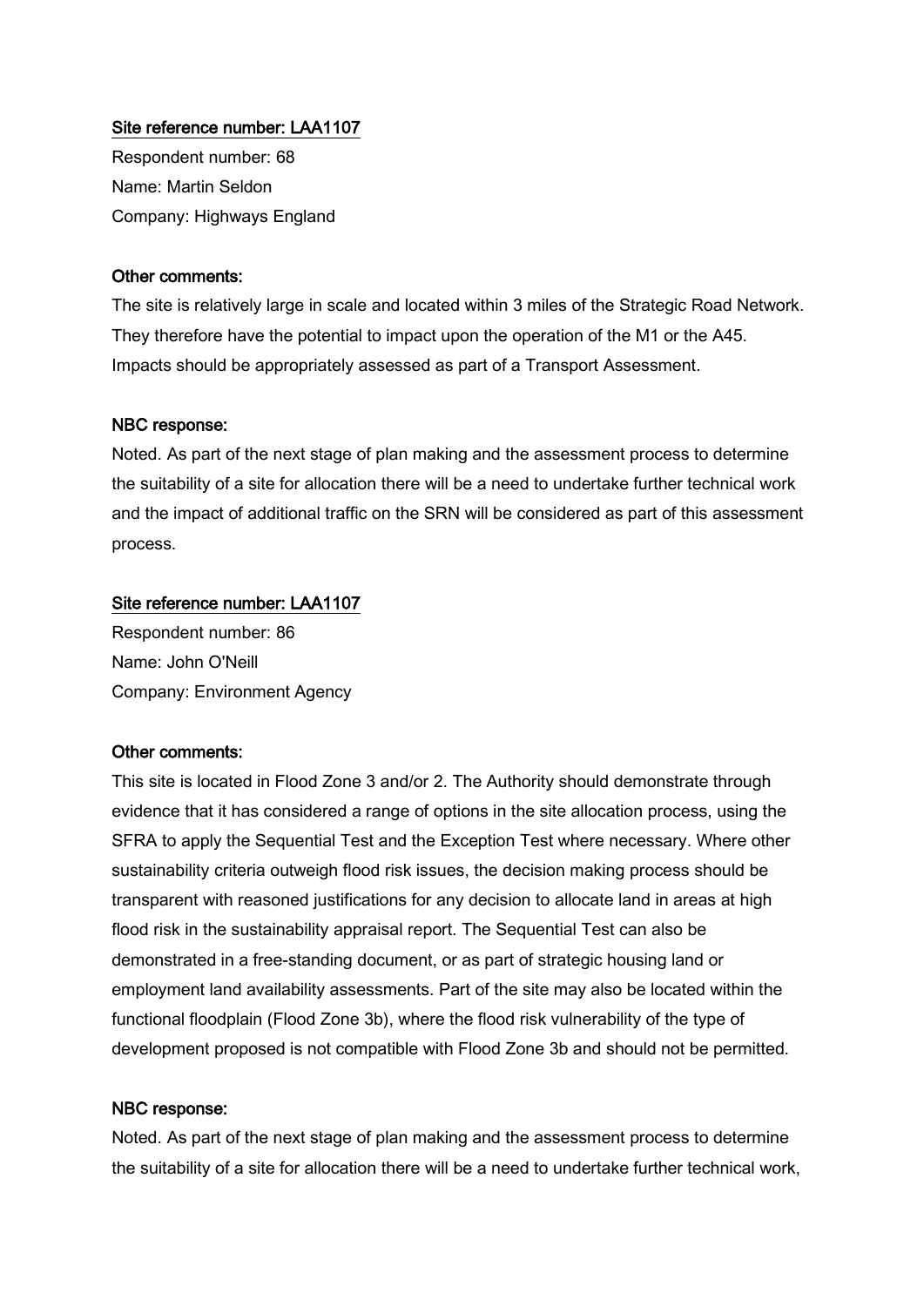<u>Site reference number: LAA1107</u>

Respondent number: 68
Name: Martin Seldon
Company: Highways England

**Other comments:**

The site is relatively large in scale and located within 3 miles of the Strategic Road Network. They therefore have the potential to impact upon the operation of the M1 or the A45. Impacts should be appropriately assessed as part of a Transport Assessment.

**NBC response:**

Noted. As part of the next stage of plan making and the assessment process to determine the suitability of a site for allocation there will be a need to undertake further technical work and the impact of additional traffic on the SRN will be considered as part of this assessment process.

<u>Site reference number: LAA1107</u>

Respondent number: 86
Name: John O'Neill
Company: Environment Agency

**Other comments:**

This site is located in Flood Zone 3 and/or 2. The Authority should demonstrate through evidence that it has considered a range of options in the site allocation process, using the SFRA to apply the Sequential Test and the Exception Test where necessary. Where other sustainability criteria outweigh flood risk issues, the decision making process should be transparent with reasoned justifications for any decision to allocate land in areas at high flood risk in the sustainability appraisal report. The Sequential Test can also be demonstrated in a free-standing document, or as part of strategic housing land or employment land availability assessments. Part of the site may also be located within the functional floodplain (Flood Zone 3b), where the flood risk vulnerability of the type of development proposed is not compatible with Flood Zone 3b and should not be permitted.

**NBC response:**

Noted. As part of the next stage of plan making and the assessment process to determine the suitability of a site for allocation there will be a need to undertake further technical work,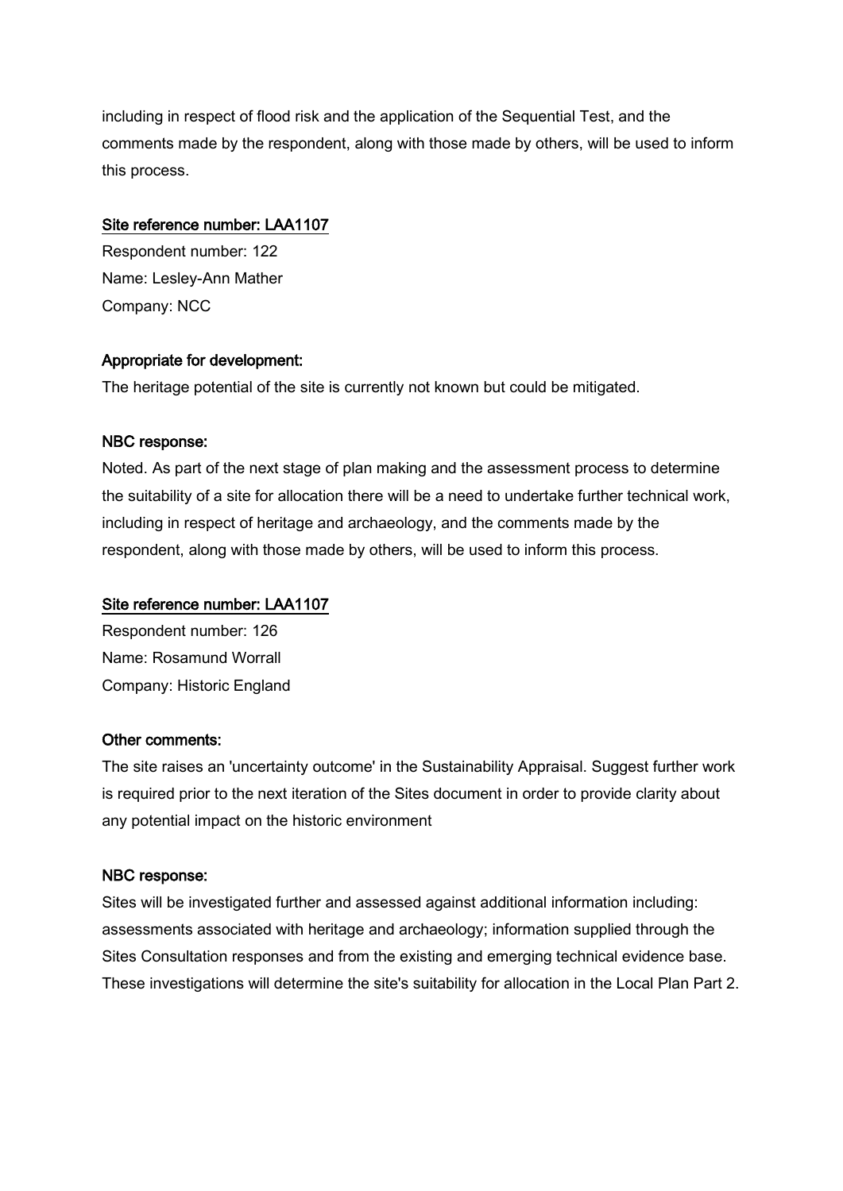including in respect of flood risk and the application of the Sequential Test, and the comments made by the respondent, along with those made by others, will be used to inform this process.

Site reference number: LAA1107

Respondent number: 122

Name: Lesley-Ann Mather

Company: NCC

**Appropriate for development:**

The heritage potential of the site is currently not known but could be mitigated.

**NBC response:**

Noted. As part of the next stage of plan making and the assessment process to determine the suitability of a site for allocation there will be a need to undertake further technical work, including in respect of heritage and archaeology, and the comments made by the respondent, along with those made by others, will be used to inform this process.

Site reference number: LAA1107

Respondent number: 126

Name: Rosamund Worrall

Company: Historic England

**Other comments:**

The site raises an 'uncertainty outcome' in the Sustainability Appraisal. Suggest further work is required prior to the next iteration of the Sites document in order to provide clarity about any potential impact on the historic environment

**NBC response:**

Sites will be investigated further and assessed against additional information including: assessments associated with heritage and archaeology; information supplied through the Sites Consultation responses and from the existing and emerging technical evidence base. These investigations will determine the site's suitability for allocation in the Local Plan Part 2.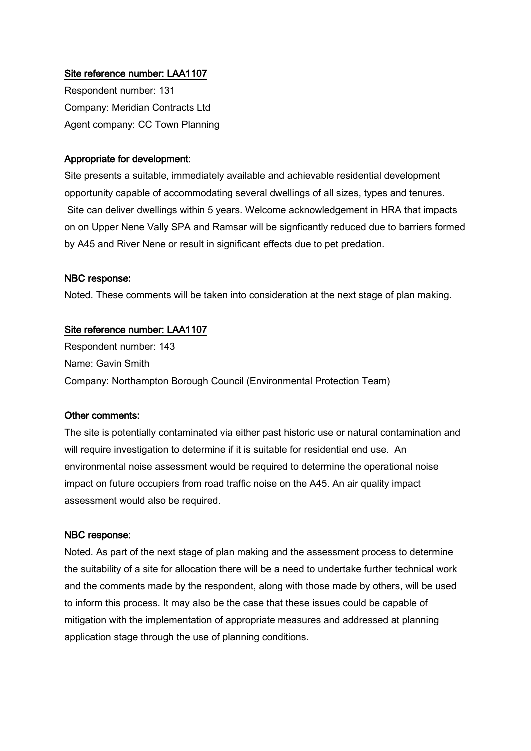<u>**Site reference number: LAA1107**</u>

Respondent number: 131

Company: Meridian Contracts Ltd

Agent company: CC Town Planning

**Appropriate for development:**

Site presents a suitable, immediately available and achievable residential development opportunity capable of accommodating several dwellings of all sizes, types and tenures. Site can deliver dwellings within 5 years. Welcome acknowledgement in HRA that impacts on on Upper Nene Vally SPA and Ramsar will be signficantly reduced due to barriers formed by A45 and River Nene or result in significant effects due to pet predation.

**NBC response:**

Noted. These comments will be taken into consideration at the next stage of plan making.

<u>**Site reference number: LAA1107**</u>

Respondent number: 143

Name: Gavin Smith

Company: Northampton Borough Council (Environmental Protection Team)

**Other comments:**

The site is potentially contaminated via either past historic use or natural contamination and will require investigation to determine if it is suitable for residential end use. An environmental noise assessment would be required to determine the operational noise impact on future occupiers from road traffic noise on the A45. An air quality impact assessment would also be required.

**NBC response:**

Noted. As part of the next stage of plan making and the assessment process to determine the suitability of a site for allocation there will be a need to undertake further technical work and the comments made by the respondent, along with those made by others, will be used to inform this process. It may also be the case that these issues could be capable of mitigation with the implementation of appropriate measures and addressed at planning application stage through the use of planning conditions.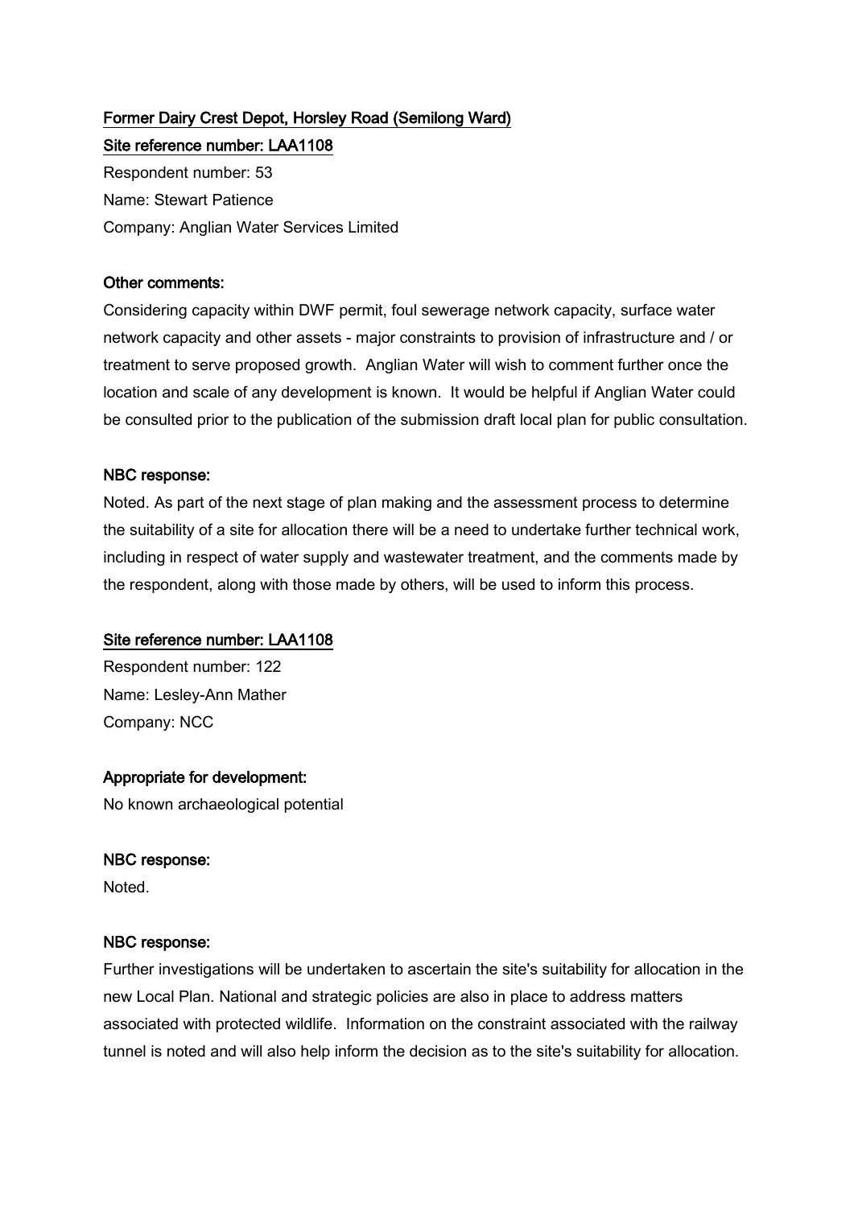**Former Dairy Crest Depot, Horsley Road (Semilong Ward)**

**Site reference number: LAA1108**

Respondent number: 53

Name: Stewart Patience

Company: Anglian Water Services Limited

**Other comments:**

Considering capacity within DWF permit, foul sewerage network capacity, surface water network capacity and other assets - major constraints to provision of infrastructure and / or treatment to serve proposed growth. Anglian Water will wish to comment further once the location and scale of any development is known. It would be helpful if Anglian Water could be consulted prior to the publication of the submission draft local plan for public consultation.

**NBC response:**

Noted. As part of the next stage of plan making and the assessment process to determine the suitability of a site for allocation there will be a need to undertake further technical work, including in respect of water supply and wastewater treatment, and the comments made by the respondent, along with those made by others, will be used to inform this process.

**Site reference number: LAA1108**

Respondent number: 122

Name: Lesley-Ann Mather

Company: NCC

**Appropriate for development:**

No known archaeological potential

**NBC response:**

Noted.

**NBC response:**

Further investigations will be undertaken to ascertain the site's suitability for allocation in the new Local Plan. National and strategic policies are also in place to address matters associated with protected wildlife. Information on the constraint associated with the railway tunnel is noted and will also help inform the decision as to the site's suitability for allocation.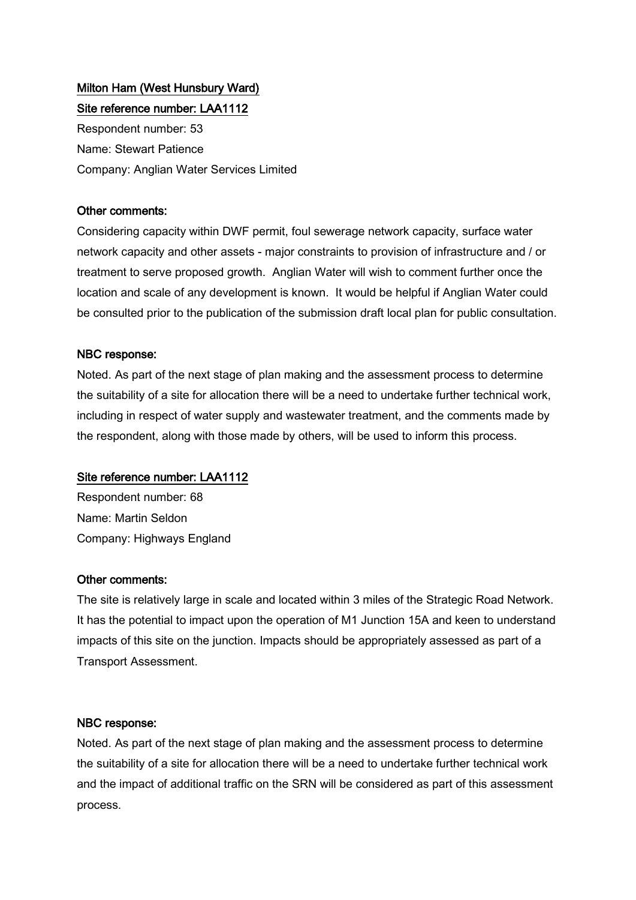**Milton Ham (West Hunsbury Ward)**

**Site reference number: LAA1112**

Respondent number: 53

Name: Stewart Patience

Company: Anglian Water Services Limited

**Other comments:**

Considering capacity within DWF permit, foul sewerage network capacity, surface water network capacity and other assets - major constraints to provision of infrastructure and / or treatment to serve proposed growth. Anglian Water will wish to comment further once the location and scale of any development is known. It would be helpful if Anglian Water could be consulted prior to the publication of the submission draft local plan for public consultation.

**NBC response:**

Noted. As part of the next stage of plan making and the assessment process to determine the suitability of a site for allocation there will be a need to undertake further technical work, including in respect of water supply and wastewater treatment, and the comments made by the respondent, along with those made by others, will be used to inform this process.

**Site reference number: LAA1112**

Respondent number: 68

Name: Martin Seldon

Company: Highways England

**Other comments:**

The site is relatively large in scale and located within 3 miles of the Strategic Road Network. It has the potential to impact upon the operation of M1 Junction 15A and keen to understand impacts of this site on the junction. Impacts should be appropriately assessed as part of a Transport Assessment.

**NBC response:**

Noted. As part of the next stage of plan making and the assessment process to determine the suitability of a site for allocation there will be a need to undertake further technical work and the impact of additional traffic on the SRN will be considered as part of this assessment process.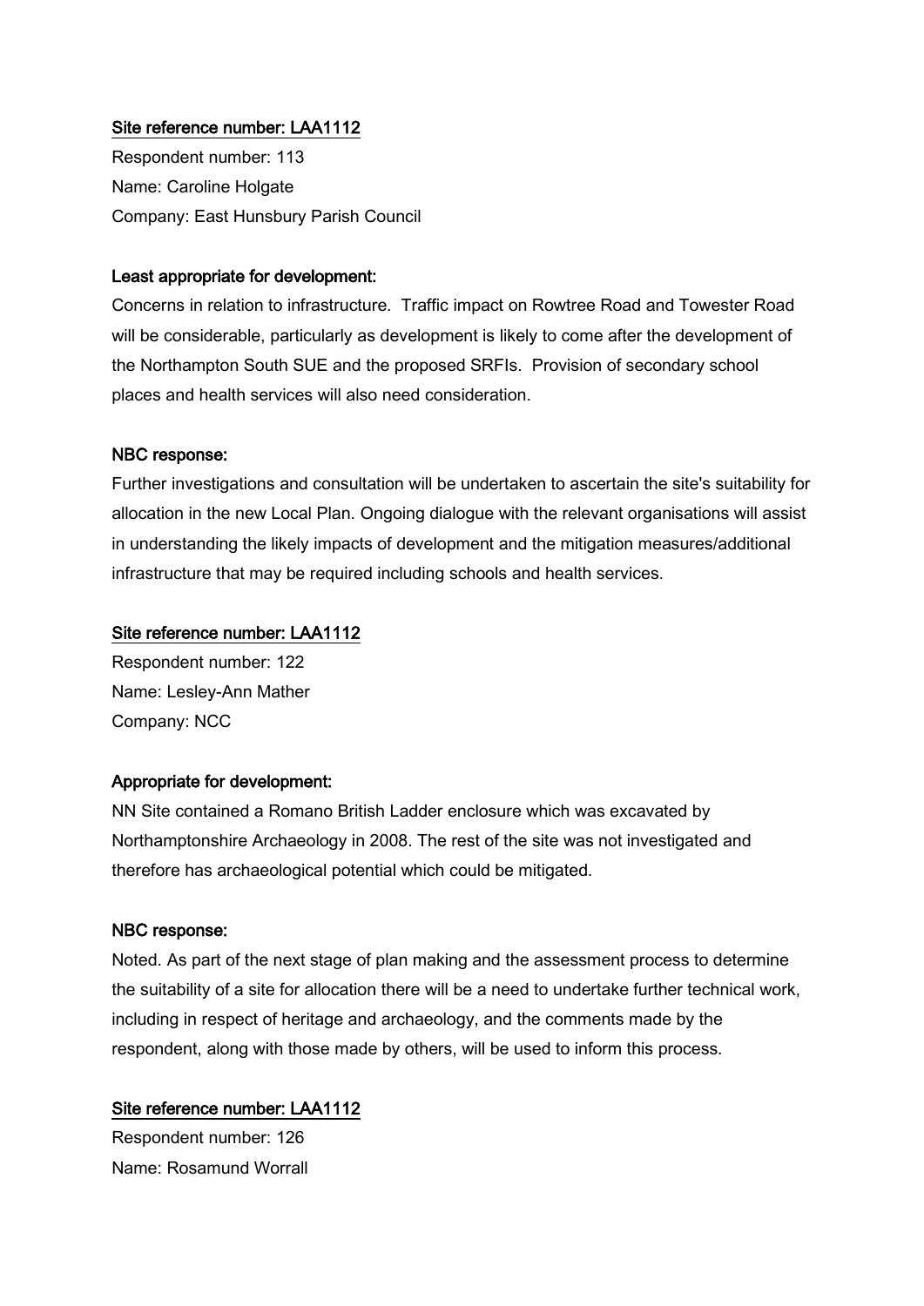<u>Site reference number: LAA1112</u>

Respondent number: 113

Name: Caroline Holgate

Company: East Hunsbury Parish Council

**Least appropriate for development:**

Concerns in relation to infrastructure. Traffic impact on Rowtree Road and Towester Road will be considerable, particularly as development is likely to come after the development of the Northampton South SUE and the proposed SRFIs. Provision of secondary school places and health services will also need consideration.

**NBC response:**

Further investigations and consultation will be undertaken to ascertain the site's suitability for allocation in the new Local Plan. Ongoing dialogue with the relevant organisations will assist in understanding the likely impacts of development and the mitigation measures/additional infrastructure that may be required including schools and health services.

<u>Site reference number: LAA1112</u>

Respondent number: 122

Name: Lesley-Ann Mather

Company: NCC

**Appropriate for development:**

NN Site contained a Romano British Ladder enclosure which was excavated by Northamptonshire Archaeology in 2008. The rest of the site was not investigated and therefore has archaeological potential which could be mitigated.

**NBC response:**

Noted. As part of the next stage of plan making and the assessment process to determine the suitability of a site for allocation there will be a need to undertake further technical work, including in respect of heritage and archaeology, and the comments made by the respondent, along with those made by others, will be used to inform this process.

<u>Site reference number: LAA1112</u>

Respondent number: 126

Name: Rosamund Worrall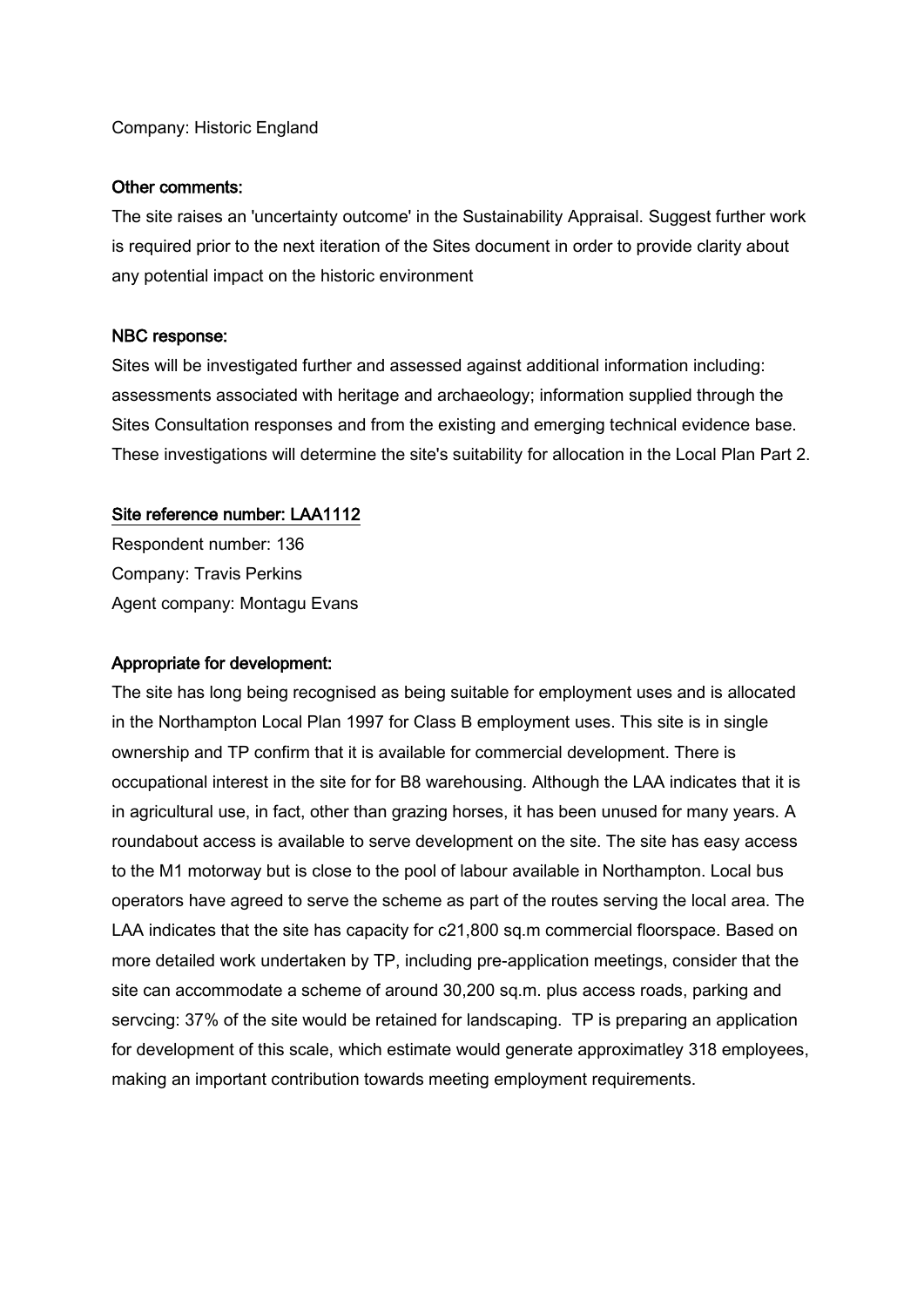Company: Historic England

**Other comments:**

The site raises an 'uncertainty outcome' in the Sustainability Appraisal. Suggest further work is required prior to the next iteration of the Sites document in order to provide clarity about any potential impact on the historic environment

**NBC response:**

Sites will be investigated further and assessed against additional information including: assessments associated with heritage and archaeology; information supplied through the Sites Consultation responses and from the existing and emerging technical evidence base. These investigations will determine the site's suitability for allocation in the Local Plan Part 2.

## Site reference number: LAA1112

Respondent number: 136
Company: Travis Perkins
Agent company: Montagu Evans

**Appropriate for development:**

The site has long being recognised as being suitable for employment uses and is allocated in the Northampton Local Plan 1997 for Class B employment uses. This site is in single ownership and TP confirm that it is available for commercial development. There is occupational interest in the site for for B8 warehousing. Although the LAA indicates that it is in agricultural use, in fact, other than grazing horses, it has been unused for many years. A roundabout access is available to serve development on the site. The site has easy access to the M1 motorway but is close to the pool of labour available in Northampton. Local bus operators have agreed to serve the scheme as part of the routes serving the local area. The LAA indicates that the site has capacity for c21,800 sq.m commercial floorspace. Based on more detailed work undertaken by TP, including pre-application meetings, consider that the site can accommodate a scheme of around 30,200 sq.m. plus access roads, parking and servcing: 37% of the site would be retained for landscaping. TP is preparing an application for development of this scale, which estimate would generate approximatley 318 employees, making an important contribution towards meeting employment requirements.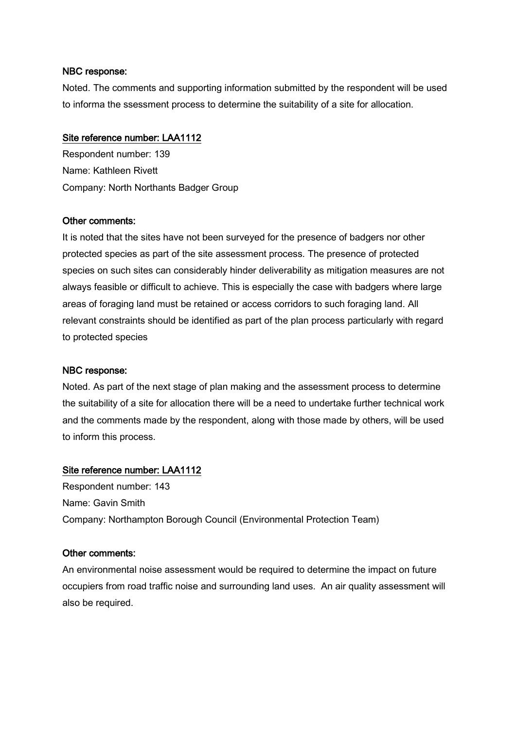**NBC response:**

Noted. The comments and supporting information submitted by the respondent will be used to informa the ssessment process to determine the suitability of a site for allocation.

**Site reference number: LAA1112**

Respondent number: 139
Name: Kathleen Rivett
Company: North Northants Badger Group

**Other comments:**

It is noted that the sites have not been surveyed for the presence of badgers nor other protected species as part of the site assessment process. The presence of protected species on such sites can considerably hinder deliverability as mitigation measures are not always feasible or difficult to achieve. This is especially the case with badgers where large areas of foraging land must be retained or access corridors to such foraging land. All relevant constraints should be identified as part of the plan process particularly with regard to protected species

**NBC response:**

Noted. As part of the next stage of plan making and the assessment process to determine the suitability of a site for allocation there will be a need to undertake further technical work and the comments made by the respondent, along with those made by others, will be used to inform this process.

**Site reference number: LAA1112**

Respondent number: 143
Name: Gavin Smith
Company: Northampton Borough Council (Environmental Protection Team)

**Other comments:**

An environmental noise assessment would be required to determine the impact on future occupiers from road traffic noise and surrounding land uses. An air quality assessment will also be required.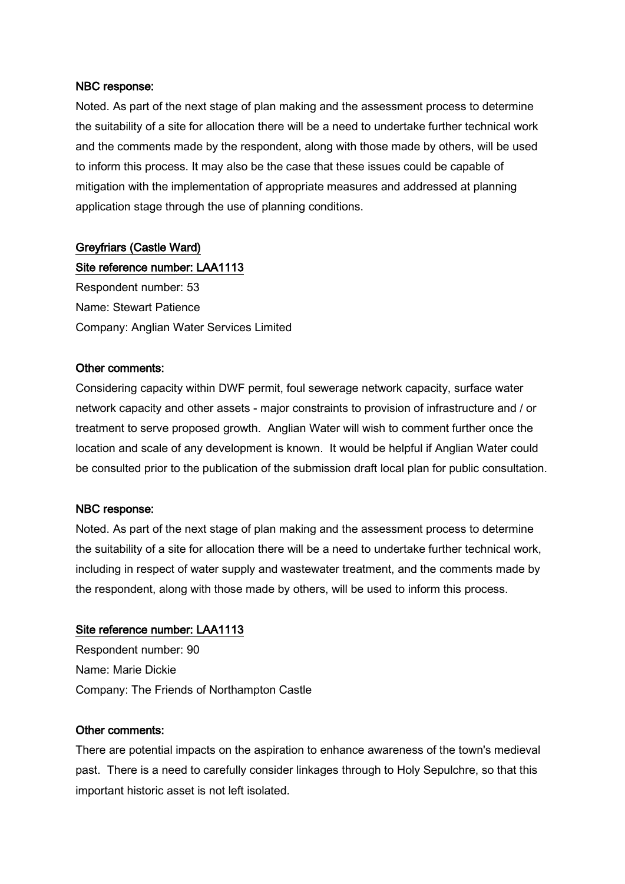**NBC response:**

Noted. As part of the next stage of plan making and the assessment process to determine the suitability of a site for allocation there will be a need to undertake further technical work and the comments made by the respondent, along with those made by others, will be used to inform this process. It may also be the case that these issues could be capable of mitigation with the implementation of appropriate measures and addressed at planning application stage through the use of planning conditions.

**Greyfriars (Castle Ward)**

**Site reference number: LAA1113**

Respondent number: 53

Name: Stewart Patience

Company: Anglian Water Services Limited

**Other comments:**

Considering capacity within DWF permit, foul sewerage network capacity, surface water network capacity and other assets - major constraints to provision of infrastructure and / or treatment to serve proposed growth. Anglian Water will wish to comment further once the location and scale of any development is known. It would be helpful if Anglian Water could be consulted prior to the publication of the submission draft local plan for public consultation.

**NBC response:**

Noted. As part of the next stage of plan making and the assessment process to determine the suitability of a site for allocation there will be a need to undertake further technical work, including in respect of water supply and wastewater treatment, and the comments made by the respondent, along with those made by others, will be used to inform this process.

**Site reference number: LAA1113**

Respondent number: 90

Name: Marie Dickie

Company: The Friends of Northampton Castle

**Other comments:**

There are potential impacts on the aspiration to enhance awareness of the town's medieval past. There is a need to carefully consider linkages through to Holy Sepulchre, so that this important historic asset is not left isolated.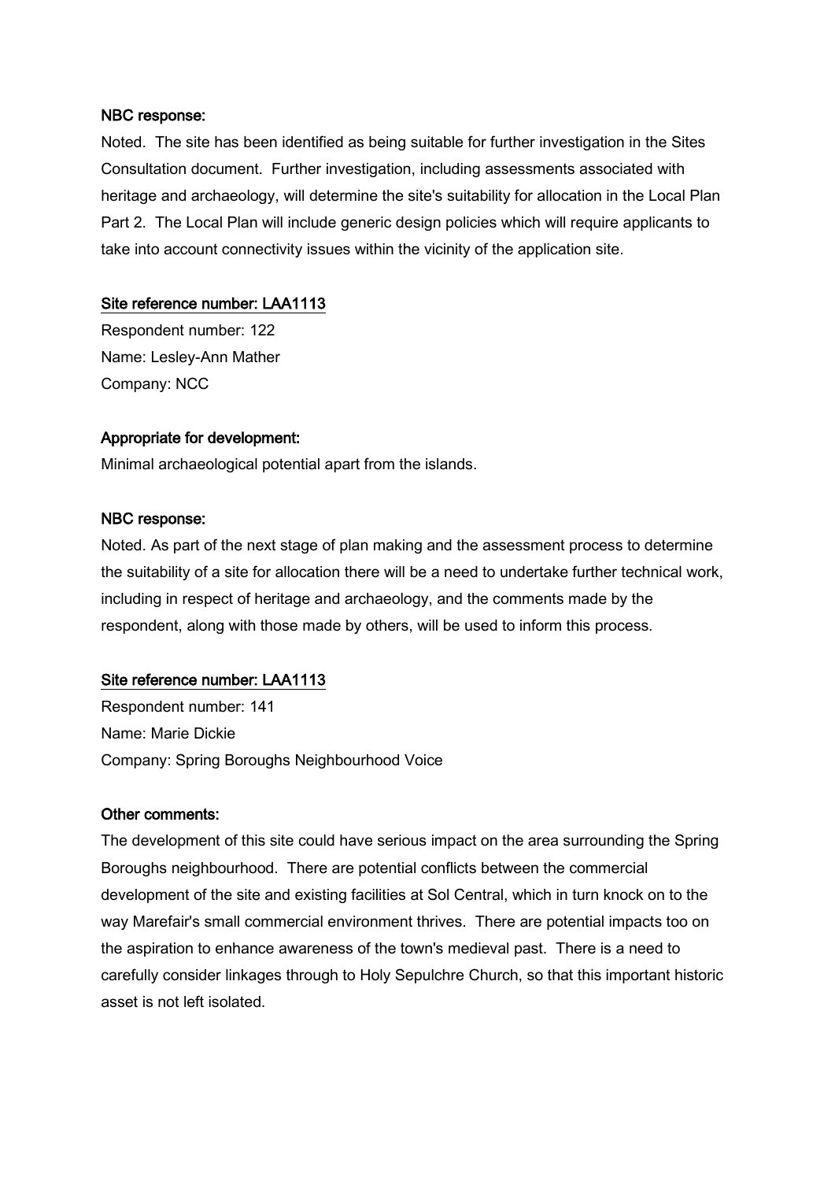**NBC response:**

Noted. The site has been identified as being suitable for further investigation in the Sites Consultation document. Further investigation, including assessments associated with heritage and archaeology, will determine the site's suitability for allocation in the Local Plan Part 2. The Local Plan will include generic design policies which will require applicants to take into account connectivity issues within the vicinity of the application site.

**Site reference number: LAA1113**

Respondent number: 122
Name: Lesley-Ann Mather
Company: NCC

**Appropriate for development:**

Minimal archaeological potential apart from the islands.

**NBC response:**

Noted. As part of the next stage of plan making and the assessment process to determine the suitability of a site for allocation there will be a need to undertake further technical work, including in respect of heritage and archaeology, and the comments made by the respondent, along with those made by others, will be used to inform this process.

**Site reference number: LAA1113**

Respondent number: 141
Name: Marie Dickie
Company: Spring Boroughs Neighbourhood Voice

**Other comments:**

The development of this site could have serious impact on the area surrounding the Spring Boroughs neighbourhood. There are potential conflicts between the commercial development of the site and existing facilities at Sol Central, which in turn knock on to the way Marefair's small commercial environment thrives. There are potential impacts too on the aspiration to enhance awareness of the town's medieval past. There is a need to carefully consider linkages through to Holy Sepulchre Church, so that this important historic asset is not left isolated.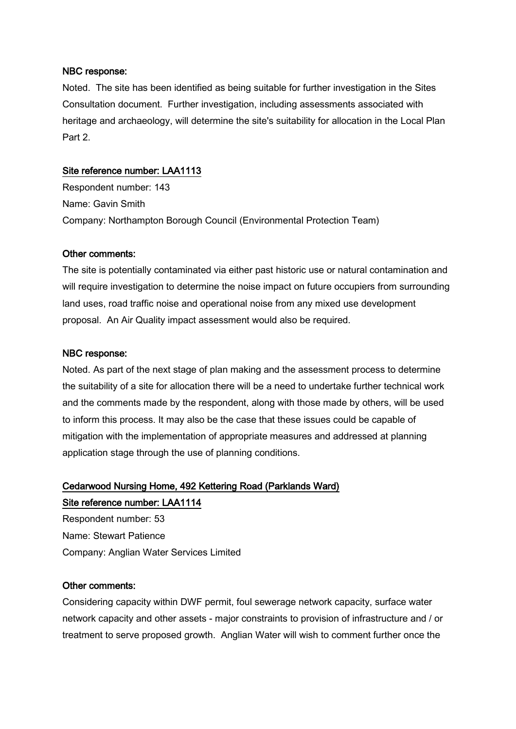**NBC response:**

Noted. The site has been identified as being suitable for further investigation in the Sites Consultation document. Further investigation, including assessments associated with heritage and archaeology, will determine the site's suitability for allocation in the Local Plan Part 2.

**Site reference number: LAA1113**

Respondent number: 143

Name: Gavin Smith

Company: Northampton Borough Council (Environmental Protection Team)

**Other comments:**

The site is potentially contaminated via either past historic use or natural contamination and will require investigation to determine the noise impact on future occupiers from surrounding land uses, road traffic noise and operational noise from any mixed use development proposal. An Air Quality impact assessment would also be required.

**NBC response:**

Noted. As part of the next stage of plan making and the assessment process to determine the suitability of a site for allocation there will be a need to undertake further technical work and the comments made by the respondent, along with those made by others, will be used to inform this process. It may also be the case that these issues could be capable of mitigation with the implementation of appropriate measures and addressed at planning application stage through the use of planning conditions.

**Cedarwood Nursing Home, 492 Kettering Road (Parklands Ward)**

**Site reference number: LAA1114**

Respondent number: 53

Name: Stewart Patience

Company: Anglian Water Services Limited

**Other comments:**

Considering capacity within DWF permit, foul sewerage network capacity, surface water network capacity and other assets - major constraints to provision of infrastructure and / or treatment to serve proposed growth. Anglian Water will wish to comment further once the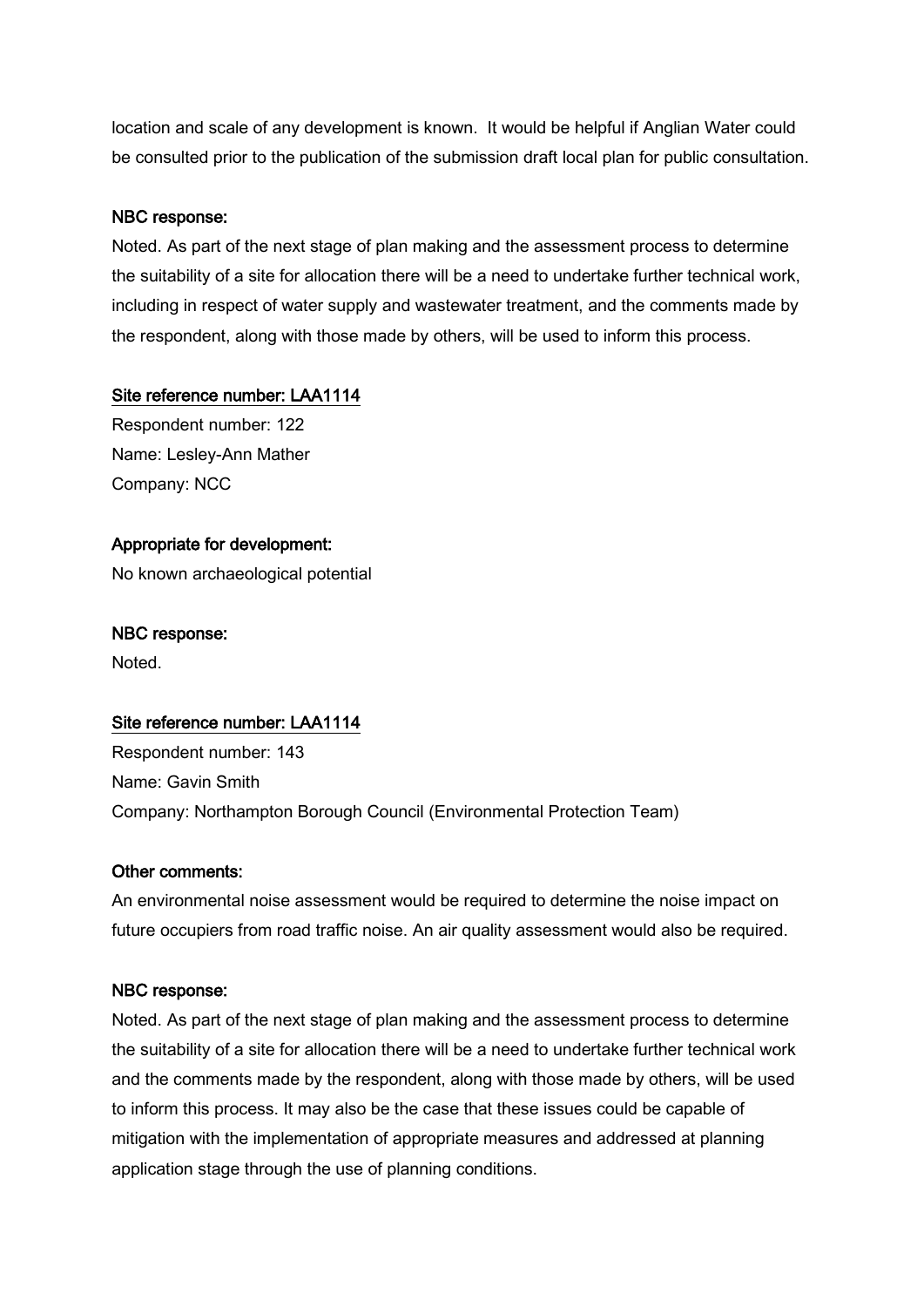location and scale of any development is known.  It would be helpful if Anglian Water could be consulted prior to the publication of the submission draft local plan for public consultation.

**NBC response:**

Noted. As part of the next stage of plan making and the assessment process to determine the suitability of a site for allocation there will be a need to undertake further technical work, including in respect of water supply and wastewater treatment, and the comments made by the respondent, along with those made by others, will be used to inform this process.

**Site reference number: LAA1114**

Respondent number: 122
Name: Lesley-Ann Mather
Company: NCC

**Appropriate for development:**

No known archaeological potential

**NBC response:**

Noted.

**Site reference number: LAA1114**

Respondent number: 143
Name: Gavin Smith
Company: Northampton Borough Council (Environmental Protection Team)

**Other comments:**

An environmental noise assessment would be required to determine the noise impact on future occupiers from road traffic noise. An air quality assessment would also be required.

**NBC response:**

Noted. As part of the next stage of plan making and the assessment process to determine the suitability of a site for allocation there will be a need to undertake further technical work and the comments made by the respondent, along with those made by others, will be used to inform this process. It may also be the case that these issues could be capable of mitigation with the implementation of appropriate measures and addressed at planning application stage through the use of planning conditions.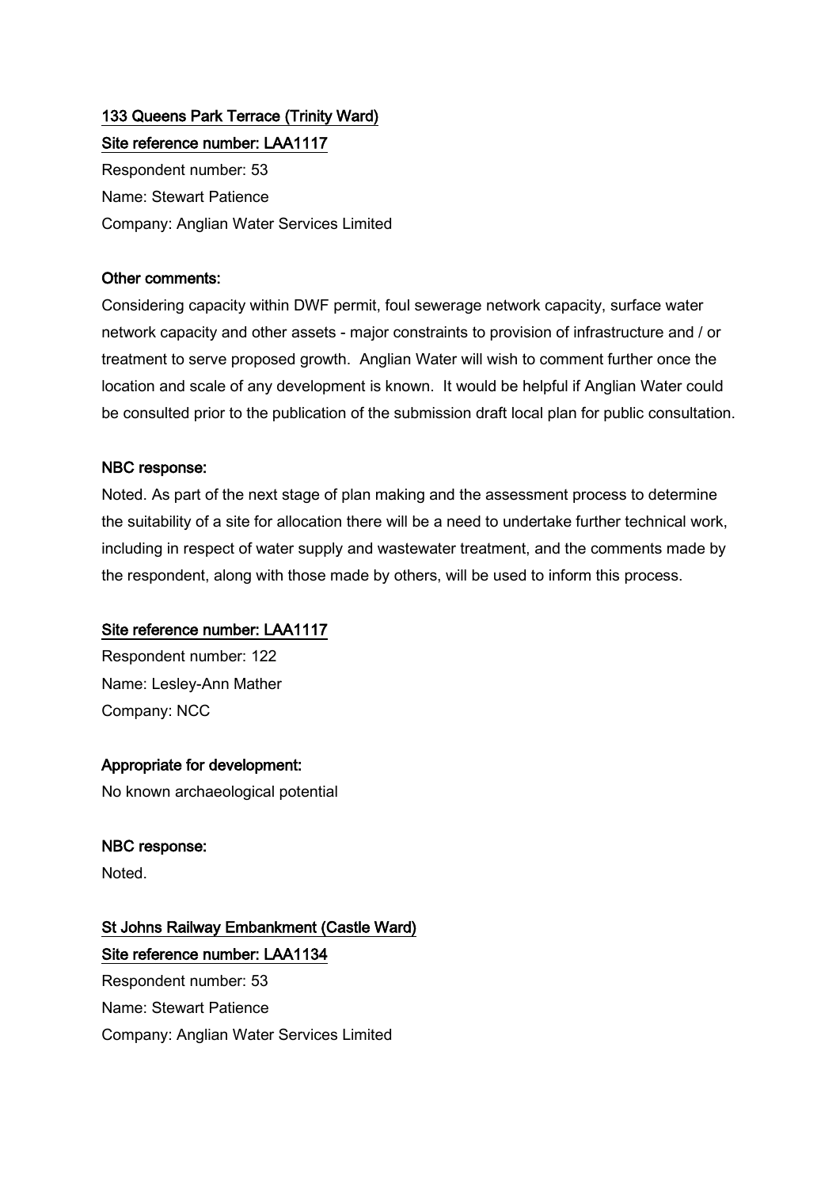## 133 Queens Park Terrace (Trinity Ward)

**Site reference number: LAA1117**

Respondent number: 53
Name: Stewart Patience
Company: Anglian Water Services Limited

**Other comments:**

Considering capacity within DWF permit, foul sewerage network capacity, surface water network capacity and other assets - major constraints to provision of infrastructure and / or treatment to serve proposed growth. Anglian Water will wish to comment further once the location and scale of any development is known. It would be helpful if Anglian Water could be consulted prior to the publication of the submission draft local plan for public consultation.

**NBC response:**

Noted. As part of the next stage of plan making and the assessment process to determine the suitability of a site for allocation there will be a need to undertake further technical work, including in respect of water supply and wastewater treatment, and the comments made by the respondent, along with those made by others, will be used to inform this process.

**Site reference number: LAA1117**

Respondent number: 122
Name: Lesley-Ann Mather
Company: NCC

**Appropriate for development:**

No known archaeological potential

**NBC response:**

Noted.

## St Johns Railway Embankment (Castle Ward)

**Site reference number: LAA1134**

Respondent number: 53
Name: Stewart Patience
Company: Anglian Water Services Limited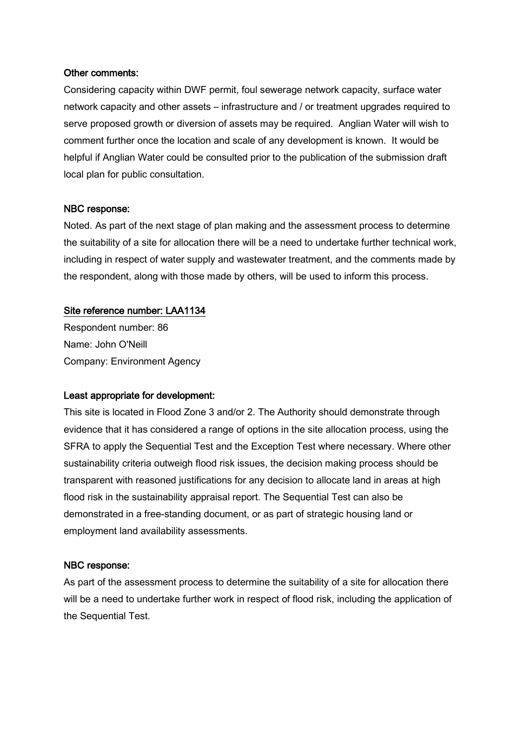**Other comments:**

Considering capacity within DWF permit, foul sewerage network capacity, surface water network capacity and other assets – infrastructure and / or treatment upgrades required to serve proposed growth or diversion of assets may be required. Anglian Water will wish to comment further once the location and scale of any development is known. It would be helpful if Anglian Water could be consulted prior to the publication of the submission draft local plan for public consultation.

**NBC response:**

Noted. As part of the next stage of plan making and the assessment process to determine the suitability of a site for allocation there will be a need to undertake further technical work, including in respect of water supply and wastewater treatment, and the comments made by the respondent, along with those made by others, will be used to inform this process.

**Site reference number: LAA1134**

Respondent number: 86
Name: John O'Neill
Company: Environment Agency

**Least appropriate for development:**

This site is located in Flood Zone 3 and/or 2. The Authority should demonstrate through evidence that it has considered a range of options in the site allocation process, using the SFRA to apply the Sequential Test and the Exception Test where necessary. Where other sustainability criteria outweigh flood risk issues, the decision making process should be transparent with reasoned justifications for any decision to allocate land in areas at high flood risk in the sustainability appraisal report. The Sequential Test can also be demonstrated in a free-standing document, or as part of strategic housing land or employment land availability assessments.

**NBC response:**

As part of the assessment process to determine the suitability of a site for allocation there will be a need to undertake further work in respect of flood risk, including the application of the Sequential Test.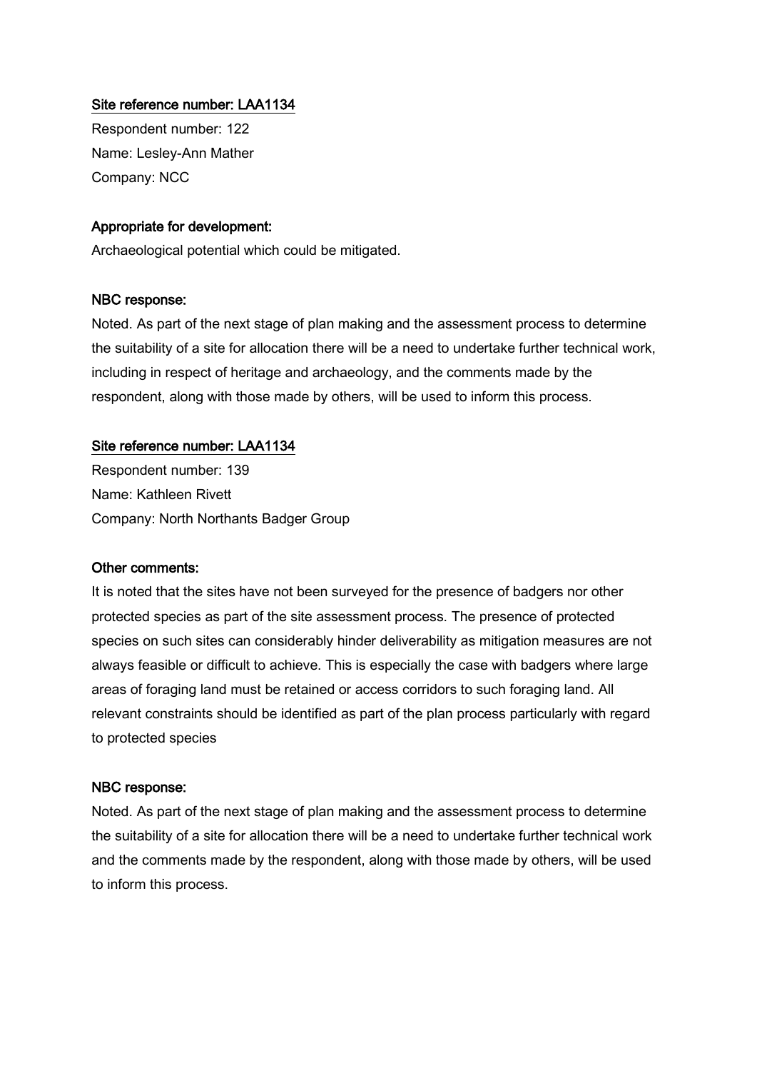Site reference number: LAA1134

Respondent number: 122

Name: Lesley-Ann Mather

Company: NCC

**Appropriate for development:**

Archaeological potential which could be mitigated.

**NBC response:**

Noted. As part of the next stage of plan making and the assessment process to determine the suitability of a site for allocation there will be a need to undertake further technical work, including in respect of heritage and archaeology, and the comments made by the respondent, along with those made by others, will be used to inform this process.

Site reference number: LAA1134

Respondent number: 139

Name: Kathleen Rivett

Company: North Northants Badger Group

**Other comments:**

It is noted that the sites have not been surveyed for the presence of badgers nor other protected species as part of the site assessment process. The presence of protected species on such sites can considerably hinder deliverability as mitigation measures are not always feasible or difficult to achieve. This is especially the case with badgers where large areas of foraging land must be retained or access corridors to such foraging land. All relevant constraints should be identified as part of the plan process particularly with regard to protected species

**NBC response:**

Noted. As part of the next stage of plan making and the assessment process to determine the suitability of a site for allocation there will be a need to undertake further technical work and the comments made by the respondent, along with those made by others, will be used to inform this process.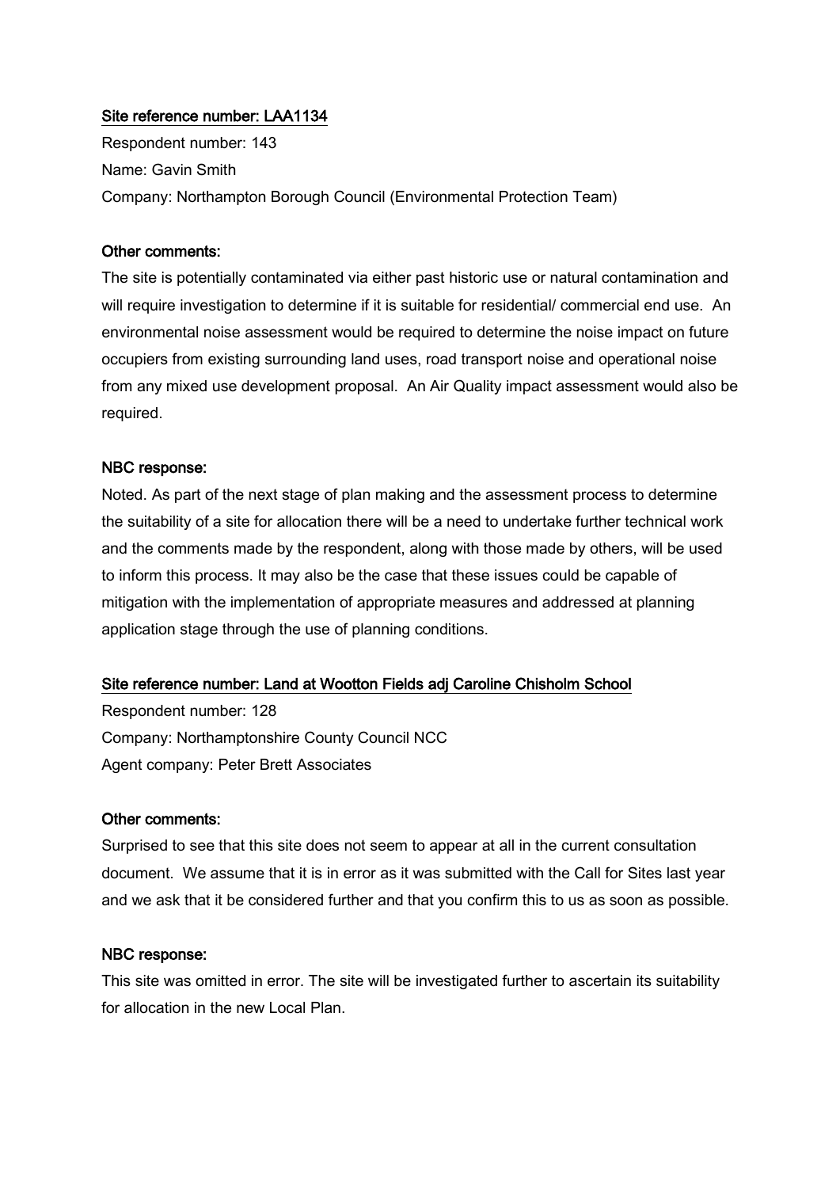<u>Site reference number: LAA1134</u>

Respondent number: 143

Name: Gavin Smith

Company: Northampton Borough Council (Environmental Protection Team)

**Other comments:**

The site is potentially contaminated via either past historic use or natural contamination and will require investigation to determine if it is suitable for residential/ commercial end use. An environmental noise assessment would be required to determine the noise impact on future occupiers from existing surrounding land uses, road transport noise and operational noise from any mixed use development proposal. An Air Quality impact assessment would also be required.

**NBC response:**

Noted. As part of the next stage of plan making and the assessment process to determine the suitability of a site for allocation there will be a need to undertake further technical work and the comments made by the respondent, along with those made by others, will be used to inform this process. It may also be the case that these issues could be capable of mitigation with the implementation of appropriate measures and addressed at planning application stage through the use of planning conditions.

<u>Site reference number: Land at Wootton Fields adj Caroline Chisholm School</u>

Respondent number: 128

Company: Northamptonshire County Council NCC

Agent company: Peter Brett Associates

**Other comments:**

Surprised to see that this site does not seem to appear at all in the current consultation document. We assume that it is in error as it was submitted with the Call for Sites last year and we ask that it be considered further and that you confirm this to us as soon as possible.

**NBC response:**

This site was omitted in error. The site will be investigated further to ascertain its suitability for allocation in the new Local Plan.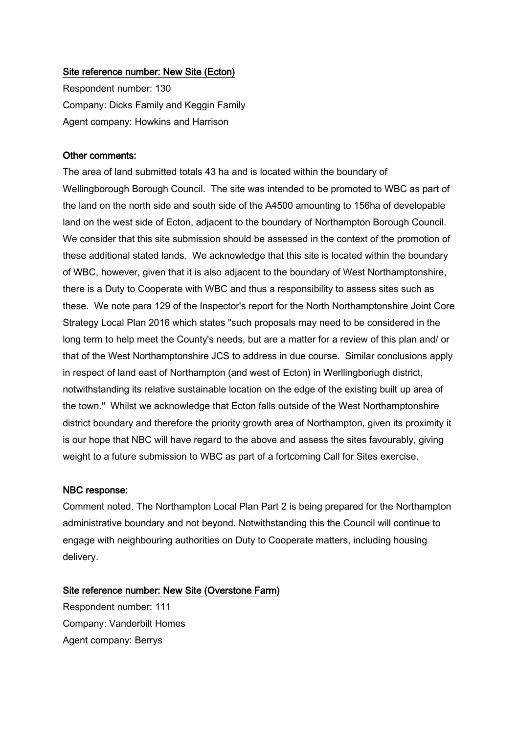<u>Site reference number: New Site (Ecton)</u>

Respondent number: 130
Company: Dicks Family and Keggin Family
Agent company: Howkins and Harrison

**Other comments:**

The area of land submitted totals 43 ha and is located within the boundary of Wellingborough Borough Council. The site was intended to be promoted to WBC as part of the land on the north side and south side of the A4500 amounting to 156ha of developable land on the west side of Ecton, adjacent to the boundary of Northampton Borough Council. We consider that this site submission should be assessed in the context of the promotion of these additional stated lands. We acknowledge that this site is located within the boundary of WBC, however, given that it is also adjacent to the boundary of West Northamptonshire, there is a Duty to Cooperate with WBC and thus a responsibility to assess sites such as these. We note para 129 of the Inspector's report for the North Northamptonshire Joint Core Strategy Local Plan 2016 which states "such proposals may need to be considered in the long term to help meet the County's needs, but are a matter for a review of this plan and/ or that of the West Northamptonshire JCS to address in due course. Similar conclusions apply in respect of land east of Northampton (and west of Ecton) in Werllingboriugh district, notwithstanding its relative sustainable location on the edge of the existing built up area of the town." Whilst we acknowledge that Ecton falls outside of the West Northamptonshire district boundary and therefore the priority growth area of Northampton, given its proximity it is our hope that NBC will have regard to the above and assess the sites favourably, giving weight to a future submission to WBC as part of a fortcoming Call for Sites exercise.

**NBC response:**

Comment noted. The Northampton Local Plan Part 2 is being prepared for the Northampton administrative boundary and not beyond. Notwithstanding this the Council will continue to engage with neighbouring authorities on Duty to Cooperate matters, including housing delivery.

<u>Site reference number: New Site (Overstone Farm)</u>

Respondent number: 111
Company: Vanderbilt Homes
Agent company: Berrys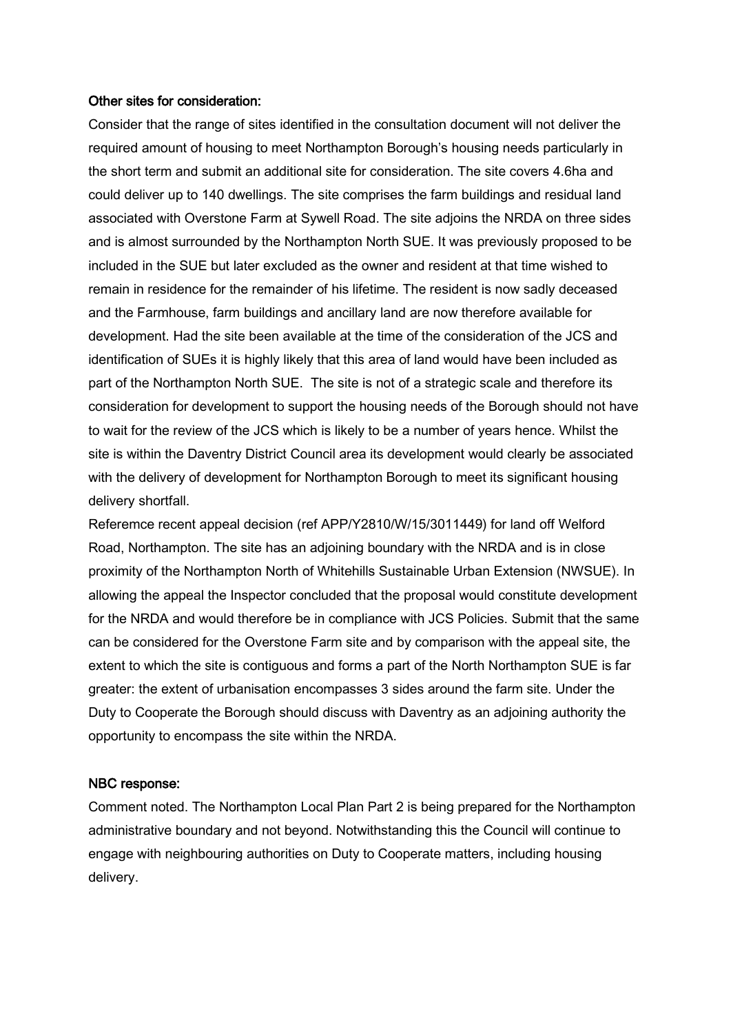**Other sites for consideration:**

Consider that the range of sites identified in the consultation document will not deliver the required amount of housing to meet Northampton Borough's housing needs particularly in the short term and submit an additional site for consideration. The site covers 4.6ha and could deliver up to 140 dwellings. The site comprises the farm buildings and residual land associated with Overstone Farm at Sywell Road. The site adjoins the NRDA on three sides and is almost surrounded by the Northampton North SUE. It was previously proposed to be included in the SUE but later excluded as the owner and resident at that time wished to remain in residence for the remainder of his lifetime. The resident is now sadly deceased and the Farmhouse, farm buildings and ancillary land are now therefore available for development. Had the site been available at the time of the consideration of the JCS and identification of SUEs it is highly likely that this area of land would have been included as part of the Northampton North SUE. The site is not of a strategic scale and therefore its consideration for development to support the housing needs of the Borough should not have to wait for the review of the JCS which is likely to be a number of years hence. Whilst the site is within the Daventry District Council area its development would clearly be associated with the delivery of development for Northampton Borough to meet its significant housing delivery shortfall.

Referemce recent appeal decision (ref APP/Y2810/W/15/3011449) for land off Welford Road, Northampton. The site has an adjoining boundary with the NRDA and is in close proximity of the Northampton North of Whitehills Sustainable Urban Extension (NWSUE). In allowing the appeal the Inspector concluded that the proposal would constitute development for the NRDA and would therefore be in compliance with JCS Policies. Submit that the same can be considered for the Overstone Farm site and by comparison with the appeal site, the extent to which the site is contiguous and forms a part of the North Northampton SUE is far greater: the extent of urbanisation encompasses 3 sides around the farm site. Under the Duty to Cooperate the Borough should discuss with Daventry as an adjoining authority the opportunity to encompass the site within the NRDA.

**NBC response:**

Comment noted. The Northampton Local Plan Part 2 is being prepared for the Northampton administrative boundary and not beyond. Notwithstanding this the Council will continue to engage with neighbouring authorities on Duty to Cooperate matters, including housing delivery.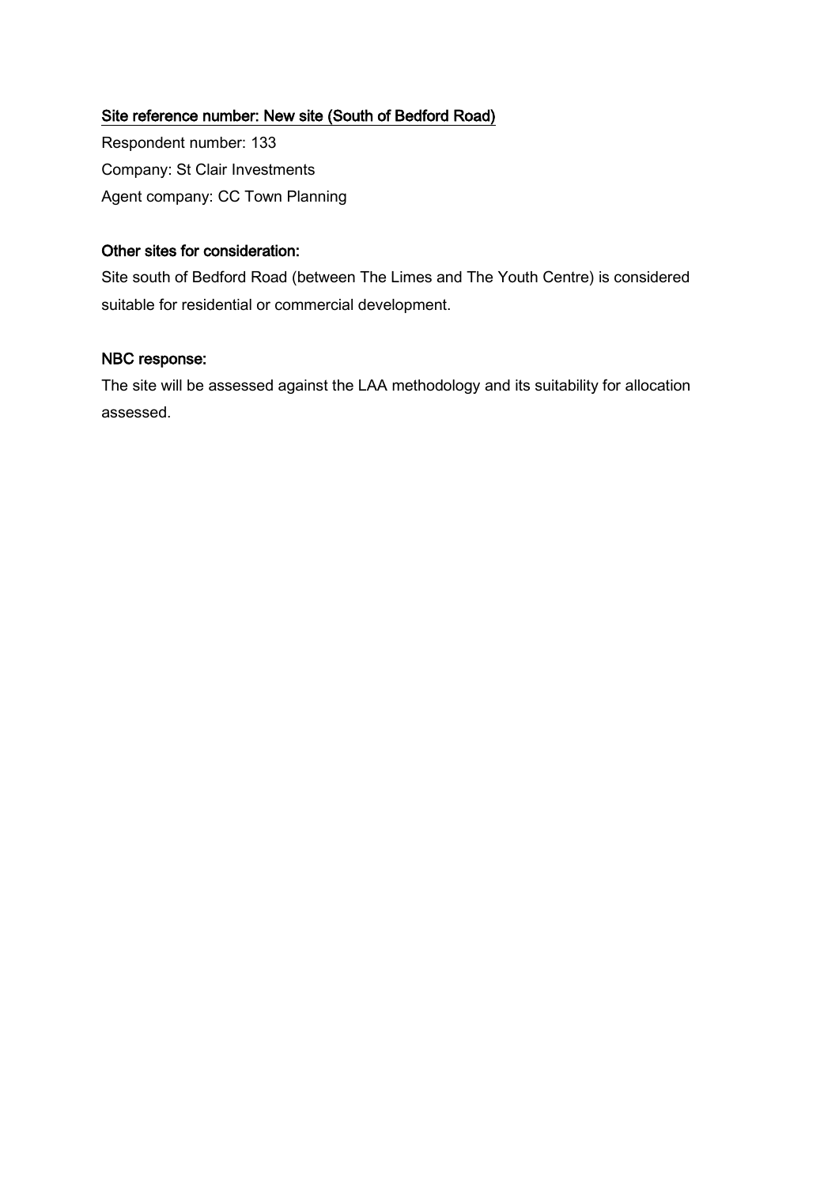<u>Site reference number: New site (South of Bedford Road)</u>

Respondent number: 133

Company: St Clair Investments

Agent company: CC Town Planning

**Other sites for consideration:**

Site south of Bedford Road (between The Limes and The Youth Centre) is considered suitable for residential or commercial development.

**NBC response:**

The site will be assessed against the LAA methodology and its suitability for allocation assessed.